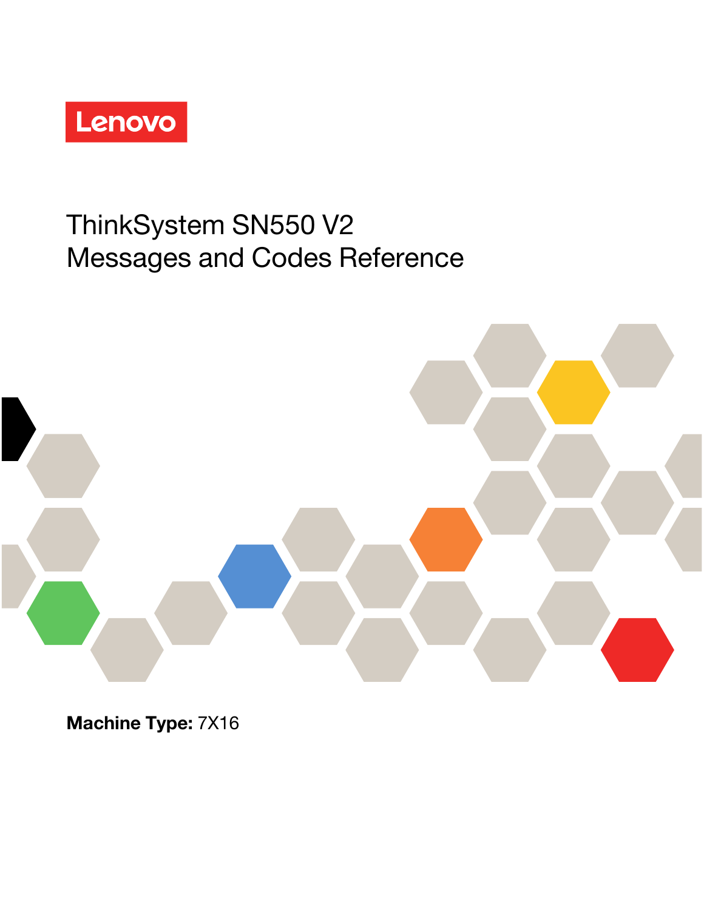Lenovo

# ThinkSystem SN550 V2 Messages and Codes Reference

**Machine Type:** 7X16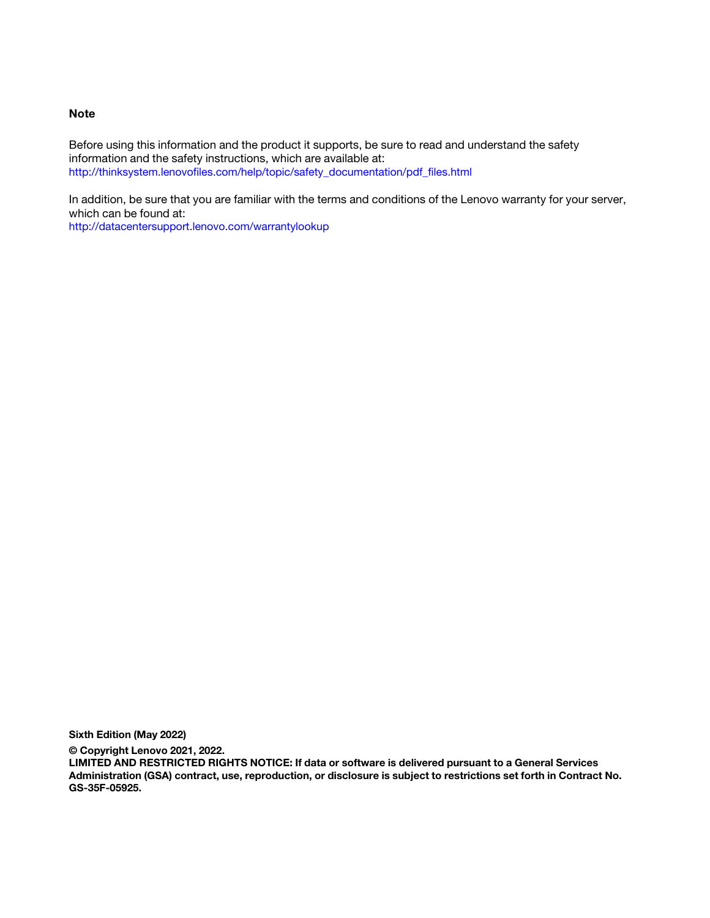**Note**

Before using this information and the product it supports, be sure to read and understand the safety information and the safety instructions, which are available at:
http://thinksystem.lenovofiles.com/help/topic/safety_documentation/pdf_files.html

In addition, be sure that you are familiar with the terms and conditions of the Lenovo warranty for your server, which can be found at:
http://datacentersupport.lenovo.com/warrantylookup

**Sixth Edition (May 2022)**

**© Copyright Lenovo 2021, 2022.**
**LIMITED AND RESTRICTED RIGHTS NOTICE: If data or software is delivered pursuant to a General Services Administration (GSA) contract, use, reproduction, or disclosure is subject to restrictions set forth in Contract No. GS-35F-05925.**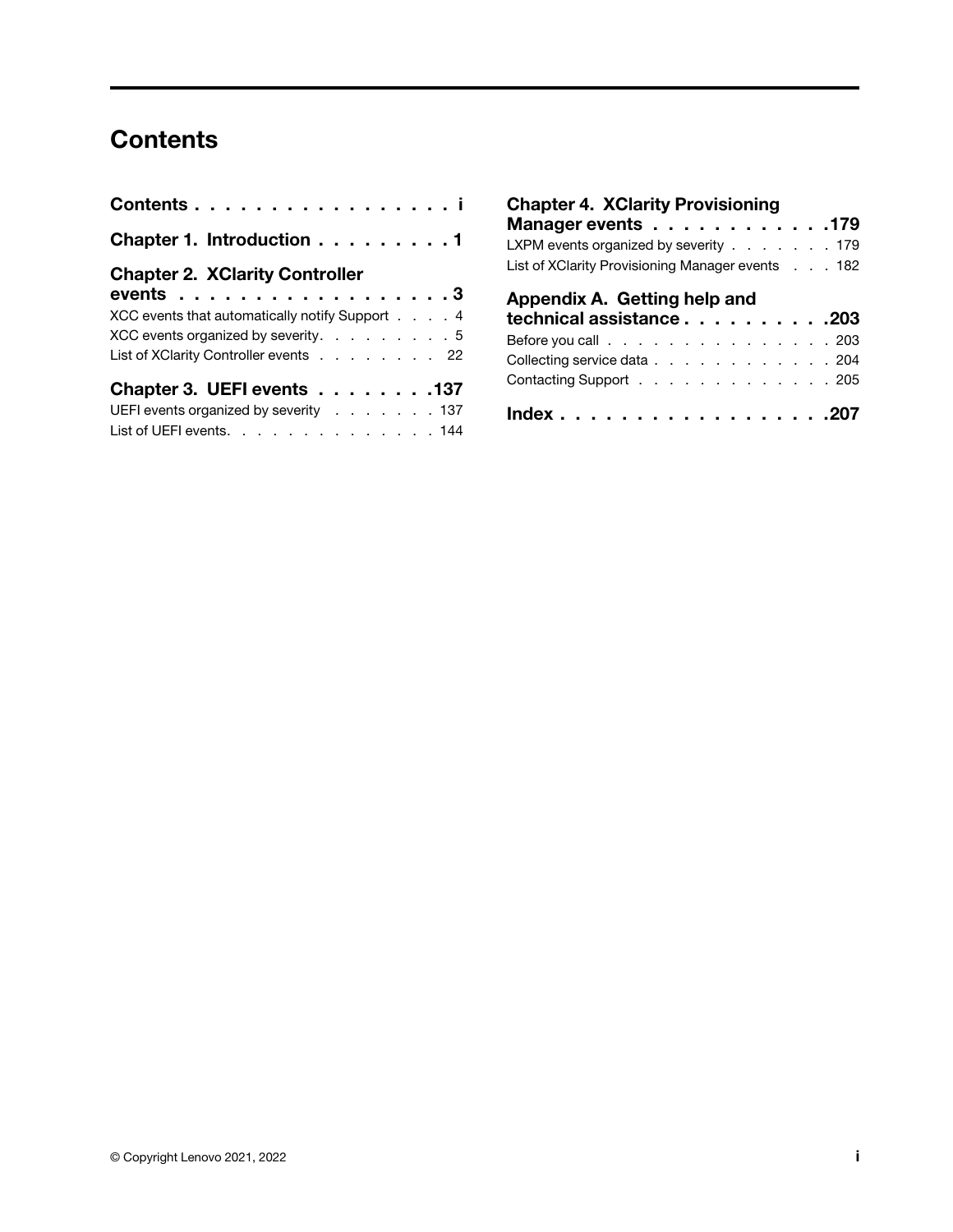# Contents

**Contents . . . . . . . . . . . . . . . . . . i**

**Chapter 1. Introduction . . . . . . . . . 1**

**Chapter 2. XClarity Controller events . . . . . . . . . . . . . . . . . . 3**

XCC events that automatically notify Support . . . . 4
XCC events organized by severity. . . . . . . . . 5
List of XClarity Controller events . . . . . . . . 22

**Chapter 3. UEFI events . . . . . . . . .137**

UEFI events organized by severity . . . . . . . 137
List of UEFI events. . . . . . . . . . . . . . . 144

**Chapter 4. XClarity Provisioning Manager events . . . . . . . . . . . . .179**

LXPM events organized by severity . . . . . . . 179
List of XClarity Provisioning Manager events . . . 182

**Appendix A. Getting help and technical assistance . . . . . . . . . . .203**

Before you call . . . . . . . . . . . . . . . . 203
Collecting service data . . . . . . . . . . . . 204
Contacting Support . . . . . . . . . . . . . . 205

**Index . . . . . . . . . . . . . . . . . . .207**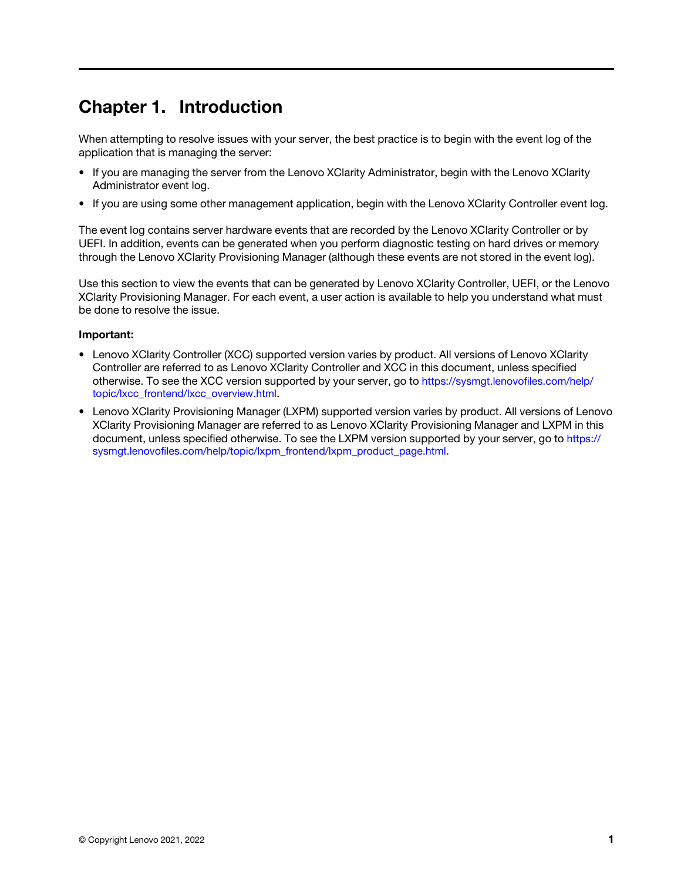# Chapter 1. Introduction

When attempting to resolve issues with your server, the best practice is to begin with the event log of the application that is managing the server:

- If you are managing the server from the Lenovo XClarity Administrator, begin with the Lenovo XClarity Administrator event log.
- If you are using some other management application, begin with the Lenovo XClarity Controller event log.

The event log contains server hardware events that are recorded by the Lenovo XClarity Controller or by UEFI. In addition, events can be generated when you perform diagnostic testing on hard drives or memory through the Lenovo XClarity Provisioning Manager (although these events are not stored in the event log).

Use this section to view the events that can be generated by Lenovo XClarity Controller, UEFI, or the Lenovo XClarity Provisioning Manager. For each event, a user action is available to help you understand what must be done to resolve the issue.

**Important:**

- Lenovo XClarity Controller (XCC) supported version varies by product. All versions of Lenovo XClarity Controller are referred to as Lenovo XClarity Controller and XCC in this document, unless specified otherwise. To see the XCC version supported by your server, go to https://sysmgt.lenovofiles.com/help/topic/lxcc_frontend/lxcc_overview.html.
- Lenovo XClarity Provisioning Manager (LXPM) supported version varies by product. All versions of Lenovo XClarity Provisioning Manager are referred to as Lenovo XClarity Provisioning Manager and LXPM in this document, unless specified otherwise. To see the LXPM version supported by your server, go to https://sysmgt.lenovofiles.com/help/topic/lxpm_frontend/lxpm_product_page.html.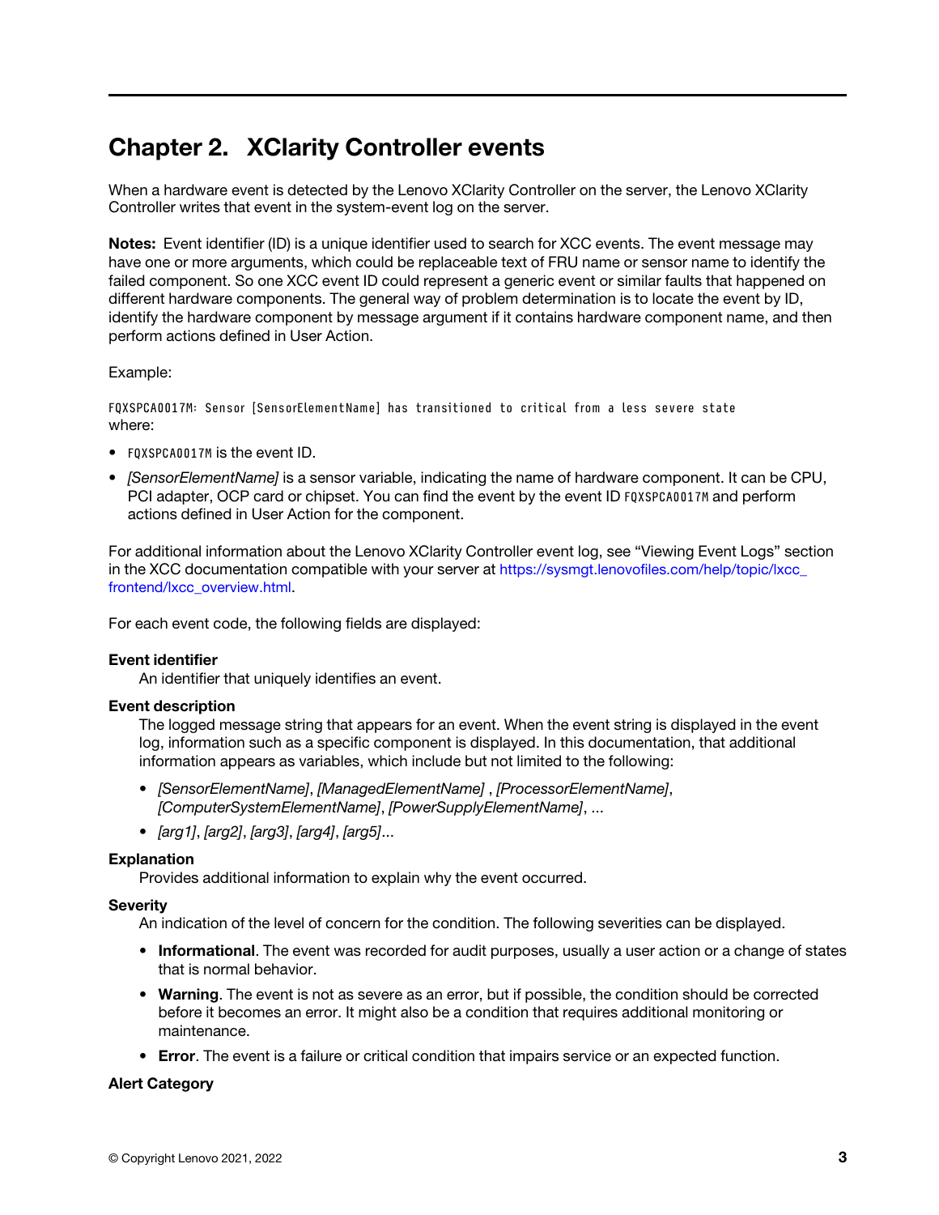# Chapter 2. XClarity Controller events

When a hardware event is detected by the Lenovo XClarity Controller on the server, the Lenovo XClarity Controller writes that event in the system-event log on the server.

**Notes:** Event identifier (ID) is a unique identifier used to search for XCC events. The event message may have one or more arguments, which could be replaceable text of FRU name or sensor name to identify the failed component. So one XCC event ID could represent a generic event or similar faults that happened on different hardware components. The general way of problem determination is to locate the event by ID, identify the hardware component by message argument if it contains hardware component name, and then perform actions defined in User Action.

Example:

`FQXSPCA0017M: Sensor [SensorElementName] has transitioned to critical from a less severe state`
where:

- `FQXSPCA0017M` is the event ID.
- *[SensorElementName]* is a sensor variable, indicating the name of hardware component. It can be CPU, PCI adapter, OCP card or chipset. You can find the event by the event ID `FQXSPCA0017M` and perform actions defined in User Action for the component.

For additional information about the Lenovo XClarity Controller event log, see "Viewing Event Logs" section in the XCC documentation compatible with your server at https://sysmgt.lenovofiles.com/help/topic/lxcc_frontend/lxcc_overview.html.

For each event code, the following fields are displayed:

**Event identifier**

An identifier that uniquely identifies an event.

**Event description**

The logged message string that appears for an event. When the event string is displayed in the event log, information such as a specific component is displayed. In this documentation, that additional information appears as variables, which include but not limited to the following:

- *[SensorElementName]*, *[ManagedElementName]* , *[ProcessorElementName]*, *[ComputerSystemElementName]*, *[PowerSupplyElementName]*, ...
- *[arg1]*, *[arg2]*, *[arg3]*, *[arg4]*, *[arg5]*...

**Explanation**

Provides additional information to explain why the event occurred.

**Severity**

An indication of the level of concern for the condition. The following severities can be displayed.

- **Informational**. The event was recorded for audit purposes, usually a user action or a change of states that is normal behavior.
- **Warning**. The event is not as severe as an error, but if possible, the condition should be corrected before it becomes an error. It might also be a condition that requires additional monitoring or maintenance.
- **Error**. The event is a failure or critical condition that impairs service or an expected function.

**Alert Category**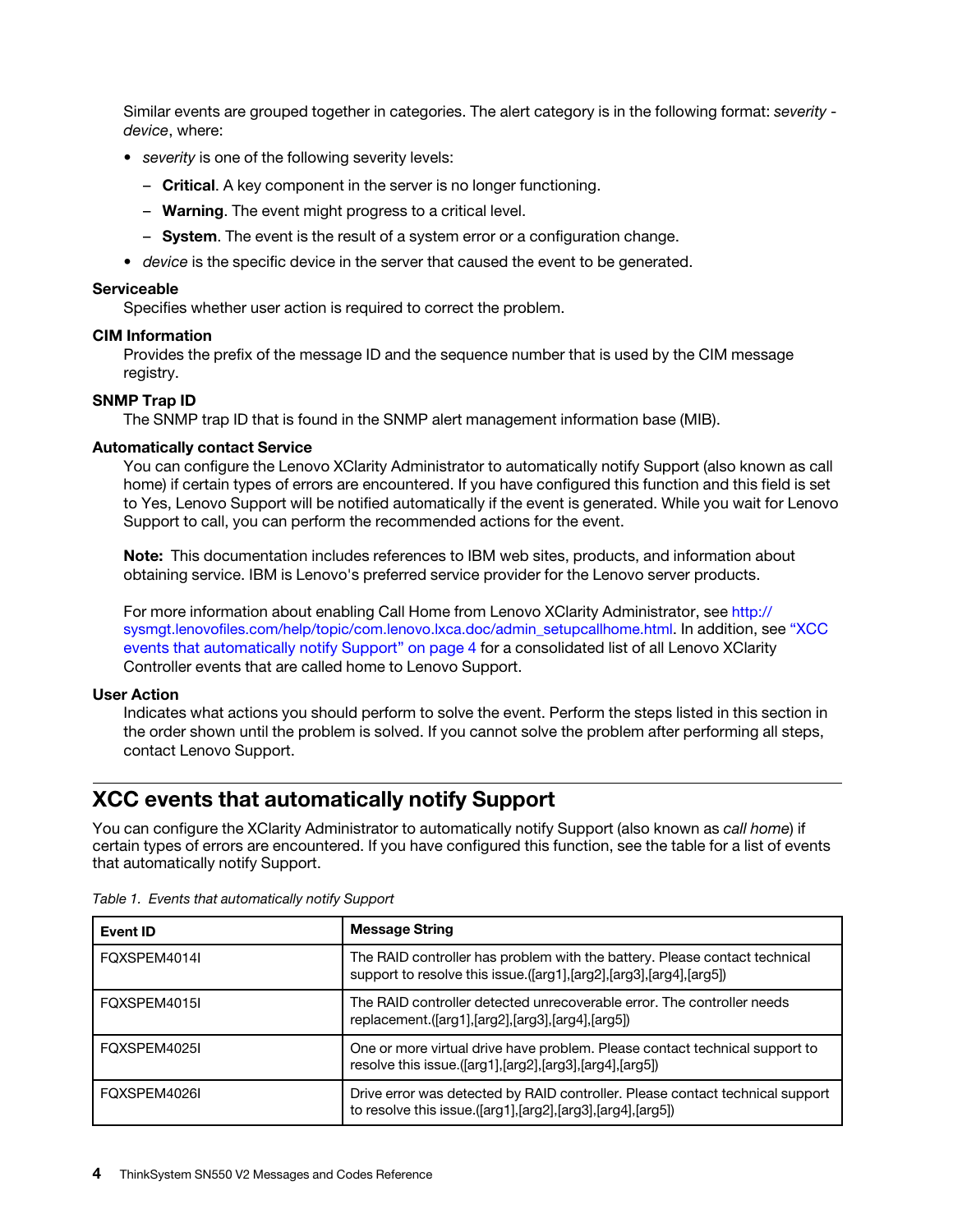Similar events are grouped together in categories. The alert category is in the following format: *severity - device*, where:

- *severity* is one of the following severity levels:
  - **Critical**. A key component in the server is no longer functioning.
  - **Warning**. The event might progress to a critical level.
  - **System**. The event is the result of a system error or a configuration change.
- *device* is the specific device in the server that caused the event to be generated.

**Serviceable**

Specifies whether user action is required to correct the problem.

**CIM Information**

Provides the prefix of the message ID and the sequence number that is used by the CIM message registry.

**SNMP Trap ID**

The SNMP trap ID that is found in the SNMP alert management information base (MIB).

**Automatically contact Service**

You can configure the Lenovo XClarity Administrator to automatically notify Support (also known as call home) if certain types of errors are encountered. If you have configured this function and this field is set to Yes, Lenovo Support will be notified automatically if the event is generated. While you wait for Lenovo Support to call, you can perform the recommended actions for the event.

**Note:** This documentation includes references to IBM web sites, products, and information about obtaining service. IBM is Lenovo's preferred service provider for the Lenovo server products.

For more information about enabling Call Home from Lenovo XClarity Administrator, see http://sysmgt.lenovofiles.com/help/topic/com.lenovo.lxca.doc/admin_setupcallhome.html. In addition, see "XCC events that automatically notify Support" on page 4 for a consolidated list of all Lenovo XClarity Controller events that are called home to Lenovo Support.

**User Action**

Indicates what actions you should perform to solve the event. Perform the steps listed in this section in the order shown until the problem is solved. If you cannot solve the problem after performing all steps, contact Lenovo Support.

## XCC events that automatically notify Support

You can configure the XClarity Administrator to automatically notify Support (also known as *call home*) if certain types of errors are encountered. If you have configured this function, see the table for a list of events that automatically notify Support.

*Table 1. Events that automatically notify Support*

| Event ID | Message String |
|---|---|
| FQXSPEM4014I | The RAID controller has problem with the battery. Please contact technical support to resolve this issue.([arg1],[arg2],[arg3],[arg4],[arg5]) |
| FQXSPEM4015I | The RAID controller detected unrecoverable error. The controller needs replacement.([arg1],[arg2],[arg3],[arg4],[arg5]) |
| FQXSPEM4025I | One or more virtual drive have problem. Please contact technical support to resolve this issue.([arg1],[arg2],[arg3],[arg4],[arg5]) |
| FQXSPEM4026I | Drive error was detected by RAID controller. Please contact technical support to resolve this issue.([arg1],[arg2],[arg3],[arg4],[arg5]) |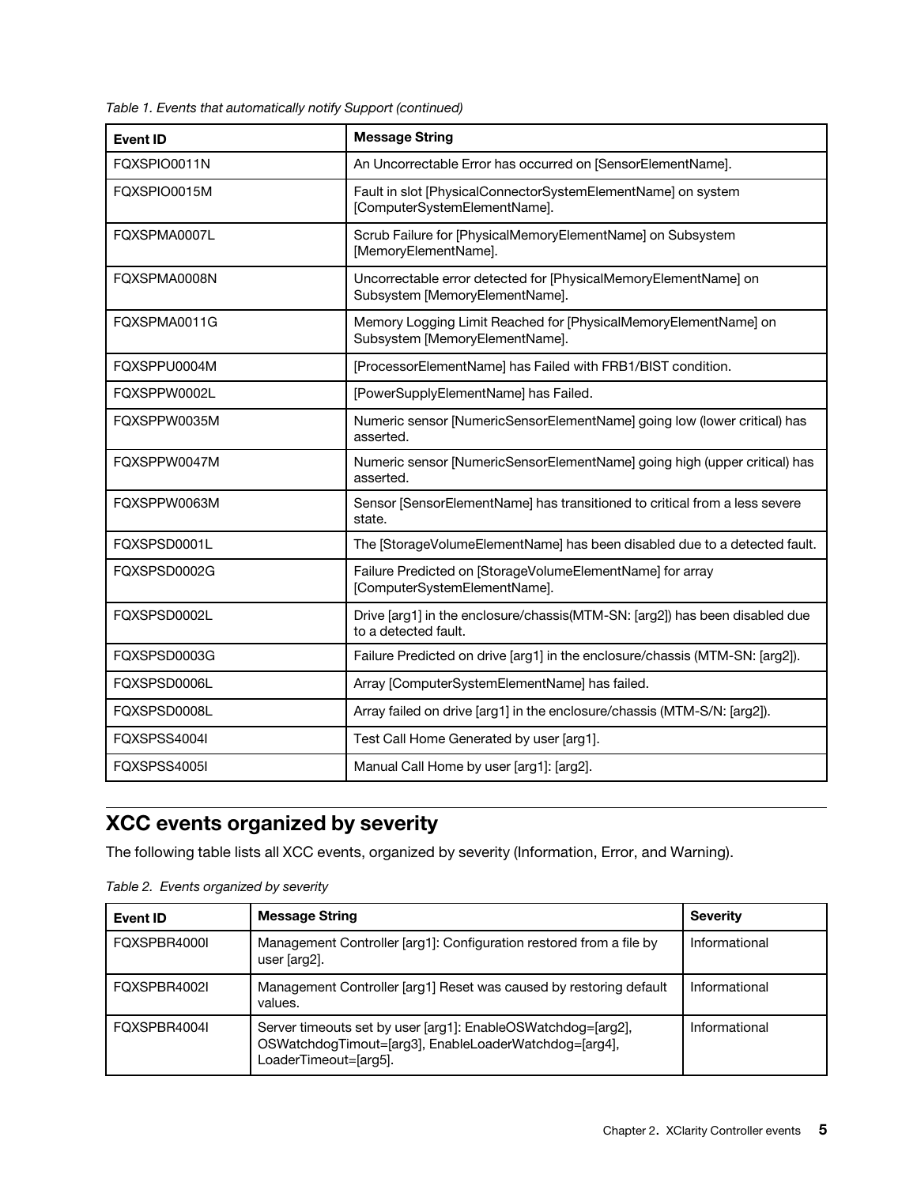*Table 1. Events that automatically notify Support (continued)*

| Event ID | Message String |
|---|---|
| FQXSPIO0011N | An Uncorrectable Error has occurred on [SensorElementName]. |
| FQXSPIO0015M | Fault in slot [PhysicalConnectorSystemElementName] on system [ComputerSystemElementName]. |
| FQXSPMA0007L | Scrub Failure for [PhysicalMemoryElementName] on Subsystem [MemoryElementName]. |
| FQXSPMA0008N | Uncorrectable error detected for [PhysicalMemoryElementName] on Subsystem [MemoryElementName]. |
| FQXSPMA0011G | Memory Logging Limit Reached for [PhysicalMemoryElementName] on Subsystem [MemoryElementName]. |
| FQXSPPU0004M | [ProcessorElementName] has Failed with FRB1/BIST condition. |
| FQXSPPW0002L | [PowerSupplyElementName] has Failed. |
| FQXSPPW0035M | Numeric sensor [NumericSensorElementName] going low (lower critical) has asserted. |
| FQXSPPW0047M | Numeric sensor [NumericSensorElementName] going high (upper critical) has asserted. |
| FQXSPPW0063M | Sensor [SensorElementName] has transitioned to critical from a less severe state. |
| FQXSPSD0001L | The [StorageVolumeElementName] has been disabled due to a detected fault. |
| FQXSPSD0002G | Failure Predicted on [StorageVolumeElementName] for array [ComputerSystemElementName]. |
| FQXSPSD0002L | Drive [arg1] in the enclosure/chassis(MTM-SN: [arg2]) has been disabled due to a detected fault. |
| FQXSPSD0003G | Failure Predicted on drive [arg1] in the enclosure/chassis (MTM-SN: [arg2]). |
| FQXSPSD0006L | Array [ComputerSystemElementName] has failed. |
| FQXSPSD0008L | Array failed on drive [arg1] in the enclosure/chassis (MTM-S/N: [arg2]). |
| FQXSPSS4004I | Test Call Home Generated by user [arg1]. |
| FQXSPSS4005I | Manual Call Home by user [arg1]: [arg2]. |

## XCC events organized by severity

The following table lists all XCC events, organized by severity (Information, Error, and Warning).

*Table 2. Events organized by severity*

| Event ID | Message String | Severity |
|---|---|---|
| FQXSPBR4000I | Management Controller [arg1]: Configuration restored from a file by user [arg2]. | Informational |
| FQXSPBR4002I | Management Controller [arg1] Reset was caused by restoring default values. | Informational |
| FQXSPBR4004I | Server timeouts set by user [arg1]: EnableOSWatchdog=[arg2], OSWatchdogTimout=[arg3], EnableLoaderWatchdog=[arg4], LoaderTimeout=[arg5]. | Informational |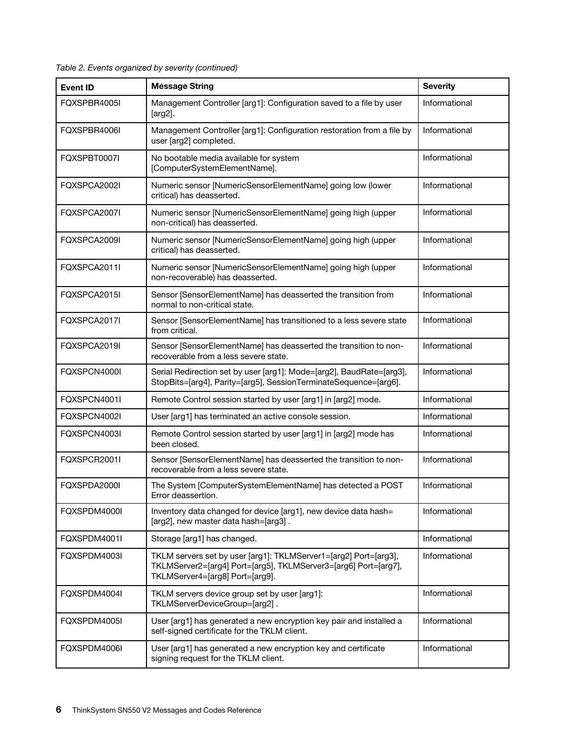*Table 2. Events organized by severity (continued)*

| Event ID | Message String | Severity |
|---|---|---|
| FQXSPBR4005I | Management Controller [arg1]: Configuration saved to a file by user [arg2]. | Informational |
| FQXSPBR4006I | Management Controller [arg1]: Configuration restoration from a file by user [arg2] completed. | Informational |
| FQXSPBT0007I | No bootable media available for system [ComputerSystemElementName]. | Informational |
| FQXSPCA2002I | Numeric sensor [NumericSensorElementName] going low (lower critical) has deasserted. | Informational |
| FQXSPCA2007I | Numeric sensor [NumericSensorElementName] going high (upper non-critical) has deasserted. | Informational |
| FQXSPCA2009I | Numeric sensor [NumericSensorElementName] going high (upper critical) has deasserted. | Informational |
| FQXSPCA2011I | Numeric sensor [NumericSensorElementName] going high (upper non-recoverable) has deasserted. | Informational |
| FQXSPCA2015I | Sensor [SensorElementName] has deasserted the transition from normal to non-critical state. | Informational |
| FQXSPCA2017I | Sensor [SensorElementName] has transitioned to a less severe state from critical. | Informational |
| FQXSPCA2019I | Sensor [SensorElementName] has deasserted the transition to non-recoverable from a less severe state. | Informational |
| FQXSPCN4000I | Serial Redirection set by user [arg1]: Mode=[arg2], BaudRate=[arg3], StopBits=[arg4], Parity=[arg5], SessionTerminateSequence=[arg6]. | Informational |
| FQXSPCN4001I | Remote Control session started by user [arg1] in [arg2] mode. | Informational |
| FQXSPCN4002I | User [arg1] has terminated an active console session. | Informational |
| FQXSPCN4003I | Remote Control session started by user [arg1] in [arg2] mode has been closed. | Informational |
| FQXSPCR2001I | Sensor [SensorElementName] has deasserted the transition to non-recoverable from a less severe state. | Informational |
| FQXSPDA2000I | The System [ComputerSystemElementName] has detected a POST Error deassertion. | Informational |
| FQXSPDM4000I | Inventory data changed for device [arg1], new device data hash= [arg2], new master data hash=[arg3] . | Informational |
| FQXSPDM4001I | Storage [arg1] has changed. | Informational |
| FQXSPDM4003I | TKLM servers set by user [arg1]: TKLMServer1=[arg2] Port=[arg3], TKLMServer2=[arg4] Port=[arg5], TKLMServer3=[arg6] Port=[arg7], TKLMServer4=[arg8] Port=[arg9]. | Informational |
| FQXSPDM4004I | TKLM servers device group set by user [arg1]: TKLMServerDeviceGroup=[arg2] . | Informational |
| FQXSPDM4005I | User [arg1] has generated a new encryption key pair and installed a self-signed certificate for the TKLM client. | Informational |
| FQXSPDM4006I | User [arg1] has generated a new encryption key and certificate signing request for the TKLM client. | Informational |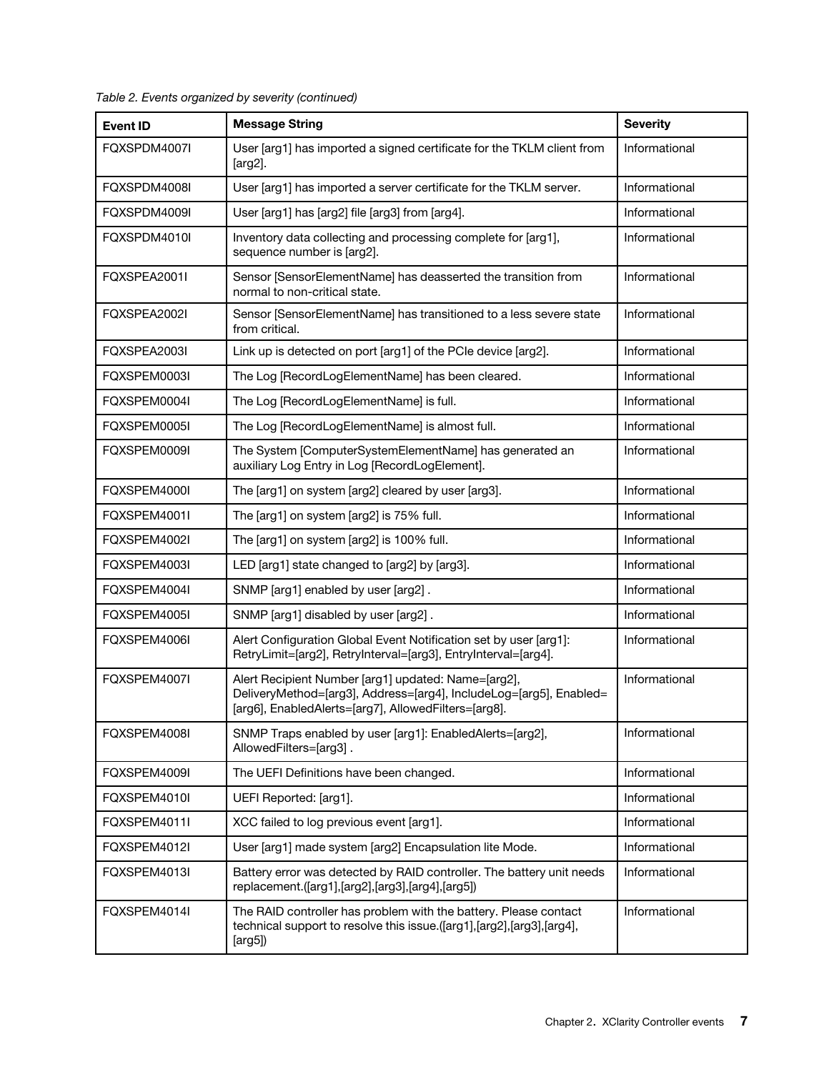*Table 2. Events organized by severity (continued)*

| Event ID | Message String | Severity |
|---|---|---|
| FQXSPDM4007I | User [arg1] has imported a signed certificate for the TKLM client from [arg2]. | Informational |
| FQXSPDM4008I | User [arg1] has imported a server certificate for the TKLM server. | Informational |
| FQXSPDM4009I | User [arg1] has [arg2] file [arg3] from [arg4]. | Informational |
| FQXSPDM4010I | Inventory data collecting and processing complete for [arg1], sequence number is [arg2]. | Informational |
| FQXSPEA2001I | Sensor [SensorElementName] has deasserted the transition from normal to non-critical state. | Informational |
| FQXSPEA2002I | Sensor [SensorElementName] has transitioned to a less severe state from critical. | Informational |
| FQXSPEA2003I | Link up is detected on port [arg1] of the PCIe device [arg2]. | Informational |
| FQXSPEM0003I | The Log [RecordLogElementName] has been cleared. | Informational |
| FQXSPEM0004I | The Log [RecordLogElementName] is full. | Informational |
| FQXSPEM0005I | The Log [RecordLogElementName] is almost full. | Informational |
| FQXSPEM0009I | The System [ComputerSystemElementName] has generated an auxiliary Log Entry in Log [RecordLogElement]. | Informational |
| FQXSPEM4000I | The [arg1] on system [arg2] cleared by user [arg3]. | Informational |
| FQXSPEM4001I | The [arg1] on system [arg2] is 75% full. | Informational |
| FQXSPEM4002I | The [arg1] on system [arg2] is 100% full. | Informational |
| FQXSPEM4003I | LED [arg1] state changed to [arg2] by [arg3]. | Informational |
| FQXSPEM4004I | SNMP [arg1] enabled by user [arg2] . | Informational |
| FQXSPEM4005I | SNMP [arg1] disabled by user [arg2] . | Informational |
| FQXSPEM4006I | Alert Configuration Global Event Notification set by user [arg1]: RetryLimit=[arg2], RetryInterval=[arg3], EntryInterval=[arg4]. | Informational |
| FQXSPEM4007I | Alert Recipient Number [arg1] updated: Name=[arg2], DeliveryMethod=[arg3], Address=[arg4], IncludeLog=[arg5], Enabled=[arg6], EnabledAlerts=[arg7], AllowedFilters=[arg8]. | Informational |
| FQXSPEM4008I | SNMP Traps enabled by user [arg1]: EnabledAlerts=[arg2], AllowedFilters=[arg3] . | Informational |
| FQXSPEM4009I | The UEFI Definitions have been changed. | Informational |
| FQXSPEM4010I | UEFI Reported: [arg1]. | Informational |
| FQXSPEM4011I | XCC failed to log previous event [arg1]. | Informational |
| FQXSPEM4012I | User [arg1] made system [arg2] Encapsulation lite Mode. | Informational |
| FQXSPEM4013I | Battery error was detected by RAID controller. The battery unit needs replacement.([arg1],[arg2],[arg3],[arg4],[arg5]) | Informational |
| FQXSPEM4014I | The RAID controller has problem with the battery. Please contact technical support to resolve this issue.([arg1],[arg2],[arg3],[arg4],[arg5]) | Informational |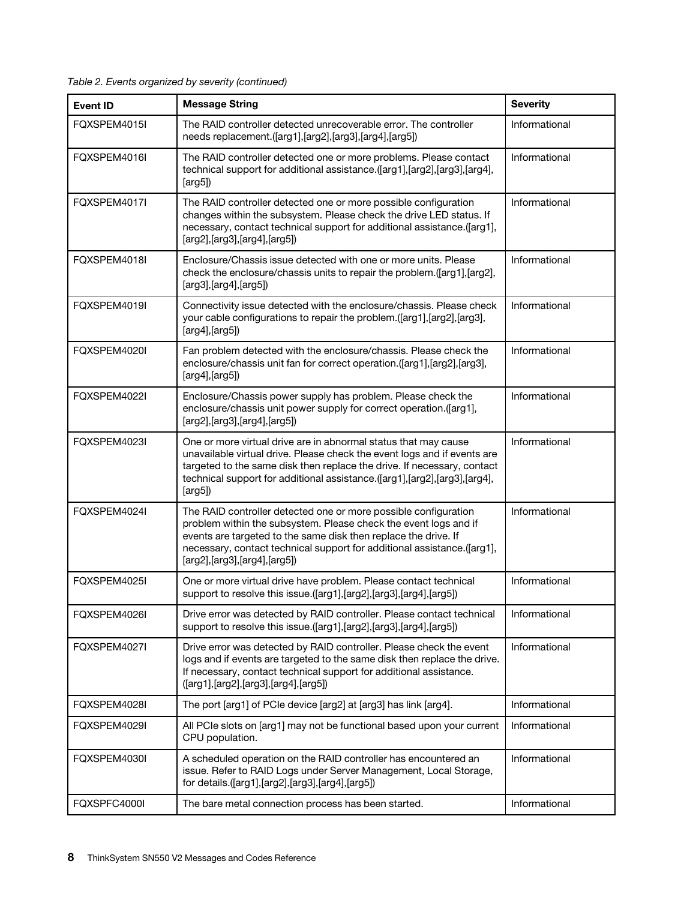*Table 2. Events organized by severity (continued)*

| Event ID | Message String | Severity |
| --- | --- | --- |
| FQXSPEM4015I | The RAID controller detected unrecoverable error. The controller needs replacement.([arg1],[arg2],[arg3],[arg4],[arg5]) | Informational |
| FQXSPEM4016I | The RAID controller detected one or more problems. Please contact technical support for additional assistance.([arg1],[arg2],[arg3],[arg4],[arg5]) | Informational |
| FQXSPEM4017I | The RAID controller detected one or more possible configuration changes within the subsystem. Please check the drive LED status. If necessary, contact technical support for additional assistance.([arg1],[arg2],[arg3],[arg4],[arg5]) | Informational |
| FQXSPEM4018I | Enclosure/Chassis issue detected with one or more units. Please check the enclosure/chassis units to repair the problem.([arg1],[arg2],[arg3],[arg4],[arg5]) | Informational |
| FQXSPEM4019I | Connectivity issue detected with the enclosure/chassis. Please check your cable configurations to repair the problem.([arg1],[arg2],[arg3],[arg4],[arg5]) | Informational |
| FQXSPEM4020I | Fan problem detected with the enclosure/chassis. Please check the enclosure/chassis unit fan for correct operation.([arg1],[arg2],[arg3],[arg4],[arg5]) | Informational |
| FQXSPEM4022I | Enclosure/Chassis power supply has problem. Please check the enclosure/chassis unit power supply for correct operation.([arg1],[arg2],[arg3],[arg4],[arg5]) | Informational |
| FQXSPEM4023I | One or more virtual drive are in abnormal status that may cause unavailable virtual drive. Please check the event logs and if events are targeted to the same disk then replace the drive. If necessary, contact technical support for additional assistance.([arg1],[arg2],[arg3],[arg4],[arg5]) | Informational |
| FQXSPEM4024I | The RAID controller detected one or more possible configuration problem within the subsystem. Please check the event logs and if events are targeted to the same disk then replace the drive. If necessary, contact technical support for additional assistance.([arg1],[arg2],[arg3],[arg4],[arg5]) | Informational |
| FQXSPEM4025I | One or more virtual drive have problem. Please contact technical support to resolve this issue.([arg1],[arg2],[arg3],[arg4],[arg5]) | Informational |
| FQXSPEM4026I | Drive error was detected by RAID controller. Please contact technical support to resolve this issue.([arg1],[arg2],[arg3],[arg4],[arg5]) | Informational |
| FQXSPEM4027I | Drive error was detected by RAID controller. Please check the event logs and if events are targeted to the same disk then replace the drive. If necessary, contact technical support for additional assistance.([arg1],[arg2],[arg3],[arg4],[arg5]) | Informational |
| FQXSPEM4028I | The port [arg1] of PCIe device [arg2] at [arg3] has link [arg4]. | Informational |
| FQXSPEM4029I | All PCIe slots on [arg1] may not be functional based upon your current CPU population. | Informational |
| FQXSPEM4030I | A scheduled operation on the RAID controller has encountered an issue. Refer to RAID Logs under Server Management, Local Storage, for details.([arg1],[arg2],[arg3],[arg4],[arg5]) | Informational |
| FQXSPFC4000I | The bare metal connection process has been started. | Informational |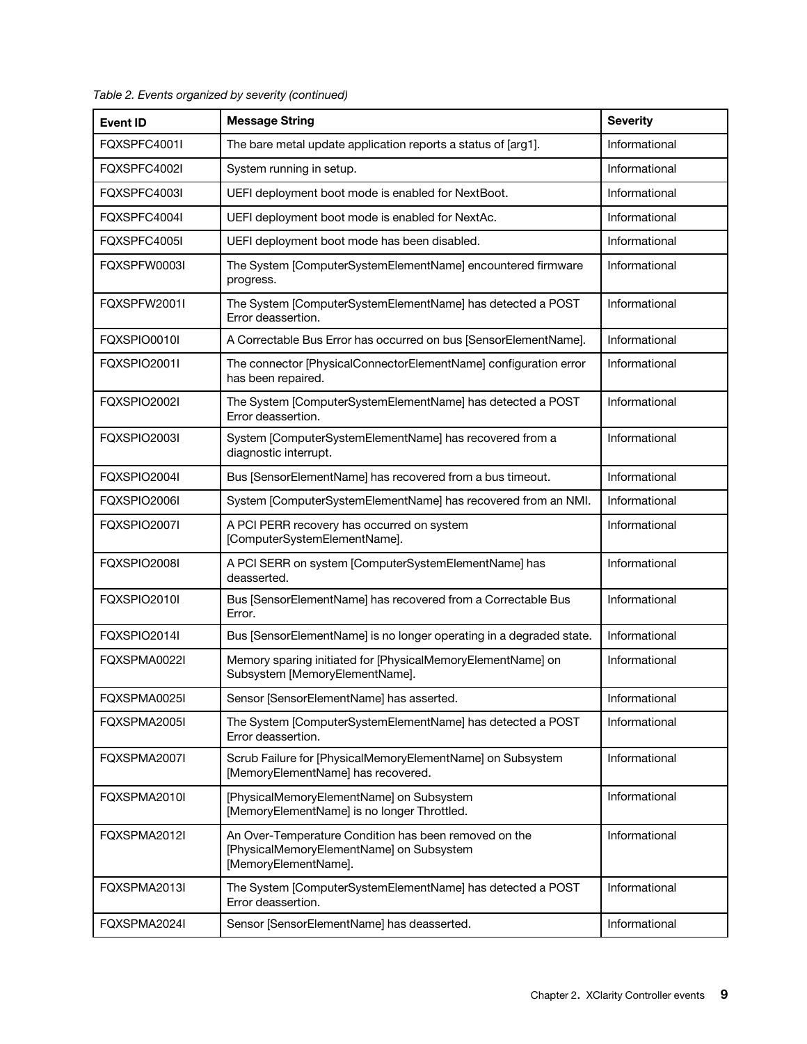Table 2. Events organized by severity (continued)

| Event ID | Message String | Severity |
|---|---|---|
| FQXSPFC4001I | The bare metal update application reports a status of [arg1]. | Informational |
| FQXSPFC4002I | System running in setup. | Informational |
| FQXSPFC4003I | UEFI deployment boot mode is enabled for NextBoot. | Informational |
| FQXSPFC4004I | UEFI deployment boot mode is enabled for NextAc. | Informational |
| FQXSPFC4005I | UEFI deployment boot mode has been disabled. | Informational |
| FQXSPFW0003I | The System [ComputerSystemElementName] encountered firmware progress. | Informational |
| FQXSPFW2001I | The System [ComputerSystemElementName] has detected a POST Error deassertion. | Informational |
| FQXSPIO0010I | A Correctable Bus Error has occurred on bus [SensorElementName]. | Informational |
| FQXSPIO2001I | The connector [PhysicalConnectorElementName] configuration error has been repaired. | Informational |
| FQXSPIO2002I | The System [ComputerSystemElementName] has detected a POST Error deassertion. | Informational |
| FQXSPIO2003I | System [ComputerSystemElementName] has recovered from a diagnostic interrupt. | Informational |
| FQXSPIO2004I | Bus [SensorElementName] has recovered from a bus timeout. | Informational |
| FQXSPIO2006I | System [ComputerSystemElementName] has recovered from an NMI. | Informational |
| FQXSPIO2007I | A PCI PERR recovery has occurred on system [ComputerSystemElementName]. | Informational |
| FQXSPIO2008I | A PCI SERR on system [ComputerSystemElementName] has deasserted. | Informational |
| FQXSPIO2010I | Bus [SensorElementName] has recovered from a Correctable Bus Error. | Informational |
| FQXSPIO2014I | Bus [SensorElementName] is no longer operating in a degraded state. | Informational |
| FQXSPMA0022I | Memory sparing initiated for [PhysicalMemoryElementName] on Subsystem [MemoryElementName]. | Informational |
| FQXSPMA0025I | Sensor [SensorElementName] has asserted. | Informational |
| FQXSPMA2005I | The System [ComputerSystemElementName] has detected a POST Error deassertion. | Informational |
| FQXSPMA2007I | Scrub Failure for [PhysicalMemoryElementName] on Subsystem [MemoryElementName] has recovered. | Informational |
| FQXSPMA2010I | [PhysicalMemoryElementName] on Subsystem [MemoryElementName] is no longer Throttled. | Informational |
| FQXSPMA2012I | An Over-Temperature Condition has been removed on the [PhysicalMemoryElementName] on Subsystem [MemoryElementName]. | Informational |
| FQXSPMA2013I | The System [ComputerSystemElementName] has detected a POST Error deassertion. | Informational |
| FQXSPMA2024I | Sensor [SensorElementName] has deasserted. | Informational |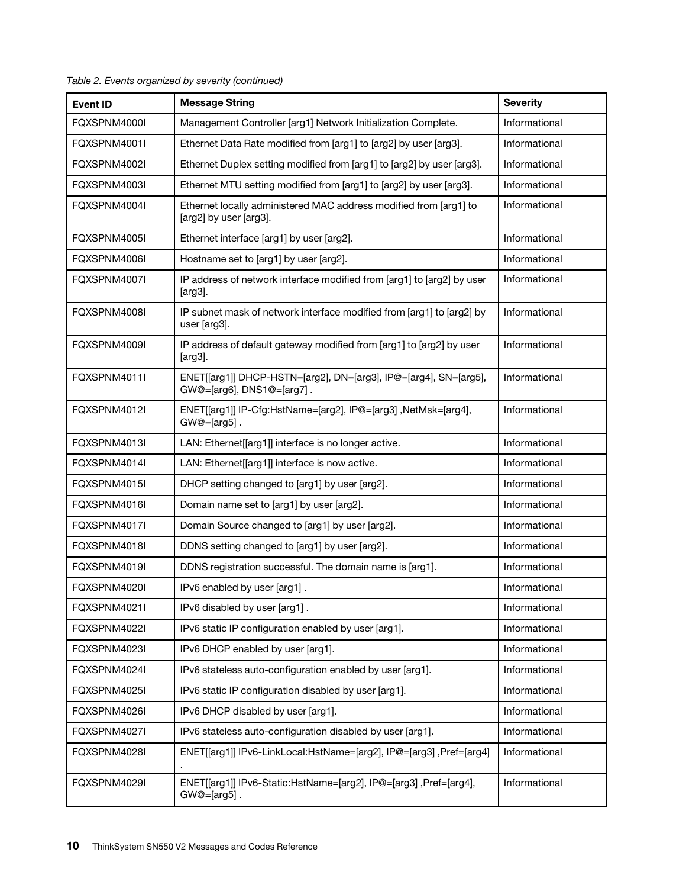*Table 2. Events organized by severity (continued)*

| Event ID | Message String | Severity |
|---|---|---|
| FQXSPNM4000I | Management Controller [arg1] Network Initialization Complete. | Informational |
| FQXSPNM4001I | Ethernet Data Rate modified from [arg1] to [arg2] by user [arg3]. | Informational |
| FQXSPNM4002I | Ethernet Duplex setting modified from [arg1] to [arg2] by user [arg3]. | Informational |
| FQXSPNM4003I | Ethernet MTU setting modified from [arg1] to [arg2] by user [arg3]. | Informational |
| FQXSPNM4004I | Ethernet locally administered MAC address modified from [arg1] to [arg2] by user [arg3]. | Informational |
| FQXSPNM4005I | Ethernet interface [arg1] by user [arg2]. | Informational |
| FQXSPNM4006I | Hostname set to [arg1] by user [arg2]. | Informational |
| FQXSPNM4007I | IP address of network interface modified from [arg1] to [arg2] by user [arg3]. | Informational |
| FQXSPNM4008I | IP subnet mask of network interface modified from [arg1] to [arg2] by user [arg3]. | Informational |
| FQXSPNM4009I | IP address of default gateway modified from [arg1] to [arg2] by user [arg3]. | Informational |
| FQXSPNM4011I | ENET[[arg1]] DHCP-HSTN=[arg2], DN=[arg3], IP@=[arg4], SN=[arg5], GW@=[arg6], DNS1@=[arg7] . | Informational |
| FQXSPNM4012I | ENET[[arg1]] IP-Cfg:HstName=[arg2], IP@=[arg3] ,NetMsk=[arg4], GW@=[arg5] . | Informational |
| FQXSPNM4013I | LAN: Ethernet[[arg1]] interface is no longer active. | Informational |
| FQXSPNM4014I | LAN: Ethernet[[arg1]] interface is now active. | Informational |
| FQXSPNM4015I | DHCP setting changed to [arg1] by user [arg2]. | Informational |
| FQXSPNM4016I | Domain name set to [arg1] by user [arg2]. | Informational |
| FQXSPNM4017I | Domain Source changed to [arg1] by user [arg2]. | Informational |
| FQXSPNM4018I | DDNS setting changed to [arg1] by user [arg2]. | Informational |
| FQXSPNM4019I | DDNS registration successful. The domain name is [arg1]. | Informational |
| FQXSPNM4020I | IPv6 enabled by user [arg1] . | Informational |
| FQXSPNM4021I | IPv6 disabled by user [arg1] . | Informational |
| FQXSPNM4022I | IPv6 static IP configuration enabled by user [arg1]. | Informational |
| FQXSPNM4023I | IPv6 DHCP enabled by user [arg1]. | Informational |
| FQXSPNM4024I | IPv6 stateless auto-configuration enabled by user [arg1]. | Informational |
| FQXSPNM4025I | IPv6 static IP configuration disabled by user [arg1]. | Informational |
| FQXSPNM4026I | IPv6 DHCP disabled by user [arg1]. | Informational |
| FQXSPNM4027I | IPv6 stateless auto-configuration disabled by user [arg1]. | Informational |
| FQXSPNM4028I | ENET[[arg1]] IPv6-LinkLocal:HstName=[arg2], IP@=[arg3] ,Pref=[arg4] . | Informational |
| FQXSPNM4029I | ENET[[arg1]] IPv6-Static:HstName=[arg2], IP@=[arg3] ,Pref=[arg4], GW@=[arg5] . | Informational |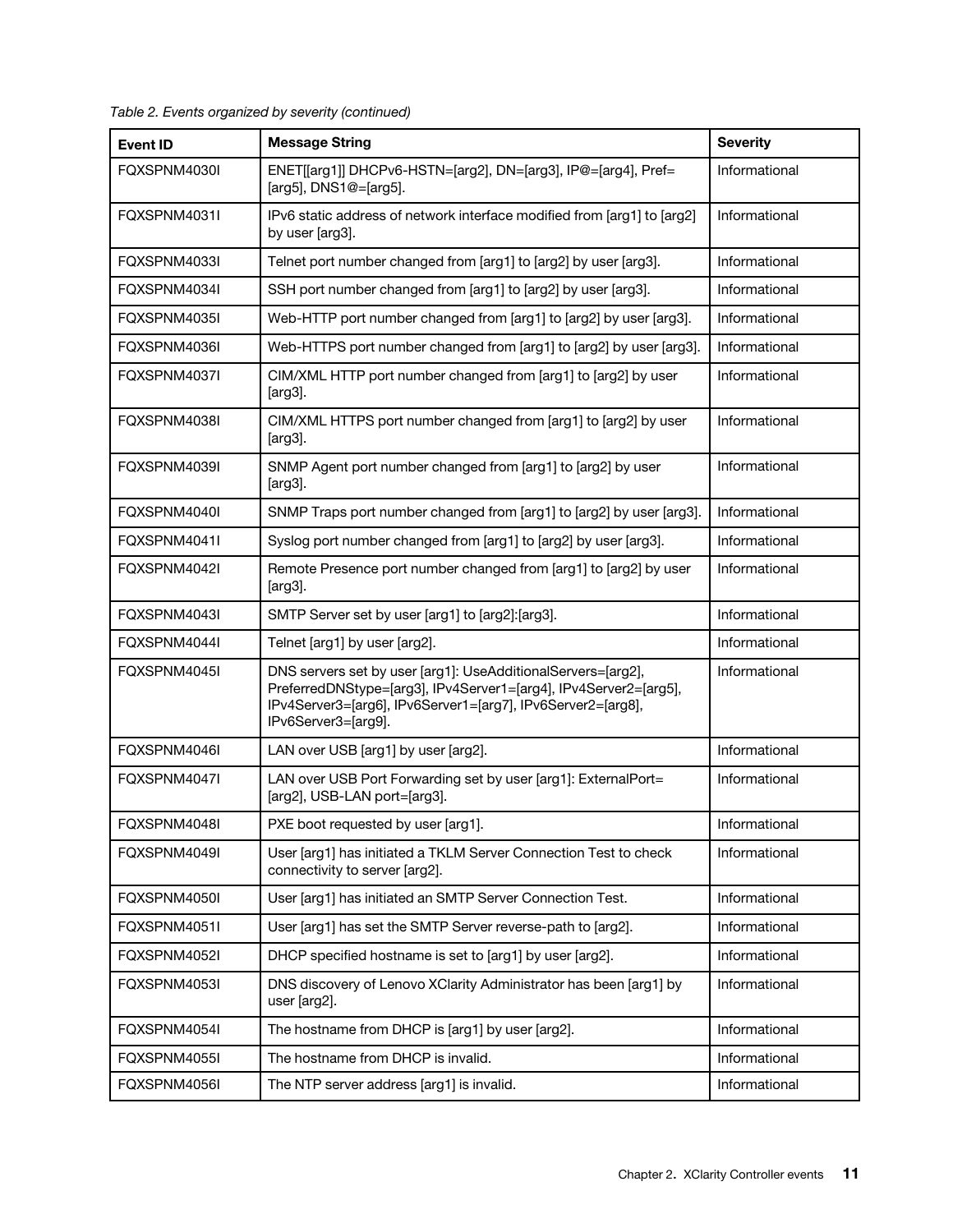*Table 2. Events organized by severity (continued)*

| Event ID | Message String | Severity |
|---|---|---|
| FQXSPNM4030I | ENET[[arg1]] DHCPv6-HSTN=[arg2], DN=[arg3], IP@=[arg4], Pref=[arg5], DNS1@=[arg5]. | Informational |
| FQXSPNM4031I | IPv6 static address of network interface modified from [arg1] to [arg2] by user [arg3]. | Informational |
| FQXSPNM4033I | Telnet port number changed from [arg1] to [arg2] by user [arg3]. | Informational |
| FQXSPNM4034I | SSH port number changed from [arg1] to [arg2] by user [arg3]. | Informational |
| FQXSPNM4035I | Web-HTTP port number changed from [arg1] to [arg2] by user [arg3]. | Informational |
| FQXSPNM4036I | Web-HTTPS port number changed from [arg1] to [arg2] by user [arg3]. | Informational |
| FQXSPNM4037I | CIM/XML HTTP port number changed from [arg1] to [arg2] by user [arg3]. | Informational |
| FQXSPNM4038I | CIM/XML HTTPS port number changed from [arg1] to [arg2] by user [arg3]. | Informational |
| FQXSPNM4039I | SNMP Agent port number changed from [arg1] to [arg2] by user [arg3]. | Informational |
| FQXSPNM4040I | SNMP Traps port number changed from [arg1] to [arg2] by user [arg3]. | Informational |
| FQXSPNM4041I | Syslog port number changed from [arg1] to [arg2] by user [arg3]. | Informational |
| FQXSPNM4042I | Remote Presence port number changed from [arg1] to [arg2] by user [arg3]. | Informational |
| FQXSPNM4043I | SMTP Server set by user [arg1] to [arg2]:[arg3]. | Informational |
| FQXSPNM4044I | Telnet [arg1] by user [arg2]. | Informational |
| FQXSPNM4045I | DNS servers set by user [arg1]: UseAdditionalServers=[arg2], PreferredDNStype=[arg3], IPv4Server1=[arg4], IPv4Server2=[arg5], IPv4Server3=[arg6], IPv6Server1=[arg7], IPv6Server2=[arg8], IPv6Server3=[arg9]. | Informational |
| FQXSPNM4046I | LAN over USB [arg1] by user [arg2]. | Informational |
| FQXSPNM4047I | LAN over USB Port Forwarding set by user [arg1]: ExternalPort=[arg2], USB-LAN port=[arg3]. | Informational |
| FQXSPNM4048I | PXE boot requested by user [arg1]. | Informational |
| FQXSPNM4049I | User [arg1] has initiated a TKLM Server Connection Test to check connectivity to server [arg2]. | Informational |
| FQXSPNM4050I | User [arg1] has initiated an SMTP Server Connection Test. | Informational |
| FQXSPNM4051I | User [arg1] has set the SMTP Server reverse-path to [arg2]. | Informational |
| FQXSPNM4052I | DHCP specified hostname is set to [arg1] by user [arg2]. | Informational |
| FQXSPNM4053I | DNS discovery of Lenovo XClarity Administrator has been [arg1] by user [arg2]. | Informational |
| FQXSPNM4054I | The hostname from DHCP is [arg1] by user [arg2]. | Informational |
| FQXSPNM4055I | The hostname from DHCP is invalid. | Informational |
| FQXSPNM4056I | The NTP server address [arg1] is invalid. | Informational |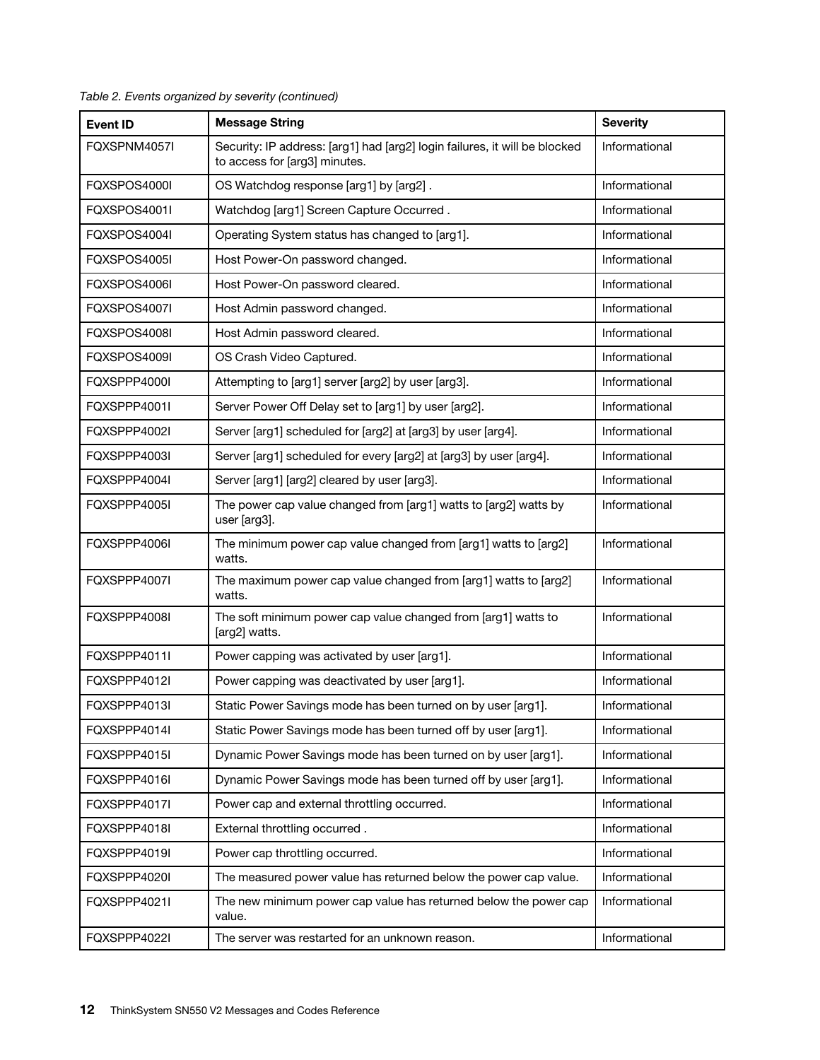*Table 2. Events organized by severity (continued)*

| Event ID | Message String | Severity |
|---|---|---|
| FQXSPNM4057I | Security: IP address: [arg1] had [arg2] login failures, it will be blocked to access for [arg3] minutes. | Informational |
| FQXSPOS4000I | OS Watchdog response [arg1] by [arg2] . | Informational |
| FQXSPOS4001I | Watchdog [arg1] Screen Capture Occurred . | Informational |
| FQXSPOS4004I | Operating System status has changed to [arg1]. | Informational |
| FQXSPOS4005I | Host Power-On password changed. | Informational |
| FQXSPOS4006I | Host Power-On password cleared. | Informational |
| FQXSPOS4007I | Host Admin password changed. | Informational |
| FQXSPOS4008I | Host Admin password cleared. | Informational |
| FQXSPOS4009I | OS Crash Video Captured. | Informational |
| FQXSPPP4000I | Attempting to [arg1] server [arg2] by user [arg3]. | Informational |
| FQXSPPP4001I | Server Power Off Delay set to [arg1] by user [arg2]. | Informational |
| FQXSPPP4002I | Server [arg1] scheduled for [arg2] at [arg3] by user [arg4]. | Informational |
| FQXSPPP4003I | Server [arg1] scheduled for every [arg2] at [arg3] by user [arg4]. | Informational |
| FQXSPPP4004I | Server [arg1] [arg2] cleared by user [arg3]. | Informational |
| FQXSPPP4005I | The power cap value changed from [arg1] watts to [arg2] watts by user [arg3]. | Informational |
| FQXSPPP4006I | The minimum power cap value changed from [arg1] watts to [arg2] watts. | Informational |
| FQXSPPP4007I | The maximum power cap value changed from [arg1] watts to [arg2] watts. | Informational |
| FQXSPPP4008I | The soft minimum power cap value changed from [arg1] watts to [arg2] watts. | Informational |
| FQXSPPP4011I | Power capping was activated by user [arg1]. | Informational |
| FQXSPPP4012I | Power capping was deactivated by user [arg1]. | Informational |
| FQXSPPP4013I | Static Power Savings mode has been turned on by user [arg1]. | Informational |
| FQXSPPP4014I | Static Power Savings mode has been turned off by user [arg1]. | Informational |
| FQXSPPP4015I | Dynamic Power Savings mode has been turned on by user [arg1]. | Informational |
| FQXSPPP4016I | Dynamic Power Savings mode has been turned off by user [arg1]. | Informational |
| FQXSPPP4017I | Power cap and external throttling occurred. | Informational |
| FQXSPPP4018I | External throttling occurred . | Informational |
| FQXSPPP4019I | Power cap throttling occurred. | Informational |
| FQXSPPP4020I | The measured power value has returned below the power cap value. | Informational |
| FQXSPPP4021I | The new minimum power cap value has returned below the power cap value. | Informational |
| FQXSPPP4022I | The server was restarted for an unknown reason. | Informational |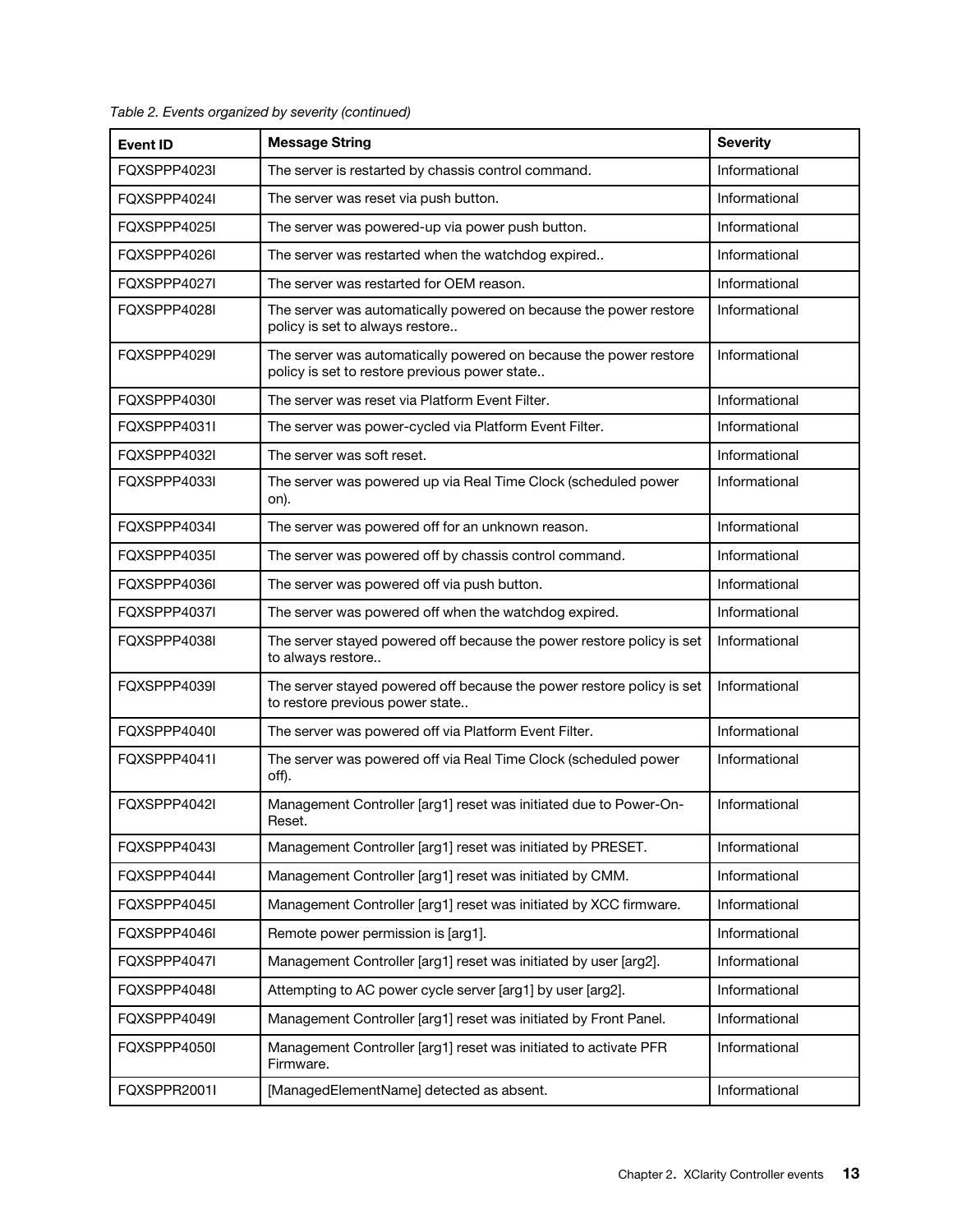*Table 2. Events organized by severity (continued)*

| Event ID | Message String | Severity |
|---|---|---|
| FQXSPPP4023I | The server is restarted by chassis control command. | Informational |
| FQXSPPP4024I | The server was reset via push button. | Informational |
| FQXSPPP4025I | The server was powered-up via power push button. | Informational |
| FQXSPPP4026I | The server was restarted when the watchdog expired.. | Informational |
| FQXSPPP4027I | The server was restarted for OEM reason. | Informational |
| FQXSPPP4028I | The server was automatically powered on because the power restore policy is set to always restore.. | Informational |
| FQXSPPP4029I | The server was automatically powered on because the power restore policy is set to restore previous power state.. | Informational |
| FQXSPPP4030I | The server was reset via Platform Event Filter. | Informational |
| FQXSPPP4031I | The server was power-cycled via Platform Event Filter. | Informational |
| FQXSPPP4032I | The server was soft reset. | Informational |
| FQXSPPP4033I | The server was powered up via Real Time Clock (scheduled power on). | Informational |
| FQXSPPP4034I | The server was powered off for an unknown reason. | Informational |
| FQXSPPP4035I | The server was powered off by chassis control command. | Informational |
| FQXSPPP4036I | The server was powered off via push button. | Informational |
| FQXSPPP4037I | The server was powered off when the watchdog expired. | Informational |
| FQXSPPP4038I | The server stayed powered off because the power restore policy is set to always restore.. | Informational |
| FQXSPPP4039I | The server stayed powered off because the power restore policy is set to restore previous power state.. | Informational |
| FQXSPPP4040I | The server was powered off via Platform Event Filter. | Informational |
| FQXSPPP4041I | The server was powered off via Real Time Clock (scheduled power off). | Informational |
| FQXSPPP4042I | Management Controller [arg1] reset was initiated due to Power-On-Reset. | Informational |
| FQXSPPP4043I | Management Controller [arg1] reset was initiated by PRESET. | Informational |
| FQXSPPP4044I | Management Controller [arg1] reset was initiated by CMM. | Informational |
| FQXSPPP4045I | Management Controller [arg1] reset was initiated by XCC firmware. | Informational |
| FQXSPPP4046I | Remote power permission is [arg1]. | Informational |
| FQXSPPP4047I | Management Controller [arg1] reset was initiated by user [arg2]. | Informational |
| FQXSPPP4048I | Attempting to AC power cycle server [arg1] by user [arg2]. | Informational |
| FQXSPPP4049I | Management Controller [arg1] reset was initiated by Front Panel. | Informational |
| FQXSPPP4050I | Management Controller [arg1] reset was initiated to activate PFR Firmware. | Informational |
| FQXSPPR2001I | [ManagedElementName] detected as absent. | Informational |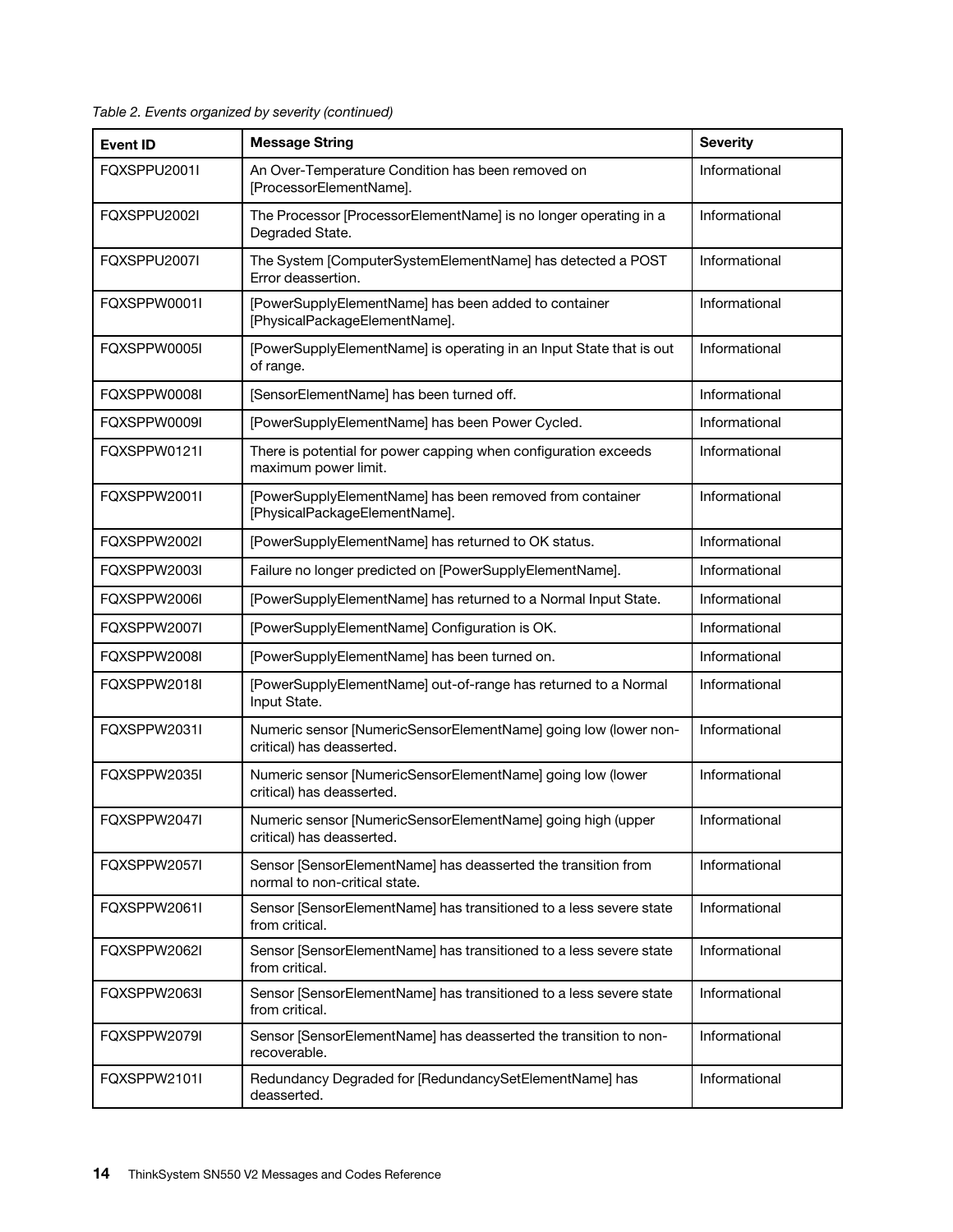*Table 2. Events organized by severity (continued)*

| Event ID | Message String | Severity |
| --- | --- | --- |
| FQXSPPU2001I | An Over-Temperature Condition has been removed on [ProcessorElementName]. | Informational |
| FQXSPPU2002I | The Processor [ProcessorElementName] is no longer operating in a Degraded State. | Informational |
| FQXSPPU2007I | The System [ComputerSystemElementName] has detected a POST Error deassertion. | Informational |
| FQXSPPW0001I | [PowerSupplyElementName] has been added to container [PhysicalPackageElementName]. | Informational |
| FQXSPPW0005I | [PowerSupplyElementName] is operating in an Input State that is out of range. | Informational |
| FQXSPPW0008I | [SensorElementName] has been turned off. | Informational |
| FQXSPPW0009I | [PowerSupplyElementName] has been Power Cycled. | Informational |
| FQXSPPW0121I | There is potential for power capping when configuration exceeds maximum power limit. | Informational |
| FQXSPPW2001I | [PowerSupplyElementName] has been removed from container [PhysicalPackageElementName]. | Informational |
| FQXSPPW2002I | [PowerSupplyElementName] has returned to OK status. | Informational |
| FQXSPPW2003I | Failure no longer predicted on [PowerSupplyElementName]. | Informational |
| FQXSPPW2006I | [PowerSupplyElementName] has returned to a Normal Input State. | Informational |
| FQXSPPW2007I | [PowerSupplyElementName] Configuration is OK. | Informational |
| FQXSPPW2008I | [PowerSupplyElementName] has been turned on. | Informational |
| FQXSPPW2018I | [PowerSupplyElementName] out-of-range has returned to a Normal Input State. | Informational |
| FQXSPPW2031I | Numeric sensor [NumericSensorElementName] going low (lower non-critical) has deasserted. | Informational |
| FQXSPPW2035I | Numeric sensor [NumericSensorElementName] going low (lower critical) has deasserted. | Informational |
| FQXSPPW2047I | Numeric sensor [NumericSensorElementName] going high (upper critical) has deasserted. | Informational |
| FQXSPPW2057I | Sensor [SensorElementName] has deasserted the transition from normal to non-critical state. | Informational |
| FQXSPPW2061I | Sensor [SensorElementName] has transitioned to a less severe state from critical. | Informational |
| FQXSPPW2062I | Sensor [SensorElementName] has transitioned to a less severe state from critical. | Informational |
| FQXSPPW2063I | Sensor [SensorElementName] has transitioned to a less severe state from critical. | Informational |
| FQXSPPW2079I | Sensor [SensorElementName] has deasserted the transition to non-recoverable. | Informational |
| FQXSPPW2101I | Redundancy Degraded for [RedundancySetElementName] has deasserted. | Informational |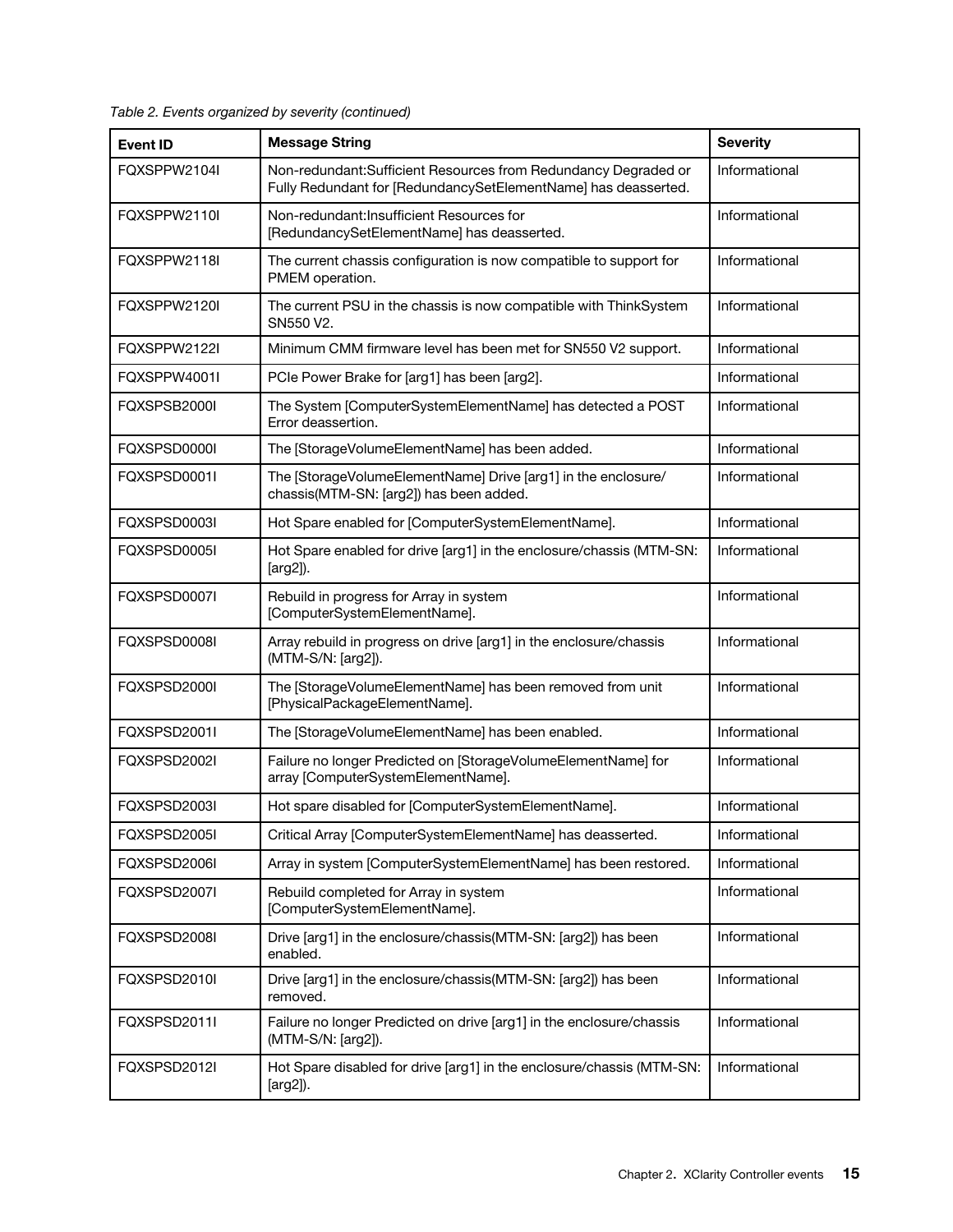*Table 2. Events organized by severity (continued)*

| Event ID | Message String | Severity |
|---|---|---|
| FQXSPPW2104I | Non-redundant:Sufficient Resources from Redundancy Degraded or Fully Redundant for [RedundancySetElementName] has deasserted. | Informational |
| FQXSPPW2110I | Non-redundant:Insufficient Resources for [RedundancySetElementName] has deasserted. | Informational |
| FQXSPPW2118I | The current chassis configuration is now compatible to support for PMEM operation. | Informational |
| FQXSPPW2120I | The current PSU in the chassis is now compatible with ThinkSystem SN550 V2. | Informational |
| FQXSPPW2122I | Minimum CMM firmware level has been met for SN550 V2 support. | Informational |
| FQXSPPW4001I | PCIe Power Brake for [arg1] has been [arg2]. | Informational |
| FQXSPSB2000I | The System [ComputerSystemElementName] has detected a POST Error deassertion. | Informational |
| FQXSPSD0000I | The [StorageVolumeElementName] has been added. | Informational |
| FQXSPSD0001I | The [StorageVolumeElementName] Drive [arg1] in the enclosure/ chassis(MTM-SN: [arg2]) has been added. | Informational |
| FQXSPSD0003I | Hot Spare enabled for [ComputerSystemElementName]. | Informational |
| FQXSPSD0005I | Hot Spare enabled for drive [arg1] in the enclosure/chassis (MTM-SN: [arg2]). | Informational |
| FQXSPSD0007I | Rebuild in progress for Array in system [ComputerSystemElementName]. | Informational |
| FQXSPSD0008I | Array rebuild in progress on drive [arg1] in the enclosure/chassis (MTM-S/N: [arg2]). | Informational |
| FQXSPSD2000I | The [StorageVolumeElementName] has been removed from unit [PhysicalPackageElementName]. | Informational |
| FQXSPSD2001I | The [StorageVolumeElementName] has been enabled. | Informational |
| FQXSPSD2002I | Failure no longer Predicted on [StorageVolumeElementName] for array [ComputerSystemElementName]. | Informational |
| FQXSPSD2003I | Hot spare disabled for [ComputerSystemElementName]. | Informational |
| FQXSPSD2005I | Critical Array [ComputerSystemElementName] has deasserted. | Informational |
| FQXSPSD2006I | Array in system [ComputerSystemElementName] has been restored. | Informational |
| FQXSPSD2007I | Rebuild completed for Array in system [ComputerSystemElementName]. | Informational |
| FQXSPSD2008I | Drive [arg1] in the enclosure/chassis(MTM-SN: [arg2]) has been enabled. | Informational |
| FQXSPSD2010I | Drive [arg1] in the enclosure/chassis(MTM-SN: [arg2]) has been removed. | Informational |
| FQXSPSD2011I | Failure no longer Predicted on drive [arg1] in the enclosure/chassis (MTM-S/N: [arg2]). | Informational |
| FQXSPSD2012I | Hot Spare disabled for drive [arg1] in the enclosure/chassis (MTM-SN: [arg2]). | Informational |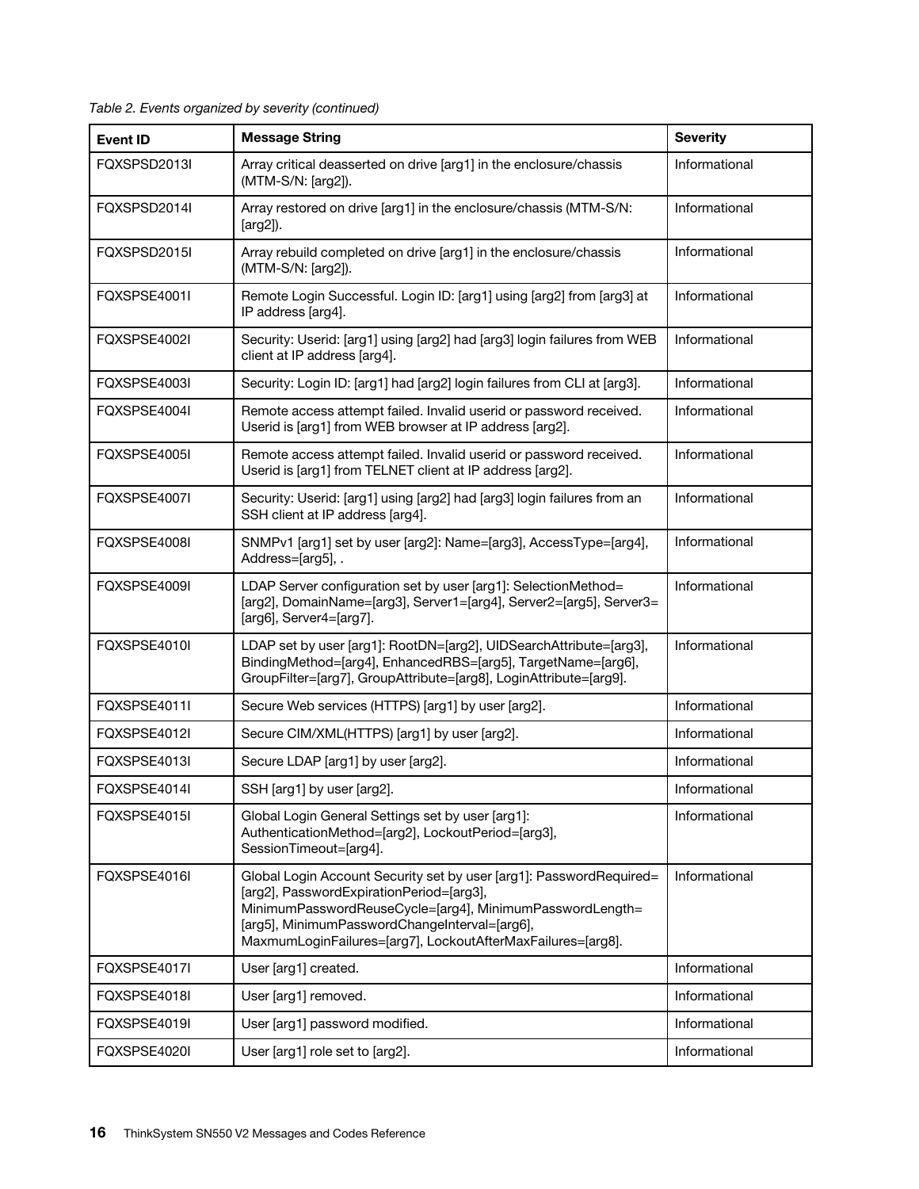*Table 2. Events organized by severity (continued)*

| Event ID | Message String | Severity |
|---|---|---|
| FQXSPSD2013I | Array critical deasserted on drive [arg1] in the enclosure/chassis (MTM-S/N: [arg2]). | Informational |
| FQXSPSD2014I | Array restored on drive [arg1] in the enclosure/chassis (MTM-S/N: [arg2]). | Informational |
| FQXSPSD2015I | Array rebuild completed on drive [arg1] in the enclosure/chassis (MTM-S/N: [arg2]). | Informational |
| FQXSPSE4001I | Remote Login Successful. Login ID: [arg1] using [arg2] from [arg3] at IP address [arg4]. | Informational |
| FQXSPSE4002I | Security: Userid: [arg1] using [arg2] had [arg3] login failures from WEB client at IP address [arg4]. | Informational |
| FQXSPSE4003I | Security: Login ID: [arg1] had [arg2] login failures from CLI at [arg3]. | Informational |
| FQXSPSE4004I | Remote access attempt failed. Invalid userid or password received. Userid is [arg1] from WEB browser at IP address [arg2]. | Informational |
| FQXSPSE4005I | Remote access attempt failed. Invalid userid or password received. Userid is [arg1] from TELNET client at IP address [arg2]. | Informational |
| FQXSPSE4007I | Security: Userid: [arg1] using [arg2] had [arg3] login failures from an SSH client at IP address [arg4]. | Informational |
| FQXSPSE4008I | SNMPv1 [arg1] set by user [arg2]: Name=[arg3], AccessType=[arg4], Address=[arg5], . | Informational |
| FQXSPSE4009I | LDAP Server configuration set by user [arg1]: SelectionMethod=[arg2], DomainName=[arg3], Server1=[arg4], Server2=[arg5], Server3=[arg6], Server4=[arg7]. | Informational |
| FQXSPSE4010I | LDAP set by user [arg1]: RootDN=[arg2], UIDSearchAttribute=[arg3], BindingMethod=[arg4], EnhancedRBS=[arg5], TargetName=[arg6], GroupFilter=[arg7], GroupAttribute=[arg8], LoginAttribute=[arg9]. | Informational |
| FQXSPSE4011I | Secure Web services (HTTPS) [arg1] by user [arg2]. | Informational |
| FQXSPSE4012I | Secure CIM/XML(HTTPS) [arg1] by user [arg2]. | Informational |
| FQXSPSE4013I | Secure LDAP [arg1] by user [arg2]. | Informational |
| FQXSPSE4014I | SSH [arg1] by user [arg2]. | Informational |
| FQXSPSE4015I | Global Login General Settings set by user [arg1]: AuthenticationMethod=[arg2], LockoutPeriod=[arg3], SessionTimeout=[arg4]. | Informational |
| FQXSPSE4016I | Global Login Account Security set by user [arg1]: PasswordRequired=[arg2], PasswordExpirationPeriod=[arg3], MinimumPasswordReuseCycle=[arg4], MinimumPasswordLength=[arg5], MinimumPasswordChangeInterval=[arg6], MaxmumLoginFailures=[arg7], LockoutAfterMaxFailures=[arg8]. | Informational |
| FQXSPSE4017I | User [arg1] created. | Informational |
| FQXSPSE4018I | User [arg1] removed. | Informational |
| FQXSPSE4019I | User [arg1] password modified. | Informational |
| FQXSPSE4020I | User [arg1] role set to [arg2]. | Informational |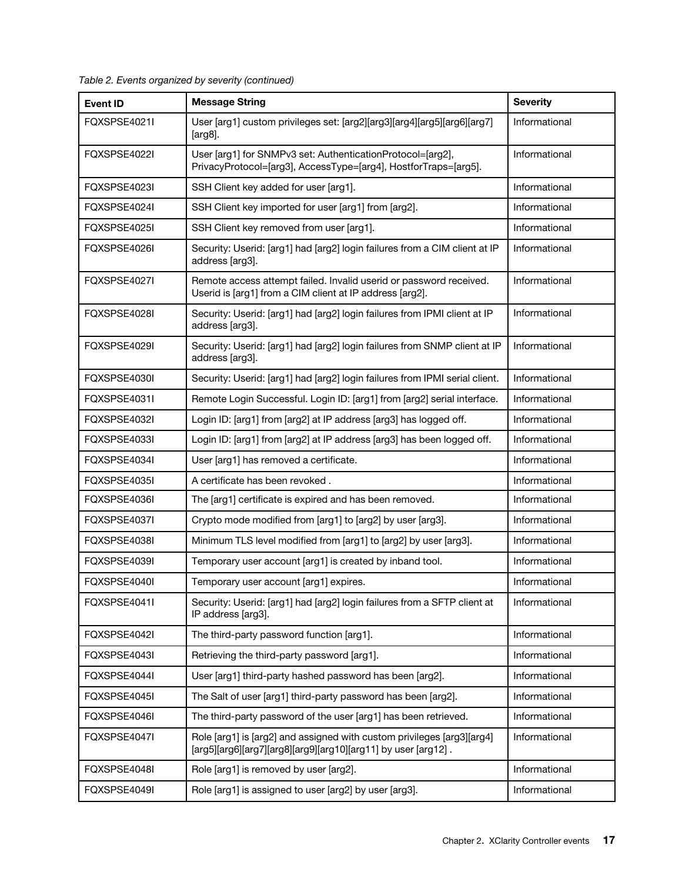*Table 2. Events organized by severity (continued)*

| Event ID | Message String | Severity |
|---|---|---|
| FQXSPSE4021I | User [arg1] custom privileges set: [arg2][arg3][arg4][arg5][arg6][arg7][arg8]. | Informational |
| FQXSPSE4022I | User [arg1] for SNMPv3 set: AuthenticationProtocol=[arg2], PrivacyProtocol=[arg3], AccessType=[arg4], HostforTraps=[arg5]. | Informational |
| FQXSPSE4023I | SSH Client key added for user [arg1]. | Informational |
| FQXSPSE4024I | SSH Client key imported for user [arg1] from [arg2]. | Informational |
| FQXSPSE4025I | SSH Client key removed from user [arg1]. | Informational |
| FQXSPSE4026I | Security: Userid: [arg1] had [arg2] login failures from a CIM client at IP address [arg3]. | Informational |
| FQXSPSE4027I | Remote access attempt failed. Invalid userid or password received. Userid is [arg1] from a CIM client at IP address [arg2]. | Informational |
| FQXSPSE4028I | Security: Userid: [arg1] had [arg2] login failures from IPMI client at IP address [arg3]. | Informational |
| FQXSPSE4029I | Security: Userid: [arg1] had [arg2] login failures from SNMP client at IP address [arg3]. | Informational |
| FQXSPSE4030I | Security: Userid: [arg1] had [arg2] login failures from IPMI serial client. | Informational |
| FQXSPSE4031I | Remote Login Successful. Login ID: [arg1] from [arg2] serial interface. | Informational |
| FQXSPSE4032I | Login ID: [arg1] from [arg2] at IP address [arg3] has logged off. | Informational |
| FQXSPSE4033I | Login ID: [arg1] from [arg2] at IP address [arg3] has been logged off. | Informational |
| FQXSPSE4034I | User [arg1] has removed a certificate. | Informational |
| FQXSPSE4035I | A certificate has been revoked . | Informational |
| FQXSPSE4036I | The [arg1] certificate is expired and has been removed. | Informational |
| FQXSPSE4037I | Crypto mode modified from [arg1] to [arg2] by user [arg3]. | Informational |
| FQXSPSE4038I | Minimum TLS level modified from [arg1] to [arg2] by user [arg3]. | Informational |
| FQXSPSE4039I | Temporary user account [arg1] is created by inband tool. | Informational |
| FQXSPSE4040I | Temporary user account [arg1] expires. | Informational |
| FQXSPSE4041I | Security: Userid: [arg1] had [arg2] login failures from a SFTP client at IP address [arg3]. | Informational |
| FQXSPSE4042I | The third-party password function [arg1]. | Informational |
| FQXSPSE4043I | Retrieving the third-party password [arg1]. | Informational |
| FQXSPSE4044I | User [arg1] third-party hashed password has been [arg2]. | Informational |
| FQXSPSE4045I | The Salt of user [arg1] third-party password has been [arg2]. | Informational |
| FQXSPSE4046I | The third-party password of the user [arg1] has been retrieved. | Informational |
| FQXSPSE4047I | Role [arg1] is [arg2] and assigned with custom privileges [arg3][arg4][arg5][arg6][arg7][arg8][arg9][arg10][arg11] by user [arg12] . | Informational |
| FQXSPSE4048I | Role [arg1] is removed by user [arg2]. | Informational |
| FQXSPSE4049I | Role [arg1] is assigned to user [arg2] by user [arg3]. | Informational |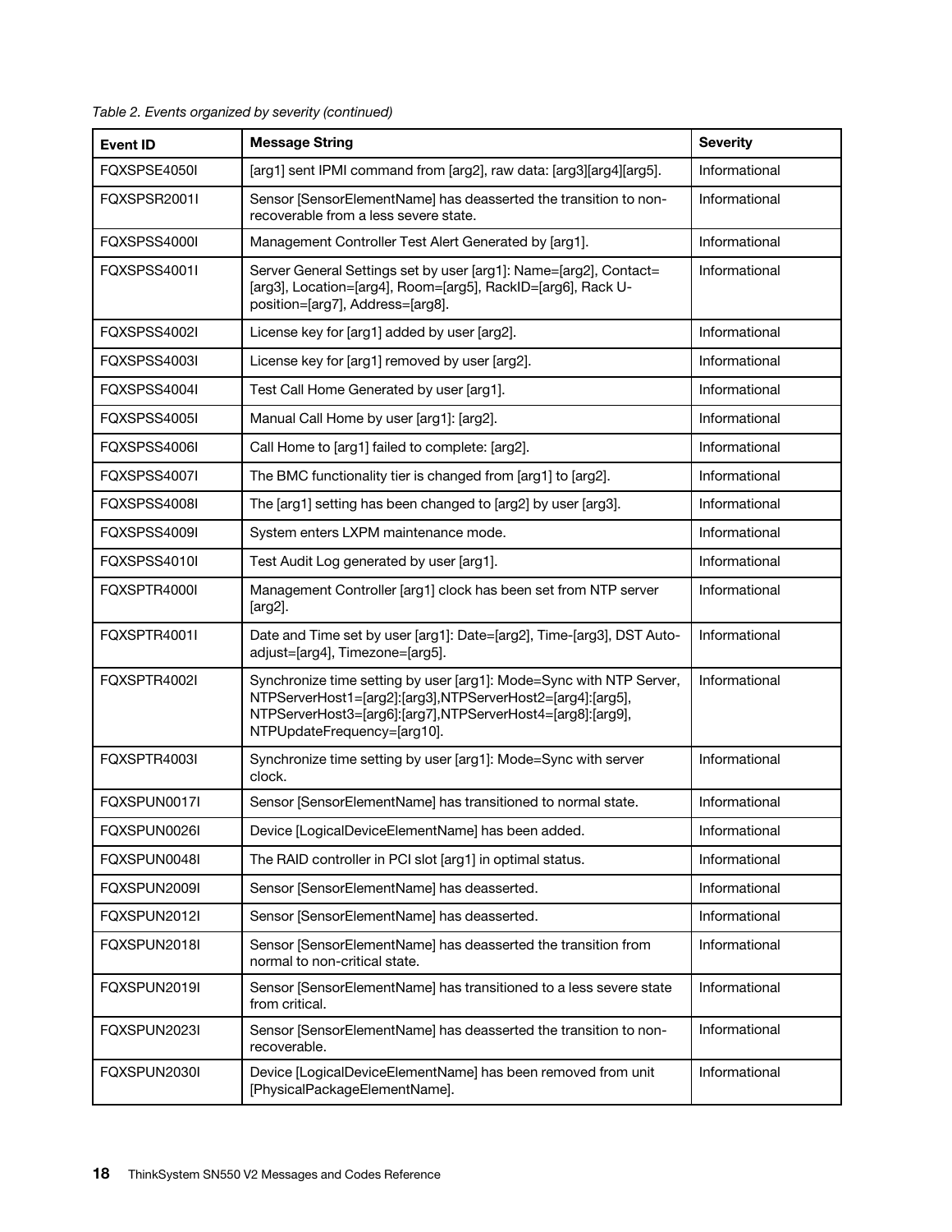*Table 2. Events organized by severity (continued)*

| Event ID | Message String | Severity |
|---|---|---|
| FQXSPSE4050I | [arg1] sent IPMI command from [arg2], raw data: [arg3][arg4][arg5]. | Informational |
| FQXSPSR2001I | Sensor [SensorElementName] has deasserted the transition to non-recoverable from a less severe state. | Informational |
| FQXSPSS4000I | Management Controller Test Alert Generated by [arg1]. | Informational |
| FQXSPSS4001I | Server General Settings set by user [arg1]: Name=[arg2], Contact=[arg3], Location=[arg4], Room=[arg5], RackID=[arg6], Rack U-position=[arg7], Address=[arg8]. | Informational |
| FQXSPSS4002I | License key for [arg1] added by user [arg2]. | Informational |
| FQXSPSS4003I | License key for [arg1] removed by user [arg2]. | Informational |
| FQXSPSS4004I | Test Call Home Generated by user [arg1]. | Informational |
| FQXSPSS4005I | Manual Call Home by user [arg1]: [arg2]. | Informational |
| FQXSPSS4006I | Call Home to [arg1] failed to complete: [arg2]. | Informational |
| FQXSPSS4007I | The BMC functionality tier is changed from [arg1] to [arg2]. | Informational |
| FQXSPSS4008I | The [arg1] setting has been changed to [arg2] by user [arg3]. | Informational |
| FQXSPSS4009I | System enters LXPM maintenance mode. | Informational |
| FQXSPSS4010I | Test Audit Log generated by user [arg1]. | Informational |
| FQXSPTR4000I | Management Controller [arg1] clock has been set from NTP server [arg2]. | Informational |
| FQXSPTR4001I | Date and Time set by user [arg1]: Date=[arg2], Time-[arg3], DST Auto-adjust=[arg4], Timezone=[arg5]. | Informational |
| FQXSPTR4002I | Synchronize time setting by user [arg1]: Mode=Sync with NTP Server, NTPServerHost1=[arg2]:[arg3],NTPServerHost2=[arg4]:[arg5], NTPServerHost3=[arg6]:[arg7],NTPServerHost4=[arg8]:[arg9], NTPUpdateFrequency=[arg10]. | Informational |
| FQXSPTR4003I | Synchronize time setting by user [arg1]: Mode=Sync with server clock. | Informational |
| FQXSPUN0017I | Sensor [SensorElementName] has transitioned to normal state. | Informational |
| FQXSPUN0026I | Device [LogicalDeviceElementName] has been added. | Informational |
| FQXSPUN0048I | The RAID controller in PCI slot [arg1] in optimal status. | Informational |
| FQXSPUN2009I | Sensor [SensorElementName] has deasserted. | Informational |
| FQXSPUN2012I | Sensor [SensorElementName] has deasserted. | Informational |
| FQXSPUN2018I | Sensor [SensorElementName] has deasserted the transition from normal to non-critical state. | Informational |
| FQXSPUN2019I | Sensor [SensorElementName] has transitioned to a less severe state from critical. | Informational |
| FQXSPUN2023I | Sensor [SensorElementName] has deasserted the transition to non-recoverable. | Informational |
| FQXSPUN2030I | Device [LogicalDeviceElementName] has been removed from unit [PhysicalPackageElementName]. | Informational |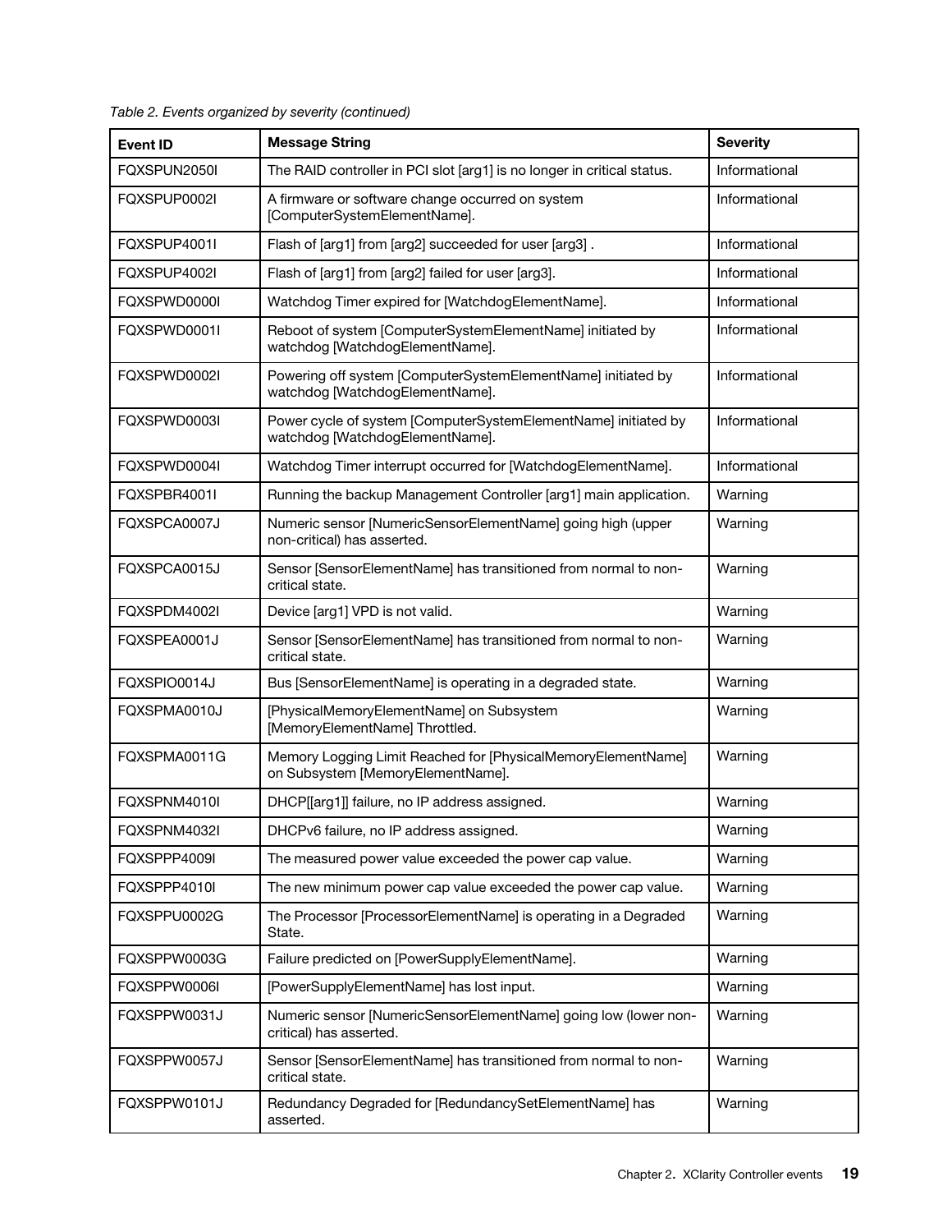*Table 2. Events organized by severity (continued)*

| Event ID | Message String | Severity |
|---|---|---|
| FQXSPUN2050I | The RAID controller in PCI slot [arg1] is no longer in critical status. | Informational |
| FQXSPUP0002I | A firmware or software change occurred on system [ComputerSystemElementName]. | Informational |
| FQXSPUP4001I | Flash of [arg1] from [arg2] succeeded for user [arg3] . | Informational |
| FQXSPUP4002I | Flash of [arg1] from [arg2] failed for user [arg3]. | Informational |
| FQXSPWD0000I | Watchdog Timer expired for [WatchdogElementName]. | Informational |
| FQXSPWD0001I | Reboot of system [ComputerSystemElementName] initiated by watchdog [WatchdogElementName]. | Informational |
| FQXSPWD0002I | Powering off system [ComputerSystemElementName] initiated by watchdog [WatchdogElementName]. | Informational |
| FQXSPWD0003I | Power cycle of system [ComputerSystemElementName] initiated by watchdog [WatchdogElementName]. | Informational |
| FQXSPWD0004I | Watchdog Timer interrupt occurred for [WatchdogElementName]. | Informational |
| FQXSPBR4001I | Running the backup Management Controller [arg1] main application. | Warning |
| FQXSPCA0007J | Numeric sensor [NumericSensorElementName] going high (upper non-critical) has asserted. | Warning |
| FQXSPCA0015J | Sensor [SensorElementName] has transitioned from normal to non-critical state. | Warning |
| FQXSPDM4002I | Device [arg1] VPD is not valid. | Warning |
| FQXSPEA0001J | Sensor [SensorElementName] has transitioned from normal to non-critical state. | Warning |
| FQXSPIO0014J | Bus [SensorElementName] is operating in a degraded state. | Warning |
| FQXSPMA0010J | [PhysicalMemoryElementName] on Subsystem [MemoryElementName] Throttled. | Warning |
| FQXSPMA0011G | Memory Logging Limit Reached for [PhysicalMemoryElementName] on Subsystem [MemoryElementName]. | Warning |
| FQXSPNM4010I | DHCP[[arg1]] failure, no IP address assigned. | Warning |
| FQXSPNM4032I | DHCPv6 failure, no IP address assigned. | Warning |
| FQXSPPP4009I | The measured power value exceeded the power cap value. | Warning |
| FQXSPPP4010I | The new minimum power cap value exceeded the power cap value. | Warning |
| FQXSPPU0002G | The Processor [ProcessorElementName] is operating in a Degraded State. | Warning |
| FQXSPPW0003G | Failure predicted on [PowerSupplyElementName]. | Warning |
| FQXSPPW0006I | [PowerSupplyElementName] has lost input. | Warning |
| FQXSPPW0031J | Numeric sensor [NumericSensorElementName] going low (lower non-critical) has asserted. | Warning |
| FQXSPPW0057J | Sensor [SensorElementName] has transitioned from normal to non-critical state. | Warning |
| FQXSPPW0101J | Redundancy Degraded for [RedundancySetElementName] has asserted. | Warning |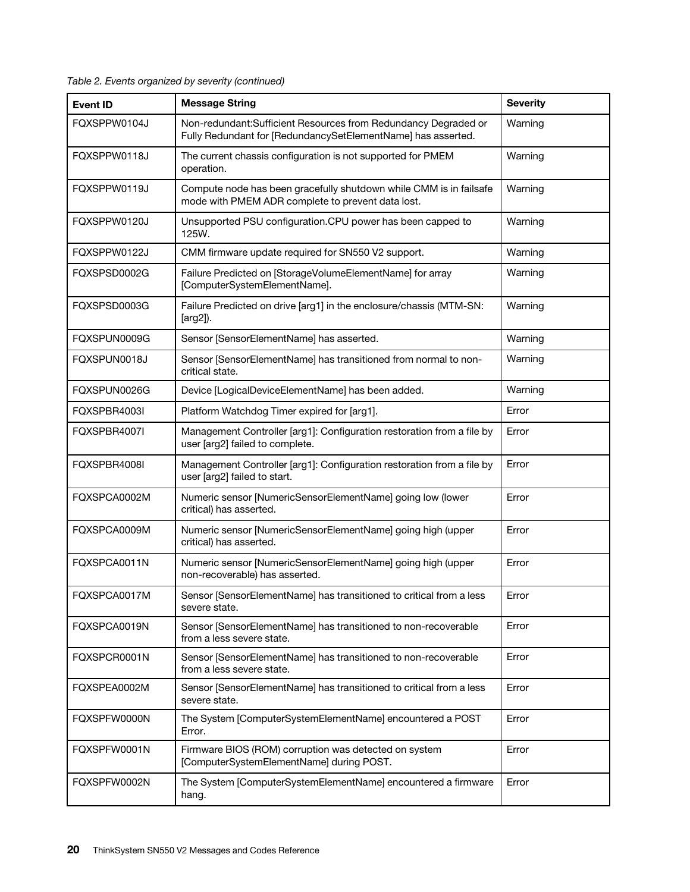*Table 2. Events organized by severity (continued)*

| Event ID | Message String | Severity |
|---|---|---|
| FQXSPPW0104J | Non-redundant:Sufficient Resources from Redundancy Degraded or Fully Redundant for [RedundancySetElementName] has asserted. | Warning |
| FQXSPPW0118J | The current chassis configuration is not supported for PMEM operation. | Warning |
| FQXSPPW0119J | Compute node has been gracefully shutdown while CMM is in failsafe mode with PMEM ADR complete to prevent data lost. | Warning |
| FQXSPPW0120J | Unsupported PSU configuration.CPU power has been capped to 125W. | Warning |
| FQXSPPW0122J | CMM firmware update required for SN550 V2 support. | Warning |
| FQXSPSD0002G | Failure Predicted on [StorageVolumeElementName] for array [ComputerSystemElementName]. | Warning |
| FQXSPSD0003G | Failure Predicted on drive [arg1] in the enclosure/chassis (MTM-SN: [arg2]). | Warning |
| FQXSPUN0009G | Sensor [SensorElementName] has asserted. | Warning |
| FQXSPUN0018J | Sensor [SensorElementName] has transitioned from normal to non-critical state. | Warning |
| FQXSPUN0026G | Device [LogicalDeviceElementName] has been added. | Warning |
| FQXSPBR4003I | Platform Watchdog Timer expired for [arg1]. | Error |
| FQXSPBR4007I | Management Controller [arg1]: Configuration restoration from a file by user [arg2] failed to complete. | Error |
| FQXSPBR4008I | Management Controller [arg1]: Configuration restoration from a file by user [arg2] failed to start. | Error |
| FQXSPCA0002M | Numeric sensor [NumericSensorElementName] going low (lower critical) has asserted. | Error |
| FQXSPCA0009M | Numeric sensor [NumericSensorElementName] going high (upper critical) has asserted. | Error |
| FQXSPCA0011N | Numeric sensor [NumericSensorElementName] going high (upper non-recoverable) has asserted. | Error |
| FQXSPCA0017M | Sensor [SensorElementName] has transitioned to critical from a less severe state. | Error |
| FQXSPCA0019N | Sensor [SensorElementName] has transitioned to non-recoverable from a less severe state. | Error |
| FQXSPCR0001N | Sensor [SensorElementName] has transitioned to non-recoverable from a less severe state. | Error |
| FQXSPEA0002M | Sensor [SensorElementName] has transitioned to critical from a less severe state. | Error |
| FQXSPFW0000N | The System [ComputerSystemElementName] encountered a POST Error. | Error |
| FQXSPFW0001N | Firmware BIOS (ROM) corruption was detected on system [ComputerSystemElementName] during POST. | Error |
| FQXSPFW0002N | The System [ComputerSystemElementName] encountered a firmware hang. | Error |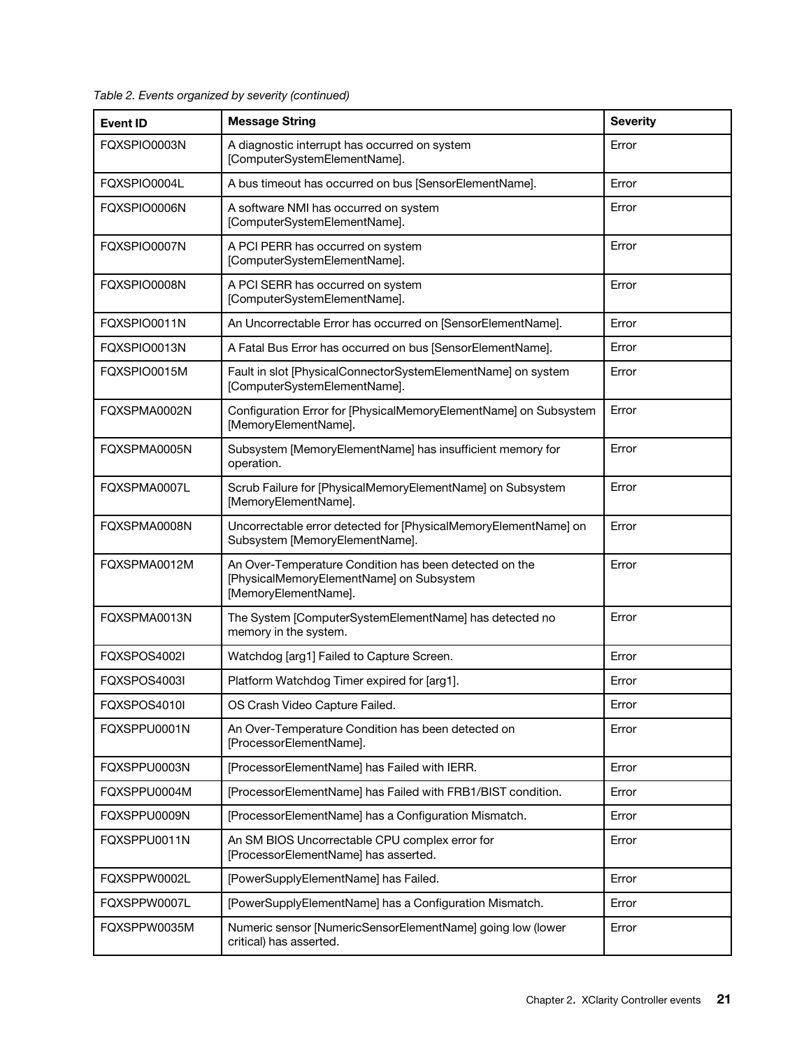Table 2. Events organized by severity (continued)

| Event ID | Message String | Severity |
|---|---|---|
| FQXSPIO0003N | A diagnostic interrupt has occurred on system [ComputerSystemElementName]. | Error |
| FQXSPIO0004L | A bus timeout has occurred on bus [SensorElementName]. | Error |
| FQXSPIO0006N | A software NMI has occurred on system [ComputerSystemElementName]. | Error |
| FQXSPIO0007N | A PCI PERR has occurred on system [ComputerSystemElementName]. | Error |
| FQXSPIO0008N | A PCI SERR has occurred on system [ComputerSystemElementName]. | Error |
| FQXSPIO0011N | An Uncorrectable Error has occurred on [SensorElementName]. | Error |
| FQXSPIO0013N | A Fatal Bus Error has occurred on bus [SensorElementName]. | Error |
| FQXSPIO0015M | Fault in slot [PhysicalConnectorSystemElementName] on system [ComputerSystemElementName]. | Error |
| FQXSPMA0002N | Configuration Error for [PhysicalMemoryElementName] on Subsystem [MemoryElementName]. | Error |
| FQXSPMA0005N | Subsystem [MemoryElementName] has insufficient memory for operation. | Error |
| FQXSPMA0007L | Scrub Failure for [PhysicalMemoryElementName] on Subsystem [MemoryElementName]. | Error |
| FQXSPMA0008N | Uncorrectable error detected for [PhysicalMemoryElementName] on Subsystem [MemoryElementName]. | Error |
| FQXSPMA0012M | An Over-Temperature Condition has been detected on the [PhysicalMemoryElementName] on Subsystem [MemoryElementName]. | Error |
| FQXSPMA0013N | The System [ComputerSystemElementName] has detected no memory in the system. | Error |
| FQXSPOS4002I | Watchdog [arg1] Failed to Capture Screen. | Error |
| FQXSPOS4003I | Platform Watchdog Timer expired for [arg1]. | Error |
| FQXSPOS4010I | OS Crash Video Capture Failed. | Error |
| FQXSPPU0001N | An Over-Temperature Condition has been detected on [ProcessorElementName]. | Error |
| FQXSPPU0003N | [ProcessorElementName] has Failed with IERR. | Error |
| FQXSPPU0004M | [ProcessorElementName] has Failed with FRB1/BIST condition. | Error |
| FQXSPPU0009N | [ProcessorElementName] has a Configuration Mismatch. | Error |
| FQXSPPU0011N | An SM BIOS Uncorrectable CPU complex error for [ProcessorElementName] has asserted. | Error |
| FQXSPPW0002L | [PowerSupplyElementName] has Failed. | Error |
| FQXSPPW0007L | [PowerSupplyElementName] has a Configuration Mismatch. | Error |
| FQXSPPW0035M | Numeric sensor [NumericSensorElementName] going low (lower critical) has asserted. | Error |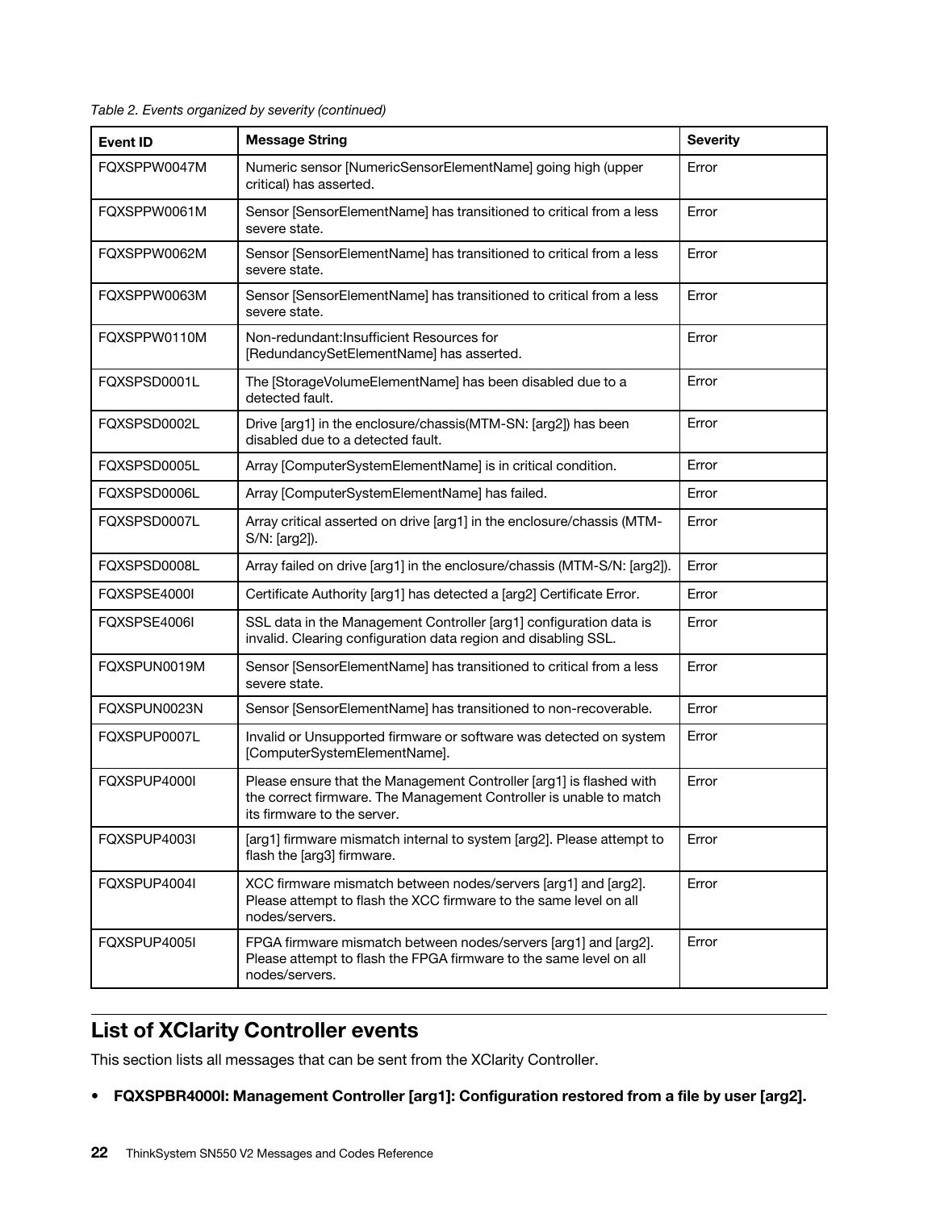Table 2. Events organized by severity (continued)

| Event ID | Message String | Severity |
|---|---|---|
| FQXSPPW0047M | Numeric sensor [NumericSensorElementName] going high (upper critical) has asserted. | Error |
| FQXSPPW0061M | Sensor [SensorElementName] has transitioned to critical from a less severe state. | Error |
| FQXSPPW0062M | Sensor [SensorElementName] has transitioned to critical from a less severe state. | Error |
| FQXSPPW0063M | Sensor [SensorElementName] has transitioned to critical from a less severe state. | Error |
| FQXSPPW0110M | Non-redundant:Insufficient Resources for [RedundancySetElementName] has asserted. | Error |
| FQXSPSD0001L | The [StorageVolumeElementName] has been disabled due to a detected fault. | Error |
| FQXSPSD0002L | Drive [arg1] in the enclosure/chassis(MTM-SN: [arg2]) has been disabled due to a detected fault. | Error |
| FQXSPSD0005L | Array [ComputerSystemElementName] is in critical condition. | Error |
| FQXSPSD0006L | Array [ComputerSystemElementName] has failed. | Error |
| FQXSPSD0007L | Array critical asserted on drive [arg1] in the enclosure/chassis (MTM-S/N: [arg2]). | Error |
| FQXSPSD0008L | Array failed on drive [arg1] in the enclosure/chassis (MTM-S/N: [arg2]). | Error |
| FQXSPSE4000I | Certificate Authority [arg1] has detected a [arg2] Certificate Error. | Error |
| FQXSPSE4006I | SSL data in the Management Controller [arg1] configuration data is invalid. Clearing configuration data region and disabling SSL. | Error |
| FQXSPUN0019M | Sensor [SensorElementName] has transitioned to critical from a less severe state. | Error |
| FQXSPUN0023N | Sensor [SensorElementName] has transitioned to non-recoverable. | Error |
| FQXSPUP0007L | Invalid or Unsupported firmware or software was detected on system [ComputerSystemElementName]. | Error |
| FQXSPUP4000I | Please ensure that the Management Controller [arg1] is flashed with the correct firmware. The Management Controller is unable to match its firmware to the server. | Error |
| FQXSPUP4003I | [arg1] firmware mismatch internal to system [arg2]. Please attempt to flash the [arg3] firmware. | Error |
| FQXSPUP4004I | XCC firmware mismatch between nodes/servers [arg1] and [arg2]. Please attempt to flash the XCC firmware to the same level on all nodes/servers. | Error |
| FQXSPUP4005I | FPGA firmware mismatch between nodes/servers [arg1] and [arg2]. Please attempt to flash the FPGA firmware to the same level on all nodes/servers. | Error |

## List of XClarity Controller events

This section lists all messages that can be sent from the XClarity Controller.

- **FQXSPBR4000I: Management Controller [arg1]: Configuration restored from a file by user [arg2].**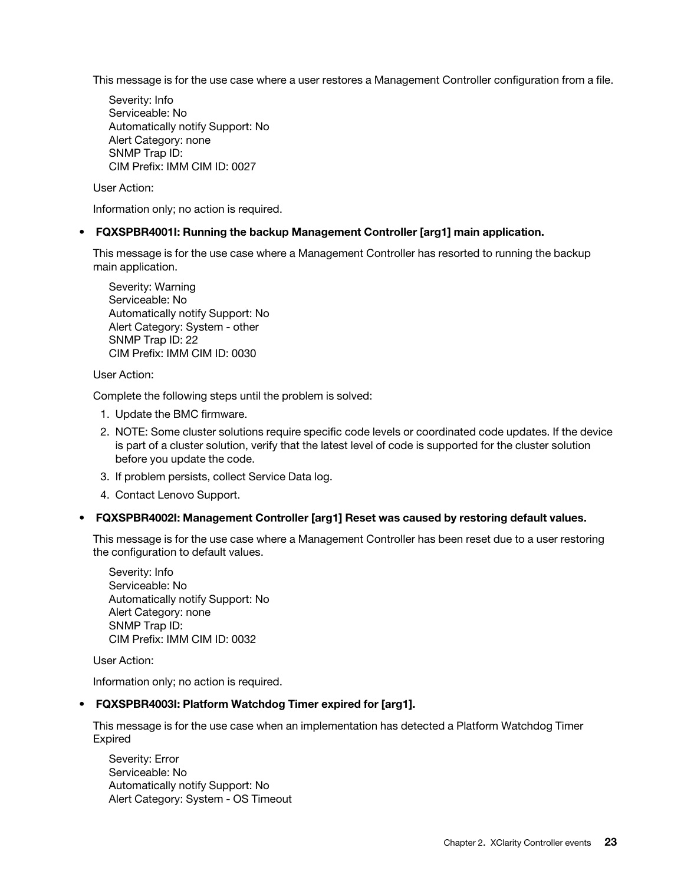This message is for the use case where a user restores a Management Controller configuration from a file.

Severity: Info
Serviceable: No
Automatically notify Support: No
Alert Category: none
SNMP Trap ID:
CIM Prefix: IMM CIM ID: 0027

User Action:

Information only; no action is required.

- **FQXSPBR4001I: Running the backup Management Controller [arg1] main application.**

  This message is for the use case where a Management Controller has resorted to running the backup main application.

  Severity: Warning
  Serviceable: No
  Automatically notify Support: No
  Alert Category: System - other
  SNMP Trap ID: 22
  CIM Prefix: IMM CIM ID: 0030

  User Action:

  Complete the following steps until the problem is solved:

  1. Update the BMC firmware.
  2. NOTE: Some cluster solutions require specific code levels or coordinated code updates. If the device is part of a cluster solution, verify that the latest level of code is supported for the cluster solution before you update the code.
  3. If problem persists, collect Service Data log.
  4. Contact Lenovo Support.

- **FQXSPBR4002I: Management Controller [arg1] Reset was caused by restoring default values.**

  This message is for the use case where a Management Controller has been reset due to a user restoring the configuration to default values.

  Severity: Info
  Serviceable: No
  Automatically notify Support: No
  Alert Category: none
  SNMP Trap ID:
  CIM Prefix: IMM CIM ID: 0032

  User Action:

  Information only; no action is required.

- **FQXSPBR4003I: Platform Watchdog Timer expired for [arg1].**

  This message is for the use case when an implementation has detected a Platform Watchdog Timer Expired

  Severity: Error
  Serviceable: No
  Automatically notify Support: No
  Alert Category: System - OS Timeout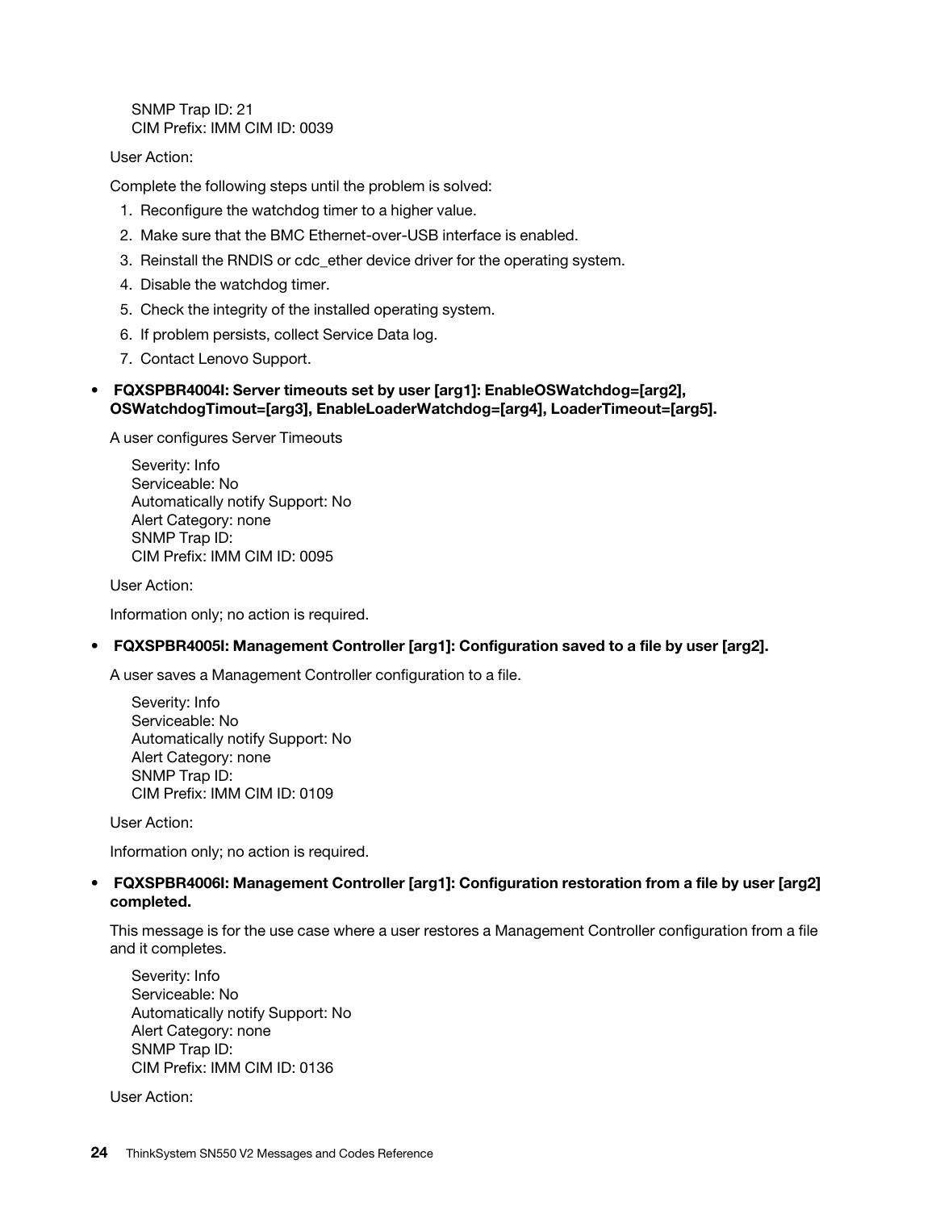SNMP Trap ID: 21
CIM Prefix: IMM CIM ID: 0039

User Action:

Complete the following steps until the problem is solved:

1. Reconfigure the watchdog timer to a higher value.
2. Make sure that the BMC Ethernet-over-USB interface is enabled.
3. Reinstall the RNDIS or cdc_ether device driver for the operating system.
4. Disable the watchdog timer.
5. Check the integrity of the installed operating system.
6. If problem persists, collect Service Data log.
7. Contact Lenovo Support.

- **FQXSPBR4004I: Server timeouts set by user [arg1]: EnableOSWatchdog=[arg2], OSWatchdogTimout=[arg3], EnableLoaderWatchdog=[arg4], LoaderTimeout=[arg5].**

  A user configures Server Timeouts

  Severity: Info
  Serviceable: No
  Automatically notify Support: No
  Alert Category: none
  SNMP Trap ID:
  CIM Prefix: IMM CIM ID: 0095

  User Action:

  Information only; no action is required.

- **FQXSPBR4005I: Management Controller [arg1]: Configuration saved to a file by user [arg2].**

  A user saves a Management Controller configuration to a file.

  Severity: Info
  Serviceable: No
  Automatically notify Support: No
  Alert Category: none
  SNMP Trap ID:
  CIM Prefix: IMM CIM ID: 0109

  User Action:

  Information only; no action is required.

- **FQXSPBR4006I: Management Controller [arg1]: Configuration restoration from a file by user [arg2] completed.**

  This message is for the use case where a user restores a Management Controller configuration from a file and it completes.

  Severity: Info
  Serviceable: No
  Automatically notify Support: No
  Alert Category: none
  SNMP Trap ID:
  CIM Prefix: IMM CIM ID: 0136

  User Action: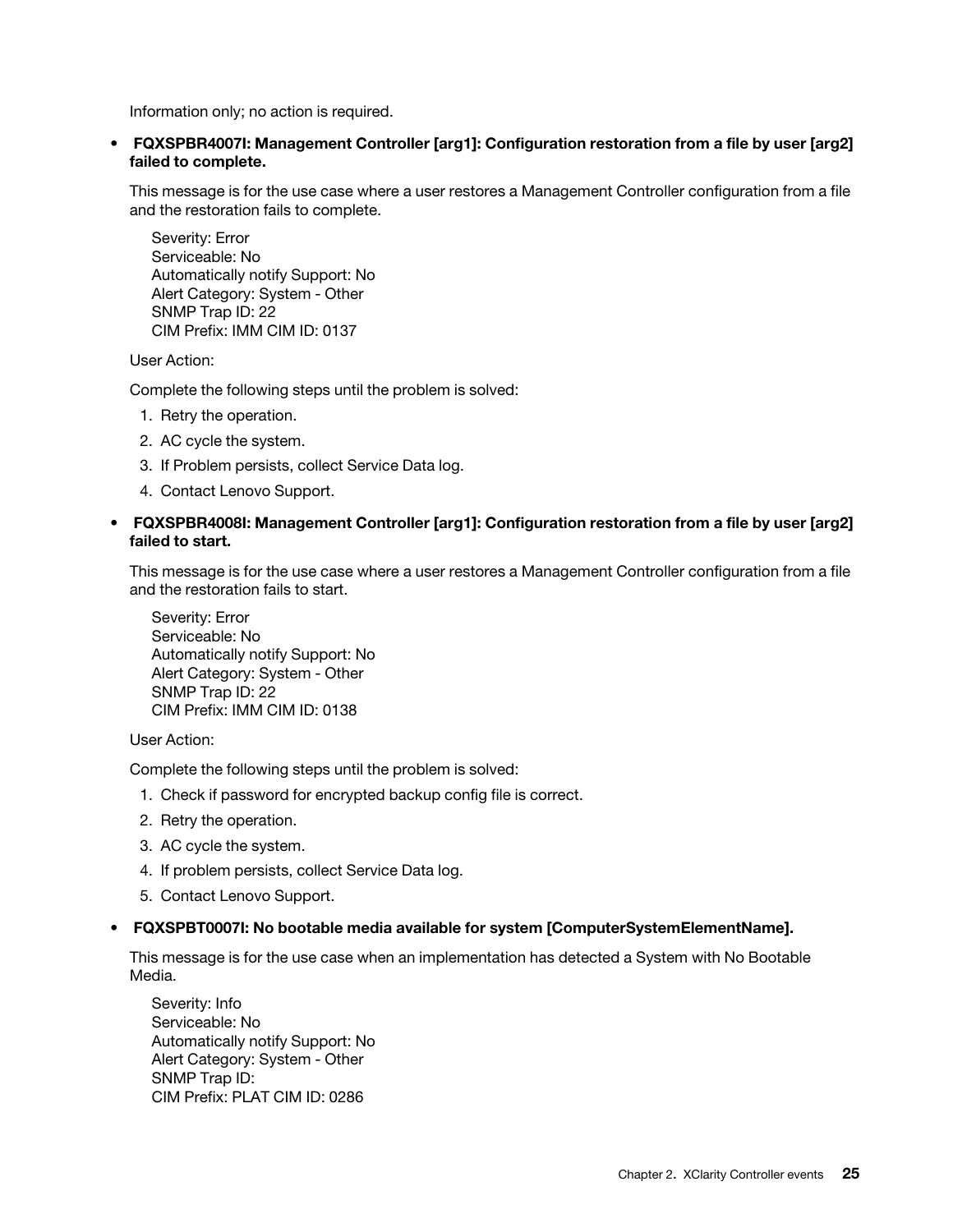Information only; no action is required.

- **FQXSPBR4007I: Management Controller [arg1]: Configuration restoration from a file by user [arg2] failed to complete.**

  This message is for the use case where a user restores a Management Controller configuration from a file and the restoration fails to complete.

  Severity: Error
  Serviceable: No
  Automatically notify Support: No
  Alert Category: System - Other
  SNMP Trap ID: 22
  CIM Prefix: IMM CIM ID: 0137

  User Action:

  Complete the following steps until the problem is solved:

  1. Retry the operation.
  2. AC cycle the system.
  3. If Problem persists, collect Service Data log.
  4. Contact Lenovo Support.

- **FQXSPBR4008I: Management Controller [arg1]: Configuration restoration from a file by user [arg2] failed to start.**

  This message is for the use case where a user restores a Management Controller configuration from a file and the restoration fails to start.

  Severity: Error
  Serviceable: No
  Automatically notify Support: No
  Alert Category: System - Other
  SNMP Trap ID: 22
  CIM Prefix: IMM CIM ID: 0138

  User Action:

  Complete the following steps until the problem is solved:

  1. Check if password for encrypted backup config file is correct.
  2. Retry the operation.
  3. AC cycle the system.
  4. If problem persists, collect Service Data log.
  5. Contact Lenovo Support.

- **FQXSPBT0007I: No bootable media available for system [ComputerSystemElementName].**

  This message is for the use case when an implementation has detected a System with No Bootable Media.

  Severity: Info
  Serviceable: No
  Automatically notify Support: No
  Alert Category: System - Other
  SNMP Trap ID:
  CIM Prefix: PLAT CIM ID: 0286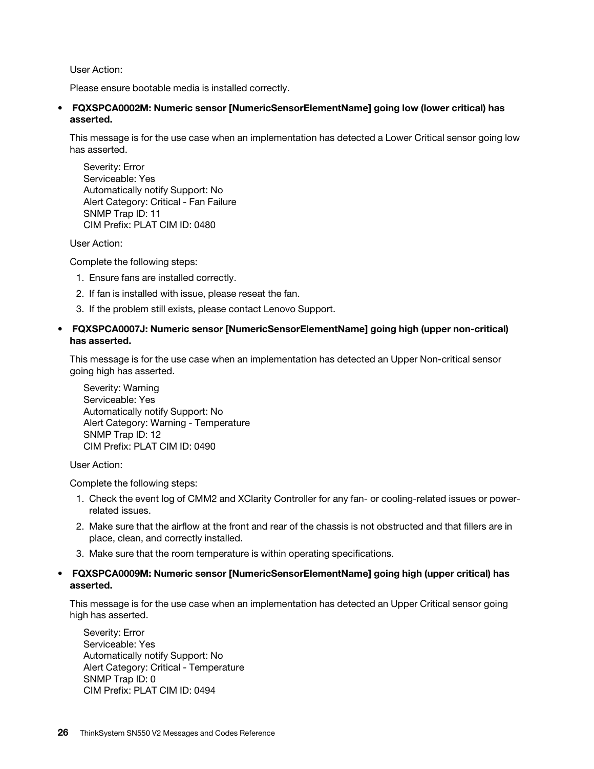User Action:

Please ensure bootable media is installed correctly.

- **FQXSPCA0002M: Numeric sensor [NumericSensorElementName] going low (lower critical) has asserted.**

  This message is for the use case when an implementation has detected a Lower Critical sensor going low has asserted.

  Severity: Error
  Serviceable: Yes
  Automatically notify Support: No
  Alert Category: Critical - Fan Failure
  SNMP Trap ID: 11
  CIM Prefix: PLAT CIM ID: 0480

  User Action:

  Complete the following steps:

  1. Ensure fans are installed correctly.
  2. If fan is installed with issue, please reseat the fan.
  3. If the problem still exists, please contact Lenovo Support.

- **FQXSPCA0007J: Numeric sensor [NumericSensorElementName] going high (upper non-critical) has asserted.**

  This message is for the use case when an implementation has detected an Upper Non-critical sensor going high has asserted.

  Severity: Warning
  Serviceable: Yes
  Automatically notify Support: No
  Alert Category: Warning - Temperature
  SNMP Trap ID: 12
  CIM Prefix: PLAT CIM ID: 0490

  User Action:

  Complete the following steps:

  1. Check the event log of CMM2 and XClarity Controller for any fan- or cooling-related issues or power-related issues.
  2. Make sure that the airflow at the front and rear of the chassis is not obstructed and that fillers are in place, clean, and correctly installed.
  3. Make sure that the room temperature is within operating specifications.

- **FQXSPCA0009M: Numeric sensor [NumericSensorElementName] going high (upper critical) has asserted.**

  This message is for the use case when an implementation has detected an Upper Critical sensor going high has asserted.

  Severity: Error
  Serviceable: Yes
  Automatically notify Support: No
  Alert Category: Critical - Temperature
  SNMP Trap ID: 0
  CIM Prefix: PLAT CIM ID: 0494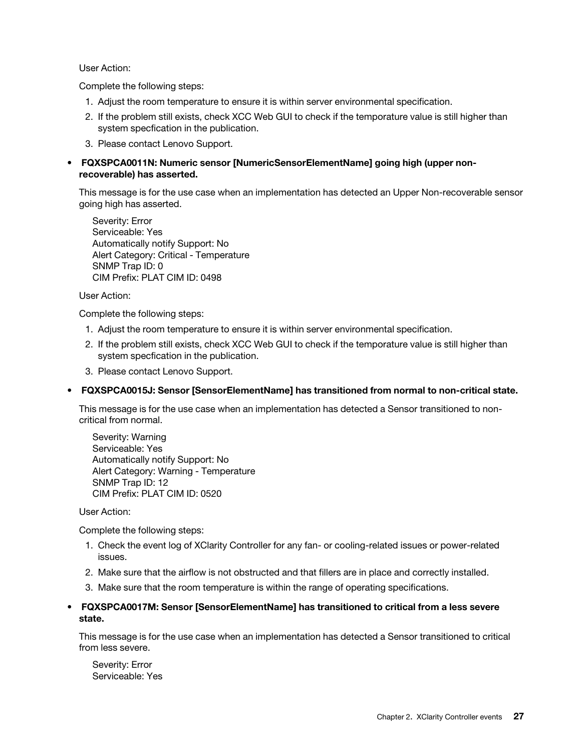User Action:

Complete the following steps:

1. Adjust the room temperature to ensure it is within server environmental specification.
2. If the problem still exists, check XCC Web GUI to check if the temporature value is still higher than system specfication in the publication.
3. Please contact Lenovo Support.

- **FQXSPCA0011N: Numeric sensor [NumericSensorElementName] going high (upper non-recoverable) has asserted.**

  This message is for the use case when an implementation has detected an Upper Non-recoverable sensor going high has asserted.

  Severity: Error
  Serviceable: Yes
  Automatically notify Support: No
  Alert Category: Critical - Temperature
  SNMP Trap ID: 0
  CIM Prefix: PLAT CIM ID: 0498

  User Action:

  Complete the following steps:

  1. Adjust the room temperature to ensure it is within server environmental specification.
  2. If the problem still exists, check XCC Web GUI to check if the temporature value is still higher than system specfication in the publication.
  3. Please contact Lenovo Support.

- **FQXSPCA0015J: Sensor [SensorElementName] has transitioned from normal to non-critical state.**

  This message is for the use case when an implementation has detected a Sensor transitioned to non-critical from normal.

  Severity: Warning
  Serviceable: Yes
  Automatically notify Support: No
  Alert Category: Warning - Temperature
  SNMP Trap ID: 12
  CIM Prefix: PLAT CIM ID: 0520

  User Action:

  Complete the following steps:

  1. Check the event log of XClarity Controller for any fan- or cooling-related issues or power-related issues.
  2. Make sure that the airflow is not obstructed and that fillers are in place and correctly installed.
  3. Make sure that the room temperature is within the range of operating specifications.

- **FQXSPCA0017M: Sensor [SensorElementName] has transitioned to critical from a less severe state.**

  This message is for the use case when an implementation has detected a Sensor transitioned to critical from less severe.

  Severity: Error
  Serviceable: Yes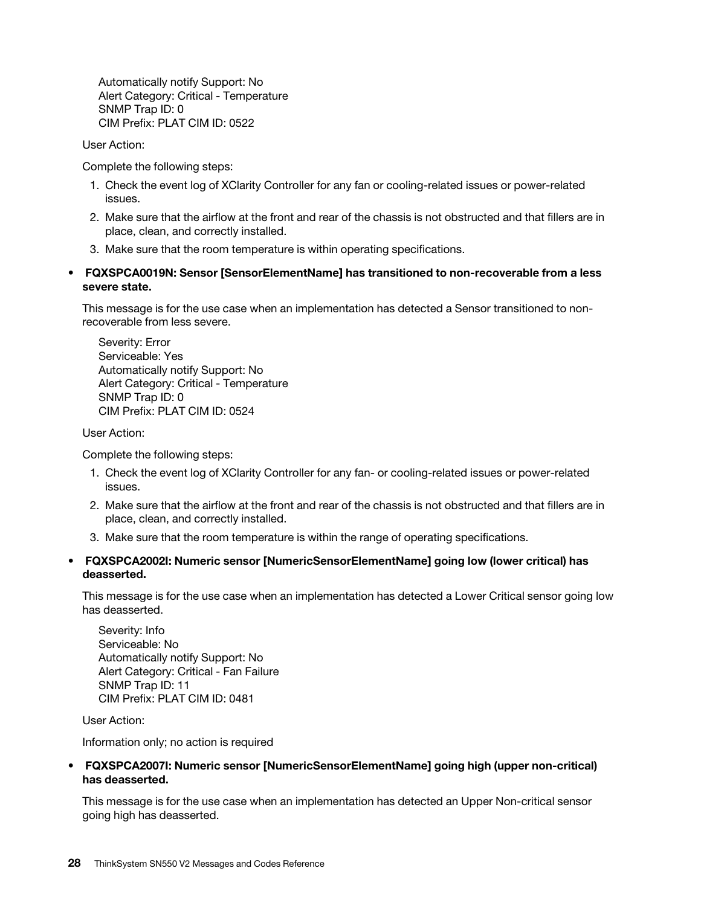Automatically notify Support: No
Alert Category: Critical - Temperature
SNMP Trap ID: 0
CIM Prefix: PLAT CIM ID: 0522

User Action:

Complete the following steps:

1. Check the event log of XClarity Controller for any fan or cooling-related issues or power-related issues.
2. Make sure that the airflow at the front and rear of the chassis is not obstructed and that fillers are in place, clean, and correctly installed.
3. Make sure that the room temperature is within operating specifications.

- **FQXSPCA0019N: Sensor [SensorElementName] has transitioned to non-recoverable from a less severe state.**

  This message is for the use case when an implementation has detected a Sensor transitioned to non-recoverable from less severe.

  Severity: Error
  Serviceable: Yes
  Automatically notify Support: No
  Alert Category: Critical - Temperature
  SNMP Trap ID: 0
  CIM Prefix: PLAT CIM ID: 0524

  User Action:

  Complete the following steps:

  1. Check the event log of XClarity Controller for any fan- or cooling-related issues or power-related issues.
  2. Make sure that the airflow at the front and rear of the chassis is not obstructed and that fillers are in place, clean, and correctly installed.
  3. Make sure that the room temperature is within the range of operating specifications.

- **FQXSPCA2002I: Numeric sensor [NumericSensorElementName] going low (lower critical) has deasserted.**

  This message is for the use case when an implementation has detected a Lower Critical sensor going low has deasserted.

  Severity: Info
  Serviceable: No
  Automatically notify Support: No
  Alert Category: Critical - Fan Failure
  SNMP Trap ID: 11
  CIM Prefix: PLAT CIM ID: 0481

  User Action:

  Information only; no action is required

- **FQXSPCA2007I: Numeric sensor [NumericSensorElementName] going high (upper non-critical) has deasserted.**

  This message is for the use case when an implementation has detected an Upper Non-critical sensor going high has deasserted.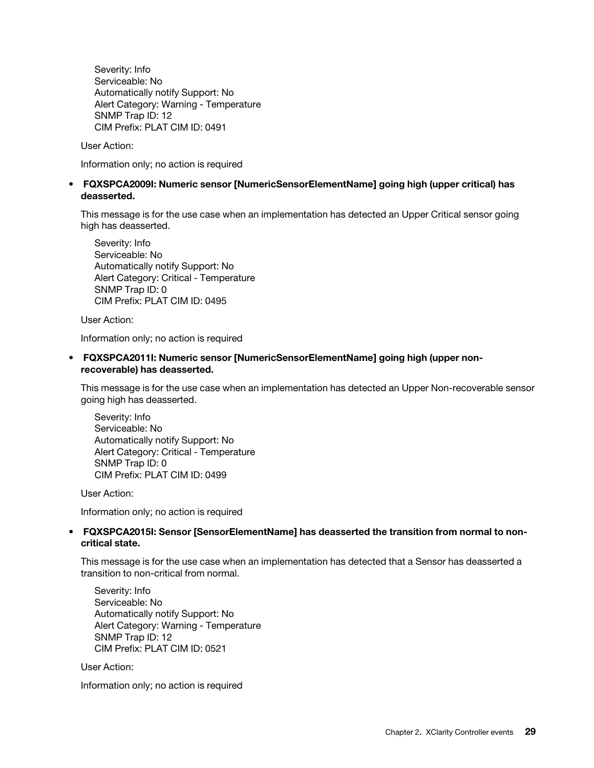Severity: Info
Serviceable: No
Automatically notify Support: No
Alert Category: Warning - Temperature
SNMP Trap ID: 12
CIM Prefix: PLAT CIM ID: 0491

User Action:

Information only; no action is required

- **FQXSPCA2009I: Numeric sensor [NumericSensorElementName] going high (upper critical) has deasserted.**

  This message is for the use case when an implementation has detected an Upper Critical sensor going high has deasserted.

  Severity: Info
  Serviceable: No
  Automatically notify Support: No
  Alert Category: Critical - Temperature
  SNMP Trap ID: 0
  CIM Prefix: PLAT CIM ID: 0495

  User Action:

  Information only; no action is required

- **FQXSPCA2011I: Numeric sensor [NumericSensorElementName] going high (upper non-recoverable) has deasserted.**

  This message is for the use case when an implementation has detected an Upper Non-recoverable sensor going high has deasserted.

  Severity: Info
  Serviceable: No
  Automatically notify Support: No
  Alert Category: Critical - Temperature
  SNMP Trap ID: 0
  CIM Prefix: PLAT CIM ID: 0499

  User Action:

  Information only; no action is required

- **FQXSPCA2015I: Sensor [SensorElementName] has deasserted the transition from normal to non-critical state.**

  This message is for the use case when an implementation has detected that a Sensor has deasserted a transition to non-critical from normal.

  Severity: Info
  Serviceable: No
  Automatically notify Support: No
  Alert Category: Warning - Temperature
  SNMP Trap ID: 12
  CIM Prefix: PLAT CIM ID: 0521

  User Action:

  Information only; no action is required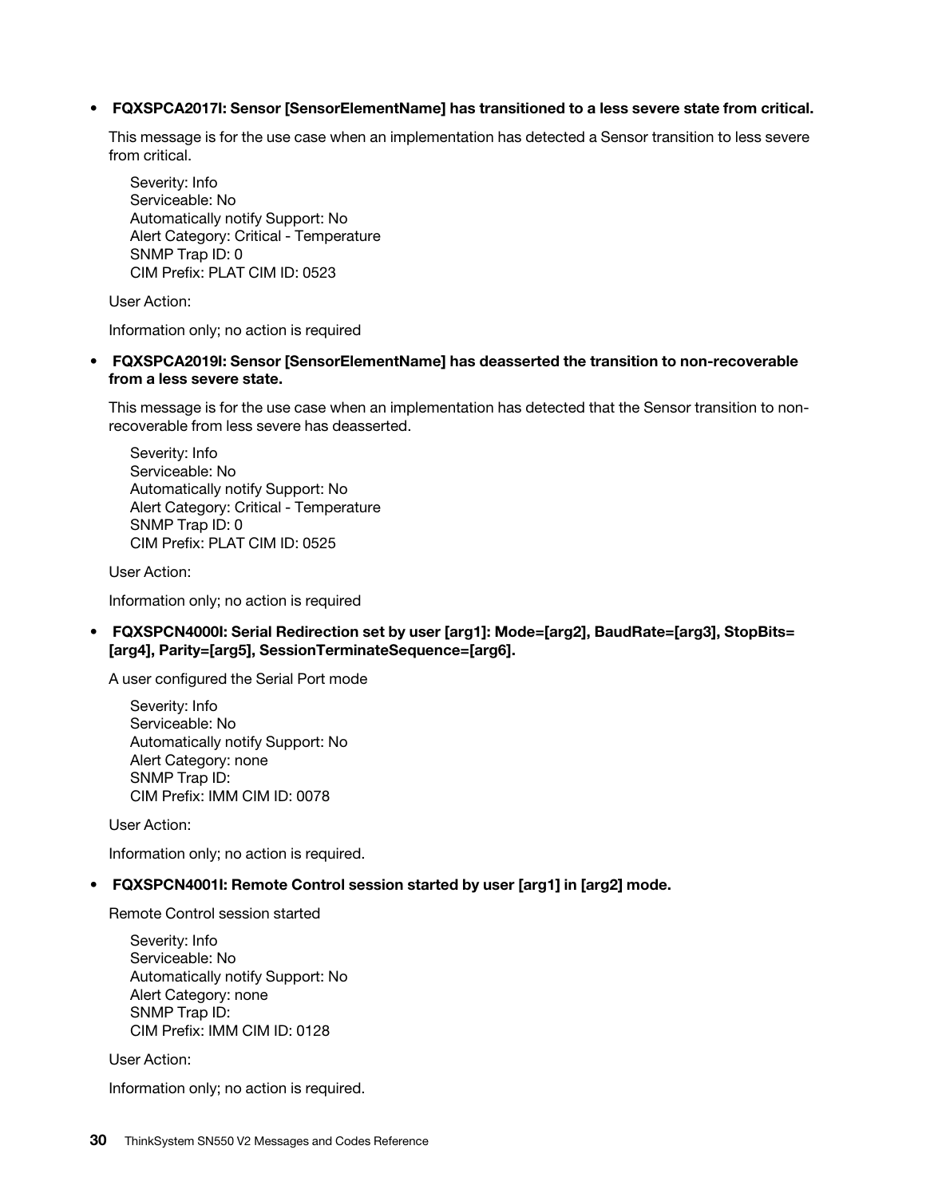- **FQXSPCA2017I: Sensor [SensorElementName] has transitioned to a less severe state from critical.**

  This message is for the use case when an implementation has detected a Sensor transition to less severe from critical.

  Severity: Info
  Serviceable: No
  Automatically notify Support: No
  Alert Category: Critical - Temperature
  SNMP Trap ID: 0
  CIM Prefix: PLAT CIM ID: 0523

  User Action:

  Information only; no action is required

- **FQXSPCA2019I: Sensor [SensorElementName] has deasserted the transition to non-recoverable from a less severe state.**

  This message is for the use case when an implementation has detected that the Sensor transition to non-recoverable from less severe has deasserted.

  Severity: Info
  Serviceable: No
  Automatically notify Support: No
  Alert Category: Critical - Temperature
  SNMP Trap ID: 0
  CIM Prefix: PLAT CIM ID: 0525

  User Action:

  Information only; no action is required

- **FQXSPCN4000I: Serial Redirection set by user [arg1]: Mode=[arg2], BaudRate=[arg3], StopBits=[arg4], Parity=[arg5], SessionTerminateSequence=[arg6].**

  A user configured the Serial Port mode

  Severity: Info
  Serviceable: No
  Automatically notify Support: No
  Alert Category: none
  SNMP Trap ID:
  CIM Prefix: IMM CIM ID: 0078

  User Action:

  Information only; no action is required.

- **FQXSPCN4001I: Remote Control session started by user [arg1] in [arg2] mode.**

  Remote Control session started

  Severity: Info
  Serviceable: No
  Automatically notify Support: No
  Alert Category: none
  SNMP Trap ID:
  CIM Prefix: IMM CIM ID: 0128

  User Action:

  Information only; no action is required.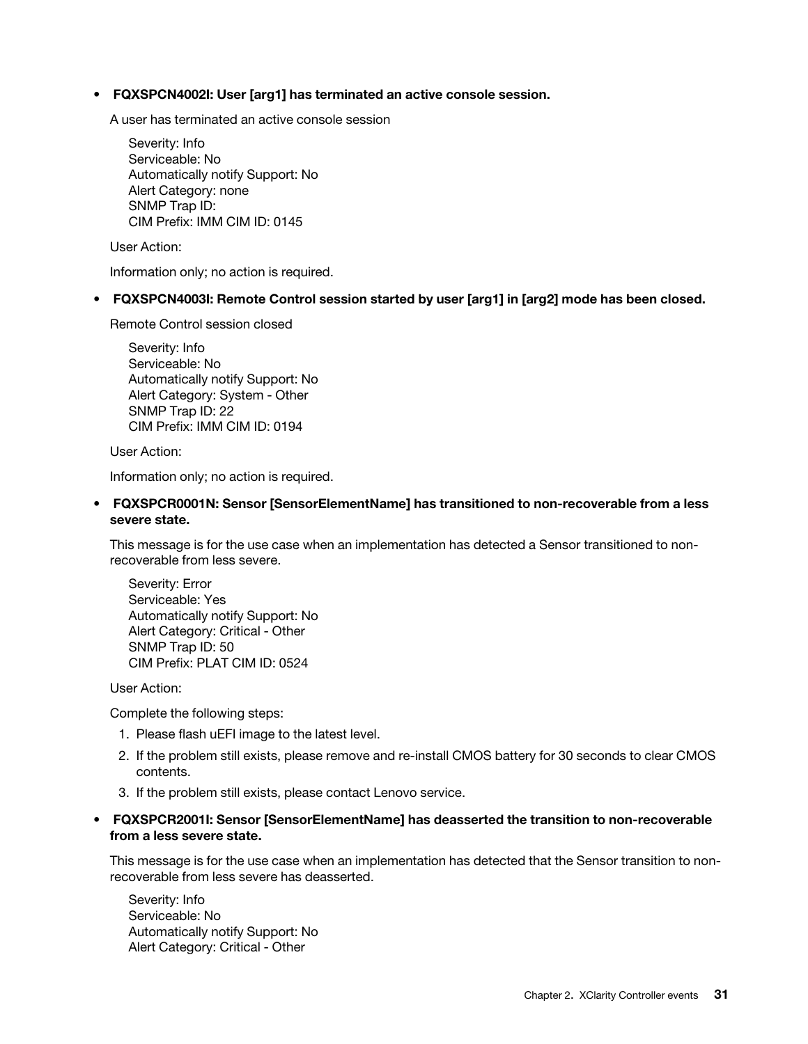- **FQXSPCN4002I: User [arg1] has terminated an active console session.**

  A user has terminated an active console session

  Severity: Info
  Serviceable: No
  Automatically notify Support: No
  Alert Category: none
  SNMP Trap ID:
  CIM Prefix: IMM CIM ID: 0145

  User Action:

  Information only; no action is required.

- **FQXSPCN4003I: Remote Control session started by user [arg1] in [arg2] mode has been closed.**

  Remote Control session closed

  Severity: Info
  Serviceable: No
  Automatically notify Support: No
  Alert Category: System - Other
  SNMP Trap ID: 22
  CIM Prefix: IMM CIM ID: 0194

  User Action:

  Information only; no action is required.

- **FQXSPCR0001N: Sensor [SensorElementName] has transitioned to non-recoverable from a less severe state.**

  This message is for the use case when an implementation has detected a Sensor transitioned to non-recoverable from less severe.

  Severity: Error
  Serviceable: Yes
  Automatically notify Support: No
  Alert Category: Critical - Other
  SNMP Trap ID: 50
  CIM Prefix: PLAT CIM ID: 0524

  User Action:

  Complete the following steps:

  1. Please flash uEFI image to the latest level.
  2. If the problem still exists, please remove and re-install CMOS battery for 30 seconds to clear CMOS contents.
  3. If the problem still exists, please contact Lenovo service.

- **FQXSPCR2001I: Sensor [SensorElementName] has deasserted the transition to non-recoverable from a less severe state.**

  This message is for the use case when an implementation has detected that the Sensor transition to non-recoverable from less severe has deasserted.

  Severity: Info
  Serviceable: No
  Automatically notify Support: No
  Alert Category: Critical - Other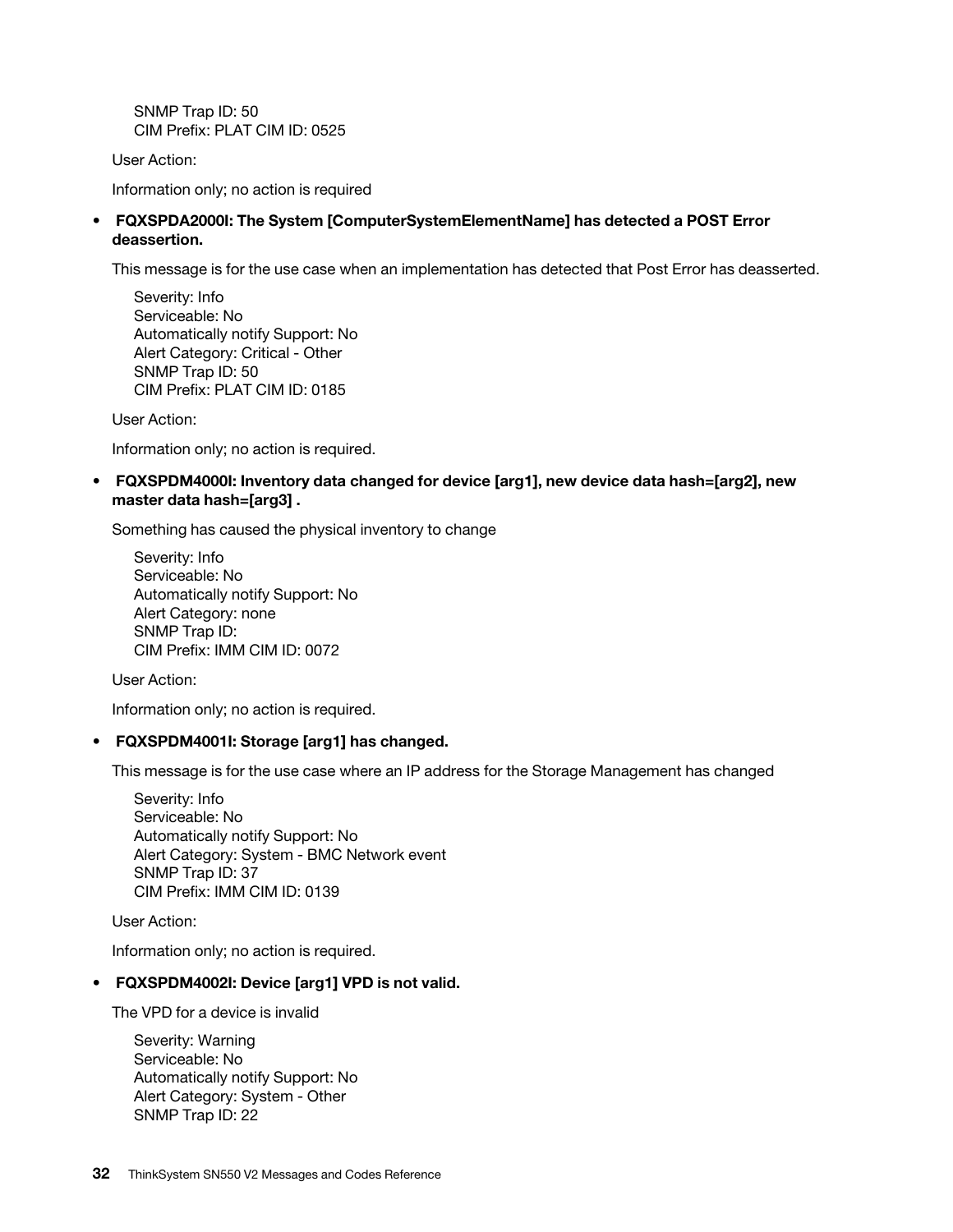SNMP Trap ID: 50
CIM Prefix: PLAT CIM ID: 0525

User Action:

Information only; no action is required

- **FQXSPDA2000I: The System [ComputerSystemElementName] has detected a POST Error deassertion.**

  This message is for the use case when an implementation has detected that Post Error has deasserted.

  Severity: Info
  Serviceable: No
  Automatically notify Support: No
  Alert Category: Critical - Other
  SNMP Trap ID: 50
  CIM Prefix: PLAT CIM ID: 0185

  User Action:

  Information only; no action is required.

- **FQXSPDM4000I: Inventory data changed for device [arg1], new device data hash=[arg2], new master data hash=[arg3] .**

  Something has caused the physical inventory to change

  Severity: Info
  Serviceable: No
  Automatically notify Support: No
  Alert Category: none
  SNMP Trap ID:
  CIM Prefix: IMM CIM ID: 0072

  User Action:

  Information only; no action is required.

- **FQXSPDM4001I: Storage [arg1] has changed.**

  This message is for the use case where an IP address for the Storage Management has changed

  Severity: Info
  Serviceable: No
  Automatically notify Support: No
  Alert Category: System - BMC Network event
  SNMP Trap ID: 37
  CIM Prefix: IMM CIM ID: 0139

  User Action:

  Information only; no action is required.

- **FQXSPDM4002I: Device [arg1] VPD is not valid.**

  The VPD for a device is invalid

  Severity: Warning
  Serviceable: No
  Automatically notify Support: No
  Alert Category: System - Other
  SNMP Trap ID: 22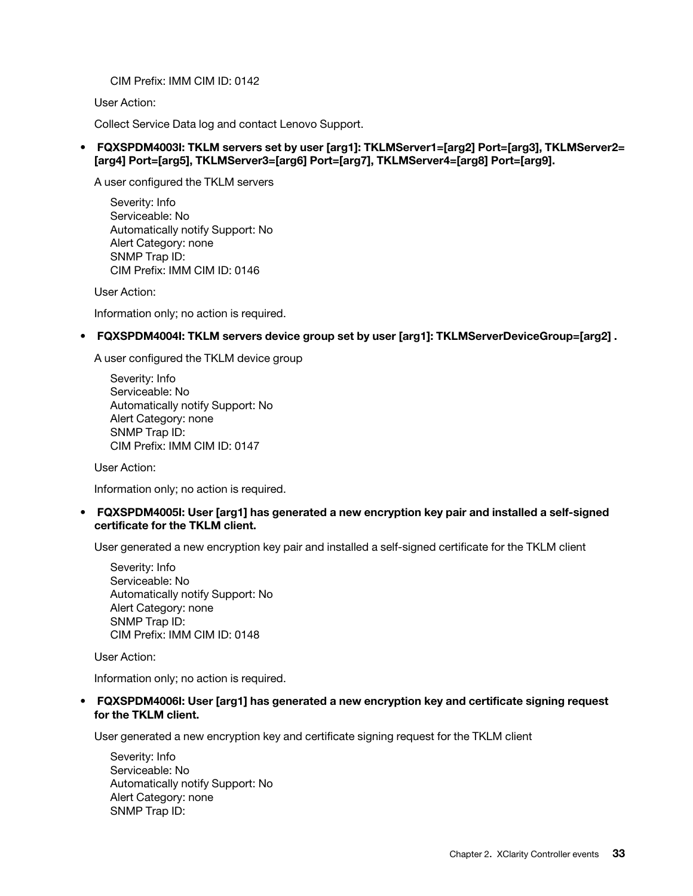CIM Prefix: IMM CIM ID: 0142

User Action:

Collect Service Data log and contact Lenovo Support.

- **FQXSPDM4003I: TKLM servers set by user [arg1]: TKLMServer1=[arg2] Port=[arg3], TKLMServer2=[arg4] Port=[arg5], TKLMServer3=[arg6] Port=[arg7], TKLMServer4=[arg8] Port=[arg9].**

  A user configured the TKLM servers

  Severity: Info
  Serviceable: No
  Automatically notify Support: No
  Alert Category: none
  SNMP Trap ID:
  CIM Prefix: IMM CIM ID: 0146

  User Action:

  Information only; no action is required.

- **FQXSPDM4004I: TKLM servers device group set by user [arg1]: TKLMServerDeviceGroup=[arg2] .**

  A user configured the TKLM device group

  Severity: Info
  Serviceable: No
  Automatically notify Support: No
  Alert Category: none
  SNMP Trap ID:
  CIM Prefix: IMM CIM ID: 0147

  User Action:

  Information only; no action is required.

- **FQXSPDM4005I: User [arg1] has generated a new encryption key pair and installed a self-signed certificate for the TKLM client.**

  User generated a new encryption key pair and installed a self-signed certificate for the TKLM client

  Severity: Info
  Serviceable: No
  Automatically notify Support: No
  Alert Category: none
  SNMP Trap ID:
  CIM Prefix: IMM CIM ID: 0148

  User Action:

  Information only; no action is required.

- **FQXSPDM4006I: User [arg1] has generated a new encryption key and certificate signing request for the TKLM client.**

  User generated a new encryption key and certificate signing request for the TKLM client

  Severity: Info
  Serviceable: No
  Automatically notify Support: No
  Alert Category: none
  SNMP Trap ID: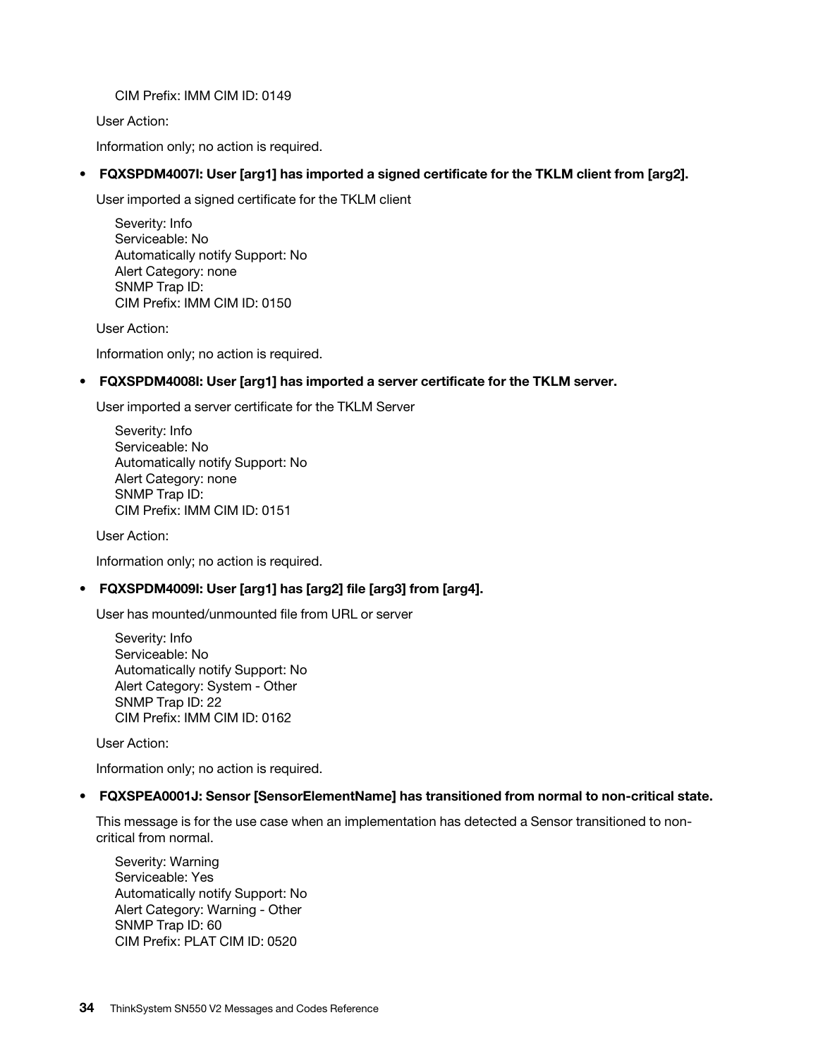CIM Prefix: IMM CIM ID: 0149

User Action:

Information only; no action is required.

- **FQXSPDM4007I: User [arg1] has imported a signed certificate for the TKLM client from [arg2].**

  User imported a signed certificate for the TKLM client

  Severity: Info
  Serviceable: No
  Automatically notify Support: No
  Alert Category: none
  SNMP Trap ID:
  CIM Prefix: IMM CIM ID: 0150

  User Action:

  Information only; no action is required.

- **FQXSPDM4008I: User [arg1] has imported a server certificate for the TKLM server.**

  User imported a server certificate for the TKLM Server

  Severity: Info
  Serviceable: No
  Automatically notify Support: No
  Alert Category: none
  SNMP Trap ID:
  CIM Prefix: IMM CIM ID: 0151

  User Action:

  Information only; no action is required.

- **FQXSPDM4009I: User [arg1] has [arg2] file [arg3] from [arg4].**

  User has mounted/unmounted file from URL or server

  Severity: Info
  Serviceable: No
  Automatically notify Support: No
  Alert Category: System - Other
  SNMP Trap ID: 22
  CIM Prefix: IMM CIM ID: 0162

  User Action:

  Information only; no action is required.

- **FQXSPEA0001J: Sensor [SensorElementName] has transitioned from normal to non-critical state.**

  This message is for the use case when an implementation has detected a Sensor transitioned to non-critical from normal.

  Severity: Warning
  Serviceable: Yes
  Automatically notify Support: No
  Alert Category: Warning - Other
  SNMP Trap ID: 60
  CIM Prefix: PLAT CIM ID: 0520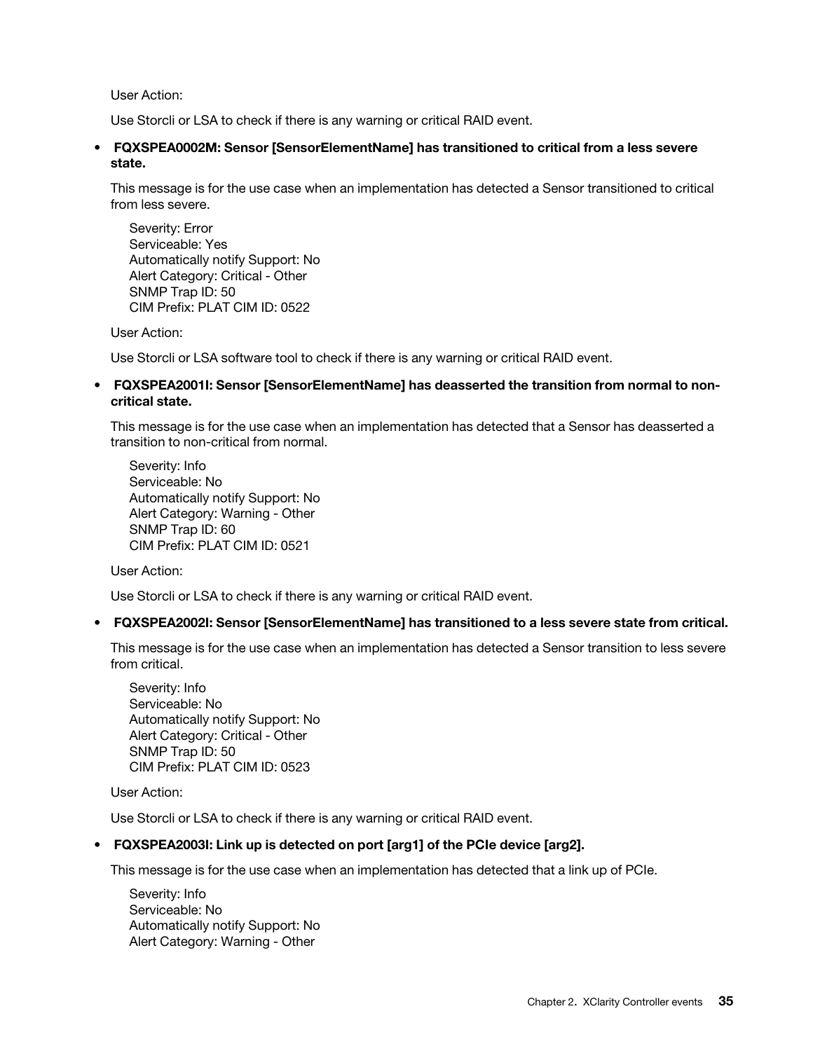User Action:

Use Storcli or LSA to check if there is any warning or critical RAID event.

- **FQXSPEA0002M: Sensor [SensorElementName] has transitioned to critical from a less severe state.**

  This message is for the use case when an implementation has detected a Sensor transitioned to critical from less severe.

  Severity: Error
  Serviceable: Yes
  Automatically notify Support: No
  Alert Category: Critical - Other
  SNMP Trap ID: 50
  CIM Prefix: PLAT CIM ID: 0522

  User Action:

  Use Storcli or LSA software tool to check if there is any warning or critical RAID event.

- **FQXSPEA2001I: Sensor [SensorElementName] has deasserted the transition from normal to non-critical state.**

  This message is for the use case when an implementation has detected that a Sensor has deasserted a transition to non-critical from normal.

  Severity: Info
  Serviceable: No
  Automatically notify Support: No
  Alert Category: Warning - Other
  SNMP Trap ID: 60
  CIM Prefix: PLAT CIM ID: 0521

  User Action:

  Use Storcli or LSA to check if there is any warning or critical RAID event.

- **FQXSPEA2002I: Sensor [SensorElementName] has transitioned to a less severe state from critical.**

  This message is for the use case when an implementation has detected a Sensor transition to less severe from critical.

  Severity: Info
  Serviceable: No
  Automatically notify Support: No
  Alert Category: Critical - Other
  SNMP Trap ID: 50
  CIM Prefix: PLAT CIM ID: 0523

  User Action:

  Use Storcli or LSA to check if there is any warning or critical RAID event.

- **FQXSPEA2003I: Link up is detected on port [arg1] of the PCIe device [arg2].**

  This message is for the use case when an implementation has detected that a link up of PCIe.

  Severity: Info
  Serviceable: No
  Automatically notify Support: No
  Alert Category: Warning - Other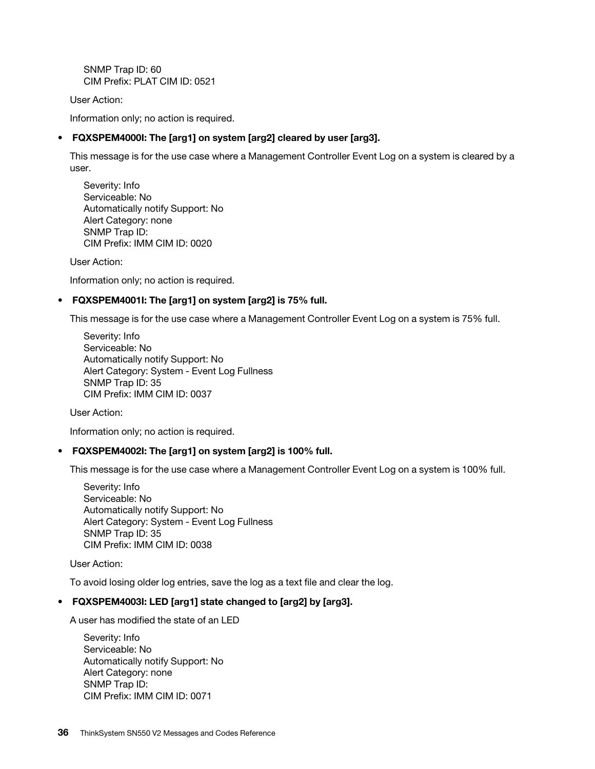SNMP Trap ID: 60
CIM Prefix: PLAT CIM ID: 0521

User Action:

Information only; no action is required.

- **FQXSPEM4000I: The [arg1] on system [arg2] cleared by user [arg3].**

  This message is for the use case where a Management Controller Event Log on a system is cleared by a user.

  Severity: Info
  Serviceable: No
  Automatically notify Support: No
  Alert Category: none
  SNMP Trap ID:
  CIM Prefix: IMM CIM ID: 0020

  User Action:

  Information only; no action is required.

- **FQXSPEM4001I: The [arg1] on system [arg2] is 75% full.**

  This message is for the use case where a Management Controller Event Log on a system is 75% full.

  Severity: Info
  Serviceable: No
  Automatically notify Support: No
  Alert Category: System - Event Log Fullness
  SNMP Trap ID: 35
  CIM Prefix: IMM CIM ID: 0037

  User Action:

  Information only; no action is required.

- **FQXSPEM4002I: The [arg1] on system [arg2] is 100% full.**

  This message is for the use case where a Management Controller Event Log on a system is 100% full.

  Severity: Info
  Serviceable: No
  Automatically notify Support: No
  Alert Category: System - Event Log Fullness
  SNMP Trap ID: 35
  CIM Prefix: IMM CIM ID: 0038

  User Action:

  To avoid losing older log entries, save the log as a text file and clear the log.

- **FQXSPEM4003I: LED [arg1] state changed to [arg2] by [arg3].**

  A user has modified the state of an LED

  Severity: Info
  Serviceable: No
  Automatically notify Support: No
  Alert Category: none
  SNMP Trap ID:
  CIM Prefix: IMM CIM ID: 0071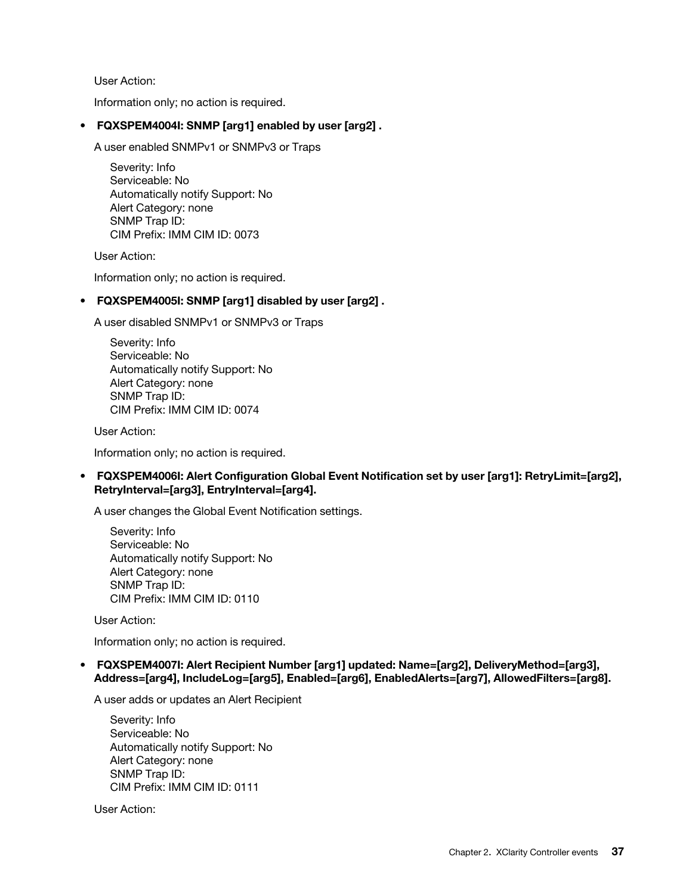User Action:

Information only; no action is required.

- **FQXSPEM4004I: SNMP [arg1] enabled by user [arg2] .**

  A user enabled SNMPv1 or SNMPv3 or Traps

  Severity: Info
  Serviceable: No
  Automatically notify Support: No
  Alert Category: none
  SNMP Trap ID:
  CIM Prefix: IMM CIM ID: 0073

  User Action:

  Information only; no action is required.

- **FQXSPEM4005I: SNMP [arg1] disabled by user [arg2] .**

  A user disabled SNMPv1 or SNMPv3 or Traps

  Severity: Info
  Serviceable: No
  Automatically notify Support: No
  Alert Category: none
  SNMP Trap ID:
  CIM Prefix: IMM CIM ID: 0074

  User Action:

  Information only; no action is required.

- **FQXSPEM4006I: Alert Configuration Global Event Notification set by user [arg1]: RetryLimit=[arg2], RetryInterval=[arg3], EntryInterval=[arg4].**

  A user changes the Global Event Notification settings.

  Severity: Info
  Serviceable: No
  Automatically notify Support: No
  Alert Category: none
  SNMP Trap ID:
  CIM Prefix: IMM CIM ID: 0110

  User Action:

  Information only; no action is required.

- **FQXSPEM4007I: Alert Recipient Number [arg1] updated: Name=[arg2], DeliveryMethod=[arg3], Address=[arg4], IncludeLog=[arg5], Enabled=[arg6], EnabledAlerts=[arg7], AllowedFilters=[arg8].**

  A user adds or updates an Alert Recipient

  Severity: Info
  Serviceable: No
  Automatically notify Support: No
  Alert Category: none
  SNMP Trap ID:
  CIM Prefix: IMM CIM ID: 0111

  User Action: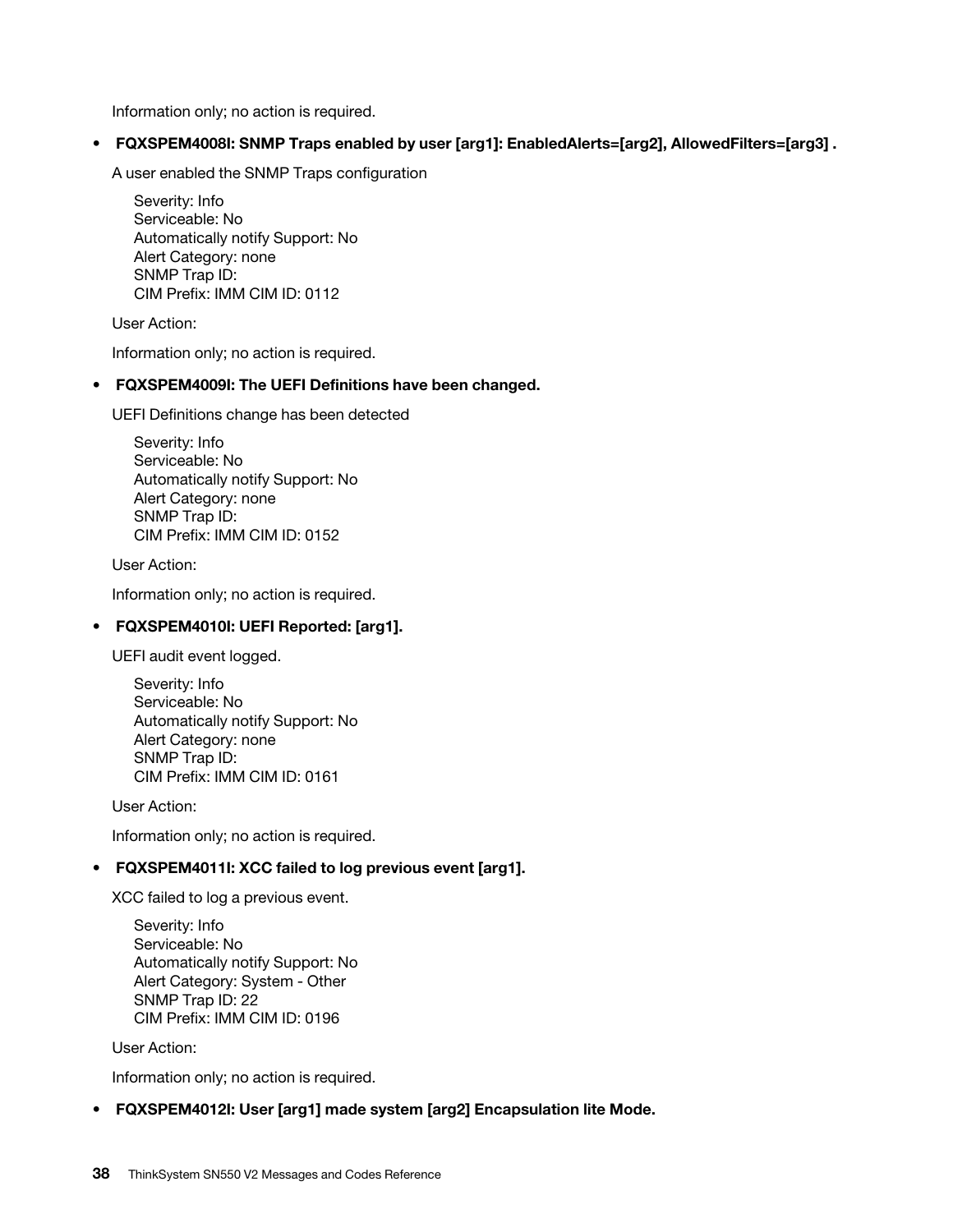Information only; no action is required.

- **FQXSPEM4008I: SNMP Traps enabled by user [arg1]: EnabledAlerts=[arg2], AllowedFilters=[arg3] .**

  A user enabled the SNMP Traps configuration

  Severity: Info
  Serviceable: No
  Automatically notify Support: No
  Alert Category: none
  SNMP Trap ID:
  CIM Prefix: IMM CIM ID: 0112

  User Action:

  Information only; no action is required.

- **FQXSPEM4009I: The UEFI Definitions have been changed.**

  UEFI Definitions change has been detected

  Severity: Info
  Serviceable: No
  Automatically notify Support: No
  Alert Category: none
  SNMP Trap ID:
  CIM Prefix: IMM CIM ID: 0152

  User Action:

  Information only; no action is required.

- **FQXSPEM4010I: UEFI Reported: [arg1].**

  UEFI audit event logged.

  Severity: Info
  Serviceable: No
  Automatically notify Support: No
  Alert Category: none
  SNMP Trap ID:
  CIM Prefix: IMM CIM ID: 0161

  User Action:

  Information only; no action is required.

- **FQXSPEM4011I: XCC failed to log previous event [arg1].**

  XCC failed to log a previous event.

  Severity: Info
  Serviceable: No
  Automatically notify Support: No
  Alert Category: System - Other
  SNMP Trap ID: 22
  CIM Prefix: IMM CIM ID: 0196

  User Action:

  Information only; no action is required.

- **FQXSPEM4012I: User [arg1] made system [arg2] Encapsulation lite Mode.**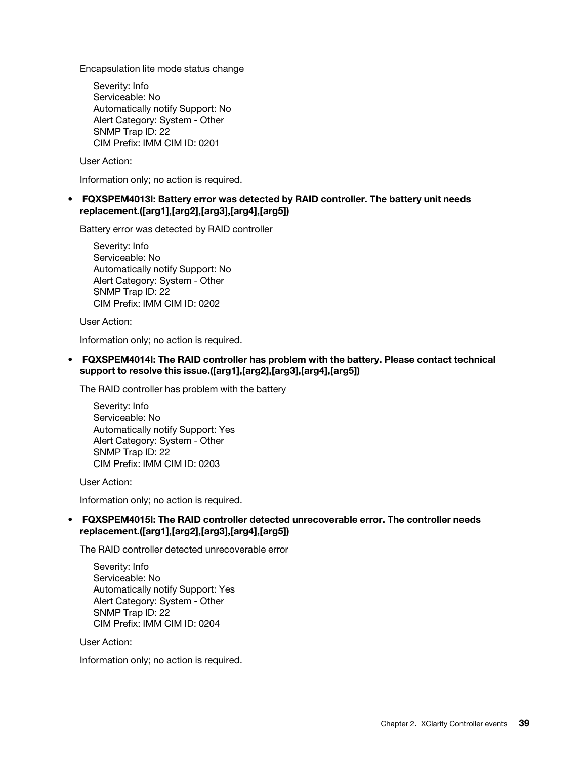Encapsulation lite mode status change

Severity: Info
Serviceable: No
Automatically notify Support: No
Alert Category: System - Other
SNMP Trap ID: 22
CIM Prefix: IMM CIM ID: 0201

User Action:

Information only; no action is required.

- **FQXSPEM4013I: Battery error was detected by RAID controller. The battery unit needs replacement.([arg1],[arg2],[arg3],[arg4],[arg5])**

  Battery error was detected by RAID controller

  Severity: Info
  Serviceable: No
  Automatically notify Support: No
  Alert Category: System - Other
  SNMP Trap ID: 22
  CIM Prefix: IMM CIM ID: 0202

  User Action:

  Information only; no action is required.

- **FQXSPEM4014I: The RAID controller has problem with the battery. Please contact technical support to resolve this issue.([arg1],[arg2],[arg3],[arg4],[arg5])**

  The RAID controller has problem with the battery

  Severity: Info
  Serviceable: No
  Automatically notify Support: Yes
  Alert Category: System - Other
  SNMP Trap ID: 22
  CIM Prefix: IMM CIM ID: 0203

  User Action:

  Information only; no action is required.

- **FQXSPEM4015I: The RAID controller detected unrecoverable error. The controller needs replacement.([arg1],[arg2],[arg3],[arg4],[arg5])**

  The RAID controller detected unrecoverable error

  Severity: Info
  Serviceable: No
  Automatically notify Support: Yes
  Alert Category: System - Other
  SNMP Trap ID: 22
  CIM Prefix: IMM CIM ID: 0204

  User Action:

  Information only; no action is required.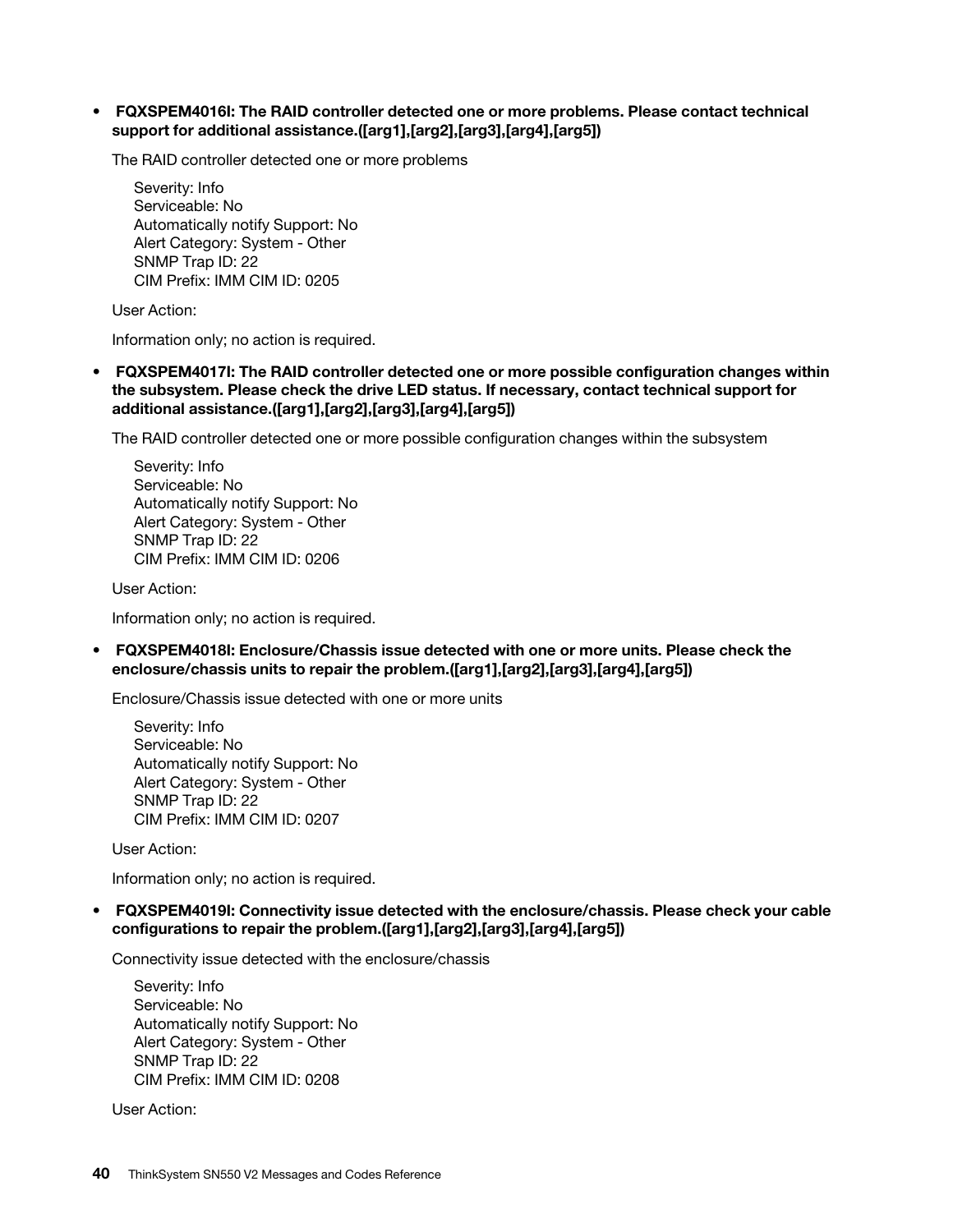- **FQXSPEM4016I: The RAID controller detected one or more problems. Please contact technical support for additional assistance.([arg1],[arg2],[arg3],[arg4],[arg5])**

  The RAID controller detected one or more problems

  Severity: Info
  Serviceable: No
  Automatically notify Support: No
  Alert Category: System - Other
  SNMP Trap ID: 22
  CIM Prefix: IMM CIM ID: 0205

  User Action:

  Information only; no action is required.

- **FQXSPEM4017I: The RAID controller detected one or more possible configuration changes within the subsystem. Please check the drive LED status. If necessary, contact technical support for additional assistance.([arg1],[arg2],[arg3],[arg4],[arg5])**

  The RAID controller detected one or more possible configuration changes within the subsystem

  Severity: Info
  Serviceable: No
  Automatically notify Support: No
  Alert Category: System - Other
  SNMP Trap ID: 22
  CIM Prefix: IMM CIM ID: 0206

  User Action:

  Information only; no action is required.

- **FQXSPEM4018I: Enclosure/Chassis issue detected with one or more units. Please check the enclosure/chassis units to repair the problem.([arg1],[arg2],[arg3],[arg4],[arg5])**

  Enclosure/Chassis issue detected with one or more units

  Severity: Info
  Serviceable: No
  Automatically notify Support: No
  Alert Category: System - Other
  SNMP Trap ID: 22
  CIM Prefix: IMM CIM ID: 0207

  User Action:

  Information only; no action is required.

- **FQXSPEM4019I: Connectivity issue detected with the enclosure/chassis. Please check your cable configurations to repair the problem.([arg1],[arg2],[arg3],[arg4],[arg5])**

  Connectivity issue detected with the enclosure/chassis

  Severity: Info
  Serviceable: No
  Automatically notify Support: No
  Alert Category: System - Other
  SNMP Trap ID: 22
  CIM Prefix: IMM CIM ID: 0208

  User Action: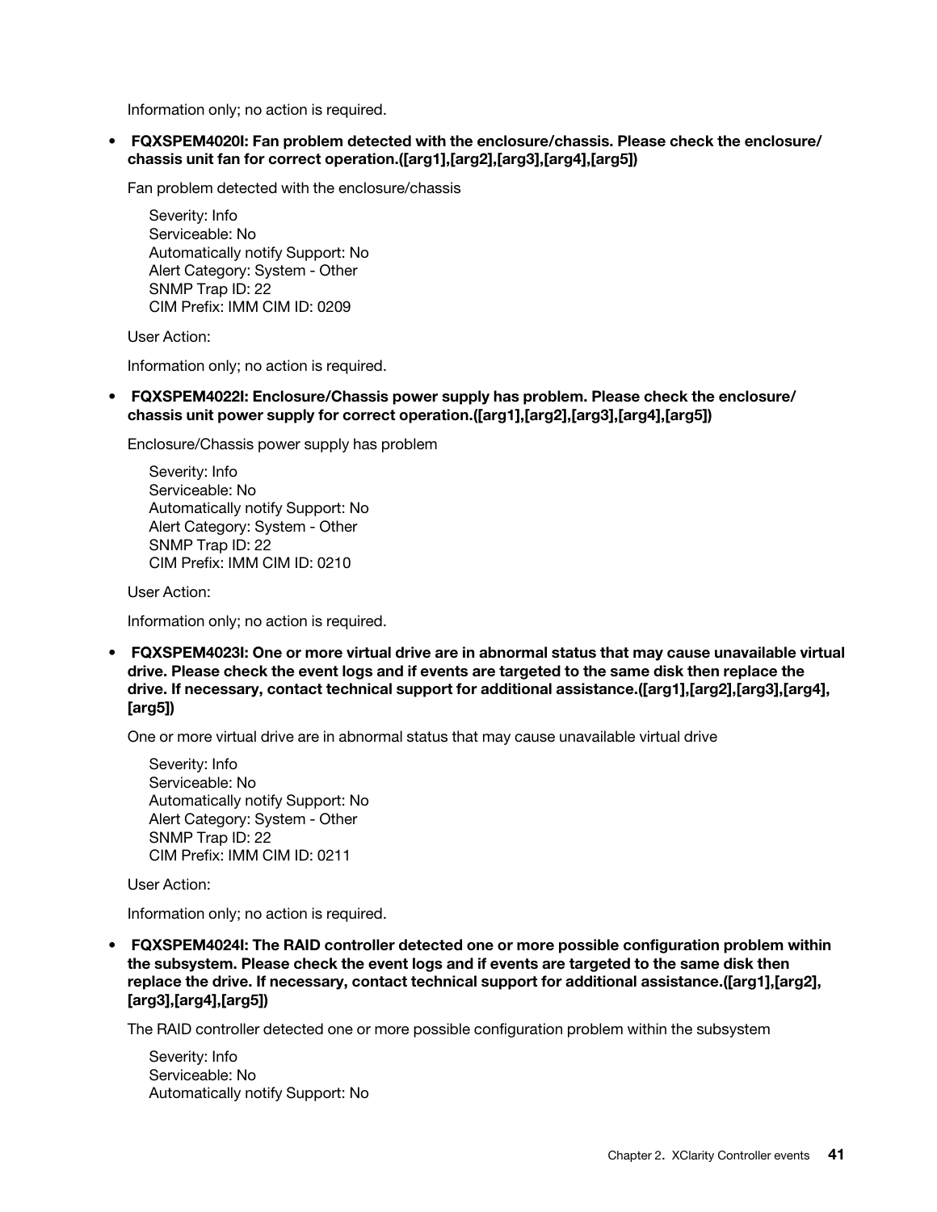Information only; no action is required.

- **FQXSPEM4020I: Fan problem detected with the enclosure/chassis. Please check the enclosure/chassis unit fan for correct operation.([arg1],[arg2],[arg3],[arg4],[arg5])**

  Fan problem detected with the enclosure/chassis

  Severity: Info
  Serviceable: No
  Automatically notify Support: No
  Alert Category: System - Other
  SNMP Trap ID: 22
  CIM Prefix: IMM CIM ID: 0209

  User Action:

  Information only; no action is required.

- **FQXSPEM4022I: Enclosure/Chassis power supply has problem. Please check the enclosure/chassis unit power supply for correct operation.([arg1],[arg2],[arg3],[arg4],[arg5])**

  Enclosure/Chassis power supply has problem

  Severity: Info
  Serviceable: No
  Automatically notify Support: No
  Alert Category: System - Other
  SNMP Trap ID: 22
  CIM Prefix: IMM CIM ID: 0210

  User Action:

  Information only; no action is required.

- **FQXSPEM4023I: One or more virtual drive are in abnormal status that may cause unavailable virtual drive. Please check the event logs and if events are targeted to the same disk then replace the drive. If necessary, contact technical support for additional assistance.([arg1],[arg2],[arg3],[arg4],[arg5])**

  One or more virtual drive are in abnormal status that may cause unavailable virtual drive

  Severity: Info
  Serviceable: No
  Automatically notify Support: No
  Alert Category: System - Other
  SNMP Trap ID: 22
  CIM Prefix: IMM CIM ID: 0211

  User Action:

  Information only; no action is required.

- **FQXSPEM4024I: The RAID controller detected one or more possible configuration problem within the subsystem. Please check the event logs and if events are targeted to the same disk then replace the drive. If necessary, contact technical support for additional assistance.([arg1],[arg2],[arg3],[arg4],[arg5])**

  The RAID controller detected one or more possible configuration problem within the subsystem

  Severity: Info
  Serviceable: No
  Automatically notify Support: No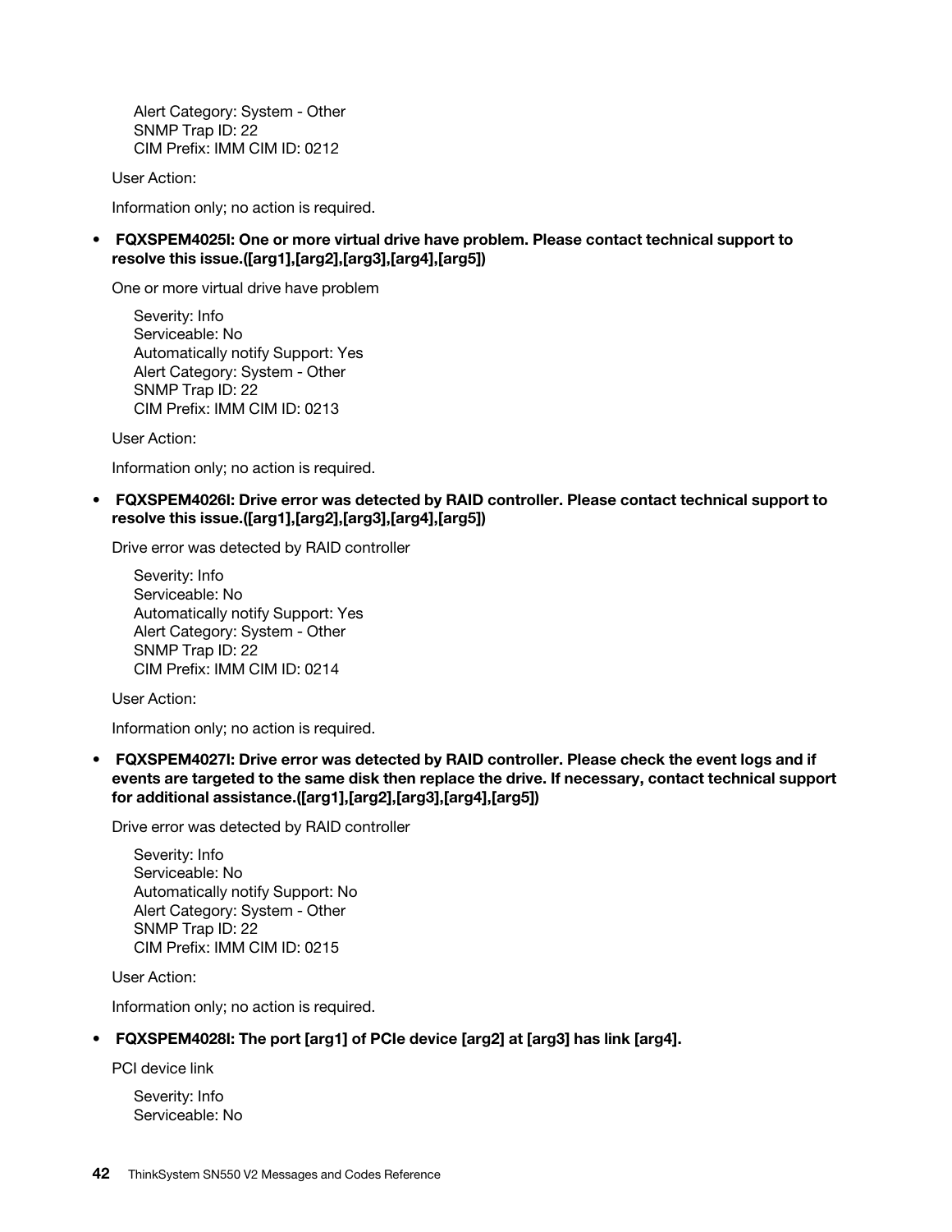Alert Category: System - Other
SNMP Trap ID: 22
CIM Prefix: IMM CIM ID: 0212

User Action:

Information only; no action is required.

- **FQXSPEM4025I: One or more virtual drive have problem. Please contact technical support to resolve this issue.([arg1],[arg2],[arg3],[arg4],[arg5])**

  One or more virtual drive have problem

  Severity: Info
  Serviceable: No
  Automatically notify Support: Yes
  Alert Category: System - Other
  SNMP Trap ID: 22
  CIM Prefix: IMM CIM ID: 0213

  User Action:

  Information only; no action is required.

- **FQXSPEM4026I: Drive error was detected by RAID controller. Please contact technical support to resolve this issue.([arg1],[arg2],[arg3],[arg4],[arg5])**

  Drive error was detected by RAID controller

  Severity: Info
  Serviceable: No
  Automatically notify Support: Yes
  Alert Category: System - Other
  SNMP Trap ID: 22
  CIM Prefix: IMM CIM ID: 0214

  User Action:

  Information only; no action is required.

- **FQXSPEM4027I: Drive error was detected by RAID controller. Please check the event logs and if events are targeted to the same disk then replace the drive. If necessary, contact technical support for additional assistance.([arg1],[arg2],[arg3],[arg4],[arg5])**

  Drive error was detected by RAID controller

  Severity: Info
  Serviceable: No
  Automatically notify Support: No
  Alert Category: System - Other
  SNMP Trap ID: 22
  CIM Prefix: IMM CIM ID: 0215

  User Action:

  Information only; no action is required.

- **FQXSPEM4028I: The port [arg1] of PCIe device [arg2] at [arg3] has link [arg4].**

  PCI device link

  Severity: Info
  Serviceable: No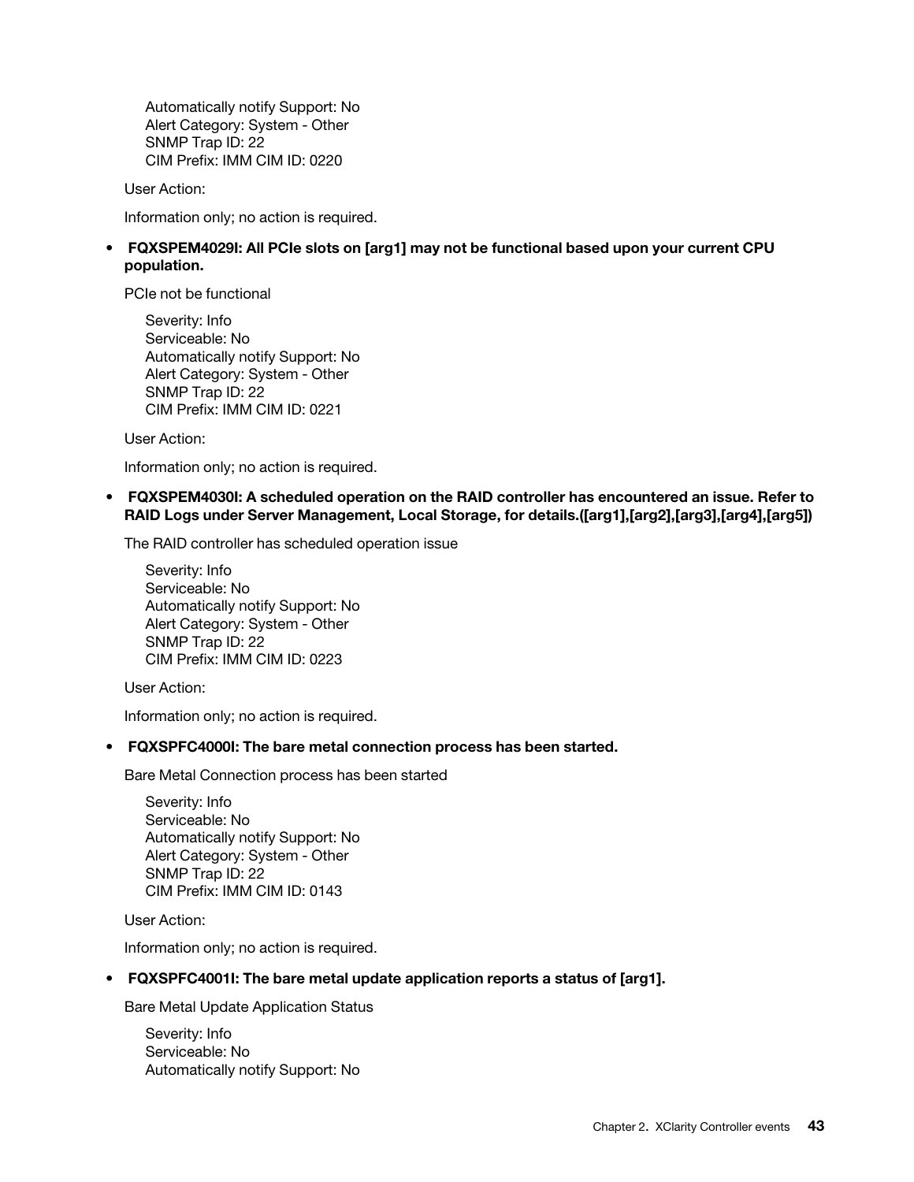Automatically notify Support: No
Alert Category: System - Other
SNMP Trap ID: 22
CIM Prefix: IMM CIM ID: 0220

User Action:

Information only; no action is required.

- **FQXSPEM4029I: All PCIe slots on [arg1] may not be functional based upon your current CPU population.**

  PCIe not be functional

  Severity: Info
  Serviceable: No
  Automatically notify Support: No
  Alert Category: System - Other
  SNMP Trap ID: 22
  CIM Prefix: IMM CIM ID: 0221

  User Action:

  Information only; no action is required.

- **FQXSPEM4030I: A scheduled operation on the RAID controller has encountered an issue. Refer to RAID Logs under Server Management, Local Storage, for details.([arg1],[arg2],[arg3],[arg4],[arg5])**

  The RAID controller has scheduled operation issue

  Severity: Info
  Serviceable: No
  Automatically notify Support: No
  Alert Category: System - Other
  SNMP Trap ID: 22
  CIM Prefix: IMM CIM ID: 0223

  User Action:

  Information only; no action is required.

- **FQXSPFC4000I: The bare metal connection process has been started.**

  Bare Metal Connection process has been started

  Severity: Info
  Serviceable: No
  Automatically notify Support: No
  Alert Category: System - Other
  SNMP Trap ID: 22
  CIM Prefix: IMM CIM ID: 0143

  User Action:

  Information only; no action is required.

- **FQXSPFC4001I: The bare metal update application reports a status of [arg1].**

  Bare Metal Update Application Status

  Severity: Info
  Serviceable: No
  Automatically notify Support: No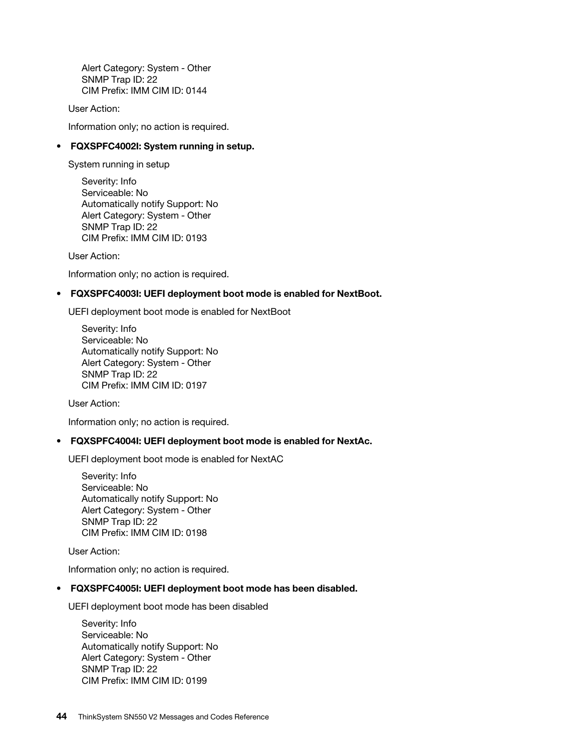Alert Category: System - Other
SNMP Trap ID: 22
CIM Prefix: IMM CIM ID: 0144

User Action:

Information only; no action is required.

- **FQXSPFC4002I: System running in setup.**

  System running in setup

  Severity: Info
  Serviceable: No
  Automatically notify Support: No
  Alert Category: System - Other
  SNMP Trap ID: 22
  CIM Prefix: IMM CIM ID: 0193

  User Action:

  Information only; no action is required.

- **FQXSPFC4003I: UEFI deployment boot mode is enabled for NextBoot.**

  UEFI deployment boot mode is enabled for NextBoot

  Severity: Info
  Serviceable: No
  Automatically notify Support: No
  Alert Category: System - Other
  SNMP Trap ID: 22
  CIM Prefix: IMM CIM ID: 0197

  User Action:

  Information only; no action is required.

- **FQXSPFC4004I: UEFI deployment boot mode is enabled for NextAc.**

  UEFI deployment boot mode is enabled for NextAC

  Severity: Info
  Serviceable: No
  Automatically notify Support: No
  Alert Category: System - Other
  SNMP Trap ID: 22
  CIM Prefix: IMM CIM ID: 0198

  User Action:

  Information only; no action is required.

- **FQXSPFC4005I: UEFI deployment boot mode has been disabled.**

  UEFI deployment boot mode has been disabled

  Severity: Info
  Serviceable: No
  Automatically notify Support: No
  Alert Category: System - Other
  SNMP Trap ID: 22
  CIM Prefix: IMM CIM ID: 0199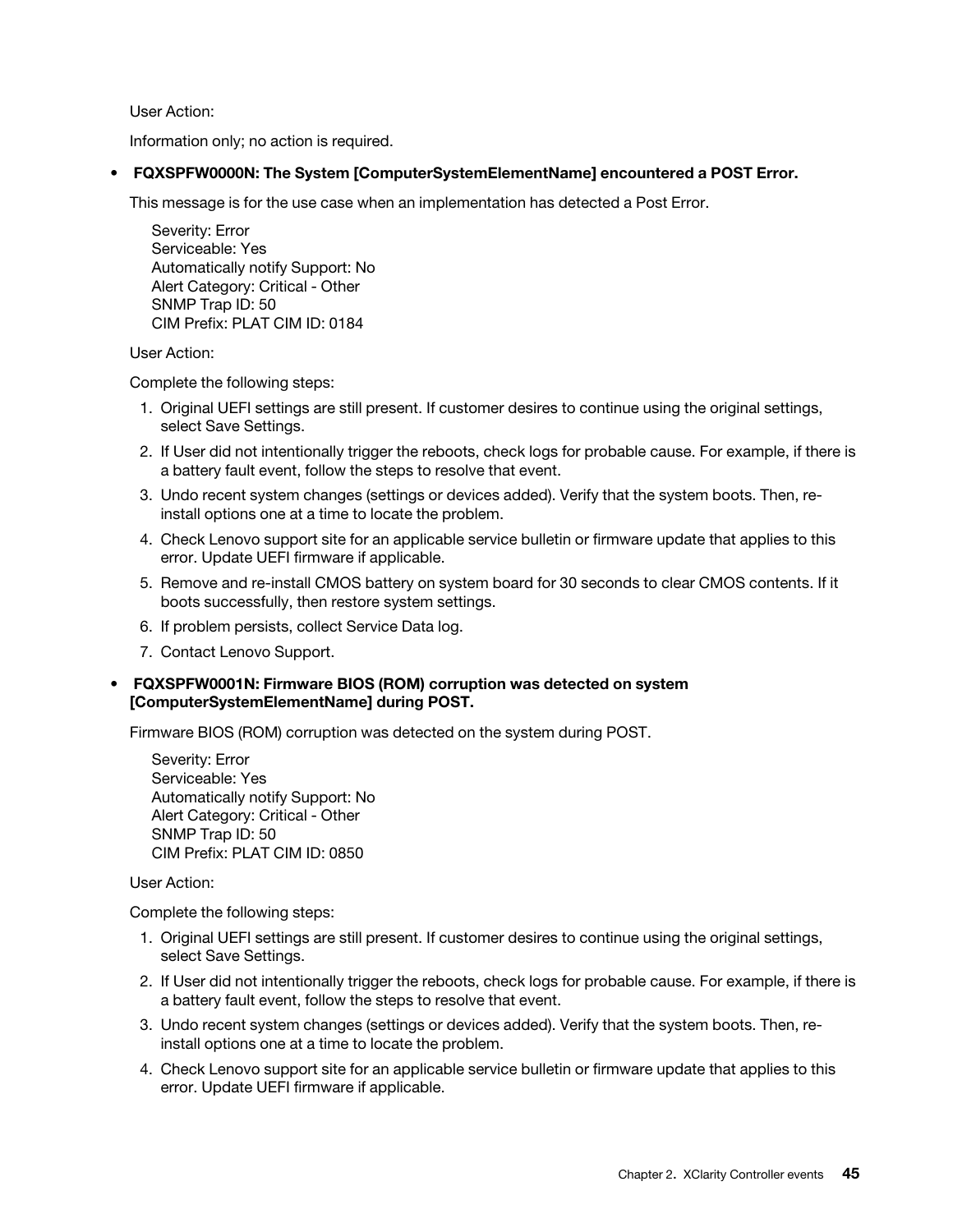User Action:

Information only; no action is required.

- **FQXSPFW0000N: The System [ComputerSystemElementName] encountered a POST Error.**

  This message is for the use case when an implementation has detected a Post Error.

  Severity: Error
  Serviceable: Yes
  Automatically notify Support: No
  Alert Category: Critical - Other
  SNMP Trap ID: 50
  CIM Prefix: PLAT CIM ID: 0184

  User Action:

  Complete the following steps:

  1. Original UEFI settings are still present. If customer desires to continue using the original settings, select Save Settings.
  2. If User did not intentionally trigger the reboots, check logs for probable cause. For example, if there is a battery fault event, follow the steps to resolve that event.
  3. Undo recent system changes (settings or devices added). Verify that the system boots. Then, re-install options one at a time to locate the problem.
  4. Check Lenovo support site for an applicable service bulletin or firmware update that applies to this error. Update UEFI firmware if applicable.
  5. Remove and re-install CMOS battery on system board for 30 seconds to clear CMOS contents. If it boots successfully, then restore system settings.
  6. If problem persists, collect Service Data log.
  7. Contact Lenovo Support.

- **FQXSPFW0001N: Firmware BIOS (ROM) corruption was detected on system [ComputerSystemElementName] during POST.**

  Firmware BIOS (ROM) corruption was detected on the system during POST.

  Severity: Error
  Serviceable: Yes
  Automatically notify Support: No
  Alert Category: Critical - Other
  SNMP Trap ID: 50
  CIM Prefix: PLAT CIM ID: 0850

  User Action:

  Complete the following steps:

  1. Original UEFI settings are still present. If customer desires to continue using the original settings, select Save Settings.
  2. If User did not intentionally trigger the reboots, check logs for probable cause. For example, if there is a battery fault event, follow the steps to resolve that event.
  3. Undo recent system changes (settings or devices added). Verify that the system boots. Then, re-install options one at a time to locate the problem.
  4. Check Lenovo support site for an applicable service bulletin or firmware update that applies to this error. Update UEFI firmware if applicable.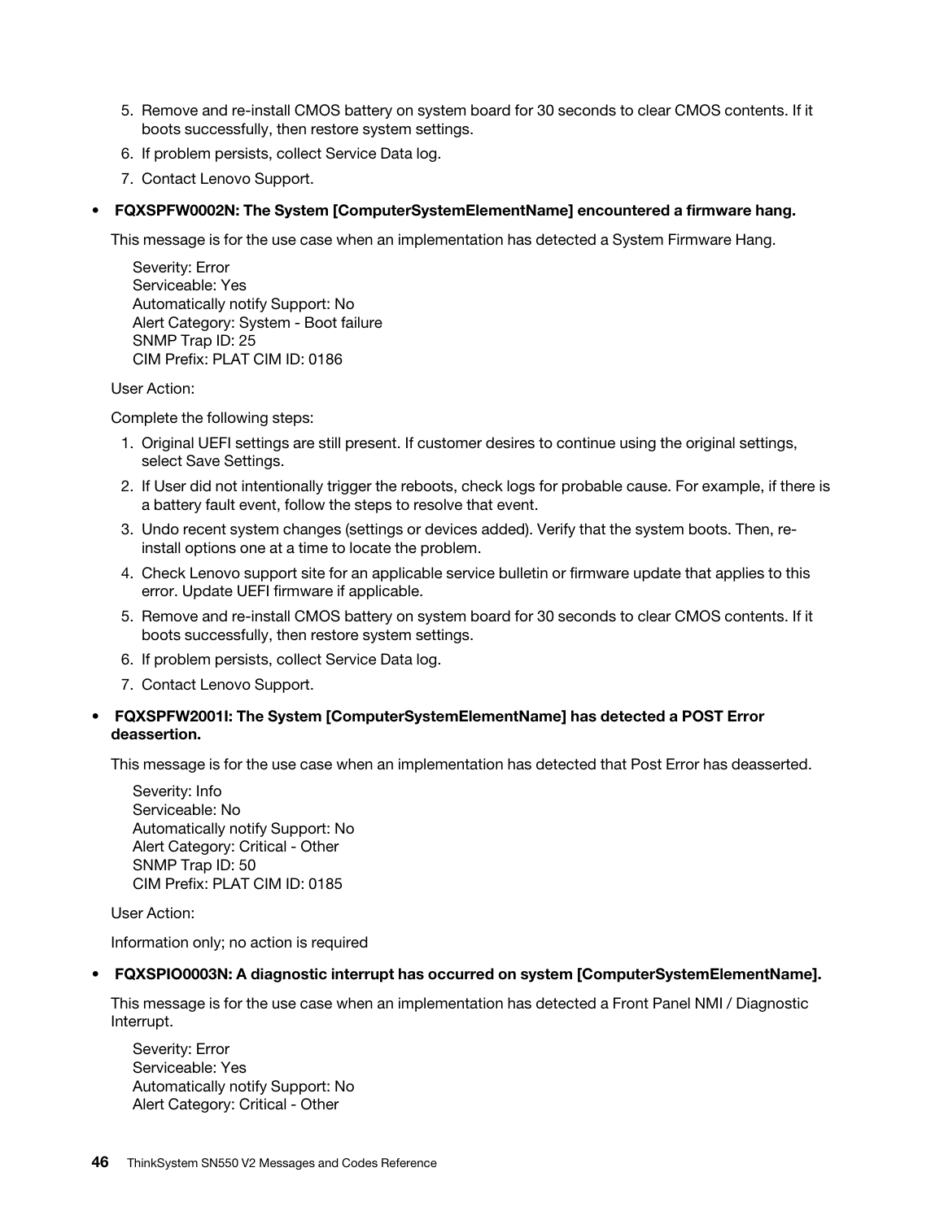5. Remove and re-install CMOS battery on system board for 30 seconds to clear CMOS contents. If it boots successfully, then restore system settings.
6. If problem persists, collect Service Data log.
7. Contact Lenovo Support.

- **FQXSPFW0002N: The System [ComputerSystemElementName] encountered a firmware hang.**

  This message is for the use case when an implementation has detected a System Firmware Hang.

  Severity: Error
  Serviceable: Yes
  Automatically notify Support: No
  Alert Category: System - Boot failure
  SNMP Trap ID: 25
  CIM Prefix: PLAT CIM ID: 0186

  User Action:

  Complete the following steps:

  1. Original UEFI settings are still present. If customer desires to continue using the original settings, select Save Settings.
  2. If User did not intentionally trigger the reboots, check logs for probable cause. For example, if there is a battery fault event, follow the steps to resolve that event.
  3. Undo recent system changes (settings or devices added). Verify that the system boots. Then, re-install options one at a time to locate the problem.
  4. Check Lenovo support site for an applicable service bulletin or firmware update that applies to this error. Update UEFI firmware if applicable.
  5. Remove and re-install CMOS battery on system board for 30 seconds to clear CMOS contents. If it boots successfully, then restore system settings.
  6. If problem persists, collect Service Data log.
  7. Contact Lenovo Support.

- **FQXSPFW2001I: The System [ComputerSystemElementName] has detected a POST Error deassertion.**

  This message is for the use case when an implementation has detected that Post Error has deasserted.

  Severity: Info
  Serviceable: No
  Automatically notify Support: No
  Alert Category: Critical - Other
  SNMP Trap ID: 50
  CIM Prefix: PLAT CIM ID: 0185

  User Action:

  Information only; no action is required

- **FQXSPIO0003N: A diagnostic interrupt has occurred on system [ComputerSystemElementName].**

  This message is for the use case when an implementation has detected a Front Panel NMI / Diagnostic Interrupt.

  Severity: Error
  Serviceable: Yes
  Automatically notify Support: No
  Alert Category: Critical - Other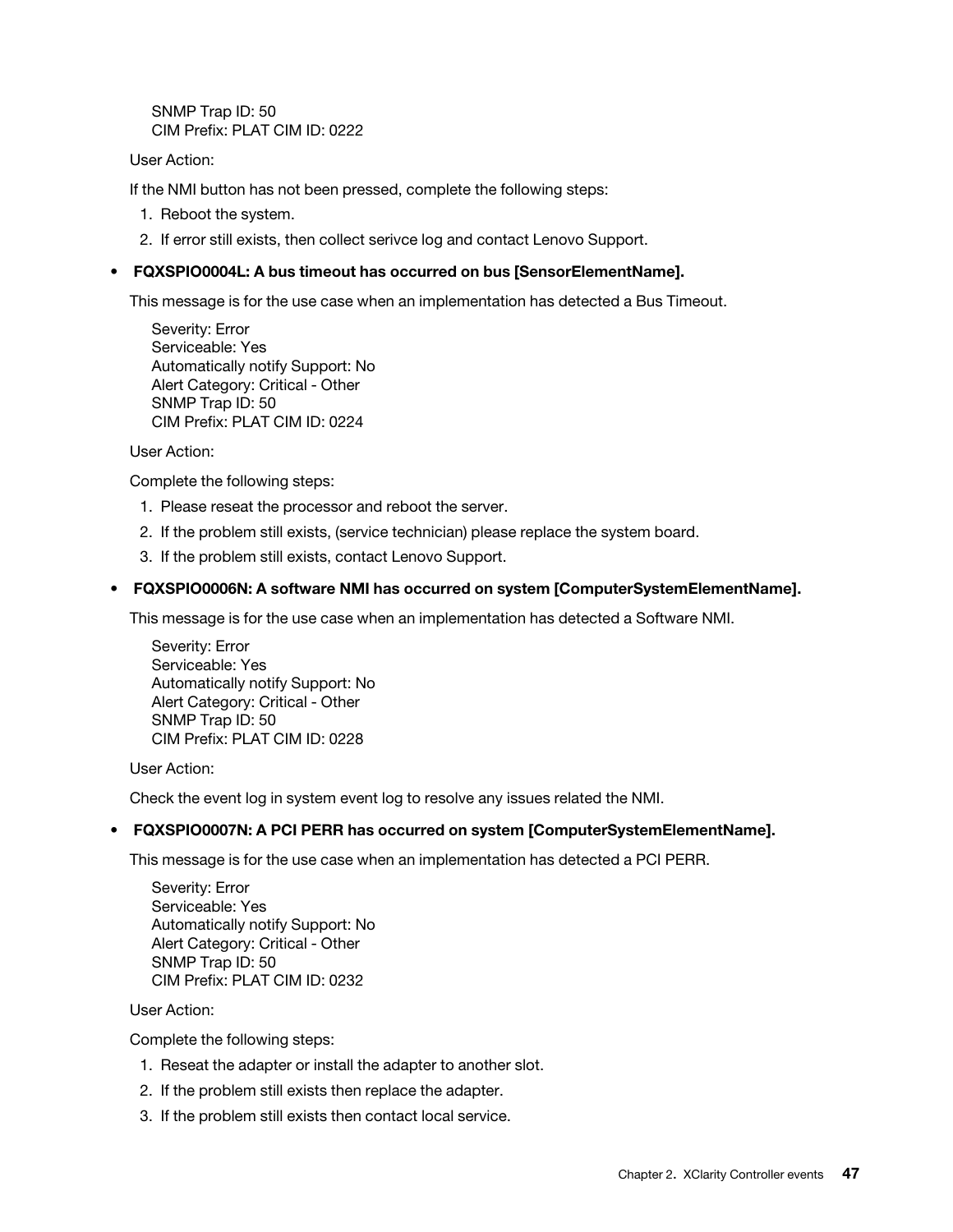SNMP Trap ID: 50
CIM Prefix: PLAT CIM ID: 0222

User Action:

If the NMI button has not been pressed, complete the following steps:

1. Reboot the system.
2. If error still exists, then collect serivce log and contact Lenovo Support.

- **FQXSPIO0004L: A bus timeout has occurred on bus [SensorElementName].**

  This message is for the use case when an implementation has detected a Bus Timeout.

  Severity: Error
  Serviceable: Yes
  Automatically notify Support: No
  Alert Category: Critical - Other
  SNMP Trap ID: 50
  CIM Prefix: PLAT CIM ID: 0224

  User Action:

  Complete the following steps:

  1. Please reseat the processor and reboot the server.
  2. If the problem still exists, (service technician) please replace the system board.
  3. If the problem still exists, contact Lenovo Support.

- **FQXSPIO0006N: A software NMI has occurred on system [ComputerSystemElementName].**

  This message is for the use case when an implementation has detected a Software NMI.

  Severity: Error
  Serviceable: Yes
  Automatically notify Support: No
  Alert Category: Critical - Other
  SNMP Trap ID: 50
  CIM Prefix: PLAT CIM ID: 0228

  User Action:

  Check the event log in system event log to resolve any issues related the NMI.

- **FQXSPIO0007N: A PCI PERR has occurred on system [ComputerSystemElementName].**

  This message is for the use case when an implementation has detected a PCI PERR.

  Severity: Error
  Serviceable: Yes
  Automatically notify Support: No
  Alert Category: Critical - Other
  SNMP Trap ID: 50
  CIM Prefix: PLAT CIM ID: 0232

  User Action:

  Complete the following steps:

  1. Reseat the adapter or install the adapter to another slot.
  2. If the problem still exists then replace the adapter.
  3. If the problem still exists then contact local service.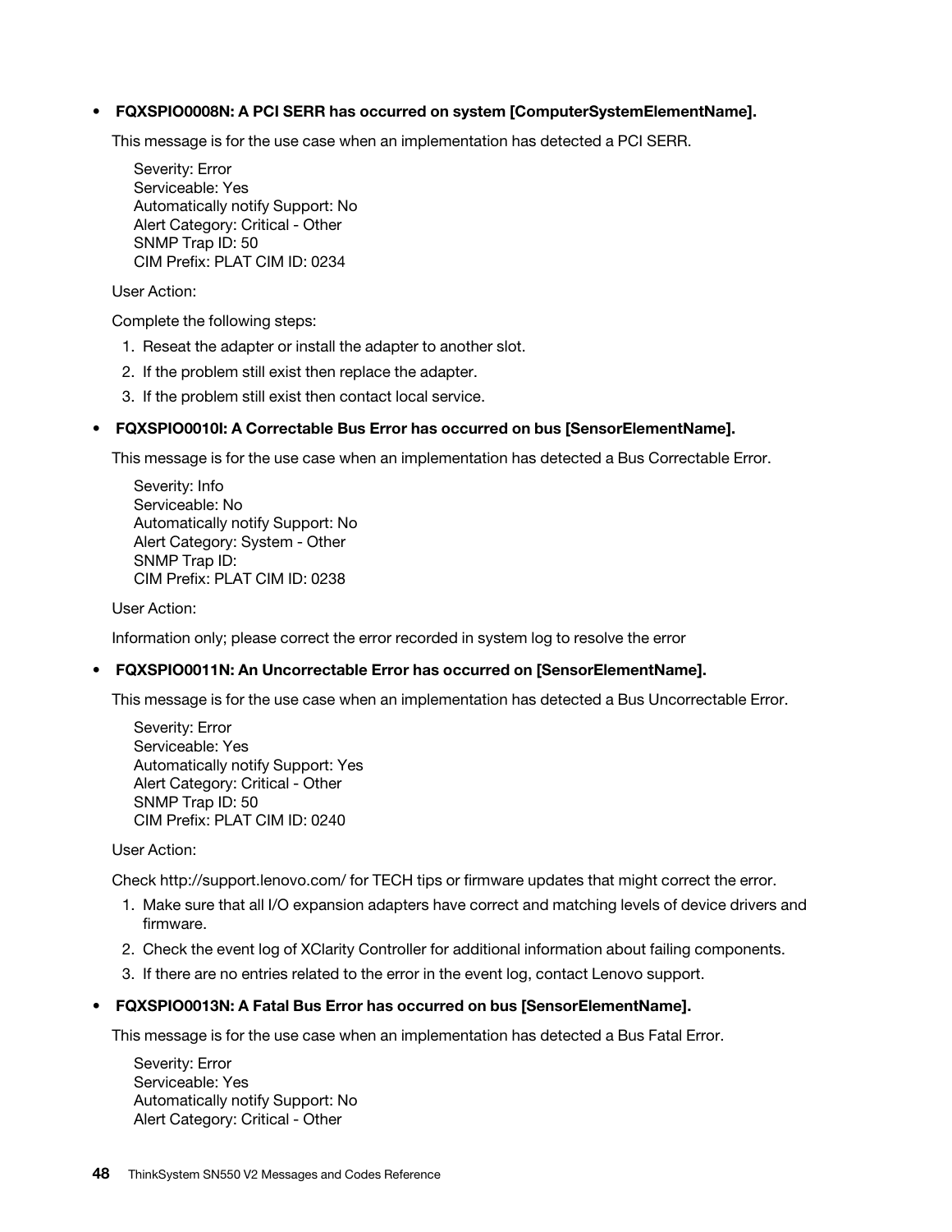- **FQXSPIO0008N: A PCI SERR has occurred on system [ComputerSystemElementName].**

  This message is for the use case when an implementation has detected a PCI SERR.

  Severity: Error
  Serviceable: Yes
  Automatically notify Support: No
  Alert Category: Critical - Other
  SNMP Trap ID: 50
  CIM Prefix: PLAT CIM ID: 0234

  User Action:

  Complete the following steps:

  1. Reseat the adapter or install the adapter to another slot.
  2. If the problem still exist then replace the adapter.
  3. If the problem still exist then contact local service.

- **FQXSPIO0010I: A Correctable Bus Error has occurred on bus [SensorElementName].**

  This message is for the use case when an implementation has detected a Bus Correctable Error.

  Severity: Info
  Serviceable: No
  Automatically notify Support: No
  Alert Category: System - Other
  SNMP Trap ID:
  CIM Prefix: PLAT CIM ID: 0238

  User Action:

  Information only; please correct the error recorded in system log to resolve the error

- **FQXSPIO0011N: An Uncorrectable Error has occurred on [SensorElementName].**

  This message is for the use case when an implementation has detected a Bus Uncorrectable Error.

  Severity: Error
  Serviceable: Yes
  Automatically notify Support: Yes
  Alert Category: Critical - Other
  SNMP Trap ID: 50
  CIM Prefix: PLAT CIM ID: 0240

  User Action:

  Check http://support.lenovo.com/ for TECH tips or firmware updates that might correct the error.

  1. Make sure that all I/O expansion adapters have correct and matching levels of device drivers and firmware.
  2. Check the event log of XClarity Controller for additional information about failing components.
  3. If there are no entries related to the error in the event log, contact Lenovo support.

- **FQXSPIO0013N: A Fatal Bus Error has occurred on bus [SensorElementName].**

  This message is for the use case when an implementation has detected a Bus Fatal Error.

  Severity: Error
  Serviceable: Yes
  Automatically notify Support: No
  Alert Category: Critical - Other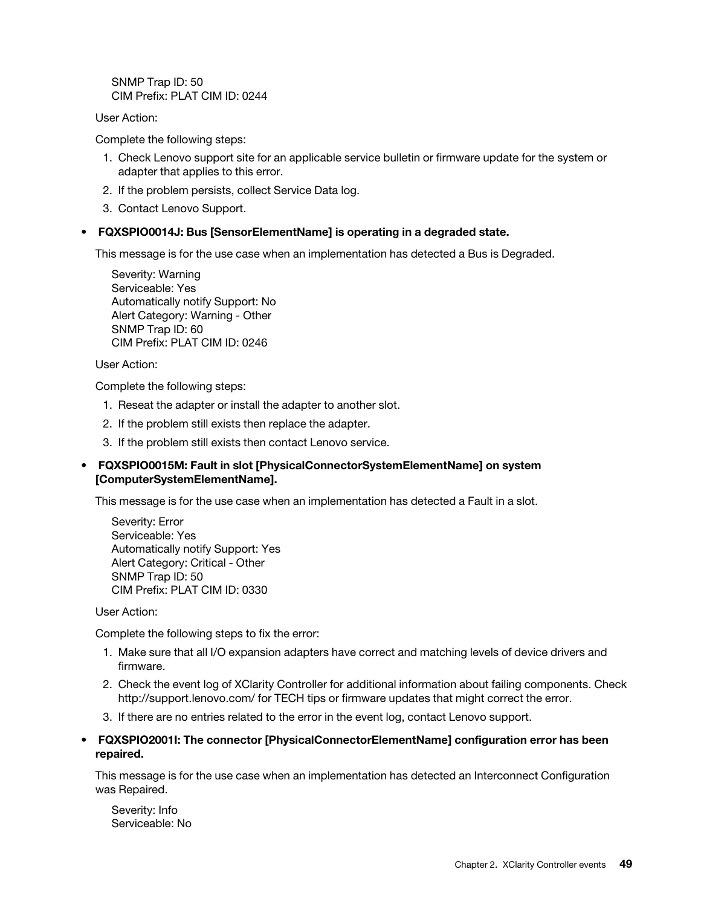SNMP Trap ID: 50
CIM Prefix: PLAT CIM ID: 0244

User Action:

Complete the following steps:

1. Check Lenovo support site for an applicable service bulletin or firmware update for the system or adapter that applies to this error.
2. If the problem persists, collect Service Data log.
3. Contact Lenovo Support.

- **FQXSPIO0014J: Bus [SensorElementName] is operating in a degraded state.**

  This message is for the use case when an implementation has detected a Bus is Degraded.

  Severity: Warning
  Serviceable: Yes
  Automatically notify Support: No
  Alert Category: Warning - Other
  SNMP Trap ID: 60
  CIM Prefix: PLAT CIM ID: 0246

  User Action:

  Complete the following steps:

  1. Reseat the adapter or install the adapter to another slot.
  2. If the problem still exists then replace the adapter.
  3. If the problem still exists then contact Lenovo service.

- **FQXSPIO0015M: Fault in slot [PhysicalConnectorSystemElementName] on system [ComputerSystemElementName].**

  This message is for the use case when an implementation has detected a Fault in a slot.

  Severity: Error
  Serviceable: Yes
  Automatically notify Support: Yes
  Alert Category: Critical - Other
  SNMP Trap ID: 50
  CIM Prefix: PLAT CIM ID: 0330

  User Action:

  Complete the following steps to fix the error:

  1. Make sure that all I/O expansion adapters have correct and matching levels of device drivers and firmware.
  2. Check the event log of XClarity Controller for additional information about failing components. Check http://support.lenovo.com/ for TECH tips or firmware updates that might correct the error.
  3. If there are no entries related to the error in the event log, contact Lenovo support.

- **FQXSPIO2001I: The connector [PhysicalConnectorElementName] configuration error has been repaired.**

  This message is for the use case when an implementation has detected an Interconnect Configuration was Repaired.

  Severity: Info
  Serviceable: No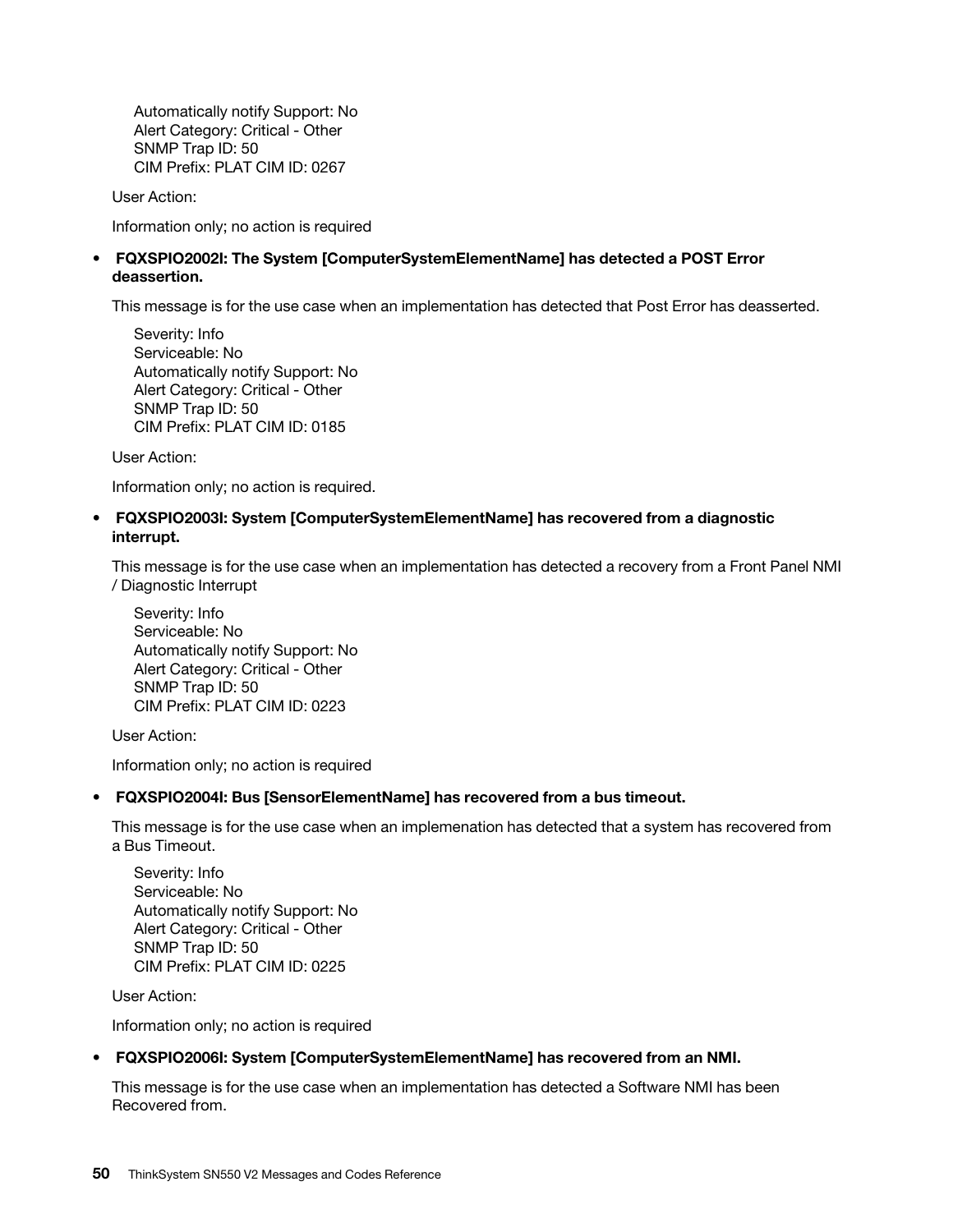Automatically notify Support: No
Alert Category: Critical - Other
SNMP Trap ID: 50
CIM Prefix: PLAT CIM ID: 0267

User Action:

Information only; no action is required

- **FQXSPIO2002I: The System [ComputerSystemElementName] has detected a POST Error deassertion.**

  This message is for the use case when an implementation has detected that Post Error has deasserted.

  Severity: Info
  Serviceable: No
  Automatically notify Support: No
  Alert Category: Critical - Other
  SNMP Trap ID: 50
  CIM Prefix: PLAT CIM ID: 0185

  User Action:

  Information only; no action is required.

- **FQXSPIO2003I: System [ComputerSystemElementName] has recovered from a diagnostic interrupt.**

  This message is for the use case when an implementation has detected a recovery from a Front Panel NMI / Diagnostic Interrupt

  Severity: Info
  Serviceable: No
  Automatically notify Support: No
  Alert Category: Critical - Other
  SNMP Trap ID: 50
  CIM Prefix: PLAT CIM ID: 0223

  User Action:

  Information only; no action is required

- **FQXSPIO2004I: Bus [SensorElementName] has recovered from a bus timeout.**

  This message is for the use case when an implemenation has detected that a system has recovered from a Bus Timeout.

  Severity: Info
  Serviceable: No
  Automatically notify Support: No
  Alert Category: Critical - Other
  SNMP Trap ID: 50
  CIM Prefix: PLAT CIM ID: 0225

  User Action:

  Information only; no action is required

- **FQXSPIO2006I: System [ComputerSystemElementName] has recovered from an NMI.**

  This message is for the use case when an implementation has detected a Software NMI has been Recovered from.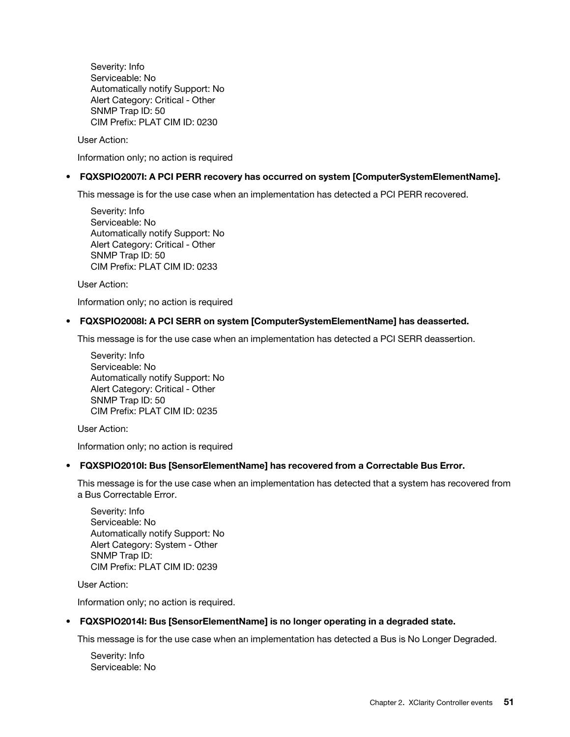Severity: Info
Serviceable: No
Automatically notify Support: No
Alert Category: Critical - Other
SNMP Trap ID: 50
CIM Prefix: PLAT CIM ID: 0230

User Action:

Information only; no action is required

- **FQXSPIO2007I: A PCI PERR recovery has occurred on system [ComputerSystemElementName].**

  This message is for the use case when an implementation has detected a PCI PERR recovered.

  Severity: Info
  Serviceable: No
  Automatically notify Support: No
  Alert Category: Critical - Other
  SNMP Trap ID: 50
  CIM Prefix: PLAT CIM ID: 0233

  User Action:

  Information only; no action is required

- **FQXSPIO2008I: A PCI SERR on system [ComputerSystemElementName] has deasserted.**

  This message is for the use case when an implementation has detected a PCI SERR deassertion.

  Severity: Info
  Serviceable: No
  Automatically notify Support: No
  Alert Category: Critical - Other
  SNMP Trap ID: 50
  CIM Prefix: PLAT CIM ID: 0235

  User Action:

  Information only; no action is required

- **FQXSPIO2010I: Bus [SensorElementName] has recovered from a Correctable Bus Error.**

  This message is for the use case when an implementation has detected that a system has recovered from a Bus Correctable Error.

  Severity: Info
  Serviceable: No
  Automatically notify Support: No
  Alert Category: System - Other
  SNMP Trap ID:
  CIM Prefix: PLAT CIM ID: 0239

  User Action:

  Information only; no action is required.

- **FQXSPIO2014I: Bus [SensorElementName] is no longer operating in a degraded state.**

  This message is for the use case when an implementation has detected a Bus is No Longer Degraded.

  Severity: Info
  Serviceable: No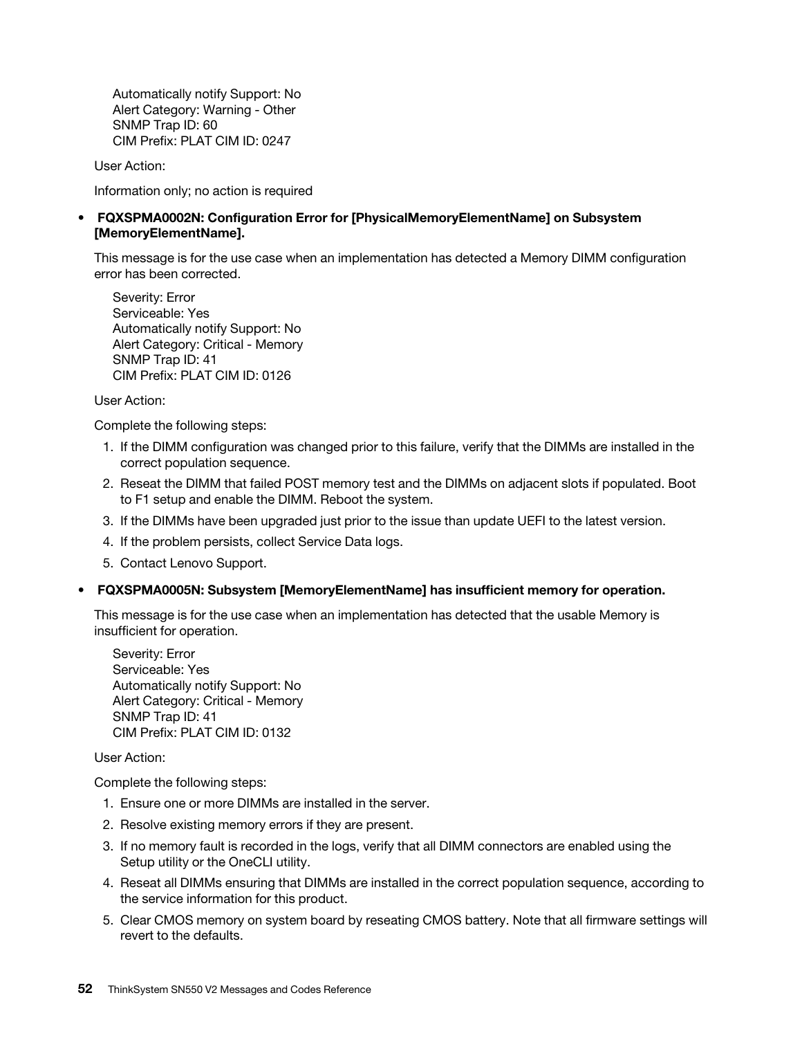Automatically notify Support: No
Alert Category: Warning - Other
SNMP Trap ID: 60
CIM Prefix: PLAT CIM ID: 0247

User Action:

Information only; no action is required

- **FQXSPMA0002N: Configuration Error for [PhysicalMemoryElementName] on Subsystem [MemoryElementName].**

  This message is for the use case when an implementation has detected a Memory DIMM configuration error has been corrected.

  Severity: Error
  Serviceable: Yes
  Automatically notify Support: No
  Alert Category: Critical - Memory
  SNMP Trap ID: 41
  CIM Prefix: PLAT CIM ID: 0126

  User Action:

  Complete the following steps:

  1. If the DIMM configuration was changed prior to this failure, verify that the DIMMs are installed in the correct population sequence.
  2. Reseat the DIMM that failed POST memory test and the DIMMs on adjacent slots if populated. Boot to F1 setup and enable the DIMM. Reboot the system.
  3. If the DIMMs have been upgraded just prior to the issue than update UEFI to the latest version.
  4. If the problem persists, collect Service Data logs.
  5. Contact Lenovo Support.

- **FQXSPMA0005N: Subsystem [MemoryElementName] has insufficient memory for operation.**

  This message is for the use case when an implementation has detected that the usable Memory is insufficient for operation.

  Severity: Error
  Serviceable: Yes
  Automatically notify Support: No
  Alert Category: Critical - Memory
  SNMP Trap ID: 41
  CIM Prefix: PLAT CIM ID: 0132

  User Action:

  Complete the following steps:

  1. Ensure one or more DIMMs are installed in the server.
  2. Resolve existing memory errors if they are present.
  3. If no memory fault is recorded in the logs, verify that all DIMM connectors are enabled using the Setup utility or the OneCLI utility.
  4. Reseat all DIMMs ensuring that DIMMs are installed in the correct population sequence, according to the service information for this product.
  5. Clear CMOS memory on system board by reseating CMOS battery. Note that all firmware settings will revert to the defaults.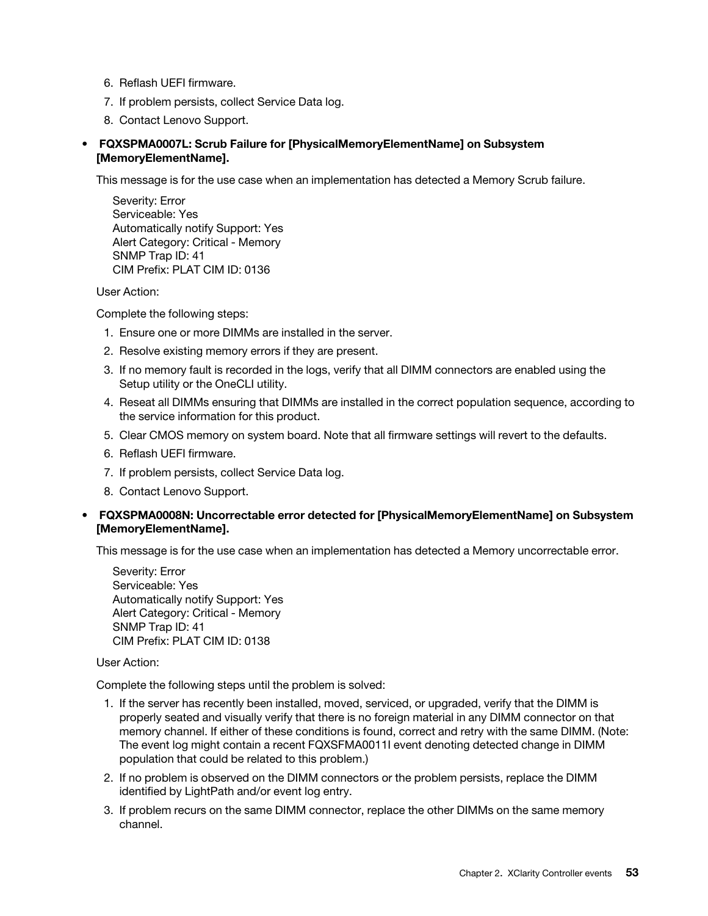6. Reflash UEFI firmware.
7. If problem persists, collect Service Data log.
8. Contact Lenovo Support.

- **FQXSPMA0007L: Scrub Failure for [PhysicalMemoryElementName] on Subsystem [MemoryElementName].**

  This message is for the use case when an implementation has detected a Memory Scrub failure.

  Severity: Error
  Serviceable: Yes
  Automatically notify Support: Yes
  Alert Category: Critical - Memory
  SNMP Trap ID: 41
  CIM Prefix: PLAT CIM ID: 0136

  User Action:

  Complete the following steps:

  1. Ensure one or more DIMMs are installed in the server.
  2. Resolve existing memory errors if they are present.
  3. If no memory fault is recorded in the logs, verify that all DIMM connectors are enabled using the Setup utility or the OneCLI utility.
  4. Reseat all DIMMs ensuring that DIMMs are installed in the correct population sequence, according to the service information for this product.
  5. Clear CMOS memory on system board. Note that all firmware settings will revert to the defaults.
  6. Reflash UEFI firmware.
  7. If problem persists, collect Service Data log.
  8. Contact Lenovo Support.

- **FQXSPMA0008N: Uncorrectable error detected for [PhysicalMemoryElementName] on Subsystem [MemoryElementName].**

  This message is for the use case when an implementation has detected a Memory uncorrectable error.

  Severity: Error
  Serviceable: Yes
  Automatically notify Support: Yes
  Alert Category: Critical - Memory
  SNMP Trap ID: 41
  CIM Prefix: PLAT CIM ID: 0138

  User Action:

  Complete the following steps until the problem is solved:

  1. If the server has recently been installed, moved, serviced, or upgraded, verify that the DIMM is properly seated and visually verify that there is no foreign material in any DIMM connector on that memory channel. If either of these conditions is found, correct and retry with the same DIMM. (Note: The event log might contain a recent FQXSFMA0011I event denoting detected change in DIMM population that could be related to this problem.)
  2. If no problem is observed on the DIMM connectors or the problem persists, replace the DIMM identified by LightPath and/or event log entry.
  3. If problem recurs on the same DIMM connector, replace the other DIMMs on the same memory channel.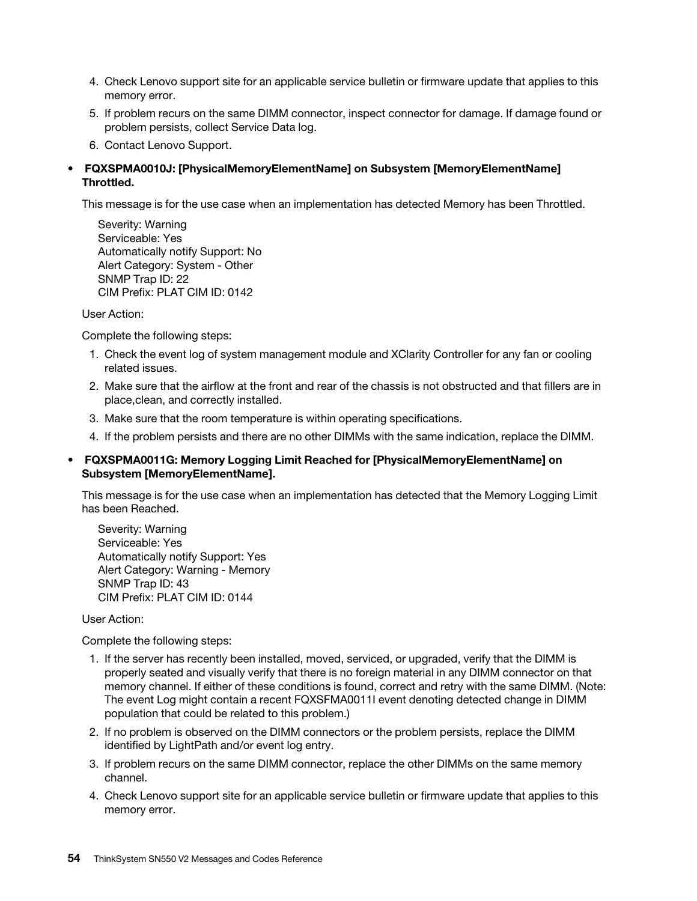4. Check Lenovo support site for an applicable service bulletin or firmware update that applies to this memory error.
5. If problem recurs on the same DIMM connector, inspect connector for damage. If damage found or problem persists, collect Service Data log.
6. Contact Lenovo Support.

- **FQXSPMA0010J: [PhysicalMemoryElementName] on Subsystem [MemoryElementName] Throttled.**

  This message is for the use case when an implementation has detected Memory has been Throttled.

  Severity: Warning
  Serviceable: Yes
  Automatically notify Support: No
  Alert Category: System - Other
  SNMP Trap ID: 22
  CIM Prefix: PLAT CIM ID: 0142

  User Action:

  Complete the following steps:

  1. Check the event log of system management module and XClarity Controller for any fan or cooling related issues.
  2. Make sure that the airflow at the front and rear of the chassis is not obstructed and that fillers are in place,clean, and correctly installed.
  3. Make sure that the room temperature is within operating specifications.
  4. If the problem persists and there are no other DIMMs with the same indication, replace the DIMM.

- **FQXSPMA0011G: Memory Logging Limit Reached for [PhysicalMemoryElementName] on Subsystem [MemoryElementName].**

  This message is for the use case when an implementation has detected that the Memory Logging Limit has been Reached.

  Severity: Warning
  Serviceable: Yes
  Automatically notify Support: Yes
  Alert Category: Warning - Memory
  SNMP Trap ID: 43
  CIM Prefix: PLAT CIM ID: 0144

  User Action:

  Complete the following steps:

  1. If the server has recently been installed, moved, serviced, or upgraded, verify that the DIMM is properly seated and visually verify that there is no foreign material in any DIMM connector on that memory channel. If either of these conditions is found, correct and retry with the same DIMM. (Note: The event Log might contain a recent FQXSFMA0011I event denoting detected change in DIMM population that could be related to this problem.)
  2. If no problem is observed on the DIMM connectors or the problem persists, replace the DIMM identified by LightPath and/or event log entry.
  3. If problem recurs on the same DIMM connector, replace the other DIMMs on the same memory channel.
  4. Check Lenovo support site for an applicable service bulletin or firmware update that applies to this memory error.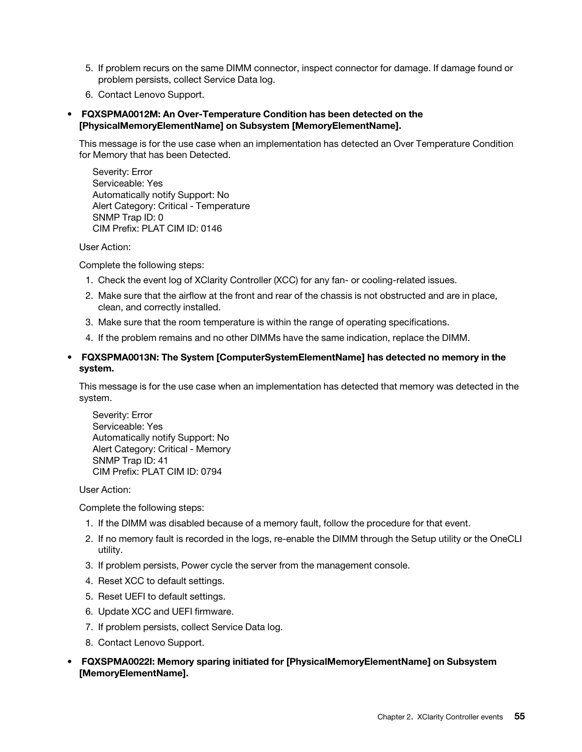5. If problem recurs on the same DIMM connector, inspect connector for damage. If damage found or problem persists, collect Service Data log.
6. Contact Lenovo Support.

- **FQXSPMA0012M: An Over-Temperature Condition has been detected on the [PhysicalMemoryElementName] on Subsystem [MemoryElementName].**

  This message is for the use case when an implementation has detected an Over Temperature Condition for Memory that has been Detected.

  Severity: Error
  Serviceable: Yes
  Automatically notify Support: No
  Alert Category: Critical - Temperature
  SNMP Trap ID: 0
  CIM Prefix: PLAT CIM ID: 0146

  User Action:

  Complete the following steps:

  1. Check the event log of XClarity Controller (XCC) for any fan- or cooling-related issues.
  2. Make sure that the airflow at the front and rear of the chassis is not obstructed and are in place, clean, and correctly installed.
  3. Make sure that the room temperature is within the range of operating specifications.
  4. If the problem remains and no other DIMMs have the same indication, replace the DIMM.

- **FQXSPMA0013N: The System [ComputerSystemElementName] has detected no memory in the system.**

  This message is for the use case when an implementation has detected that memory was detected in the system.

  Severity: Error
  Serviceable: Yes
  Automatically notify Support: No
  Alert Category: Critical - Memory
  SNMP Trap ID: 41
  CIM Prefix: PLAT CIM ID: 0794

  User Action:

  Complete the following steps:

  1. If the DIMM was disabled because of a memory fault, follow the procedure for that event.
  2. If no memory fault is recorded in the logs, re-enable the DIMM through the Setup utility or the OneCLI utility.
  3. If problem persists, Power cycle the server from the management console.
  4. Reset XCC to default settings.
  5. Reset UEFI to default settings.
  6. Update XCC and UEFI firmware.
  7. If problem persists, collect Service Data log.
  8. Contact Lenovo Support.

- **FQXSPMA0022I: Memory sparing initiated for [PhysicalMemoryElementName] on Subsystem [MemoryElementName].**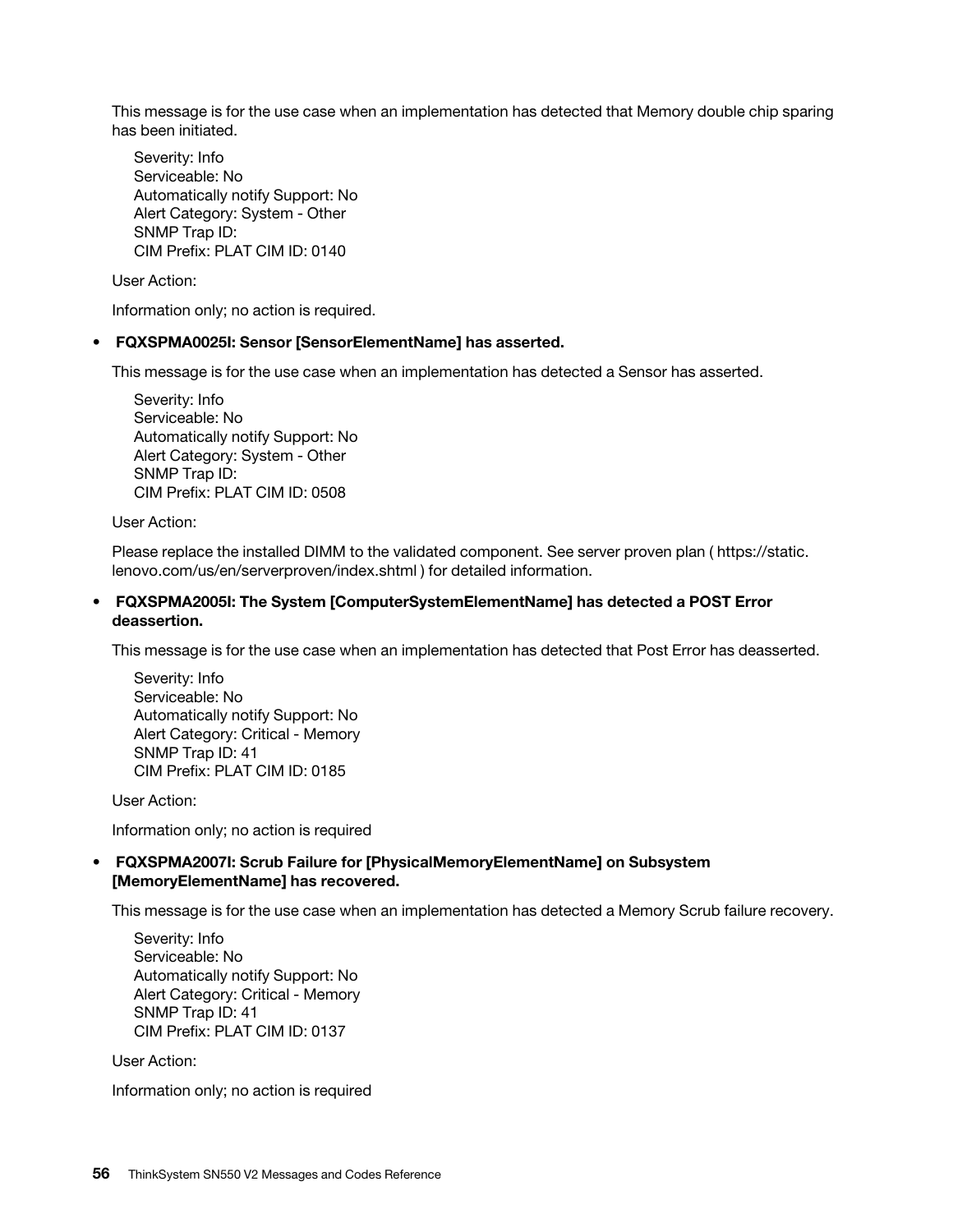This message is for the use case when an implementation has detected that Memory double chip sparing has been initiated.

Severity: Info
Serviceable: No
Automatically notify Support: No
Alert Category: System - Other
SNMP Trap ID:
CIM Prefix: PLAT CIM ID: 0140

User Action:

Information only; no action is required.

- **FQXSPMA0025I: Sensor [SensorElementName] has asserted.**

  This message is for the use case when an implementation has detected a Sensor has asserted.

  Severity: Info
  Serviceable: No
  Automatically notify Support: No
  Alert Category: System - Other
  SNMP Trap ID:
  CIM Prefix: PLAT CIM ID: 0508

  User Action:

  Please replace the installed DIMM to the validated component. See server proven plan ( https://static.lenovo.com/us/en/serverproven/index.shtml ) for detailed information.

- **FQXSPMA2005I: The System [ComputerSystemElementName] has detected a POST Error deassertion.**

  This message is for the use case when an implementation has detected that Post Error has deasserted.

  Severity: Info
  Serviceable: No
  Automatically notify Support: No
  Alert Category: Critical - Memory
  SNMP Trap ID: 41
  CIM Prefix: PLAT CIM ID: 0185

  User Action:

  Information only; no action is required

- **FQXSPMA2007I: Scrub Failure for [PhysicalMemoryElementName] on Subsystem [MemoryElementName] has recovered.**

  This message is for the use case when an implementation has detected a Memory Scrub failure recovery.

  Severity: Info
  Serviceable: No
  Automatically notify Support: No
  Alert Category: Critical - Memory
  SNMP Trap ID: 41
  CIM Prefix: PLAT CIM ID: 0137

  User Action:

  Information only; no action is required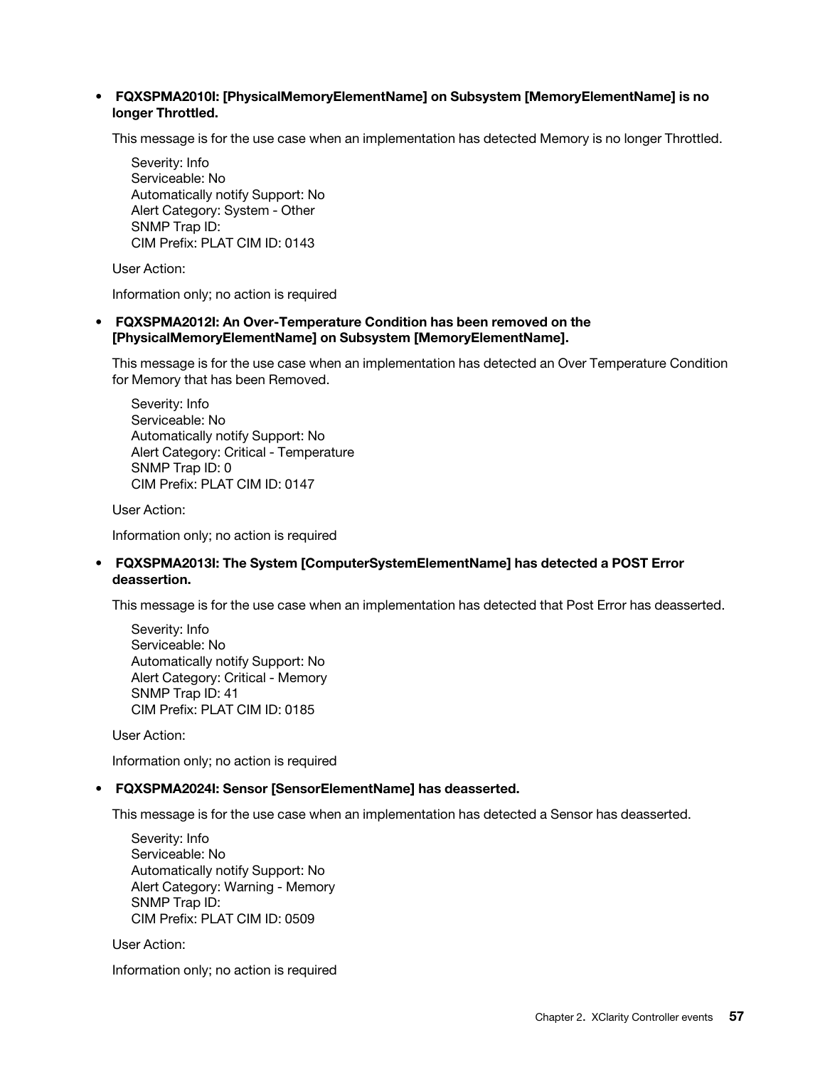- **FQXSPMA2010I: [PhysicalMemoryElementName] on Subsystem [MemoryElementName] is no longer Throttled.**

  This message is for the use case when an implementation has detected Memory is no longer Throttled.

  Severity: Info
  Serviceable: No
  Automatically notify Support: No
  Alert Category: System - Other
  SNMP Trap ID:
  CIM Prefix: PLAT CIM ID: 0143

  User Action:

  Information only; no action is required

- **FQXSPMA2012I: An Over-Temperature Condition has been removed on the [PhysicalMemoryElementName] on Subsystem [MemoryElementName].**

  This message is for the use case when an implementation has detected an Over Temperature Condition for Memory that has been Removed.

  Severity: Info
  Serviceable: No
  Automatically notify Support: No
  Alert Category: Critical - Temperature
  SNMP Trap ID: 0
  CIM Prefix: PLAT CIM ID: 0147

  User Action:

  Information only; no action is required

- **FQXSPMA2013I: The System [ComputerSystemElementName] has detected a POST Error deassertion.**

  This message is for the use case when an implementation has detected that Post Error has deasserted.

  Severity: Info
  Serviceable: No
  Automatically notify Support: No
  Alert Category: Critical - Memory
  SNMP Trap ID: 41
  CIM Prefix: PLAT CIM ID: 0185

  User Action:

  Information only; no action is required

- **FQXSPMA2024I: Sensor [SensorElementName] has deasserted.**

  This message is for the use case when an implementation has detected a Sensor has deasserted.

  Severity: Info
  Serviceable: No
  Automatically notify Support: No
  Alert Category: Warning - Memory
  SNMP Trap ID:
  CIM Prefix: PLAT CIM ID: 0509

  User Action:

  Information only; no action is required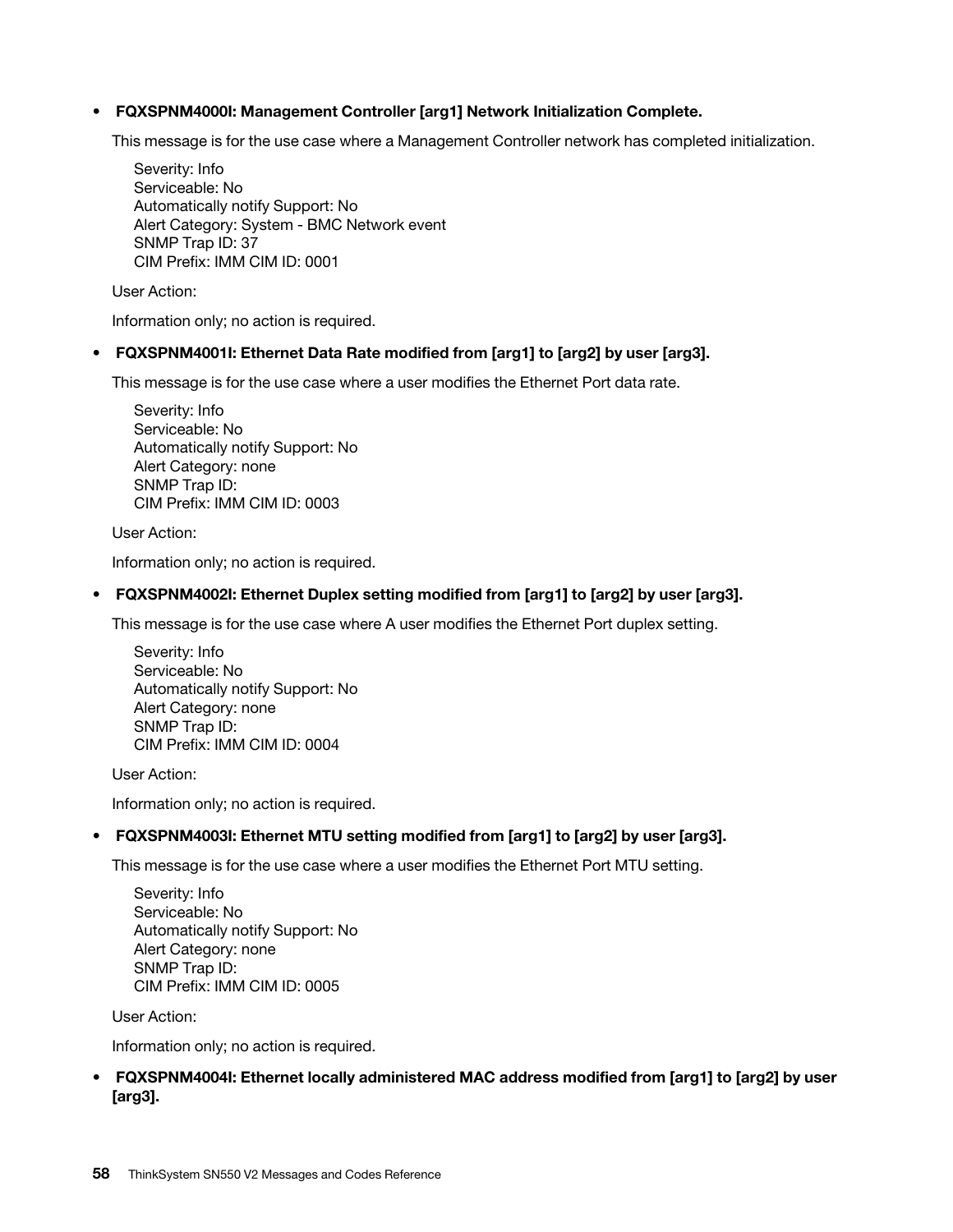- **FQXSPNM4000I: Management Controller [arg1] Network Initialization Complete.**

  This message is for the use case where a Management Controller network has completed initialization.

  Severity: Info
  Serviceable: No
  Automatically notify Support: No
  Alert Category: System - BMC Network event
  SNMP Trap ID: 37
  CIM Prefix: IMM CIM ID: 0001

  User Action:

  Information only; no action is required.

- **FQXSPNM4001I: Ethernet Data Rate modified from [arg1] to [arg2] by user [arg3].**

  This message is for the use case where a user modifies the Ethernet Port data rate.

  Severity: Info
  Serviceable: No
  Automatically notify Support: No
  Alert Category: none
  SNMP Trap ID:
  CIM Prefix: IMM CIM ID: 0003

  User Action:

  Information only; no action is required.

- **FQXSPNM4002I: Ethernet Duplex setting modified from [arg1] to [arg2] by user [arg3].**

  This message is for the use case where A user modifies the Ethernet Port duplex setting.

  Severity: Info
  Serviceable: No
  Automatically notify Support: No
  Alert Category: none
  SNMP Trap ID:
  CIM Prefix: IMM CIM ID: 0004

  User Action:

  Information only; no action is required.

- **FQXSPNM4003I: Ethernet MTU setting modified from [arg1] to [arg2] by user [arg3].**

  This message is for the use case where a user modifies the Ethernet Port MTU setting.

  Severity: Info
  Serviceable: No
  Automatically notify Support: No
  Alert Category: none
  SNMP Trap ID:
  CIM Prefix: IMM CIM ID: 0005

  User Action:

  Information only; no action is required.

- **FQXSPNM4004I: Ethernet locally administered MAC address modified from [arg1] to [arg2] by user [arg3].**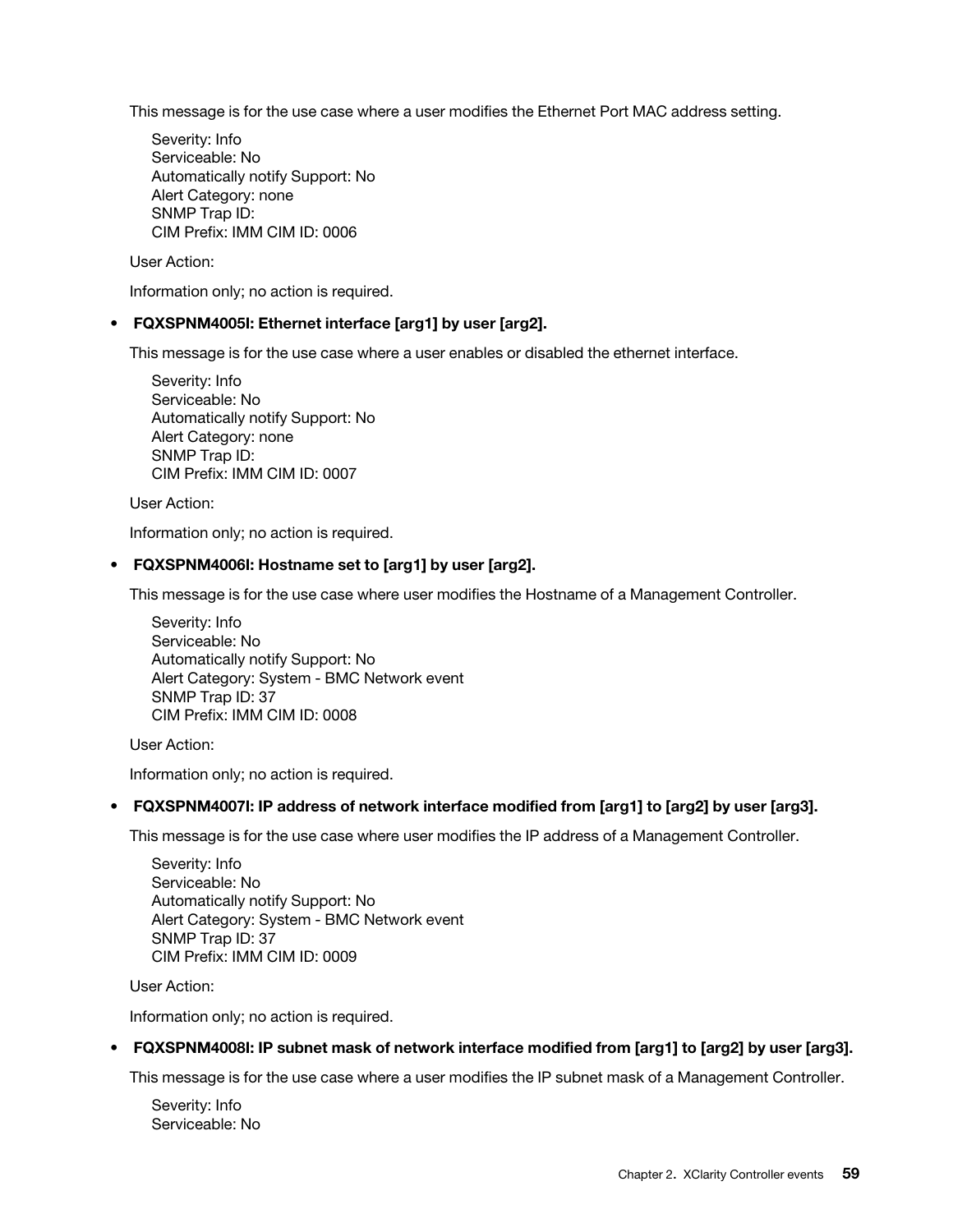This message is for the use case where a user modifies the Ethernet Port MAC address setting.

Severity: Info
Serviceable: No
Automatically notify Support: No
Alert Category: none
SNMP Trap ID:
CIM Prefix: IMM CIM ID: 0006

User Action:

Information only; no action is required.

- **FQXSPNM4005I: Ethernet interface [arg1] by user [arg2].**

  This message is for the use case where a user enables or disabled the ethernet interface.

  Severity: Info
  Serviceable: No
  Automatically notify Support: No
  Alert Category: none
  SNMP Trap ID:
  CIM Prefix: IMM CIM ID: 0007

  User Action:

  Information only; no action is required.

- **FQXSPNM4006I: Hostname set to [arg1] by user [arg2].**

  This message is for the use case where user modifies the Hostname of a Management Controller.

  Severity: Info
  Serviceable: No
  Automatically notify Support: No
  Alert Category: System - BMC Network event
  SNMP Trap ID: 37
  CIM Prefix: IMM CIM ID: 0008

  User Action:

  Information only; no action is required.

- **FQXSPNM4007I: IP address of network interface modified from [arg1] to [arg2] by user [arg3].**

  This message is for the use case where user modifies the IP address of a Management Controller.

  Severity: Info
  Serviceable: No
  Automatically notify Support: No
  Alert Category: System - BMC Network event
  SNMP Trap ID: 37
  CIM Prefix: IMM CIM ID: 0009

  User Action:

  Information only; no action is required.

- **FQXSPNM4008I: IP subnet mask of network interface modified from [arg1] to [arg2] by user [arg3].**

  This message is for the use case where a user modifies the IP subnet mask of a Management Controller.

  Severity: Info
  Serviceable: No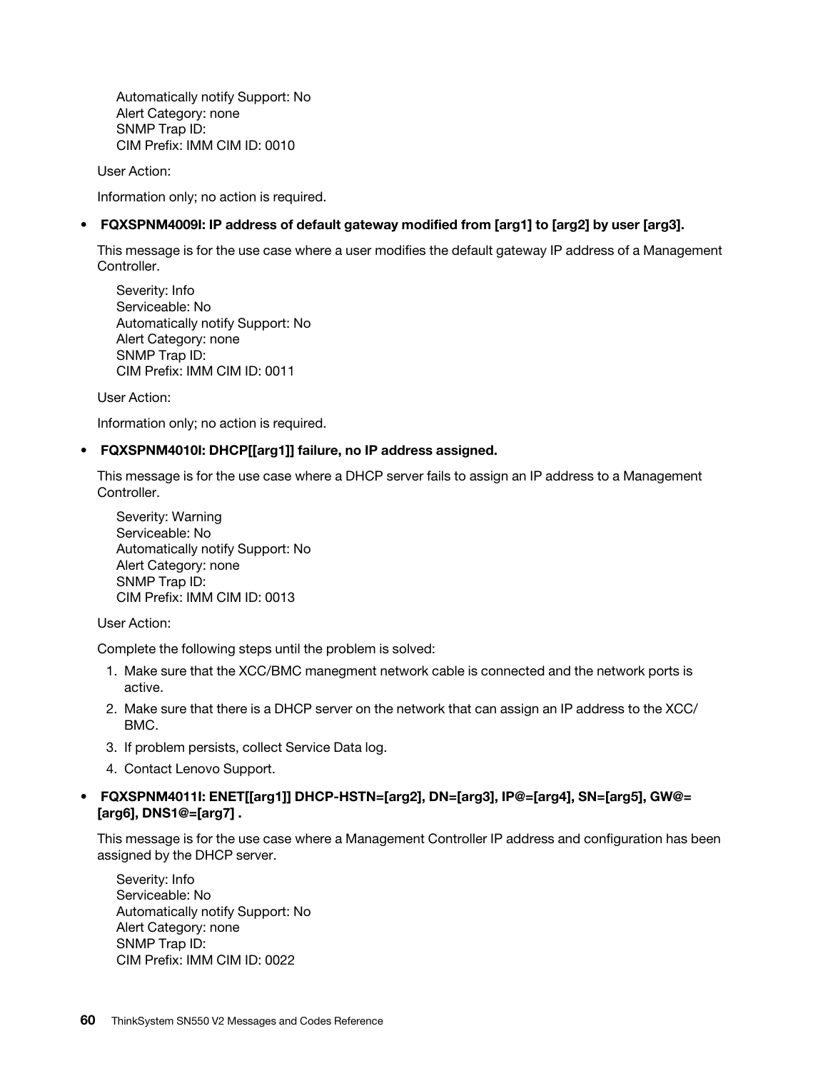Automatically notify Support: No
Alert Category: none
SNMP Trap ID:
CIM Prefix: IMM CIM ID: 0010

User Action:

Information only; no action is required.

- **FQXSPNM4009I: IP address of default gateway modified from [arg1] to [arg2] by user [arg3].**

  This message is for the use case where a user modifies the default gateway IP address of a Management Controller.

  Severity: Info
  Serviceable: No
  Automatically notify Support: No
  Alert Category: none
  SNMP Trap ID:
  CIM Prefix: IMM CIM ID: 0011

  User Action:

  Information only; no action is required.

- **FQXSPNM4010I: DHCP[[arg1]] failure, no IP address assigned.**

  This message is for the use case where a DHCP server fails to assign an IP address to a Management Controller.

  Severity: Warning
  Serviceable: No
  Automatically notify Support: No
  Alert Category: none
  SNMP Trap ID:
  CIM Prefix: IMM CIM ID: 0013

  User Action:

  Complete the following steps until the problem is solved:

  1. Make sure that the XCC/BMC manegment network cable is connected and the network ports is active.
  2. Make sure that there is a DHCP server on the network that can assign an IP address to the XCC/BMC.
  3. If problem persists, collect Service Data log.
  4. Contact Lenovo Support.

- **FQXSPNM4011I: ENET[[arg1]] DHCP-HSTN=[arg2], DN=[arg3], IP@=[arg4], SN=[arg5], GW@=[arg6], DNS1@=[arg7] .**

  This message is for the use case where a Management Controller IP address and configuration has been assigned by the DHCP server.

  Severity: Info
  Serviceable: No
  Automatically notify Support: No
  Alert Category: none
  SNMP Trap ID:
  CIM Prefix: IMM CIM ID: 0022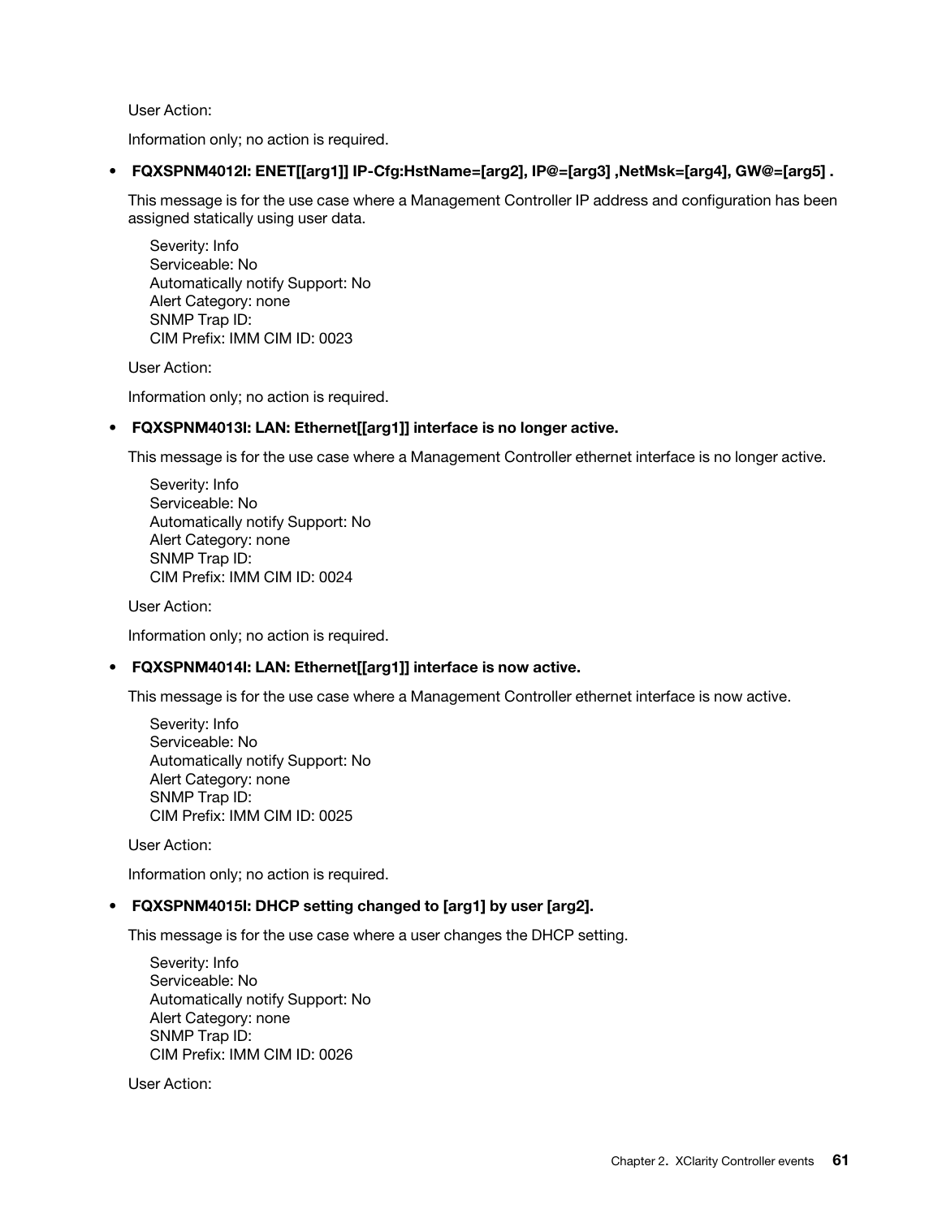User Action:

Information only; no action is required.

- **FQXSPNM4012I: ENET[[arg1]] IP-Cfg:HstName=[arg2], IP@=[arg3] ,NetMsk=[arg4], GW@=[arg5] .**

  This message is for the use case where a Management Controller IP address and configuration has been assigned statically using user data.

  Severity: Info
  Serviceable: No
  Automatically notify Support: No
  Alert Category: none
  SNMP Trap ID:
  CIM Prefix: IMM CIM ID: 0023

  User Action:

  Information only; no action is required.

- **FQXSPNM4013I: LAN: Ethernet[[arg1]] interface is no longer active.**

  This message is for the use case where a Management Controller ethernet interface is no longer active.

  Severity: Info
  Serviceable: No
  Automatically notify Support: No
  Alert Category: none
  SNMP Trap ID:
  CIM Prefix: IMM CIM ID: 0024

  User Action:

  Information only; no action is required.

- **FQXSPNM4014I: LAN: Ethernet[[arg1]] interface is now active.**

  This message is for the use case where a Management Controller ethernet interface is now active.

  Severity: Info
  Serviceable: No
  Automatically notify Support: No
  Alert Category: none
  SNMP Trap ID:
  CIM Prefix: IMM CIM ID: 0025

  User Action:

  Information only; no action is required.

- **FQXSPNM4015I: DHCP setting changed to [arg1] by user [arg2].**

  This message is for the use case where a user changes the DHCP setting.

  Severity: Info
  Serviceable: No
  Automatically notify Support: No
  Alert Category: none
  SNMP Trap ID:
  CIM Prefix: IMM CIM ID: 0026

  User Action: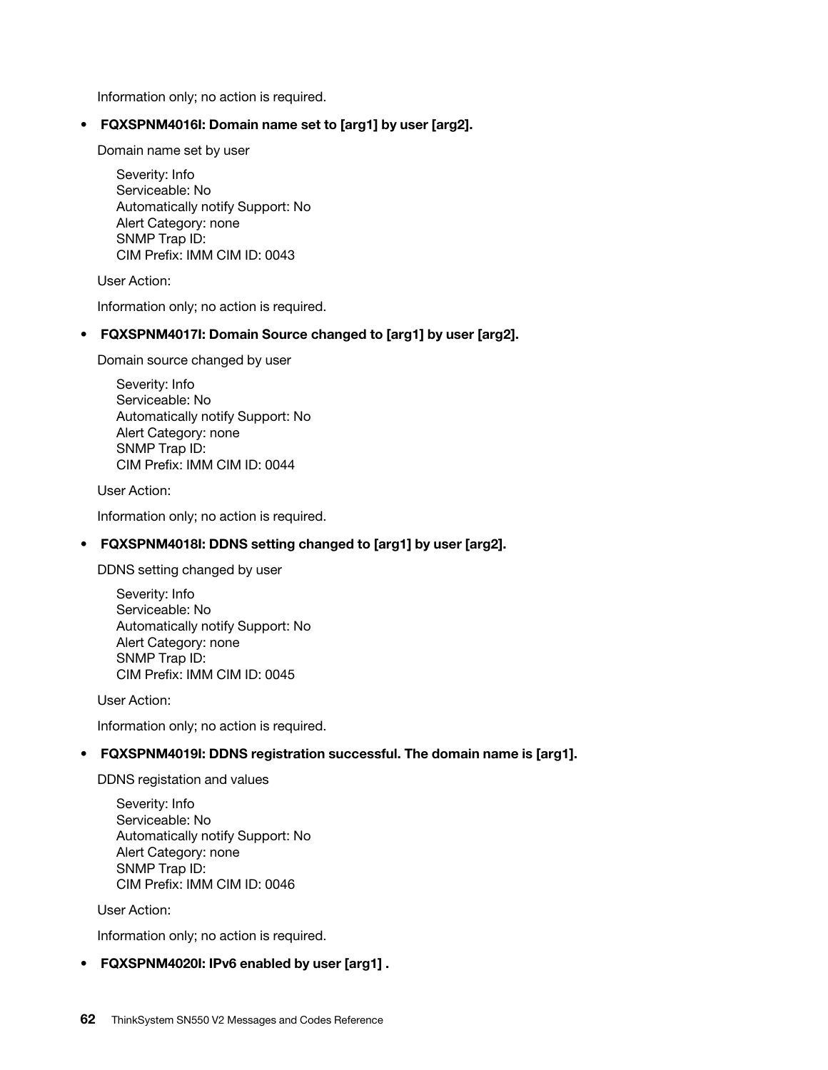Information only; no action is required.

- **FQXSPNM4016I: Domain name set to [arg1] by user [arg2].**

  Domain name set by user

  Severity: Info
  Serviceable: No
  Automatically notify Support: No
  Alert Category: none
  SNMP Trap ID:
  CIM Prefix: IMM CIM ID: 0043

  User Action:

  Information only; no action is required.

- **FQXSPNM4017I: Domain Source changed to [arg1] by user [arg2].**

  Domain source changed by user

  Severity: Info
  Serviceable: No
  Automatically notify Support: No
  Alert Category: none
  SNMP Trap ID:
  CIM Prefix: IMM CIM ID: 0044

  User Action:

  Information only; no action is required.

- **FQXSPNM4018I: DDNS setting changed to [arg1] by user [arg2].**

  DDNS setting changed by user

  Severity: Info
  Serviceable: No
  Automatically notify Support: No
  Alert Category: none
  SNMP Trap ID:
  CIM Prefix: IMM CIM ID: 0045

  User Action:

  Information only; no action is required.

- **FQXSPNM4019I: DDNS registration successful. The domain name is [arg1].**

  DDNS registation and values

  Severity: Info
  Serviceable: No
  Automatically notify Support: No
  Alert Category: none
  SNMP Trap ID:
  CIM Prefix: IMM CIM ID: 0046

  User Action:

  Information only; no action is required.

- **FQXSPNM4020I: IPv6 enabled by user [arg1] .**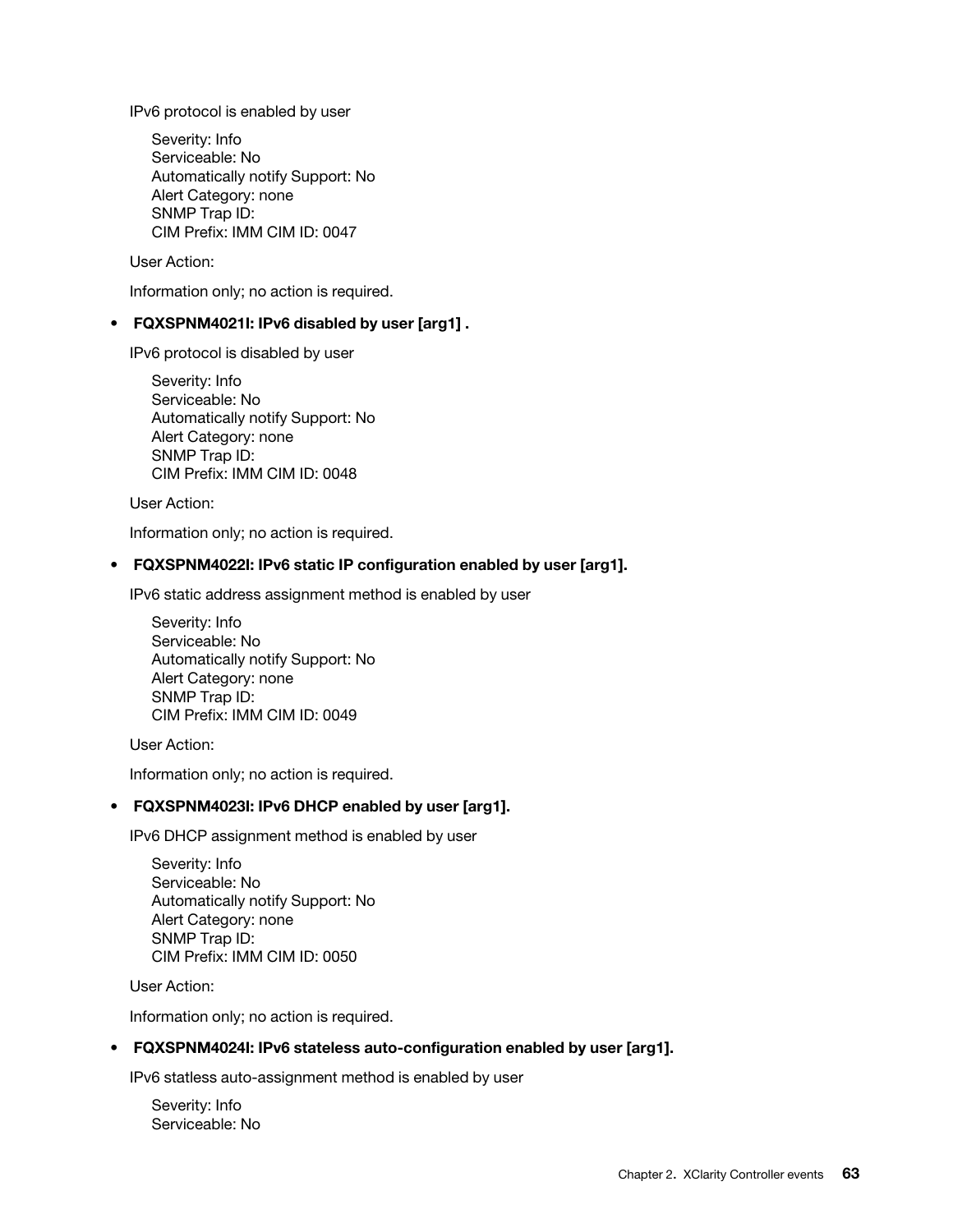IPv6 protocol is enabled by user

Severity: Info
Serviceable: No
Automatically notify Support: No
Alert Category: none
SNMP Trap ID:
CIM Prefix: IMM CIM ID: 0047

User Action:

Information only; no action is required.

- **FQXSPNM4021I: IPv6 disabled by user [arg1] .**

  IPv6 protocol is disabled by user

  Severity: Info
  Serviceable: No
  Automatically notify Support: No
  Alert Category: none
  SNMP Trap ID:
  CIM Prefix: IMM CIM ID: 0048

  User Action:

  Information only; no action is required.

- **FQXSPNM4022I: IPv6 static IP configuration enabled by user [arg1].**

  IPv6 static address assignment method is enabled by user

  Severity: Info
  Serviceable: No
  Automatically notify Support: No
  Alert Category: none
  SNMP Trap ID:
  CIM Prefix: IMM CIM ID: 0049

  User Action:

  Information only; no action is required.

- **FQXSPNM4023I: IPv6 DHCP enabled by user [arg1].**

  IPv6 DHCP assignment method is enabled by user

  Severity: Info
  Serviceable: No
  Automatically notify Support: No
  Alert Category: none
  SNMP Trap ID:
  CIM Prefix: IMM CIM ID: 0050

  User Action:

  Information only; no action is required.

- **FQXSPNM4024I: IPv6 stateless auto-configuration enabled by user [arg1].**

  IPv6 statless auto-assignment method is enabled by user

  Severity: Info
  Serviceable: No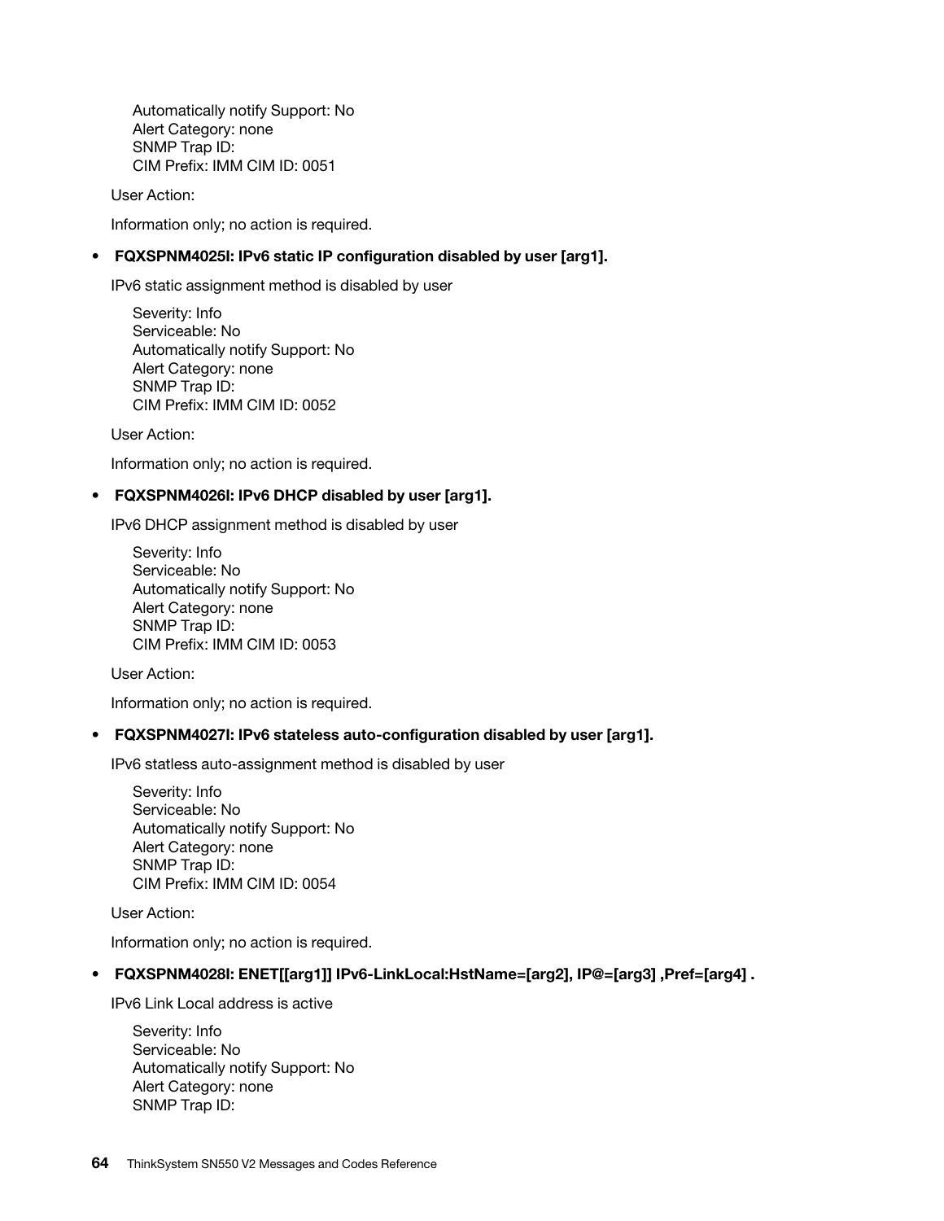Automatically notify Support: No
Alert Category: none
SNMP Trap ID:
CIM Prefix: IMM CIM ID: 0051

User Action:

Information only; no action is required.

- **FQXSPNM4025I: IPv6 static IP configuration disabled by user [arg1].**

  IPv6 static assignment method is disabled by user

  Severity: Info
  Serviceable: No
  Automatically notify Support: No
  Alert Category: none
  SNMP Trap ID:
  CIM Prefix: IMM CIM ID: 0052

  User Action:

  Information only; no action is required.

- **FQXSPNM4026I: IPv6 DHCP disabled by user [arg1].**

  IPv6 DHCP assignment method is disabled by user

  Severity: Info
  Serviceable: No
  Automatically notify Support: No
  Alert Category: none
  SNMP Trap ID:
  CIM Prefix: IMM CIM ID: 0053

  User Action:

  Information only; no action is required.

- **FQXSPNM4027I: IPv6 stateless auto-configuration disabled by user [arg1].**

  IPv6 statless auto-assignment method is disabled by user

  Severity: Info
  Serviceable: No
  Automatically notify Support: No
  Alert Category: none
  SNMP Trap ID:
  CIM Prefix: IMM CIM ID: 0054

  User Action:

  Information only; no action is required.

- **FQXSPNM4028I: ENET[[arg1]] IPv6-LinkLocal:HstName=[arg2], IP@=[arg3] ,Pref=[arg4] .**

  IPv6 Link Local address is active

  Severity: Info
  Serviceable: No
  Automatically notify Support: No
  Alert Category: none
  SNMP Trap ID: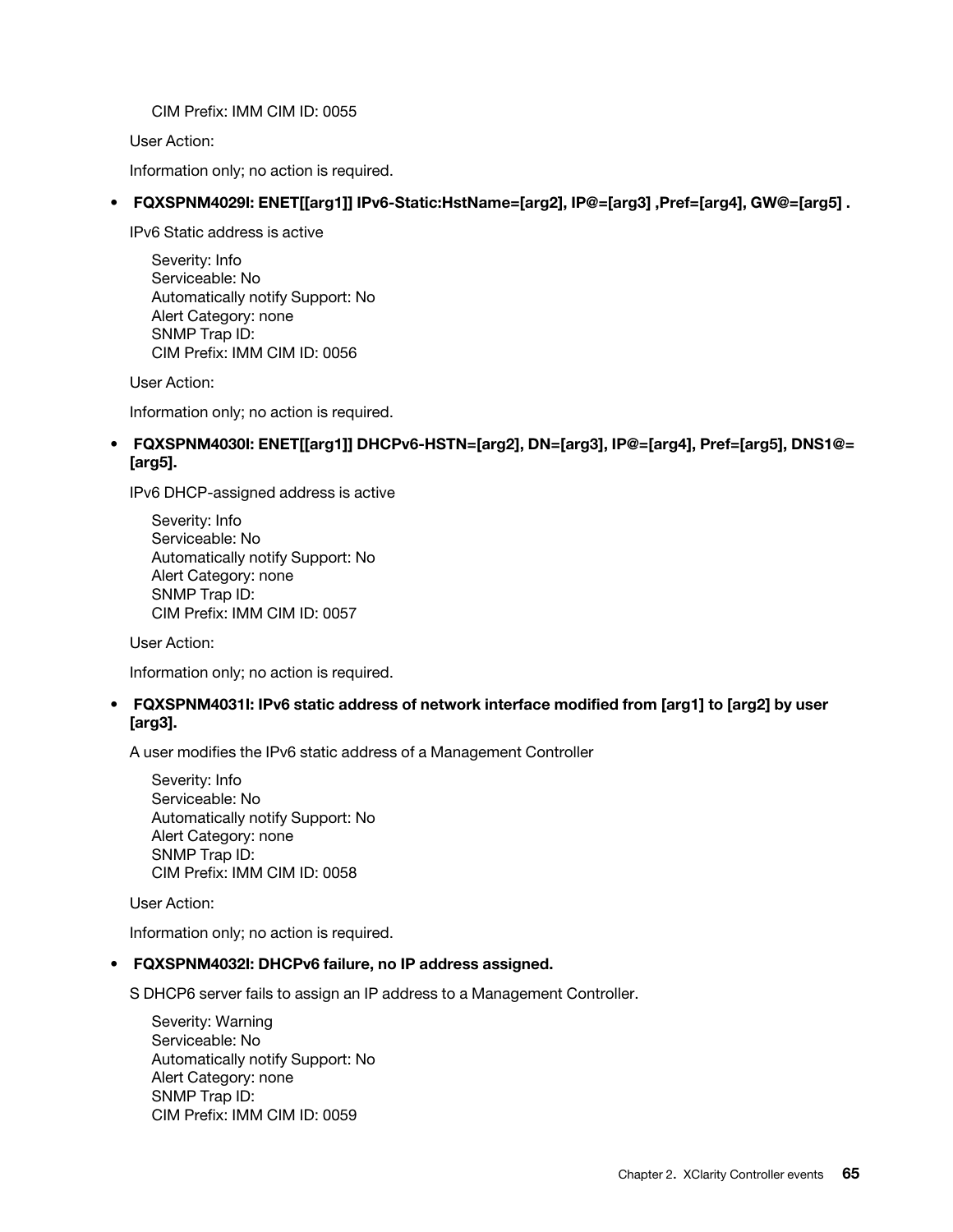CIM Prefix: IMM CIM ID: 0055

User Action:

Information only; no action is required.

- **FQXSPNM4029I: ENET[[arg1]] IPv6-Static:HstName=[arg2], IP@=[arg3] ,Pref=[arg4], GW@=[arg5] .**

  IPv6 Static address is active

  Severity: Info
  Serviceable: No
  Automatically notify Support: No
  Alert Category: none
  SNMP Trap ID:
  CIM Prefix: IMM CIM ID: 0056

  User Action:

  Information only; no action is required.

- **FQXSPNM4030I: ENET[[arg1]] DHCPv6-HSTN=[arg2], DN=[arg3], IP@=[arg4], Pref=[arg5], DNS1@=[arg5].**

  IPv6 DHCP-assigned address is active

  Severity: Info
  Serviceable: No
  Automatically notify Support: No
  Alert Category: none
  SNMP Trap ID:
  CIM Prefix: IMM CIM ID: 0057

  User Action:

  Information only; no action is required.

- **FQXSPNM4031I: IPv6 static address of network interface modified from [arg1] to [arg2] by user [arg3].**

  A user modifies the IPv6 static address of a Management Controller

  Severity: Info
  Serviceable: No
  Automatically notify Support: No
  Alert Category: none
  SNMP Trap ID:
  CIM Prefix: IMM CIM ID: 0058

  User Action:

  Information only; no action is required.

- **FQXSPNM4032I: DHCPv6 failure, no IP address assigned.**

  S DHCP6 server fails to assign an IP address to a Management Controller.

  Severity: Warning
  Serviceable: No
  Automatically notify Support: No
  Alert Category: none
  SNMP Trap ID:
  CIM Prefix: IMM CIM ID: 0059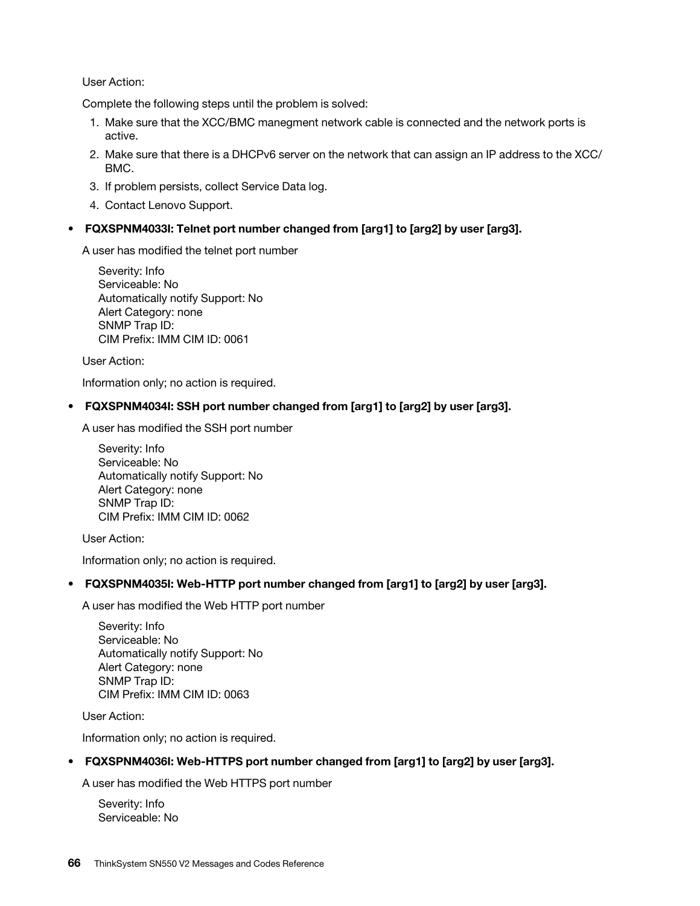User Action:

Complete the following steps until the problem is solved:

1. Make sure that the XCC/BMC manegment network cable is connected and the network ports is active.
2. Make sure that there is a DHCPv6 server on the network that can assign an IP address to the XCC/BMC.
3. If problem persists, collect Service Data log.
4. Contact Lenovo Support.

- **FQXSPNM4033I: Telnet port number changed from [arg1] to [arg2] by user [arg3].**

  A user has modified the telnet port number

  Severity: Info
  Serviceable: No
  Automatically notify Support: No
  Alert Category: none
  SNMP Trap ID:
  CIM Prefix: IMM CIM ID: 0061

  User Action:

  Information only; no action is required.

- **FQXSPNM4034I: SSH port number changed from [arg1] to [arg2] by user [arg3].**

  A user has modified the SSH port number

  Severity: Info
  Serviceable: No
  Automatically notify Support: No
  Alert Category: none
  SNMP Trap ID:
  CIM Prefix: IMM CIM ID: 0062

  User Action:

  Information only; no action is required.

- **FQXSPNM4035I: Web-HTTP port number changed from [arg1] to [arg2] by user [arg3].**

  A user has modified the Web HTTP port number

  Severity: Info
  Serviceable: No
  Automatically notify Support: No
  Alert Category: none
  SNMP Trap ID:
  CIM Prefix: IMM CIM ID: 0063

  User Action:

  Information only; no action is required.

- **FQXSPNM4036I: Web-HTTPS port number changed from [arg1] to [arg2] by user [arg3].**

  A user has modified the Web HTTPS port number

  Severity: Info
  Serviceable: No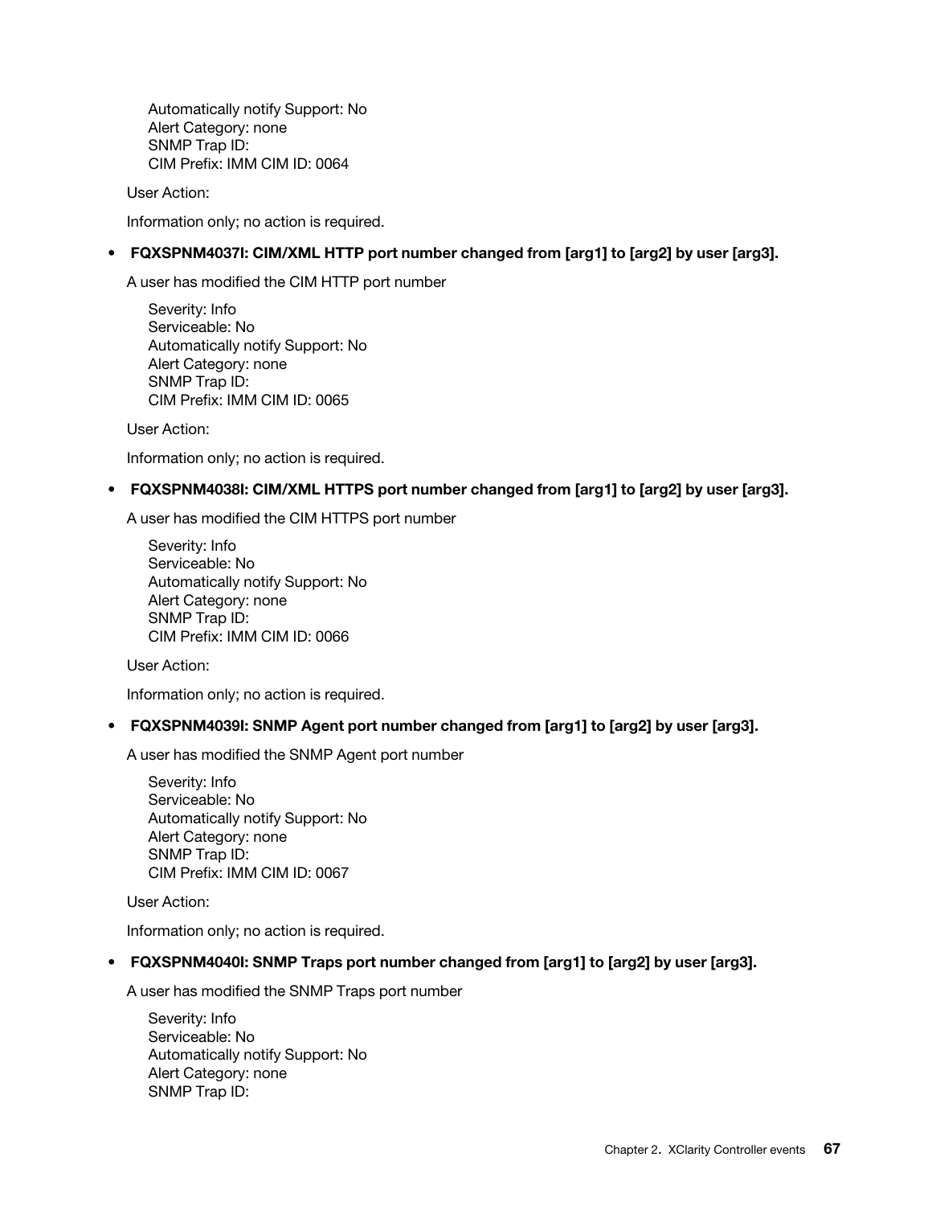Automatically notify Support: No
Alert Category: none
SNMP Trap ID:
CIM Prefix: IMM CIM ID: 0064

User Action:

Information only; no action is required.

- **FQXSPNM4037I: CIM/XML HTTP port number changed from [arg1] to [arg2] by user [arg3].**

  A user has modified the CIM HTTP port number

  Severity: Info
  Serviceable: No
  Automatically notify Support: No
  Alert Category: none
  SNMP Trap ID:
  CIM Prefix: IMM CIM ID: 0065

  User Action:

  Information only; no action is required.

- **FQXSPNM4038I: CIM/XML HTTPS port number changed from [arg1] to [arg2] by user [arg3].**

  A user has modified the CIM HTTPS port number

  Severity: Info
  Serviceable: No
  Automatically notify Support: No
  Alert Category: none
  SNMP Trap ID:
  CIM Prefix: IMM CIM ID: 0066

  User Action:

  Information only; no action is required.

- **FQXSPNM4039I: SNMP Agent port number changed from [arg1] to [arg2] by user [arg3].**

  A user has modified the SNMP Agent port number

  Severity: Info
  Serviceable: No
  Automatically notify Support: No
  Alert Category: none
  SNMP Trap ID:
  CIM Prefix: IMM CIM ID: 0067

  User Action:

  Information only; no action is required.

- **FQXSPNM4040I: SNMP Traps port number changed from [arg1] to [arg2] by user [arg3].**

  A user has modified the SNMP Traps port number

  Severity: Info
  Serviceable: No
  Automatically notify Support: No
  Alert Category: none
  SNMP Trap ID: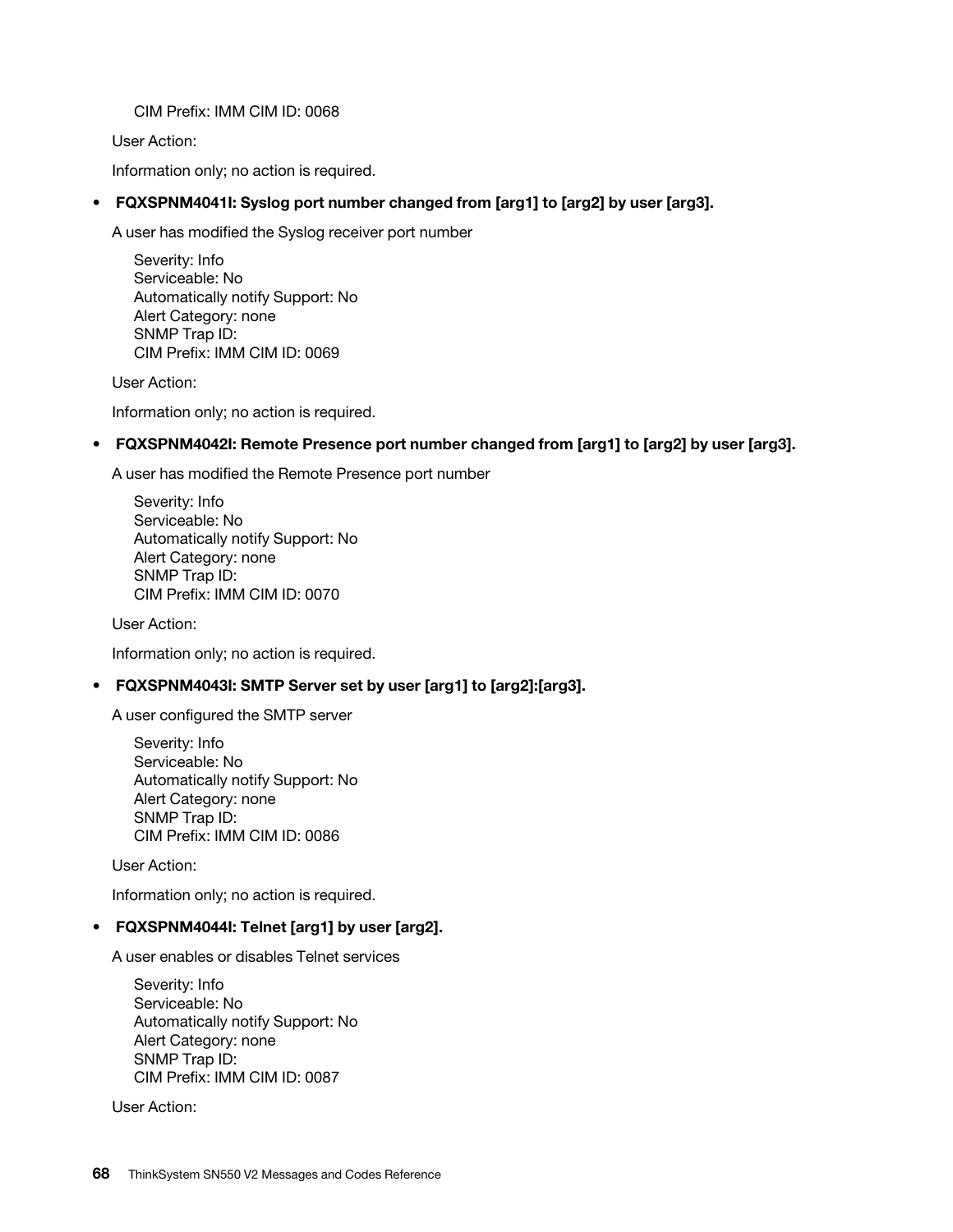CIM Prefix: IMM CIM ID: 0068

User Action:

Information only; no action is required.

- **FQXSPNM4041I: Syslog port number changed from [arg1] to [arg2] by user [arg3].**

  A user has modified the Syslog receiver port number

  Severity: Info
  Serviceable: No
  Automatically notify Support: No
  Alert Category: none
  SNMP Trap ID:
  CIM Prefix: IMM CIM ID: 0069

  User Action:

  Information only; no action is required.

- **FQXSPNM4042I: Remote Presence port number changed from [arg1] to [arg2] by user [arg3].**

  A user has modified the Remote Presence port number

  Severity: Info
  Serviceable: No
  Automatically notify Support: No
  Alert Category: none
  SNMP Trap ID:
  CIM Prefix: IMM CIM ID: 0070

  User Action:

  Information only; no action is required.

- **FQXSPNM4043I: SMTP Server set by user [arg1] to [arg2]:[arg3].**

  A user configured the SMTP server

  Severity: Info
  Serviceable: No
  Automatically notify Support: No
  Alert Category: none
  SNMP Trap ID:
  CIM Prefix: IMM CIM ID: 0086

  User Action:

  Information only; no action is required.

- **FQXSPNM4044I: Telnet [arg1] by user [arg2].**

  A user enables or disables Telnet services

  Severity: Info
  Serviceable: No
  Automatically notify Support: No
  Alert Category: none
  SNMP Trap ID:
  CIM Prefix: IMM CIM ID: 0087

  User Action: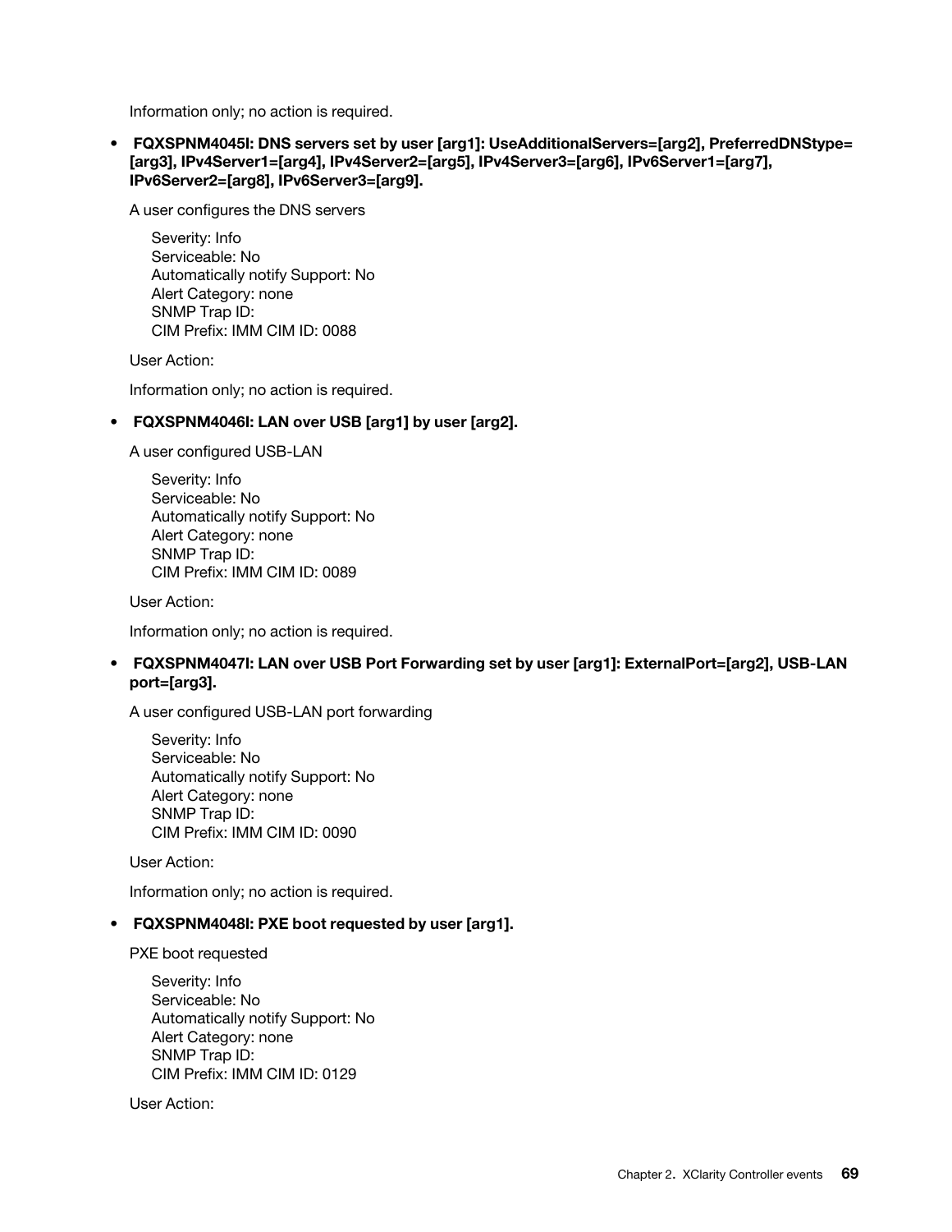Information only; no action is required.

- **FQXSPNM4045I: DNS servers set by user [arg1]: UseAdditionalServers=[arg2], PreferredDNStype=[arg3], IPv4Server1=[arg4], IPv4Server2=[arg5], IPv4Server3=[arg6], IPv6Server1=[arg7], IPv6Server2=[arg8], IPv6Server3=[arg9].**

  A user configures the DNS servers

  Severity: Info
  Serviceable: No
  Automatically notify Support: No
  Alert Category: none
  SNMP Trap ID:
  CIM Prefix: IMM CIM ID: 0088

  User Action:

  Information only; no action is required.

- **FQXSPNM4046I: LAN over USB [arg1] by user [arg2].**

  A user configured USB-LAN

  Severity: Info
  Serviceable: No
  Automatically notify Support: No
  Alert Category: none
  SNMP Trap ID:
  CIM Prefix: IMM CIM ID: 0089

  User Action:

  Information only; no action is required.

- **FQXSPNM4047I: LAN over USB Port Forwarding set by user [arg1]: ExternalPort=[arg2], USB-LAN port=[arg3].**

  A user configured USB-LAN port forwarding

  Severity: Info
  Serviceable: No
  Automatically notify Support: No
  Alert Category: none
  SNMP Trap ID:
  CIM Prefix: IMM CIM ID: 0090

  User Action:

  Information only; no action is required.

- **FQXSPNM4048I: PXE boot requested by user [arg1].**

  PXE boot requested

  Severity: Info
  Serviceable: No
  Automatically notify Support: No
  Alert Category: none
  SNMP Trap ID:
  CIM Prefix: IMM CIM ID: 0129

  User Action: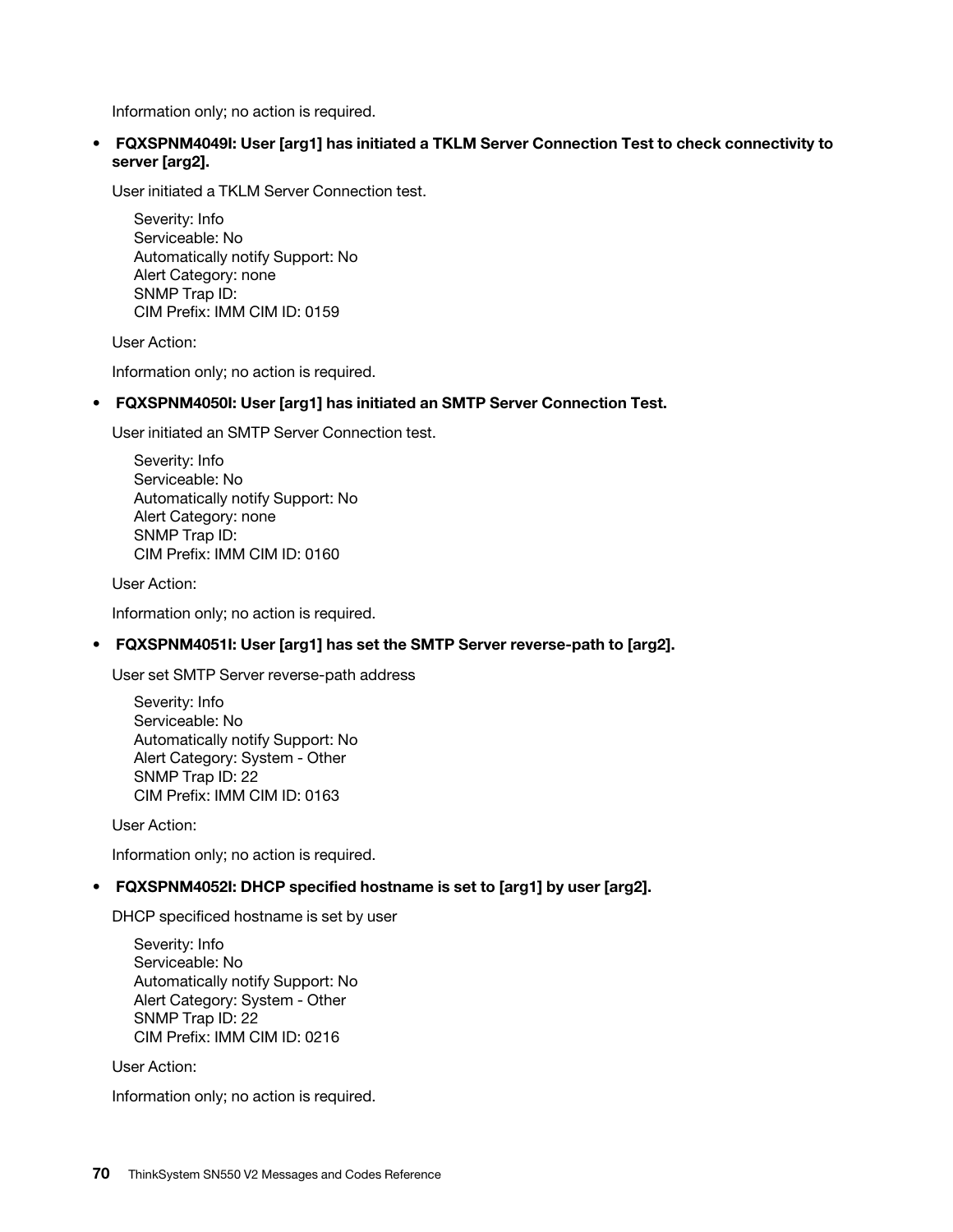Information only; no action is required.

- **FQXSPNM4049I: User [arg1] has initiated a TKLM Server Connection Test to check connectivity to server [arg2].**

  User initiated a TKLM Server Connection test.

  Severity: Info
  Serviceable: No
  Automatically notify Support: No
  Alert Category: none
  SNMP Trap ID:
  CIM Prefix: IMM CIM ID: 0159

  User Action:

  Information only; no action is required.

- **FQXSPNM4050I: User [arg1] has initiated an SMTP Server Connection Test.**

  User initiated an SMTP Server Connection test.

  Severity: Info
  Serviceable: No
  Automatically notify Support: No
  Alert Category: none
  SNMP Trap ID:
  CIM Prefix: IMM CIM ID: 0160

  User Action:

  Information only; no action is required.

- **FQXSPNM4051I: User [arg1] has set the SMTP Server reverse-path to [arg2].**

  User set SMTP Server reverse-path address

  Severity: Info
  Serviceable: No
  Automatically notify Support: No
  Alert Category: System - Other
  SNMP Trap ID: 22
  CIM Prefix: IMM CIM ID: 0163

  User Action:

  Information only; no action is required.

- **FQXSPNM4052I: DHCP specified hostname is set to [arg1] by user [arg2].**

  DHCP specificed hostname is set by user

  Severity: Info
  Serviceable: No
  Automatically notify Support: No
  Alert Category: System - Other
  SNMP Trap ID: 22
  CIM Prefix: IMM CIM ID: 0216

  User Action:

  Information only; no action is required.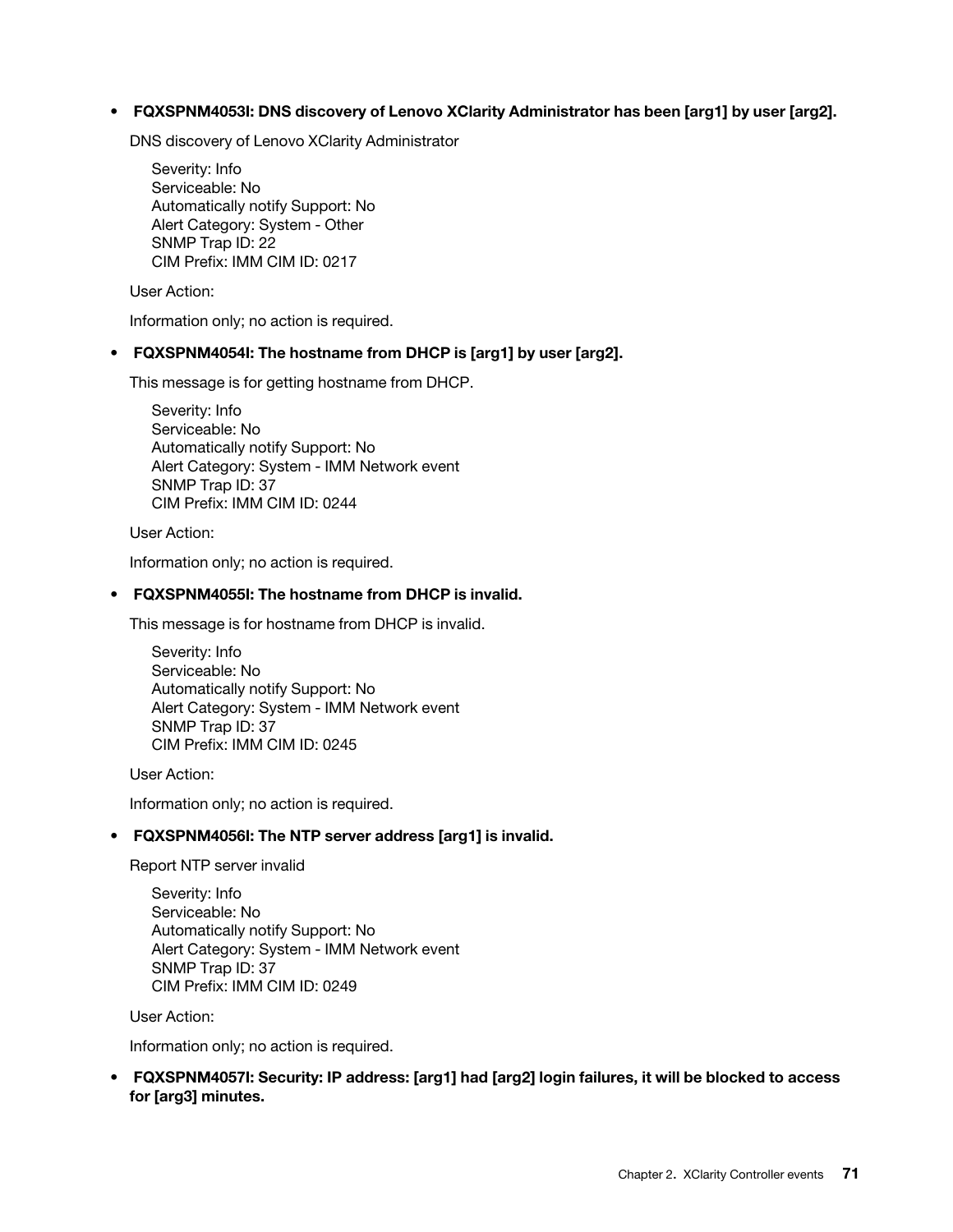- **FQXSPNM4053I: DNS discovery of Lenovo XClarity Administrator has been [arg1] by user [arg2].**

  DNS discovery of Lenovo XClarity Administrator

  Severity: Info
  Serviceable: No
  Automatically notify Support: No
  Alert Category: System - Other
  SNMP Trap ID: 22
  CIM Prefix: IMM CIM ID: 0217

  User Action:

  Information only; no action is required.

- **FQXSPNM4054I: The hostname from DHCP is [arg1] by user [arg2].**

  This message is for getting hostname from DHCP.

  Severity: Info
  Serviceable: No
  Automatically notify Support: No
  Alert Category: System - IMM Network event
  SNMP Trap ID: 37
  CIM Prefix: IMM CIM ID: 0244

  User Action:

  Information only; no action is required.

- **FQXSPNM4055I: The hostname from DHCP is invalid.**

  This message is for hostname from DHCP is invalid.

  Severity: Info
  Serviceable: No
  Automatically notify Support: No
  Alert Category: System - IMM Network event
  SNMP Trap ID: 37
  CIM Prefix: IMM CIM ID: 0245

  User Action:

  Information only; no action is required.

- **FQXSPNM4056I: The NTP server address [arg1] is invalid.**

  Report NTP server invalid

  Severity: Info
  Serviceable: No
  Automatically notify Support: No
  Alert Category: System - IMM Network event
  SNMP Trap ID: 37
  CIM Prefix: IMM CIM ID: 0249

  User Action:

  Information only; no action is required.

- **FQXSPNM4057I: Security: IP address: [arg1] had [arg2] login failures, it will be blocked to access for [arg3] minutes.**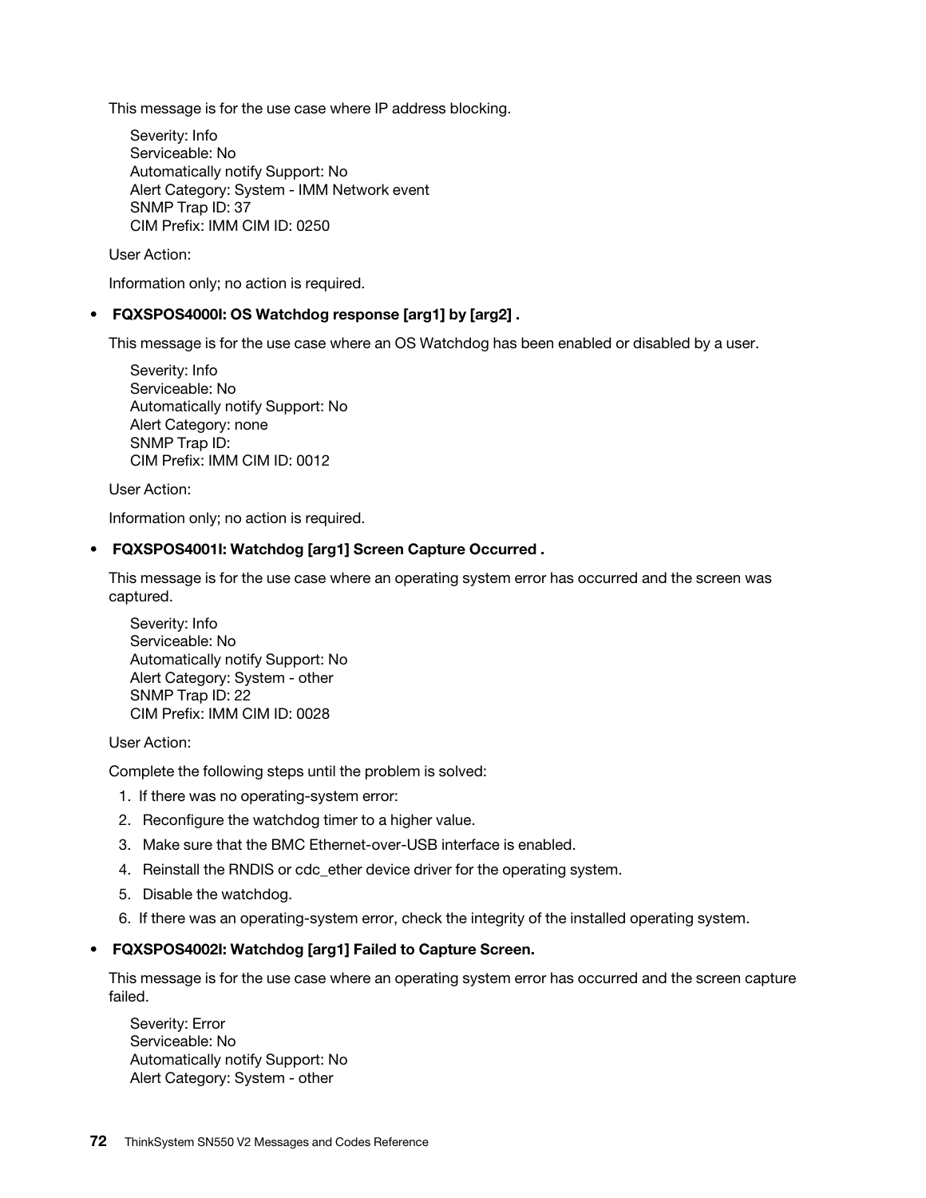This message is for the use case where IP address blocking.

Severity: Info
Serviceable: No
Automatically notify Support: No
Alert Category: System - IMM Network event
SNMP Trap ID: 37
CIM Prefix: IMM CIM ID: 0250

User Action:

Information only; no action is required.

- **FQXSPOS4000I: OS Watchdog response [arg1] by [arg2] .**

  This message is for the use case where an OS Watchdog has been enabled or disabled by a user.

  Severity: Info
  Serviceable: No
  Automatically notify Support: No
  Alert Category: none
  SNMP Trap ID:
  CIM Prefix: IMM CIM ID: 0012

  User Action:

  Information only; no action is required.

- **FQXSPOS4001I: Watchdog [arg1] Screen Capture Occurred .**

  This message is for the use case where an operating system error has occurred and the screen was captured.

  Severity: Info
  Serviceable: No
  Automatically notify Support: No
  Alert Category: System - other
  SNMP Trap ID: 22
  CIM Prefix: IMM CIM ID: 0028

  User Action:

  Complete the following steps until the problem is solved:

  1. If there was no operating-system error:
  2. Reconfigure the watchdog timer to a higher value.
  3. Make sure that the BMC Ethernet-over-USB interface is enabled.
  4. Reinstall the RNDIS or cdc_ether device driver for the operating system.
  5. Disable the watchdog.
  6. If there was an operating-system error, check the integrity of the installed operating system.

- **FQXSPOS4002I: Watchdog [arg1] Failed to Capture Screen.**

  This message is for the use case where an operating system error has occurred and the screen capture failed.

  Severity: Error
  Serviceable: No
  Automatically notify Support: No
  Alert Category: System - other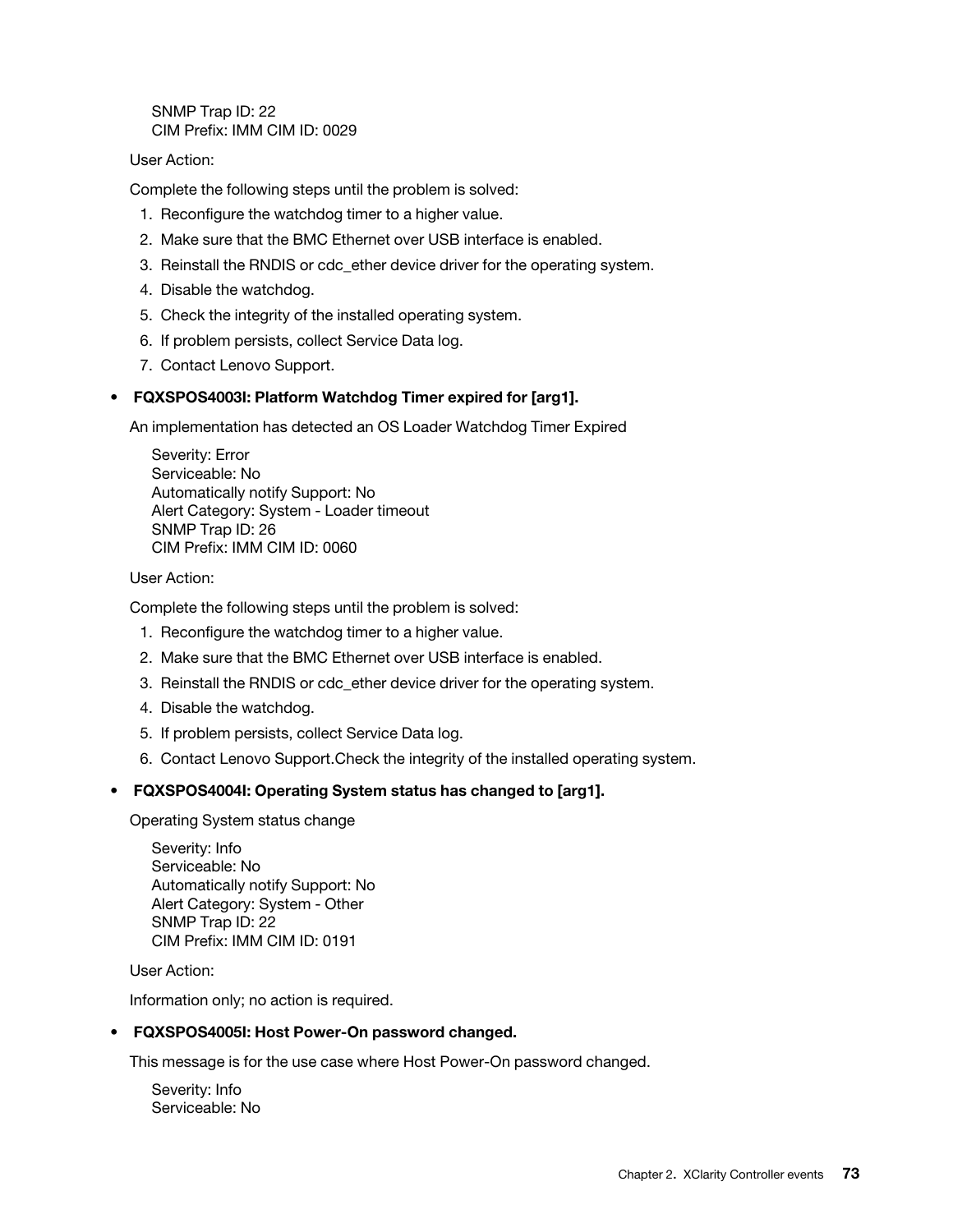SNMP Trap ID: 22
CIM Prefix: IMM CIM ID: 0029

User Action:

Complete the following steps until the problem is solved:

1. Reconfigure the watchdog timer to a higher value.
2. Make sure that the BMC Ethernet over USB interface is enabled.
3. Reinstall the RNDIS or cdc_ether device driver for the operating system.
4. Disable the watchdog.
5. Check the integrity of the installed operating system.
6. If problem persists, collect Service Data log.
7. Contact Lenovo Support.

- **FQXSPOS4003I: Platform Watchdog Timer expired for [arg1].**

  An implementation has detected an OS Loader Watchdog Timer Expired

  Severity: Error
  Serviceable: No
  Automatically notify Support: No
  Alert Category: System - Loader timeout
  SNMP Trap ID: 26
  CIM Prefix: IMM CIM ID: 0060

  User Action:

  Complete the following steps until the problem is solved:

  1. Reconfigure the watchdog timer to a higher value.
  2. Make sure that the BMC Ethernet over USB interface is enabled.
  3. Reinstall the RNDIS or cdc_ether device driver for the operating system.
  4. Disable the watchdog.
  5. If problem persists, collect Service Data log.
  6. Contact Lenovo Support.Check the integrity of the installed operating system.

- **FQXSPOS4004I: Operating System status has changed to [arg1].**

  Operating System status change

  Severity: Info
  Serviceable: No
  Automatically notify Support: No
  Alert Category: System - Other
  SNMP Trap ID: 22
  CIM Prefix: IMM CIM ID: 0191

  User Action:

  Information only; no action is required.

- **FQXSPOS4005I: Host Power-On password changed.**

  This message is for the use case where Host Power-On password changed.

  Severity: Info
  Serviceable: No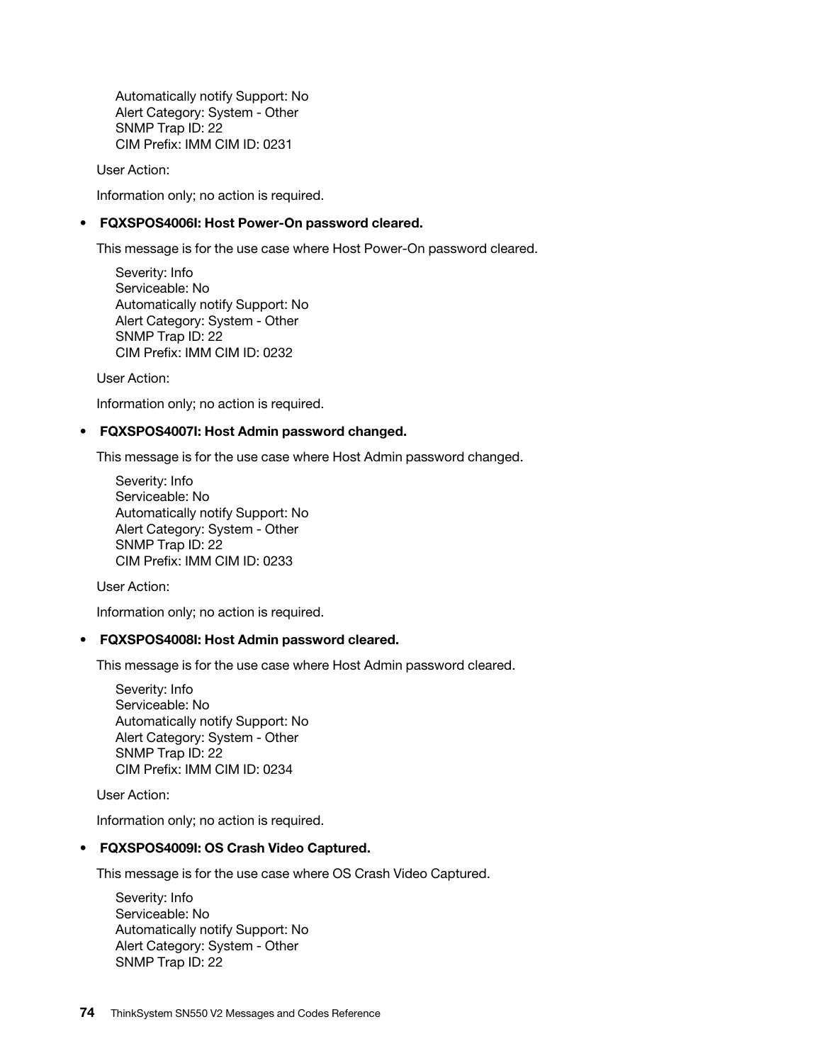Automatically notify Support: No
Alert Category: System - Other
SNMP Trap ID: 22
CIM Prefix: IMM CIM ID: 0231

User Action:

Information only; no action is required.

- **FQXSPOS4006I: Host Power-On password cleared.**

  This message is for the use case where Host Power-On password cleared.

  Severity: Info
  Serviceable: No
  Automatically notify Support: No
  Alert Category: System - Other
  SNMP Trap ID: 22
  CIM Prefix: IMM CIM ID: 0232

  User Action:

  Information only; no action is required.

- **FQXSPOS4007I: Host Admin password changed.**

  This message is for the use case where Host Admin password changed.

  Severity: Info
  Serviceable: No
  Automatically notify Support: No
  Alert Category: System - Other
  SNMP Trap ID: 22
  CIM Prefix: IMM CIM ID: 0233

  User Action:

  Information only; no action is required.

- **FQXSPOS4008I: Host Admin password cleared.**

  This message is for the use case where Host Admin password cleared.

  Severity: Info
  Serviceable: No
  Automatically notify Support: No
  Alert Category: System - Other
  SNMP Trap ID: 22
  CIM Prefix: IMM CIM ID: 0234

  User Action:

  Information only; no action is required.

- **FQXSPOS4009I: OS Crash Video Captured.**

  This message is for the use case where OS Crash Video Captured.

  Severity: Info
  Serviceable: No
  Automatically notify Support: No
  Alert Category: System - Other
  SNMP Trap ID: 22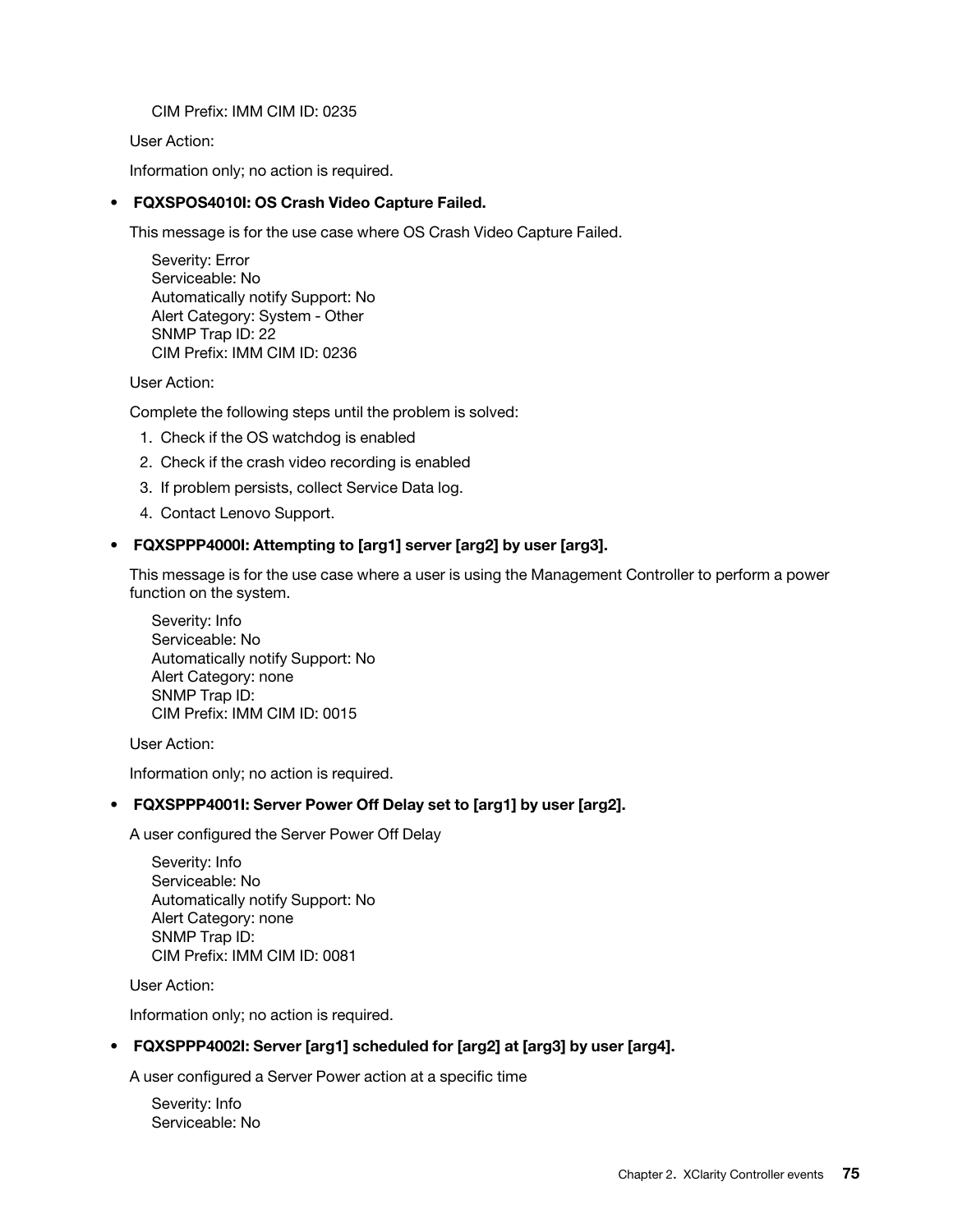CIM Prefix: IMM CIM ID: 0235

User Action:

Information only; no action is required.

- **FQXSPOS4010I: OS Crash Video Capture Failed.**

  This message is for the use case where OS Crash Video Capture Failed.

  Severity: Error
  Serviceable: No
  Automatically notify Support: No
  Alert Category: System - Other
  SNMP Trap ID: 22
  CIM Prefix: IMM CIM ID: 0236

  User Action:

  Complete the following steps until the problem is solved:

  1. Check if the OS watchdog is enabled
  2. Check if the crash video recording is enabled
  3. If problem persists, collect Service Data log.
  4. Contact Lenovo Support.

- **FQXSPPP4000I: Attempting to [arg1] server [arg2] by user [arg3].**

  This message is for the use case where a user is using the Management Controller to perform a power function on the system.

  Severity: Info
  Serviceable: No
  Automatically notify Support: No
  Alert Category: none
  SNMP Trap ID:
  CIM Prefix: IMM CIM ID: 0015

  User Action:

  Information only; no action is required.

- **FQXSPPP4001I: Server Power Off Delay set to [arg1] by user [arg2].**

  A user configured the Server Power Off Delay

  Severity: Info
  Serviceable: No
  Automatically notify Support: No
  Alert Category: none
  SNMP Trap ID:
  CIM Prefix: IMM CIM ID: 0081

  User Action:

  Information only; no action is required.

- **FQXSPPP4002I: Server [arg1] scheduled for [arg2] at [arg3] by user [arg4].**

  A user configured a Server Power action at a specific time

  Severity: Info
  Serviceable: No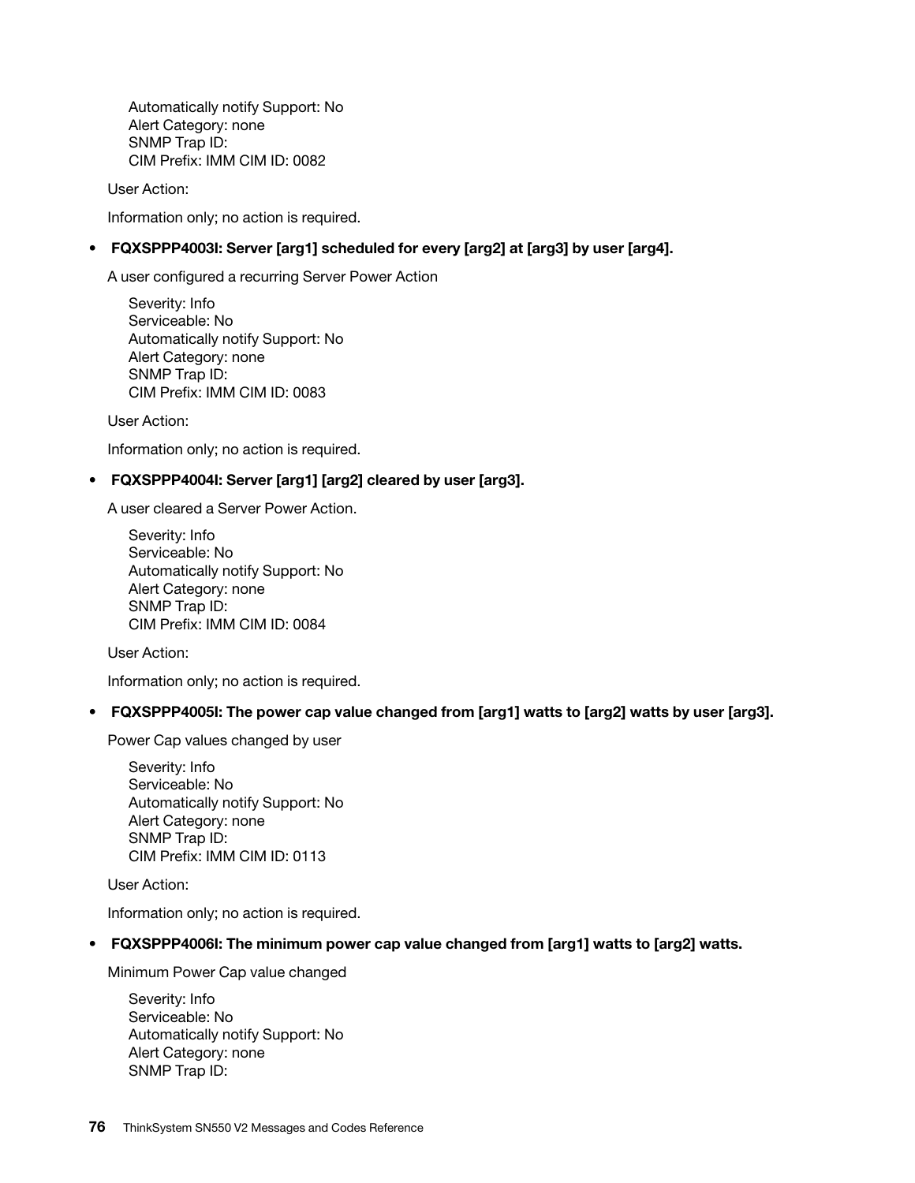Automatically notify Support: No  
Alert Category: none  
SNMP Trap ID:  
CIM Prefix: IMM CIM ID: 0082

User Action:

Information only; no action is required.

- **FQXSPPP4003I: Server [arg1] scheduled for every [arg2] at [arg3] by user [arg4].**

  A user configured a recurring Server Power Action

  Severity: Info  
  Serviceable: No  
  Automatically notify Support: No  
  Alert Category: none  
  SNMP Trap ID:  
  CIM Prefix: IMM CIM ID: 0083

  User Action:

  Information only; no action is required.

- **FQXSPPP4004I: Server [arg1] [arg2] cleared by user [arg3].**

  A user cleared a Server Power Action.

  Severity: Info  
  Serviceable: No  
  Automatically notify Support: No  
  Alert Category: none  
  SNMP Trap ID:  
  CIM Prefix: IMM CIM ID: 0084

  User Action:

  Information only; no action is required.

- **FQXSPPP4005I: The power cap value changed from [arg1] watts to [arg2] watts by user [arg3].**

  Power Cap values changed by user

  Severity: Info  
  Serviceable: No  
  Automatically notify Support: No  
  Alert Category: none  
  SNMP Trap ID:  
  CIM Prefix: IMM CIM ID: 0113

  User Action:

  Information only; no action is required.

- **FQXSPPP4006I: The minimum power cap value changed from [arg1] watts to [arg2] watts.**

  Minimum Power Cap value changed

  Severity: Info  
  Serviceable: No  
  Automatically notify Support: No  
  Alert Category: none  
  SNMP Trap ID: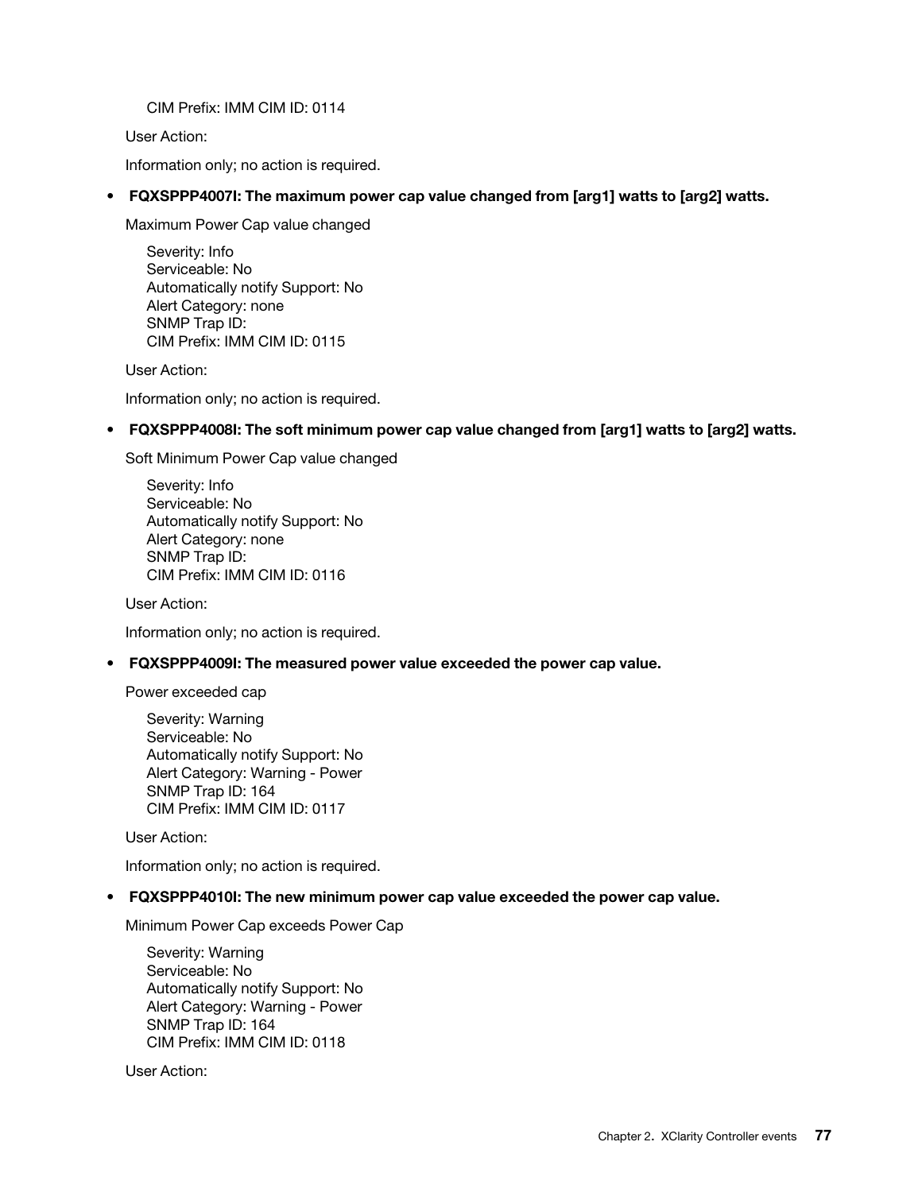CIM Prefix: IMM CIM ID: 0114

User Action:

Information only; no action is required.

- **FQXSPPP4007I: The maximum power cap value changed from [arg1] watts to [arg2] watts.**

  Maximum Power Cap value changed

  Severity: Info
  Serviceable: No
  Automatically notify Support: No
  Alert Category: none
  SNMP Trap ID:
  CIM Prefix: IMM CIM ID: 0115

  User Action:

  Information only; no action is required.

- **FQXSPPP4008I: The soft minimum power cap value changed from [arg1] watts to [arg2] watts.**

  Soft Minimum Power Cap value changed

  Severity: Info
  Serviceable: No
  Automatically notify Support: No
  Alert Category: none
  SNMP Trap ID:
  CIM Prefix: IMM CIM ID: 0116

  User Action:

  Information only; no action is required.

- **FQXSPPP4009I: The measured power value exceeded the power cap value.**

  Power exceeded cap

  Severity: Warning
  Serviceable: No
  Automatically notify Support: No
  Alert Category: Warning - Power
  SNMP Trap ID: 164
  CIM Prefix: IMM CIM ID: 0117

  User Action:

  Information only; no action is required.

- **FQXSPPP4010I: The new minimum power cap value exceeded the power cap value.**

  Minimum Power Cap exceeds Power Cap

  Severity: Warning
  Serviceable: No
  Automatically notify Support: No
  Alert Category: Warning - Power
  SNMP Trap ID: 164
  CIM Prefix: IMM CIM ID: 0118

  User Action: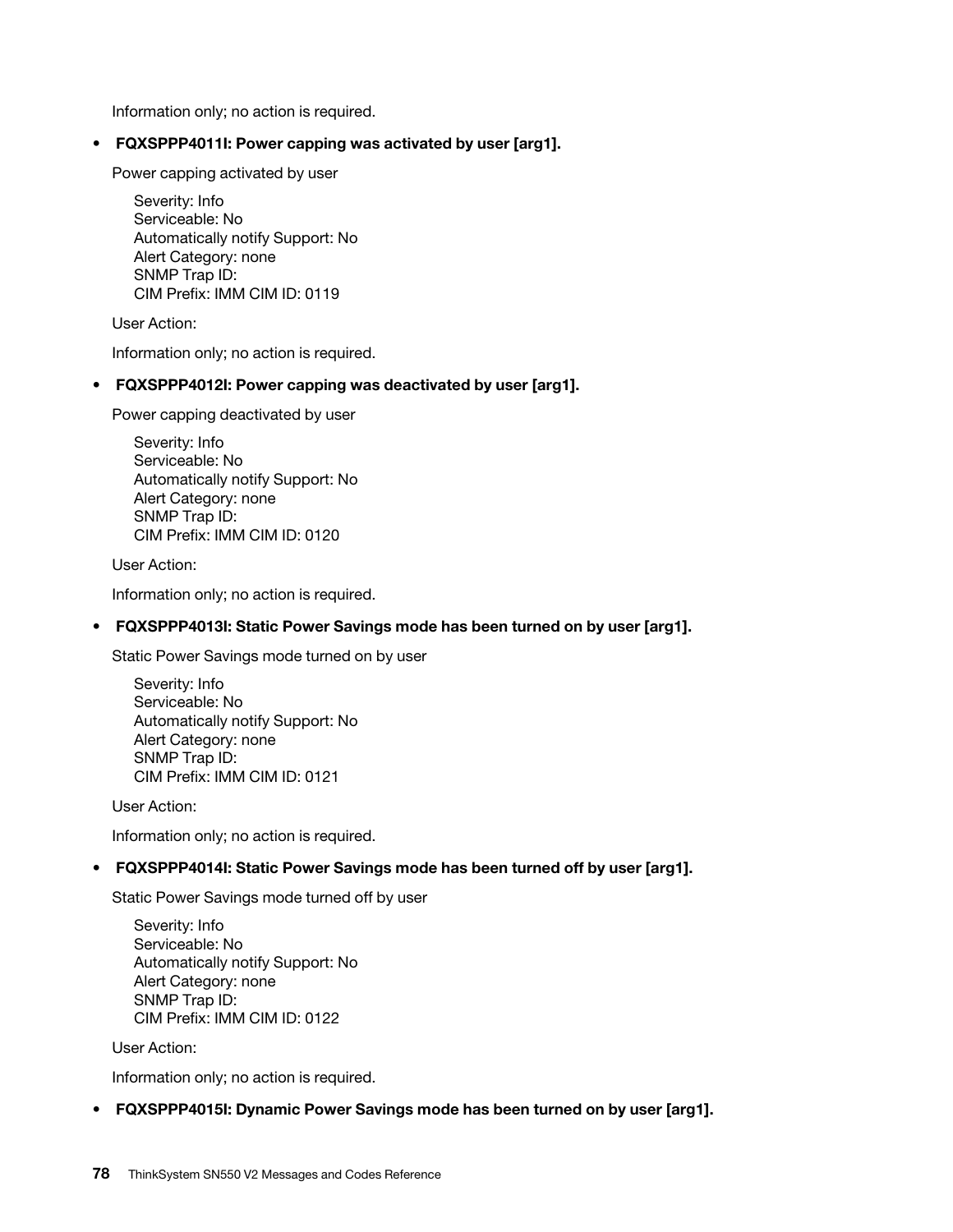Information only; no action is required.

- **FQXSPPP4011I: Power capping was activated by user [arg1].**

  Power capping activated by user

  Severity: Info
  Serviceable: No
  Automatically notify Support: No
  Alert Category: none
  SNMP Trap ID:
  CIM Prefix: IMM CIM ID: 0119

  User Action:

  Information only; no action is required.

- **FQXSPPP4012I: Power capping was deactivated by user [arg1].**

  Power capping deactivated by user

  Severity: Info
  Serviceable: No
  Automatically notify Support: No
  Alert Category: none
  SNMP Trap ID:
  CIM Prefix: IMM CIM ID: 0120

  User Action:

  Information only; no action is required.

- **FQXSPPP4013I: Static Power Savings mode has been turned on by user [arg1].**

  Static Power Savings mode turned on by user

  Severity: Info
  Serviceable: No
  Automatically notify Support: No
  Alert Category: none
  SNMP Trap ID:
  CIM Prefix: IMM CIM ID: 0121

  User Action:

  Information only; no action is required.

- **FQXSPPP4014I: Static Power Savings mode has been turned off by user [arg1].**

  Static Power Savings mode turned off by user

  Severity: Info
  Serviceable: No
  Automatically notify Support: No
  Alert Category: none
  SNMP Trap ID:
  CIM Prefix: IMM CIM ID: 0122

  User Action:

  Information only; no action is required.

- **FQXSPPP4015I: Dynamic Power Savings mode has been turned on by user [arg1].**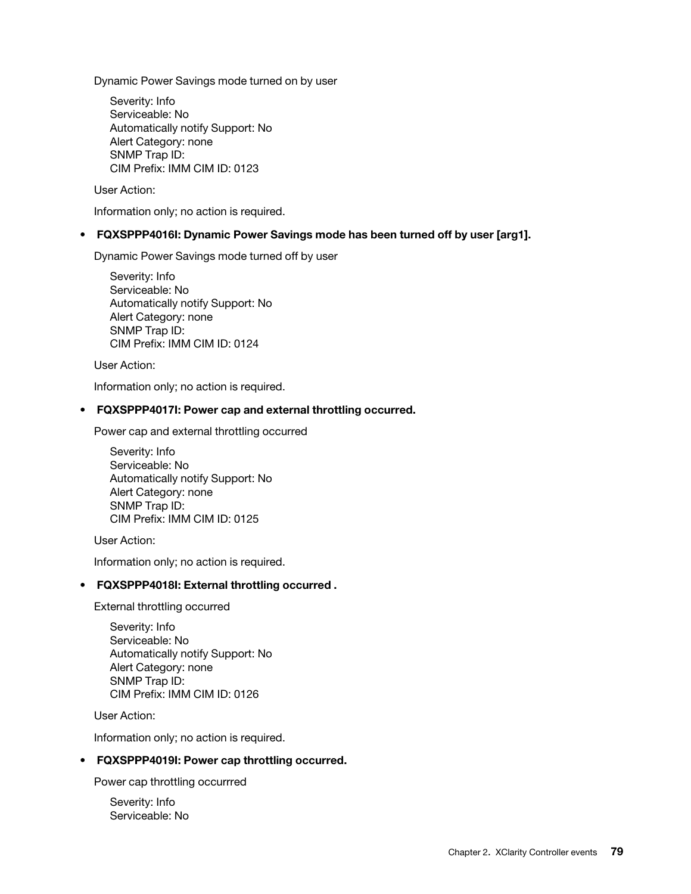Dynamic Power Savings mode turned on by user

Severity: Info
Serviceable: No
Automatically notify Support: No
Alert Category: none
SNMP Trap ID:
CIM Prefix: IMM CIM ID: 0123

User Action:

Information only; no action is required.

- **FQXSPPP4016I: Dynamic Power Savings mode has been turned off by user [arg1].**

  Dynamic Power Savings mode turned off by user

  Severity: Info
  Serviceable: No
  Automatically notify Support: No
  Alert Category: none
  SNMP Trap ID:
  CIM Prefix: IMM CIM ID: 0124

  User Action:

  Information only; no action is required.

- **FQXSPPP4017I: Power cap and external throttling occurred.**

  Power cap and external throttling occurred

  Severity: Info
  Serviceable: No
  Automatically notify Support: No
  Alert Category: none
  SNMP Trap ID:
  CIM Prefix: IMM CIM ID: 0125

  User Action:

  Information only; no action is required.

- **FQXSPPP4018I: External throttling occurred .**

  External throttling occurred

  Severity: Info
  Serviceable: No
  Automatically notify Support: No
  Alert Category: none
  SNMP Trap ID:
  CIM Prefix: IMM CIM ID: 0126

  User Action:

  Information only; no action is required.

- **FQXSPPP4019I: Power cap throttling occurred.**

  Power cap throttling occurrred

  Severity: Info
  Serviceable: No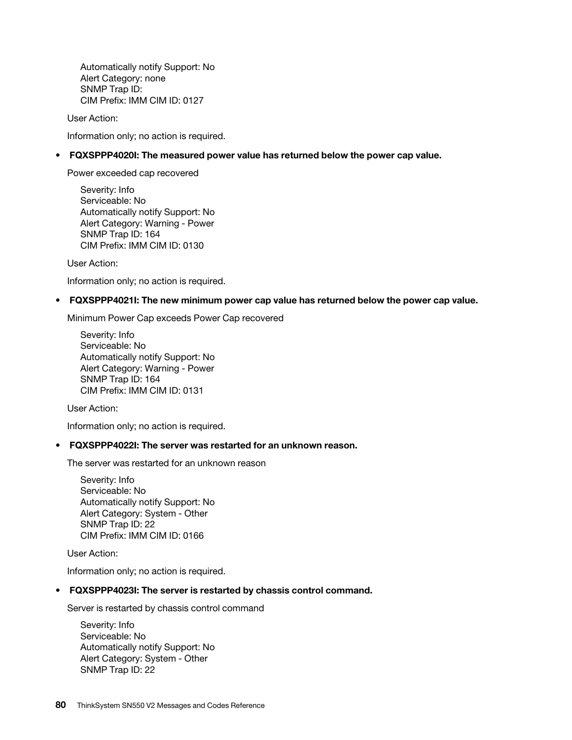Automatically notify Support: No
Alert Category: none
SNMP Trap ID:
CIM Prefix: IMM CIM ID: 0127

User Action:

Information only; no action is required.

- **FQXSPPP4020I: The measured power value has returned below the power cap value.**

  Power exceeded cap recovered

  Severity: Info
  Serviceable: No
  Automatically notify Support: No
  Alert Category: Warning - Power
  SNMP Trap ID: 164
  CIM Prefix: IMM CIM ID: 0130

  User Action:

  Information only; no action is required.

- **FQXSPPP4021I: The new minimum power cap value has returned below the power cap value.**

  Minimum Power Cap exceeds Power Cap recovered

  Severity: Info
  Serviceable: No
  Automatically notify Support: No
  Alert Category: Warning - Power
  SNMP Trap ID: 164
  CIM Prefix: IMM CIM ID: 0131

  User Action:

  Information only; no action is required.

- **FQXSPPP4022I: The server was restarted for an unknown reason.**

  The server was restarted for an unknown reason

  Severity: Info
  Serviceable: No
  Automatically notify Support: No
  Alert Category: System - Other
  SNMP Trap ID: 22
  CIM Prefix: IMM CIM ID: 0166

  User Action:

  Information only; no action is required.

- **FQXSPPP4023I: The server is restarted by chassis control command.**

  Server is restarted by chassis control command

  Severity: Info
  Serviceable: No
  Automatically notify Support: No
  Alert Category: System - Other
  SNMP Trap ID: 22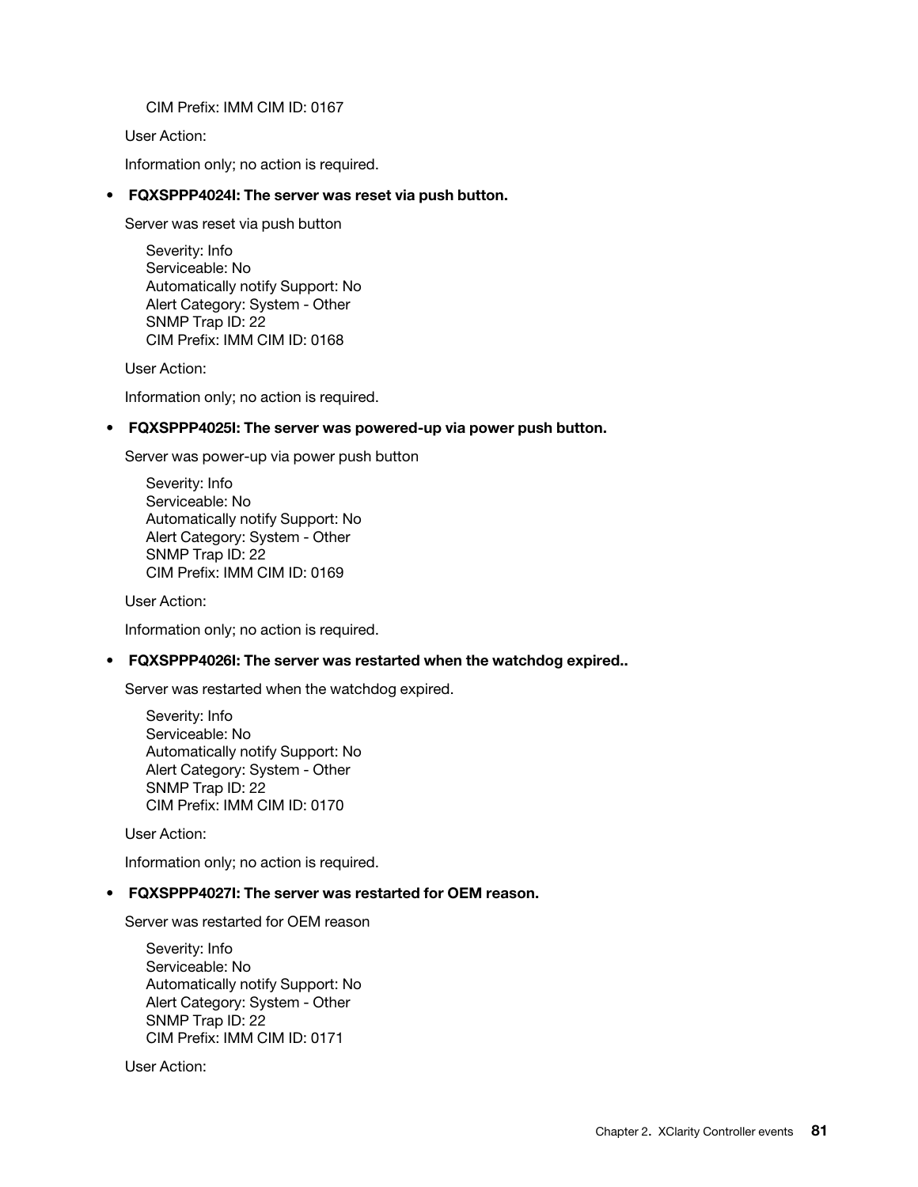CIM Prefix: IMM CIM ID: 0167

User Action:

Information only; no action is required.

- **FQXSPPP4024I: The server was reset via push button.**

  Server was reset via push button

  Severity: Info
  Serviceable: No
  Automatically notify Support: No
  Alert Category: System - Other
  SNMP Trap ID: 22
  CIM Prefix: IMM CIM ID: 0168

  User Action:

  Information only; no action is required.

- **FQXSPPP4025I: The server was powered-up via power push button.**

  Server was power-up via power push button

  Severity: Info
  Serviceable: No
  Automatically notify Support: No
  Alert Category: System - Other
  SNMP Trap ID: 22
  CIM Prefix: IMM CIM ID: 0169

  User Action:

  Information only; no action is required.

- **FQXSPPP4026I: The server was restarted when the watchdog expired..**

  Server was restarted when the watchdog expired.

  Severity: Info
  Serviceable: No
  Automatically notify Support: No
  Alert Category: System - Other
  SNMP Trap ID: 22
  CIM Prefix: IMM CIM ID: 0170

  User Action:

  Information only; no action is required.

- **FQXSPPP4027I: The server was restarted for OEM reason.**

  Server was restarted for OEM reason

  Severity: Info
  Serviceable: No
  Automatically notify Support: No
  Alert Category: System - Other
  SNMP Trap ID: 22
  CIM Prefix: IMM CIM ID: 0171

  User Action: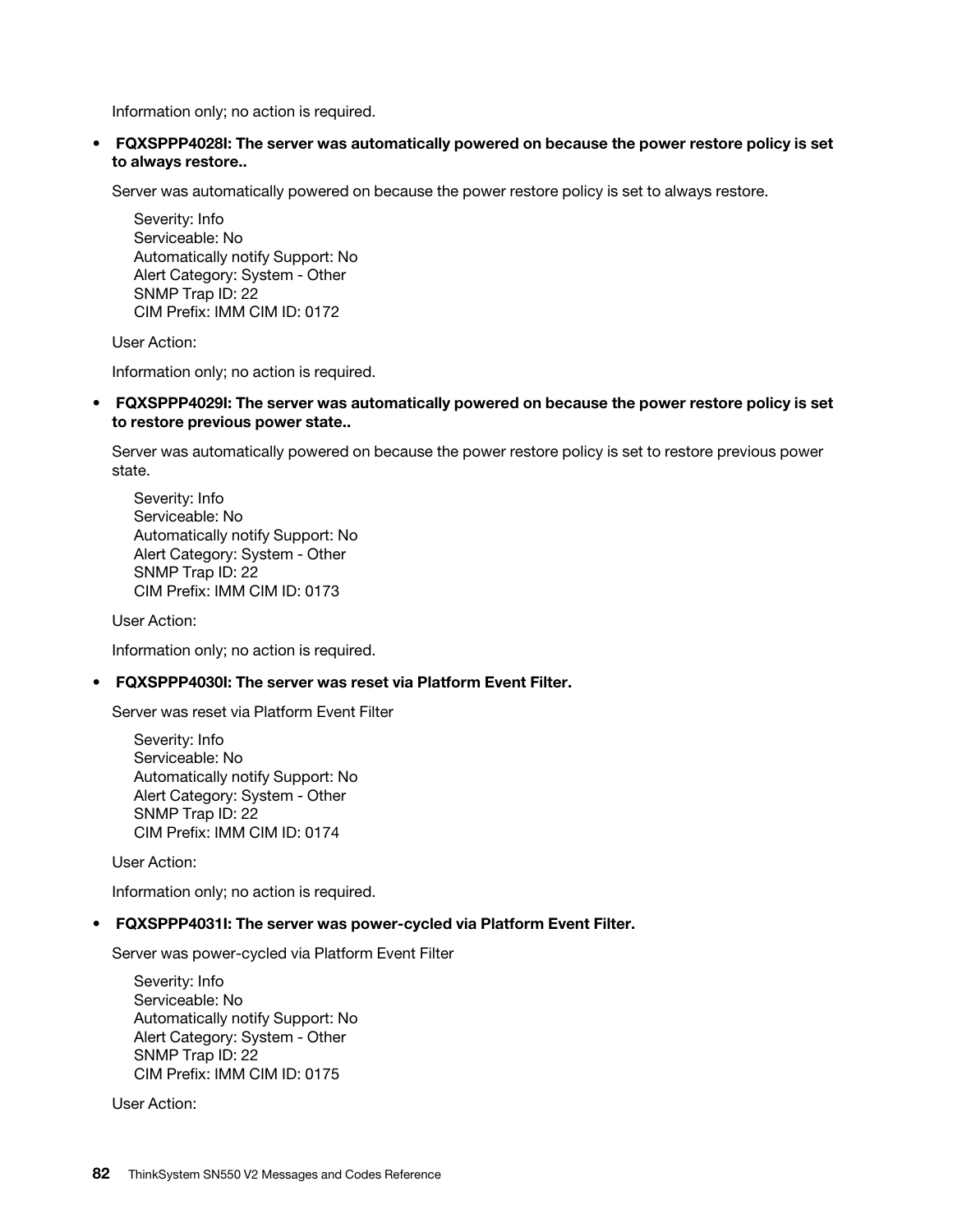Information only; no action is required.

- **FQXSPPP4028I: The server was automatically powered on because the power restore policy is set to always restore..**

  Server was automatically powered on because the power restore policy is set to always restore.

  Severity: Info
  Serviceable: No
  Automatically notify Support: No
  Alert Category: System - Other
  SNMP Trap ID: 22
  CIM Prefix: IMM CIM ID: 0172

  User Action:

  Information only; no action is required.

- **FQXSPPP4029I: The server was automatically powered on because the power restore policy is set to restore previous power state..**

  Server was automatically powered on because the power restore policy is set to restore previous power state.

  Severity: Info
  Serviceable: No
  Automatically notify Support: No
  Alert Category: System - Other
  SNMP Trap ID: 22
  CIM Prefix: IMM CIM ID: 0173

  User Action:

  Information only; no action is required.

- **FQXSPPP4030I: The server was reset via Platform Event Filter.**

  Server was reset via Platform Event Filter

  Severity: Info
  Serviceable: No
  Automatically notify Support: No
  Alert Category: System - Other
  SNMP Trap ID: 22
  CIM Prefix: IMM CIM ID: 0174

  User Action:

  Information only; no action is required.

- **FQXSPPP4031I: The server was power-cycled via Platform Event Filter.**

  Server was power-cycled via Platform Event Filter

  Severity: Info
  Serviceable: No
  Automatically notify Support: No
  Alert Category: System - Other
  SNMP Trap ID: 22
  CIM Prefix: IMM CIM ID: 0175

  User Action: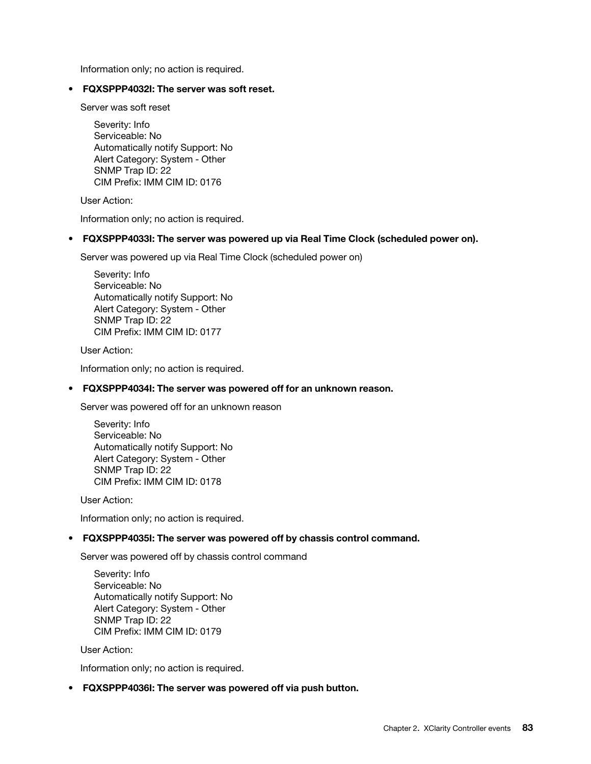Information only; no action is required.

- **FQXSPPP4032I: The server was soft reset.**

  Server was soft reset

  Severity: Info
  Serviceable: No
  Automatically notify Support: No
  Alert Category: System - Other
  SNMP Trap ID: 22
  CIM Prefix: IMM CIM ID: 0176

  User Action:

  Information only; no action is required.

- **FQXSPPP4033I: The server was powered up via Real Time Clock (scheduled power on).**

  Server was powered up via Real Time Clock (scheduled power on)

  Severity: Info
  Serviceable: No
  Automatically notify Support: No
  Alert Category: System - Other
  SNMP Trap ID: 22
  CIM Prefix: IMM CIM ID: 0177

  User Action:

  Information only; no action is required.

- **FQXSPPP4034I: The server was powered off for an unknown reason.**

  Server was powered off for an unknown reason

  Severity: Info
  Serviceable: No
  Automatically notify Support: No
  Alert Category: System - Other
  SNMP Trap ID: 22
  CIM Prefix: IMM CIM ID: 0178

  User Action:

  Information only; no action is required.

- **FQXSPPP4035I: The server was powered off by chassis control command.**

  Server was powered off by chassis control command

  Severity: Info
  Serviceable: No
  Automatically notify Support: No
  Alert Category: System - Other
  SNMP Trap ID: 22
  CIM Prefix: IMM CIM ID: 0179

  User Action:

  Information only; no action is required.

- **FQXSPPP4036I: The server was powered off via push button.**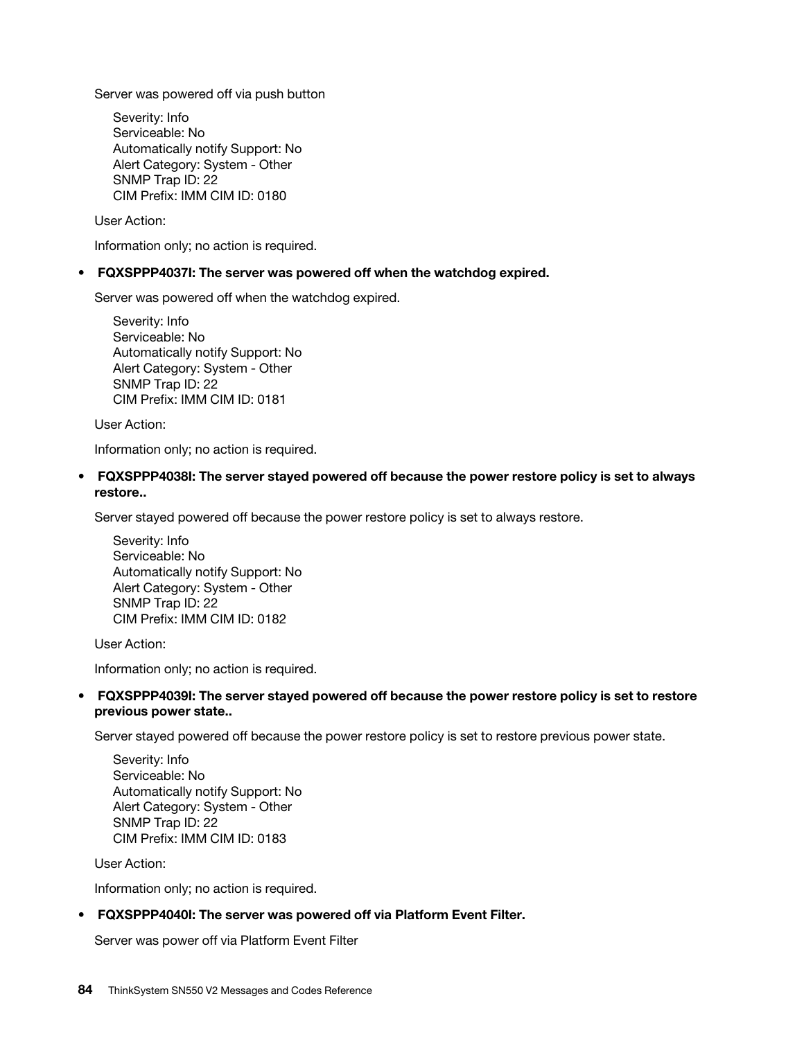Server was powered off via push button

Severity: Info
Serviceable: No
Automatically notify Support: No
Alert Category: System - Other
SNMP Trap ID: 22
CIM Prefix: IMM CIM ID: 0180

User Action:

Information only; no action is required.

- **FQXSPPP4037I: The server was powered off when the watchdog expired.**

  Server was powered off when the watchdog expired.

  Severity: Info
  Serviceable: No
  Automatically notify Support: No
  Alert Category: System - Other
  SNMP Trap ID: 22
  CIM Prefix: IMM CIM ID: 0181

  User Action:

  Information only; no action is required.

- **FQXSPPP4038I: The server stayed powered off because the power restore policy is set to always restore..**

  Server stayed powered off because the power restore policy is set to always restore.

  Severity: Info
  Serviceable: No
  Automatically notify Support: No
  Alert Category: System - Other
  SNMP Trap ID: 22
  CIM Prefix: IMM CIM ID: 0182

  User Action:

  Information only; no action is required.

- **FQXSPPP4039I: The server stayed powered off because the power restore policy is set to restore previous power state..**

  Server stayed powered off because the power restore policy is set to restore previous power state.

  Severity: Info
  Serviceable: No
  Automatically notify Support: No
  Alert Category: System - Other
  SNMP Trap ID: 22
  CIM Prefix: IMM CIM ID: 0183

  User Action:

  Information only; no action is required.

- **FQXSPPP4040I: The server was powered off via Platform Event Filter.**

  Server was power off via Platform Event Filter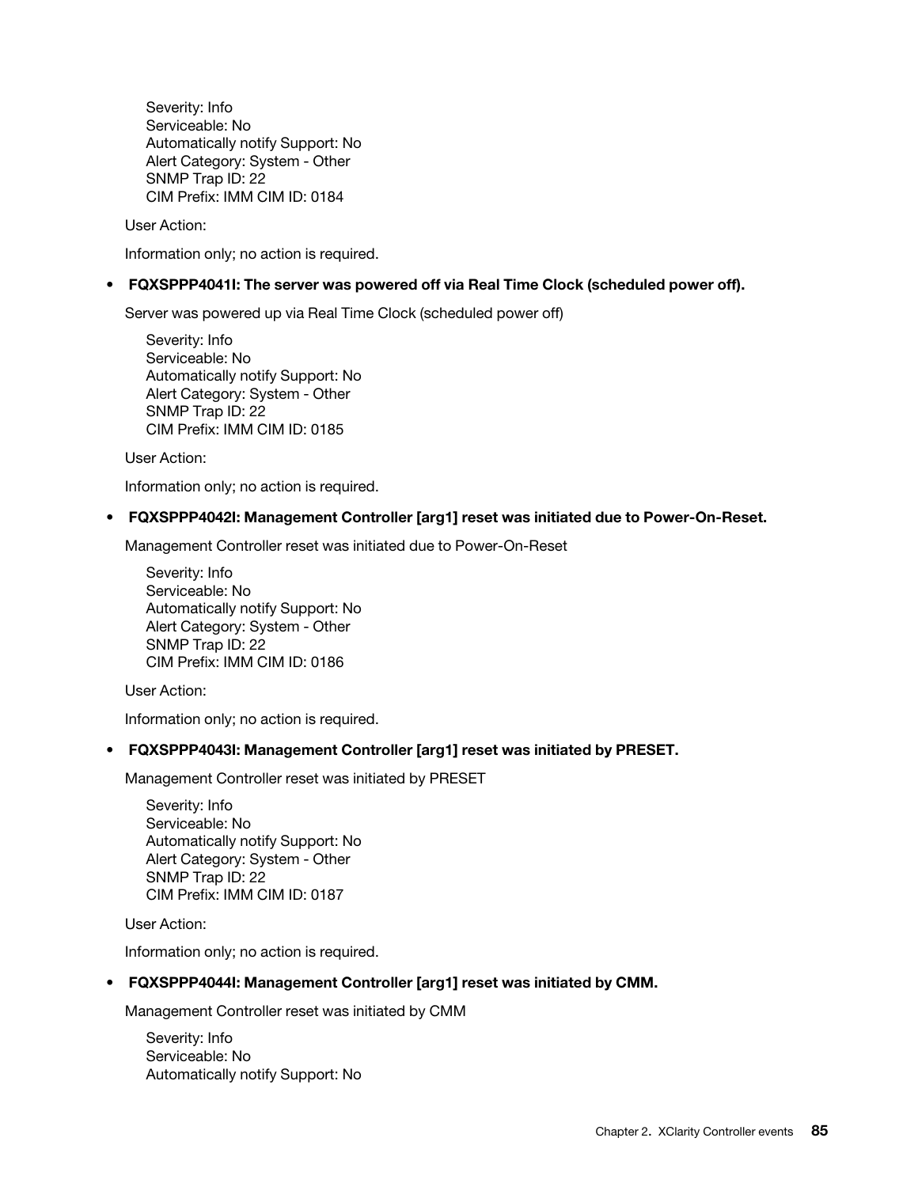Severity: Info
Serviceable: No
Automatically notify Support: No
Alert Category: System - Other
SNMP Trap ID: 22
CIM Prefix: IMM CIM ID: 0184

User Action:

Information only; no action is required.

- **FQXSPPP4041I: The server was powered off via Real Time Clock (scheduled power off).**

  Server was powered up via Real Time Clock (scheduled power off)

  Severity: Info
  Serviceable: No
  Automatically notify Support: No
  Alert Category: System - Other
  SNMP Trap ID: 22
  CIM Prefix: IMM CIM ID: 0185

  User Action:

  Information only; no action is required.

- **FQXSPPP4042I: Management Controller [arg1] reset was initiated due to Power-On-Reset.**

  Management Controller reset was initiated due to Power-On-Reset

  Severity: Info
  Serviceable: No
  Automatically notify Support: No
  Alert Category: System - Other
  SNMP Trap ID: 22
  CIM Prefix: IMM CIM ID: 0186

  User Action:

  Information only; no action is required.

- **FQXSPPP4043I: Management Controller [arg1] reset was initiated by PRESET.**

  Management Controller reset was initiated by PRESET

  Severity: Info
  Serviceable: No
  Automatically notify Support: No
  Alert Category: System - Other
  SNMP Trap ID: 22
  CIM Prefix: IMM CIM ID: 0187

  User Action:

  Information only; no action is required.

- **FQXSPPP4044I: Management Controller [arg1] reset was initiated by CMM.**

  Management Controller reset was initiated by CMM

  Severity: Info
  Serviceable: No
  Automatically notify Support: No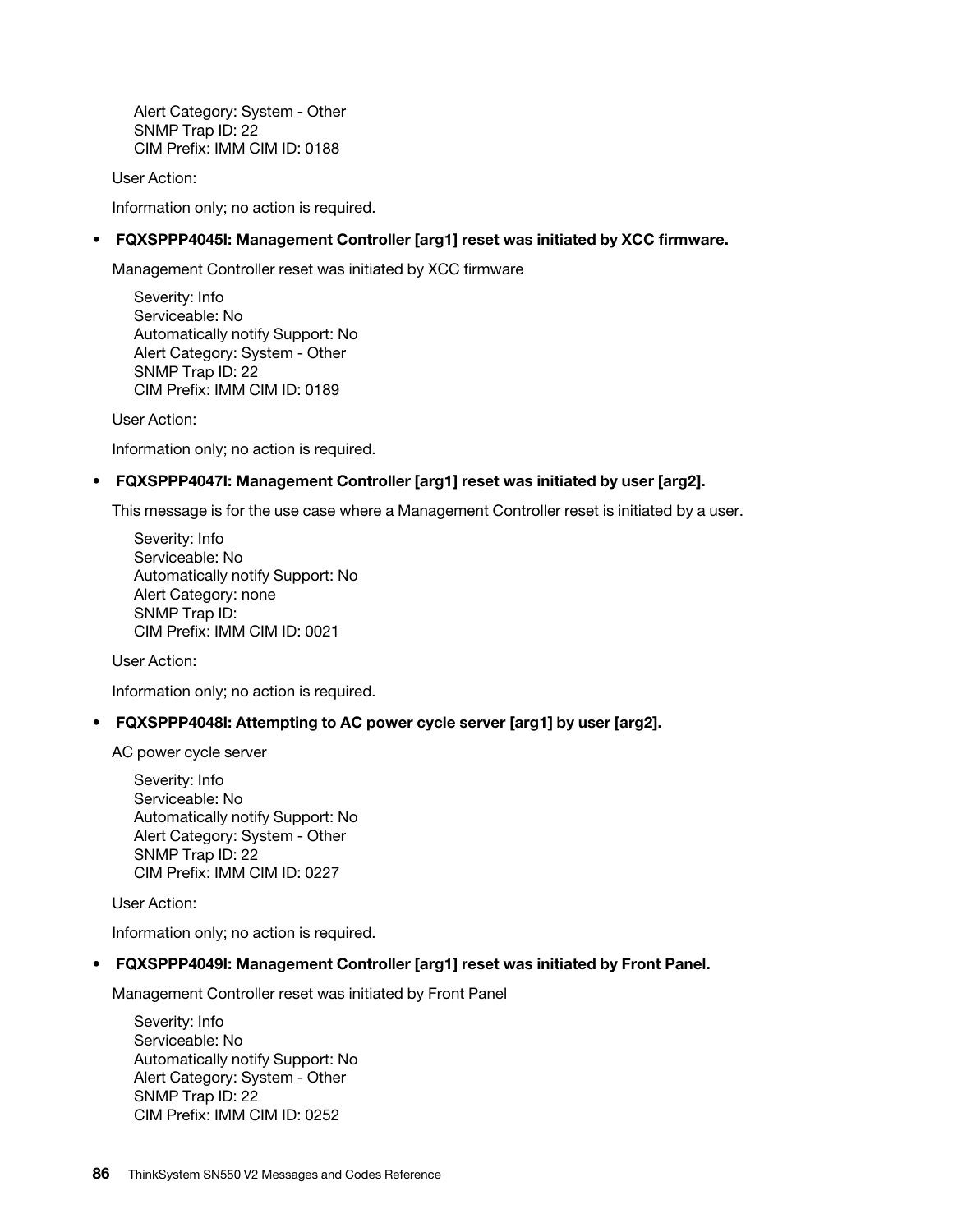Alert Category: System - Other
SNMP Trap ID: 22
CIM Prefix: IMM CIM ID: 0188

User Action:

Information only; no action is required.

- **FQXSPPP4045I: Management Controller [arg1] reset was initiated by XCC firmware.**

  Management Controller reset was initiated by XCC firmware

  Severity: Info
  Serviceable: No
  Automatically notify Support: No
  Alert Category: System - Other
  SNMP Trap ID: 22
  CIM Prefix: IMM CIM ID: 0189

  User Action:

  Information only; no action is required.

- **FQXSPPP4047I: Management Controller [arg1] reset was initiated by user [arg2].**

  This message is for the use case where a Management Controller reset is initiated by a user.

  Severity: Info
  Serviceable: No
  Automatically notify Support: No
  Alert Category: none
  SNMP Trap ID:
  CIM Prefix: IMM CIM ID: 0021

  User Action:

  Information only; no action is required.

- **FQXSPPP4048I: Attempting to AC power cycle server [arg1] by user [arg2].**

  AC power cycle server

  Severity: Info
  Serviceable: No
  Automatically notify Support: No
  Alert Category: System - Other
  SNMP Trap ID: 22
  CIM Prefix: IMM CIM ID: 0227

  User Action:

  Information only; no action is required.

- **FQXSPPP4049I: Management Controller [arg1] reset was initiated by Front Panel.**

  Management Controller reset was initiated by Front Panel

  Severity: Info
  Serviceable: No
  Automatically notify Support: No
  Alert Category: System - Other
  SNMP Trap ID: 22
  CIM Prefix: IMM CIM ID: 0252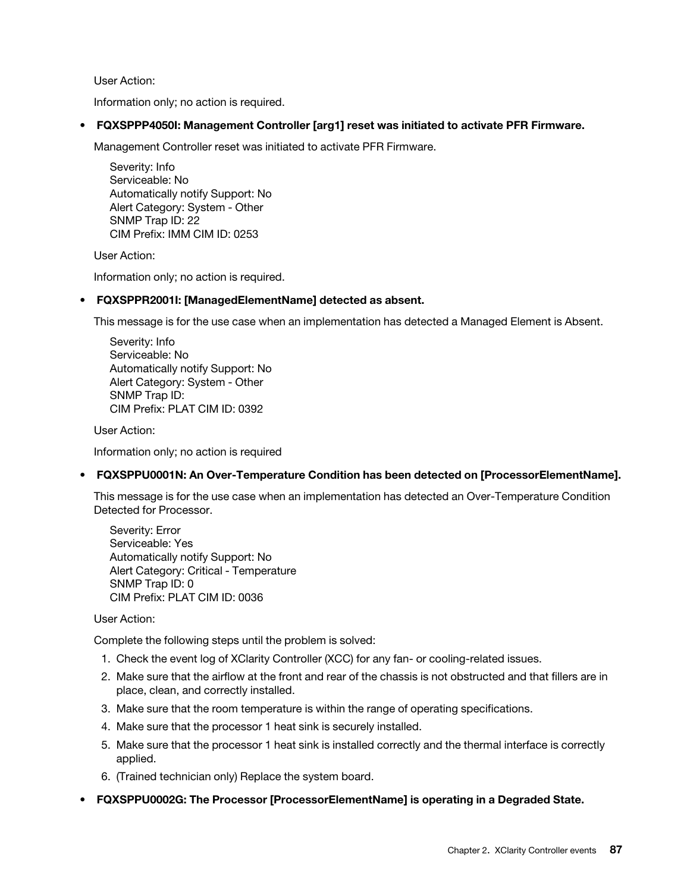User Action:

Information only; no action is required.

- **FQXSPPP4050I: Management Controller [arg1] reset was initiated to activate PFR Firmware.**

  Management Controller reset was initiated to activate PFR Firmware.

  Severity: Info
  Serviceable: No
  Automatically notify Support: No
  Alert Category: System - Other
  SNMP Trap ID: 22
  CIM Prefix: IMM CIM ID: 0253

  User Action:

  Information only; no action is required.

- **FQXSPPR2001I: [ManagedElementName] detected as absent.**

  This message is for the use case when an implementation has detected a Managed Element is Absent.

  Severity: Info
  Serviceable: No
  Automatically notify Support: No
  Alert Category: System - Other
  SNMP Trap ID:
  CIM Prefix: PLAT CIM ID: 0392

  User Action:

  Information only; no action is required

- **FQXSPPU0001N: An Over-Temperature Condition has been detected on [ProcessorElementName].**

  This message is for the use case when an implementation has detected an Over-Temperature Condition Detected for Processor.

  Severity: Error
  Serviceable: Yes
  Automatically notify Support: No
  Alert Category: Critical - Temperature
  SNMP Trap ID: 0
  CIM Prefix: PLAT CIM ID: 0036

  User Action:

  Complete the following steps until the problem is solved:

  1. Check the event log of XClarity Controller (XCC) for any fan- or cooling-related issues.
  2. Make sure that the airflow at the front and rear of the chassis is not obstructed and that fillers are in place, clean, and correctly installed.
  3. Make sure that the room temperature is within the range of operating specifications.
  4. Make sure that the processor 1 heat sink is securely installed.
  5. Make sure that the processor 1 heat sink is installed correctly and the thermal interface is correctly applied.
  6. (Trained technician only) Replace the system board.

- **FQXSPPU0002G: The Processor [ProcessorElementName] is operating in a Degraded State.**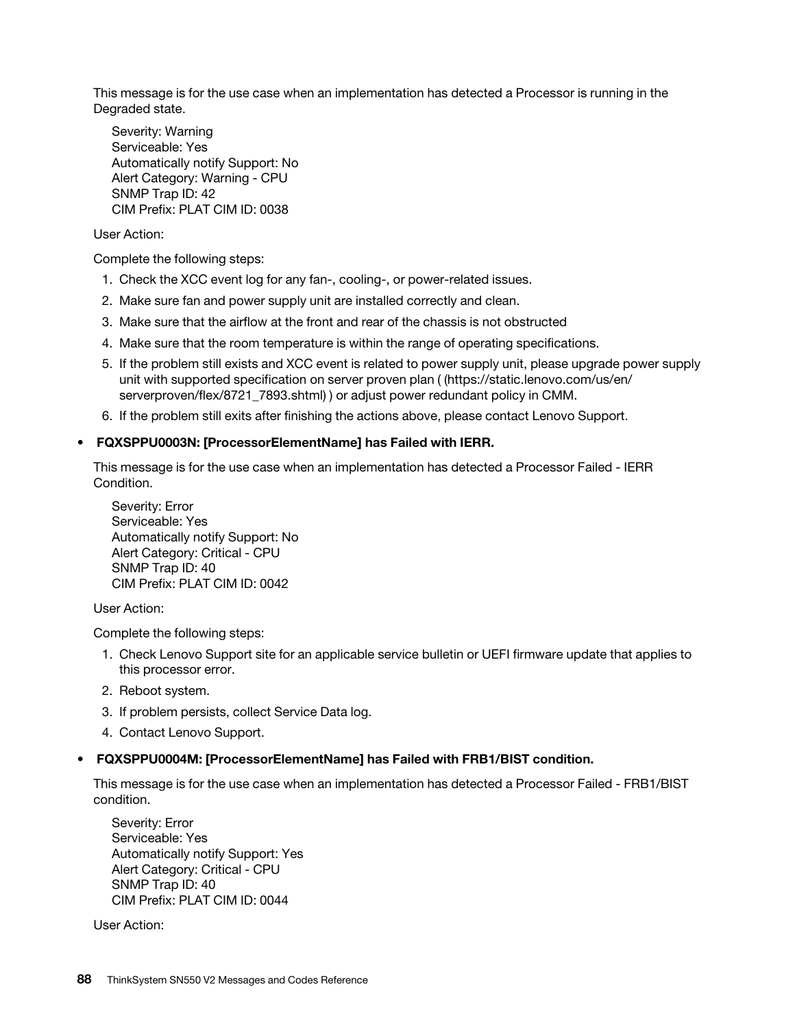This message is for the use case when an implementation has detected a Processor is running in the Degraded state.

Severity: Warning
Serviceable: Yes
Automatically notify Support: No
Alert Category: Warning - CPU
SNMP Trap ID: 42
CIM Prefix: PLAT CIM ID: 0038

User Action:

Complete the following steps:

1. Check the XCC event log for any fan-, cooling-, or power-related issues.
2. Make sure fan and power supply unit are installed correctly and clean.
3. Make sure that the airflow at the front and rear of the chassis is not obstructed
4. Make sure that the room temperature is within the range of operating specifications.
5. If the problem still exists and XCC event is related to power supply unit, please upgrade power supply unit with supported specification on server proven plan ( (https://static.lenovo.com/us/en/serverproven/flex/8721_7893.shtml) ) or adjust power redundant policy in CMM.
6. If the problem still exits after finishing the actions above, please contact Lenovo Support.

- **FQXSPPU0003N: [ProcessorElementName] has Failed with IERR.**

  This message is for the use case when an implementation has detected a Processor Failed - IERR Condition.

  Severity: Error
  Serviceable: Yes
  Automatically notify Support: No
  Alert Category: Critical - CPU
  SNMP Trap ID: 40
  CIM Prefix: PLAT CIM ID: 0042

  User Action:

  Complete the following steps:

  1. Check Lenovo Support site for an applicable service bulletin or UEFI firmware update that applies to this processor error.
  2. Reboot system.
  3. If problem persists, collect Service Data log.
  4. Contact Lenovo Support.

- **FQXSPPU0004M: [ProcessorElementName] has Failed with FRB1/BIST condition.**

  This message is for the use case when an implementation has detected a Processor Failed - FRB1/BIST condition.

  Severity: Error
  Serviceable: Yes
  Automatically notify Support: Yes
  Alert Category: Critical - CPU
  SNMP Trap ID: 40
  CIM Prefix: PLAT CIM ID: 0044

  User Action: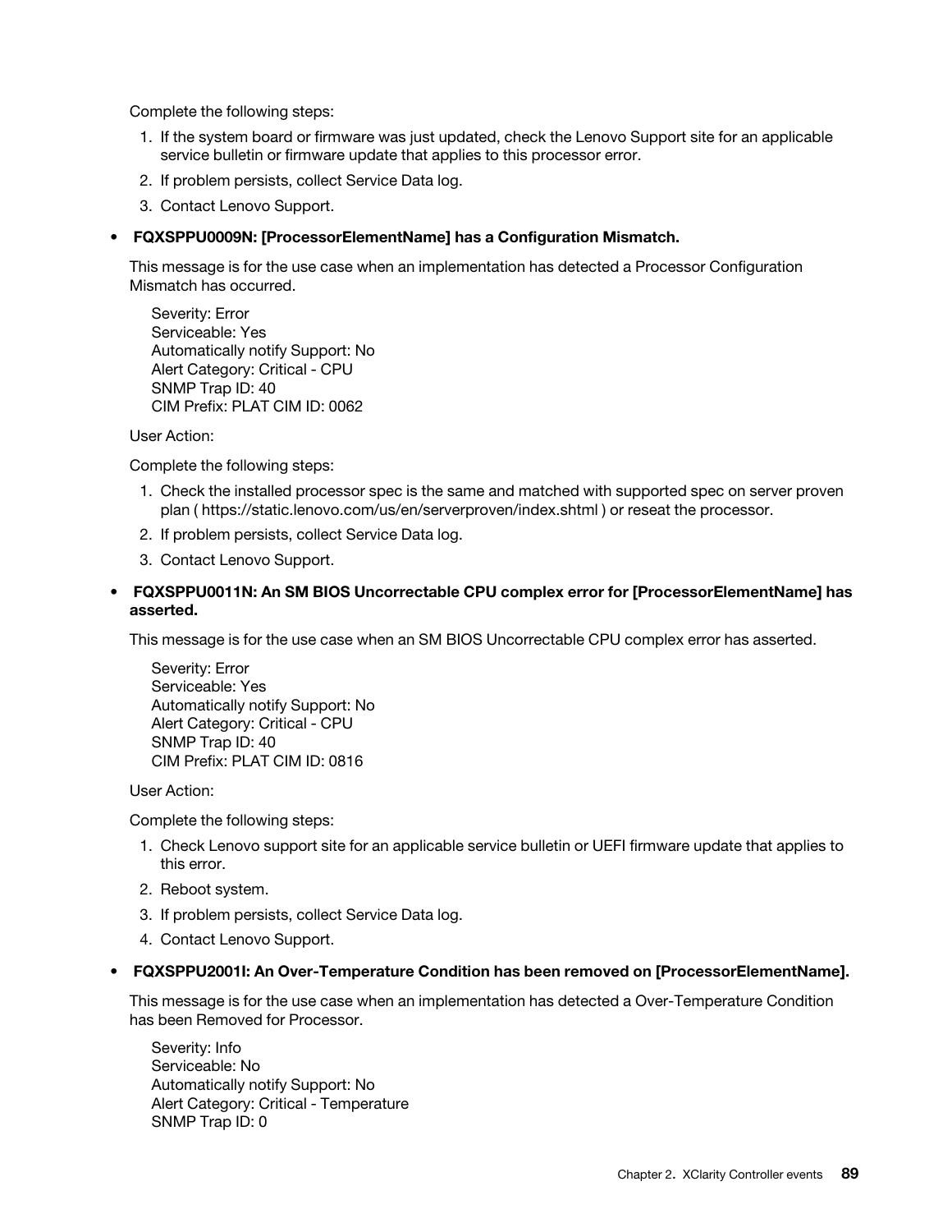Complete the following steps:

1. If the system board or firmware was just updated, check the Lenovo Support site for an applicable service bulletin or firmware update that applies to this processor error.
2. If problem persists, collect Service Data log.
3. Contact Lenovo Support.

- **FQXSPPU0009N: [ProcessorElementName] has a Configuration Mismatch.**

  This message is for the use case when an implementation has detected a Processor Configuration Mismatch has occurred.

  Severity: Error
  Serviceable: Yes
  Automatically notify Support: No
  Alert Category: Critical - CPU
  SNMP Trap ID: 40
  CIM Prefix: PLAT CIM ID: 0062

  User Action:

  Complete the following steps:

  1. Check the installed processor spec is the same and matched with supported spec on server proven plan ( https://static.lenovo.com/us/en/serverproven/index.shtml ) or reseat the processor.
  2. If problem persists, collect Service Data log.
  3. Contact Lenovo Support.

- **FQXSPPU0011N: An SM BIOS Uncorrectable CPU complex error for [ProcessorElementName] has asserted.**

  This message is for the use case when an SM BIOS Uncorrectable CPU complex error has asserted.

  Severity: Error
  Serviceable: Yes
  Automatically notify Support: No
  Alert Category: Critical - CPU
  SNMP Trap ID: 40
  CIM Prefix: PLAT CIM ID: 0816

  User Action:

  Complete the following steps:

  1. Check Lenovo support site for an applicable service bulletin or UEFI firmware update that applies to this error.
  2. Reboot system.
  3. If problem persists, collect Service Data log.
  4. Contact Lenovo Support.

- **FQXSPPU2001I: An Over-Temperature Condition has been removed on [ProcessorElementName].**

  This message is for the use case when an implementation has detected a Over-Temperature Condition has been Removed for Processor.

  Severity: Info
  Serviceable: No
  Automatically notify Support: No
  Alert Category: Critical - Temperature
  SNMP Trap ID: 0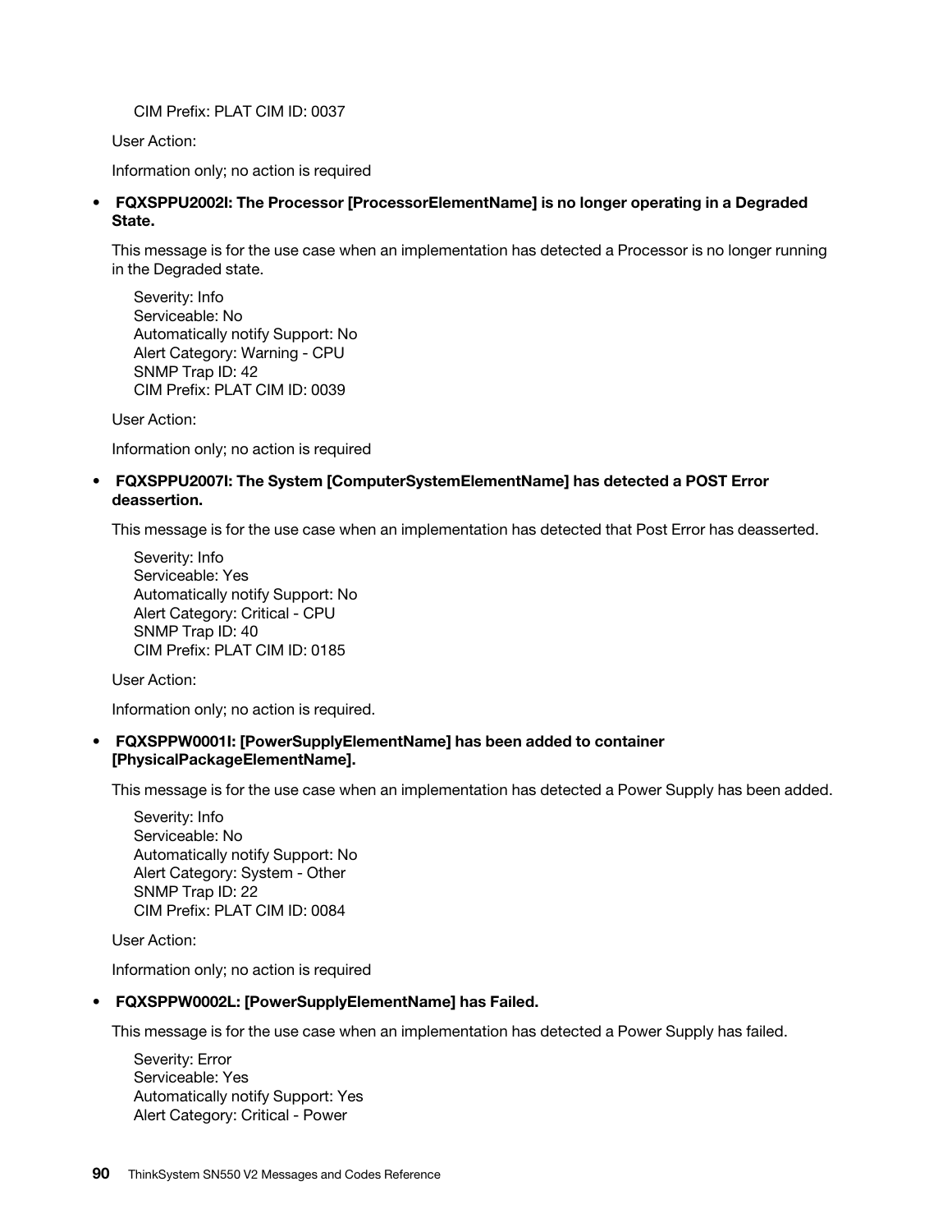CIM Prefix: PLAT CIM ID: 0037

User Action:

Information only; no action is required

- **FQXSPPU2002I: The Processor [ProcessorElementName] is no longer operating in a Degraded State.**

  This message is for the use case when an implementation has detected a Processor is no longer running in the Degraded state.

  Severity: Info
  Serviceable: No
  Automatically notify Support: No
  Alert Category: Warning - CPU
  SNMP Trap ID: 42
  CIM Prefix: PLAT CIM ID: 0039

  User Action:

  Information only; no action is required

- **FQXSPPU2007I: The System [ComputerSystemElementName] has detected a POST Error deassertion.**

  This message is for the use case when an implementation has detected that Post Error has deasserted.

  Severity: Info
  Serviceable: Yes
  Automatically notify Support: No
  Alert Category: Critical - CPU
  SNMP Trap ID: 40
  CIM Prefix: PLAT CIM ID: 0185

  User Action:

  Information only; no action is required.

- **FQXSPPW0001I: [PowerSupplyElementName] has been added to container [PhysicalPackageElementName].**

  This message is for the use case when an implementation has detected a Power Supply has been added.

  Severity: Info
  Serviceable: No
  Automatically notify Support: No
  Alert Category: System - Other
  SNMP Trap ID: 22
  CIM Prefix: PLAT CIM ID: 0084

  User Action:

  Information only; no action is required

- **FQXSPPW0002L: [PowerSupplyElementName] has Failed.**

  This message is for the use case when an implementation has detected a Power Supply has failed.

  Severity: Error
  Serviceable: Yes
  Automatically notify Support: Yes
  Alert Category: Critical - Power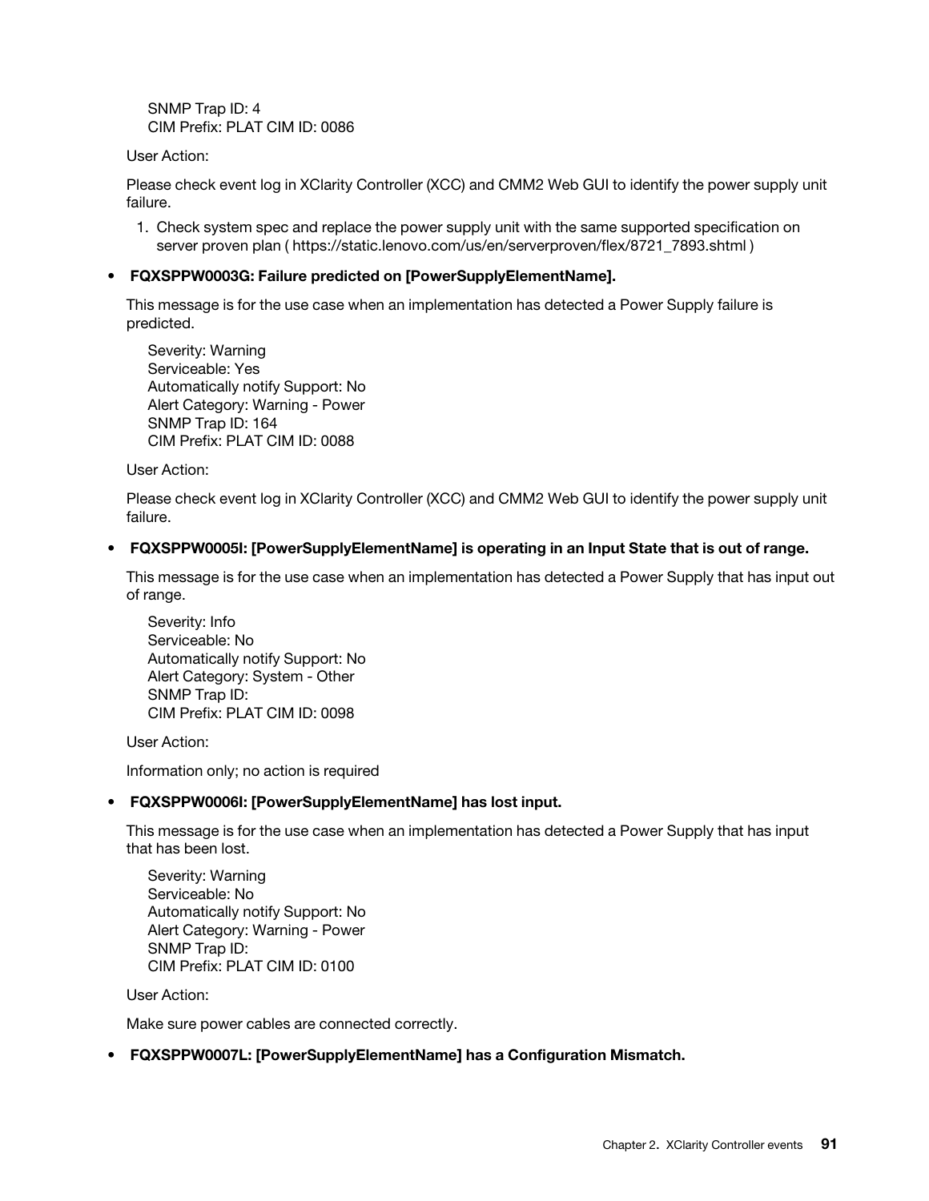SNMP Trap ID: 4
CIM Prefix: PLAT CIM ID: 0086

User Action:

Please check event log in XClarity Controller (XCC) and CMM2 Web GUI to identify the power supply unit failure.

1. Check system spec and replace the power supply unit with the same supported specification on server proven plan ( https://static.lenovo.com/us/en/serverproven/flex/8721_7893.shtml )

- **FQXSPPW0003G: Failure predicted on [PowerSupplyElementName].**

  This message is for the use case when an implementation has detected a Power Supply failure is predicted.

  Severity: Warning
  Serviceable: Yes
  Automatically notify Support: No
  Alert Category: Warning - Power
  SNMP Trap ID: 164
  CIM Prefix: PLAT CIM ID: 0088

  User Action:

  Please check event log in XClarity Controller (XCC) and CMM2 Web GUI to identify the power supply unit failure.

- **FQXSPPW0005I: [PowerSupplyElementName] is operating in an Input State that is out of range.**

  This message is for the use case when an implementation has detected a Power Supply that has input out of range.

  Severity: Info
  Serviceable: No
  Automatically notify Support: No
  Alert Category: System - Other
  SNMP Trap ID:
  CIM Prefix: PLAT CIM ID: 0098

  User Action:

  Information only; no action is required

- **FQXSPPW0006I: [PowerSupplyElementName] has lost input.**

  This message is for the use case when an implementation has detected a Power Supply that has input that has been lost.

  Severity: Warning
  Serviceable: No
  Automatically notify Support: No
  Alert Category: Warning - Power
  SNMP Trap ID:
  CIM Prefix: PLAT CIM ID: 0100

  User Action:

  Make sure power cables are connected correctly.

- **FQXSPPW0007L: [PowerSupplyElementName] has a Configuration Mismatch.**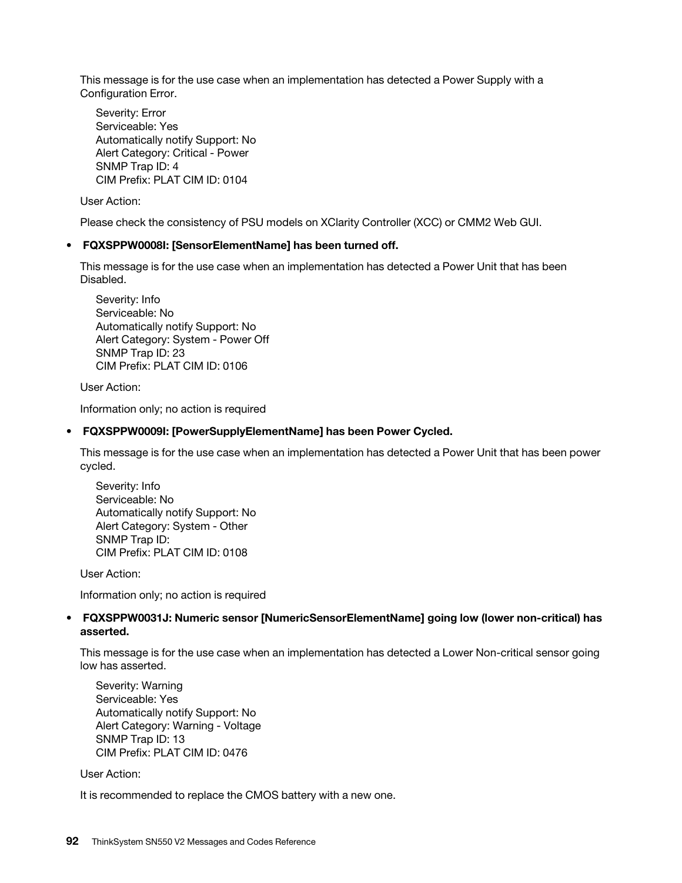This message is for the use case when an implementation has detected a Power Supply with a Configuration Error.

Severity: Error
Serviceable: Yes
Automatically notify Support: No
Alert Category: Critical - Power
SNMP Trap ID: 4
CIM Prefix: PLAT CIM ID: 0104

User Action:

Please check the consistency of PSU models on XClarity Controller (XCC) or CMM2 Web GUI.

- **FQXSPPW0008I: [SensorElementName] has been turned off.**

  This message is for the use case when an implementation has detected a Power Unit that has been Disabled.

  Severity: Info
  Serviceable: No
  Automatically notify Support: No
  Alert Category: System - Power Off
  SNMP Trap ID: 23
  CIM Prefix: PLAT CIM ID: 0106

  User Action:

  Information only; no action is required

- **FQXSPPW0009I: [PowerSupplyElementName] has been Power Cycled.**

  This message is for the use case when an implementation has detected a Power Unit that has been power cycled.

  Severity: Info
  Serviceable: No
  Automatically notify Support: No
  Alert Category: System - Other
  SNMP Trap ID:
  CIM Prefix: PLAT CIM ID: 0108

  User Action:

  Information only; no action is required

- **FQXSPPW0031J: Numeric sensor [NumericSensorElementName] going low (lower non-critical) has asserted.**

  This message is for the use case when an implementation has detected a Lower Non-critical sensor going low has asserted.

  Severity: Warning
  Serviceable: Yes
  Automatically notify Support: No
  Alert Category: Warning - Voltage
  SNMP Trap ID: 13
  CIM Prefix: PLAT CIM ID: 0476

  User Action:

  It is recommended to replace the CMOS battery with a new one.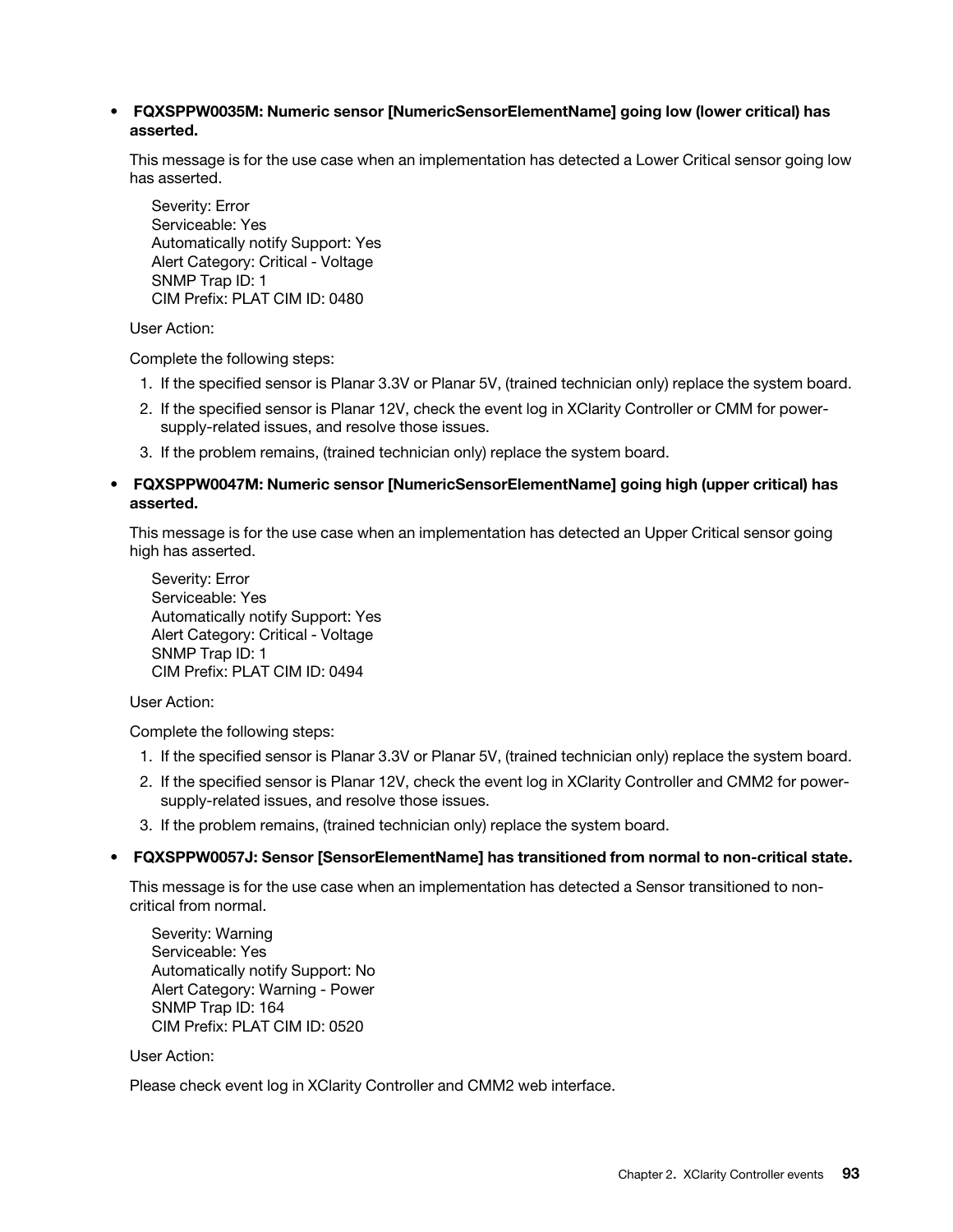- **FQXSPPW0035M: Numeric sensor [NumericSensorElementName] going low (lower critical) has asserted.**

  This message is for the use case when an implementation has detected a Lower Critical sensor going low has asserted.

  Severity: Error
  Serviceable: Yes
  Automatically notify Support: Yes
  Alert Category: Critical - Voltage
  SNMP Trap ID: 1
  CIM Prefix: PLAT CIM ID: 0480

  User Action:

  Complete the following steps:

  1. If the specified sensor is Planar 3.3V or Planar 5V, (trained technician only) replace the system board.
  2. If the specified sensor is Planar 12V, check the event log in XClarity Controller or CMM for power-supply-related issues, and resolve those issues.
  3. If the problem remains, (trained technician only) replace the system board.

- **FQXSPPW0047M: Numeric sensor [NumericSensorElementName] going high (upper critical) has asserted.**

  This message is for the use case when an implementation has detected an Upper Critical sensor going high has asserted.

  Severity: Error
  Serviceable: Yes
  Automatically notify Support: Yes
  Alert Category: Critical - Voltage
  SNMP Trap ID: 1
  CIM Prefix: PLAT CIM ID: 0494

  User Action:

  Complete the following steps:

  1. If the specified sensor is Planar 3.3V or Planar 5V, (trained technician only) replace the system board.
  2. If the specified sensor is Planar 12V, check the event log in XClarity Controller and CMM2 for power-supply-related issues, and resolve those issues.
  3. If the problem remains, (trained technician only) replace the system board.

- **FQXSPPW0057J: Sensor [SensorElementName] has transitioned from normal to non-critical state.**

  This message is for the use case when an implementation has detected a Sensor transitioned to non-critical from normal.

  Severity: Warning
  Serviceable: Yes
  Automatically notify Support: No
  Alert Category: Warning - Power
  SNMP Trap ID: 164
  CIM Prefix: PLAT CIM ID: 0520

  User Action:

  Please check event log in XClarity Controller and CMM2 web interface.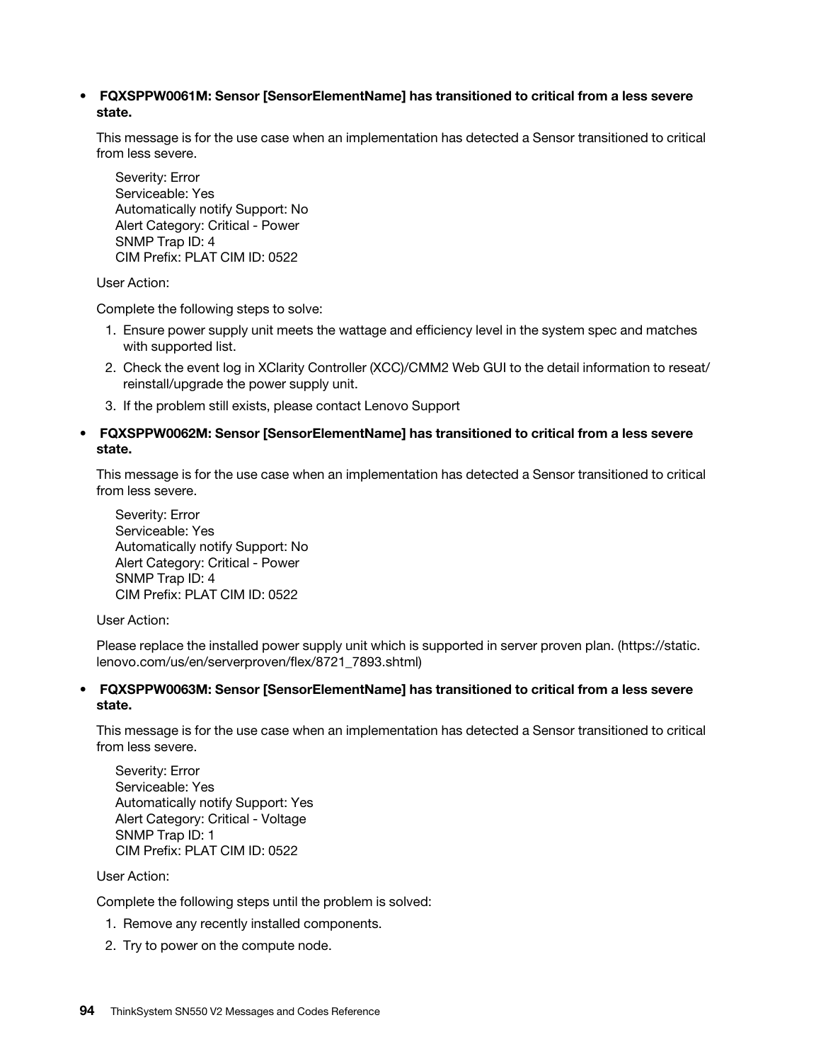- **FQXSPPW0061M: Sensor [SensorElementName] has transitioned to critical from a less severe state.**

  This message is for the use case when an implementation has detected a Sensor transitioned to critical from less severe.

  Severity: Error
  Serviceable: Yes
  Automatically notify Support: No
  Alert Category: Critical - Power
  SNMP Trap ID: 4
  CIM Prefix: PLAT CIM ID: 0522

  User Action:

  Complete the following steps to solve:

  1. Ensure power supply unit meets the wattage and efficiency level in the system spec and matches with supported list.
  2. Check the event log in XClarity Controller (XCC)/CMM2 Web GUI to the detail information to reseat/reinstall/upgrade the power supply unit.
  3. If the problem still exists, please contact Lenovo Support

- **FQXSPPW0062M: Sensor [SensorElementName] has transitioned to critical from a less severe state.**

  This message is for the use case when an implementation has detected a Sensor transitioned to critical from less severe.

  Severity: Error
  Serviceable: Yes
  Automatically notify Support: No
  Alert Category: Critical - Power
  SNMP Trap ID: 4
  CIM Prefix: PLAT CIM ID: 0522

  User Action:

  Please replace the installed power supply unit which is supported in server proven plan. (https://static.lenovo.com/us/en/serverproven/flex/8721_7893.shtml)

- **FQXSPPW0063M: Sensor [SensorElementName] has transitioned to critical from a less severe state.**

  This message is for the use case when an implementation has detected a Sensor transitioned to critical from less severe.

  Severity: Error
  Serviceable: Yes
  Automatically notify Support: Yes
  Alert Category: Critical - Voltage
  SNMP Trap ID: 1
  CIM Prefix: PLAT CIM ID: 0522

  User Action:

  Complete the following steps until the problem is solved:

  1. Remove any recently installed components.
  2. Try to power on the compute node.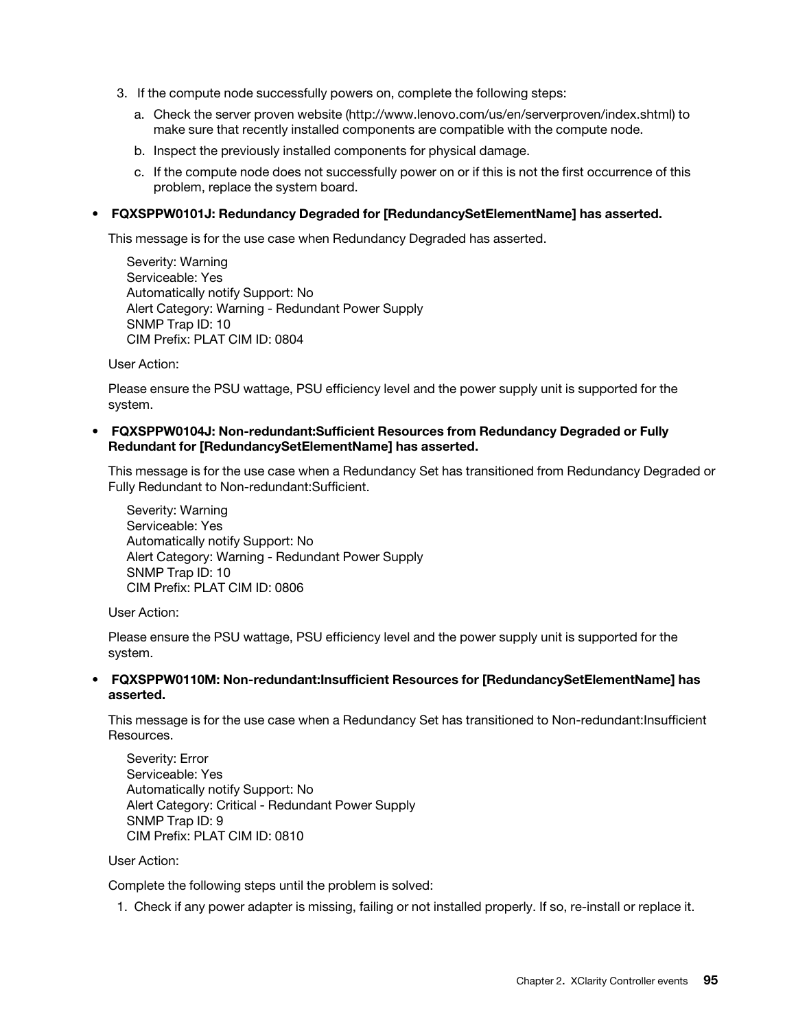3. If the compute node successfully powers on, complete the following steps:
   a. Check the server proven website (http://www.lenovo.com/us/en/serverproven/index.shtml) to make sure that recently installed components are compatible with the compute node.
   b. Inspect the previously installed components for physical damage.
   c. If the compute node does not successfully power on or if this is not the first occurrence of this problem, replace the system board.

- **FQXSPPW0101J: Redundancy Degraded for [RedundancySetElementName] has asserted.**

  This message is for the use case when Redundancy Degraded has asserted.

  Severity: Warning
  Serviceable: Yes
  Automatically notify Support: No
  Alert Category: Warning - Redundant Power Supply
  SNMP Trap ID: 10
  CIM Prefix: PLAT CIM ID: 0804

  User Action:

  Please ensure the PSU wattage, PSU efficiency level and the power supply unit is supported for the system.

- **FQXSPPW0104J: Non-redundant:Sufficient Resources from Redundancy Degraded or Fully Redundant for [RedundancySetElementName] has asserted.**

  This message is for the use case when a Redundancy Set has transitioned from Redundancy Degraded or Fully Redundant to Non-redundant:Sufficient.

  Severity: Warning
  Serviceable: Yes
  Automatically notify Support: No
  Alert Category: Warning - Redundant Power Supply
  SNMP Trap ID: 10
  CIM Prefix: PLAT CIM ID: 0806

  User Action:

  Please ensure the PSU wattage, PSU efficiency level and the power supply unit is supported for the system.

- **FQXSPPW0110M: Non-redundant:Insufficient Resources for [RedundancySetElementName] has asserted.**

  This message is for the use case when a Redundancy Set has transitioned to Non-redundant:Insufficient Resources.

  Severity: Error
  Serviceable: Yes
  Automatically notify Support: No
  Alert Category: Critical - Redundant Power Supply
  SNMP Trap ID: 9
  CIM Prefix: PLAT CIM ID: 0810

  User Action:

  Complete the following steps until the problem is solved:

  1. Check if any power adapter is missing, failing or not installed properly. If so, re-install or replace it.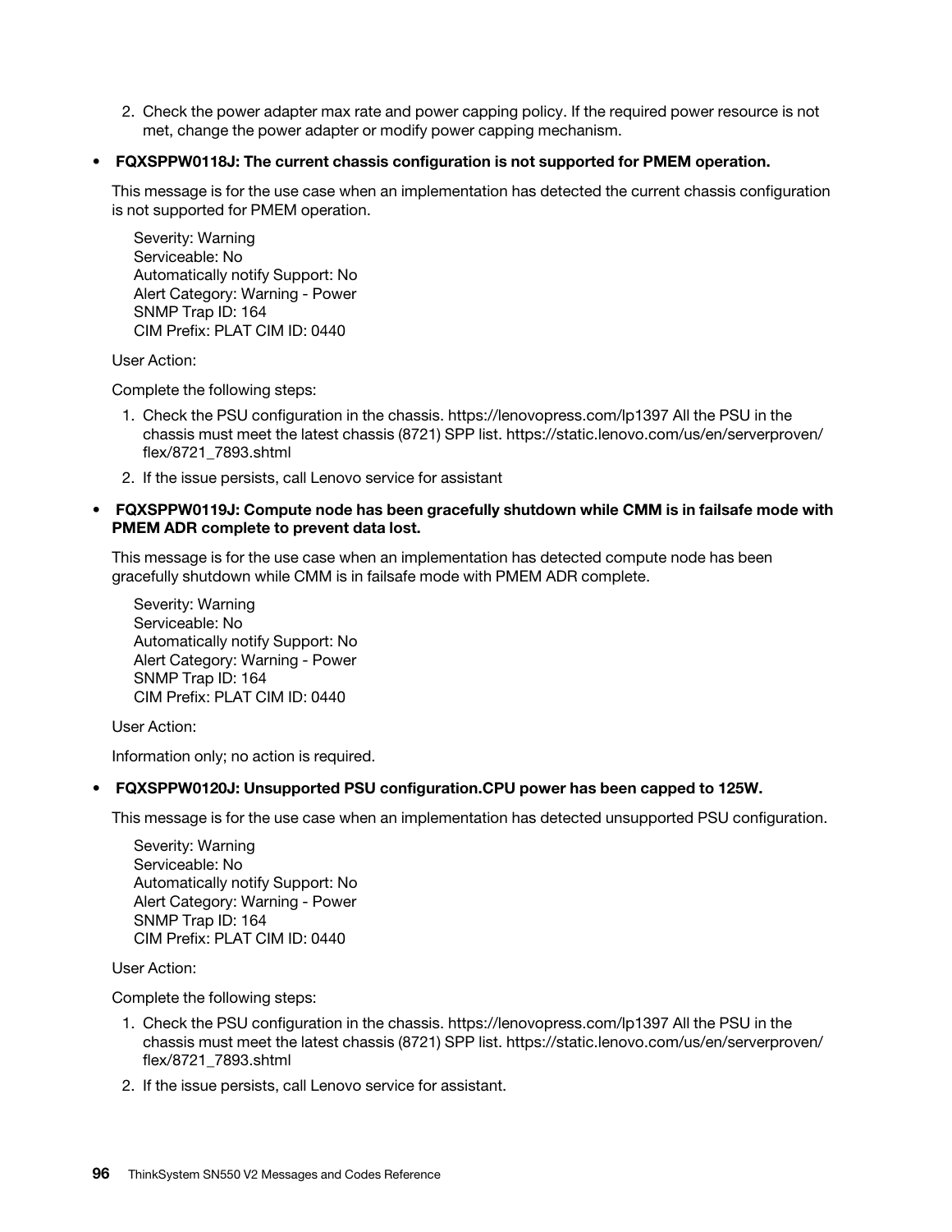2. Check the power adapter max rate and power capping policy. If the required power resource is not met, change the power adapter or modify power capping mechanism.

- **FQXSPPW0118J: The current chassis configuration is not supported for PMEM operation.**

  This message is for the use case when an implementation has detected the current chassis configuration is not supported for PMEM operation.

  Severity: Warning
  Serviceable: No
  Automatically notify Support: No
  Alert Category: Warning - Power
  SNMP Trap ID: 164
  CIM Prefix: PLAT CIM ID: 0440

  User Action:

  Complete the following steps:

  1. Check the PSU configuration in the chassis. https://lenovopress.com/lp1397 All the PSU in the chassis must meet the latest chassis (8721) SPP list. https://static.lenovo.com/us/en/serverproven/flex/8721_7893.shtml
  2. If the issue persists, call Lenovo service for assistant

- **FQXSPPW0119J: Compute node has been gracefully shutdown while CMM is in failsafe mode with PMEM ADR complete to prevent data lost.**

  This message is for the use case when an implementation has detected compute node has been gracefully shutdown while CMM is in failsafe mode with PMEM ADR complete.

  Severity: Warning
  Serviceable: No
  Automatically notify Support: No
  Alert Category: Warning - Power
  SNMP Trap ID: 164
  CIM Prefix: PLAT CIM ID: 0440

  User Action:

  Information only; no action is required.

- **FQXSPPW0120J: Unsupported PSU configuration.CPU power has been capped to 125W.**

  This message is for the use case when an implementation has detected unsupported PSU configuration.

  Severity: Warning
  Serviceable: No
  Automatically notify Support: No
  Alert Category: Warning - Power
  SNMP Trap ID: 164
  CIM Prefix: PLAT CIM ID: 0440

  User Action:

  Complete the following steps:

  1. Check the PSU configuration in the chassis. https://lenovopress.com/lp1397 All the PSU in the chassis must meet the latest chassis (8721) SPP list. https://static.lenovo.com/us/en/serverproven/flex/8721_7893.shtml
  2. If the issue persists, call Lenovo service for assistant.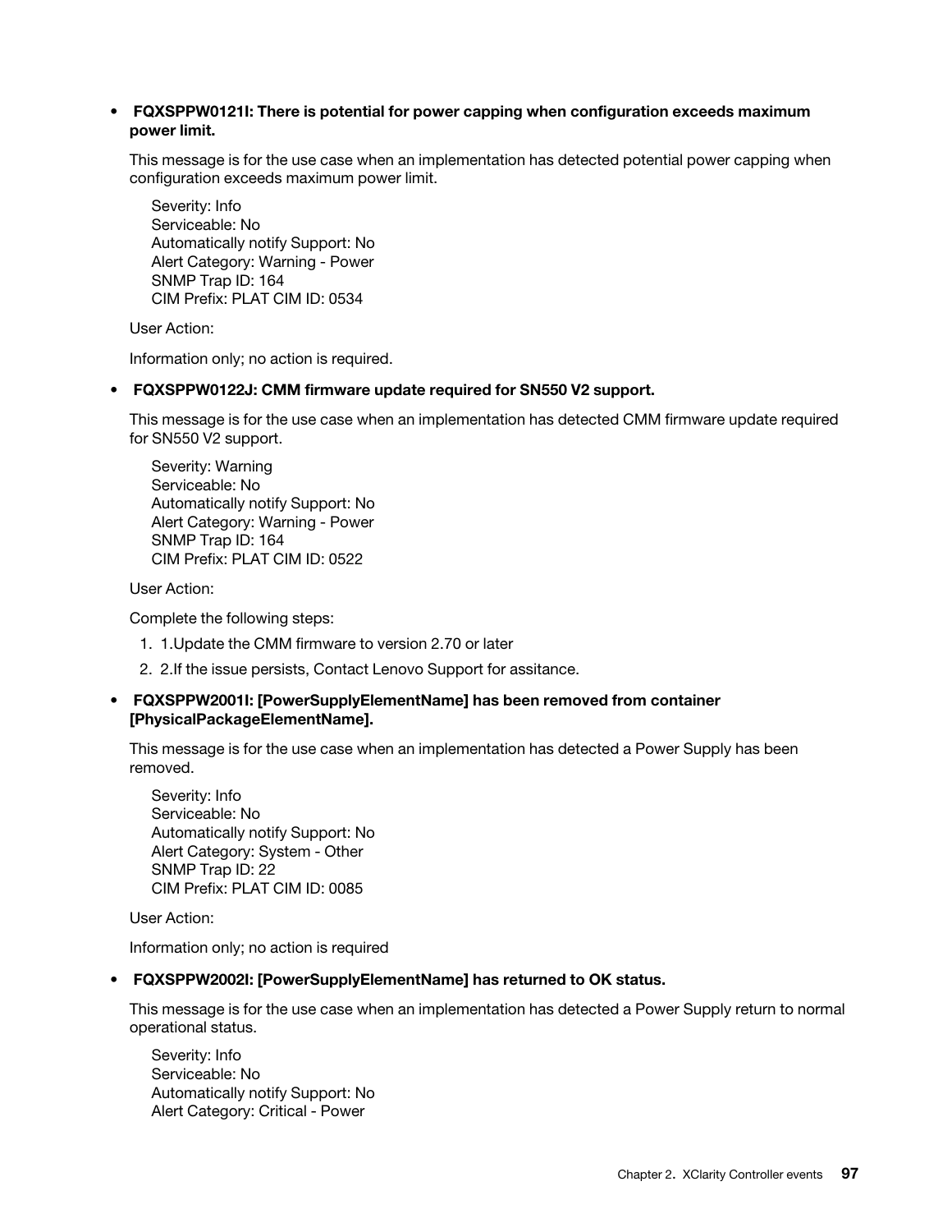- **FQXSPPW0121I: There is potential for power capping when configuration exceeds maximum power limit.**

  This message is for the use case when an implementation has detected potential power capping when configuration exceeds maximum power limit.

  Severity: Info
  Serviceable: No
  Automatically notify Support: No
  Alert Category: Warning - Power
  SNMP Trap ID: 164
  CIM Prefix: PLAT CIM ID: 0534

  User Action:

  Information only; no action is required.

- **FQXSPPW0122J: CMM firmware update required for SN550 V2 support.**

  This message is for the use case when an implementation has detected CMM firmware update required for SN550 V2 support.

  Severity: Warning
  Serviceable: No
  Automatically notify Support: No
  Alert Category: Warning - Power
  SNMP Trap ID: 164
  CIM Prefix: PLAT CIM ID: 0522

  User Action:

  Complete the following steps:

  1. 1.Update the CMM firmware to version 2.70 or later
  2. 2.If the issue persists, Contact Lenovo Support for assitance.

- **FQXSPPW2001I: [PowerSupplyElementName] has been removed from container [PhysicalPackageElementName].**

  This message is for the use case when an implementation has detected a Power Supply has been removed.

  Severity: Info
  Serviceable: No
  Automatically notify Support: No
  Alert Category: System - Other
  SNMP Trap ID: 22
  CIM Prefix: PLAT CIM ID: 0085

  User Action:

  Information only; no action is required

- **FQXSPPW2002I: [PowerSupplyElementName] has returned to OK status.**

  This message is for the use case when an implementation has detected a Power Supply return to normal operational status.

  Severity: Info
  Serviceable: No
  Automatically notify Support: No
  Alert Category: Critical - Power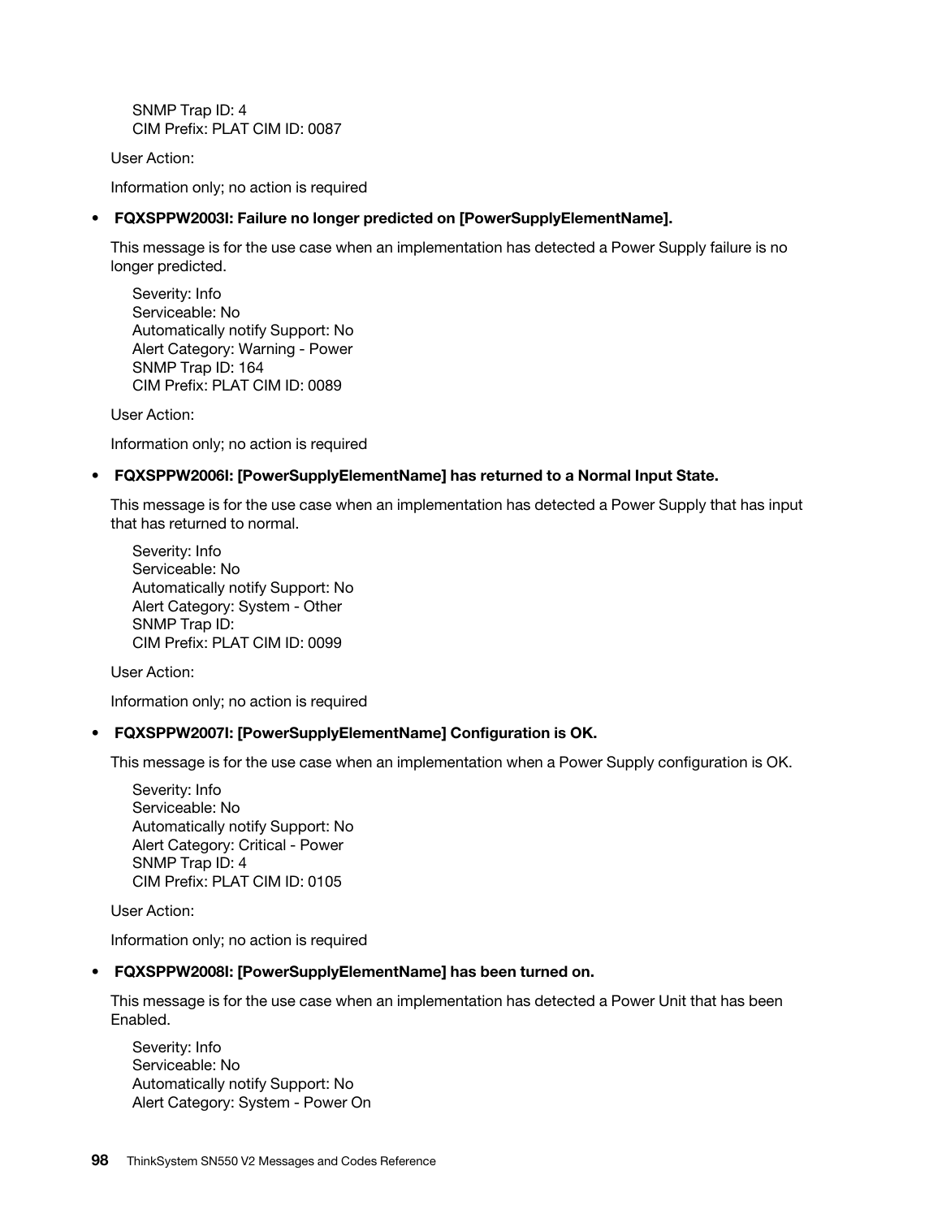SNMP Trap ID: 4
CIM Prefix: PLAT CIM ID: 0087

User Action:

Information only; no action is required

- **FQXSPPW2003I: Failure no longer predicted on [PowerSupplyElementName].**

  This message is for the use case when an implementation has detected a Power Supply failure is no longer predicted.

  Severity: Info
  Serviceable: No
  Automatically notify Support: No
  Alert Category: Warning - Power
  SNMP Trap ID: 164
  CIM Prefix: PLAT CIM ID: 0089

  User Action:

  Information only; no action is required

- **FQXSPPW2006I: [PowerSupplyElementName] has returned to a Normal Input State.**

  This message is for the use case when an implementation has detected a Power Supply that has input that has returned to normal.

  Severity: Info
  Serviceable: No
  Automatically notify Support: No
  Alert Category: System - Other
  SNMP Trap ID:
  CIM Prefix: PLAT CIM ID: 0099

  User Action:

  Information only; no action is required

- **FQXSPPW2007I: [PowerSupplyElementName] Configuration is OK.**

  This message is for the use case when an implementation when a Power Supply configuration is OK.

  Severity: Info
  Serviceable: No
  Automatically notify Support: No
  Alert Category: Critical - Power
  SNMP Trap ID: 4
  CIM Prefix: PLAT CIM ID: 0105

  User Action:

  Information only; no action is required

- **FQXSPPW2008I: [PowerSupplyElementName] has been turned on.**

  This message is for the use case when an implementation has detected a Power Unit that has been Enabled.

  Severity: Info
  Serviceable: No
  Automatically notify Support: No
  Alert Category: System - Power On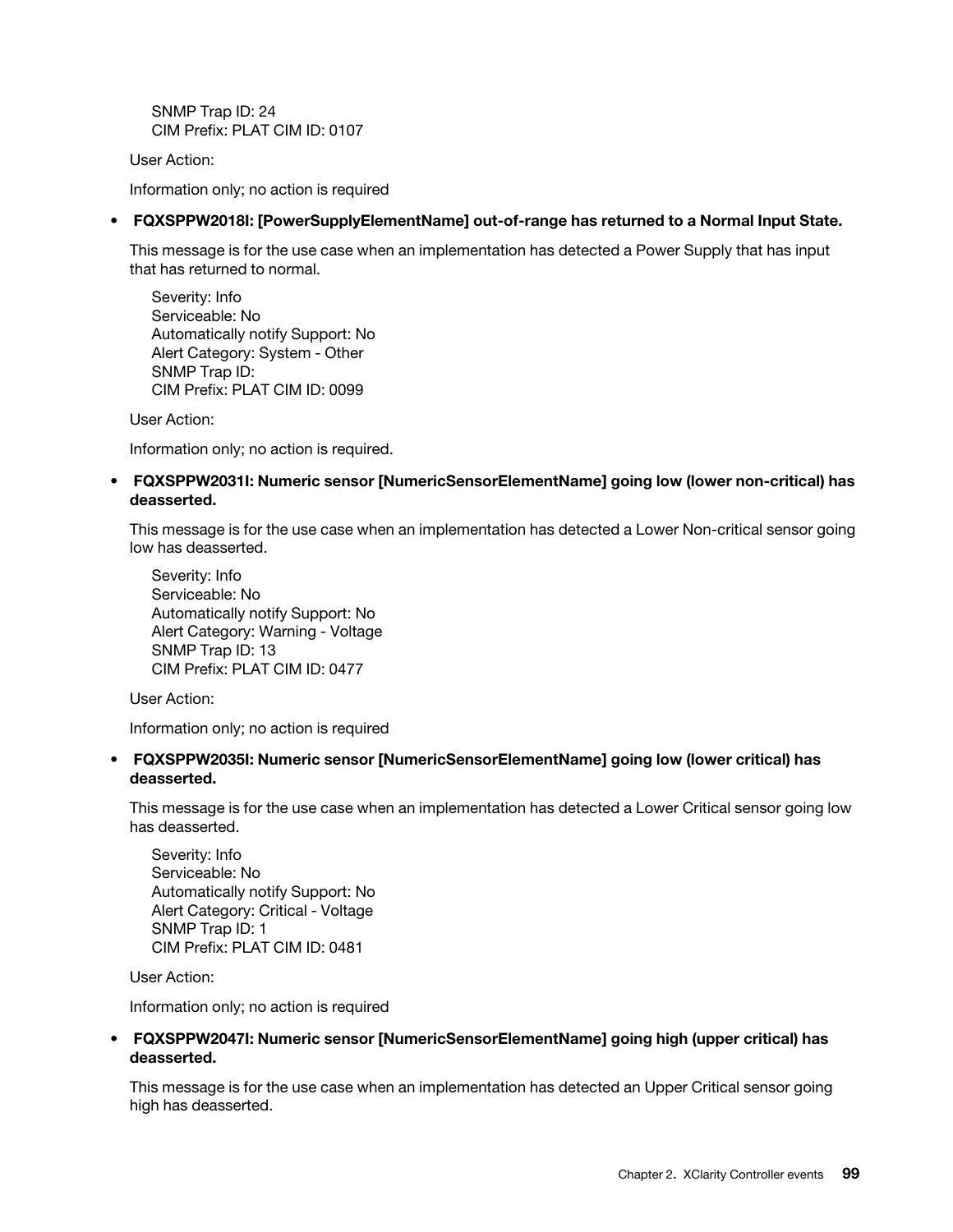SNMP Trap ID: 24
CIM Prefix: PLAT CIM ID: 0107

User Action:

Information only; no action is required

- **FQXSPPW2018I: [PowerSupplyElementName] out-of-range has returned to a Normal Input State.**

  This message is for the use case when an implementation has detected a Power Supply that has input that has returned to normal.

  Severity: Info
  Serviceable: No
  Automatically notify Support: No
  Alert Category: System - Other
  SNMP Trap ID:
  CIM Prefix: PLAT CIM ID: 0099

  User Action:

  Information only; no action is required.

- **FQXSPPW2031I: Numeric sensor [NumericSensorElementName] going low (lower non-critical) has deasserted.**

  This message is for the use case when an implementation has detected a Lower Non-critical sensor going low has deasserted.

  Severity: Info
  Serviceable: No
  Automatically notify Support: No
  Alert Category: Warning - Voltage
  SNMP Trap ID: 13
  CIM Prefix: PLAT CIM ID: 0477

  User Action:

  Information only; no action is required

- **FQXSPPW2035I: Numeric sensor [NumericSensorElementName] going low (lower critical) has deasserted.**

  This message is for the use case when an implementation has detected a Lower Critical sensor going low has deasserted.

  Severity: Info
  Serviceable: No
  Automatically notify Support: No
  Alert Category: Critical - Voltage
  SNMP Trap ID: 1
  CIM Prefix: PLAT CIM ID: 0481

  User Action:

  Information only; no action is required

- **FQXSPPW2047I: Numeric sensor [NumericSensorElementName] going high (upper critical) has deasserted.**

  This message is for the use case when an implementation has detected an Upper Critical sensor going high has deasserted.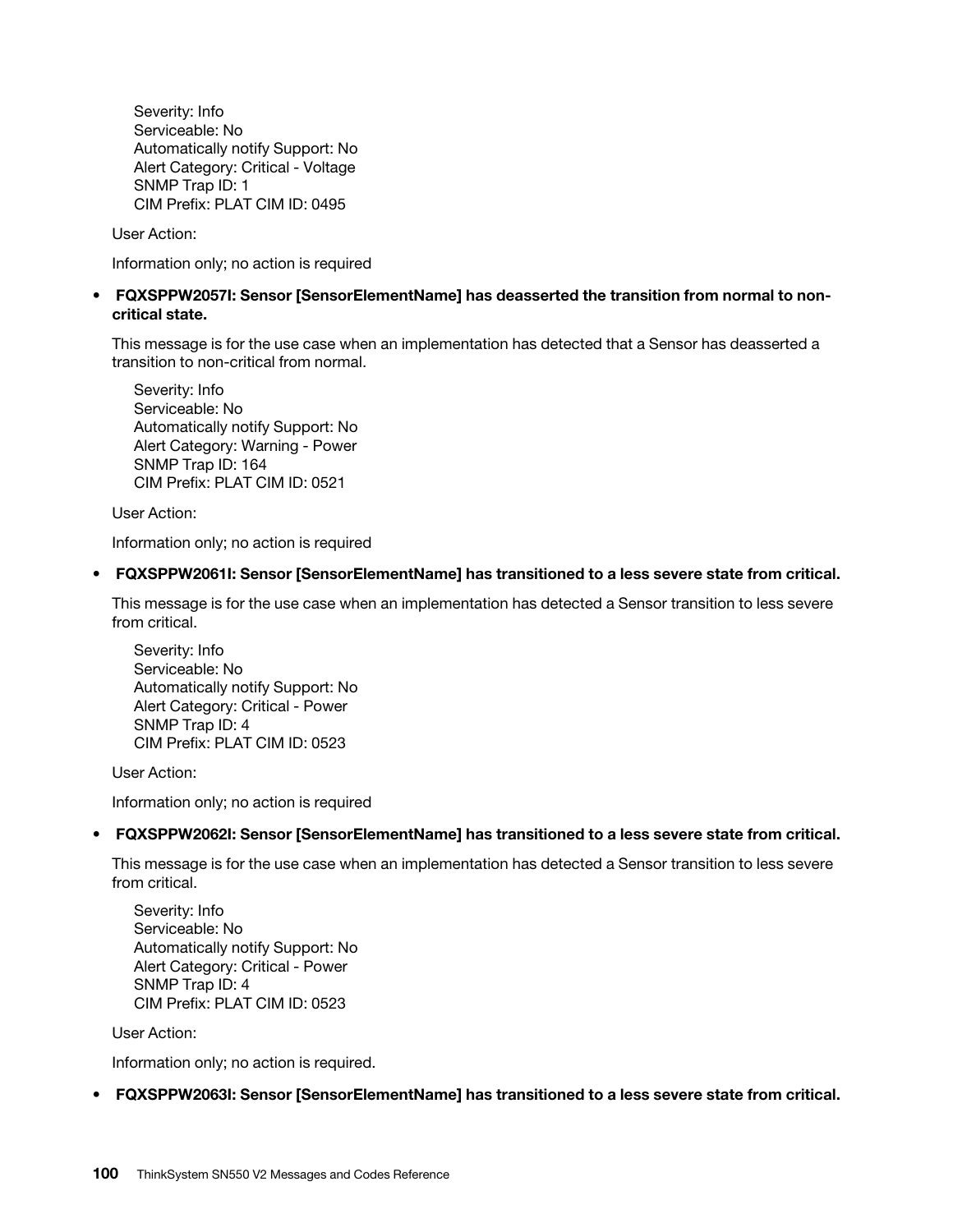Severity: Info
Serviceable: No
Automatically notify Support: No
Alert Category: Critical - Voltage
SNMP Trap ID: 1
CIM Prefix: PLAT CIM ID: 0495

User Action:

Information only; no action is required

- **FQXSPPW2057I: Sensor [SensorElementName] has deasserted the transition from normal to non-critical state.**

  This message is for the use case when an implementation has detected that a Sensor has deasserted a transition to non-critical from normal.

  Severity: Info
  Serviceable: No
  Automatically notify Support: No
  Alert Category: Warning - Power
  SNMP Trap ID: 164
  CIM Prefix: PLAT CIM ID: 0521

  User Action:

  Information only; no action is required

- **FQXSPPW2061I: Sensor [SensorElementName] has transitioned to a less severe state from critical.**

  This message is for the use case when an implementation has detected a Sensor transition to less severe from critical.

  Severity: Info
  Serviceable: No
  Automatically notify Support: No
  Alert Category: Critical - Power
  SNMP Trap ID: 4
  CIM Prefix: PLAT CIM ID: 0523

  User Action:

  Information only; no action is required

- **FQXSPPW2062I: Sensor [SensorElementName] has transitioned to a less severe state from critical.**

  This message is for the use case when an implementation has detected a Sensor transition to less severe from critical.

  Severity: Info
  Serviceable: No
  Automatically notify Support: No
  Alert Category: Critical - Power
  SNMP Trap ID: 4
  CIM Prefix: PLAT CIM ID: 0523

  User Action:

  Information only; no action is required.

- **FQXSPPW2063I: Sensor [SensorElementName] has transitioned to a less severe state from critical.**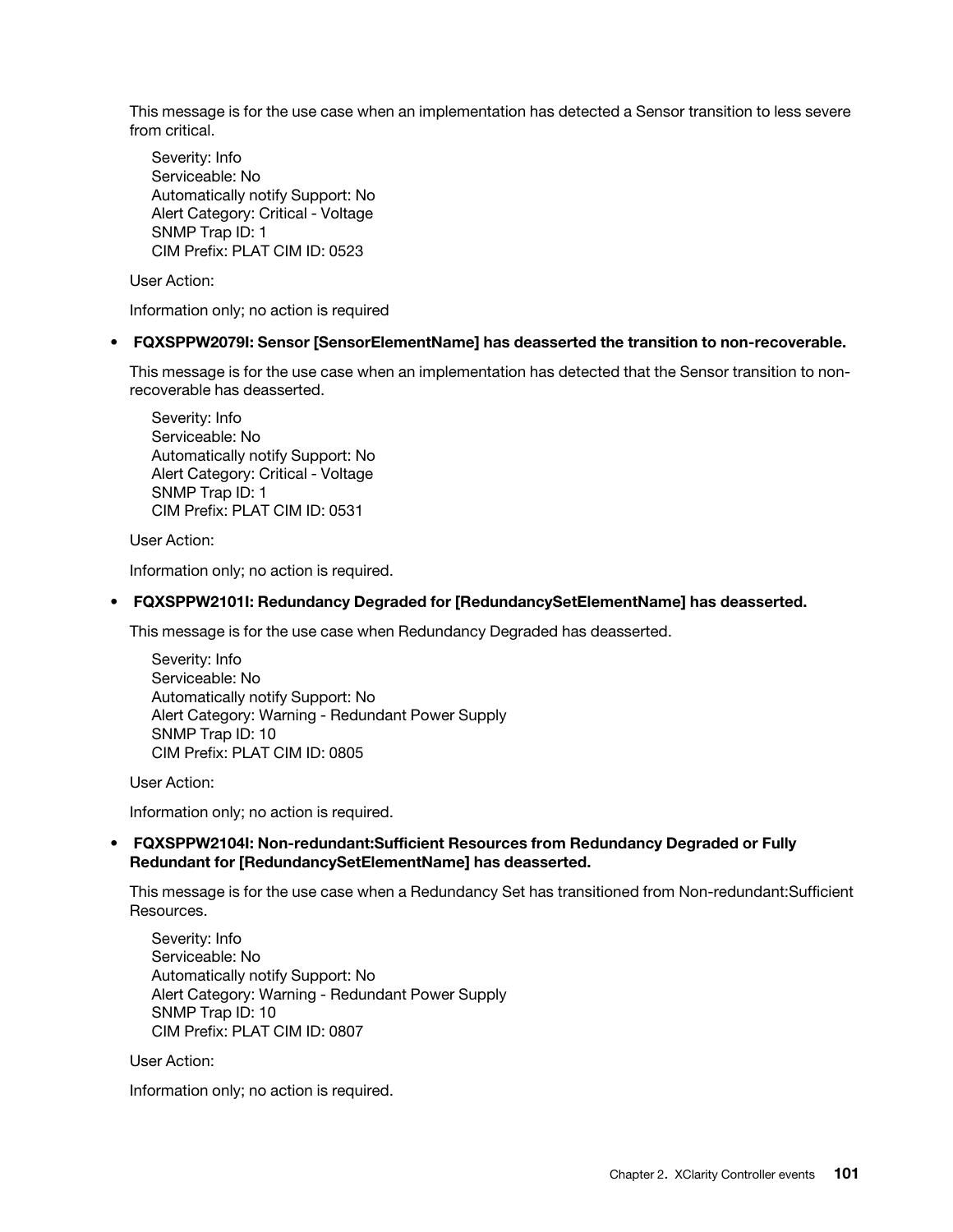This message is for the use case when an implementation has detected a Sensor transition to less severe from critical.

Severity: Info
Serviceable: No
Automatically notify Support: No
Alert Category: Critical - Voltage
SNMP Trap ID: 1
CIM Prefix: PLAT CIM ID: 0523

User Action:

Information only; no action is required

- **FQXSPPW2079I: Sensor [SensorElementName] has deasserted the transition to non-recoverable.**

  This message is for the use case when an implementation has detected that the Sensor transition to non-recoverable has deasserted.

  Severity: Info
  Serviceable: No
  Automatically notify Support: No
  Alert Category: Critical - Voltage
  SNMP Trap ID: 1
  CIM Prefix: PLAT CIM ID: 0531

  User Action:

  Information only; no action is required.

- **FQXSPPW2101I: Redundancy Degraded for [RedundancySetElementName] has deasserted.**

  This message is for the use case when Redundancy Degraded has deasserted.

  Severity: Info
  Serviceable: No
  Automatically notify Support: No
  Alert Category: Warning - Redundant Power Supply
  SNMP Trap ID: 10
  CIM Prefix: PLAT CIM ID: 0805

  User Action:

  Information only; no action is required.

- **FQXSPPW2104I: Non-redundant:Sufficient Resources from Redundancy Degraded or Fully Redundant for [RedundancySetElementName] has deasserted.**

  This message is for the use case when a Redundancy Set has transitioned from Non-redundant:Sufficient Resources.

  Severity: Info
  Serviceable: No
  Automatically notify Support: No
  Alert Category: Warning - Redundant Power Supply
  SNMP Trap ID: 10
  CIM Prefix: PLAT CIM ID: 0807

  User Action:

  Information only; no action is required.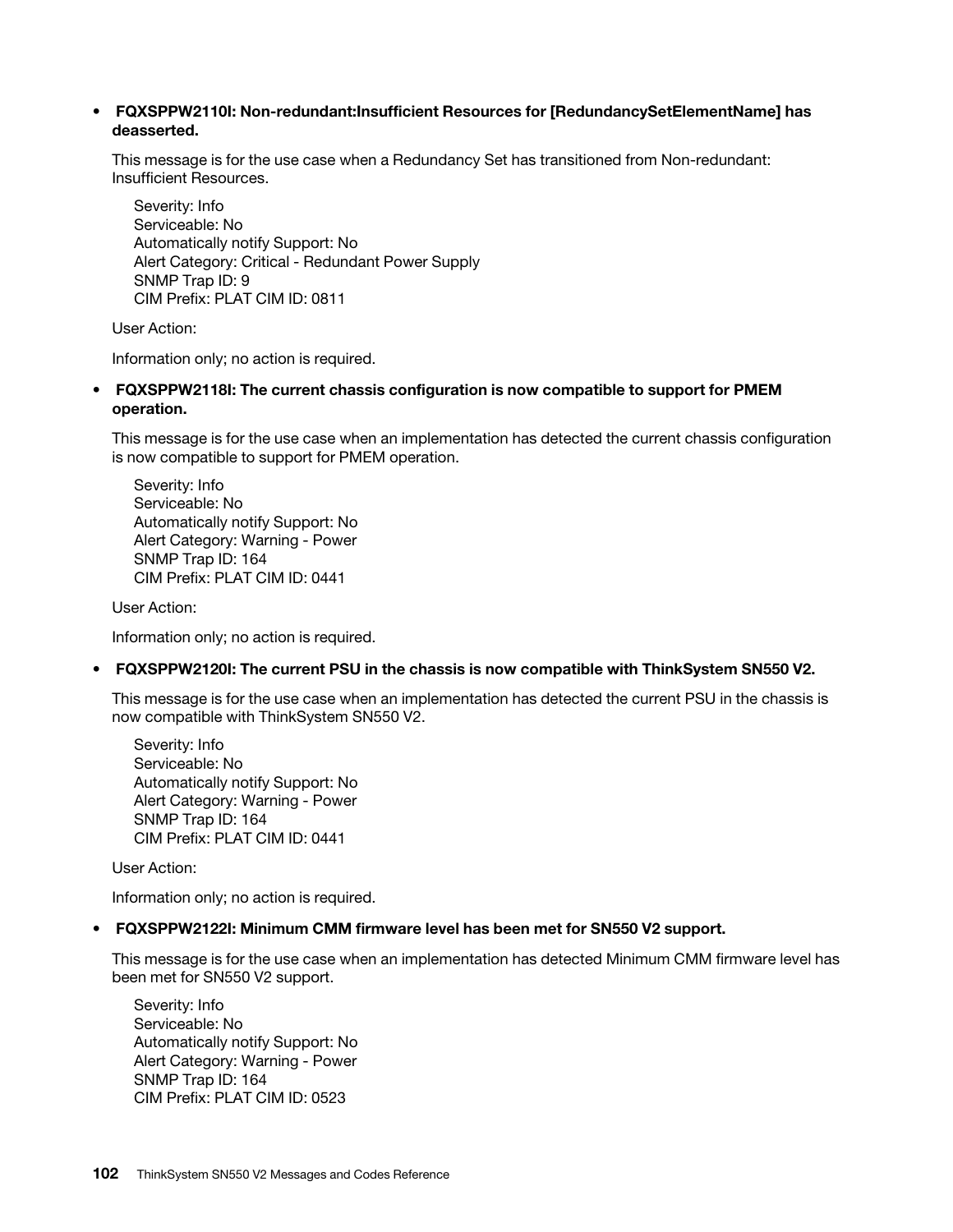- **FQXSPPW2110I: Non-redundant:Insufficient Resources for [RedundancySetElementName] has deasserted.**

  This message is for the use case when a Redundancy Set has transitioned from Non-redundant: Insufficient Resources.

  Severity: Info
  Serviceable: No
  Automatically notify Support: No
  Alert Category: Critical - Redundant Power Supply
  SNMP Trap ID: 9
  CIM Prefix: PLAT CIM ID: 0811

  User Action:

  Information only; no action is required.

- **FQXSPPW2118I: The current chassis configuration is now compatible to support for PMEM operation.**

  This message is for the use case when an implementation has detected the current chassis configuration is now compatible to support for PMEM operation.

  Severity: Info
  Serviceable: No
  Automatically notify Support: No
  Alert Category: Warning - Power
  SNMP Trap ID: 164
  CIM Prefix: PLAT CIM ID: 0441

  User Action:

  Information only; no action is required.

- **FQXSPPW2120I: The current PSU in the chassis is now compatible with ThinkSystem SN550 V2.**

  This message is for the use case when an implementation has detected the current PSU in the chassis is now compatible with ThinkSystem SN550 V2.

  Severity: Info
  Serviceable: No
  Automatically notify Support: No
  Alert Category: Warning - Power
  SNMP Trap ID: 164
  CIM Prefix: PLAT CIM ID: 0441

  User Action:

  Information only; no action is required.

- **FQXSPPW2122I: Minimum CMM firmware level has been met for SN550 V2 support.**

  This message is for the use case when an implementation has detected Minimum CMM firmware level has been met for SN550 V2 support.

  Severity: Info
  Serviceable: No
  Automatically notify Support: No
  Alert Category: Warning - Power
  SNMP Trap ID: 164
  CIM Prefix: PLAT CIM ID: 0523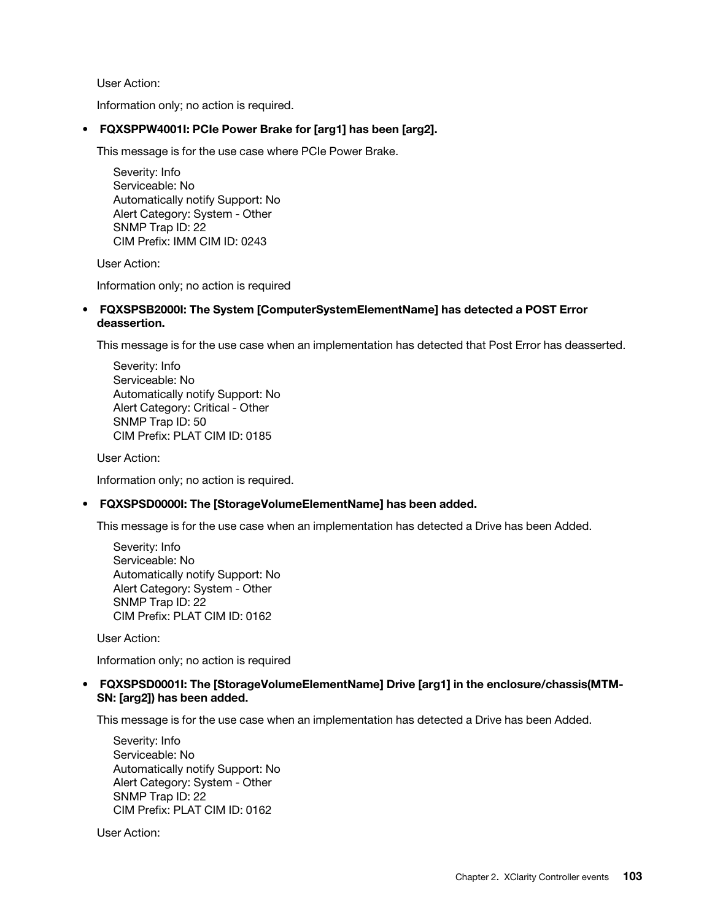User Action:

Information only; no action is required.

- **FQXSPPW4001I: PCIe Power Brake for [arg1] has been [arg2].**

  This message is for the use case where PCIe Power Brake.

  Severity: Info
  Serviceable: No
  Automatically notify Support: No
  Alert Category: System - Other
  SNMP Trap ID: 22
  CIM Prefix: IMM CIM ID: 0243

  User Action:

  Information only; no action is required

- **FQXSPSB2000I: The System [ComputerSystemElementName] has detected a POST Error deassertion.**

  This message is for the use case when an implementation has detected that Post Error has deasserted.

  Severity: Info
  Serviceable: No
  Automatically notify Support: No
  Alert Category: Critical - Other
  SNMP Trap ID: 50
  CIM Prefix: PLAT CIM ID: 0185

  User Action:

  Information only; no action is required.

- **FQXSPSD0000I: The [StorageVolumeElementName] has been added.**

  This message is for the use case when an implementation has detected a Drive has been Added.

  Severity: Info
  Serviceable: No
  Automatically notify Support: No
  Alert Category: System - Other
  SNMP Trap ID: 22
  CIM Prefix: PLAT CIM ID: 0162

  User Action:

  Information only; no action is required

- **FQXSPSD0001I: The [StorageVolumeElementName] Drive [arg1] in the enclosure/chassis(MTM-SN: [arg2]) has been added.**

  This message is for the use case when an implementation has detected a Drive has been Added.

  Severity: Info
  Serviceable: No
  Automatically notify Support: No
  Alert Category: System - Other
  SNMP Trap ID: 22
  CIM Prefix: PLAT CIM ID: 0162

  User Action: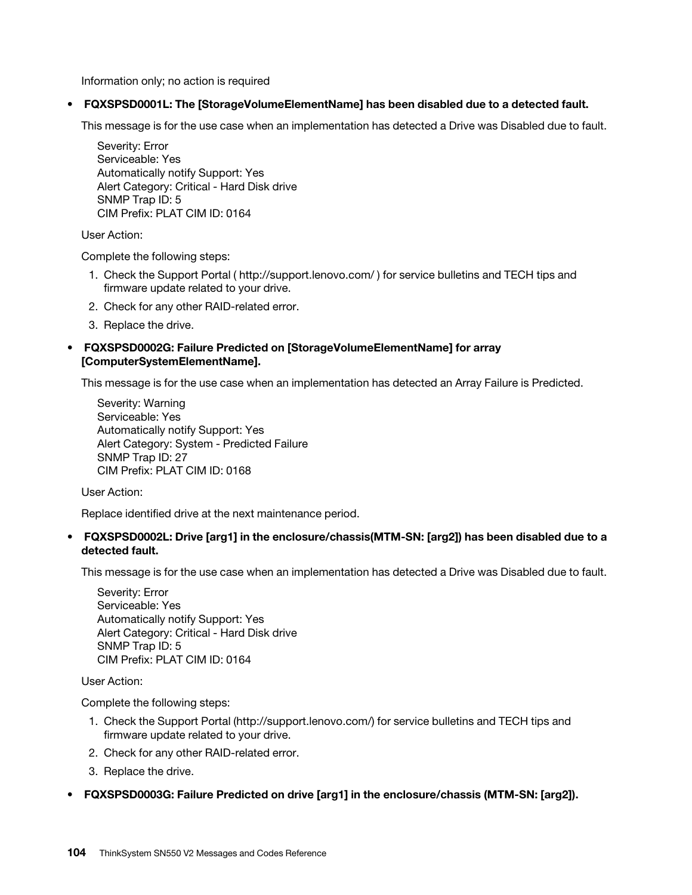Information only; no action is required

- **FQXSPSD0001L: The [StorageVolumeElementName] has been disabled due to a detected fault.**

  This message is for the use case when an implementation has detected a Drive was Disabled due to fault.

  Severity: Error
  Serviceable: Yes
  Automatically notify Support: Yes
  Alert Category: Critical - Hard Disk drive
  SNMP Trap ID: 5
  CIM Prefix: PLAT CIM ID: 0164

  User Action:

  Complete the following steps:

  1. Check the Support Portal ( http://support.lenovo.com/ ) for service bulletins and TECH tips and firmware update related to your drive.
  2. Check for any other RAID-related error.
  3. Replace the drive.

- **FQXSPSD0002G: Failure Predicted on [StorageVolumeElementName] for array [ComputerSystemElementName].**

  This message is for the use case when an implementation has detected an Array Failure is Predicted.

  Severity: Warning
  Serviceable: Yes
  Automatically notify Support: Yes
  Alert Category: System - Predicted Failure
  SNMP Trap ID: 27
  CIM Prefix: PLAT CIM ID: 0168

  User Action:

  Replace identified drive at the next maintenance period.

- **FQXSPSD0002L: Drive [arg1] in the enclosure/chassis(MTM-SN: [arg2]) has been disabled due to a detected fault.**

  This message is for the use case when an implementation has detected a Drive was Disabled due to fault.

  Severity: Error
  Serviceable: Yes
  Automatically notify Support: Yes
  Alert Category: Critical - Hard Disk drive
  SNMP Trap ID: 5
  CIM Prefix: PLAT CIM ID: 0164

  User Action:

  Complete the following steps:

  1. Check the Support Portal (http://support.lenovo.com/) for service bulletins and TECH tips and firmware update related to your drive.
  2. Check for any other RAID-related error.
  3. Replace the drive.

- **FQXSPSD0003G: Failure Predicted on drive [arg1] in the enclosure/chassis (MTM-SN: [arg2]).**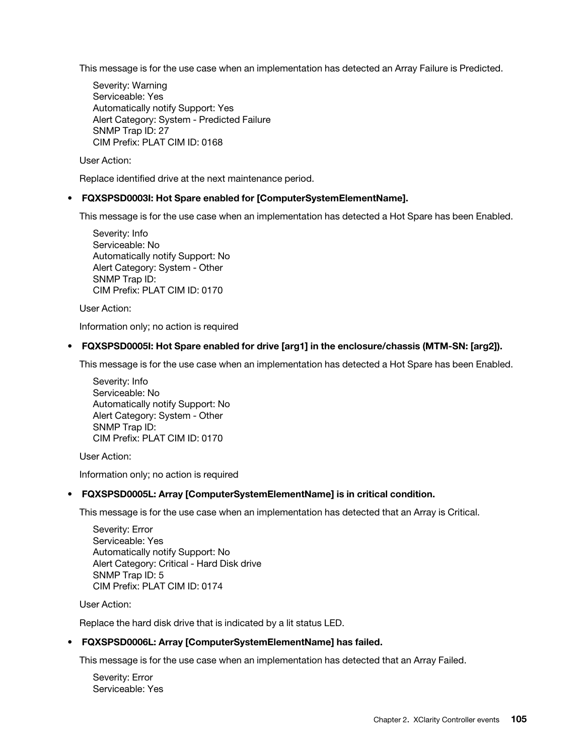This message is for the use case when an implementation has detected an Array Failure is Predicted.

Severity: Warning
Serviceable: Yes
Automatically notify Support: Yes
Alert Category: System - Predicted Failure
SNMP Trap ID: 27
CIM Prefix: PLAT CIM ID: 0168

User Action:

Replace identified drive at the next maintenance period.

- **FQXSPSD0003I: Hot Spare enabled for [ComputerSystemElementName].**

  This message is for the use case when an implementation has detected a Hot Spare has been Enabled.

  Severity: Info
  Serviceable: No
  Automatically notify Support: No
  Alert Category: System - Other
  SNMP Trap ID:
  CIM Prefix: PLAT CIM ID: 0170

  User Action:

  Information only; no action is required

- **FQXSPSD0005I: Hot Spare enabled for drive [arg1] in the enclosure/chassis (MTM-SN: [arg2]).**

  This message is for the use case when an implementation has detected a Hot Spare has been Enabled.

  Severity: Info
  Serviceable: No
  Automatically notify Support: No
  Alert Category: System - Other
  SNMP Trap ID:
  CIM Prefix: PLAT CIM ID: 0170

  User Action:

  Information only; no action is required

- **FQXSPSD0005L: Array [ComputerSystemElementName] is in critical condition.**

  This message is for the use case when an implementation has detected that an Array is Critical.

  Severity: Error
  Serviceable: Yes
  Automatically notify Support: No
  Alert Category: Critical - Hard Disk drive
  SNMP Trap ID: 5
  CIM Prefix: PLAT CIM ID: 0174

  User Action:

  Replace the hard disk drive that is indicated by a lit status LED.

- **FQXSPSD0006L: Array [ComputerSystemElementName] has failed.**

  This message is for the use case when an implementation has detected that an Array Failed.

  Severity: Error
  Serviceable: Yes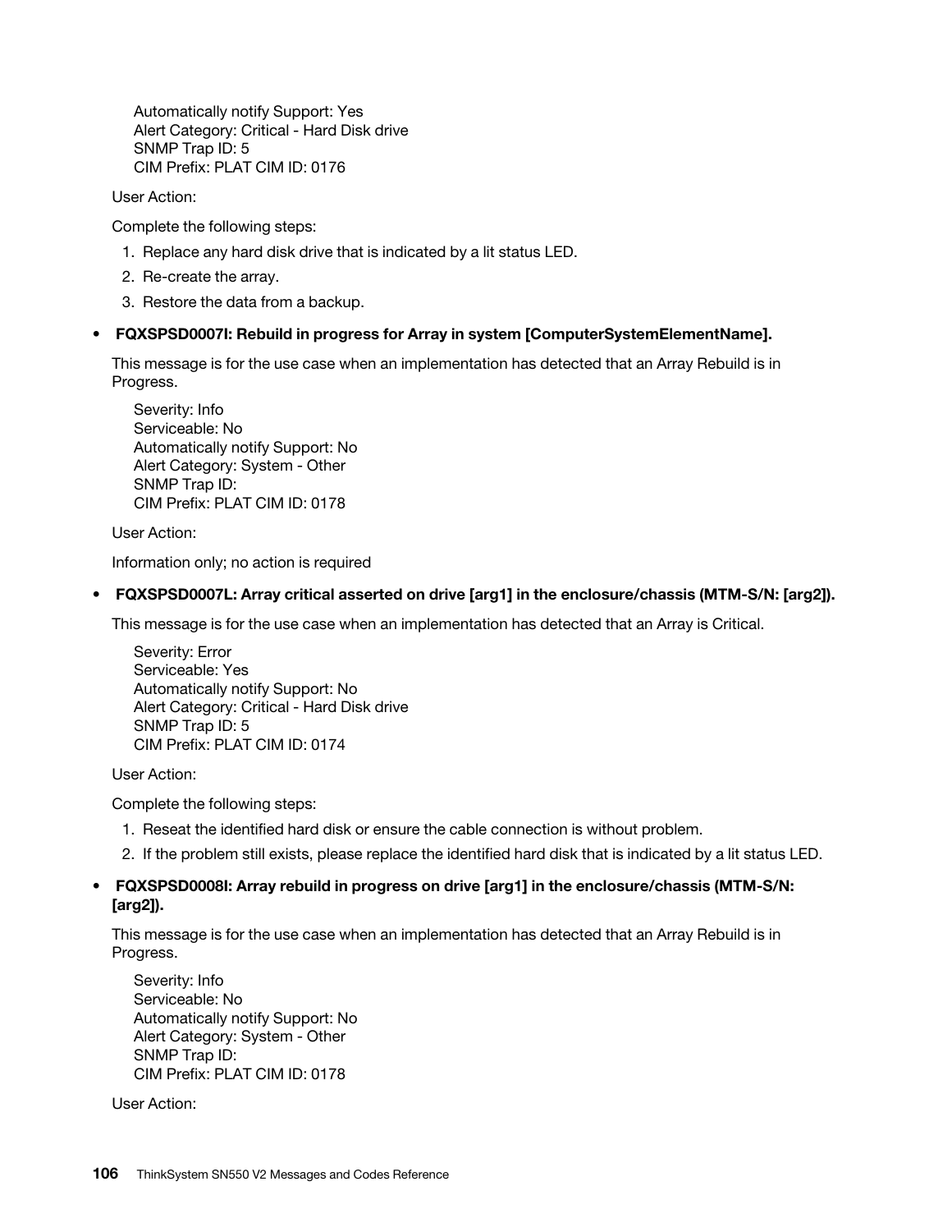Automatically notify Support: Yes
Alert Category: Critical - Hard Disk drive
SNMP Trap ID: 5
CIM Prefix: PLAT CIM ID: 0176

User Action:

Complete the following steps:

1. Replace any hard disk drive that is indicated by a lit status LED.
2. Re-create the array.
3. Restore the data from a backup.

- **FQXSPSD0007I: Rebuild in progress for Array in system [ComputerSystemElementName].**

  This message is for the use case when an implementation has detected that an Array Rebuild is in Progress.

  Severity: Info
  Serviceable: No
  Automatically notify Support: No
  Alert Category: System - Other
  SNMP Trap ID:
  CIM Prefix: PLAT CIM ID: 0178

  User Action:

  Information only; no action is required

- **FQXSPSD0007L: Array critical asserted on drive [arg1] in the enclosure/chassis (MTM-S/N: [arg2]).**

  This message is for the use case when an implementation has detected that an Array is Critical.

  Severity: Error
  Serviceable: Yes
  Automatically notify Support: No
  Alert Category: Critical - Hard Disk drive
  SNMP Trap ID: 5
  CIM Prefix: PLAT CIM ID: 0174

  User Action:

  Complete the following steps:

  1. Reseat the identified hard disk or ensure the cable connection is without problem.
  2. If the problem still exists, please replace the identified hard disk that is indicated by a lit status LED.

- **FQXSPSD0008I: Array rebuild in progress on drive [arg1] in the enclosure/chassis (MTM-S/N: [arg2]).**

  This message is for the use case when an implementation has detected that an Array Rebuild is in Progress.

  Severity: Info
  Serviceable: No
  Automatically notify Support: No
  Alert Category: System - Other
  SNMP Trap ID:
  CIM Prefix: PLAT CIM ID: 0178

  User Action: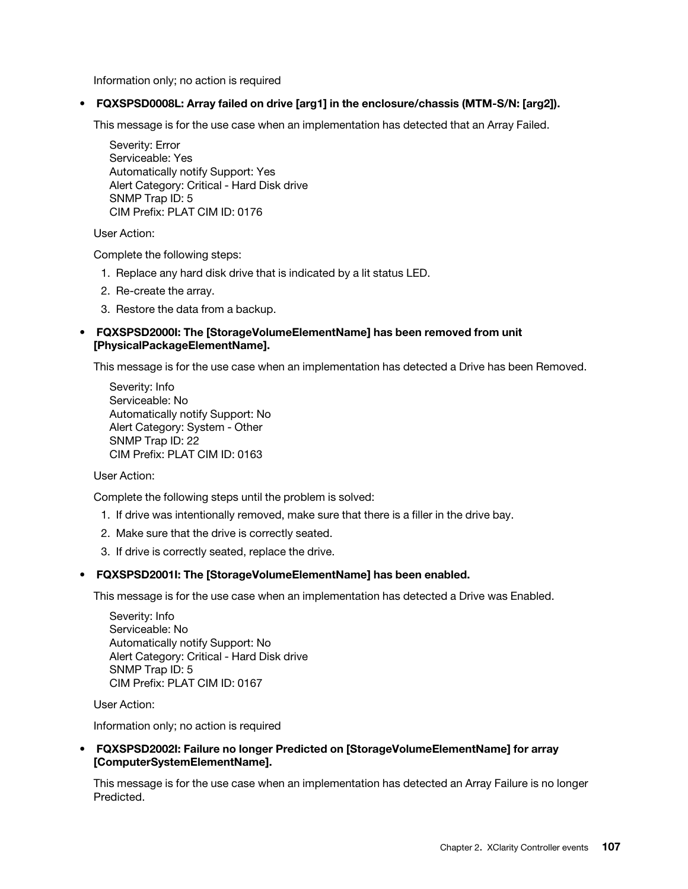Information only; no action is required

- **FQXSPSD0008L: Array failed on drive [arg1] in the enclosure/chassis (MTM-S/N: [arg2]).**

  This message is for the use case when an implementation has detected that an Array Failed.

  Severity: Error
  Serviceable: Yes
  Automatically notify Support: Yes
  Alert Category: Critical - Hard Disk drive
  SNMP Trap ID: 5
  CIM Prefix: PLAT CIM ID: 0176

  User Action:

  Complete the following steps:

  1. Replace any hard disk drive that is indicated by a lit status LED.
  2. Re-create the array.
  3. Restore the data from a backup.

- **FQXSPSD2000I: The [StorageVolumeElementName] has been removed from unit [PhysicalPackageElementName].**

  This message is for the use case when an implementation has detected a Drive has been Removed.

  Severity: Info
  Serviceable: No
  Automatically notify Support: No
  Alert Category: System - Other
  SNMP Trap ID: 22
  CIM Prefix: PLAT CIM ID: 0163

  User Action:

  Complete the following steps until the problem is solved:

  1. If drive was intentionally removed, make sure that there is a filler in the drive bay.
  2. Make sure that the drive is correctly seated.
  3. If drive is correctly seated, replace the drive.

- **FQXSPSD2001I: The [StorageVolumeElementName] has been enabled.**

  This message is for the use case when an implementation has detected a Drive was Enabled.

  Severity: Info
  Serviceable: No
  Automatically notify Support: No
  Alert Category: Critical - Hard Disk drive
  SNMP Trap ID: 5
  CIM Prefix: PLAT CIM ID: 0167

  User Action:

  Information only; no action is required

- **FQXSPSD2002I: Failure no longer Predicted on [StorageVolumeElementName] for array [ComputerSystemElementName].**

  This message is for the use case when an implementation has detected an Array Failure is no longer Predicted.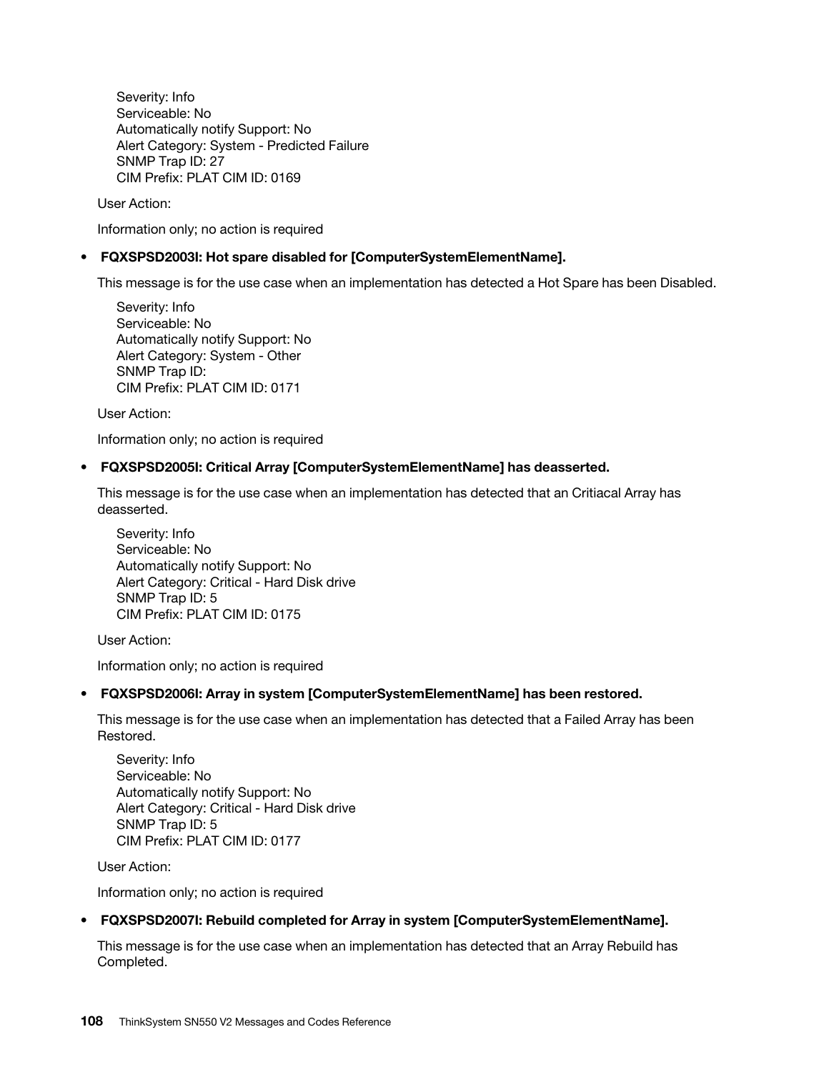Severity: Info
Serviceable: No
Automatically notify Support: No
Alert Category: System - Predicted Failure
SNMP Trap ID: 27
CIM Prefix: PLAT CIM ID: 0169

User Action:

Information only; no action is required

- **FQXSPSD2003I: Hot spare disabled for [ComputerSystemElementName].**

  This message is for the use case when an implementation has detected a Hot Spare has been Disabled.

  Severity: Info
  Serviceable: No
  Automatically notify Support: No
  Alert Category: System - Other
  SNMP Trap ID:
  CIM Prefix: PLAT CIM ID: 0171

  User Action:

  Information only; no action is required

- **FQXSPSD2005I: Critical Array [ComputerSystemElementName] has deasserted.**

  This message is for the use case when an implementation has detected that an Critiacal Array has deasserted.

  Severity: Info
  Serviceable: No
  Automatically notify Support: No
  Alert Category: Critical - Hard Disk drive
  SNMP Trap ID: 5
  CIM Prefix: PLAT CIM ID: 0175

  User Action:

  Information only; no action is required

- **FQXSPSD2006I: Array in system [ComputerSystemElementName] has been restored.**

  This message is for the use case when an implementation has detected that a Failed Array has been Restored.

  Severity: Info
  Serviceable: No
  Automatically notify Support: No
  Alert Category: Critical - Hard Disk drive
  SNMP Trap ID: 5
  CIM Prefix: PLAT CIM ID: 0177

  User Action:

  Information only; no action is required

- **FQXSPSD2007I: Rebuild completed for Array in system [ComputerSystemElementName].**

  This message is for the use case when an implementation has detected that an Array Rebuild has Completed.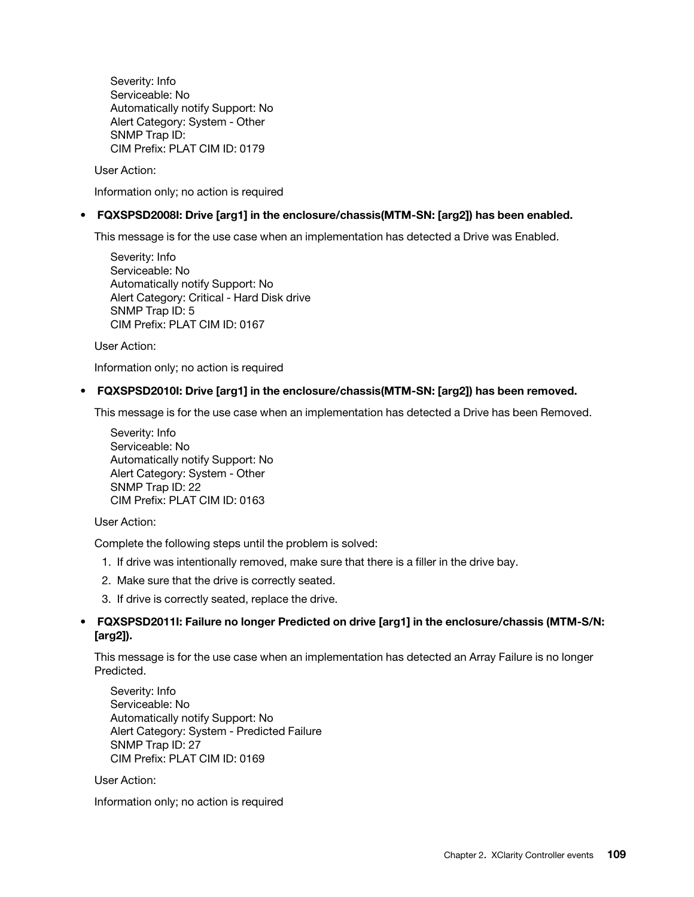Severity: Info
Serviceable: No
Automatically notify Support: No
Alert Category: System - Other
SNMP Trap ID:
CIM Prefix: PLAT CIM ID: 0179

User Action:

Information only; no action is required

- **FQXSPSD2008I: Drive [arg1] in the enclosure/chassis(MTM-SN: [arg2]) has been enabled.**

  This message is for the use case when an implementation has detected a Drive was Enabled.

  Severity: Info
  Serviceable: No
  Automatically notify Support: No
  Alert Category: Critical - Hard Disk drive
  SNMP Trap ID: 5
  CIM Prefix: PLAT CIM ID: 0167

  User Action:

  Information only; no action is required

- **FQXSPSD2010I: Drive [arg1] in the enclosure/chassis(MTM-SN: [arg2]) has been removed.**

  This message is for the use case when an implementation has detected a Drive has been Removed.

  Severity: Info
  Serviceable: No
  Automatically notify Support: No
  Alert Category: System - Other
  SNMP Trap ID: 22
  CIM Prefix: PLAT CIM ID: 0163

  User Action:

  Complete the following steps until the problem is solved:

  1. If drive was intentionally removed, make sure that there is a filler in the drive bay.
  2. Make sure that the drive is correctly seated.
  3. If drive is correctly seated, replace the drive.

- **FQXSPSD2011I: Failure no longer Predicted on drive [arg1] in the enclosure/chassis (MTM-S/N: [arg2]).**

  This message is for the use case when an implementation has detected an Array Failure is no longer Predicted.

  Severity: Info
  Serviceable: No
  Automatically notify Support: No
  Alert Category: System - Predicted Failure
  SNMP Trap ID: 27
  CIM Prefix: PLAT CIM ID: 0169

  User Action:

  Information only; no action is required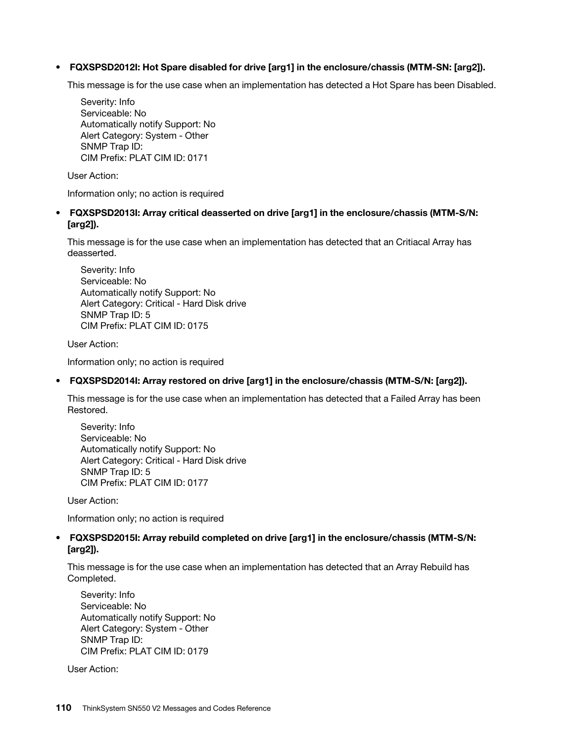- **FQXSPSD2012I: Hot Spare disabled for drive [arg1] in the enclosure/chassis (MTM-SN: [arg2]).**

  This message is for the use case when an implementation has detected a Hot Spare has been Disabled.

  Severity: Info
  Serviceable: No
  Automatically notify Support: No
  Alert Category: System - Other
  SNMP Trap ID:
  CIM Prefix: PLAT CIM ID: 0171

  User Action:

  Information only; no action is required

- **FQXSPSD2013I: Array critical deasserted on drive [arg1] in the enclosure/chassis (MTM-S/N: [arg2]).**

  This message is for the use case when an implementation has detected that an Critiacal Array has deasserted.

  Severity: Info
  Serviceable: No
  Automatically notify Support: No
  Alert Category: Critical - Hard Disk drive
  SNMP Trap ID: 5
  CIM Prefix: PLAT CIM ID: 0175

  User Action:

  Information only; no action is required

- **FQXSPSD2014I: Array restored on drive [arg1] in the enclosure/chassis (MTM-S/N: [arg2]).**

  This message is for the use case when an implementation has detected that a Failed Array has been Restored.

  Severity: Info
  Serviceable: No
  Automatically notify Support: No
  Alert Category: Critical - Hard Disk drive
  SNMP Trap ID: 5
  CIM Prefix: PLAT CIM ID: 0177

  User Action:

  Information only; no action is required

- **FQXSPSD2015I: Array rebuild completed on drive [arg1] in the enclosure/chassis (MTM-S/N: [arg2]).**

  This message is for the use case when an implementation has detected that an Array Rebuild has Completed.

  Severity: Info
  Serviceable: No
  Automatically notify Support: No
  Alert Category: System - Other
  SNMP Trap ID:
  CIM Prefix: PLAT CIM ID: 0179

  User Action: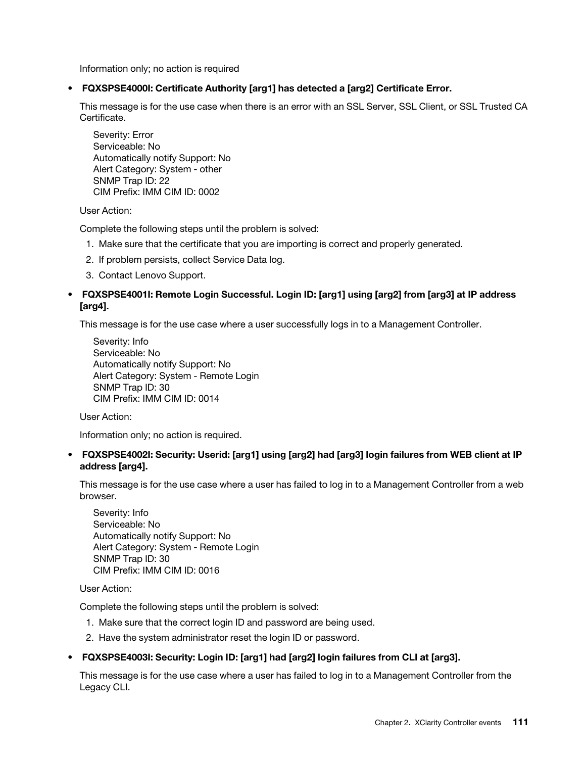Information only; no action is required

- **FQXSPSE4000I: Certificate Authority [arg1] has detected a [arg2] Certificate Error.**

  This message is for the use case when there is an error with an SSL Server, SSL Client, or SSL Trusted CA Certificate.

  Severity: Error
  Serviceable: No
  Automatically notify Support: No
  Alert Category: System - other
  SNMP Trap ID: 22
  CIM Prefix: IMM CIM ID: 0002

  User Action:

  Complete the following steps until the problem is solved:

  1. Make sure that the certificate that you are importing is correct and properly generated.
  2. If problem persists, collect Service Data log.
  3. Contact Lenovo Support.

- **FQXSPSE4001I: Remote Login Successful. Login ID: [arg1] using [arg2] from [arg3] at IP address [arg4].**

  This message is for the use case where a user successfully logs in to a Management Controller.

  Severity: Info
  Serviceable: No
  Automatically notify Support: No
  Alert Category: System - Remote Login
  SNMP Trap ID: 30
  CIM Prefix: IMM CIM ID: 0014

  User Action:

  Information only; no action is required.

- **FQXSPSE4002I: Security: Userid: [arg1] using [arg2] had [arg3] login failures from WEB client at IP address [arg4].**

  This message is for the use case where a user has failed to log in to a Management Controller from a web browser.

  Severity: Info
  Serviceable: No
  Automatically notify Support: No
  Alert Category: System - Remote Login
  SNMP Trap ID: 30
  CIM Prefix: IMM CIM ID: 0016

  User Action:

  Complete the following steps until the problem is solved:

  1. Make sure that the correct login ID and password are being used.
  2. Have the system administrator reset the login ID or password.

- **FQXSPSE4003I: Security: Login ID: [arg1] had [arg2] login failures from CLI at [arg3].**

  This message is for the use case where a user has failed to log in to a Management Controller from the Legacy CLI.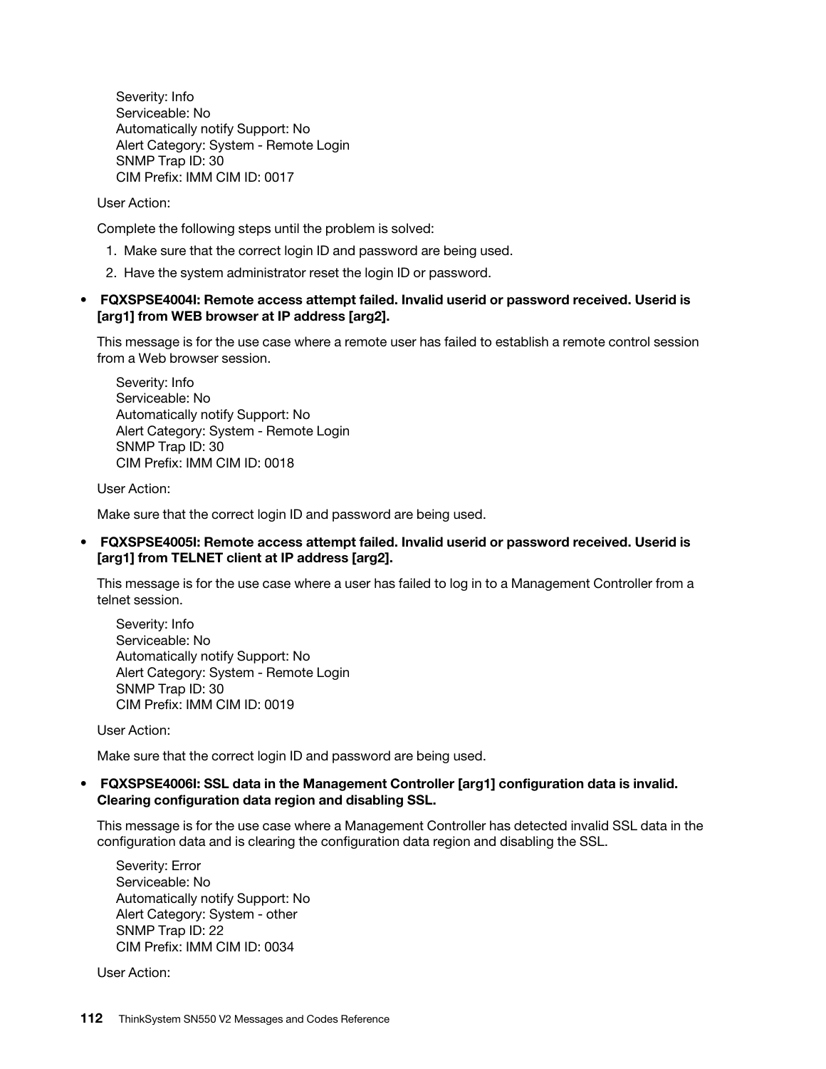Severity: Info
Serviceable: No
Automatically notify Support: No
Alert Category: System - Remote Login
SNMP Trap ID: 30
CIM Prefix: IMM CIM ID: 0017

User Action:

Complete the following steps until the problem is solved:

1. Make sure that the correct login ID and password are being used.
2. Have the system administrator reset the login ID or password.

- **FQXSPSE4004I: Remote access attempt failed. Invalid userid or password received. Userid is [arg1] from WEB browser at IP address [arg2].**

  This message is for the use case where a remote user has failed to establish a remote control session from a Web browser session.

  Severity: Info
  Serviceable: No
  Automatically notify Support: No
  Alert Category: System - Remote Login
  SNMP Trap ID: 30
  CIM Prefix: IMM CIM ID: 0018

  User Action:

  Make sure that the correct login ID and password are being used.

- **FQXSPSE4005I: Remote access attempt failed. Invalid userid or password received. Userid is [arg1] from TELNET client at IP address [arg2].**

  This message is for the use case where a user has failed to log in to a Management Controller from a telnet session.

  Severity: Info
  Serviceable: No
  Automatically notify Support: No
  Alert Category: System - Remote Login
  SNMP Trap ID: 30
  CIM Prefix: IMM CIM ID: 0019

  User Action:

  Make sure that the correct login ID and password are being used.

- **FQXSPSE4006I: SSL data in the Management Controller [arg1] configuration data is invalid. Clearing configuration data region and disabling SSL.**

  This message is for the use case where a Management Controller has detected invalid SSL data in the configuration data and is clearing the configuration data region and disabling the SSL.

  Severity: Error
  Serviceable: No
  Automatically notify Support: No
  Alert Category: System - other
  SNMP Trap ID: 22
  CIM Prefix: IMM CIM ID: 0034

  User Action: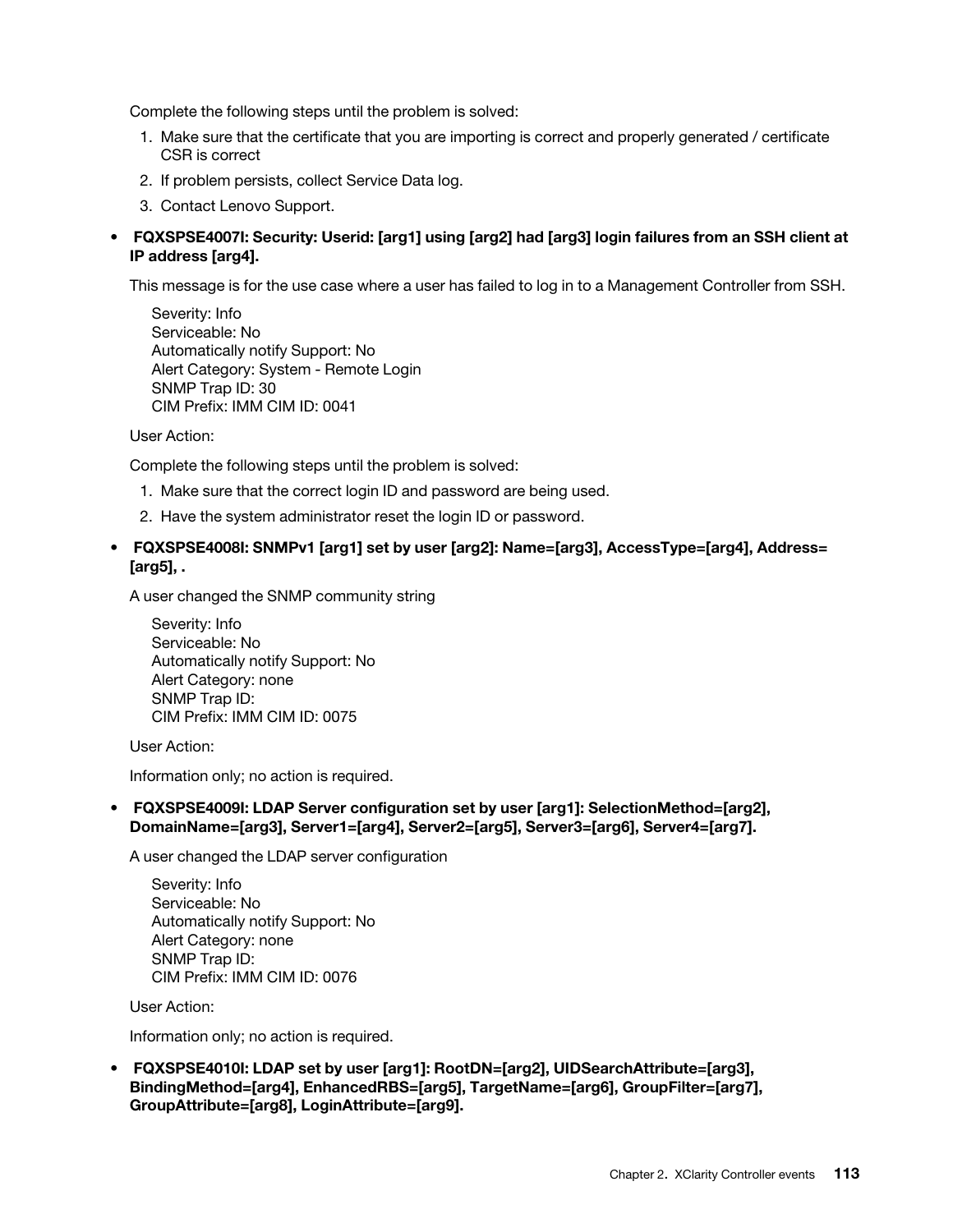Complete the following steps until the problem is solved:

1. Make sure that the certificate that you are importing is correct and properly generated / certificate CSR is correct
2. If problem persists, collect Service Data log.
3. Contact Lenovo Support.

- **FQXSPSE4007I: Security: Userid: [arg1] using [arg2] had [arg3] login failures from an SSH client at IP address [arg4].**

  This message is for the use case where a user has failed to log in to a Management Controller from SSH.

  Severity: Info
  Serviceable: No
  Automatically notify Support: No
  Alert Category: System - Remote Login
  SNMP Trap ID: 30
  CIM Prefix: IMM CIM ID: 0041

  User Action:

  Complete the following steps until the problem is solved:

  1. Make sure that the correct login ID and password are being used.
  2. Have the system administrator reset the login ID or password.

- **FQXSPSE4008I: SNMPv1 [arg1] set by user [arg2]: Name=[arg3], AccessType=[arg4], Address=[arg5], .**

  A user changed the SNMP community string

  Severity: Info
  Serviceable: No
  Automatically notify Support: No
  Alert Category: none
  SNMP Trap ID:
  CIM Prefix: IMM CIM ID: 0075

  User Action:

  Information only; no action is required.

- **FQXSPSE4009I: LDAP Server configuration set by user [arg1]: SelectionMethod=[arg2], DomainName=[arg3], Server1=[arg4], Server2=[arg5], Server3=[arg6], Server4=[arg7].**

  A user changed the LDAP server configuration

  Severity: Info
  Serviceable: No
  Automatically notify Support: No
  Alert Category: none
  SNMP Trap ID:
  CIM Prefix: IMM CIM ID: 0076

  User Action:

  Information only; no action is required.

- **FQXSPSE4010I: LDAP set by user [arg1]: RootDN=[arg2], UIDSearchAttribute=[arg3], BindingMethod=[arg4], EnhancedRBS=[arg5], TargetName=[arg6], GroupFilter=[arg7], GroupAttribute=[arg8], LoginAttribute=[arg9].**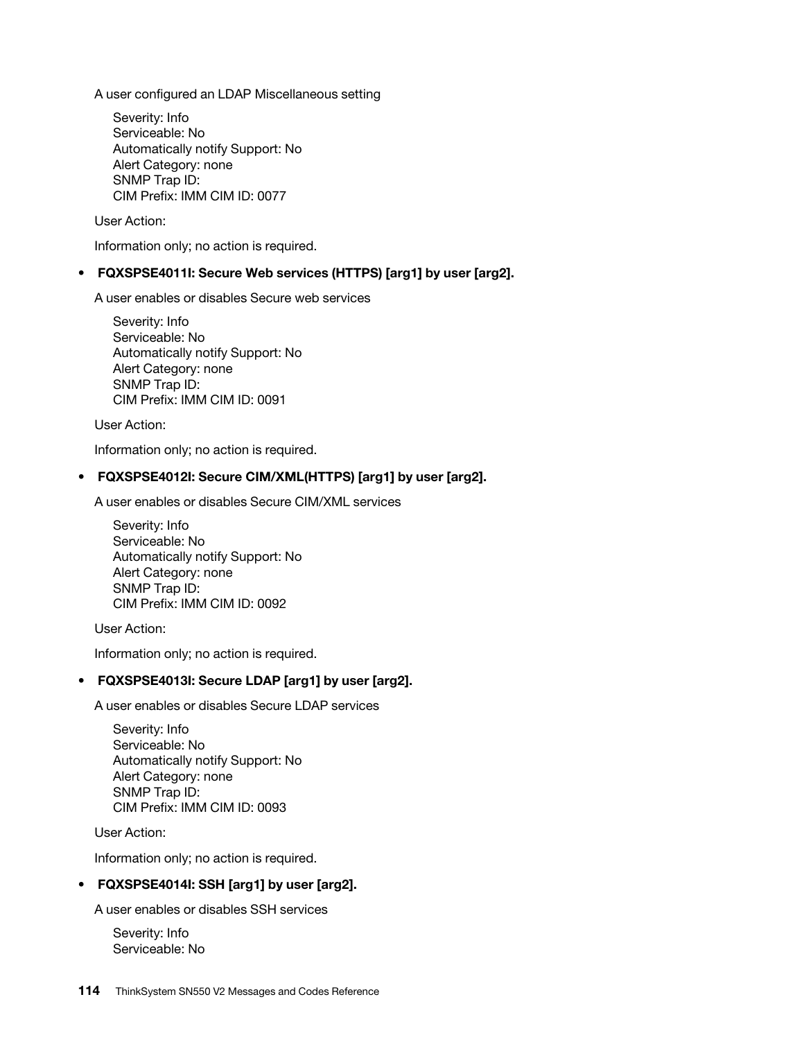A user configured an LDAP Miscellaneous setting

Severity: Info
Serviceable: No
Automatically notify Support: No
Alert Category: none
SNMP Trap ID:
CIM Prefix: IMM CIM ID: 0077

User Action:

Information only; no action is required.

- **FQXSPSE4011I: Secure Web services (HTTPS) [arg1] by user [arg2].**

  A user enables or disables Secure web services

  Severity: Info
  Serviceable: No
  Automatically notify Support: No
  Alert Category: none
  SNMP Trap ID:
  CIM Prefix: IMM CIM ID: 0091

  User Action:

  Information only; no action is required.

- **FQXSPSE4012I: Secure CIM/XML(HTTPS) [arg1] by user [arg2].**

  A user enables or disables Secure CIM/XML services

  Severity: Info
  Serviceable: No
  Automatically notify Support: No
  Alert Category: none
  SNMP Trap ID:
  CIM Prefix: IMM CIM ID: 0092

  User Action:

  Information only; no action is required.

- **FQXSPSE4013I: Secure LDAP [arg1] by user [arg2].**

  A user enables or disables Secure LDAP services

  Severity: Info
  Serviceable: No
  Automatically notify Support: No
  Alert Category: none
  SNMP Trap ID:
  CIM Prefix: IMM CIM ID: 0093

  User Action:

  Information only; no action is required.

- **FQXSPSE4014I: SSH [arg1] by user [arg2].**

  A user enables or disables SSH services

  Severity: Info
  Serviceable: No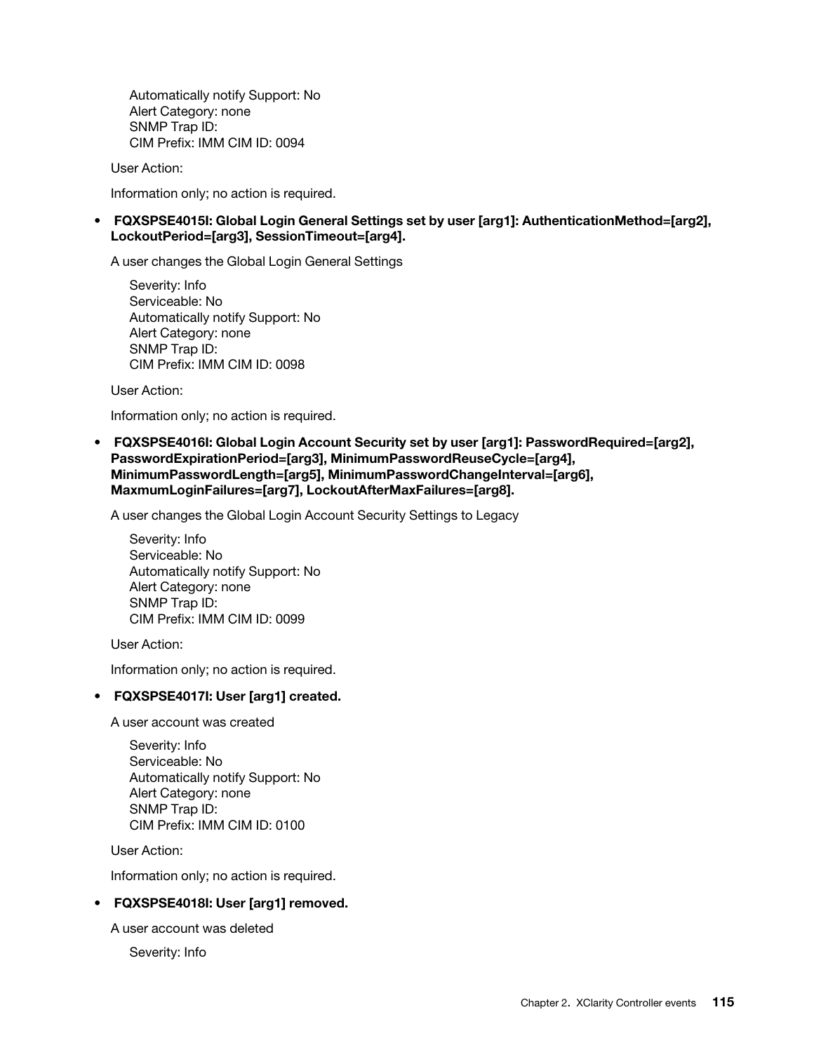Automatically notify Support: No
Alert Category: none
SNMP Trap ID:
CIM Prefix: IMM CIM ID: 0094

User Action:

Information only; no action is required.

- **FQXSPSE4015I: Global Login General Settings set by user [arg1]: AuthenticationMethod=[arg2], LockoutPeriod=[arg3], SessionTimeout=[arg4].**

  A user changes the Global Login General Settings

  Severity: Info
  Serviceable: No
  Automatically notify Support: No
  Alert Category: none
  SNMP Trap ID:
  CIM Prefix: IMM CIM ID: 0098

  User Action:

  Information only; no action is required.

- **FQXSPSE4016I: Global Login Account Security set by user [arg1]: PasswordRequired=[arg2], PasswordExpirationPeriod=[arg3], MinimumPasswordReuseCycle=[arg4], MinimumPasswordLength=[arg5], MinimumPasswordChangeInterval=[arg6], MaxmumLoginFailures=[arg7], LockoutAfterMaxFailures=[arg8].**

  A user changes the Global Login Account Security Settings to Legacy

  Severity: Info
  Serviceable: No
  Automatically notify Support: No
  Alert Category: none
  SNMP Trap ID:
  CIM Prefix: IMM CIM ID: 0099

  User Action:

  Information only; no action is required.

- **FQXSPSE4017I: User [arg1] created.**

  A user account was created

  Severity: Info
  Serviceable: No
  Automatically notify Support: No
  Alert Category: none
  SNMP Trap ID:
  CIM Prefix: IMM CIM ID: 0100

  User Action:

  Information only; no action is required.

- **FQXSPSE4018I: User [arg1] removed.**

  A user account was deleted

  Severity: Info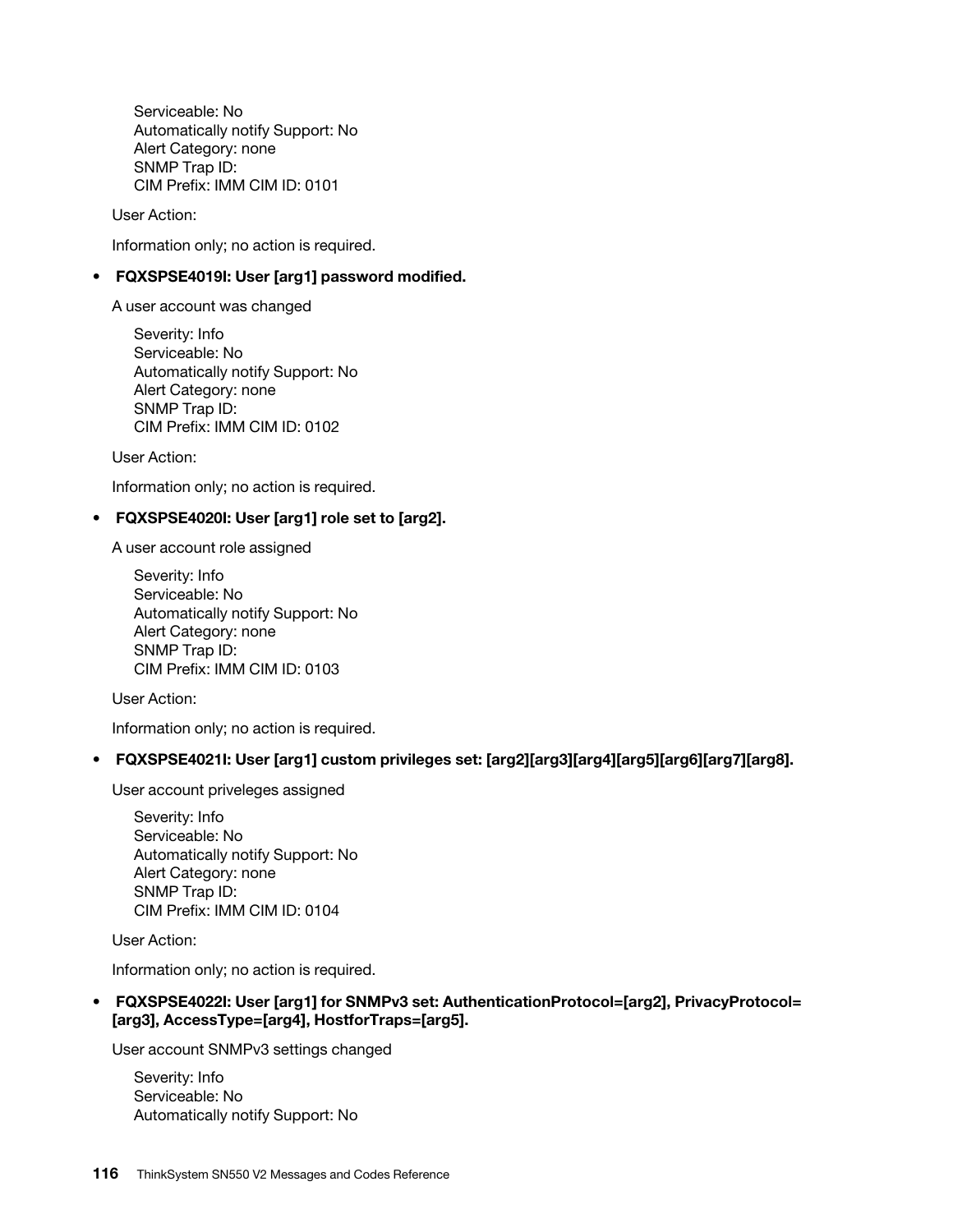Serviceable: No
Automatically notify Support: No
Alert Category: none
SNMP Trap ID:
CIM Prefix: IMM CIM ID: 0101

User Action:

Information only; no action is required.

- **FQXSPSE4019I: User [arg1] password modified.**

  A user account was changed

  Severity: Info
  Serviceable: No
  Automatically notify Support: No
  Alert Category: none
  SNMP Trap ID:
  CIM Prefix: IMM CIM ID: 0102

  User Action:

  Information only; no action is required.

- **FQXSPSE4020I: User [arg1] role set to [arg2].**

  A user account role assigned

  Severity: Info
  Serviceable: No
  Automatically notify Support: No
  Alert Category: none
  SNMP Trap ID:
  CIM Prefix: IMM CIM ID: 0103

  User Action:

  Information only; no action is required.

- **FQXSPSE4021I: User [arg1] custom privileges set: [arg2][arg3][arg4][arg5][arg6][arg7][arg8].**

  User account priveleges assigned

  Severity: Info
  Serviceable: No
  Automatically notify Support: No
  Alert Category: none
  SNMP Trap ID:
  CIM Prefix: IMM CIM ID: 0104

  User Action:

  Information only; no action is required.

- **FQXSPSE4022I: User [arg1] for SNMPv3 set: AuthenticationProtocol=[arg2], PrivacyProtocol=[arg3], AccessType=[arg4], HostforTraps=[arg5].**

  User account SNMPv3 settings changed

  Severity: Info
  Serviceable: No
  Automatically notify Support: No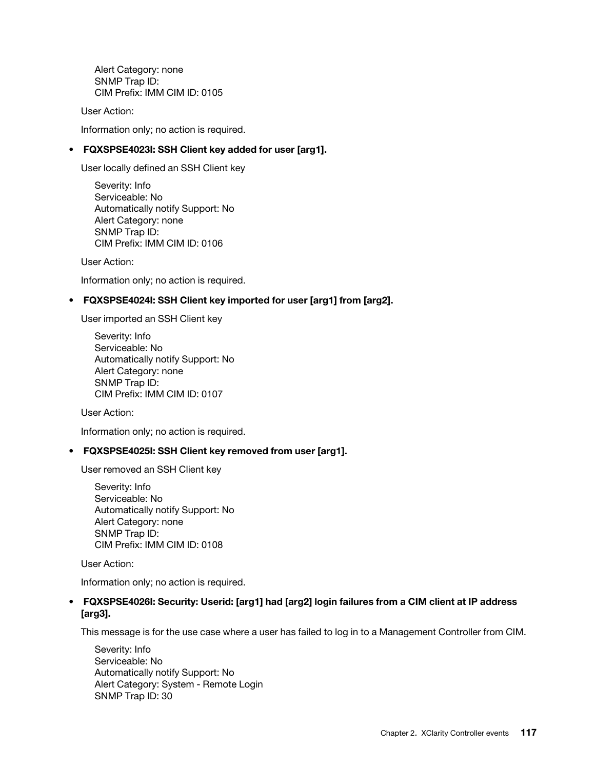Alert Category: none
SNMP Trap ID:
CIM Prefix: IMM CIM ID: 0105

User Action:

Information only; no action is required.

- **FQXSPSE4023I: SSH Client key added for user [arg1].**

  User locally defined an SSH Client key

  Severity: Info
  Serviceable: No
  Automatically notify Support: No
  Alert Category: none
  SNMP Trap ID:
  CIM Prefix: IMM CIM ID: 0106

  User Action:

  Information only; no action is required.

- **FQXSPSE4024I: SSH Client key imported for user [arg1] from [arg2].**

  User imported an SSH Client key

  Severity: Info
  Serviceable: No
  Automatically notify Support: No
  Alert Category: none
  SNMP Trap ID:
  CIM Prefix: IMM CIM ID: 0107

  User Action:

  Information only; no action is required.

- **FQXSPSE4025I: SSH Client key removed from user [arg1].**

  User removed an SSH Client key

  Severity: Info
  Serviceable: No
  Automatically notify Support: No
  Alert Category: none
  SNMP Trap ID:
  CIM Prefix: IMM CIM ID: 0108

  User Action:

  Information only; no action is required.

- **FQXSPSE4026I: Security: Userid: [arg1] had [arg2] login failures from a CIM client at IP address [arg3].**

  This message is for the use case where a user has failed to log in to a Management Controller from CIM.

  Severity: Info
  Serviceable: No
  Automatically notify Support: No
  Alert Category: System - Remote Login
  SNMP Trap ID: 30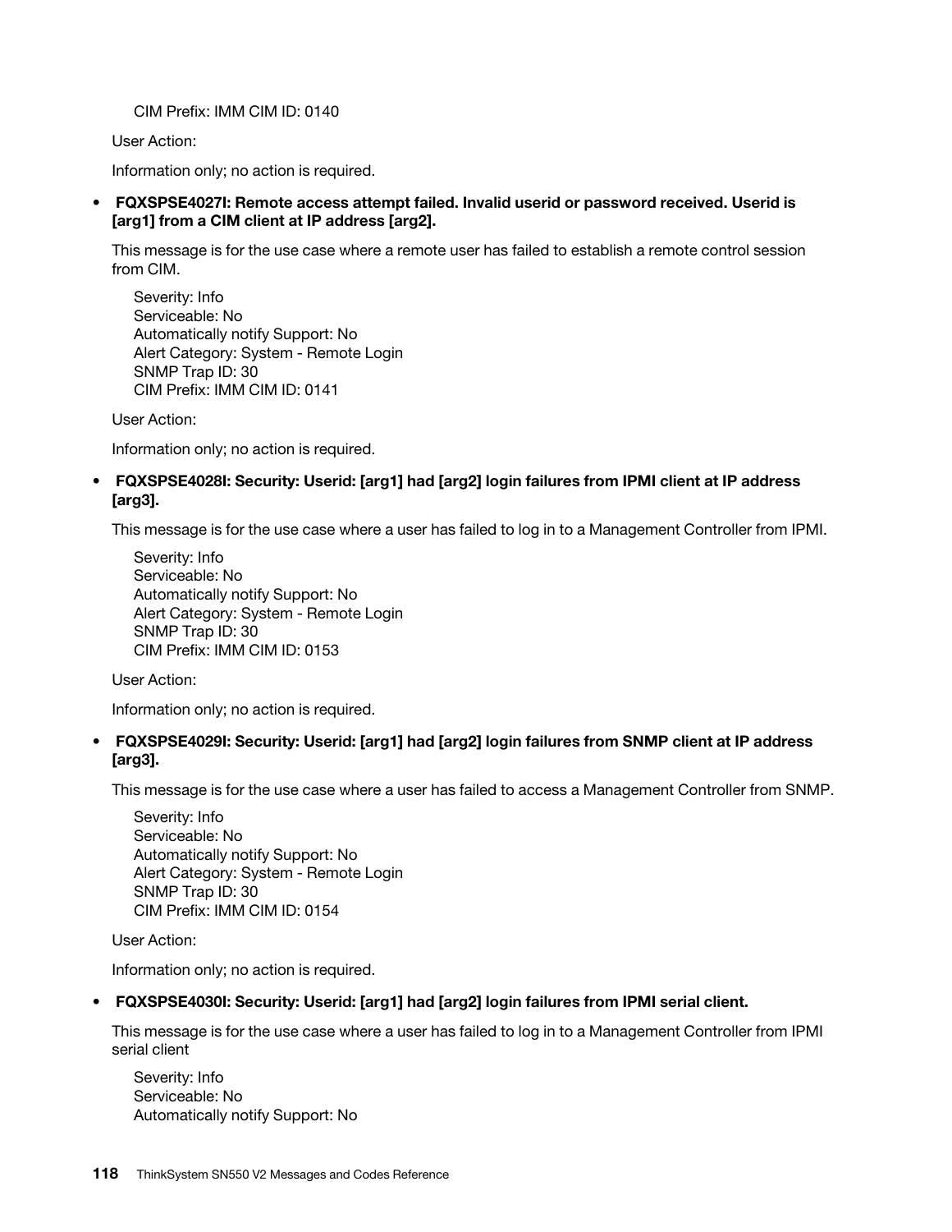CIM Prefix: IMM CIM ID: 0140

User Action:

Information only; no action is required.

- **FQXSPSE4027I: Remote access attempt failed. Invalid userid or password received. Userid is [arg1] from a CIM client at IP address [arg2].**

  This message is for the use case where a remote user has failed to establish a remote control session from CIM.

  Severity: Info
  Serviceable: No
  Automatically notify Support: No
  Alert Category: System - Remote Login
  SNMP Trap ID: 30
  CIM Prefix: IMM CIM ID: 0141

  User Action:

  Information only; no action is required.

- **FQXSPSE4028I: Security: Userid: [arg1] had [arg2] login failures from IPMI client at IP address [arg3].**

  This message is for the use case where a user has failed to log in to a Management Controller from IPMI.

  Severity: Info
  Serviceable: No
  Automatically notify Support: No
  Alert Category: System - Remote Login
  SNMP Trap ID: 30
  CIM Prefix: IMM CIM ID: 0153

  User Action:

  Information only; no action is required.

- **FQXSPSE4029I: Security: Userid: [arg1] had [arg2] login failures from SNMP client at IP address [arg3].**

  This message is for the use case where a user has failed to access a Management Controller from SNMP.

  Severity: Info
  Serviceable: No
  Automatically notify Support: No
  Alert Category: System - Remote Login
  SNMP Trap ID: 30
  CIM Prefix: IMM CIM ID: 0154

  User Action:

  Information only; no action is required.

- **FQXSPSE4030I: Security: Userid: [arg1] had [arg2] login failures from IPMI serial client.**

  This message is for the use case where a user has failed to log in to a Management Controller from IPMI serial client

  Severity: Info
  Serviceable: No
  Automatically notify Support: No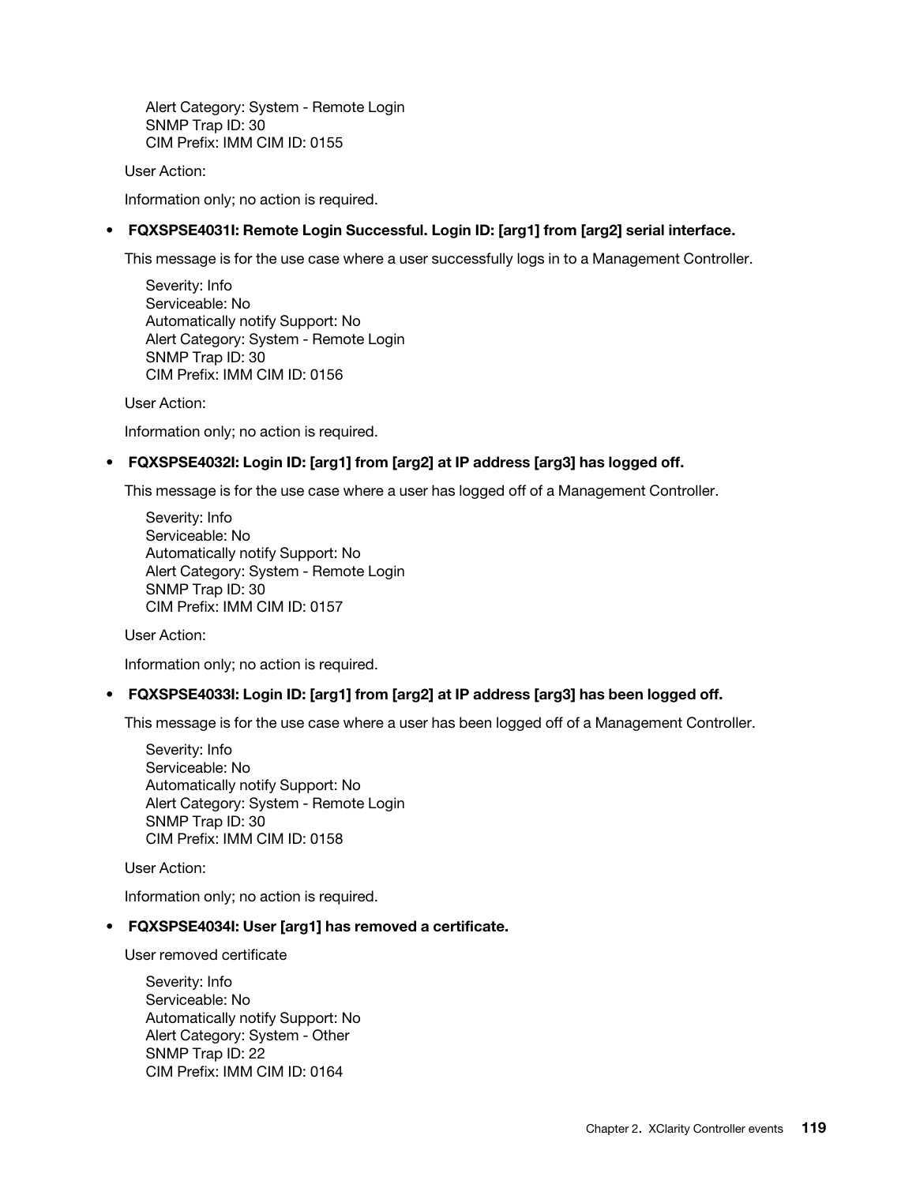Alert Category: System - Remote Login
SNMP Trap ID: 30
CIM Prefix: IMM CIM ID: 0155

User Action:

Information only; no action is required.

- **FQXSPSE4031I: Remote Login Successful. Login ID: [arg1] from [arg2] serial interface.**

  This message is for the use case where a user successfully logs in to a Management Controller.

  Severity: Info
  Serviceable: No
  Automatically notify Support: No
  Alert Category: System - Remote Login
  SNMP Trap ID: 30
  CIM Prefix: IMM CIM ID: 0156

  User Action:

  Information only; no action is required.

- **FQXSPSE4032I: Login ID: [arg1] from [arg2] at IP address [arg3] has logged off.**

  This message is for the use case where a user has logged off of a Management Controller.

  Severity: Info
  Serviceable: No
  Automatically notify Support: No
  Alert Category: System - Remote Login
  SNMP Trap ID: 30
  CIM Prefix: IMM CIM ID: 0157

  User Action:

  Information only; no action is required.

- **FQXSPSE4033I: Login ID: [arg1] from [arg2] at IP address [arg3] has been logged off.**

  This message is for the use case where a user has been logged off of a Management Controller.

  Severity: Info
  Serviceable: No
  Automatically notify Support: No
  Alert Category: System - Remote Login
  SNMP Trap ID: 30
  CIM Prefix: IMM CIM ID: 0158

  User Action:

  Information only; no action is required.

- **FQXSPSE4034I: User [arg1] has removed a certificate.**

  User removed certificate

  Severity: Info
  Serviceable: No
  Automatically notify Support: No
  Alert Category: System - Other
  SNMP Trap ID: 22
  CIM Prefix: IMM CIM ID: 0164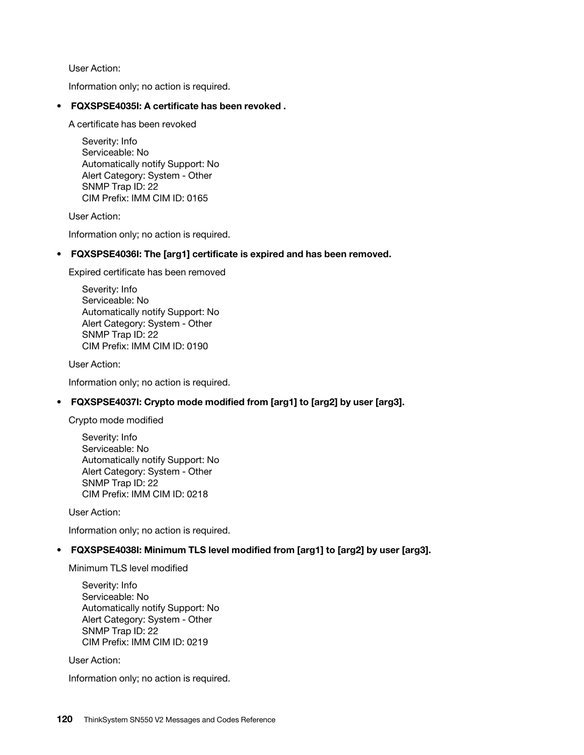User Action:

Information only; no action is required.

- **FQXSPSE4035I: A certificate has been revoked .**

  A certificate has been revoked

  Severity: Info
  Serviceable: No
  Automatically notify Support: No
  Alert Category: System - Other
  SNMP Trap ID: 22
  CIM Prefix: IMM CIM ID: 0165

  User Action:

  Information only; no action is required.

- **FQXSPSE4036I: The [arg1] certificate is expired and has been removed.**

  Expired certificate has been removed

  Severity: Info
  Serviceable: No
  Automatically notify Support: No
  Alert Category: System - Other
  SNMP Trap ID: 22
  CIM Prefix: IMM CIM ID: 0190

  User Action:

  Information only; no action is required.

- **FQXSPSE4037I: Crypto mode modified from [arg1] to [arg2] by user [arg3].**

  Crypto mode modified

  Severity: Info
  Serviceable: No
  Automatically notify Support: No
  Alert Category: System - Other
  SNMP Trap ID: 22
  CIM Prefix: IMM CIM ID: 0218

  User Action:

  Information only; no action is required.

- **FQXSPSE4038I: Minimum TLS level modified from [arg1] to [arg2] by user [arg3].**

  Minimum TLS level modified

  Severity: Info
  Serviceable: No
  Automatically notify Support: No
  Alert Category: System - Other
  SNMP Trap ID: 22
  CIM Prefix: IMM CIM ID: 0219

  User Action:

  Information only; no action is required.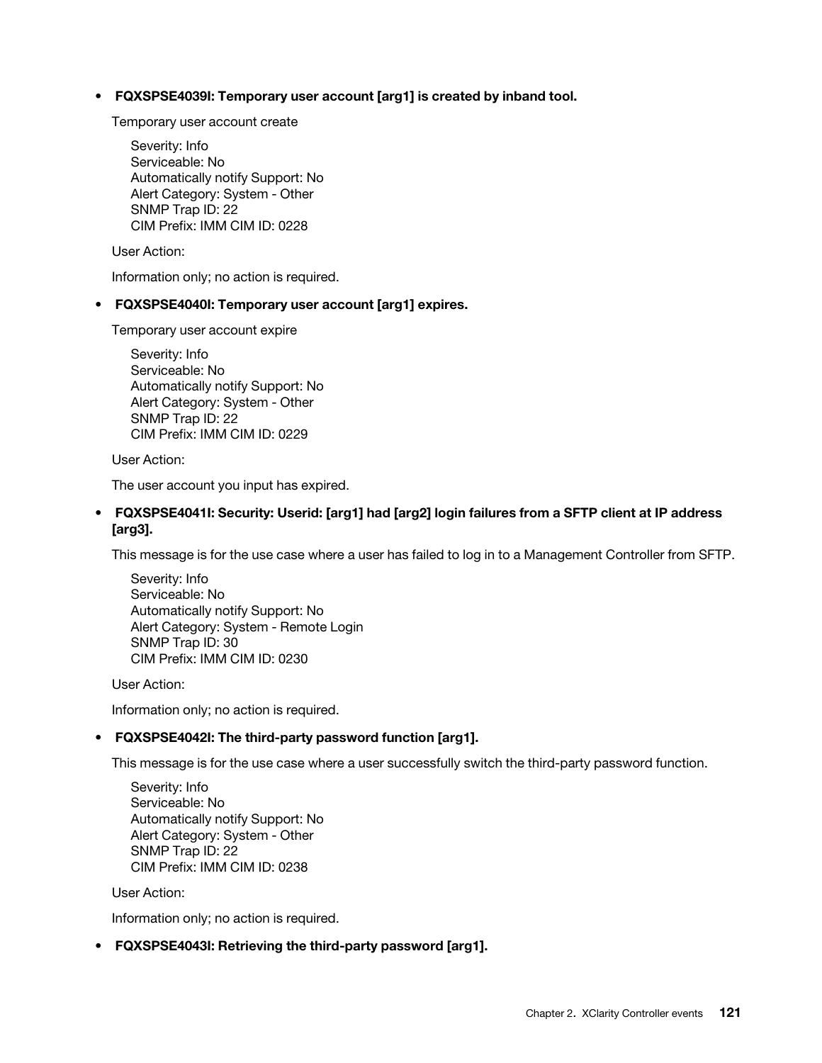- **FQXSPSE4039I: Temporary user account [arg1] is created by inband tool.**

  Temporary user account create

  Severity: Info
  Serviceable: No
  Automatically notify Support: No
  Alert Category: System - Other
  SNMP Trap ID: 22
  CIM Prefix: IMM CIM ID: 0228

  User Action:

  Information only; no action is required.

- **FQXSPSE4040I: Temporary user account [arg1] expires.**

  Temporary user account expire

  Severity: Info
  Serviceable: No
  Automatically notify Support: No
  Alert Category: System - Other
  SNMP Trap ID: 22
  CIM Prefix: IMM CIM ID: 0229

  User Action:

  The user account you input has expired.

- **FQXSPSE4041I: Security: Userid: [arg1] had [arg2] login failures from a SFTP client at IP address [arg3].**

  This message is for the use case where a user has failed to log in to a Management Controller from SFTP.

  Severity: Info
  Serviceable: No
  Automatically notify Support: No
  Alert Category: System - Remote Login
  SNMP Trap ID: 30
  CIM Prefix: IMM CIM ID: 0230

  User Action:

  Information only; no action is required.

- **FQXSPSE4042I: The third-party password function [arg1].**

  This message is for the use case where a user successfully switch the third-party password function.

  Severity: Info
  Serviceable: No
  Automatically notify Support: No
  Alert Category: System - Other
  SNMP Trap ID: 22
  CIM Prefix: IMM CIM ID: 0238

  User Action:

  Information only; no action is required.

- **FQXSPSE4043I: Retrieving the third-party password [arg1].**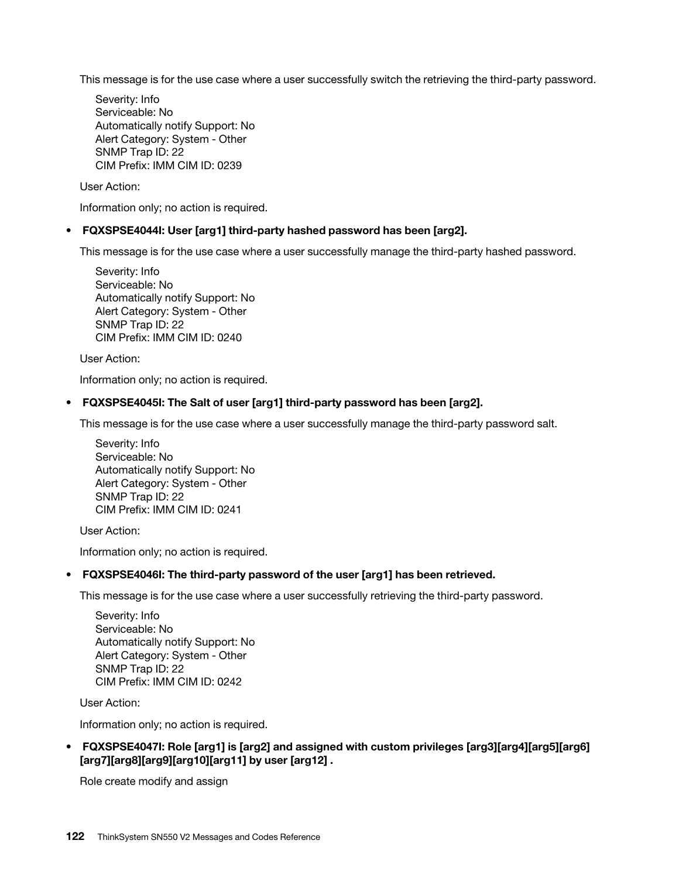This message is for the use case where a user successfully switch the retrieving the third-party password.

Severity: Info
Serviceable: No
Automatically notify Support: No
Alert Category: System - Other
SNMP Trap ID: 22
CIM Prefix: IMM CIM ID: 0239

User Action:

Information only; no action is required.

- **FQXSPSE4044I: User [arg1] third-party hashed password has been [arg2].**

  This message is for the use case where a user successfully manage the third-party hashed password.

  Severity: Info
  Serviceable: No
  Automatically notify Support: No
  Alert Category: System - Other
  SNMP Trap ID: 22
  CIM Prefix: IMM CIM ID: 0240

  User Action:

  Information only; no action is required.

- **FQXSPSE4045I: The Salt of user [arg1] third-party password has been [arg2].**

  This message is for the use case where a user successfully manage the third-party password salt.

  Severity: Info
  Serviceable: No
  Automatically notify Support: No
  Alert Category: System - Other
  SNMP Trap ID: 22
  CIM Prefix: IMM CIM ID: 0241

  User Action:

  Information only; no action is required.

- **FQXSPSE4046I: The third-party password of the user [arg1] has been retrieved.**

  This message is for the use case where a user successfully retrieving the third-party password.

  Severity: Info
  Serviceable: No
  Automatically notify Support: No
  Alert Category: System - Other
  SNMP Trap ID: 22
  CIM Prefix: IMM CIM ID: 0242

  User Action:

  Information only; no action is required.

- **FQXSPSE4047I: Role [arg1] is [arg2] and assigned with custom privileges [arg3][arg4][arg5][arg6][arg7][arg8][arg9][arg10][arg11] by user [arg12] .**

  Role create modify and assign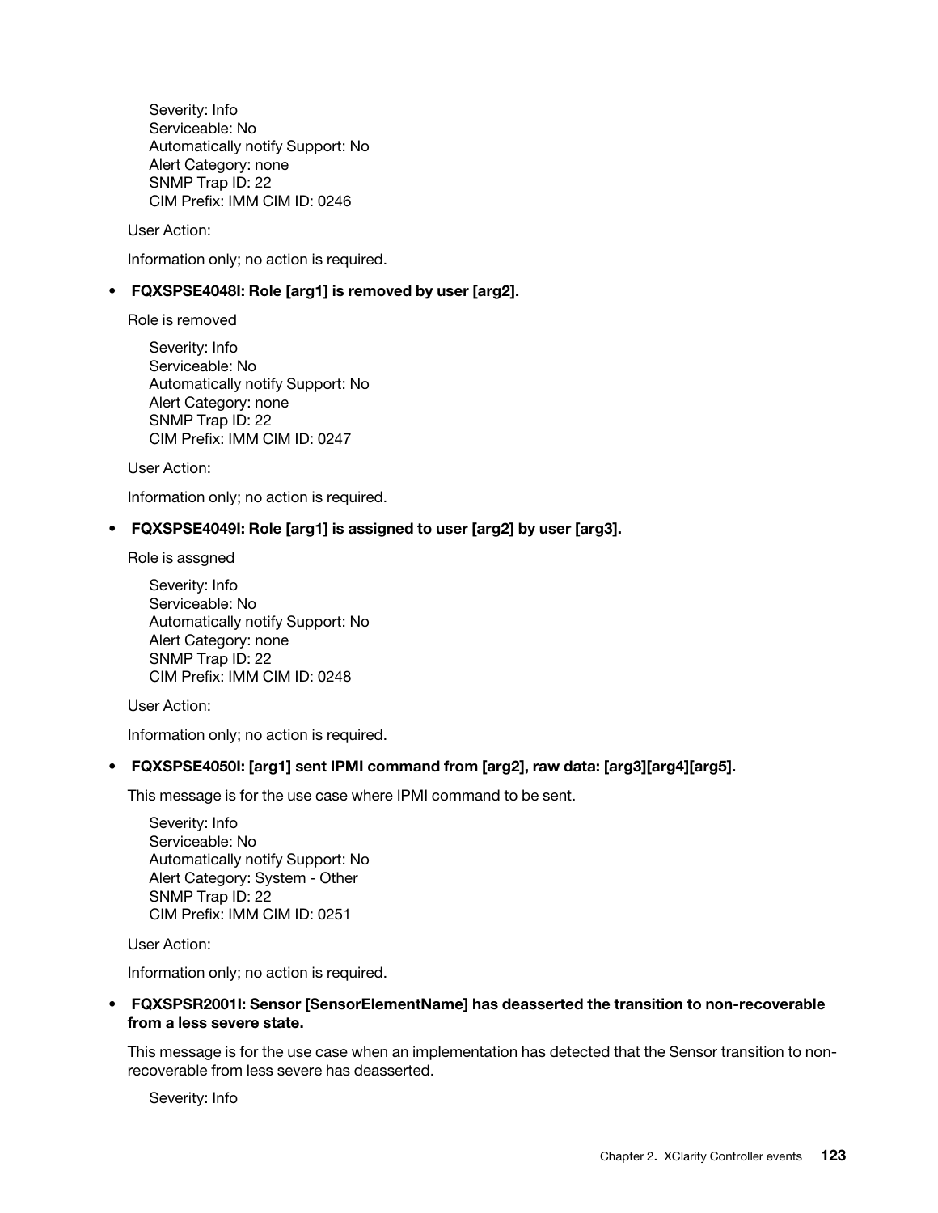Severity: Info
Serviceable: No
Automatically notify Support: No
Alert Category: none
SNMP Trap ID: 22
CIM Prefix: IMM CIM ID: 0246

User Action:

Information only; no action is required.

- **FQXSPSE4048I: Role [arg1] is removed by user [arg2].**

  Role is removed

  Severity: Info
  Serviceable: No
  Automatically notify Support: No
  Alert Category: none
  SNMP Trap ID: 22
  CIM Prefix: IMM CIM ID: 0247

  User Action:

  Information only; no action is required.

- **FQXSPSE4049I: Role [arg1] is assigned to user [arg2] by user [arg3].**

  Role is assgned

  Severity: Info
  Serviceable: No
  Automatically notify Support: No
  Alert Category: none
  SNMP Trap ID: 22
  CIM Prefix: IMM CIM ID: 0248

  User Action:

  Information only; no action is required.

- **FQXSPSE4050I: [arg1] sent IPMI command from [arg2], raw data: [arg3][arg4][arg5].**

  This message is for the use case where IPMI command to be sent.

  Severity: Info
  Serviceable: No
  Automatically notify Support: No
  Alert Category: System - Other
  SNMP Trap ID: 22
  CIM Prefix: IMM CIM ID: 0251

  User Action:

  Information only; no action is required.

- **FQXSPSR2001I: Sensor [SensorElementName] has deasserted the transition to non-recoverable from a less severe state.**

  This message is for the use case when an implementation has detected that the Sensor transition to non-recoverable from less severe has deasserted.

  Severity: Info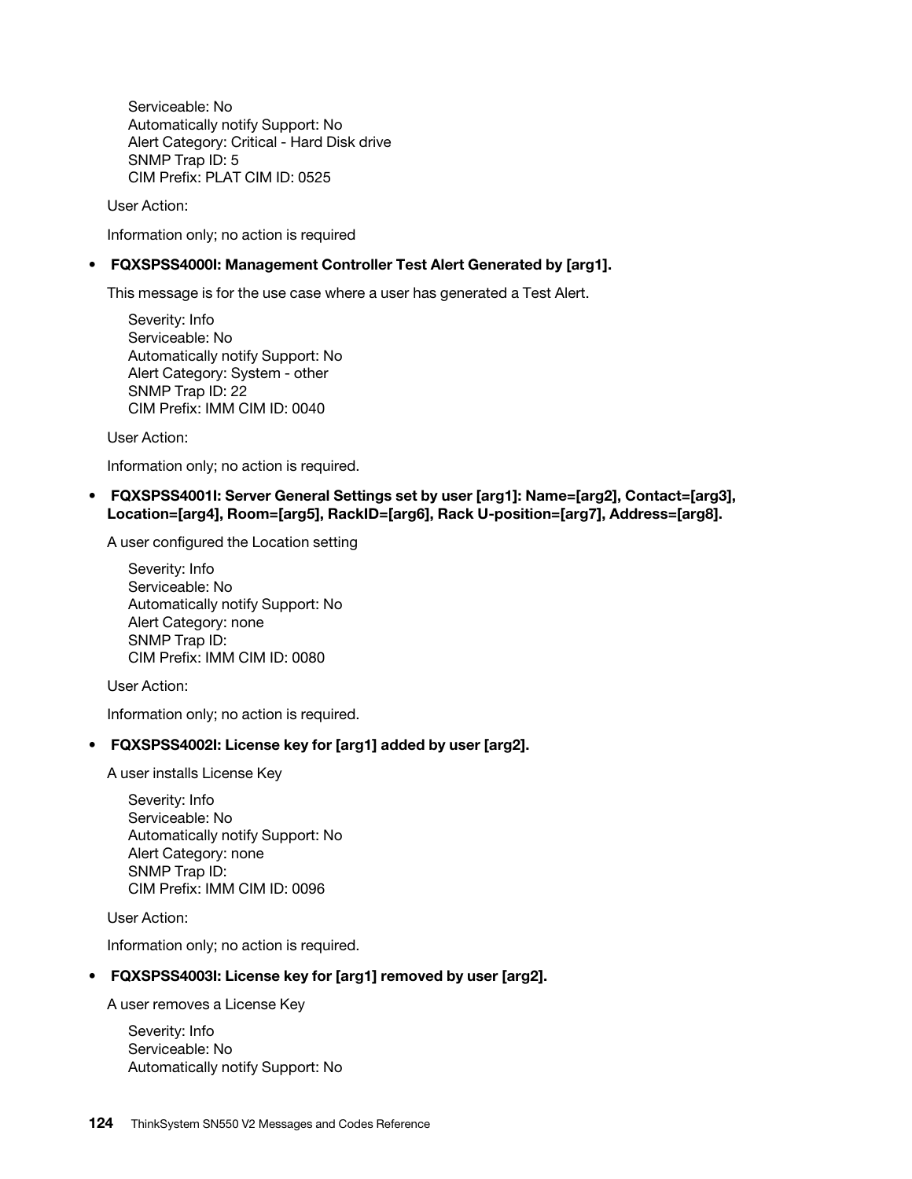Serviceable: No
Automatically notify Support: No
Alert Category: Critical - Hard Disk drive
SNMP Trap ID: 5
CIM Prefix: PLAT CIM ID: 0525

User Action:

Information only; no action is required

- **FQXSPSS4000I: Management Controller Test Alert Generated by [arg1].**

  This message is for the use case where a user has generated a Test Alert.

  Severity: Info
  Serviceable: No
  Automatically notify Support: No
  Alert Category: System - other
  SNMP Trap ID: 22
  CIM Prefix: IMM CIM ID: 0040

  User Action:

  Information only; no action is required.

- **FQXSPSS4001I: Server General Settings set by user [arg1]: Name=[arg2], Contact=[arg3], Location=[arg4], Room=[arg5], RackID=[arg6], Rack U-position=[arg7], Address=[arg8].**

  A user configured the Location setting

  Severity: Info
  Serviceable: No
  Automatically notify Support: No
  Alert Category: none
  SNMP Trap ID:
  CIM Prefix: IMM CIM ID: 0080

  User Action:

  Information only; no action is required.

- **FQXSPSS4002I: License key for [arg1] added by user [arg2].**

  A user installs License Key

  Severity: Info
  Serviceable: No
  Automatically notify Support: No
  Alert Category: none
  SNMP Trap ID:
  CIM Prefix: IMM CIM ID: 0096

  User Action:

  Information only; no action is required.

- **FQXSPSS4003I: License key for [arg1] removed by user [arg2].**

  A user removes a License Key

  Severity: Info
  Serviceable: No
  Automatically notify Support: No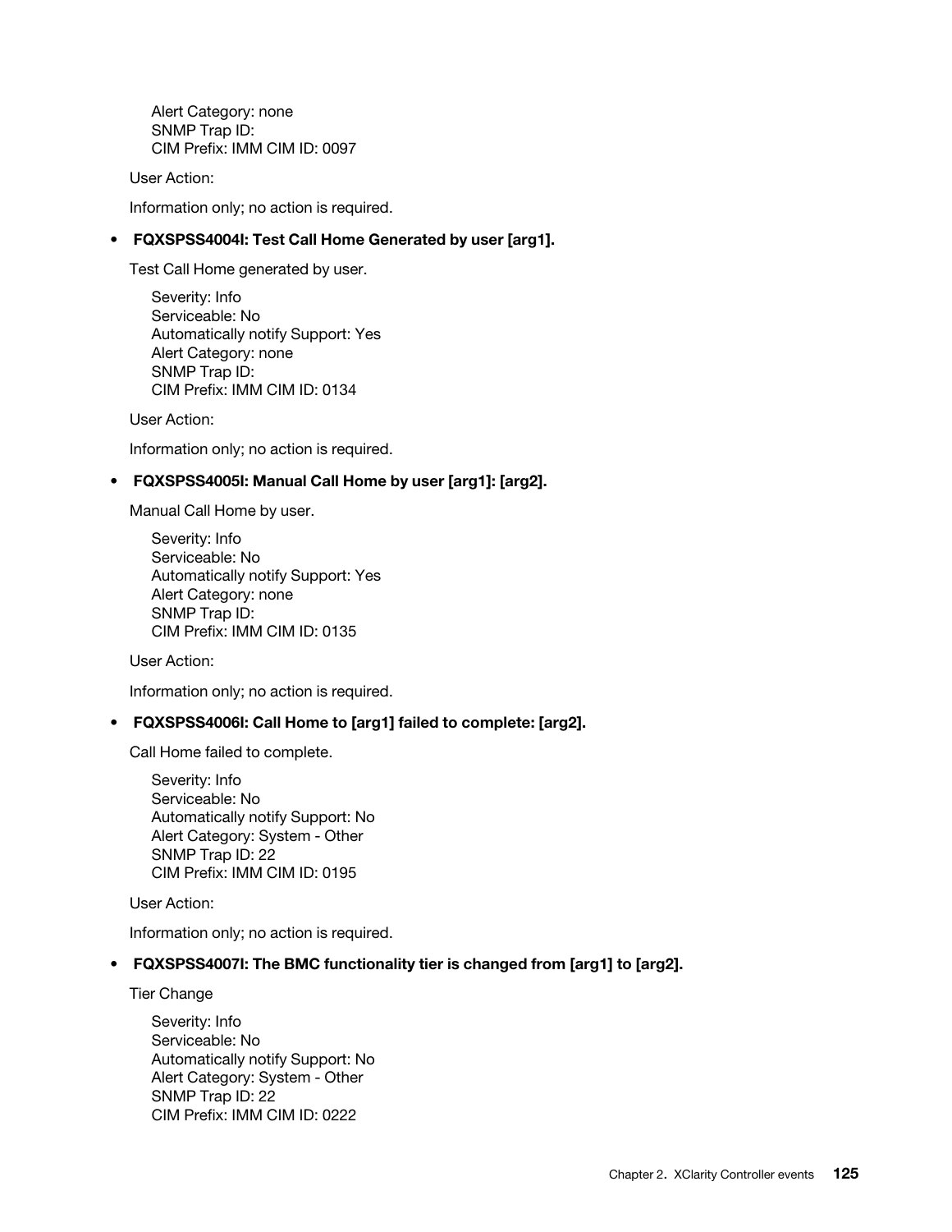Alert Category: none
SNMP Trap ID:
CIM Prefix: IMM CIM ID: 0097

User Action:

Information only; no action is required.

- **FQXSPSS4004I: Test Call Home Generated by user [arg1].**

  Test Call Home generated by user.

  Severity: Info
  Serviceable: No
  Automatically notify Support: Yes
  Alert Category: none
  SNMP Trap ID:
  CIM Prefix: IMM CIM ID: 0134

  User Action:

  Information only; no action is required.

- **FQXSPSS4005I: Manual Call Home by user [arg1]: [arg2].**

  Manual Call Home by user.

  Severity: Info
  Serviceable: No
  Automatically notify Support: Yes
  Alert Category: none
  SNMP Trap ID:
  CIM Prefix: IMM CIM ID: 0135

  User Action:

  Information only; no action is required.

- **FQXSPSS4006I: Call Home to [arg1] failed to complete: [arg2].**

  Call Home failed to complete.

  Severity: Info
  Serviceable: No
  Automatically notify Support: No
  Alert Category: System - Other
  SNMP Trap ID: 22
  CIM Prefix: IMM CIM ID: 0195

  User Action:

  Information only; no action is required.

- **FQXSPSS4007I: The BMC functionality tier is changed from [arg1] to [arg2].**

  Tier Change

  Severity: Info
  Serviceable: No
  Automatically notify Support: No
  Alert Category: System - Other
  SNMP Trap ID: 22
  CIM Prefix: IMM CIM ID: 0222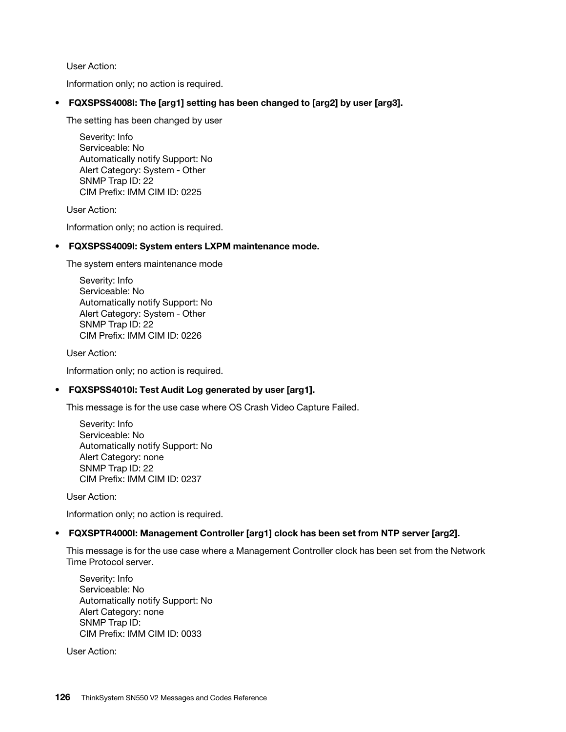User Action:

Information only; no action is required.

- **FQXSPSS4008I: The [arg1] setting has been changed to [arg2] by user [arg3].**

  The setting has been changed by user

  Severity: Info
  Serviceable: No
  Automatically notify Support: No
  Alert Category: System - Other
  SNMP Trap ID: 22
  CIM Prefix: IMM CIM ID: 0225

  User Action:

  Information only; no action is required.

- **FQXSPSS4009I: System enters LXPM maintenance mode.**

  The system enters maintenance mode

  Severity: Info
  Serviceable: No
  Automatically notify Support: No
  Alert Category: System - Other
  SNMP Trap ID: 22
  CIM Prefix: IMM CIM ID: 0226

  User Action:

  Information only; no action is required.

- **FQXSPSS4010I: Test Audit Log generated by user [arg1].**

  This message is for the use case where OS Crash Video Capture Failed.

  Severity: Info
  Serviceable: No
  Automatically notify Support: No
  Alert Category: none
  SNMP Trap ID: 22
  CIM Prefix: IMM CIM ID: 0237

  User Action:

  Information only; no action is required.

- **FQXSPTR4000I: Management Controller [arg1] clock has been set from NTP server [arg2].**

  This message is for the use case where a Management Controller clock has been set from the Network Time Protocol server.

  Severity: Info
  Serviceable: No
  Automatically notify Support: No
  Alert Category: none
  SNMP Trap ID:
  CIM Prefix: IMM CIM ID: 0033

  User Action: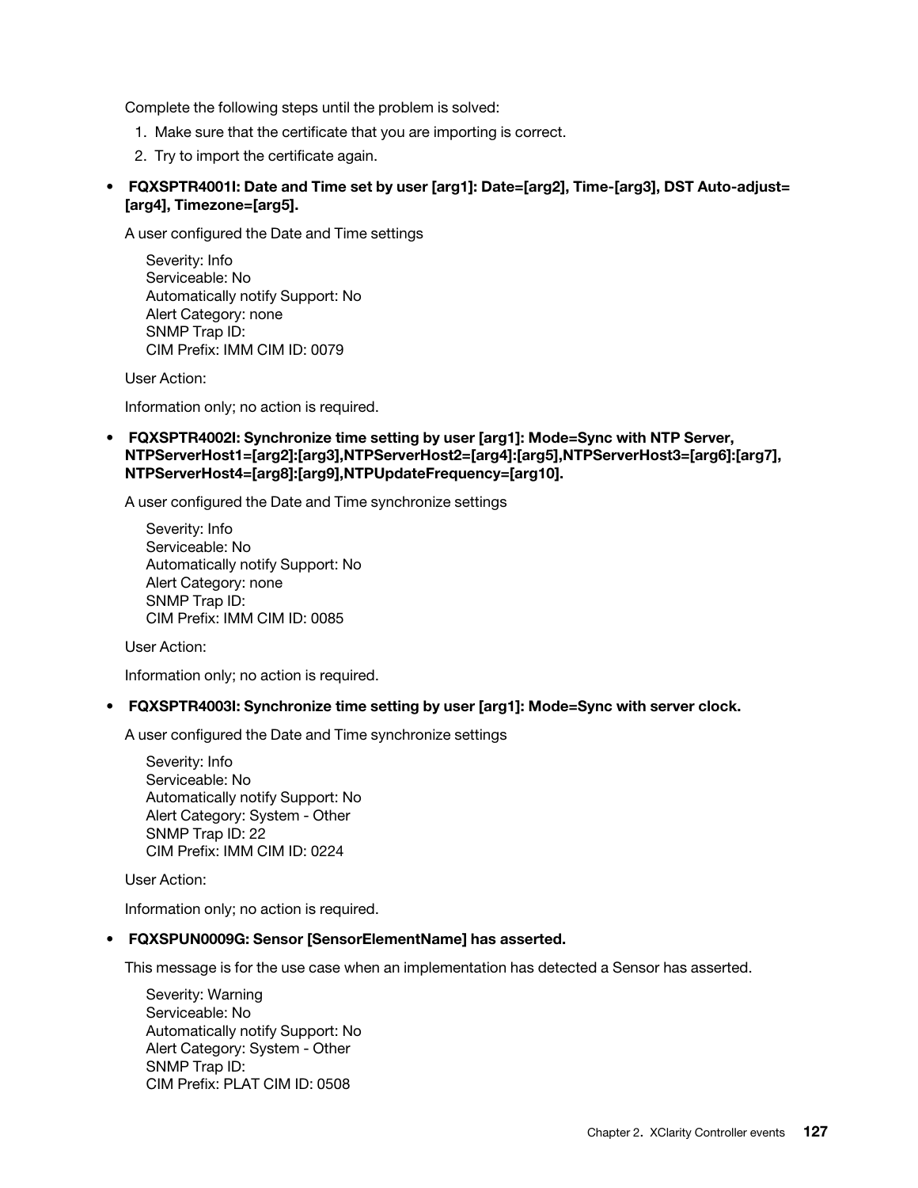Complete the following steps until the problem is solved:

1. Make sure that the certificate that you are importing is correct.
2. Try to import the certificate again.

- **FQXSPTR4001I: Date and Time set by user [arg1]: Date=[arg2], Time-[arg3], DST Auto-adjust=[arg4], Timezone=[arg5].**

  A user configured the Date and Time settings

  Severity: Info
  Serviceable: No
  Automatically notify Support: No
  Alert Category: none
  SNMP Trap ID:
  CIM Prefix: IMM CIM ID: 0079

  User Action:

  Information only; no action is required.

- **FQXSPTR4002I: Synchronize time setting by user [arg1]: Mode=Sync with NTP Server, NTPServerHost1=[arg2]:[arg3],NTPServerHost2=[arg4]:[arg5],NTPServerHost3=[arg6]:[arg7], NTPServerHost4=[arg8]:[arg9],NTPUpdateFrequency=[arg10].**

  A user configured the Date and Time synchronize settings

  Severity: Info
  Serviceable: No
  Automatically notify Support: No
  Alert Category: none
  SNMP Trap ID:
  CIM Prefix: IMM CIM ID: 0085

  User Action:

  Information only; no action is required.

- **FQXSPTR4003I: Synchronize time setting by user [arg1]: Mode=Sync with server clock.**

  A user configured the Date and Time synchronize settings

  Severity: Info
  Serviceable: No
  Automatically notify Support: No
  Alert Category: System - Other
  SNMP Trap ID: 22
  CIM Prefix: IMM CIM ID: 0224

  User Action:

  Information only; no action is required.

- **FQXSPUN0009G: Sensor [SensorElementName] has asserted.**

  This message is for the use case when an implementation has detected a Sensor has asserted.

  Severity: Warning
  Serviceable: No
  Automatically notify Support: No
  Alert Category: System - Other
  SNMP Trap ID:
  CIM Prefix: PLAT CIM ID: 0508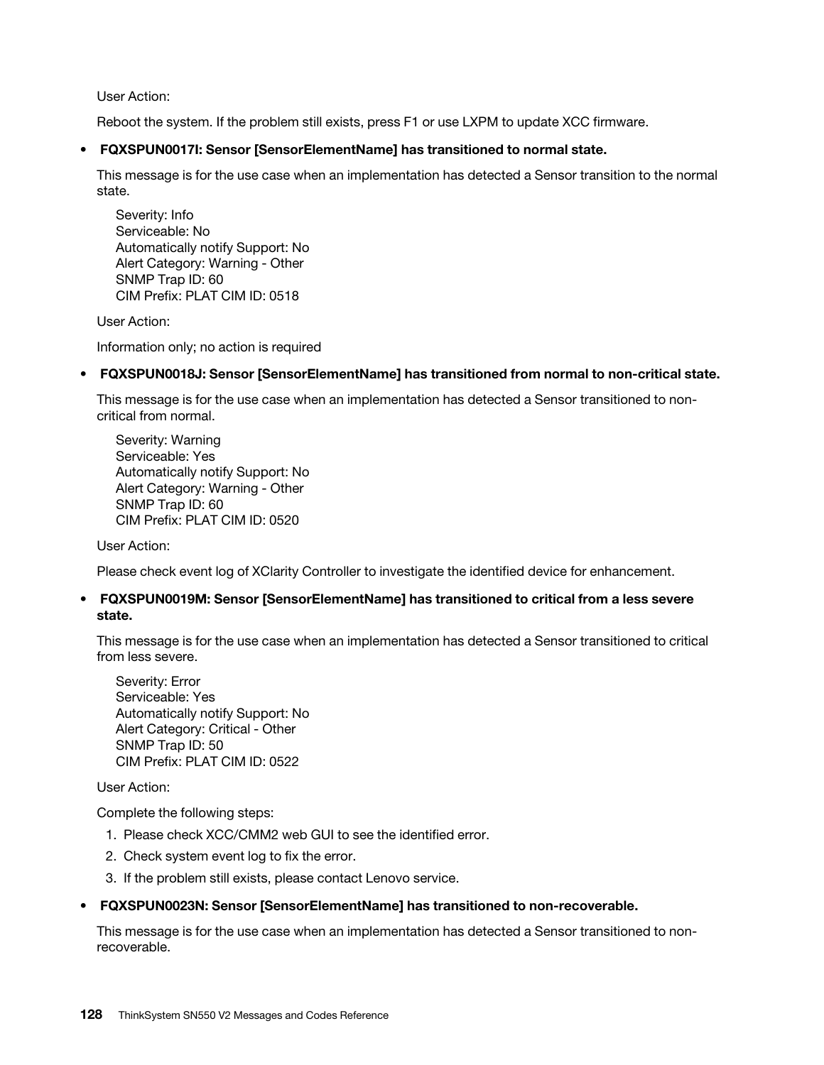User Action:

Reboot the system. If the problem still exists, press F1 or use LXPM to update XCC firmware.

- **FQXSPUN0017I: Sensor [SensorElementName] has transitioned to normal state.**

  This message is for the use case when an implementation has detected a Sensor transition to the normal state.

  Severity: Info
  Serviceable: No
  Automatically notify Support: No
  Alert Category: Warning - Other
  SNMP Trap ID: 60
  CIM Prefix: PLAT CIM ID: 0518

  User Action:

  Information only; no action is required

- **FQXSPUN0018J: Sensor [SensorElementName] has transitioned from normal to non-critical state.**

  This message is for the use case when an implementation has detected a Sensor transitioned to non-critical from normal.

  Severity: Warning
  Serviceable: Yes
  Automatically notify Support: No
  Alert Category: Warning - Other
  SNMP Trap ID: 60
  CIM Prefix: PLAT CIM ID: 0520

  User Action:

  Please check event log of XClarity Controller to investigate the identified device for enhancement.

- **FQXSPUN0019M: Sensor [SensorElementName] has transitioned to critical from a less severe state.**

  This message is for the use case when an implementation has detected a Sensor transitioned to critical from less severe.

  Severity: Error
  Serviceable: Yes
  Automatically notify Support: No
  Alert Category: Critical - Other
  SNMP Trap ID: 50
  CIM Prefix: PLAT CIM ID: 0522

  User Action:

  Complete the following steps:

  1. Please check XCC/CMM2 web GUI to see the identified error.
  2. Check system event log to fix the error.
  3. If the problem still exists, please contact Lenovo service.

- **FQXSPUN0023N: Sensor [SensorElementName] has transitioned to non-recoverable.**

  This message is for the use case when an implementation has detected a Sensor transitioned to non-recoverable.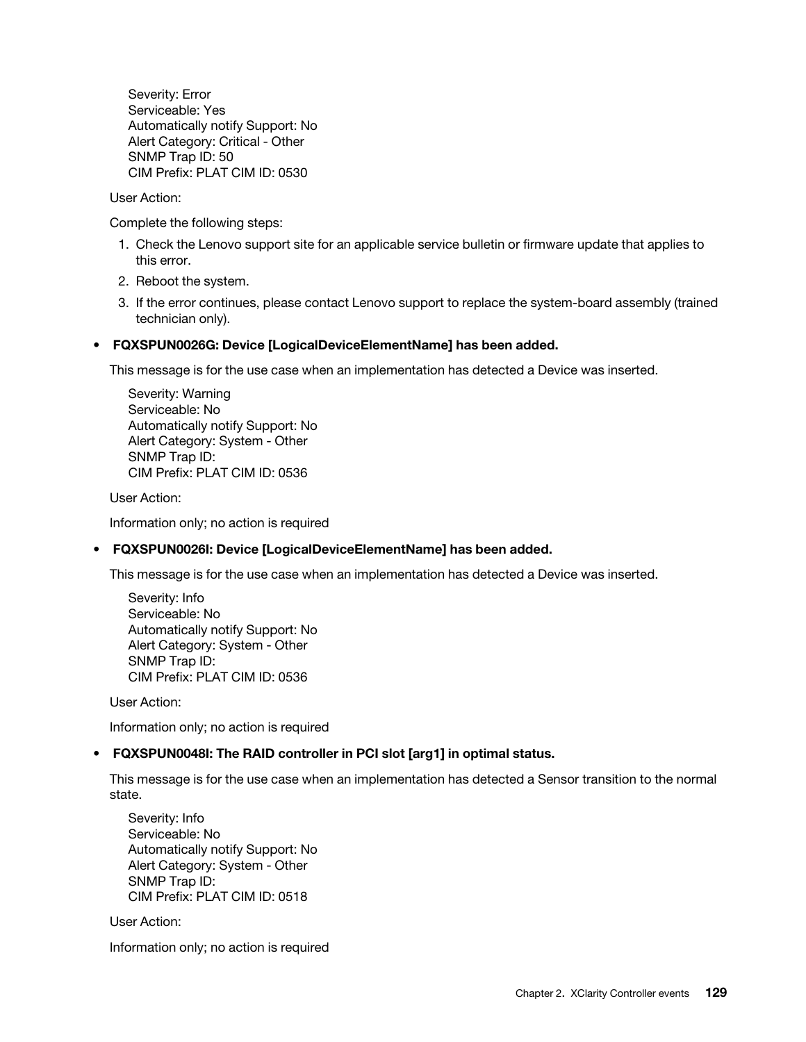Severity: Error
Serviceable: Yes
Automatically notify Support: No
Alert Category: Critical - Other
SNMP Trap ID: 50
CIM Prefix: PLAT CIM ID: 0530

User Action:

Complete the following steps:

1. Check the Lenovo support site for an applicable service bulletin or firmware update that applies to this error.
2. Reboot the system.
3. If the error continues, please contact Lenovo support to replace the system-board assembly (trained technician only).

- **FQXSPUN0026G: Device [LogicalDeviceElementName] has been added.**

  This message is for the use case when an implementation has detected a Device was inserted.

  Severity: Warning
  Serviceable: No
  Automatically notify Support: No
  Alert Category: System - Other
  SNMP Trap ID:
  CIM Prefix: PLAT CIM ID: 0536

  User Action:

  Information only; no action is required

- **FQXSPUN0026I: Device [LogicalDeviceElementName] has been added.**

  This message is for the use case when an implementation has detected a Device was inserted.

  Severity: Info
  Serviceable: No
  Automatically notify Support: No
  Alert Category: System - Other
  SNMP Trap ID:
  CIM Prefix: PLAT CIM ID: 0536

  User Action:

  Information only; no action is required

- **FQXSPUN0048I: The RAID controller in PCI slot [arg1] in optimal status.**

  This message is for the use case when an implementation has detected a Sensor transition to the normal state.

  Severity: Info
  Serviceable: No
  Automatically notify Support: No
  Alert Category: System - Other
  SNMP Trap ID:
  CIM Prefix: PLAT CIM ID: 0518

  User Action:

  Information only; no action is required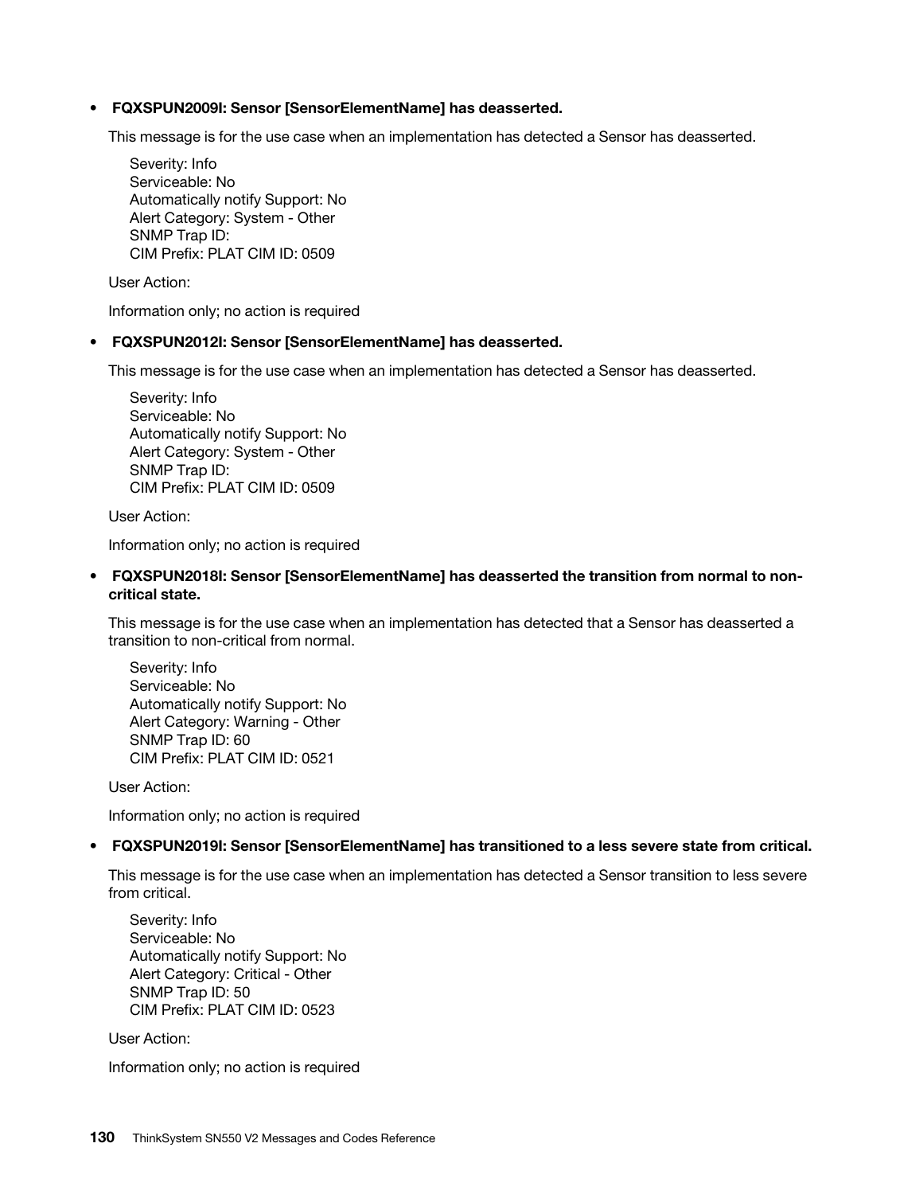- **FQXSPUN2009I: Sensor [SensorElementName] has deasserted.**

  This message is for the use case when an implementation has detected a Sensor has deasserted.

  Severity: Info
  Serviceable: No
  Automatically notify Support: No
  Alert Category: System - Other
  SNMP Trap ID:
  CIM Prefix: PLAT CIM ID: 0509

  User Action:

  Information only; no action is required

- **FQXSPUN2012I: Sensor [SensorElementName] has deasserted.**

  This message is for the use case when an implementation has detected a Sensor has deasserted.

  Severity: Info
  Serviceable: No
  Automatically notify Support: No
  Alert Category: System - Other
  SNMP Trap ID:
  CIM Prefix: PLAT CIM ID: 0509

  User Action:

  Information only; no action is required

- **FQXSPUN2018I: Sensor [SensorElementName] has deasserted the transition from normal to non-critical state.**

  This message is for the use case when an implementation has detected that a Sensor has deasserted a transition to non-critical from normal.

  Severity: Info
  Serviceable: No
  Automatically notify Support: No
  Alert Category: Warning - Other
  SNMP Trap ID: 60
  CIM Prefix: PLAT CIM ID: 0521

  User Action:

  Information only; no action is required

- **FQXSPUN2019I: Sensor [SensorElementName] has transitioned to a less severe state from critical.**

  This message is for the use case when an implementation has detected a Sensor transition to less severe from critical.

  Severity: Info
  Serviceable: No
  Automatically notify Support: No
  Alert Category: Critical - Other
  SNMP Trap ID: 50
  CIM Prefix: PLAT CIM ID: 0523

  User Action:

  Information only; no action is required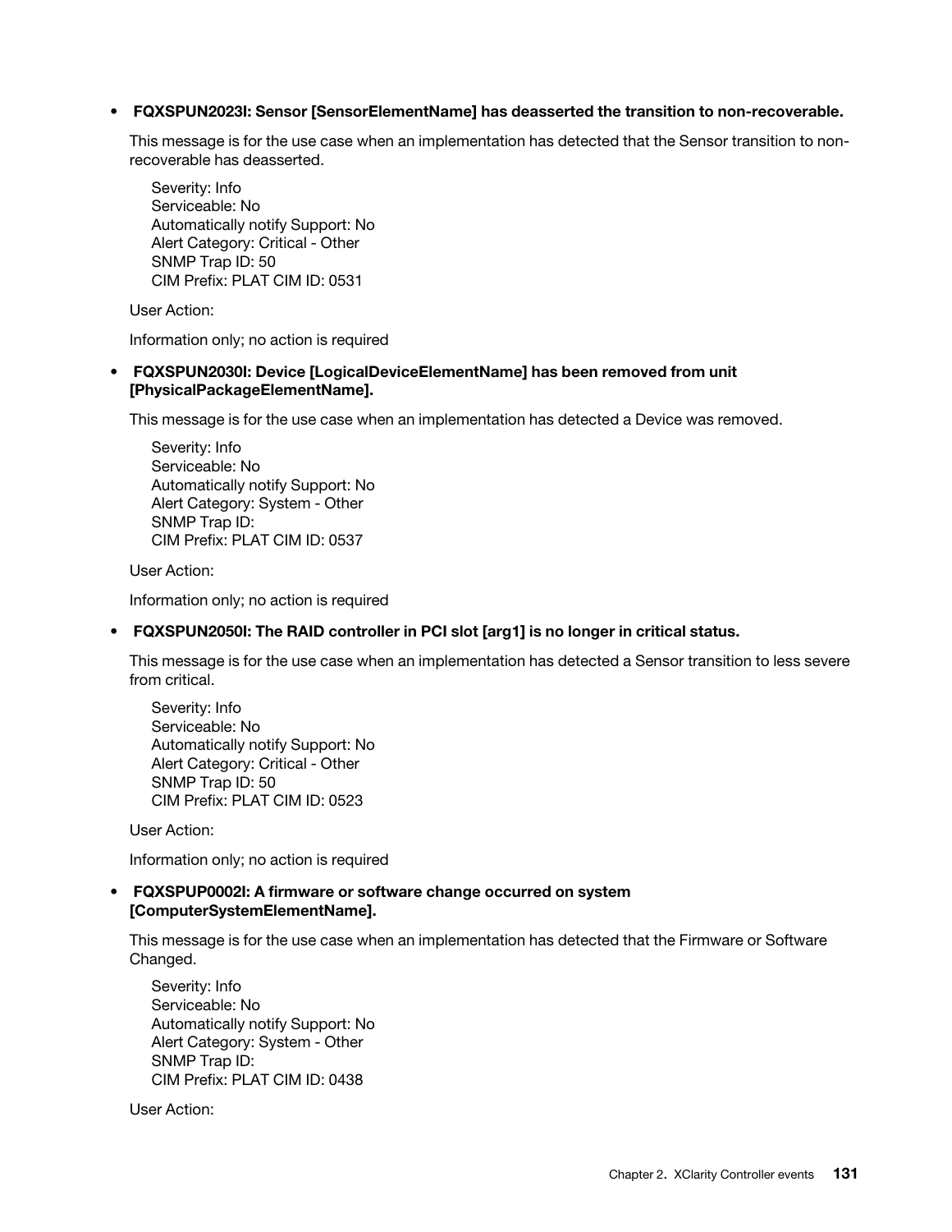- **FQXSPUN2023I: Sensor [SensorElementName] has deasserted the transition to non-recoverable.**

  This message is for the use case when an implementation has detected that the Sensor transition to non-recoverable has deasserted.

  Severity: Info
  Serviceable: No
  Automatically notify Support: No
  Alert Category: Critical - Other
  SNMP Trap ID: 50
  CIM Prefix: PLAT CIM ID: 0531

  User Action:

  Information only; no action is required

- **FQXSPUN2030I: Device [LogicalDeviceElementName] has been removed from unit [PhysicalPackageElementName].**

  This message is for the use case when an implementation has detected a Device was removed.

  Severity: Info
  Serviceable: No
  Automatically notify Support: No
  Alert Category: System - Other
  SNMP Trap ID:
  CIM Prefix: PLAT CIM ID: 0537

  User Action:

  Information only; no action is required

- **FQXSPUN2050I: The RAID controller in PCI slot [arg1] is no longer in critical status.**

  This message is for the use case when an implementation has detected a Sensor transition to less severe from critical.

  Severity: Info
  Serviceable: No
  Automatically notify Support: No
  Alert Category: Critical - Other
  SNMP Trap ID: 50
  CIM Prefix: PLAT CIM ID: 0523

  User Action:

  Information only; no action is required

- **FQXSPUP0002I: A firmware or software change occurred on system [ComputerSystemElementName].**

  This message is for the use case when an implementation has detected that the Firmware or Software Changed.

  Severity: Info
  Serviceable: No
  Automatically notify Support: No
  Alert Category: System - Other
  SNMP Trap ID:
  CIM Prefix: PLAT CIM ID: 0438

  User Action: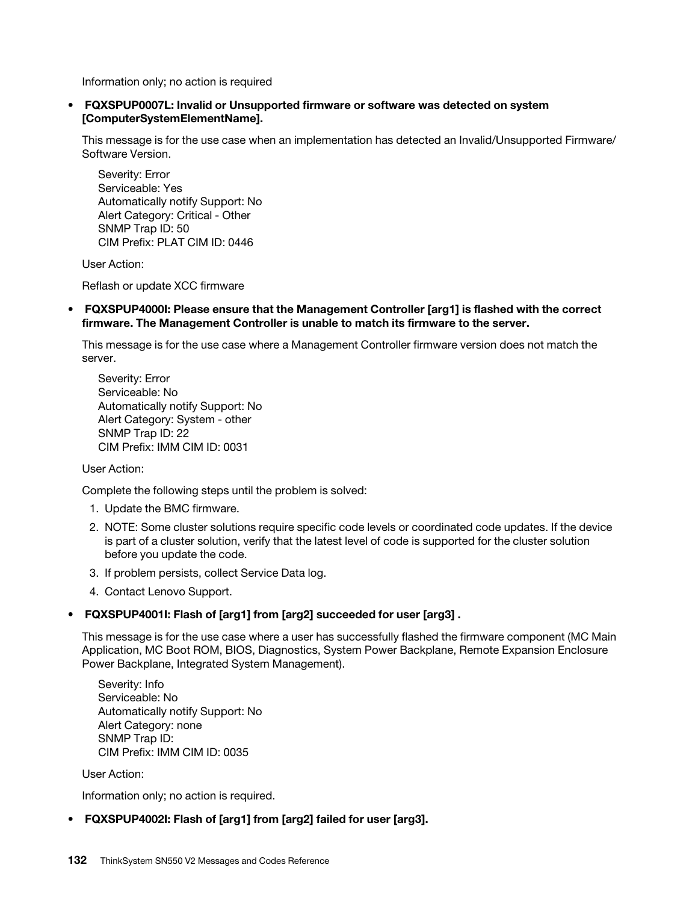Information only; no action is required

- **FQXSPUP0007L: Invalid or Unsupported firmware or software was detected on system [ComputerSystemElementName].**

  This message is for the use case when an implementation has detected an Invalid/Unsupported Firmware/ Software Version.

  Severity: Error
  Serviceable: Yes
  Automatically notify Support: No
  Alert Category: Critical - Other
  SNMP Trap ID: 50
  CIM Prefix: PLAT CIM ID: 0446

  User Action:

  Reflash or update XCC firmware

- **FQXSPUP4000I: Please ensure that the Management Controller [arg1] is flashed with the correct firmware. The Management Controller is unable to match its firmware to the server.**

  This message is for the use case where a Management Controller firmware version does not match the server.

  Severity: Error
  Serviceable: No
  Automatically notify Support: No
  Alert Category: System - other
  SNMP Trap ID: 22
  CIM Prefix: IMM CIM ID: 0031

  User Action:

  Complete the following steps until the problem is solved:

  1. Update the BMC firmware.
  2. NOTE: Some cluster solutions require specific code levels or coordinated code updates. If the device is part of a cluster solution, verify that the latest level of code is supported for the cluster solution before you update the code.
  3. If problem persists, collect Service Data log.
  4. Contact Lenovo Support.

- **FQXSPUP4001I: Flash of [arg1] from [arg2] succeeded for user [arg3] .**

  This message is for the use case where a user has successfully flashed the firmware component (MC Main Application, MC Boot ROM, BIOS, Diagnostics, System Power Backplane, Remote Expansion Enclosure Power Backplane, Integrated System Management).

  Severity: Info
  Serviceable: No
  Automatically notify Support: No
  Alert Category: none
  SNMP Trap ID:
  CIM Prefix: IMM CIM ID: 0035

  User Action:

  Information only; no action is required.

- **FQXSPUP4002I: Flash of [arg1] from [arg2] failed for user [arg3].**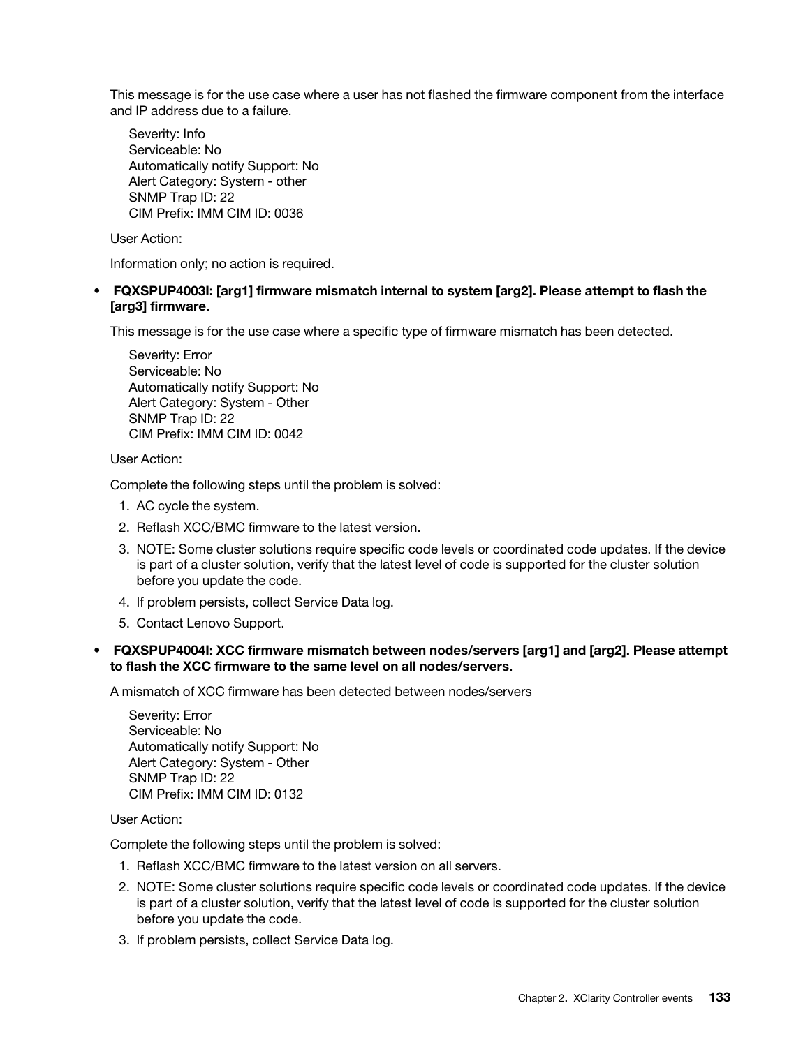This message is for the use case where a user has not flashed the firmware component from the interface and IP address due to a failure.

Severity: Info
Serviceable: No
Automatically notify Support: No
Alert Category: System - other
SNMP Trap ID: 22
CIM Prefix: IMM CIM ID: 0036

User Action:

Information only; no action is required.

- **FQXSPUP4003I: [arg1] firmware mismatch internal to system [arg2]. Please attempt to flash the [arg3] firmware.**

  This message is for the use case where a specific type of firmware mismatch has been detected.

  Severity: Error
  Serviceable: No
  Automatically notify Support: No
  Alert Category: System - Other
  SNMP Trap ID: 22
  CIM Prefix: IMM CIM ID: 0042

  User Action:

  Complete the following steps until the problem is solved:

  1. AC cycle the system.
  2. Reflash XCC/BMC firmware to the latest version.
  3. NOTE: Some cluster solutions require specific code levels or coordinated code updates. If the device is part of a cluster solution, verify that the latest level of code is supported for the cluster solution before you update the code.
  4. If problem persists, collect Service Data log.
  5. Contact Lenovo Support.

- **FQXSPUP4004I: XCC firmware mismatch between nodes/servers [arg1] and [arg2]. Please attempt to flash the XCC firmware to the same level on all nodes/servers.**

  A mismatch of XCC firmware has been detected between nodes/servers

  Severity: Error
  Serviceable: No
  Automatically notify Support: No
  Alert Category: System - Other
  SNMP Trap ID: 22
  CIM Prefix: IMM CIM ID: 0132

  User Action:

  Complete the following steps until the problem is solved:

  1. Reflash XCC/BMC firmware to the latest version on all servers.
  2. NOTE: Some cluster solutions require specific code levels or coordinated code updates. If the device is part of a cluster solution, verify that the latest level of code is supported for the cluster solution before you update the code.
  3. If problem persists, collect Service Data log.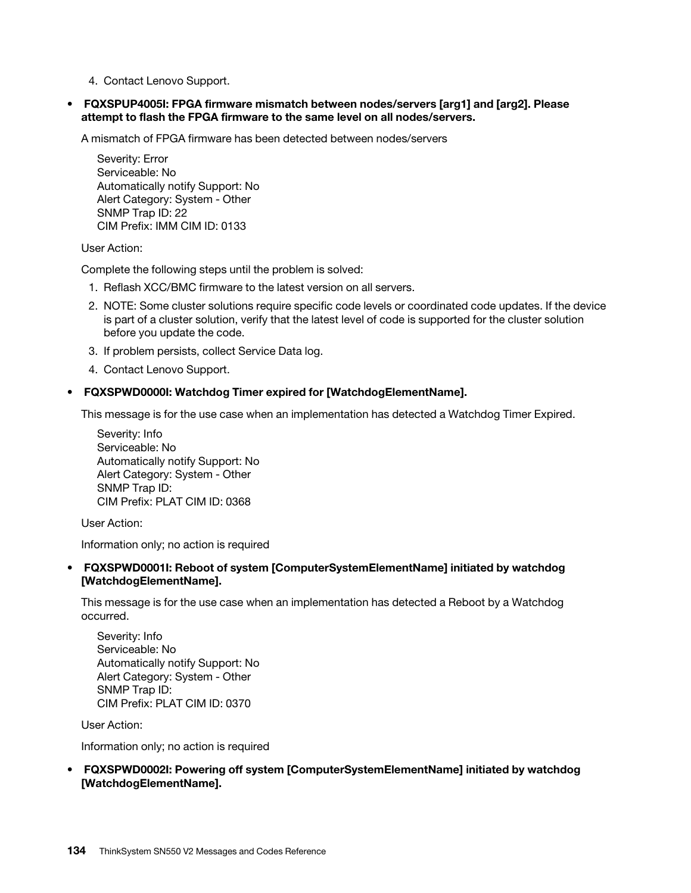4. Contact Lenovo Support.

- **FQXSPUP4005I: FPGA firmware mismatch between nodes/servers [arg1] and [arg2]. Please attempt to flash the FPGA firmware to the same level on all nodes/servers.**

  A mismatch of FPGA firmware has been detected between nodes/servers

  Severity: Error
  Serviceable: No
  Automatically notify Support: No
  Alert Category: System - Other
  SNMP Trap ID: 22
  CIM Prefix: IMM CIM ID: 0133

  User Action:

  Complete the following steps until the problem is solved:

  1. Reflash XCC/BMC firmware to the latest version on all servers.
  2. NOTE: Some cluster solutions require specific code levels or coordinated code updates. If the device is part of a cluster solution, verify that the latest level of code is supported for the cluster solution before you update the code.
  3. If problem persists, collect Service Data log.
  4. Contact Lenovo Support.

- **FQXSPWD0000I: Watchdog Timer expired for [WatchdogElementName].**

  This message is for the use case when an implementation has detected a Watchdog Timer Expired.

  Severity: Info
  Serviceable: No
  Automatically notify Support: No
  Alert Category: System - Other
  SNMP Trap ID:
  CIM Prefix: PLAT CIM ID: 0368

  User Action:

  Information only; no action is required

- **FQXSPWD0001I: Reboot of system [ComputerSystemElementName] initiated by watchdog [WatchdogElementName].**

  This message is for the use case when an implementation has detected a Reboot by a Watchdog occurred.

  Severity: Info
  Serviceable: No
  Automatically notify Support: No
  Alert Category: System - Other
  SNMP Trap ID:
  CIM Prefix: PLAT CIM ID: 0370

  User Action:

  Information only; no action is required

- **FQXSPWD0002I: Powering off system [ComputerSystemElementName] initiated by watchdog [WatchdogElementName].**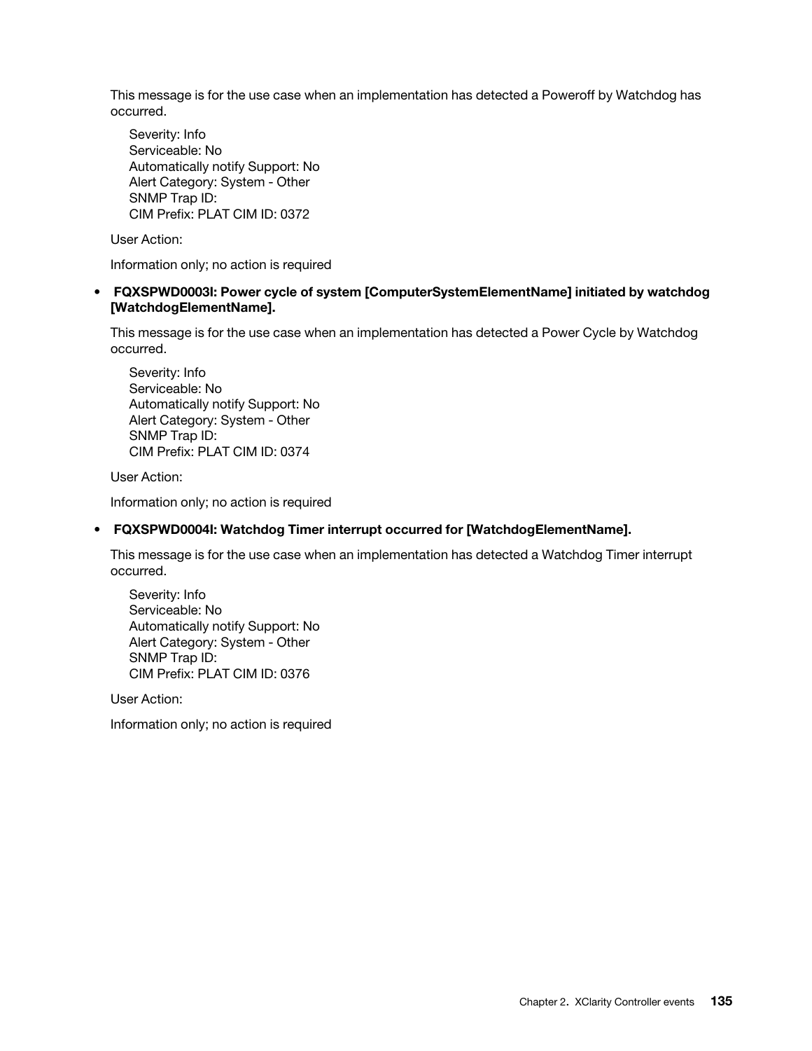This message is for the use case when an implementation has detected a Poweroff by Watchdog has occurred.

Severity: Info
Serviceable: No
Automatically notify Support: No
Alert Category: System - Other
SNMP Trap ID:
CIM Prefix: PLAT CIM ID: 0372

User Action:

Information only; no action is required

- **FQXSPWD0003I: Power cycle of system [ComputerSystemElementName] initiated by watchdog [WatchdogElementName].**

  This message is for the use case when an implementation has detected a Power Cycle by Watchdog occurred.

  Severity: Info
  Serviceable: No
  Automatically notify Support: No
  Alert Category: System - Other
  SNMP Trap ID:
  CIM Prefix: PLAT CIM ID: 0374

  User Action:

  Information only; no action is required

- **FQXSPWD0004I: Watchdog Timer interrupt occurred for [WatchdogElementName].**

  This message is for the use case when an implementation has detected a Watchdog Timer interrupt occurred.

  Severity: Info
  Serviceable: No
  Automatically notify Support: No
  Alert Category: System - Other
  SNMP Trap ID:
  CIM Prefix: PLAT CIM ID: 0376

  User Action:

  Information only; no action is required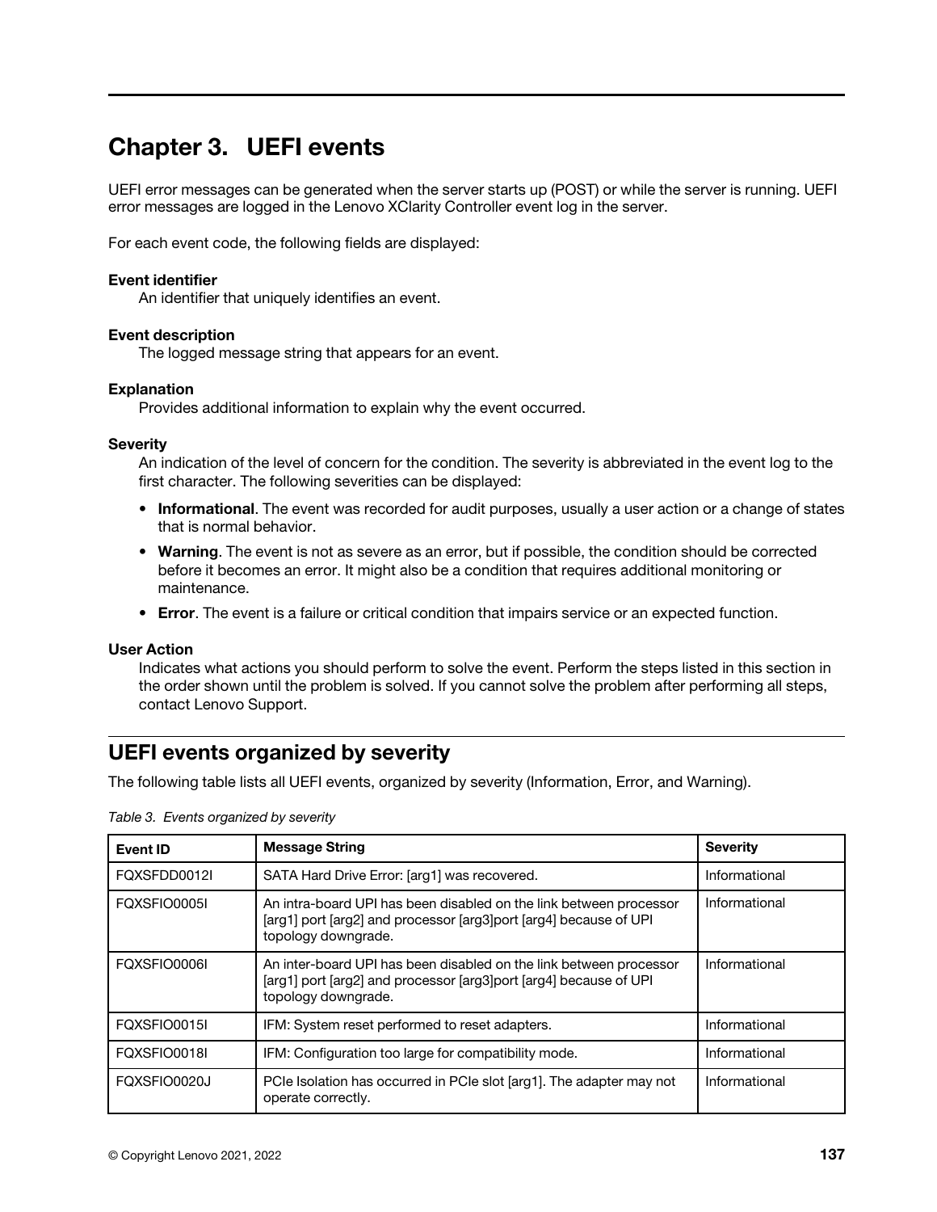# Chapter 3. UEFI events

UEFI error messages can be generated when the server starts up (POST) or while the server is running. UEFI error messages are logged in the Lenovo XClarity Controller event log in the server.

For each event code, the following fields are displayed:

**Event identifier**
An identifier that uniquely identifies an event.

**Event description**
The logged message string that appears for an event.

**Explanation**
Provides additional information to explain why the event occurred.

**Severity**
An indication of the level of concern for the condition. The severity is abbreviated in the event log to the first character. The following severities can be displayed:

- **Informational**. The event was recorded for audit purposes, usually a user action or a change of states that is normal behavior.
- **Warning**. The event is not as severe as an error, but if possible, the condition should be corrected before it becomes an error. It might also be a condition that requires additional monitoring or maintenance.
- **Error**. The event is a failure or critical condition that impairs service or an expected function.

**User Action**
Indicates what actions you should perform to solve the event. Perform the steps listed in this section in the order shown until the problem is solved. If you cannot solve the problem after performing all steps, contact Lenovo Support.

## UEFI events organized by severity

The following table lists all UEFI events, organized by severity (Information, Error, and Warning).

*Table 3. Events organized by severity*

| Event ID | Message String | Severity |
|---|---|---|
| FQXSFDD0012I | SATA Hard Drive Error: [arg1] was recovered. | Informational |
| FQXSFIO0005I | An intra-board UPI has been disabled on the link between processor [arg1] port [arg2] and processor [arg3]port [arg4] because of UPI topology downgrade. | Informational |
| FQXSFIO0006I | An inter-board UPI has been disabled on the link between processor [arg1] port [arg2] and processor [arg3]port [arg4] because of UPI topology downgrade. | Informational |
| FQXSFIO0015I | IFM: System reset performed to reset adapters. | Informational |
| FQXSFIO0018I | IFM: Configuration too large for compatibility mode. | Informational |
| FQXSFIO0020J | PCIe Isolation has occurred in PCIe slot [arg1]. The adapter may not operate correctly. | Informational |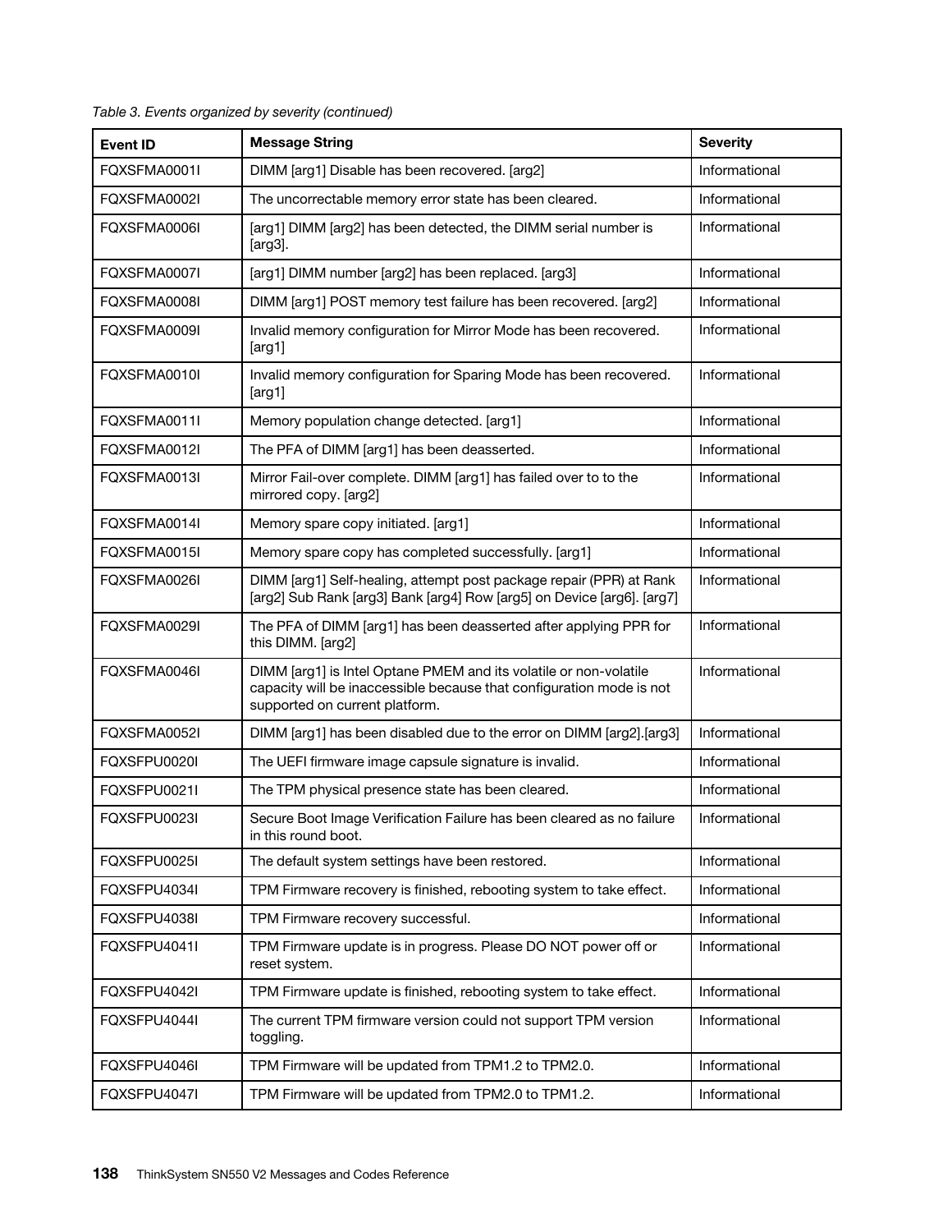*Table 3. Events organized by severity (continued)*

| Event ID | Message String | Severity |
|---|---|---|
| FQXSFMA0001I | DIMM [arg1] Disable has been recovered. [arg2] | Informational |
| FQXSFMA0002I | The uncorrectable memory error state has been cleared. | Informational |
| FQXSFMA0006I | [arg1] DIMM [arg2] has been detected, the DIMM serial number is [arg3]. | Informational |
| FQXSFMA0007I | [arg1] DIMM number [arg2] has been replaced. [arg3] | Informational |
| FQXSFMA0008I | DIMM [arg1] POST memory test failure has been recovered. [arg2] | Informational |
| FQXSFMA0009I | Invalid memory configuration for Mirror Mode has been recovered. [arg1] | Informational |
| FQXSFMA0010I | Invalid memory configuration for Sparing Mode has been recovered. [arg1] | Informational |
| FQXSFMA0011I | Memory population change detected. [arg1] | Informational |
| FQXSFMA0012I | The PFA of DIMM [arg1] has been deasserted. | Informational |
| FQXSFMA0013I | Mirror Fail-over complete. DIMM [arg1] has failed over to to the mirrored copy. [arg2] | Informational |
| FQXSFMA0014I | Memory spare copy initiated. [arg1] | Informational |
| FQXSFMA0015I | Memory spare copy has completed successfully. [arg1] | Informational |
| FQXSFMA0026I | DIMM [arg1] Self-healing, attempt post package repair (PPR) at Rank [arg2] Sub Rank [arg3] Bank [arg4] Row [arg5] on Device [arg6]. [arg7] | Informational |
| FQXSFMA0029I | The PFA of DIMM [arg1] has been deasserted after applying PPR for this DIMM. [arg2] | Informational |
| FQXSFMA0046I | DIMM [arg1] is Intel Optane PMEM and its volatile or non-volatile capacity will be inaccessible because that configuration mode is not supported on current platform. | Informational |
| FQXSFMA0052I | DIMM [arg1] has been disabled due to the error on DIMM [arg2].[arg3] | Informational |
| FQXSFPU0020I | The UEFI firmware image capsule signature is invalid. | Informational |
| FQXSFPU0021I | The TPM physical presence state has been cleared. | Informational |
| FQXSFPU0023I | Secure Boot Image Verification Failure has been cleared as no failure in this round boot. | Informational |
| FQXSFPU0025I | The default system settings have been restored. | Informational |
| FQXSFPU4034I | TPM Firmware recovery is finished, rebooting system to take effect. | Informational |
| FQXSFPU4038I | TPM Firmware recovery successful. | Informational |
| FQXSFPU4041I | TPM Firmware update is in progress. Please DO NOT power off or reset system. | Informational |
| FQXSFPU4042I | TPM Firmware update is finished, rebooting system to take effect. | Informational |
| FQXSFPU4044I | The current TPM firmware version could not support TPM version toggling. | Informational |
| FQXSFPU4046I | TPM Firmware will be updated from TPM1.2 to TPM2.0. | Informational |
| FQXSFPU4047I | TPM Firmware will be updated from TPM2.0 to TPM1.2. | Informational |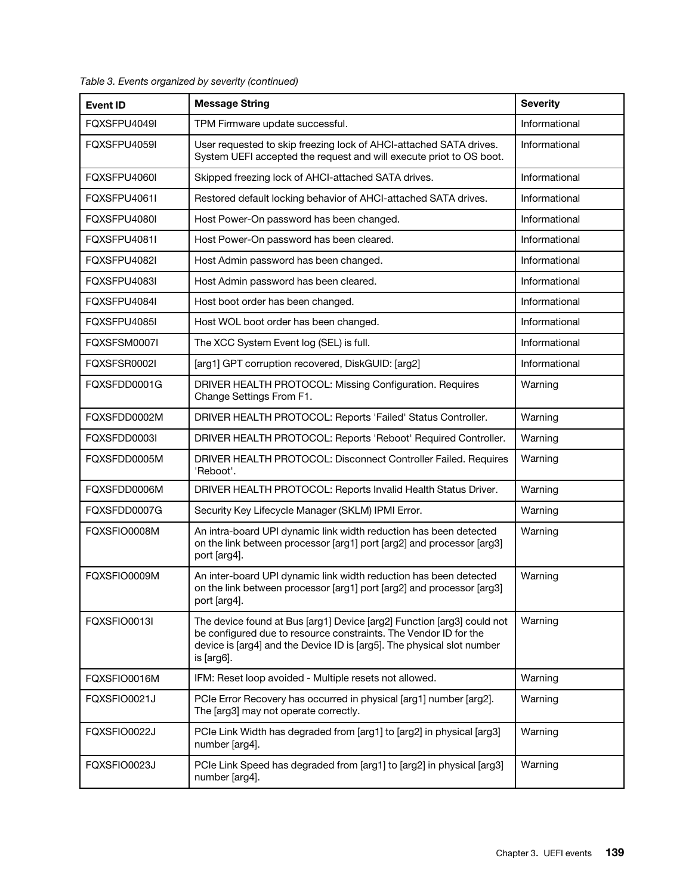*Table 3. Events organized by severity (continued)*

| Event ID | Message String | Severity |
|---|---|---|
| FQXSFPU4049I | TPM Firmware update successful. | Informational |
| FQXSFPU4059I | User requested to skip freezing lock of AHCI-attached SATA drives. System UEFI accepted the request and will execute priot to OS boot. | Informational |
| FQXSFPU4060I | Skipped freezing lock of AHCI-attached SATA drives. | Informational |
| FQXSFPU4061I | Restored default locking behavior of AHCI-attached SATA drives. | Informational |
| FQXSFPU4080I | Host Power-On password has been changed. | Informational |
| FQXSFPU4081I | Host Power-On password has been cleared. | Informational |
| FQXSFPU4082I | Host Admin password has been changed. | Informational |
| FQXSFPU4083I | Host Admin password has been cleared. | Informational |
| FQXSFPU4084I | Host boot order has been changed. | Informational |
| FQXSFPU4085I | Host WOL boot order has been changed. | Informational |
| FQXSFSM0007I | The XCC System Event log (SEL) is full. | Informational |
| FQXSFSR0002I | [arg1] GPT corruption recovered, DiskGUID: [arg2] | Informational |
| FQXSFDD0001G | DRIVER HEALTH PROTOCOL: Missing Configuration. Requires Change Settings From F1. | Warning |
| FQXSFDD0002M | DRIVER HEALTH PROTOCOL: Reports 'Failed' Status Controller. | Warning |
| FQXSFDD0003I | DRIVER HEALTH PROTOCOL: Reports 'Reboot' Required Controller. | Warning |
| FQXSFDD0005M | DRIVER HEALTH PROTOCOL: Disconnect Controller Failed. Requires 'Reboot'. | Warning |
| FQXSFDD0006M | DRIVER HEALTH PROTOCOL: Reports Invalid Health Status Driver. | Warning |
| FQXSFDD0007G | Security Key Lifecycle Manager (SKLM) IPMI Error. | Warning |
| FQXSFIO0008M | An intra-board UPI dynamic link width reduction has been detected on the link between processor [arg1] port [arg2] and processor [arg3] port [arg4]. | Warning |
| FQXSFIO0009M | An inter-board UPI dynamic link width reduction has been detected on the link between processor [arg1] port [arg2] and processor [arg3] port [arg4]. | Warning |
| FQXSFIO0013I | The device found at Bus [arg1] Device [arg2] Function [arg3] could not be configured due to resource constraints. The Vendor ID for the device is [arg4] and the Device ID is [arg5]. The physical slot number is [arg6]. | Warning |
| FQXSFIO0016M | IFM: Reset loop avoided - Multiple resets not allowed. | Warning |
| FQXSFIO0021J | PCIe Error Recovery has occurred in physical [arg1] number [arg2]. The [arg3] may not operate correctly. | Warning |
| FQXSFIO0022J | PCIe Link Width has degraded from [arg1] to [arg2] in physical [arg3] number [arg4]. | Warning |
| FQXSFIO0023J | PCIe Link Speed has degraded from [arg1] to [arg2] in physical [arg3] number [arg4]. | Warning |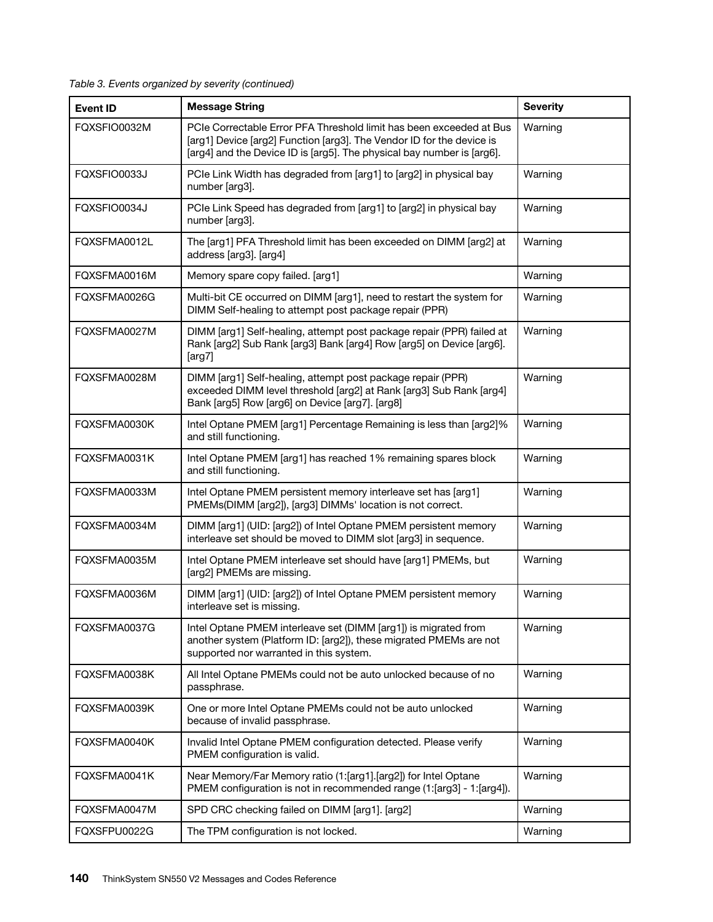*Table 3. Events organized by severity (continued)*

| Event ID | Message String | Severity |
|---|---|---|
| FQXSFIO0032M | PCIe Correctable Error PFA Threshold limit has been exceeded at Bus [arg1] Device [arg2] Function [arg3]. The Vendor ID for the device is [arg4] and the Device ID is [arg5]. The physical bay number is [arg6]. | Warning |
| FQXSFIO0033J | PCIe Link Width has degraded from [arg1] to [arg2] in physical bay number [arg3]. | Warning |
| FQXSFIO0034J | PCIe Link Speed has degraded from [arg1] to [arg2] in physical bay number [arg3]. | Warning |
| FQXSFMA0012L | The [arg1] PFA Threshold limit has been exceeded on DIMM [arg2] at address [arg3]. [arg4] | Warning |
| FQXSFMA0016M | Memory spare copy failed. [arg1] | Warning |
| FQXSFMA0026G | Multi-bit CE occurred on DIMM [arg1], need to restart the system for DIMM Self-healing to attempt post package repair (PPR) | Warning |
| FQXSFMA0027M | DIMM [arg1] Self-healing, attempt post package repair (PPR) failed at Rank [arg2] Sub Rank [arg3] Bank [arg4] Row [arg5] on Device [arg6]. [arg7] | Warning |
| FQXSFMA0028M | DIMM [arg1] Self-healing, attempt post package repair (PPR) exceeded DIMM level threshold [arg2] at Rank [arg3] Sub Rank [arg4] Bank [arg5] Row [arg6] on Device [arg7]. [arg8] | Warning |
| FQXSFMA0030K | Intel Optane PMEM [arg1] Percentage Remaining is less than [arg2]% and still functioning. | Warning |
| FQXSFMA0031K | Intel Optane PMEM [arg1] has reached 1% remaining spares block and still functioning. | Warning |
| FQXSFMA0033M | Intel Optane PMEM persistent memory interleave set has [arg1] PMEMs(DIMM [arg2]), [arg3] DIMMs' location is not correct. | Warning |
| FQXSFMA0034M | DIMM [arg1] (UID: [arg2]) of Intel Optane PMEM persistent memory interleave set should be moved to DIMM slot [arg3] in sequence. | Warning |
| FQXSFMA0035M | Intel Optane PMEM interleave set should have [arg1] PMEMs, but [arg2] PMEMs are missing. | Warning |
| FQXSFMA0036M | DIMM [arg1] (UID: [arg2]) of Intel Optane PMEM persistent memory interleave set is missing. | Warning |
| FQXSFMA0037G | Intel Optane PMEM interleave set (DIMM [arg1]) is migrated from another system (Platform ID: [arg2]), these migrated PMEMs are not supported nor warranted in this system. | Warning |
| FQXSFMA0038K | All Intel Optane PMEMs could not be auto unlocked because of no passphrase. | Warning |
| FQXSFMA0039K | One or more Intel Optane PMEMs could not be auto unlocked because of invalid passphrase. | Warning |
| FQXSFMA0040K | Invalid Intel Optane PMEM configuration detected. Please verify PMEM configuration is valid. | Warning |
| FQXSFMA0041K | Near Memory/Far Memory ratio (1:[arg1].[arg2]) for Intel Optane PMEM configuration is not in recommended range (1:[arg3] - 1:[arg4]). | Warning |
| FQXSFMA0047M | SPD CRC checking failed on DIMM [arg1]. [arg2] | Warning |
| FQXSFPU0022G | The TPM configuration is not locked. | Warning |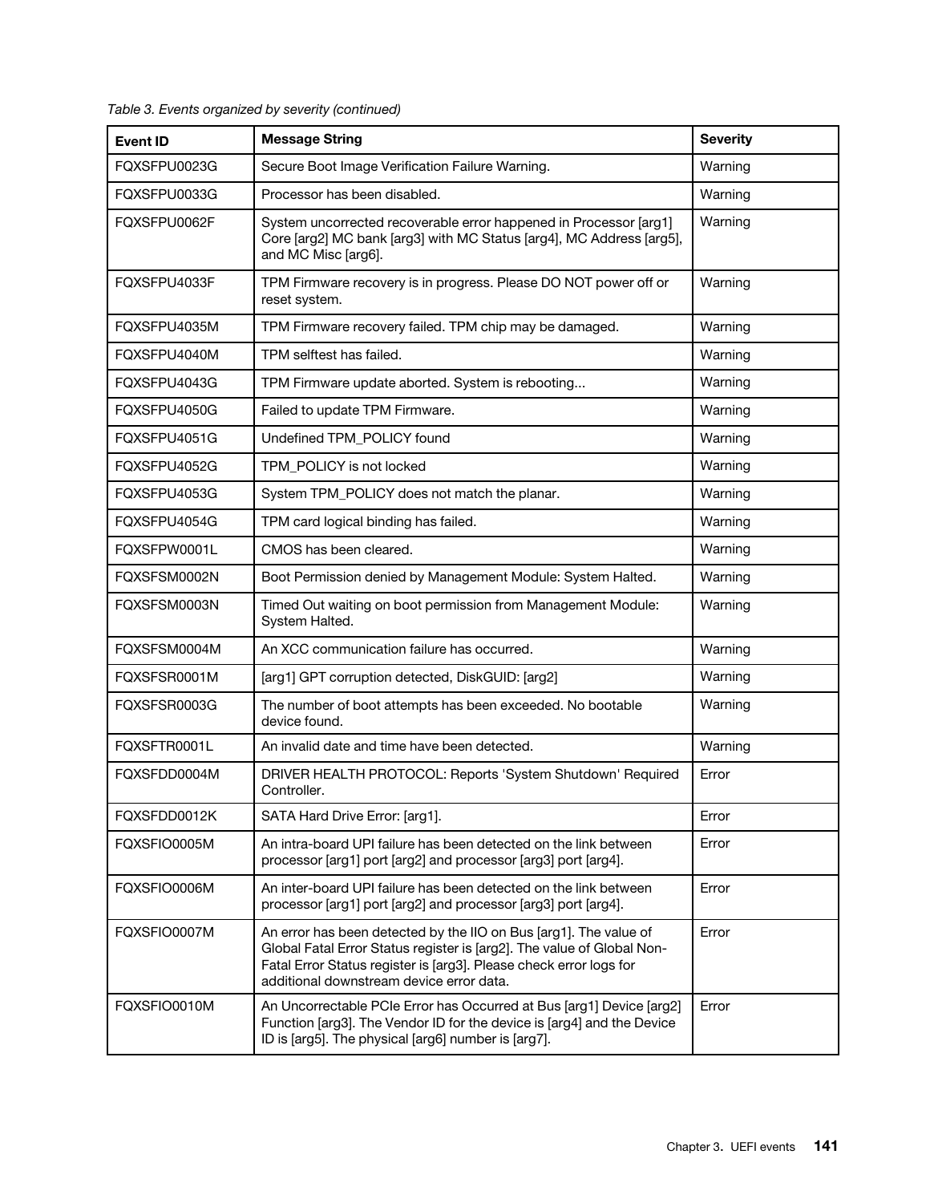Table 3. Events organized by severity (continued)

| Event ID | Message String | Severity |
| --- | --- | --- |
| FQXSFPU0023G | Secure Boot Image Verification Failure Warning. | Warning |
| FQXSFPU0033G | Processor has been disabled. | Warning |
| FQXSFPU0062F | System uncorrected recoverable error happened in Processor [arg1] Core [arg2] MC bank [arg3] with MC Status [arg4], MC Address [arg5], and MC Misc [arg6]. | Warning |
| FQXSFPU4033F | TPM Firmware recovery is in progress. Please DO NOT power off or reset system. | Warning |
| FQXSFPU4035M | TPM Firmware recovery failed. TPM chip may be damaged. | Warning |
| FQXSFPU4040M | TPM selftest has failed. | Warning |
| FQXSFPU4043G | TPM Firmware update aborted. System is rebooting... | Warning |
| FQXSFPU4050G | Failed to update TPM Firmware. | Warning |
| FQXSFPU4051G | Undefined TPM_POLICY found | Warning |
| FQXSFPU4052G | TPM_POLICY is not locked | Warning |
| FQXSFPU4053G | System TPM_POLICY does not match the planar. | Warning |
| FQXSFPU4054G | TPM card logical binding has failed. | Warning |
| FQXSFPW0001L | CMOS has been cleared. | Warning |
| FQXSFSM0002N | Boot Permission denied by Management Module: System Halted. | Warning |
| FQXSFSM0003N | Timed Out waiting on boot permission from Management Module: System Halted. | Warning |
| FQXSFSM0004M | An XCC communication failure has occurred. | Warning |
| FQXSFSR0001M | [arg1] GPT corruption detected, DiskGUID: [arg2] | Warning |
| FQXSFSR0003G | The number of boot attempts has been exceeded. No bootable device found. | Warning |
| FQXSFTR0001L | An invalid date and time have been detected. | Warning |
| FQXSFDD0004M | DRIVER HEALTH PROTOCOL: Reports 'System Shutdown' Required Controller. | Error |
| FQXSFDD0012K | SATA Hard Drive Error: [arg1]. | Error |
| FQXSFIO0005M | An intra-board UPI failure has been detected on the link between processor [arg1] port [arg2] and processor [arg3] port [arg4]. | Error |
| FQXSFIO0006M | An inter-board UPI failure has been detected on the link between processor [arg1] port [arg2] and processor [arg3] port [arg4]. | Error |
| FQXSFIO0007M | An error has been detected by the IIO on Bus [arg1]. The value of Global Fatal Error Status register is [arg2]. The value of Global Non-Fatal Error Status register is [arg3]. Please check error logs for additional downstream device error data. | Error |
| FQXSFIO0010M | An Uncorrectable PCIe Error has Occurred at Bus [arg1] Device [arg2] Function [arg3]. The Vendor ID for the device is [arg4] and the Device ID is [arg5]. The physical [arg6] number is [arg7]. | Error |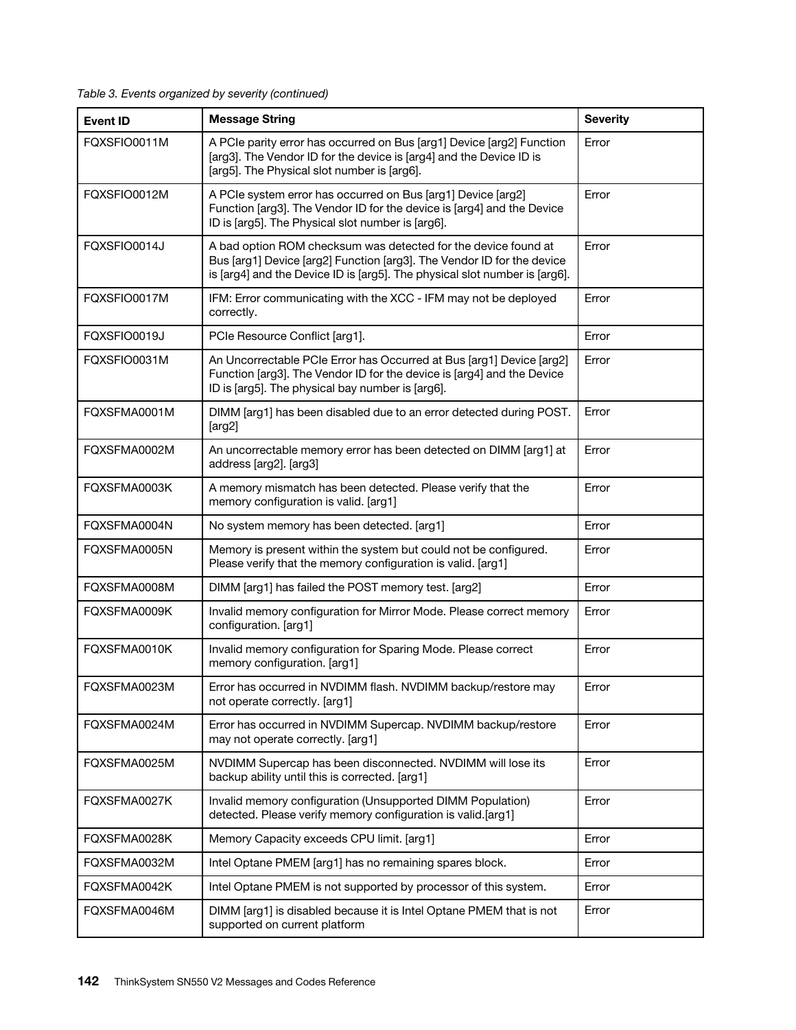*Table 3. Events organized by severity (continued)*

| Event ID | Message String | Severity |
|---|---|---|
| FQXSFIO0011M | A PCIe parity error has occurred on Bus [arg1] Device [arg2] Function [arg3]. The Vendor ID for the device is [arg4] and the Device ID is [arg5]. The Physical slot number is [arg6]. | Error |
| FQXSFIO0012M | A PCIe system error has occurred on Bus [arg1] Device [arg2] Function [arg3]. The Vendor ID for the device is [arg4] and the Device ID is [arg5]. The Physical slot number is [arg6]. | Error |
| FQXSFIO0014J | A bad option ROM checksum was detected for the device found at Bus [arg1] Device [arg2] Function [arg3]. The Vendor ID for the device is [arg4] and the Device ID is [arg5]. The physical slot number is [arg6]. | Error |
| FQXSFIO0017M | IFM: Error communicating with the XCC - IFM may not be deployed correctly. | Error |
| FQXSFIO0019J | PCIe Resource Conflict [arg1]. | Error |
| FQXSFIO0031M | An Uncorrectable PCIe Error has Occurred at Bus [arg1] Device [arg2] Function [arg3]. The Vendor ID for the device is [arg4] and the Device ID is [arg5]. The physical bay number is [arg6]. | Error |
| FQXSFMA0001M | DIMM [arg1] has been disabled due to an error detected during POST. [arg2] | Error |
| FQXSFMA0002M | An uncorrectable memory error has been detected on DIMM [arg1] at address [arg2]. [arg3] | Error |
| FQXSFMA0003K | A memory mismatch has been detected. Please verify that the memory configuration is valid. [arg1] | Error |
| FQXSFMA0004N | No system memory has been detected. [arg1] | Error |
| FQXSFMA0005N | Memory is present within the system but could not be configured. Please verify that the memory configuration is valid. [arg1] | Error |
| FQXSFMA0008M | DIMM [arg1] has failed the POST memory test. [arg2] | Error |
| FQXSFMA0009K | Invalid memory configuration for Mirror Mode. Please correct memory configuration. [arg1] | Error |
| FQXSFMA0010K | Invalid memory configuration for Sparing Mode. Please correct memory configuration. [arg1] | Error |
| FQXSFMA0023M | Error has occurred in NVDIMM flash. NVDIMM backup/restore may not operate correctly. [arg1] | Error |
| FQXSFMA0024M | Error has occurred in NVDIMM Supercap. NVDIMM backup/restore may not operate correctly. [arg1] | Error |
| FQXSFMA0025M | NVDIMM Supercap has been disconnected. NVDIMM will lose its backup ability until this is corrected. [arg1] | Error |
| FQXSFMA0027K | Invalid memory configuration (Unsupported DIMM Population) detected. Please verify memory configuration is valid.[arg1] | Error |
| FQXSFMA0028K | Memory Capacity exceeds CPU limit. [arg1] | Error |
| FQXSFMA0032M | Intel Optane PMEM [arg1] has no remaining spares block. | Error |
| FQXSFMA0042K | Intel Optane PMEM is not supported by processor of this system. | Error |
| FQXSFMA0046M | DIMM [arg1] is disabled because it is Intel Optane PMEM that is not supported on current platform | Error |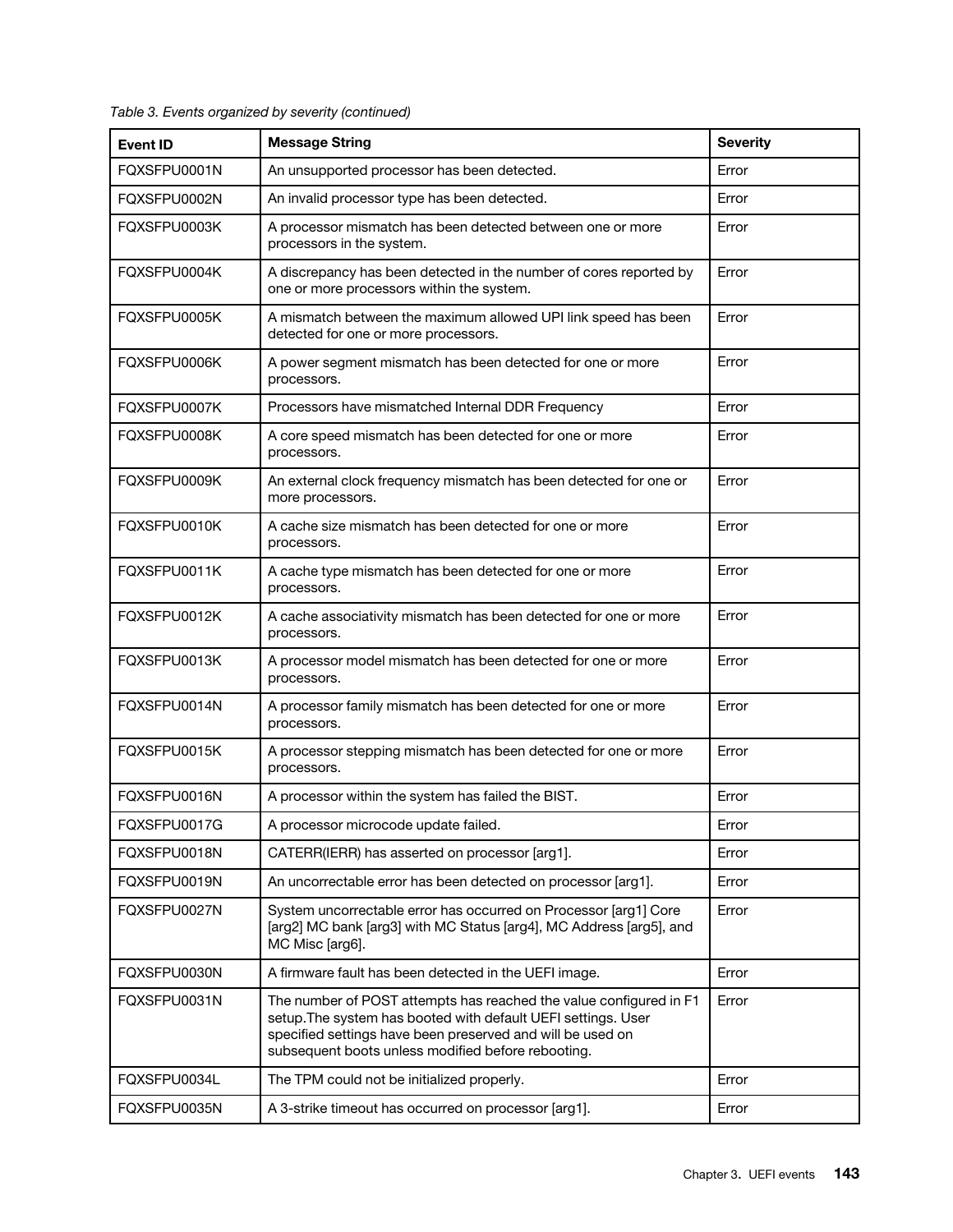*Table 3. Events organized by severity (continued)*

| Event ID | Message String | Severity |
|---|---|---|
| FQXSFPU0001N | An unsupported processor has been detected. | Error |
| FQXSFPU0002N | An invalid processor type has been detected. | Error |
| FQXSFPU0003K | A processor mismatch has been detected between one or more processors in the system. | Error |
| FQXSFPU0004K | A discrepancy has been detected in the number of cores reported by one or more processors within the system. | Error |
| FQXSFPU0005K | A mismatch between the maximum allowed UPI link speed has been detected for one or more processors. | Error |
| FQXSFPU0006K | A power segment mismatch has been detected for one or more processors. | Error |
| FQXSFPU0007K | Processors have mismatched Internal DDR Frequency | Error |
| FQXSFPU0008K | A core speed mismatch has been detected for one or more processors. | Error |
| FQXSFPU0009K | An external clock frequency mismatch has been detected for one or more processors. | Error |
| FQXSFPU0010K | A cache size mismatch has been detected for one or more processors. | Error |
| FQXSFPU0011K | A cache type mismatch has been detected for one or more processors. | Error |
| FQXSFPU0012K | A cache associativity mismatch has been detected for one or more processors. | Error |
| FQXSFPU0013K | A processor model mismatch has been detected for one or more processors. | Error |
| FQXSFPU0014N | A processor family mismatch has been detected for one or more processors. | Error |
| FQXSFPU0015K | A processor stepping mismatch has been detected for one or more processors. | Error |
| FQXSFPU0016N | A processor within the system has failed the BIST. | Error |
| FQXSFPU0017G | A processor microcode update failed. | Error |
| FQXSFPU0018N | CATERR(IERR) has asserted on processor [arg1]. | Error |
| FQXSFPU0019N | An uncorrectable error has been detected on processor [arg1]. | Error |
| FQXSFPU0027N | System uncorrectable error has occurred on Processor [arg1] Core [arg2] MC bank [arg3] with MC Status [arg4], MC Address [arg5], and MC Misc [arg6]. | Error |
| FQXSFPU0030N | A firmware fault has been detected in the UEFI image. | Error |
| FQXSFPU0031N | The number of POST attempts has reached the value configured in F1 setup.The system has booted with default UEFI settings. User specified settings have been preserved and will be used on subsequent boots unless modified before rebooting. | Error |
| FQXSFPU0034L | The TPM could not be initialized properly. | Error |
| FQXSFPU0035N | A 3-strike timeout has occurred on processor [arg1]. | Error |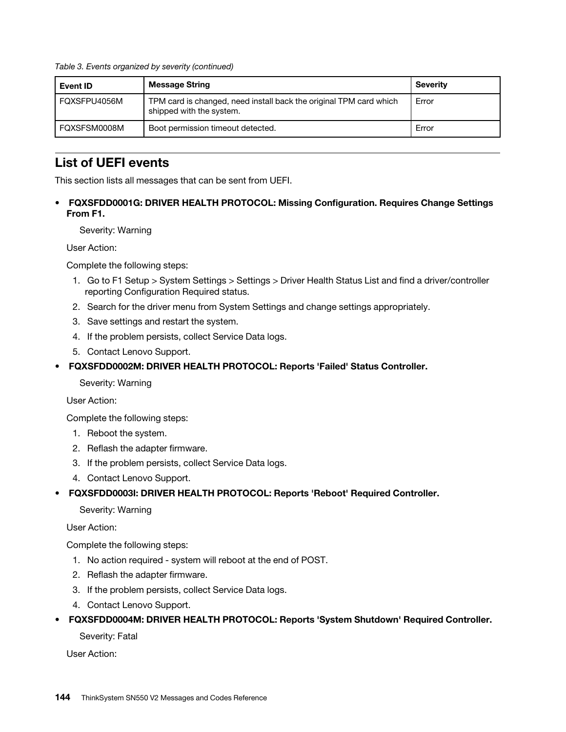Table 3. Events organized by severity (continued)

| Event ID | Message String | Severity |
|---|---|---|
| FQXSFPU4056M | TPM card is changed, need install back the original TPM card which shipped with the system. | Error |
| FQXSFSM0008M | Boot permission timeout detected. | Error |

## List of UEFI events

This section lists all messages that can be sent from UEFI.

- **FQXSFDD0001G: DRIVER HEALTH PROTOCOL: Missing Configuration. Requires Change Settings From F1.**

  Severity: Warning

  User Action:

  Complete the following steps:

  1. Go to F1 Setup > System Settings > Settings > Driver Health Status List and find a driver/controller reporting Configuration Required status.
  2. Search for the driver menu from System Settings and change settings appropriately.
  3. Save settings and restart the system.
  4. If the problem persists, collect Service Data logs.
  5. Contact Lenovo Support.

- **FQXSFDD0002M: DRIVER HEALTH PROTOCOL: Reports 'Failed' Status Controller.**

  Severity: Warning

  User Action:

  Complete the following steps:

  1. Reboot the system.
  2. Reflash the adapter firmware.
  3. If the problem persists, collect Service Data logs.
  4. Contact Lenovo Support.

- **FQXSFDD0003I: DRIVER HEALTH PROTOCOL: Reports 'Reboot' Required Controller.**

  Severity: Warning

  User Action:

  Complete the following steps:

  1. No action required - system will reboot at the end of POST.
  2. Reflash the adapter firmware.
  3. If the problem persists, collect Service Data logs.
  4. Contact Lenovo Support.

- **FQXSFDD0004M: DRIVER HEALTH PROTOCOL: Reports 'System Shutdown' Required Controller.**

  Severity: Fatal

  User Action: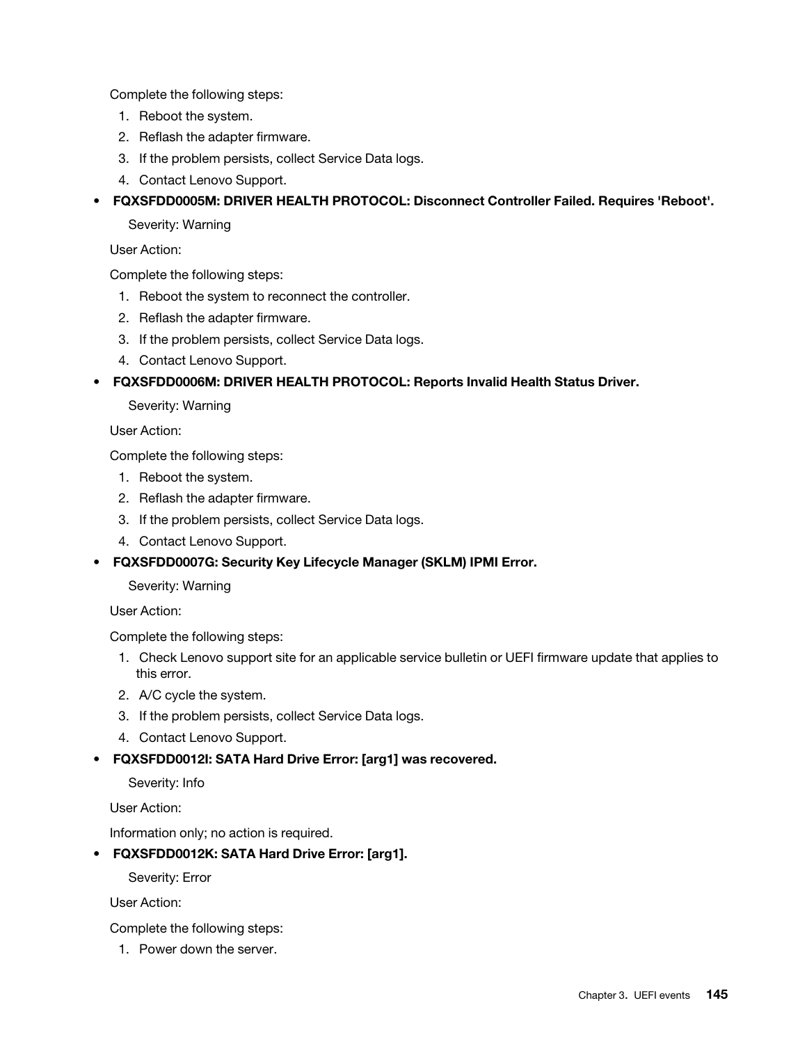Complete the following steps:

1. Reboot the system.
2. Reflash the adapter firmware.
3. If the problem persists, collect Service Data logs.
4. Contact Lenovo Support.

- **FQXSFDD0005M: DRIVER HEALTH PROTOCOL: Disconnect Controller Failed. Requires 'Reboot'.**

  Severity: Warning

  User Action:

  Complete the following steps:

  1. Reboot the system to reconnect the controller.
  2. Reflash the adapter firmware.
  3. If the problem persists, collect Service Data logs.
  4. Contact Lenovo Support.

- **FQXSFDD0006M: DRIVER HEALTH PROTOCOL: Reports Invalid Health Status Driver.**

  Severity: Warning

  User Action:

  Complete the following steps:

  1. Reboot the system.
  2. Reflash the adapter firmware.
  3. If the problem persists, collect Service Data logs.
  4. Contact Lenovo Support.

- **FQXSFDD0007G: Security Key Lifecycle Manager (SKLM) IPMI Error.**

  Severity: Warning

  User Action:

  Complete the following steps:

  1. Check Lenovo support site for an applicable service bulletin or UEFI firmware update that applies to this error.
  2. A/C cycle the system.
  3. If the problem persists, collect Service Data logs.
  4. Contact Lenovo Support.

- **FQXSFDD0012I: SATA Hard Drive Error: [arg1] was recovered.**

  Severity: Info

  User Action:

  Information only; no action is required.

- **FQXSFDD0012K: SATA Hard Drive Error: [arg1].**

  Severity: Error

  User Action:

  Complete the following steps:

  1. Power down the server.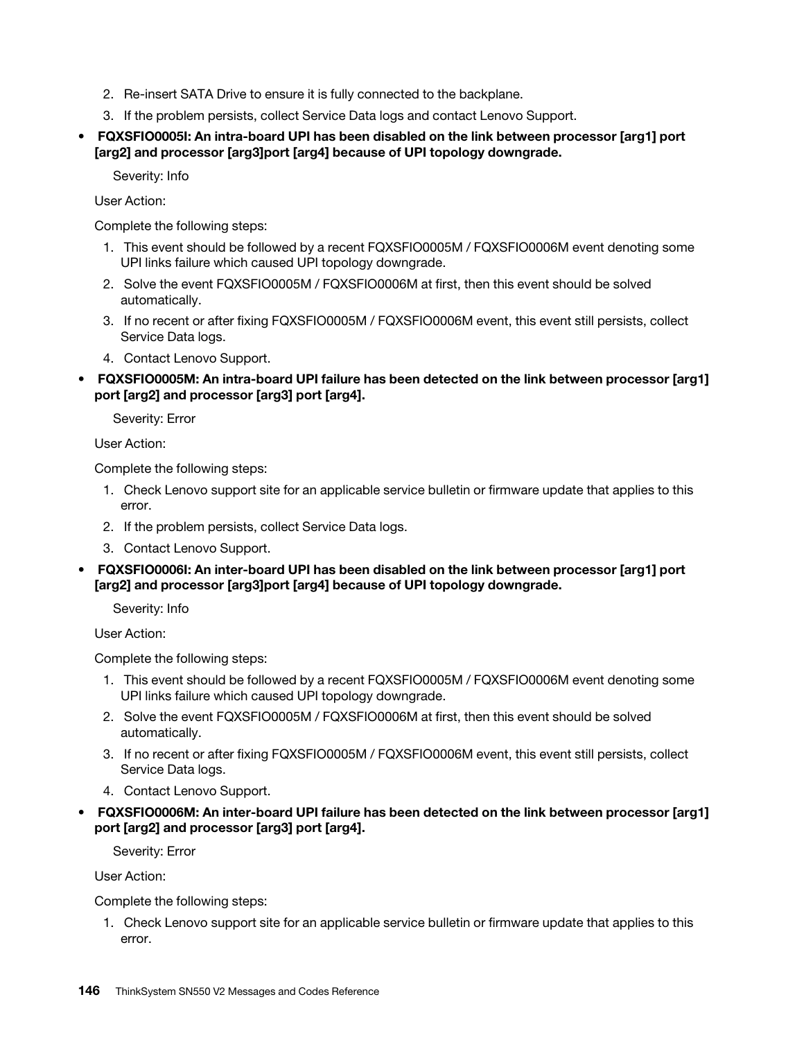2. Re-insert SATA Drive to ensure it is fully connected to the backplane.
3. If the problem persists, collect Service Data logs and contact Lenovo Support.

- **FQXSFIO0005I: An intra-board UPI has been disabled on the link between processor [arg1] port [arg2] and processor [arg3]port [arg4] because of UPI topology downgrade.**

  Severity: Info

  User Action:

  Complete the following steps:

  1. This event should be followed by a recent FQXSFIO0005M / FQXSFIO0006M event denoting some UPI links failure which caused UPI topology downgrade.
  2. Solve the event FQXSFIO0005M / FQXSFIO0006M at first, then this event should be solved automatically.
  3. If no recent or after fixing FQXSFIO0005M / FQXSFIO0006M event, this event still persists, collect Service Data logs.
  4. Contact Lenovo Support.

- **FQXSFIO0005M: An intra-board UPI failure has been detected on the link between processor [arg1] port [arg2] and processor [arg3] port [arg4].**

  Severity: Error

  User Action:

  Complete the following steps:

  1. Check Lenovo support site for an applicable service bulletin or firmware update that applies to this error.
  2. If the problem persists, collect Service Data logs.
  3. Contact Lenovo Support.

- **FQXSFIO0006I: An inter-board UPI has been disabled on the link between processor [arg1] port [arg2] and processor [arg3]port [arg4] because of UPI topology downgrade.**

  Severity: Info

  User Action:

  Complete the following steps:

  1. This event should be followed by a recent FQXSFIO0005M / FQXSFIO0006M event denoting some UPI links failure which caused UPI topology downgrade.
  2. Solve the event FQXSFIO0005M / FQXSFIO0006M at first, then this event should be solved automatically.
  3. If no recent or after fixing FQXSFIO0005M / FQXSFIO0006M event, this event still persists, collect Service Data logs.
  4. Contact Lenovo Support.

- **FQXSFIO0006M: An inter-board UPI failure has been detected on the link between processor [arg1] port [arg2] and processor [arg3] port [arg4].**

  Severity: Error

  User Action:

  Complete the following steps:

  1. Check Lenovo support site for an applicable service bulletin or firmware update that applies to this error.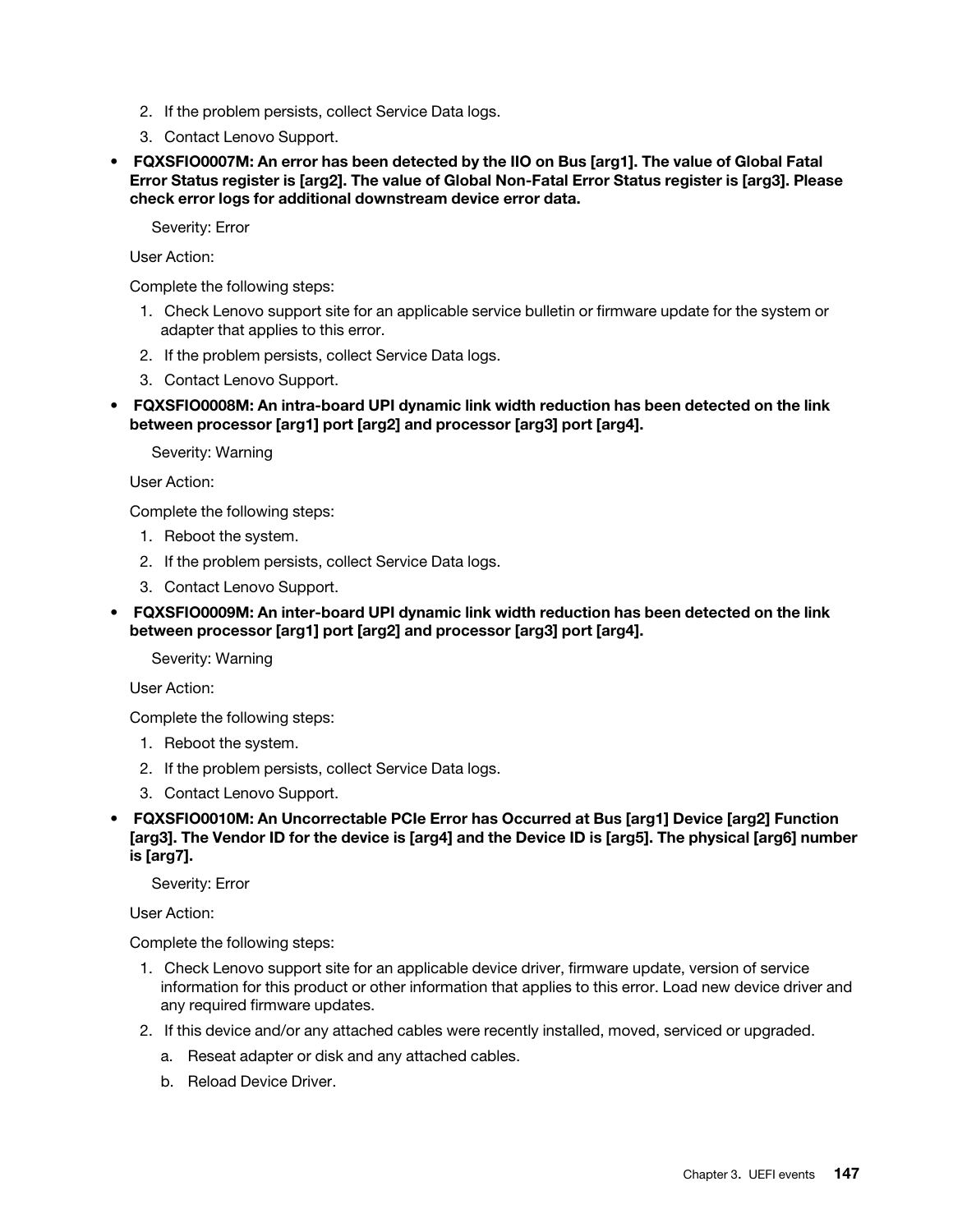2. If the problem persists, collect Service Data logs.
3. Contact Lenovo Support.

- **FQXSFIO0007M: An error has been detected by the IIO on Bus [arg1]. The value of Global Fatal Error Status register is [arg2]. The value of Global Non-Fatal Error Status register is [arg3]. Please check error logs for additional downstream device error data.**

  Severity: Error

  User Action:

  Complete the following steps:

  1. Check Lenovo support site for an applicable service bulletin or firmware update for the system or adapter that applies to this error.
  2. If the problem persists, collect Service Data logs.
  3. Contact Lenovo Support.

- **FQXSFIO0008M: An intra-board UPI dynamic link width reduction has been detected on the link between processor [arg1] port [arg2] and processor [arg3] port [arg4].**

  Severity: Warning

  User Action:

  Complete the following steps:

  1. Reboot the system.
  2. If the problem persists, collect Service Data logs.
  3. Contact Lenovo Support.

- **FQXSFIO0009M: An inter-board UPI dynamic link width reduction has been detected on the link between processor [arg1] port [arg2] and processor [arg3] port [arg4].**

  Severity: Warning

  User Action:

  Complete the following steps:

  1. Reboot the system.
  2. If the problem persists, collect Service Data logs.
  3. Contact Lenovo Support.

- **FQXSFIO0010M: An Uncorrectable PCIe Error has Occurred at Bus [arg1] Device [arg2] Function [arg3]. The Vendor ID for the device is [arg4] and the Device ID is [arg5]. The physical [arg6] number is [arg7].**

  Severity: Error

  User Action:

  Complete the following steps:

  1. Check Lenovo support site for an applicable device driver, firmware update, version of service information for this product or other information that applies to this error. Load new device driver and any required firmware updates.
  2. If this device and/or any attached cables were recently installed, moved, serviced or upgraded.
     a. Reseat adapter or disk and any attached cables.
     b. Reload Device Driver.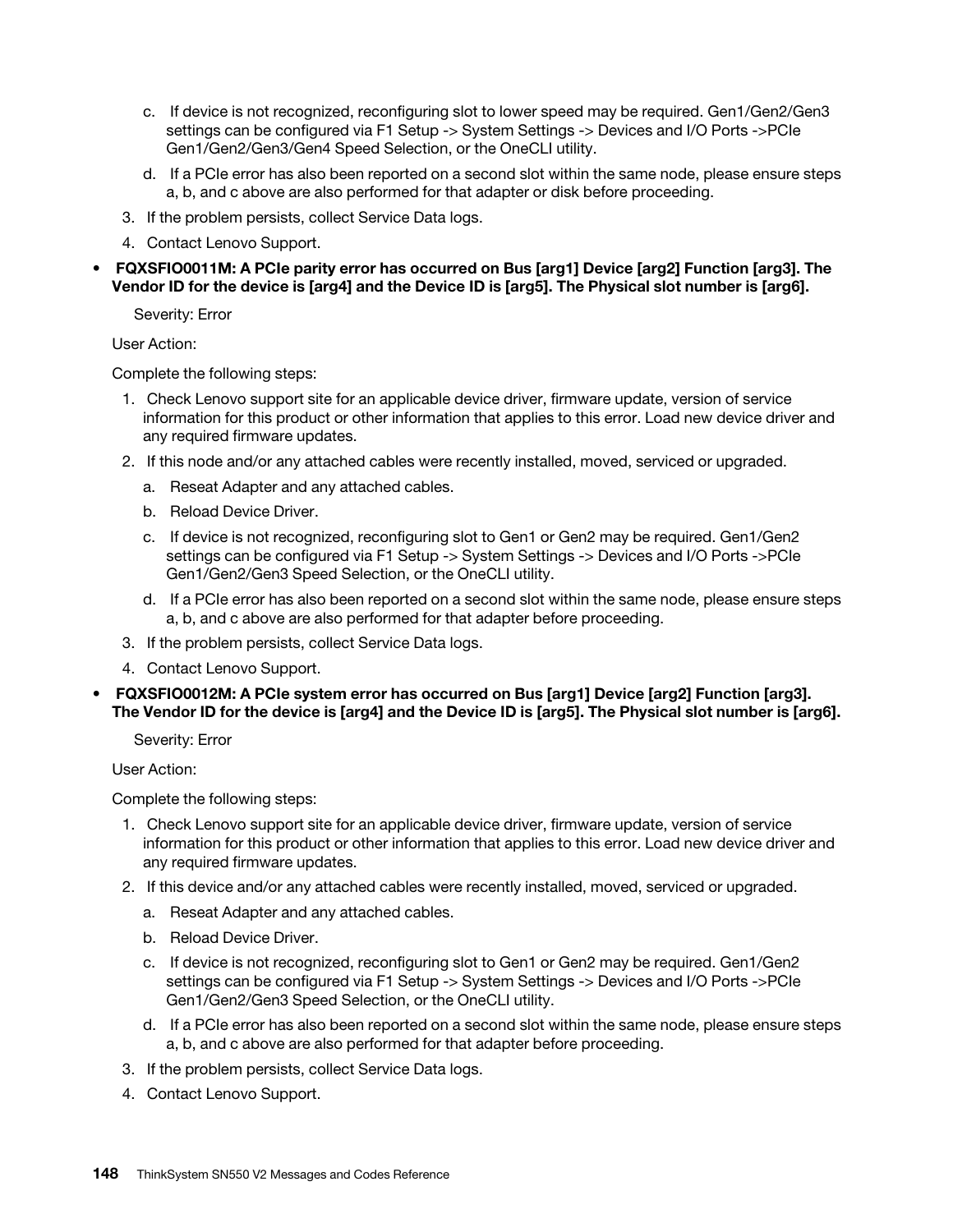c. If device is not recognized, reconfiguring slot to lower speed may be required. Gen1/Gen2/Gen3 settings can be configured via F1 Setup -> System Settings -> Devices and I/O Ports ->PCIe Gen1/Gen2/Gen3/Gen4 Speed Selection, or the OneCLI utility.
   d. If a PCIe error has also been reported on a second slot within the same node, please ensure steps a, b, and c above are also performed for that adapter or disk before proceeding.
3. If the problem persists, collect Service Data logs.
4. Contact Lenovo Support.

- **FQXSFIO0011M: A PCIe parity error has occurred on Bus [arg1] Device [arg2] Function [arg3]. The Vendor ID for the device is [arg4] and the Device ID is [arg5]. The Physical slot number is [arg6].**

  Severity: Error

  User Action:

  Complete the following steps:

  1. Check Lenovo support site for an applicable device driver, firmware update, version of service information for this product or other information that applies to this error. Load new device driver and any required firmware updates.
  2. If this node and/or any attached cables were recently installed, moved, serviced or upgraded.
     a. Reseat Adapter and any attached cables.
     b. Reload Device Driver.
     c. If device is not recognized, reconfiguring slot to Gen1 or Gen2 may be required. Gen1/Gen2 settings can be configured via F1 Setup -> System Settings -> Devices and I/O Ports ->PCIe Gen1/Gen2/Gen3 Speed Selection, or the OneCLI utility.
     d. If a PCIe error has also been reported on a second slot within the same node, please ensure steps a, b, and c above are also performed for that adapter before proceeding.
  3. If the problem persists, collect Service Data logs.
  4. Contact Lenovo Support.

- **FQXSFIO0012M: A PCIe system error has occurred on Bus [arg1] Device [arg2] Function [arg3]. The Vendor ID for the device is [arg4] and the Device ID is [arg5]. The Physical slot number is [arg6].**

  Severity: Error

  User Action:

  Complete the following steps:

  1. Check Lenovo support site for an applicable device driver, firmware update, version of service information for this product or other information that applies to this error. Load new device driver and any required firmware updates.
  2. If this device and/or any attached cables were recently installed, moved, serviced or upgraded.
     a. Reseat Adapter and any attached cables.
     b. Reload Device Driver.
     c. If device is not recognized, reconfiguring slot to Gen1 or Gen2 may be required. Gen1/Gen2 settings can be configured via F1 Setup -> System Settings -> Devices and I/O Ports ->PCIe Gen1/Gen2/Gen3 Speed Selection, or the OneCLI utility.
     d. If a PCIe error has also been reported on a second slot within the same node, please ensure steps a, b, and c above are also performed for that adapter before proceeding.
  3. If the problem persists, collect Service Data logs.
  4. Contact Lenovo Support.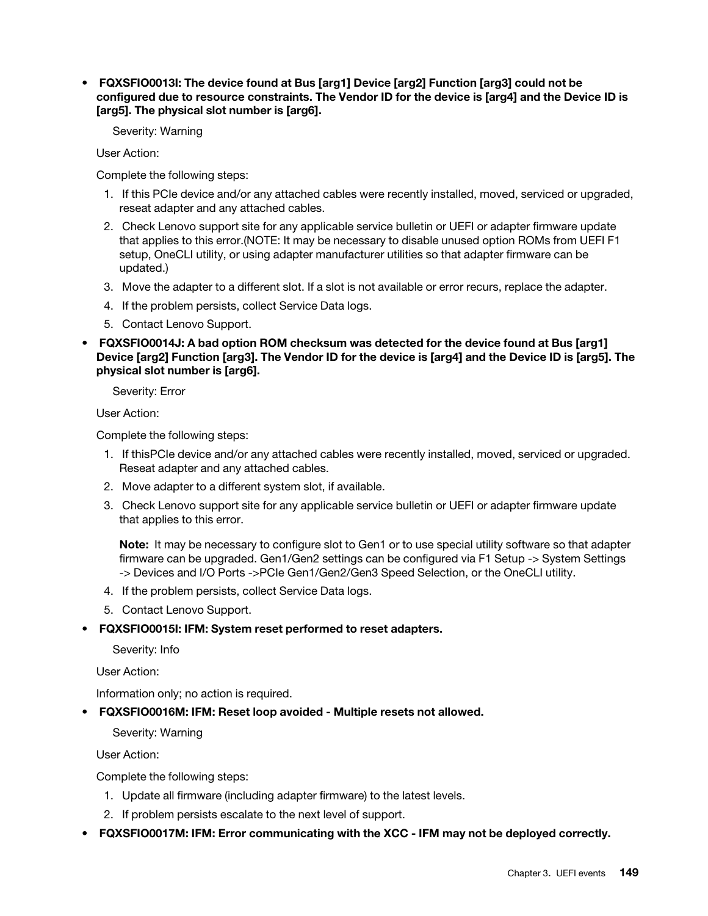- **FQXSFIO0013I: The device found at Bus [arg1] Device [arg2] Function [arg3] could not be configured due to resource constraints. The Vendor ID for the device is [arg4] and the Device ID is [arg5]. The physical slot number is [arg6].**

  Severity: Warning

  User Action:

  Complete the following steps:

  1. If this PCIe device and/or any attached cables were recently installed, moved, serviced or upgraded, reseat adapter and any attached cables.
  2. Check Lenovo support site for any applicable service bulletin or UEFI or adapter firmware update that applies to this error.(NOTE: It may be necessary to disable unused option ROMs from UEFI F1 setup, OneCLI utility, or using adapter manufacturer utilities so that adapter firmware can be updated.)
  3. Move the adapter to a different slot. If a slot is not available or error recurs, replace the adapter.
  4. If the problem persists, collect Service Data logs.
  5. Contact Lenovo Support.

- **FQXSFIO0014J: A bad option ROM checksum was detected for the device found at Bus [arg1] Device [arg2] Function [arg3]. The Vendor ID for the device is [arg4] and the Device ID is [arg5]. The physical slot number is [arg6].**

  Severity: Error

  User Action:

  Complete the following steps:

  1. If thisPCIe device and/or any attached cables were recently installed, moved, serviced or upgraded. Reseat adapter and any attached cables.
  2. Move adapter to a different system slot, if available.
  3. Check Lenovo support site for any applicable service bulletin or UEFI or adapter firmware update that applies to this error.

     **Note:** It may be necessary to configure slot to Gen1 or to use special utility software so that adapter firmware can be upgraded. Gen1/Gen2 settings can be configured via F1 Setup -> System Settings -> Devices and I/O Ports ->PCIe Gen1/Gen2/Gen3 Speed Selection, or the OneCLI utility.
  4. If the problem persists, collect Service Data logs.
  5. Contact Lenovo Support.

- **FQXSFIO0015I: IFM: System reset performed to reset adapters.**

  Severity: Info

  User Action:

  Information only; no action is required.

- **FQXSFIO0016M: IFM: Reset loop avoided - Multiple resets not allowed.**

  Severity: Warning

  User Action:

  Complete the following steps:

  1. Update all firmware (including adapter firmware) to the latest levels.
  2. If problem persists escalate to the next level of support.

- **FQXSFIO0017M: IFM: Error communicating with the XCC - IFM may not be deployed correctly.**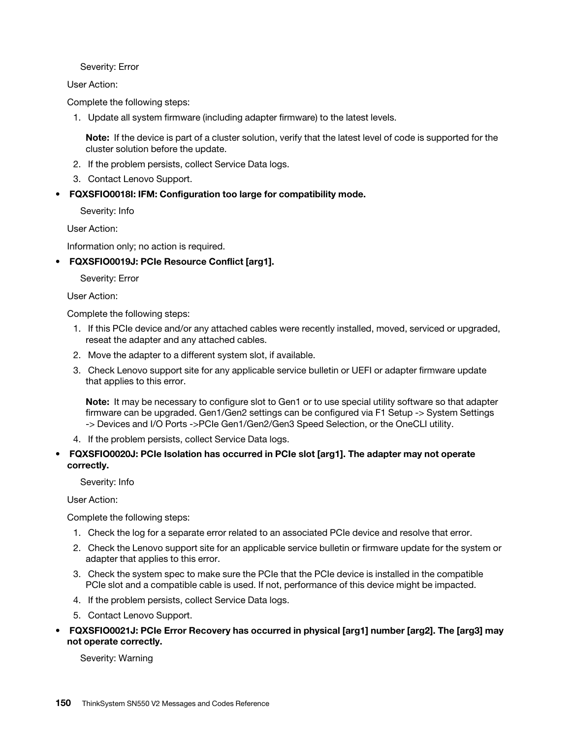Severity: Error

User Action:

Complete the following steps:

1. Update all system firmware (including adapter firmware) to the latest levels.

   **Note:** If the device is part of a cluster solution, verify that the latest level of code is supported for the cluster solution before the update.

2. If the problem persists, collect Service Data logs.
3. Contact Lenovo Support.

- **FQXSFIO0018I: IFM: Configuration too large for compatibility mode.**

  Severity: Info

  User Action:

  Information only; no action is required.

- **FQXSFIO0019J: PCIe Resource Conflict [arg1].**

  Severity: Error

  User Action:

  Complete the following steps:

  1. If this PCIe device and/or any attached cables were recently installed, moved, serviced or upgraded, reseat the adapter and any attached cables.
  2. Move the adapter to a different system slot, if available.
  3. Check Lenovo support site for any applicable service bulletin or UEFI or adapter firmware update that applies to this error.

     **Note:** It may be necessary to configure slot to Gen1 or to use special utility software so that adapter firmware can be upgraded. Gen1/Gen2 settings can be configured via F1 Setup -> System Settings -> Devices and I/O Ports ->PCIe Gen1/Gen2/Gen3 Speed Selection, or the OneCLI utility.

  4. If the problem persists, collect Service Data logs.

- **FQXSFIO0020J: PCIe Isolation has occurred in PCIe slot [arg1]. The adapter may not operate correctly.**

  Severity: Info

  User Action:

  Complete the following steps:

  1. Check the log for a separate error related to an associated PCIe device and resolve that error.
  2. Check the Lenovo support site for an applicable service bulletin or firmware update for the system or adapter that applies to this error.
  3. Check the system spec to make sure the PCIe that the PCIe device is installed in the compatible PCIe slot and a compatible cable is used. If not, performance of this device might be impacted.
  4. If the problem persists, collect Service Data logs.
  5. Contact Lenovo Support.

- **FQXSFIO0021J: PCIe Error Recovery has occurred in physical [arg1] number [arg2]. The [arg3] may not operate correctly.**

  Severity: Warning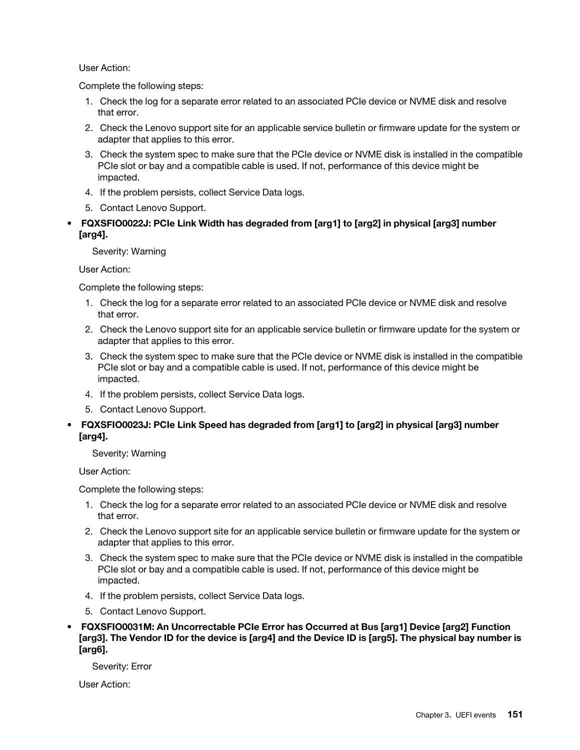User Action:

Complete the following steps:

1. Check the log for a separate error related to an associated PCIe device or NVME disk and resolve that error.
2. Check the Lenovo support site for an applicable service bulletin or firmware update for the system or adapter that applies to this error.
3. Check the system spec to make sure that the PCIe device or NVME disk is installed in the compatible PCIe slot or bay and a compatible cable is used. If not, performance of this device might be impacted.
4. If the problem persists, collect Service Data logs.
5. Contact Lenovo Support.

- **FQXSFIO0022J: PCIe Link Width has degraded from [arg1] to [arg2] in physical [arg3] number [arg4].**

  Severity: Warning

  User Action:

  Complete the following steps:

  1. Check the log for a separate error related to an associated PCIe device or NVME disk and resolve that error.
  2. Check the Lenovo support site for an applicable service bulletin or firmware update for the system or adapter that applies to this error.
  3. Check the system spec to make sure that the PCIe device or NVME disk is installed in the compatible PCIe slot or bay and a compatible cable is used. If not, performance of this device might be impacted.
  4. If the problem persists, collect Service Data logs.
  5. Contact Lenovo Support.

- **FQXSFIO0023J: PCIe Link Speed has degraded from [arg1] to [arg2] in physical [arg3] number [arg4].**

  Severity: Warning

  User Action:

  Complete the following steps:

  1. Check the log for a separate error related to an associated PCIe device or NVME disk and resolve that error.
  2. Check the Lenovo support site for an applicable service bulletin or firmware update for the system or adapter that applies to this error.
  3. Check the system spec to make sure that the PCIe device or NVME disk is installed in the compatible PCIe slot or bay and a compatible cable is used. If not, performance of this device might be impacted.
  4. If the problem persists, collect Service Data logs.
  5. Contact Lenovo Support.

- **FQXSFIO0031M: An Uncorrectable PCIe Error has Occurred at Bus [arg1] Device [arg2] Function [arg3]. The Vendor ID for the device is [arg4] and the Device ID is [arg5]. The physical bay number is [arg6].**

  Severity: Error

  User Action: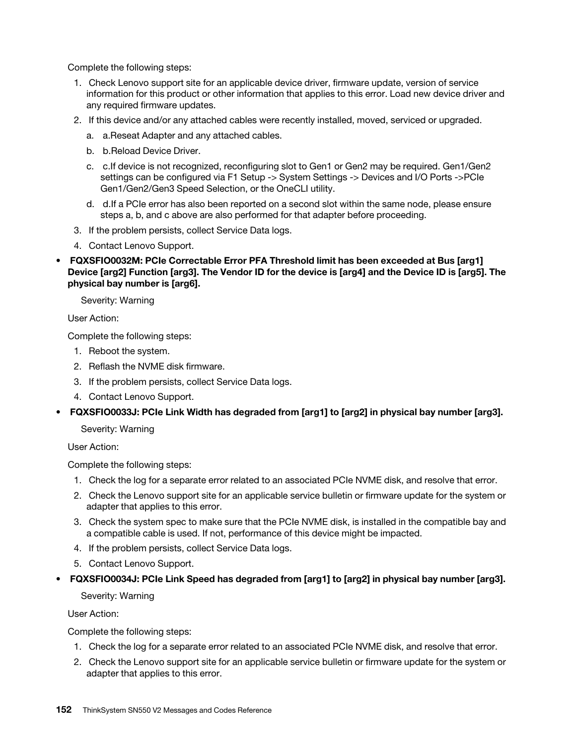Complete the following steps:

1. Check Lenovo support site for an applicable device driver, firmware update, version of service information for this product or other information that applies to this error. Load new device driver and any required firmware updates.
2. If this device and/or any attached cables were recently installed, moved, serviced or upgraded.
   a. a.Reseat Adapter and any attached cables.
   b. b.Reload Device Driver.
   c. c.If device is not recognized, reconfiguring slot to Gen1 or Gen2 may be required. Gen1/Gen2 settings can be configured via F1 Setup -> System Settings -> Devices and I/O Ports ->PCIe Gen1/Gen2/Gen3 Speed Selection, or the OneCLI utility.
   d. d.If a PCIe error has also been reported on a second slot within the same node, please ensure steps a, b, and c above are also performed for that adapter before proceeding.
3. If the problem persists, collect Service Data logs.
4. Contact Lenovo Support.

- **FQXSFIO0032M: PCIe Correctable Error PFA Threshold limit has been exceeded at Bus [arg1] Device [arg2] Function [arg3]. The Vendor ID for the device is [arg4] and the Device ID is [arg5]. The physical bay number is [arg6].**

  Severity: Warning

  User Action:

  Complete the following steps:

  1. Reboot the system.
  2. Reflash the NVME disk firmware.
  3. If the problem persists, collect Service Data logs.
  4. Contact Lenovo Support.

- **FQXSFIO0033J: PCIe Link Width has degraded from [arg1] to [arg2] in physical bay number [arg3].**

  Severity: Warning

  User Action:

  Complete the following steps:

  1. Check the log for a separate error related to an associated PCIe NVME disk, and resolve that error.
  2. Check the Lenovo support site for an applicable service bulletin or firmware update for the system or adapter that applies to this error.
  3. Check the system spec to make sure that the PCIe NVME disk, is installed in the compatible bay and a compatible cable is used. If not, performance of this device might be impacted.
  4. If the problem persists, collect Service Data logs.
  5. Contact Lenovo Support.

- **FQXSFIO0034J: PCIe Link Speed has degraded from [arg1] to [arg2] in physical bay number [arg3].**

  Severity: Warning

  User Action:

  Complete the following steps:

  1. Check the log for a separate error related to an associated PCIe NVME disk, and resolve that error.
  2. Check the Lenovo support site for an applicable service bulletin or firmware update for the system or adapter that applies to this error.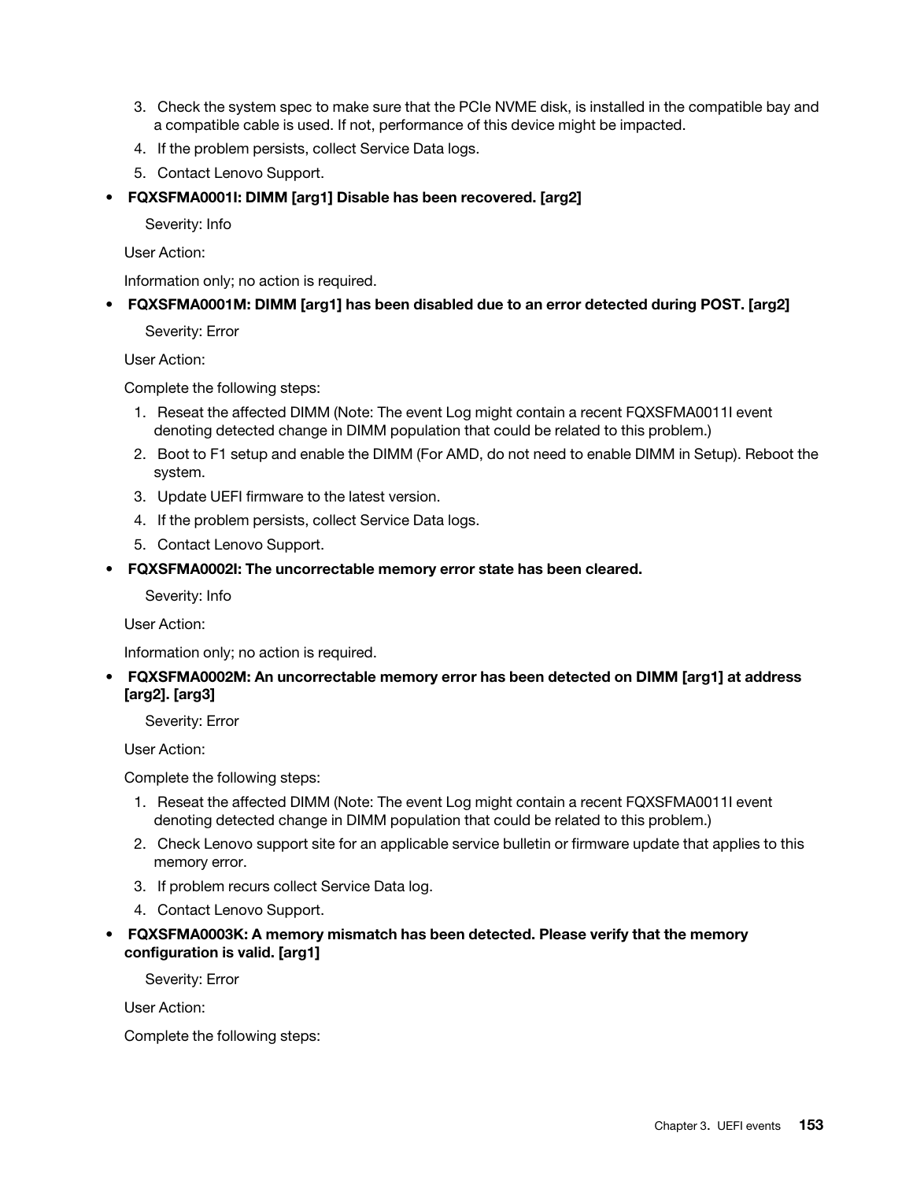3. Check the system spec to make sure that the PCIe NVME disk, is installed in the compatible bay and a compatible cable is used. If not, performance of this device might be impacted.
4. If the problem persists, collect Service Data logs.
5. Contact Lenovo Support.

- **FQXSFMA0001I: DIMM [arg1] Disable has been recovered. [arg2]**

  Severity: Info

  User Action:

  Information only; no action is required.

- **FQXSFMA0001M: DIMM [arg1] has been disabled due to an error detected during POST. [arg2]**

  Severity: Error

  User Action:

  Complete the following steps:

  1. Reseat the affected DIMM (Note: The event Log might contain a recent FQXSFMA0011I event denoting detected change in DIMM population that could be related to this problem.)
  2. Boot to F1 setup and enable the DIMM (For AMD, do not need to enable DIMM in Setup). Reboot the system.
  3. Update UEFI firmware to the latest version.
  4. If the problem persists, collect Service Data logs.
  5. Contact Lenovo Support.

- **FQXSFMA0002I: The uncorrectable memory error state has been cleared.**

  Severity: Info

  User Action:

  Information only; no action is required.

- **FQXSFMA0002M: An uncorrectable memory error has been detected on DIMM [arg1] at address [arg2]. [arg3]**

  Severity: Error

  User Action:

  Complete the following steps:

  1. Reseat the affected DIMM (Note: The event Log might contain a recent FQXSFMA0011I event denoting detected change in DIMM population that could be related to this problem.)
  2. Check Lenovo support site for an applicable service bulletin or firmware update that applies to this memory error.
  3. If problem recurs collect Service Data log.
  4. Contact Lenovo Support.

- **FQXSFMA0003K: A memory mismatch has been detected. Please verify that the memory configuration is valid. [arg1]**

  Severity: Error

  User Action:

  Complete the following steps: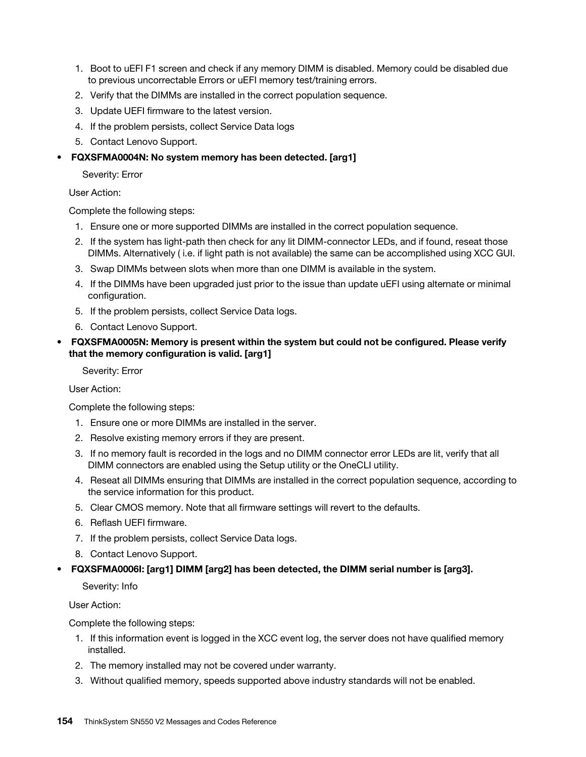1. Boot to uEFI F1 screen and check if any memory DIMM is disabled. Memory could be disabled due to previous uncorrectable Errors or uEFI memory test/training errors.
2. Verify that the DIMMs are installed in the correct population sequence.
3. Update UEFI firmware to the latest version.
4. If the problem persists, collect Service Data logs
5. Contact Lenovo Support.

- **FQXSFMA0004N: No system memory has been detected. [arg1]**

  Severity: Error

  User Action:

  Complete the following steps:

  1. Ensure one or more supported DIMMs are installed in the correct population sequence.
  2. If the system has light-path then check for any lit DIMM-connector LEDs, and if found, reseat those DIMMs. Alternatively ( i.e. if light path is not available) the same can be accomplished using XCC GUI.
  3. Swap DIMMs between slots when more than one DIMM is available in the system.
  4. If the DIMMs have been upgraded just prior to the issue than update uEFI using alternate or minimal configuration.
  5. If the problem persists, collect Service Data logs.
  6. Contact Lenovo Support.

- **FQXSFMA0005N: Memory is present within the system but could not be configured. Please verify that the memory configuration is valid. [arg1]**

  Severity: Error

  User Action:

  Complete the following steps:

  1. Ensure one or more DIMMs are installed in the server.
  2. Resolve existing memory errors if they are present.
  3. If no memory fault is recorded in the logs and no DIMM connector error LEDs are lit, verify that all DIMM connectors are enabled using the Setup utility or the OneCLI utility.
  4. Reseat all DIMMs ensuring that DIMMs are installed in the correct population sequence, according to the service information for this product.
  5. Clear CMOS memory. Note that all firmware settings will revert to the defaults.
  6. Reflash UEFI firmware.
  7. If the problem persists, collect Service Data logs.
  8. Contact Lenovo Support.

- **FQXSFMA0006I: [arg1] DIMM [arg2] has been detected, the DIMM serial number is [arg3].**

  Severity: Info

  User Action:

  Complete the following steps:

  1. If this information event is logged in the XCC event log, the server does not have qualified memory installed.
  2. The memory installed may not be covered under warranty.
  3. Without qualified memory, speeds supported above industry standards will not be enabled.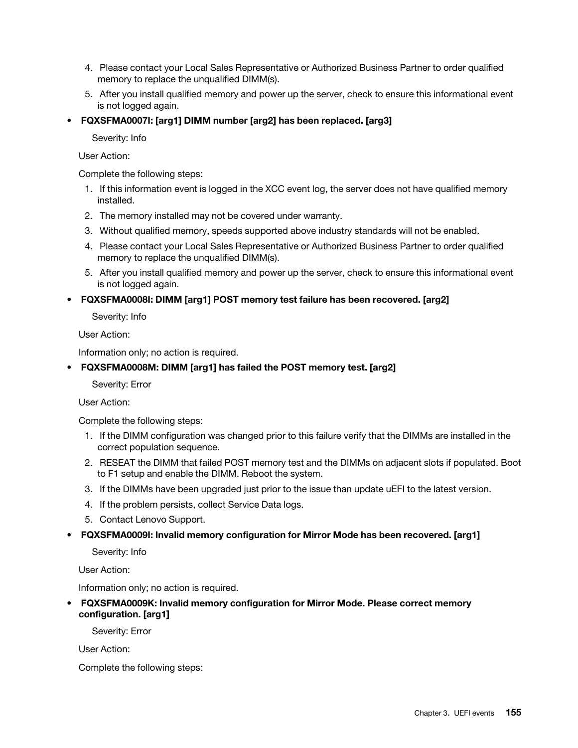4. Please contact your Local Sales Representative or Authorized Business Partner to order qualified memory to replace the unqualified DIMM(s).
5. After you install qualified memory and power up the server, check to ensure this informational event is not logged again.

- **FQXSFMA0007I: [arg1] DIMM number [arg2] has been replaced. [arg3]**

  Severity: Info

  User Action:

  Complete the following steps:

  1. If this information event is logged in the XCC event log, the server does not have qualified memory installed.
  2. The memory installed may not be covered under warranty.
  3. Without qualified memory, speeds supported above industry standards will not be enabled.
  4. Please contact your Local Sales Representative or Authorized Business Partner to order qualified memory to replace the unqualified DIMM(s).
  5. After you install qualified memory and power up the server, check to ensure this informational event is not logged again.

- **FQXSFMA0008I: DIMM [arg1] POST memory test failure has been recovered. [arg2]**

  Severity: Info

  User Action:

  Information only; no action is required.

- **FQXSFMA0008M: DIMM [arg1] has failed the POST memory test. [arg2]**

  Severity: Error

  User Action:

  Complete the following steps:

  1. If the DIMM configuration was changed prior to this failure verify that the DIMMs are installed in the correct population sequence.
  2. RESEAT the DIMM that failed POST memory test and the DIMMs on adjacent slots if populated. Boot to F1 setup and enable the DIMM. Reboot the system.
  3. If the DIMMs have been upgraded just prior to the issue than update uEFI to the latest version.
  4. If the problem persists, collect Service Data logs.
  5. Contact Lenovo Support.

- **FQXSFMA0009I: Invalid memory configuration for Mirror Mode has been recovered. [arg1]**

  Severity: Info

  User Action:

  Information only; no action is required.

- **FQXSFMA0009K: Invalid memory configuration for Mirror Mode. Please correct memory configuration. [arg1]**

  Severity: Error

  User Action:

  Complete the following steps: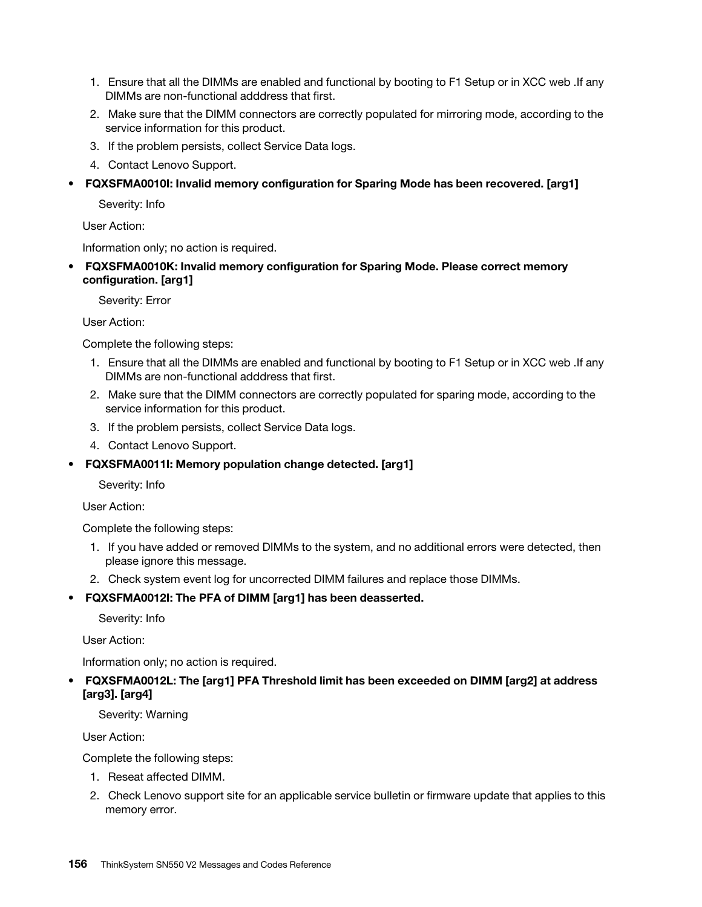1. Ensure that all the DIMMs are enabled and functional by booting to F1 Setup or in XCC web .If any DIMMs are non-functional adddress that first.
2. Make sure that the DIMM connectors are correctly populated for mirroring mode, according to the service information for this product.
3. If the problem persists, collect Service Data logs.
4. Contact Lenovo Support.

- **FQXSFMA0010I: Invalid memory configuration for Sparing Mode has been recovered. [arg1]**

  Severity: Info

  User Action:

  Information only; no action is required.

- **FQXSFMA0010K: Invalid memory configuration for Sparing Mode. Please correct memory configuration. [arg1]**

  Severity: Error

  User Action:

  Complete the following steps:

  1. Ensure that all the DIMMs are enabled and functional by booting to F1 Setup or in XCC web .If any DIMMs are non-functional adddress that first.
  2. Make sure that the DIMM connectors are correctly populated for sparing mode, according to the service information for this product.
  3. If the problem persists, collect Service Data logs.
  4. Contact Lenovo Support.

- **FQXSFMA0011I: Memory population change detected. [arg1]**

  Severity: Info

  User Action:

  Complete the following steps:

  1. If you have added or removed DIMMs to the system, and no additional errors were detected, then please ignore this message.
  2. Check system event log for uncorrected DIMM failures and replace those DIMMs.

- **FQXSFMA0012I: The PFA of DIMM [arg1] has been deasserted.**

  Severity: Info

  User Action:

  Information only; no action is required.

- **FQXSFMA0012L: The [arg1] PFA Threshold limit has been exceeded on DIMM [arg2] at address [arg3]. [arg4]**

  Severity: Warning

  User Action:

  Complete the following steps:

  1. Reseat affected DIMM.
  2. Check Lenovo support site for an applicable service bulletin or firmware update that applies to this memory error.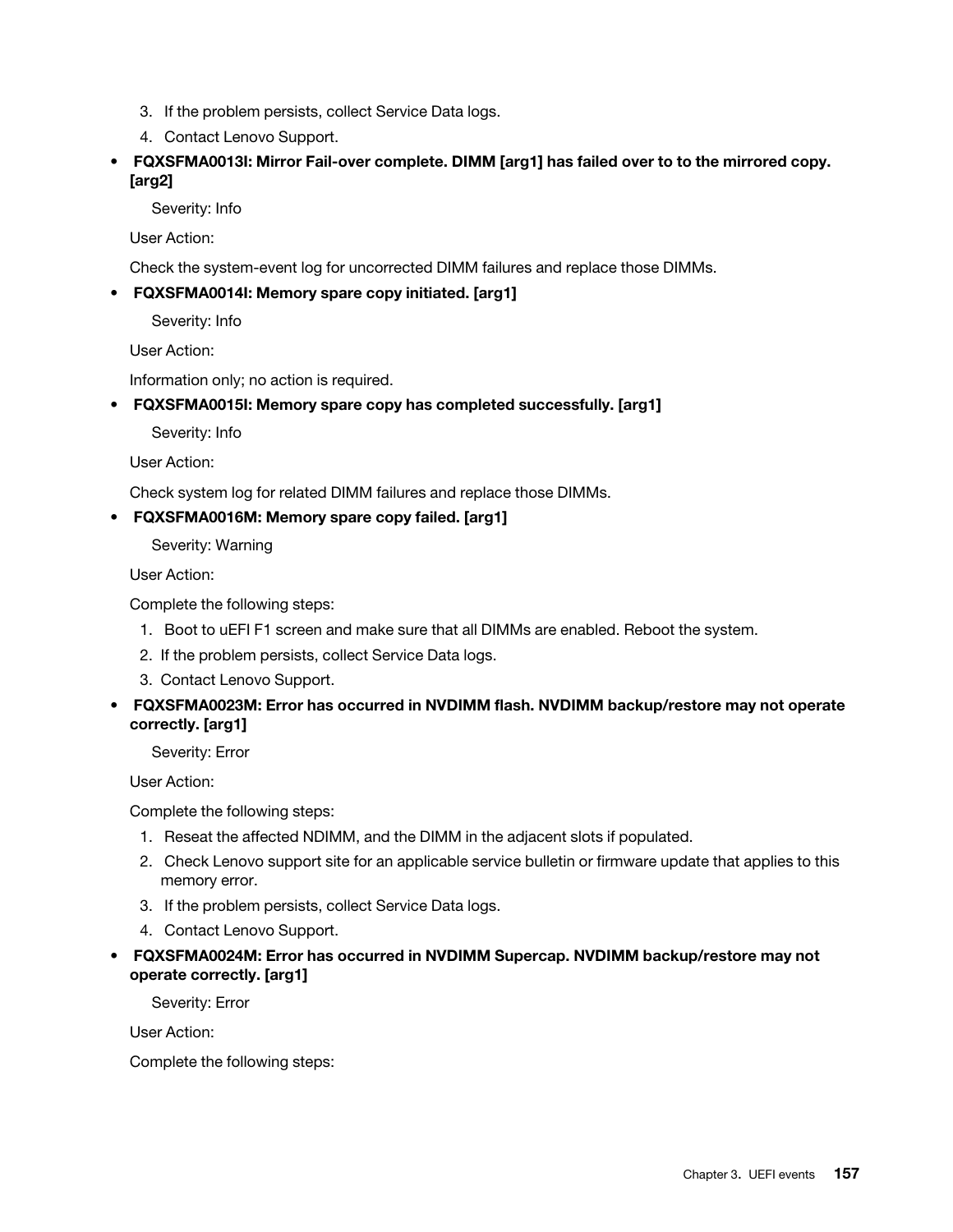3. If the problem persists, collect Service Data logs.
4. Contact Lenovo Support.

- **FQXSFMA0013I: Mirror Fail-over complete. DIMM [arg1] has failed over to to the mirrored copy. [arg2]**

  Severity: Info

  User Action:

  Check the system-event log for uncorrected DIMM failures and replace those DIMMs.

- **FQXSFMA0014I: Memory spare copy initiated. [arg1]**

  Severity: Info

  User Action:

  Information only; no action is required.

- **FQXSFMA0015I: Memory spare copy has completed successfully. [arg1]**

  Severity: Info

  User Action:

  Check system log for related DIMM failures and replace those DIMMs.

- **FQXSFMA0016M: Memory spare copy failed. [arg1]**

  Severity: Warning

  User Action:

  Complete the following steps:

  1. Boot to uEFI F1 screen and make sure that all DIMMs are enabled. Reboot the system.
  2. If the problem persists, collect Service Data logs.
  3. Contact Lenovo Support.

- **FQXSFMA0023M: Error has occurred in NVDIMM flash. NVDIMM backup/restore may not operate correctly. [arg1]**

  Severity: Error

  User Action:

  Complete the following steps:

  1. Reseat the affected NDIMM, and the DIMM in the adjacent slots if populated.
  2. Check Lenovo support site for an applicable service bulletin or firmware update that applies to this memory error.
  3. If the problem persists, collect Service Data logs.
  4. Contact Lenovo Support.

- **FQXSFMA0024M: Error has occurred in NVDIMM Supercap. NVDIMM backup/restore may not operate correctly. [arg1]**

  Severity: Error

  User Action:

  Complete the following steps: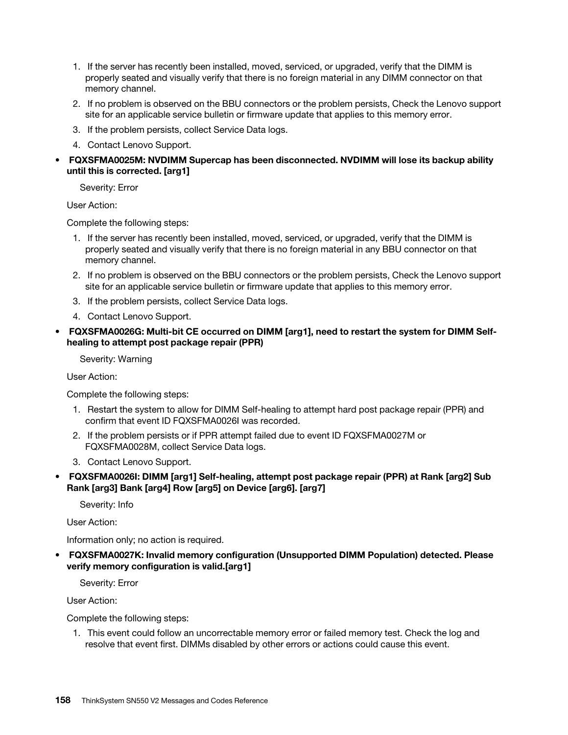1. If the server has recently been installed, moved, serviced, or upgraded, verify that the DIMM is properly seated and visually verify that there is no foreign material in any DIMM connector on that memory channel.
2. If no problem is observed on the BBU connectors or the problem persists, Check the Lenovo support site for an applicable service bulletin or firmware update that applies to this memory error.
3. If the problem persists, collect Service Data logs.
4. Contact Lenovo Support.

- **FQXSFMA0025M: NVDIMM Supercap has been disconnected. NVDIMM will lose its backup ability until this is corrected. [arg1]**

  Severity: Error

  User Action:

  Complete the following steps:

  1. If the server has recently been installed, moved, serviced, or upgraded, verify that the DIMM is properly seated and visually verify that there is no foreign material in any BBU connector on that memory channel.
  2. If no problem is observed on the BBU connectors or the problem persists, Check the Lenovo support site for an applicable service bulletin or firmware update that applies to this memory error.
  3. If the problem persists, collect Service Data logs.
  4. Contact Lenovo Support.

- **FQXSFMA0026G: Multi-bit CE occurred on DIMM [arg1], need to restart the system for DIMM Self-healing to attempt post package repair (PPR)**

  Severity: Warning

  User Action:

  Complete the following steps:

  1. Restart the system to allow for DIMM Self-healing to attempt hard post package repair (PPR) and confirm that event ID FQXSFMA0026I was recorded.
  2. If the problem persists or if PPR attempt failed due to event ID FQXSFMA0027M or FQXSFMA0028M, collect Service Data logs.
  3. Contact Lenovo Support.

- **FQXSFMA0026I: DIMM [arg1] Self-healing, attempt post package repair (PPR) at Rank [arg2] Sub Rank [arg3] Bank [arg4] Row [arg5] on Device [arg6]. [arg7]**

  Severity: Info

  User Action:

  Information only; no action is required.

- **FQXSFMA0027K: Invalid memory configuration (Unsupported DIMM Population) detected. Please verify memory configuration is valid.[arg1]**

  Severity: Error

  User Action:

  Complete the following steps:

  1. This event could follow an uncorrectable memory error or failed memory test. Check the log and resolve that event first. DIMMs disabled by other errors or actions could cause this event.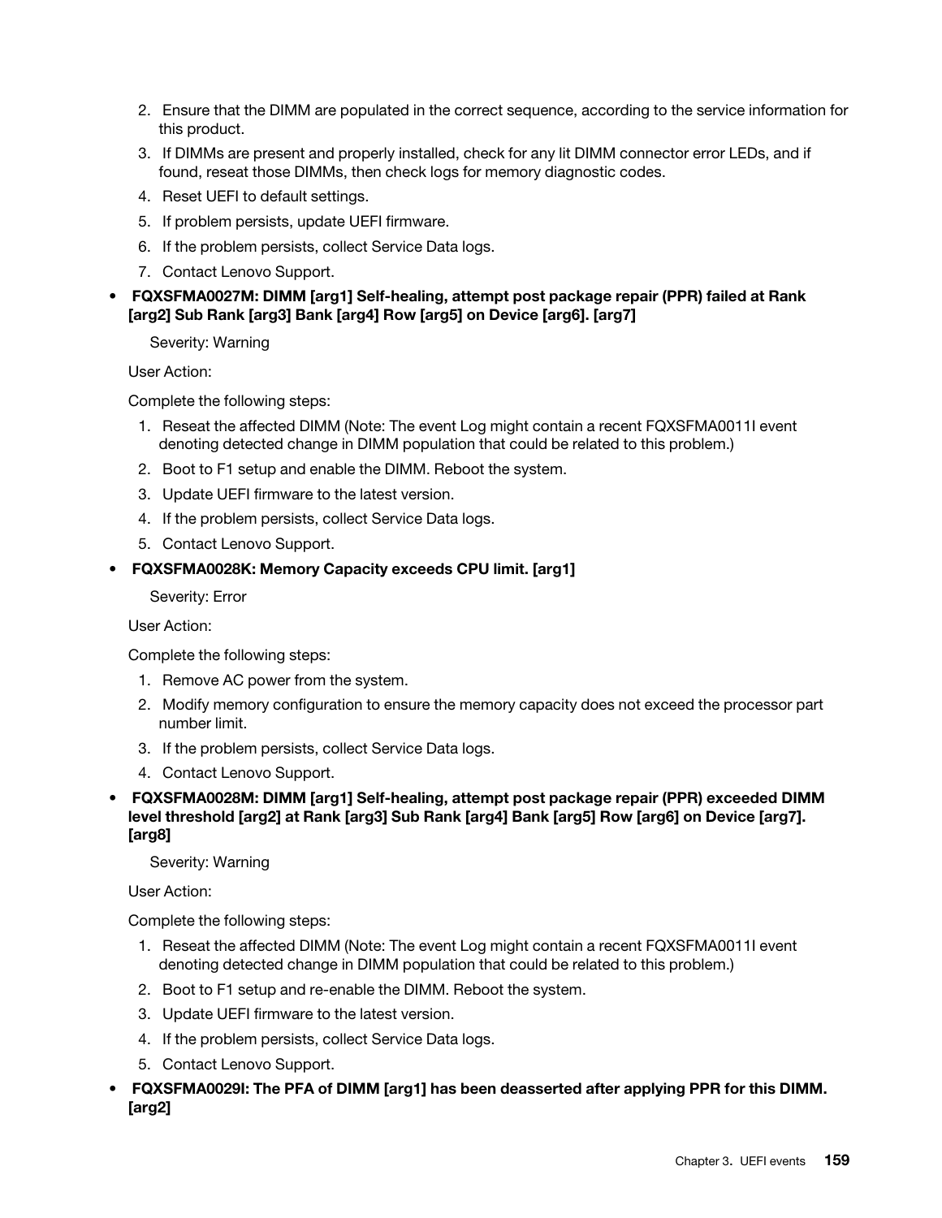2. Ensure that the DIMM are populated in the correct sequence, according to the service information for this product.
3. If DIMMs are present and properly installed, check for any lit DIMM connector error LEDs, and if found, reseat those DIMMs, then check logs for memory diagnostic codes.
4. Reset UEFI to default settings.
5. If problem persists, update UEFI firmware.
6. If the problem persists, collect Service Data logs.
7. Contact Lenovo Support.

- **FQXSFMA0027M: DIMM [arg1] Self-healing, attempt post package repair (PPR) failed at Rank [arg2] Sub Rank [arg3] Bank [arg4] Row [arg5] on Device [arg6]. [arg7]**

  Severity: Warning

  User Action:

  Complete the following steps:

  1. Reseat the affected DIMM (Note: The event Log might contain a recent FQXSFMA0011I event denoting detected change in DIMM population that could be related to this problem.)
  2. Boot to F1 setup and enable the DIMM. Reboot the system.
  3. Update UEFI firmware to the latest version.
  4. If the problem persists, collect Service Data logs.
  5. Contact Lenovo Support.

- **FQXSFMA0028K: Memory Capacity exceeds CPU limit. [arg1]**

  Severity: Error

  User Action:

  Complete the following steps:

  1. Remove AC power from the system.
  2. Modify memory configuration to ensure the memory capacity does not exceed the processor part number limit.
  3. If the problem persists, collect Service Data logs.
  4. Contact Lenovo Support.

- **FQXSFMA0028M: DIMM [arg1] Self-healing, attempt post package repair (PPR) exceeded DIMM level threshold [arg2] at Rank [arg3] Sub Rank [arg4] Bank [arg5] Row [arg6] on Device [arg7]. [arg8]**

  Severity: Warning

  User Action:

  Complete the following steps:

  1. Reseat the affected DIMM (Note: The event Log might contain a recent FQXSFMA0011I event denoting detected change in DIMM population that could be related to this problem.)
  2. Boot to F1 setup and re-enable the DIMM. Reboot the system.
  3. Update UEFI firmware to the latest version.
  4. If the problem persists, collect Service Data logs.
  5. Contact Lenovo Support.

- **FQXSFMA0029I: The PFA of DIMM [arg1] has been deasserted after applying PPR for this DIMM. [arg2]**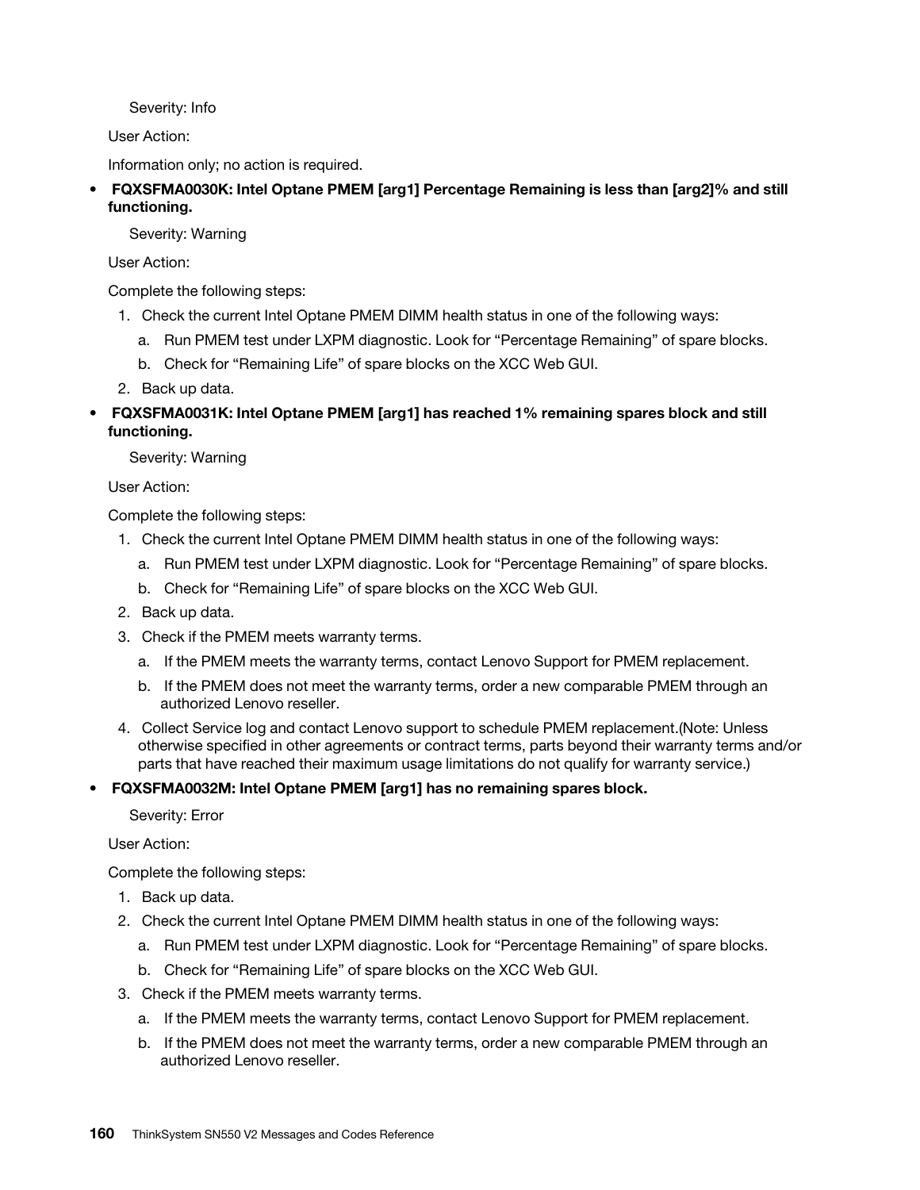Severity: Info

User Action:

Information only; no action is required.

- **FQXSFMA0030K: Intel Optane PMEM [arg1] Percentage Remaining is less than [arg2]% and still functioning.**

  Severity: Warning

  User Action:

  Complete the following steps:

  1. Check the current Intel Optane PMEM DIMM health status in one of the following ways:
     a. Run PMEM test under LXPM diagnostic. Look for “Percentage Remaining” of spare blocks.
     b. Check for “Remaining Life” of spare blocks on the XCC Web GUI.
  2. Back up data.

- **FQXSFMA0031K: Intel Optane PMEM [arg1] has reached 1% remaining spares block and still functioning.**

  Severity: Warning

  User Action:

  Complete the following steps:

  1. Check the current Intel Optane PMEM DIMM health status in one of the following ways:
     a. Run PMEM test under LXPM diagnostic. Look for “Percentage Remaining” of spare blocks.
     b. Check for “Remaining Life” of spare blocks on the XCC Web GUI.
  2. Back up data.
  3. Check if the PMEM meets warranty terms.
     a. If the PMEM meets the warranty terms, contact Lenovo Support for PMEM replacement.
     b. If the PMEM does not meet the warranty terms, order a new comparable PMEM through an authorized Lenovo reseller.
  4. Collect Service log and contact Lenovo support to schedule PMEM replacement.(Note: Unless otherwise specified in other agreements or contract terms, parts beyond their warranty terms and/or parts that have reached their maximum usage limitations do not qualify for warranty service.)

- **FQXSFMA0032M: Intel Optane PMEM [arg1] has no remaining spares block.**

  Severity: Error

  User Action:

  Complete the following steps:

  1. Back up data.
  2. Check the current Intel Optane PMEM DIMM health status in one of the following ways:
     a. Run PMEM test under LXPM diagnostic. Look for “Percentage Remaining” of spare blocks.
     b. Check for “Remaining Life” of spare blocks on the XCC Web GUI.
  3. Check if the PMEM meets warranty terms.
     a. If the PMEM meets the warranty terms, contact Lenovo Support for PMEM replacement.
     b. If the PMEM does not meet the warranty terms, order a new comparable PMEM through an authorized Lenovo reseller.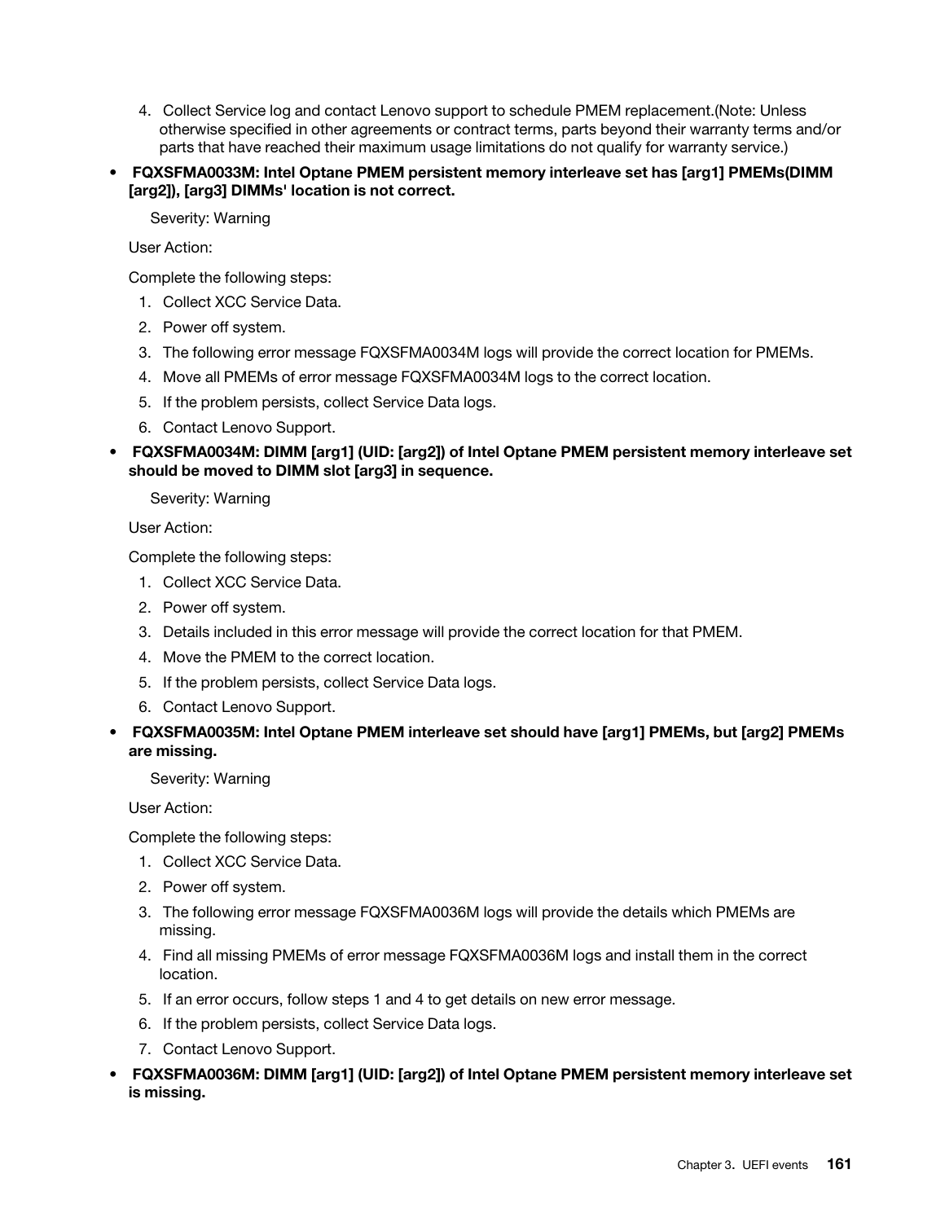4. Collect Service log and contact Lenovo support to schedule PMEM replacement.(Note: Unless otherwise specified in other agreements or contract terms, parts beyond their warranty terms and/or parts that have reached their maximum usage limitations do not qualify for warranty service.)

- **FQXSFMA0033M: Intel Optane PMEM persistent memory interleave set has [arg1] PMEMs(DIMM [arg2]), [arg3] DIMMs' location is not correct.**

  Severity: Warning

  User Action:

  Complete the following steps:

  1. Collect XCC Service Data.
  2. Power off system.
  3. The following error message FQXSFMA0034M logs will provide the correct location for PMEMs.
  4. Move all PMEMs of error message FQXSFMA0034M logs to the correct location.
  5. If the problem persists, collect Service Data logs.
  6. Contact Lenovo Support.

- **FQXSFMA0034M: DIMM [arg1] (UID: [arg2]) of Intel Optane PMEM persistent memory interleave set should be moved to DIMM slot [arg3] in sequence.**

  Severity: Warning

  User Action:

  Complete the following steps:

  1. Collect XCC Service Data.
  2. Power off system.
  3. Details included in this error message will provide the correct location for that PMEM.
  4. Move the PMEM to the correct location.
  5. If the problem persists, collect Service Data logs.
  6. Contact Lenovo Support.

- **FQXSFMA0035M: Intel Optane PMEM interleave set should have [arg1] PMEMs, but [arg2] PMEMs are missing.**

  Severity: Warning

  User Action:

  Complete the following steps:

  1. Collect XCC Service Data.
  2. Power off system.
  3. The following error message FQXSFMA0036M logs will provide the details which PMEMs are missing.
  4. Find all missing PMEMs of error message FQXSFMA0036M logs and install them in the correct location.
  5. If an error occurs, follow steps 1 and 4 to get details on new error message.
  6. If the problem persists, collect Service Data logs.
  7. Contact Lenovo Support.

- **FQXSFMA0036M: DIMM [arg1] (UID: [arg2]) of Intel Optane PMEM persistent memory interleave set is missing.**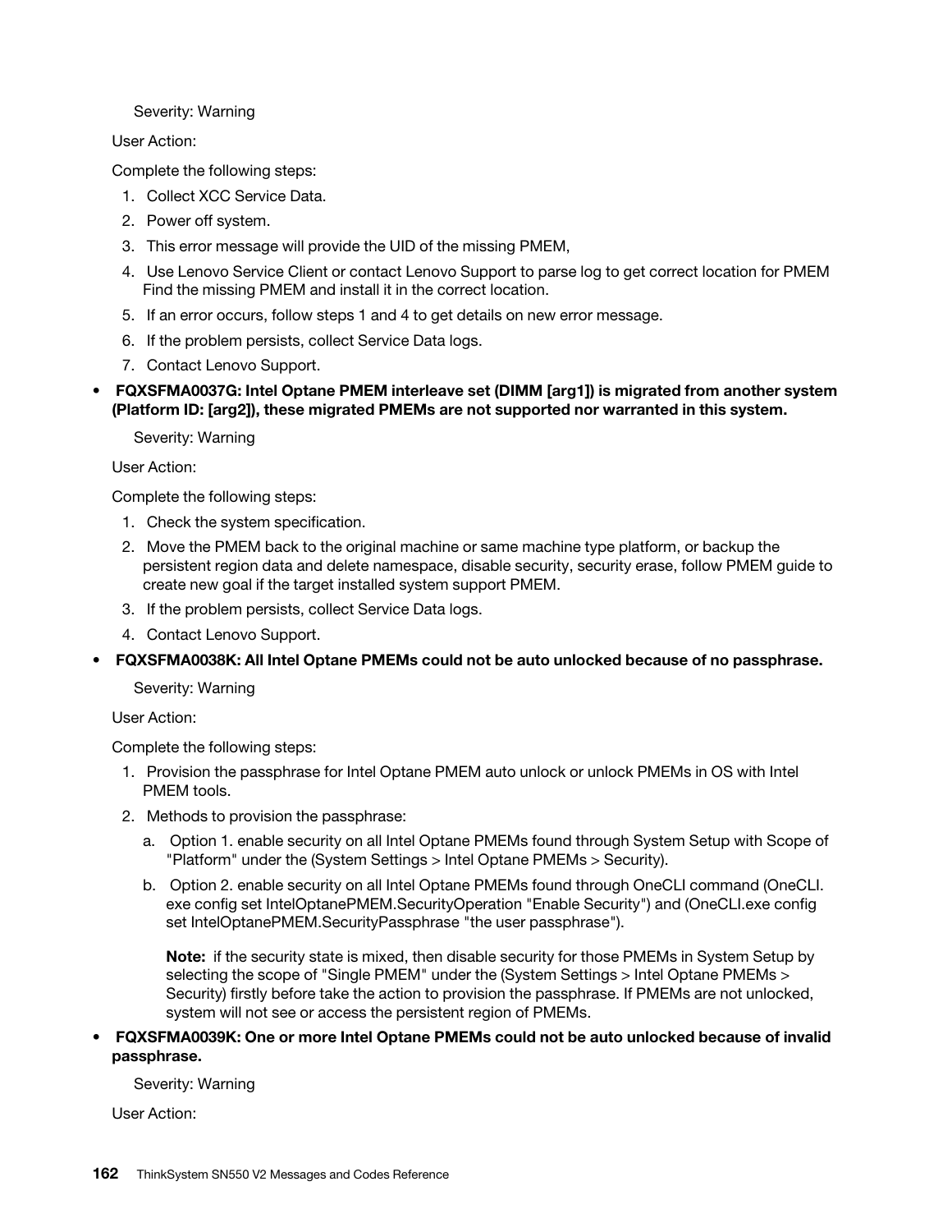Severity: Warning

User Action:

Complete the following steps:

1. Collect XCC Service Data.
2. Power off system.
3. This error message will provide the UID of the missing PMEM,
4. Use Lenovo Service Client or contact Lenovo Support to parse log to get correct location for PMEM Find the missing PMEM and install it in the correct location.
5. If an error occurs, follow steps 1 and 4 to get details on new error message.
6. If the problem persists, collect Service Data logs.
7. Contact Lenovo Support.

- **FQXSFMA0037G: Intel Optane PMEM interleave set (DIMM [arg1]) is migrated from another system (Platform ID: [arg2]), these migrated PMEMs are not supported nor warranted in this system.**

  Severity: Warning

  User Action:

  Complete the following steps:

  1. Check the system specification.
  2. Move the PMEM back to the original machine or same machine type platform, or backup the persistent region data and delete namespace, disable security, security erase, follow PMEM guide to create new goal if the target installed system support PMEM.
  3. If the problem persists, collect Service Data logs.
  4. Contact Lenovo Support.

- **FQXSFMA0038K: All Intel Optane PMEMs could not be auto unlocked because of no passphrase.**

  Severity: Warning

  User Action:

  Complete the following steps:

  1. Provision the passphrase for Intel Optane PMEM auto unlock or unlock PMEMs in OS with Intel PMEM tools.
  2. Methods to provision the passphrase:
     a. Option 1. enable security on all Intel Optane PMEMs found through System Setup with Scope of "Platform" under the (System Settings > Intel Optane PMEMs > Security).
     b. Option 2. enable security on all Intel Optane PMEMs found through OneCLI command (OneCLI.exe config set IntelOptanePMEM.SecurityOperation "Enable Security") and (OneCLI.exe config set IntelOptanePMEM.SecurityPassphrase "the user passphrase").

     **Note:** if the security state is mixed, then disable security for those PMEMs in System Setup by selecting the scope of "Single PMEM" under the (System Settings > Intel Optane PMEMs > Security) firstly before take the action to provision the passphrase. If PMEMs are not unlocked, system will not see or access the persistent region of PMEMs.

- **FQXSFMA0039K: One or more Intel Optane PMEMs could not be auto unlocked because of invalid passphrase.**

  Severity: Warning

  User Action: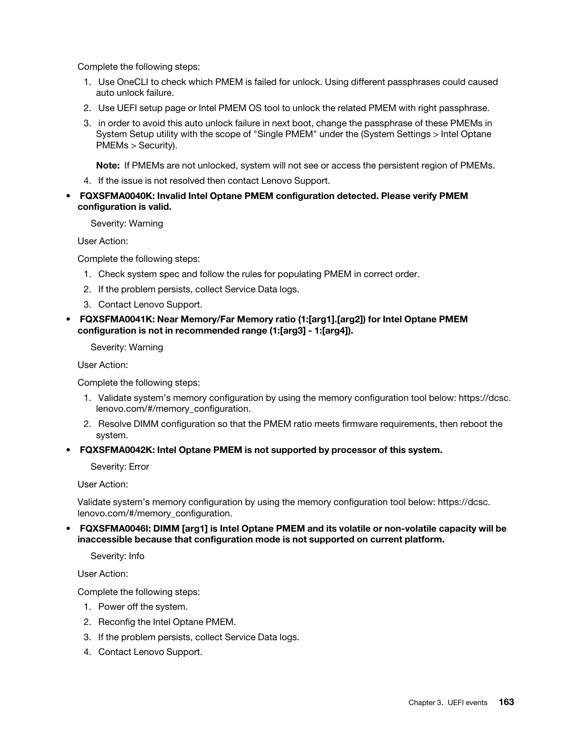Complete the following steps:

1. Use OneCLI to check which PMEM is failed for unlock. Using different passphrases could caused auto unlock failure.
2. Use UEFI setup page or Intel PMEM OS tool to unlock the related PMEM with right passphrase.
3. in order to avoid this auto unlock failure in next boot, change the passphrase of these PMEMs in System Setup utility with the scope of "Single PMEM" under the (System Settings > Intel Optane PMEMs > Security).

   **Note:** If PMEMs are not unlocked, system will not see or access the persistent region of PMEMs.
4. If the issue is not resolved then contact Lenovo Support.

- **FQXSFMA0040K: Invalid Intel Optane PMEM configuration detected. Please verify PMEM configuration is valid.**

  Severity: Warning

  User Action:

  Complete the following steps:

  1. Check system spec and follow the rules for populating PMEM in correct order.
  2. If the problem persists, collect Service Data logs.
  3. Contact Lenovo Support.

- **FQXSFMA0041K: Near Memory/Far Memory ratio (1:[arg1].[arg2]) for Intel Optane PMEM configuration is not in recommended range (1:[arg3] - 1:[arg4]).**

  Severity: Warning

  User Action:

  Complete the following steps:

  1. Validate system's memory configuration by using the memory configuration tool below: https://dcsc.lenovo.com/#/memory_configuration.
  2. Resolve DIMM configuration so that the PMEM ratio meets firmware requirements, then reboot the system.

- **FQXSFMA0042K: Intel Optane PMEM is not supported by processor of this system.**

  Severity: Error

  User Action:

  Validate system's memory configuration by using the memory configuration tool below: https://dcsc.lenovo.com/#/memory_configuration.

- **FQXSFMA0046I: DIMM [arg1] is Intel Optane PMEM and its volatile or non-volatile capacity will be inaccessible because that configuration mode is not supported on current platform.**

  Severity: Info

  User Action:

  Complete the following steps:

  1. Power off the system.
  2. Reconfig the Intel Optane PMEM.
  3. If the problem persists, collect Service Data logs.
  4. Contact Lenovo Support.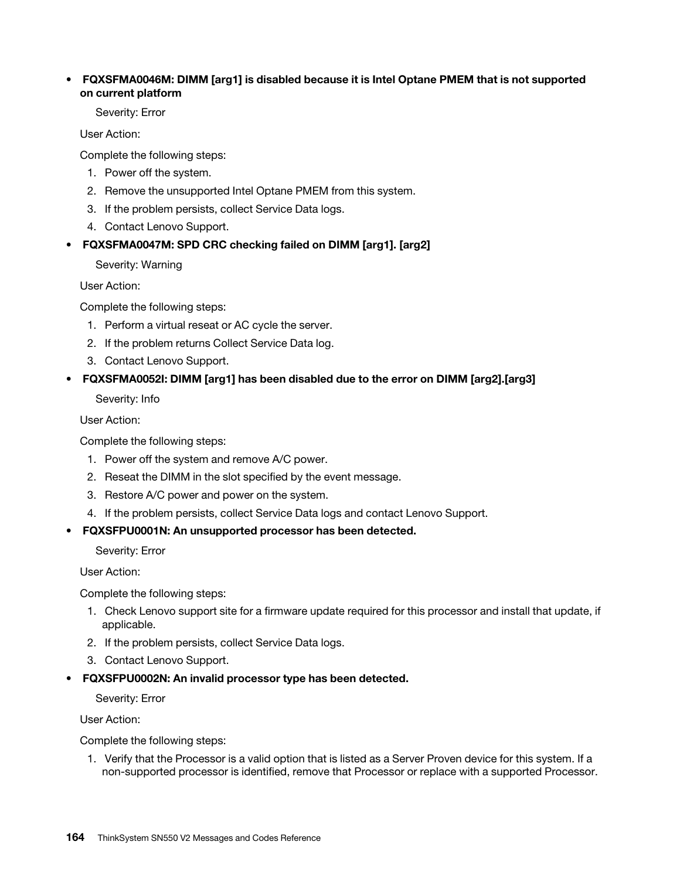- **FQXSFMA0046M: DIMM [arg1] is disabled because it is Intel Optane PMEM that is not supported on current platform**

  Severity: Error

  User Action:

  Complete the following steps:

  1. Power off the system.
  2. Remove the unsupported Intel Optane PMEM from this system.
  3. If the problem persists, collect Service Data logs.
  4. Contact Lenovo Support.

- **FQXSFMA0047M: SPD CRC checking failed on DIMM [arg1]. [arg2]**

  Severity: Warning

  User Action:

  Complete the following steps:

  1. Perform a virtual reseat or AC cycle the server.
  2. If the problem returns Collect Service Data log.
  3. Contact Lenovo Support.

- **FQXSFMA0052I: DIMM [arg1] has been disabled due to the error on DIMM [arg2].[arg3]**

  Severity: Info

  User Action:

  Complete the following steps:

  1. Power off the system and remove A/C power.
  2. Reseat the DIMM in the slot specified by the event message.
  3. Restore A/C power and power on the system.
  4. If the problem persists, collect Service Data logs and contact Lenovo Support.

- **FQXSFPU0001N: An unsupported processor has been detected.**

  Severity: Error

  User Action:

  Complete the following steps:

  1. Check Lenovo support site for a firmware update required for this processor and install that update, if applicable.
  2. If the problem persists, collect Service Data logs.
  3. Contact Lenovo Support.

- **FQXSFPU0002N: An invalid processor type has been detected.**

  Severity: Error

  User Action:

  Complete the following steps:

  1. Verify that the Processor is a valid option that is listed as a Server Proven device for this system. If a non-supported processor is identified, remove that Processor or replace with a supported Processor.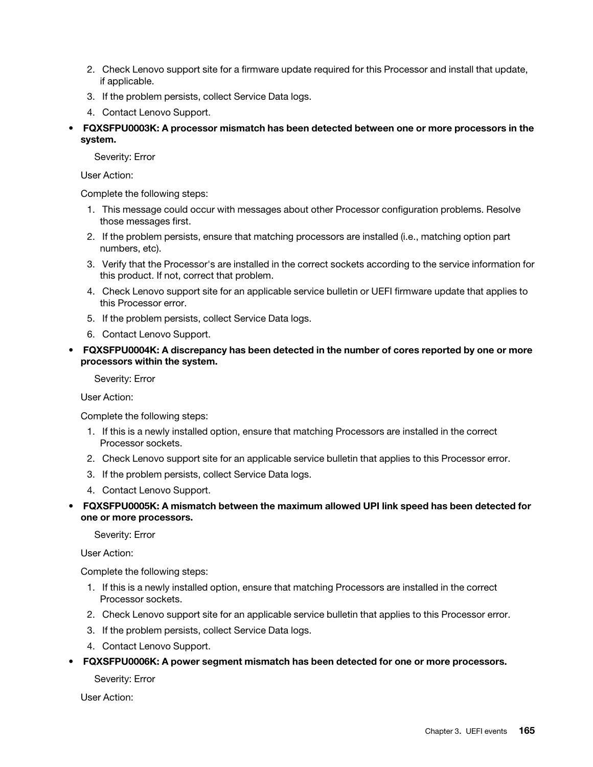2. Check Lenovo support site for a firmware update required for this Processor and install that update, if applicable.
3. If the problem persists, collect Service Data logs.
4. Contact Lenovo Support.

- **FQXSFPU0003K: A processor mismatch has been detected between one or more processors in the system.**

  Severity: Error

  User Action:

  Complete the following steps:

  1. This message could occur with messages about other Processor configuration problems. Resolve those messages first.
  2. If the problem persists, ensure that matching processors are installed (i.e., matching option part numbers, etc).
  3. Verify that the Processor's are installed in the correct sockets according to the service information for this product. If not, correct that problem.
  4. Check Lenovo support site for an applicable service bulletin or UEFI firmware update that applies to this Processor error.
  5. If the problem persists, collect Service Data logs.
  6. Contact Lenovo Support.

- **FQXSFPU0004K: A discrepancy has been detected in the number of cores reported by one or more processors within the system.**

  Severity: Error

  User Action:

  Complete the following steps:

  1. If this is a newly installed option, ensure that matching Processors are installed in the correct Processor sockets.
  2. Check Lenovo support site for an applicable service bulletin that applies to this Processor error.
  3. If the problem persists, collect Service Data logs.
  4. Contact Lenovo Support.

- **FQXSFPU0005K: A mismatch between the maximum allowed UPI link speed has been detected for one or more processors.**

  Severity: Error

  User Action:

  Complete the following steps:

  1. If this is a newly installed option, ensure that matching Processors are installed in the correct Processor sockets.
  2. Check Lenovo support site for an applicable service bulletin that applies to this Processor error.
  3. If the problem persists, collect Service Data logs.
  4. Contact Lenovo Support.

- **FQXSFPU0006K: A power segment mismatch has been detected for one or more processors.**

  Severity: Error

  User Action: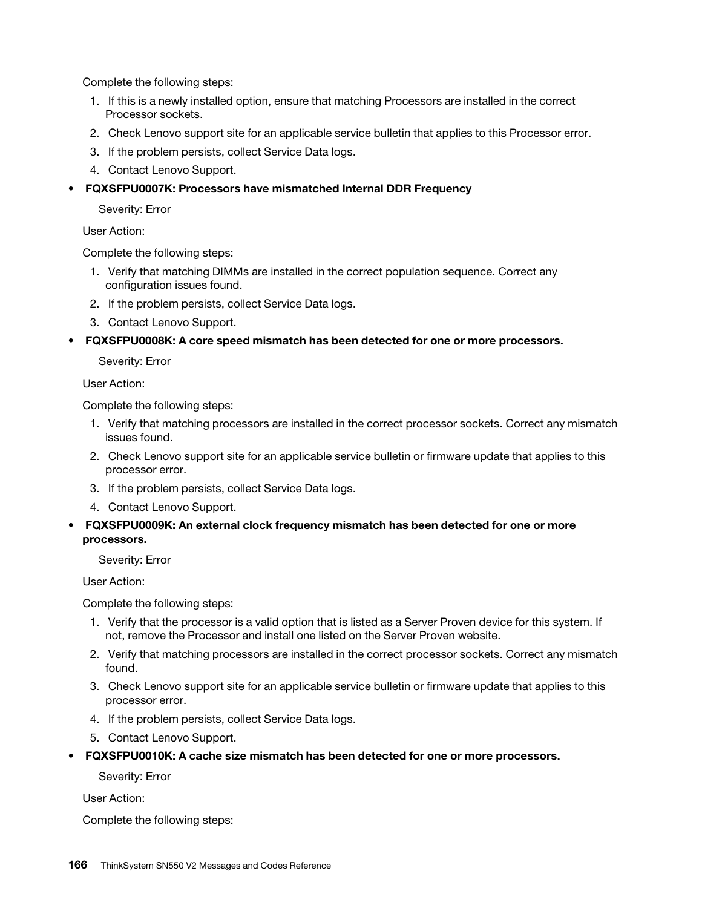Complete the following steps:

1. If this is a newly installed option, ensure that matching Processors are installed in the correct Processor sockets.
2. Check Lenovo support site for an applicable service bulletin that applies to this Processor error.
3. If the problem persists, collect Service Data logs.
4. Contact Lenovo Support.

- **FQXSFPU0007K: Processors have mismatched Internal DDR Frequency**

  Severity: Error

  User Action:

  Complete the following steps:

  1. Verify that matching DIMMs are installed in the correct population sequence. Correct any configuration issues found.
  2. If the problem persists, collect Service Data logs.
  3. Contact Lenovo Support.

- **FQXSFPU0008K: A core speed mismatch has been detected for one or more processors.**

  Severity: Error

  User Action:

  Complete the following steps:

  1. Verify that matching processors are installed in the correct processor sockets. Correct any mismatch issues found.
  2. Check Lenovo support site for an applicable service bulletin or firmware update that applies to this processor error.
  3. If the problem persists, collect Service Data logs.
  4. Contact Lenovo Support.

- **FQXSFPU0009K: An external clock frequency mismatch has been detected for one or more processors.**

  Severity: Error

  User Action:

  Complete the following steps:

  1. Verify that the processor is a valid option that is listed as a Server Proven device for this system. If not, remove the Processor and install one listed on the Server Proven website.
  2. Verify that matching processors are installed in the correct processor sockets. Correct any mismatch found.
  3. Check Lenovo support site for an applicable service bulletin or firmware update that applies to this processor error.
  4. If the problem persists, collect Service Data logs.
  5. Contact Lenovo Support.

- **FQXSFPU0010K: A cache size mismatch has been detected for one or more processors.**

  Severity: Error

  User Action:

  Complete the following steps: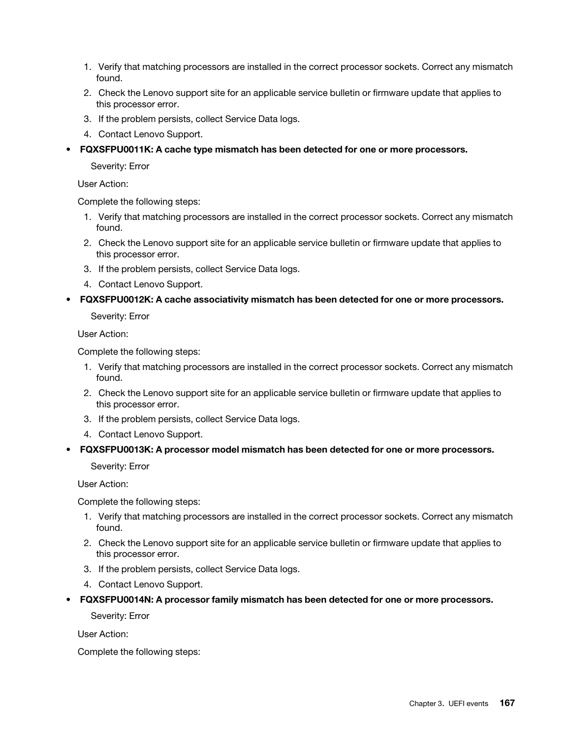1. Verify that matching processors are installed in the correct processor sockets. Correct any mismatch found.
2. Check the Lenovo support site for an applicable service bulletin or firmware update that applies to this processor error.
3. If the problem persists, collect Service Data logs.
4. Contact Lenovo Support.

- **FQXSFPU0011K: A cache type mismatch has been detected for one or more processors.**

  Severity: Error

  User Action:

  Complete the following steps:

  1. Verify that matching processors are installed in the correct processor sockets. Correct any mismatch found.
  2. Check the Lenovo support site for an applicable service bulletin or firmware update that applies to this processor error.
  3. If the problem persists, collect Service Data logs.
  4. Contact Lenovo Support.

- **FQXSFPU0012K: A cache associativity mismatch has been detected for one or more processors.**

  Severity: Error

  User Action:

  Complete the following steps:

  1. Verify that matching processors are installed in the correct processor sockets. Correct any mismatch found.
  2. Check the Lenovo support site for an applicable service bulletin or firmware update that applies to this processor error.
  3. If the problem persists, collect Service Data logs.
  4. Contact Lenovo Support.

- **FQXSFPU0013K: A processor model mismatch has been detected for one or more processors.**

  Severity: Error

  User Action:

  Complete the following steps:

  1. Verify that matching processors are installed in the correct processor sockets. Correct any mismatch found.
  2. Check the Lenovo support site for an applicable service bulletin or firmware update that applies to this processor error.
  3. If the problem persists, collect Service Data logs.
  4. Contact Lenovo Support.

- **FQXSFPU0014N: A processor family mismatch has been detected for one or more processors.**

  Severity: Error

  User Action:

  Complete the following steps: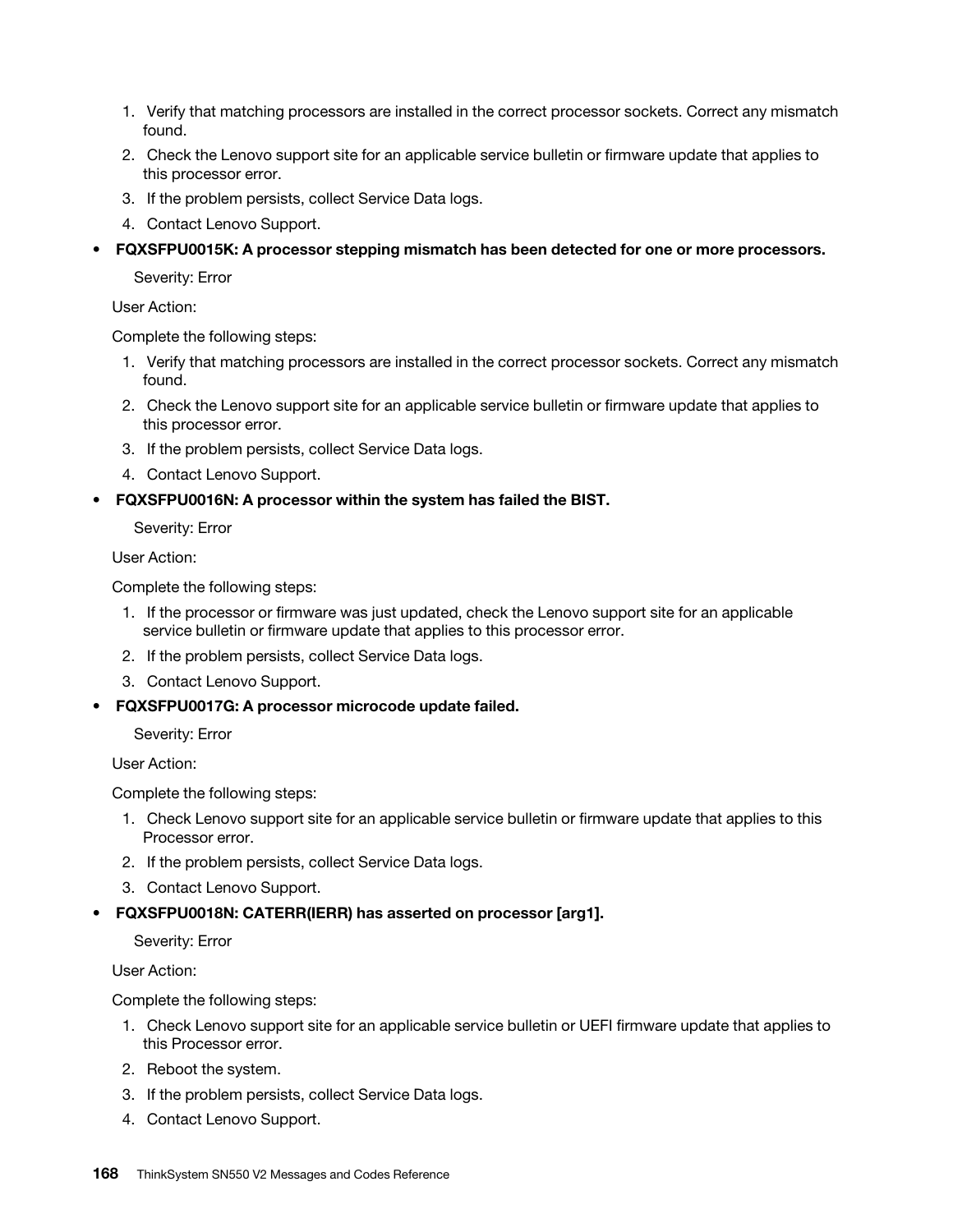1. Verify that matching processors are installed in the correct processor sockets. Correct any mismatch found.
2. Check the Lenovo support site for an applicable service bulletin or firmware update that applies to this processor error.
3. If the problem persists, collect Service Data logs.
4. Contact Lenovo Support.

- **FQXSFPU0015K: A processor stepping mismatch has been detected for one or more processors.**

  Severity: Error

  User Action:

  Complete the following steps:

  1. Verify that matching processors are installed in the correct processor sockets. Correct any mismatch found.
  2. Check the Lenovo support site for an applicable service bulletin or firmware update that applies to this processor error.
  3. If the problem persists, collect Service Data logs.
  4. Contact Lenovo Support.

- **FQXSFPU0016N: A processor within the system has failed the BIST.**

  Severity: Error

  User Action:

  Complete the following steps:

  1. If the processor or firmware was just updated, check the Lenovo support site for an applicable service bulletin or firmware update that applies to this processor error.
  2. If the problem persists, collect Service Data logs.
  3. Contact Lenovo Support.

- **FQXSFPU0017G: A processor microcode update failed.**

  Severity: Error

  User Action:

  Complete the following steps:

  1. Check Lenovo support site for an applicable service bulletin or firmware update that applies to this Processor error.
  2. If the problem persists, collect Service Data logs.
  3. Contact Lenovo Support.

- **FQXSFPU0018N: CATERR(IERR) has asserted on processor [arg1].**

  Severity: Error

  User Action:

  Complete the following steps:

  1. Check Lenovo support site for an applicable service bulletin or UEFI firmware update that applies to this Processor error.
  2. Reboot the system.
  3. If the problem persists, collect Service Data logs.
  4. Contact Lenovo Support.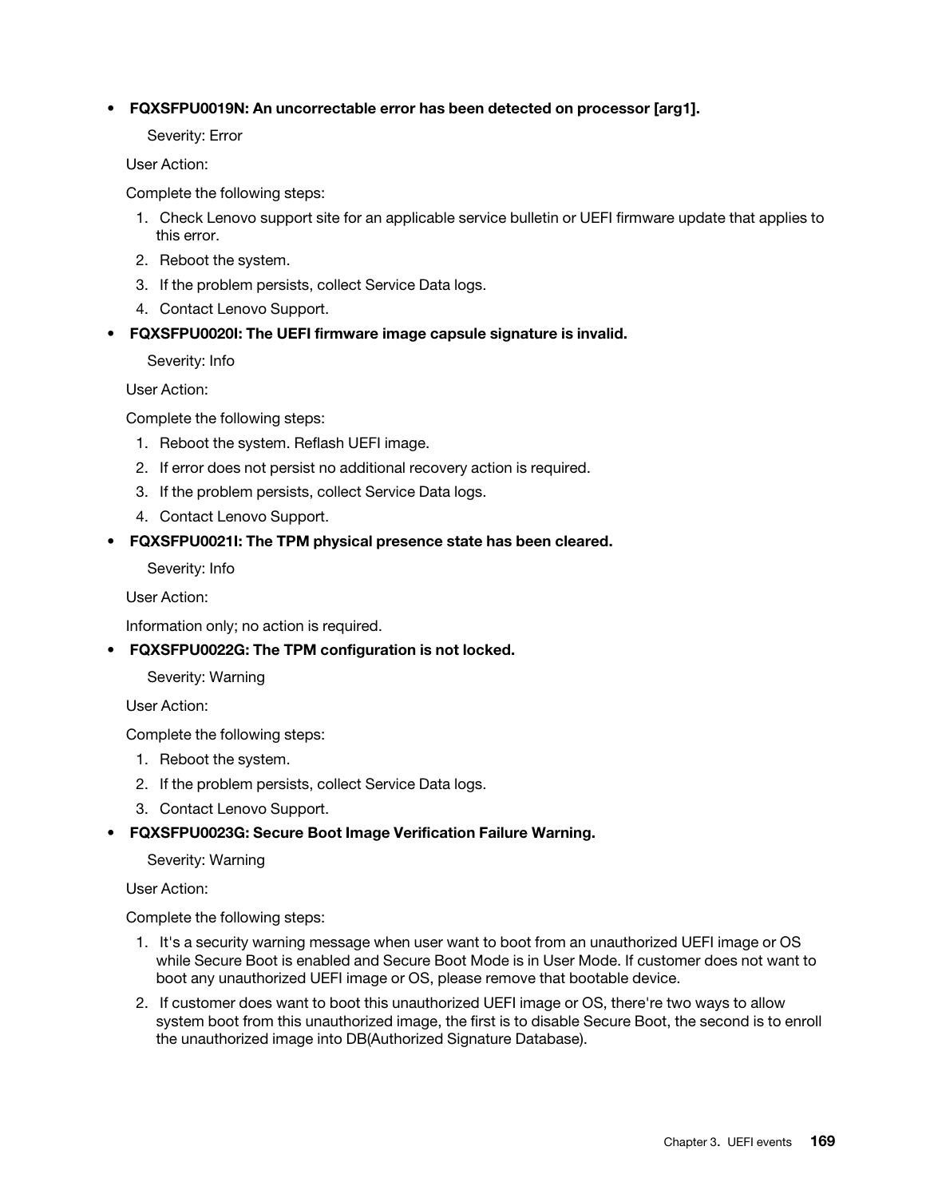- **FQXSFPU0019N: An uncorrectable error has been detected on processor [arg1].**

  Severity: Error

  User Action:

  Complete the following steps:

  1. Check Lenovo support site for an applicable service bulletin or UEFI firmware update that applies to this error.
  2. Reboot the system.
  3. If the problem persists, collect Service Data logs.
  4. Contact Lenovo Support.

- **FQXSFPU0020I: The UEFI firmware image capsule signature is invalid.**

  Severity: Info

  User Action:

  Complete the following steps:

  1. Reboot the system. Reflash UEFI image.
  2. If error does not persist no additional recovery action is required.
  3. If the problem persists, collect Service Data logs.
  4. Contact Lenovo Support.

- **FQXSFPU0021I: The TPM physical presence state has been cleared.**

  Severity: Info

  User Action:

  Information only; no action is required.

- **FQXSFPU0022G: The TPM configuration is not locked.**

  Severity: Warning

  User Action:

  Complete the following steps:

  1. Reboot the system.
  2. If the problem persists, collect Service Data logs.
  3. Contact Lenovo Support.

- **FQXSFPU0023G: Secure Boot Image Verification Failure Warning.**

  Severity: Warning

  User Action:

  Complete the following steps:

  1. It's a security warning message when user want to boot from an unauthorized UEFI image or OS while Secure Boot is enabled and Secure Boot Mode is in User Mode. If customer does not want to boot any unauthorized UEFI image or OS, please remove that bootable device.
  2. If customer does want to boot this unauthorized UEFI image or OS, there're two ways to allow system boot from this unauthorized image, the first is to disable Secure Boot, the second is to enroll the unauthorized image into DB(Authorized Signature Database).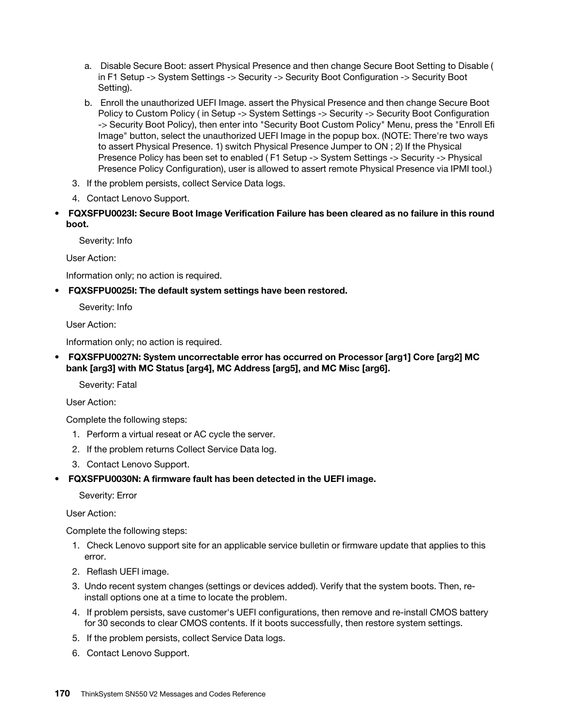a. Disable Secure Boot: assert Physical Presence and then change Secure Boot Setting to Disable ( in F1 Setup -> System Settings -> Security -> Security Boot Configuration -> Security Boot Setting).

   b. Enroll the unauthorized UEFI Image. assert the Physical Presence and then change Secure Boot Policy to Custom Policy ( in Setup -> System Settings -> Security -> Security Boot Configuration -> Security Boot Policy), then enter into "Security Boot Custom Policy" Menu, press the "Enroll Efi Image" button, select the unauthorized UEFI Image in the popup box. (NOTE: There're two ways to assert Physical Presence. 1) switch Physical Presence Jumper to ON ; 2) If the Physical Presence Policy has been set to enabled ( F1 Setup -> System Settings -> Security -> Physical Presence Policy Configuration), user is allowed to assert remote Physical Presence via IPMI tool.)

3. If the problem persists, collect Service Data logs.
4. Contact Lenovo Support.

- **FQXSFPU0023I: Secure Boot Image Verification Failure has been cleared as no failure in this round boot.**

  Severity: Info

  User Action:

  Information only; no action is required.

- **FQXSFPU0025I: The default system settings have been restored.**

  Severity: Info

  User Action:

  Information only; no action is required.

- **FQXSFPU0027N: System uncorrectable error has occurred on Processor [arg1] Core [arg2] MC bank [arg3] with MC Status [arg4], MC Address [arg5], and MC Misc [arg6].**

  Severity: Fatal

  User Action:

  Complete the following steps:

  1. Perform a virtual reseat or AC cycle the server.
  2. If the problem returns Collect Service Data log.
  3. Contact Lenovo Support.

- **FQXSFPU0030N: A firmware fault has been detected in the UEFI image.**

  Severity: Error

  User Action:

  Complete the following steps:

  1. Check Lenovo support site for an applicable service bulletin or firmware update that applies to this error.
  2. Reflash UEFI image.
  3. Undo recent system changes (settings or devices added). Verify that the system boots. Then, re-install options one at a time to locate the problem.
  4. If problem persists, save customer's UEFI configurations, then remove and re-install CMOS battery for 30 seconds to clear CMOS contents. If it boots successfully, then restore system settings.
  5. If the problem persists, collect Service Data logs.
  6. Contact Lenovo Support.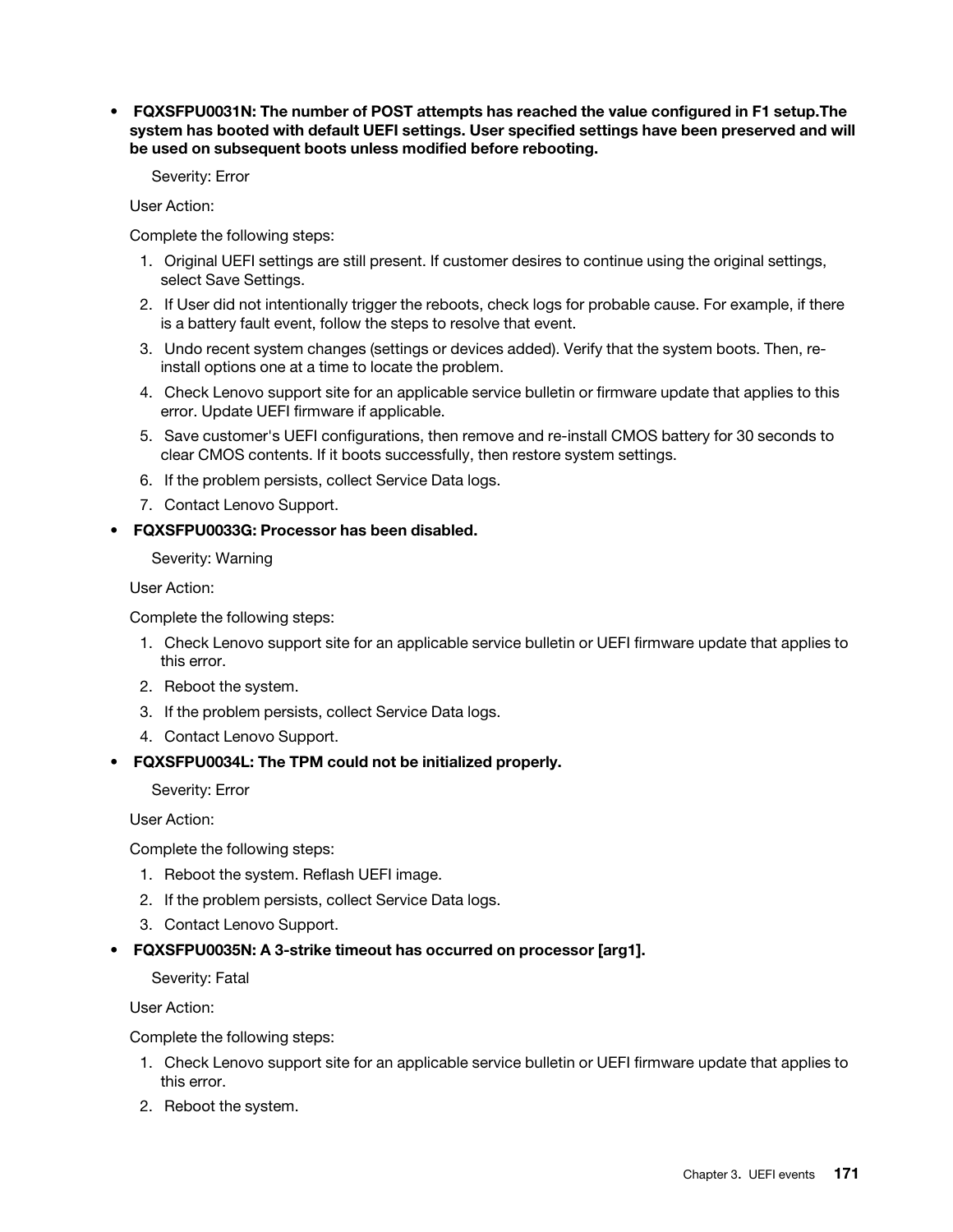- **FQXSFPU0031N: The number of POST attempts has reached the value configured in F1 setup.The system has booted with default UEFI settings. User specified settings have been preserved and will be used on subsequent boots unless modified before rebooting.**

  Severity: Error

  User Action:

  Complete the following steps:

  1. Original UEFI settings are still present. If customer desires to continue using the original settings, select Save Settings.
  2. If User did not intentionally trigger the reboots, check logs for probable cause. For example, if there is a battery fault event, follow the steps to resolve that event.
  3. Undo recent system changes (settings or devices added). Verify that the system boots. Then, re-install options one at a time to locate the problem.
  4. Check Lenovo support site for an applicable service bulletin or firmware update that applies to this error. Update UEFI firmware if applicable.
  5. Save customer's UEFI configurations, then remove and re-install CMOS battery for 30 seconds to clear CMOS contents. If it boots successfully, then restore system settings.
  6. If the problem persists, collect Service Data logs.
  7. Contact Lenovo Support.

- **FQXSFPU0033G: Processor has been disabled.**

  Severity: Warning

  User Action:

  Complete the following steps:

  1. Check Lenovo support site for an applicable service bulletin or UEFI firmware update that applies to this error.
  2. Reboot the system.
  3. If the problem persists, collect Service Data logs.
  4. Contact Lenovo Support.

- **FQXSFPU0034L: The TPM could not be initialized properly.**

  Severity: Error

  User Action:

  Complete the following steps:

  1. Reboot the system. Reflash UEFI image.
  2. If the problem persists, collect Service Data logs.
  3. Contact Lenovo Support.

- **FQXSFPU0035N: A 3-strike timeout has occurred on processor [arg1].**

  Severity: Fatal

  User Action:

  Complete the following steps:

  1. Check Lenovo support site for an applicable service bulletin or UEFI firmware update that applies to this error.
  2. Reboot the system.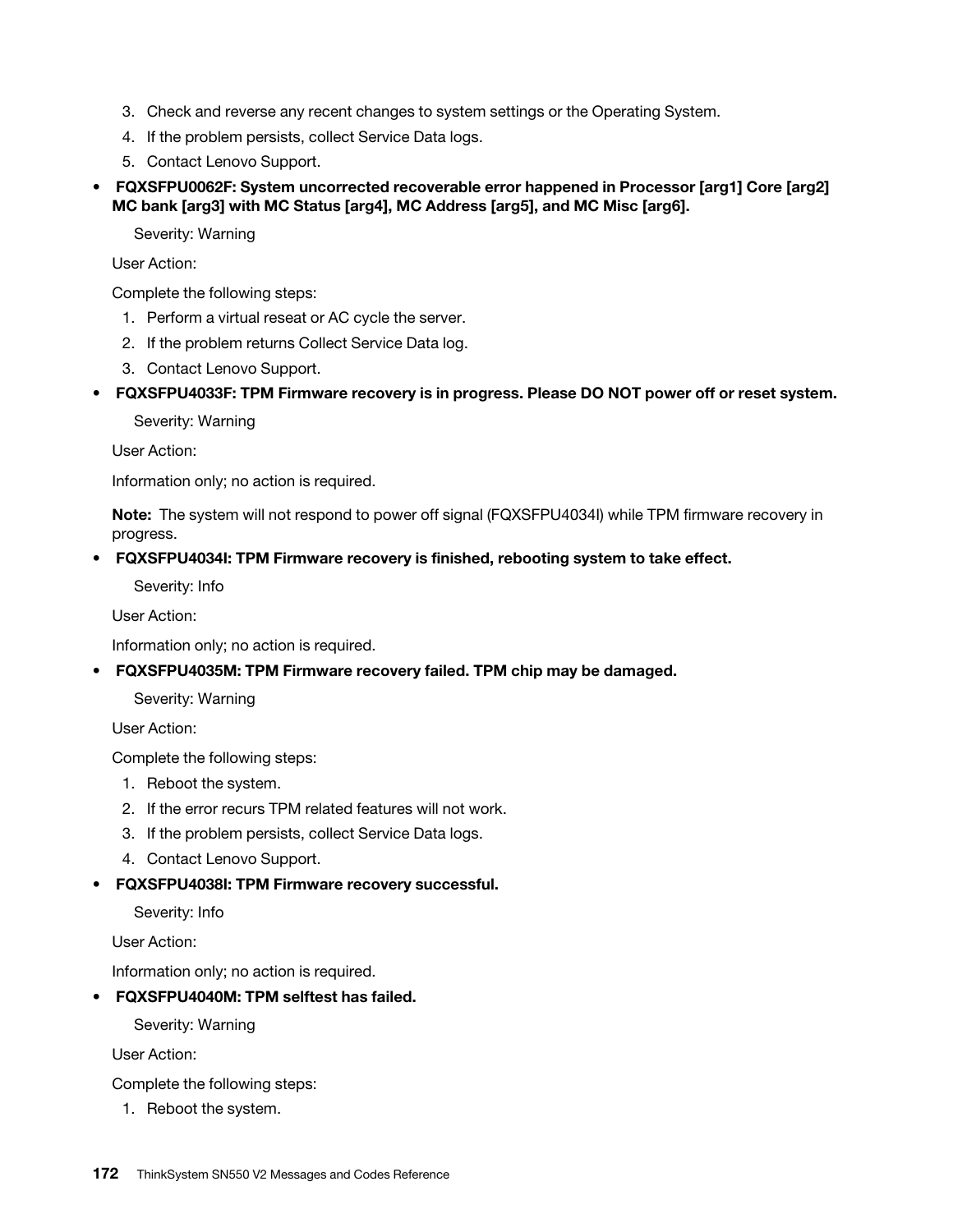3. Check and reverse any recent changes to system settings or the Operating System.
4. If the problem persists, collect Service Data logs.
5. Contact Lenovo Support.

- **FQXSFPU0062F: System uncorrected recoverable error happened in Processor [arg1] Core [arg2] MC bank [arg3] with MC Status [arg4], MC Address [arg5], and MC Misc [arg6].**

  Severity: Warning

  User Action:

  Complete the following steps:

  1. Perform a virtual reseat or AC cycle the server.
  2. If the problem returns Collect Service Data log.
  3. Contact Lenovo Support.

- **FQXSFPU4033F: TPM Firmware recovery is in progress. Please DO NOT power off or reset system.**

  Severity: Warning

  User Action:

  Information only; no action is required.

  **Note:** The system will not respond to power off signal (FQXSFPU4034I) while TPM firmware recovery in progress.

- **FQXSFPU4034I: TPM Firmware recovery is finished, rebooting system to take effect.**

  Severity: Info

  User Action:

  Information only; no action is required.

- **FQXSFPU4035M: TPM Firmware recovery failed. TPM chip may be damaged.**

  Severity: Warning

  User Action:

  Complete the following steps:

  1. Reboot the system.
  2. If the error recurs TPM related features will not work.
  3. If the problem persists, collect Service Data logs.
  4. Contact Lenovo Support.

- **FQXSFPU4038I: TPM Firmware recovery successful.**

  Severity: Info

  User Action:

  Information only; no action is required.

- **FQXSFPU4040M: TPM selftest has failed.**

  Severity: Warning

  User Action:

  Complete the following steps:

  1. Reboot the system.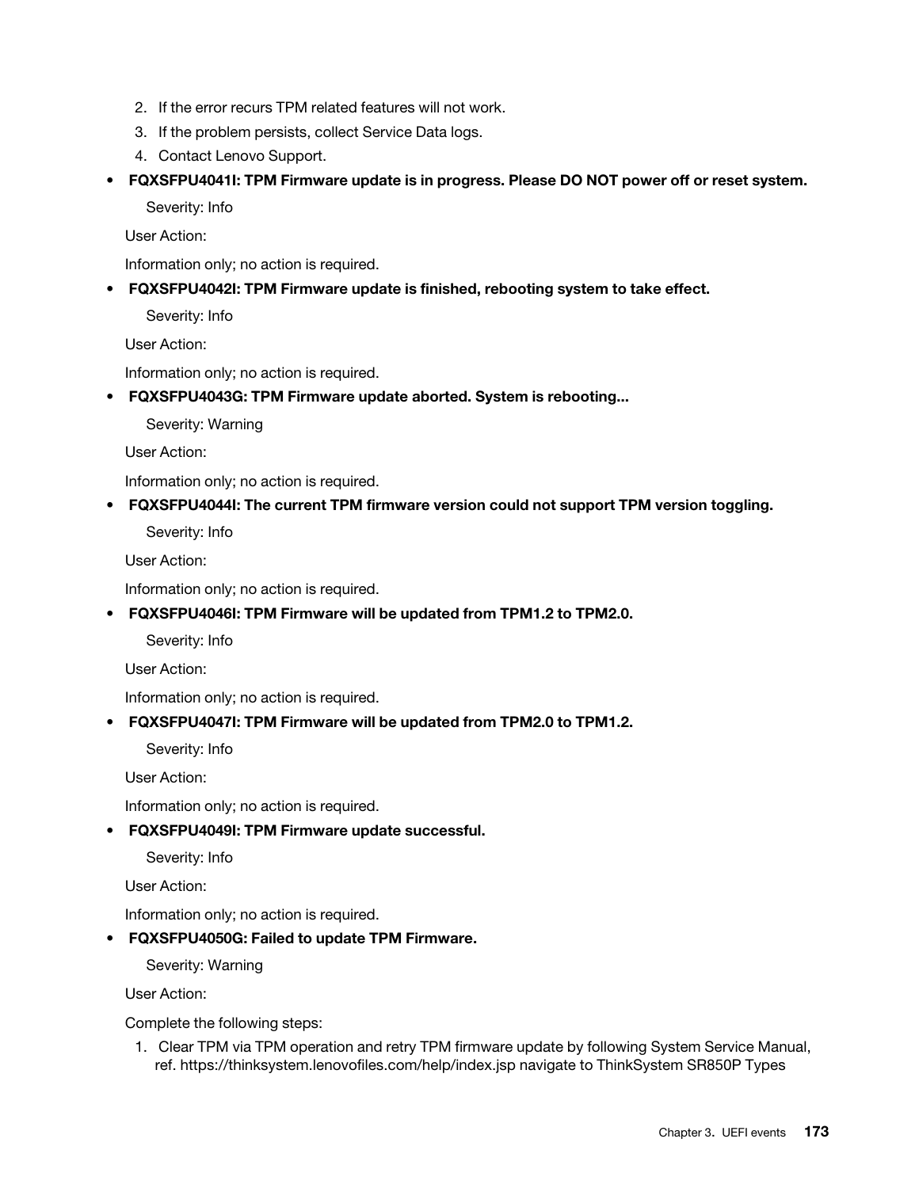2. If the error recurs TPM related features will not work.
3. If the problem persists, collect Service Data logs.
4. Contact Lenovo Support.

- **FQXSFPU4041I: TPM Firmware update is in progress. Please DO NOT power off or reset system.**

  Severity: Info

  User Action:

  Information only; no action is required.

- **FQXSFPU4042I: TPM Firmware update is finished, rebooting system to take effect.**

  Severity: Info

  User Action:

  Information only; no action is required.

- **FQXSFPU4043G: TPM Firmware update aborted. System is rebooting...**

  Severity: Warning

  User Action:

  Information only; no action is required.

- **FQXSFPU4044I: The current TPM firmware version could not support TPM version toggling.**

  Severity: Info

  User Action:

  Information only; no action is required.

- **FQXSFPU4046I: TPM Firmware will be updated from TPM1.2 to TPM2.0.**

  Severity: Info

  User Action:

  Information only; no action is required.

- **FQXSFPU4047I: TPM Firmware will be updated from TPM2.0 to TPM1.2.**

  Severity: Info

  User Action:

  Information only; no action is required.

- **FQXSFPU4049I: TPM Firmware update successful.**

  Severity: Info

  User Action:

  Information only; no action is required.

- **FQXSFPU4050G: Failed to update TPM Firmware.**

  Severity: Warning

  User Action:

  Complete the following steps:

  1. Clear TPM via TPM operation and retry TPM firmware update by following System Service Manual, ref. https://thinksystem.lenovofiles.com/help/index.jsp navigate to ThinkSystem SR850P Types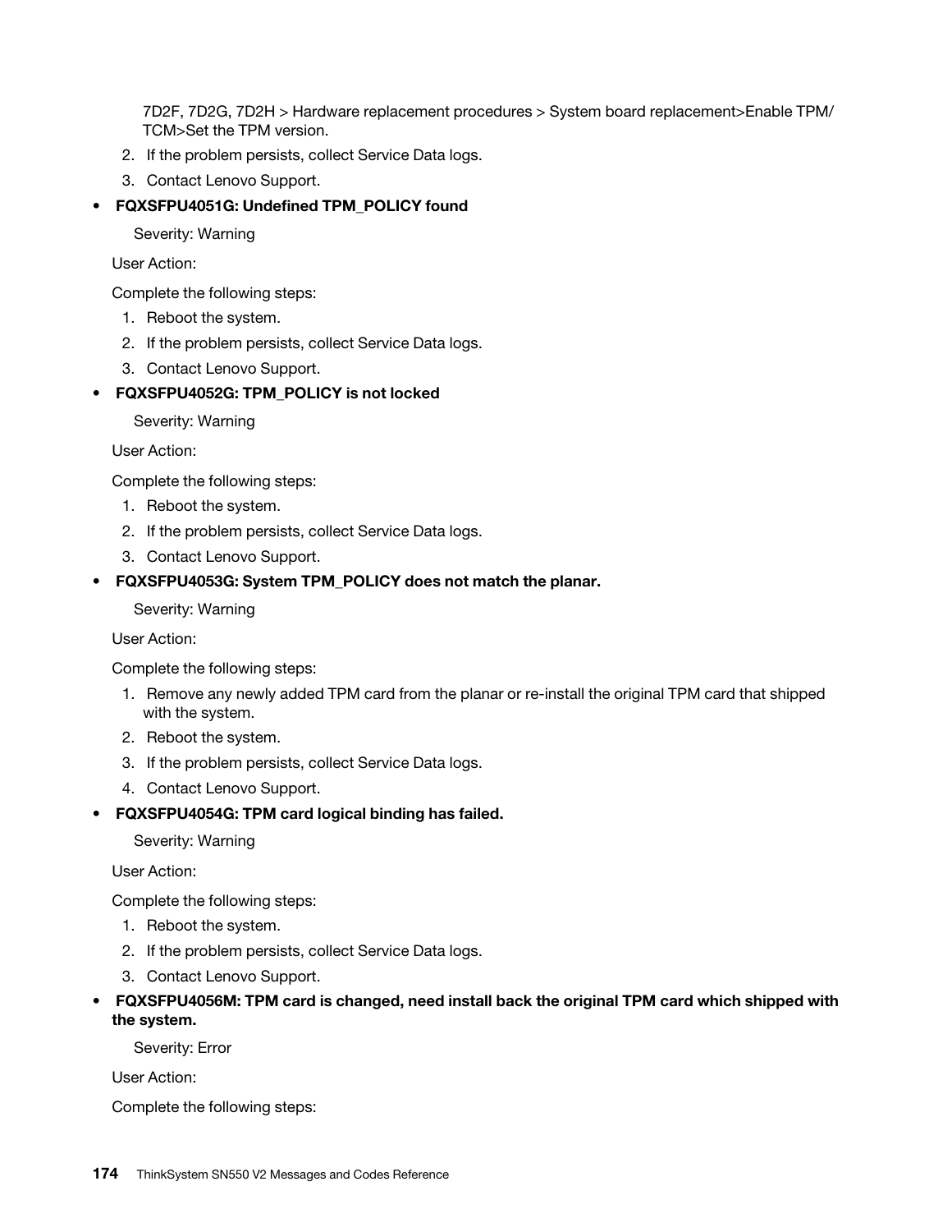7D2F, 7D2G, 7D2H > Hardware replacement procedures > System board replacement>Enable TPM/TCM>Set the TPM version.

2. If the problem persists, collect Service Data logs.
3. Contact Lenovo Support.

- **FQXSFPU4051G: Undefined TPM_POLICY found**

  Severity: Warning

  User Action:

  Complete the following steps:

  1. Reboot the system.
  2. If the problem persists, collect Service Data logs.
  3. Contact Lenovo Support.

- **FQXSFPU4052G: TPM_POLICY is not locked**

  Severity: Warning

  User Action:

  Complete the following steps:

  1. Reboot the system.
  2. If the problem persists, collect Service Data logs.
  3. Contact Lenovo Support.

- **FQXSFPU4053G: System TPM_POLICY does not match the planar.**

  Severity: Warning

  User Action:

  Complete the following steps:

  1. Remove any newly added TPM card from the planar or re-install the original TPM card that shipped with the system.
  2. Reboot the system.
  3. If the problem persists, collect Service Data logs.
  4. Contact Lenovo Support.

- **FQXSFPU4054G: TPM card logical binding has failed.**

  Severity: Warning

  User Action:

  Complete the following steps:

  1. Reboot the system.
  2. If the problem persists, collect Service Data logs.
  3. Contact Lenovo Support.

- **FQXSFPU4056M: TPM card is changed, need install back the original TPM card which shipped with the system.**

  Severity: Error

  User Action:

  Complete the following steps: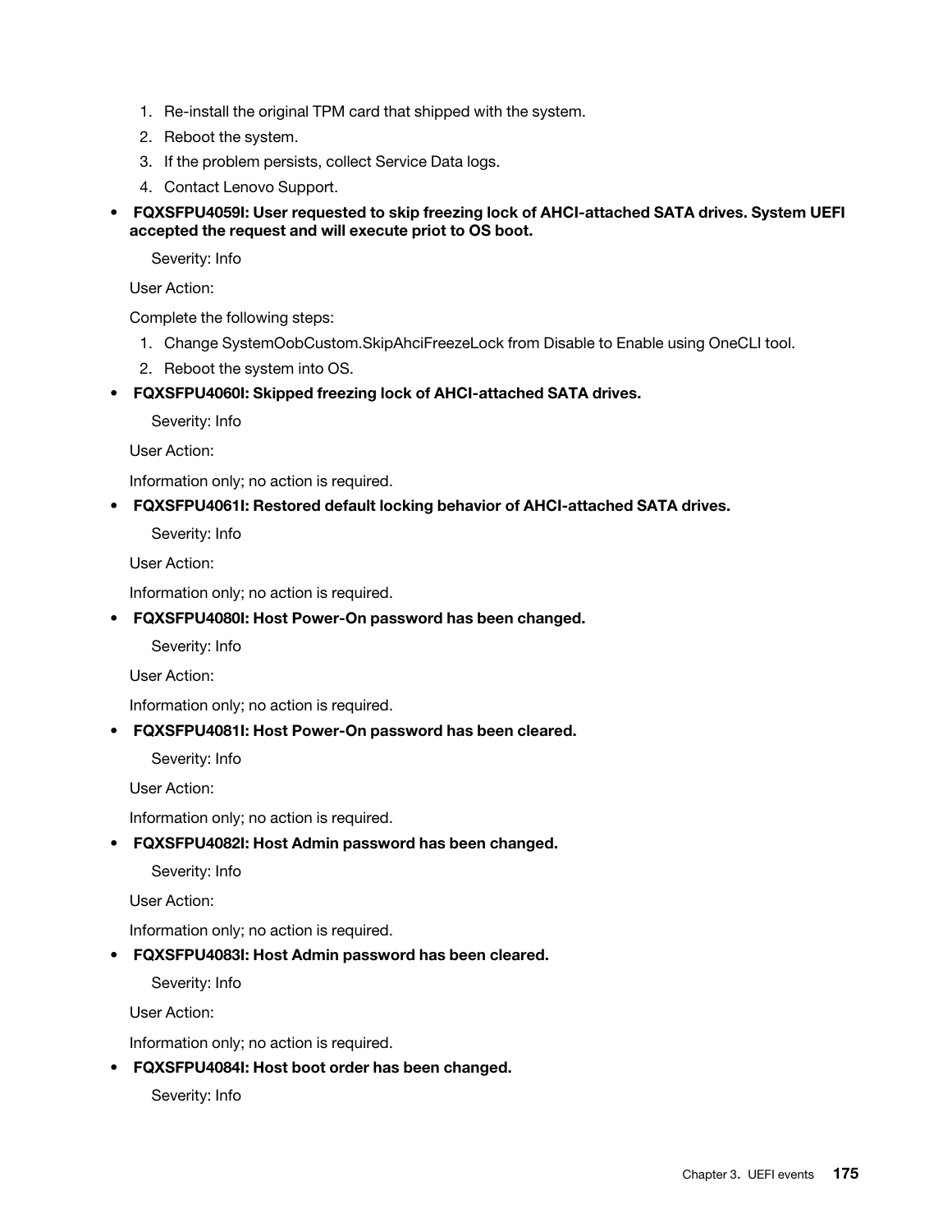1. Re-install the original TPM card that shipped with the system.
2. Reboot the system.
3. If the problem persists, collect Service Data logs.
4. Contact Lenovo Support.

- **FQXSFPU4059I: User requested to skip freezing lock of AHCI-attached SATA drives. System UEFI accepted the request and will execute priot to OS boot.**

  Severity: Info

  User Action:

  Complete the following steps:

  1. Change SystemOobCustom.SkipAhciFreezeLock from Disable to Enable using OneCLI tool.
  2. Reboot the system into OS.

- **FQXSFPU4060I: Skipped freezing lock of AHCI-attached SATA drives.**

  Severity: Info

  User Action:

  Information only; no action is required.

- **FQXSFPU4061I: Restored default locking behavior of AHCI-attached SATA drives.**

  Severity: Info

  User Action:

  Information only; no action is required.

- **FQXSFPU4080I: Host Power-On password has been changed.**

  Severity: Info

  User Action:

  Information only; no action is required.

- **FQXSFPU4081I: Host Power-On password has been cleared.**

  Severity: Info

  User Action:

  Information only; no action is required.

- **FQXSFPU4082I: Host Admin password has been changed.**

  Severity: Info

  User Action:

  Information only; no action is required.

- **FQXSFPU4083I: Host Admin password has been cleared.**

  Severity: Info

  User Action:

  Information only; no action is required.

- **FQXSFPU4084I: Host boot order has been changed.**

  Severity: Info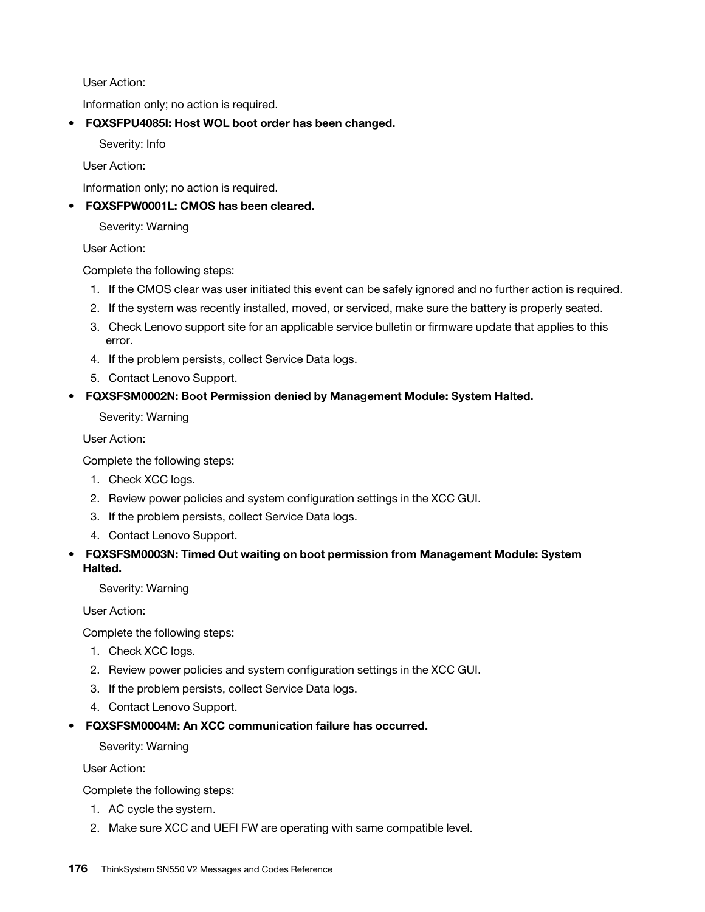User Action:

Information only; no action is required.

- **FQXSFPU4085I: Host WOL boot order has been changed.**

  Severity: Info

  User Action:

  Information only; no action is required.

- **FQXSFPW0001L: CMOS has been cleared.**

  Severity: Warning

  User Action:

  Complete the following steps:

  1. If the CMOS clear was user initiated this event can be safely ignored and no further action is required.
  2. If the system was recently installed, moved, or serviced, make sure the battery is properly seated.
  3. Check Lenovo support site for an applicable service bulletin or firmware update that applies to this error.
  4. If the problem persists, collect Service Data logs.
  5. Contact Lenovo Support.

- **FQXSFSM0002N: Boot Permission denied by Management Module: System Halted.**

  Severity: Warning

  User Action:

  Complete the following steps:

  1. Check XCC logs.
  2. Review power policies and system configuration settings in the XCC GUI.
  3. If the problem persists, collect Service Data logs.
  4. Contact Lenovo Support.

- **FQXSFSM0003N: Timed Out waiting on boot permission from Management Module: System Halted.**

  Severity: Warning

  User Action:

  Complete the following steps:

  1. Check XCC logs.
  2. Review power policies and system configuration settings in the XCC GUI.
  3. If the problem persists, collect Service Data logs.
  4. Contact Lenovo Support.

- **FQXSFSM0004M: An XCC communication failure has occurred.**

  Severity: Warning

  User Action:

  Complete the following steps:

  1. AC cycle the system.
  2. Make sure XCC and UEFI FW are operating with same compatible level.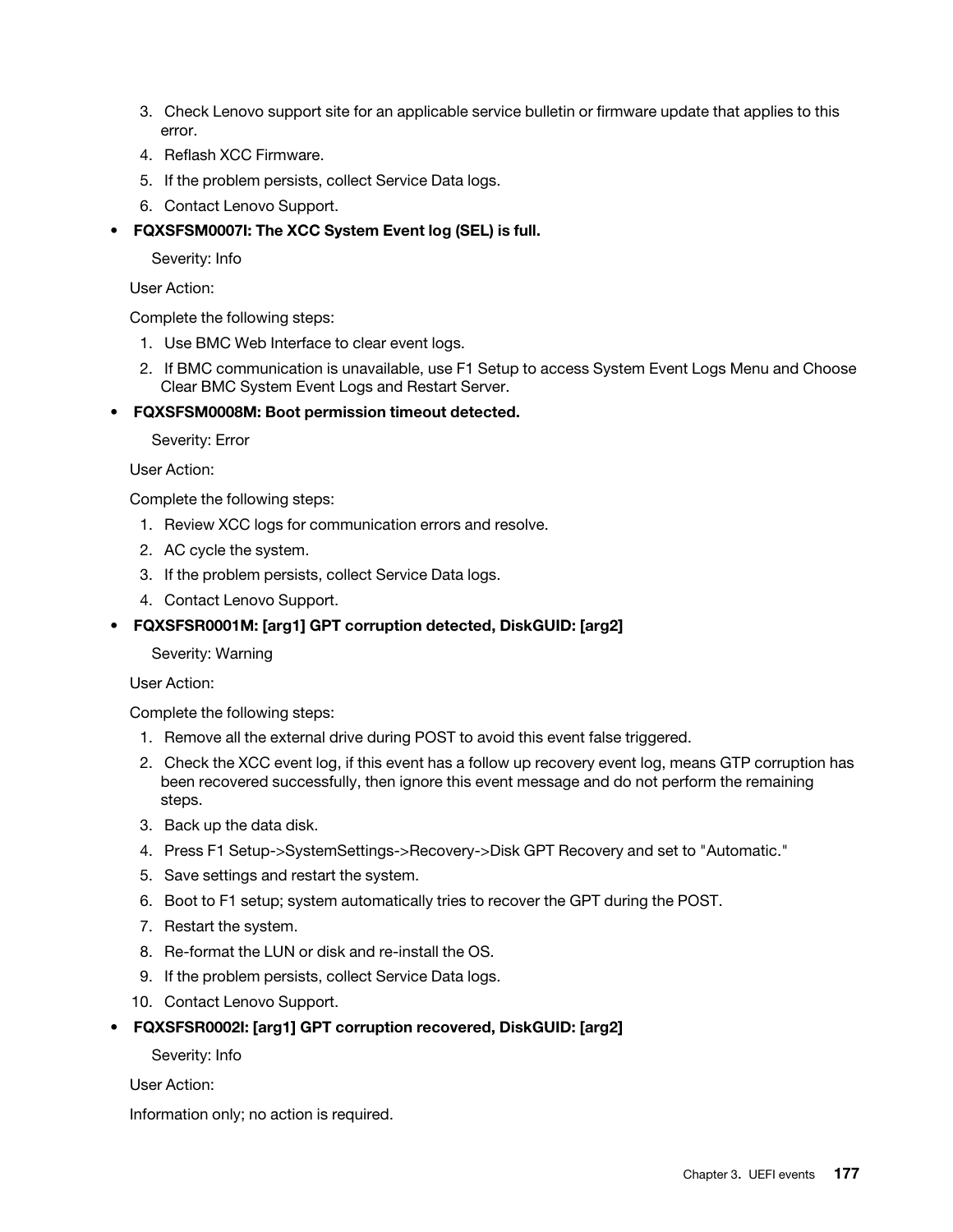3. Check Lenovo support site for an applicable service bulletin or firmware update that applies to this error.
4. Reflash XCC Firmware.
5. If the problem persists, collect Service Data logs.
6. Contact Lenovo Support.

- **FQXSFSM0007I: The XCC System Event log (SEL) is full.**

  Severity: Info

  User Action:

  Complete the following steps:

  1. Use BMC Web Interface to clear event logs.
  2. If BMC communication is unavailable, use F1 Setup to access System Event Logs Menu and Choose Clear BMC System Event Logs and Restart Server.

- **FQXSFSM0008M: Boot permission timeout detected.**

  Severity: Error

  User Action:

  Complete the following steps:

  1. Review XCC logs for communication errors and resolve.
  2. AC cycle the system.
  3. If the problem persists, collect Service Data logs.
  4. Contact Lenovo Support.

- **FQXSFSR0001M: [arg1] GPT corruption detected, DiskGUID: [arg2]**

  Severity: Warning

  User Action:

  Complete the following steps:

  1. Remove all the external drive during POST to avoid this event false triggered.
  2. Check the XCC event log, if this event has a follow up recovery event log, means GTP corruption has been recovered successfully, then ignore this event message and do not perform the remaining steps.
  3. Back up the data disk.
  4. Press F1 Setup->SystemSettings->Recovery->Disk GPT Recovery and set to "Automatic."
  5. Save settings and restart the system.
  6. Boot to F1 setup; system automatically tries to recover the GPT during the POST.
  7. Restart the system.
  8. Re-format the LUN or disk and re-install the OS.
  9. If the problem persists, collect Service Data logs.
  10. Contact Lenovo Support.

- **FQXSFSR0002I: [arg1] GPT corruption recovered, DiskGUID: [arg2]**

  Severity: Info

  User Action:

  Information only; no action is required.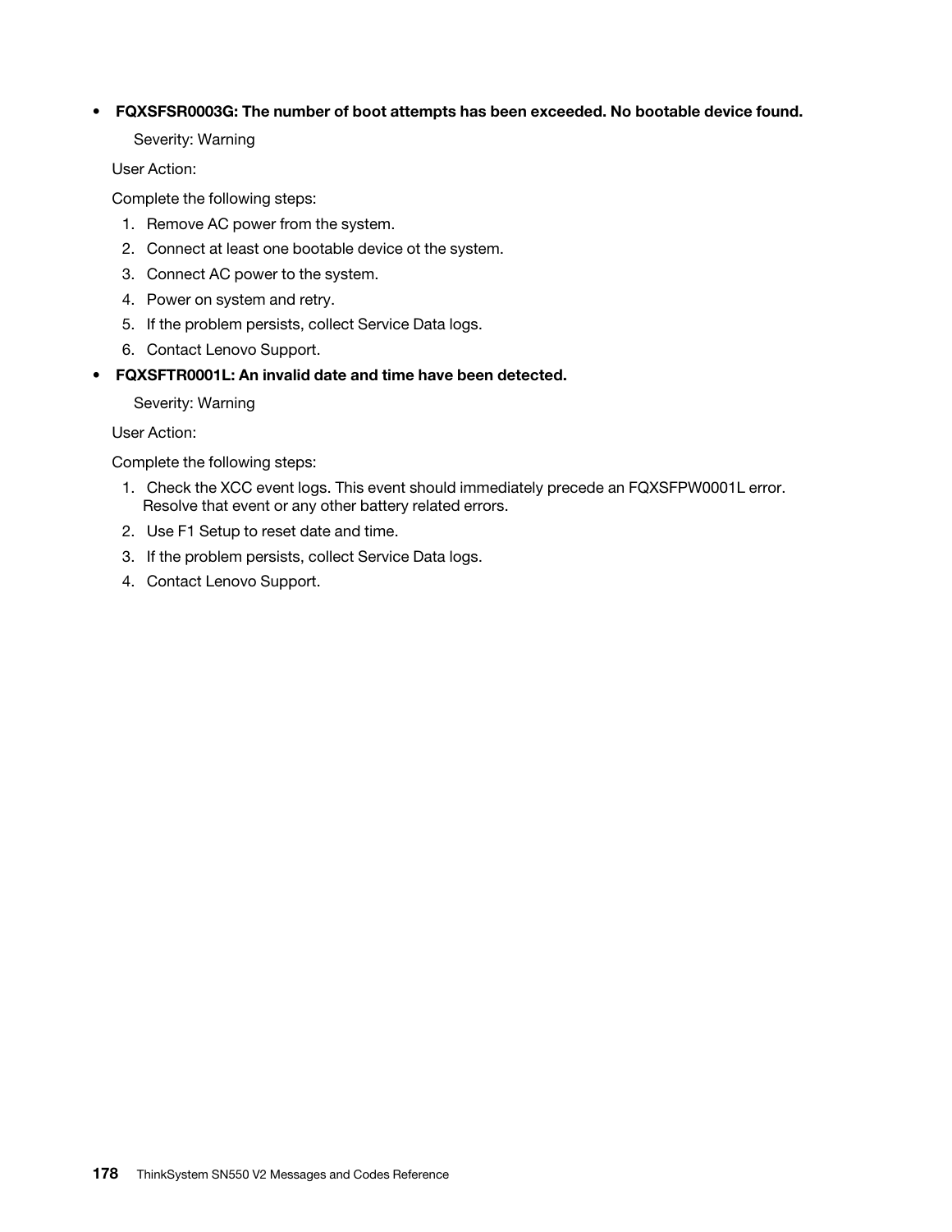- **FQXSFSR0003G: The number of boot attempts has been exceeded. No bootable device found.**

  Severity: Warning

  User Action:

  Complete the following steps:

  1. Remove AC power from the system.
  2. Connect at least one bootable device ot the system.
  3. Connect AC power to the system.
  4. Power on system and retry.
  5. If the problem persists, collect Service Data logs.
  6. Contact Lenovo Support.

- **FQXSFTR0001L: An invalid date and time have been detected.**

  Severity: Warning

  User Action:

  Complete the following steps:

  1. Check the XCC event logs. This event should immediately precede an FQXSFPW0001L error. Resolve that event or any other battery related errors.
  2. Use F1 Setup to reset date and time.
  3. If the problem persists, collect Service Data logs.
  4. Contact Lenovo Support.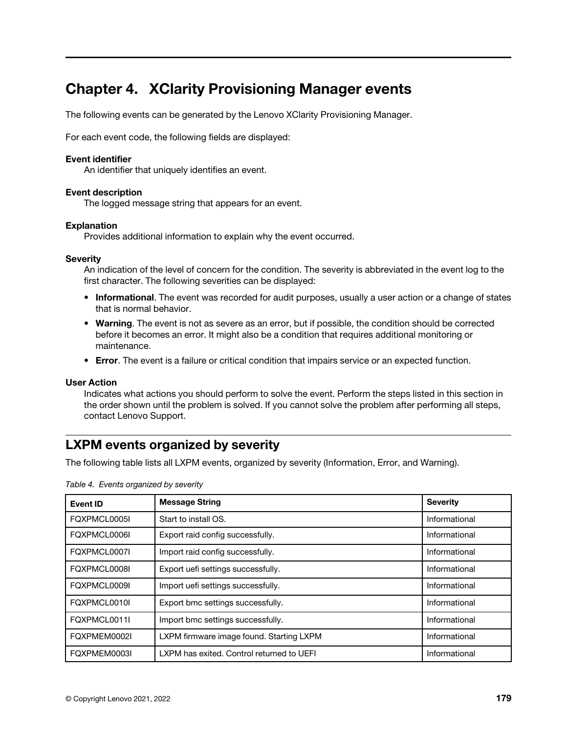# Chapter 4. XClarity Provisioning Manager events

The following events can be generated by the Lenovo XClarity Provisioning Manager.

For each event code, the following fields are displayed:

**Event identifier**
An identifier that uniquely identifies an event.

**Event description**
The logged message string that appears for an event.

**Explanation**
Provides additional information to explain why the event occurred.

**Severity**
An indication of the level of concern for the condition. The severity is abbreviated in the event log to the first character. The following severities can be displayed:

- **Informational**. The event was recorded for audit purposes, usually a user action or a change of states that is normal behavior.
- **Warning**. The event is not as severe as an error, but if possible, the condition should be corrected before it becomes an error. It might also be a condition that requires additional monitoring or maintenance.
- **Error**. The event is a failure or critical condition that impairs service or an expected function.

**User Action**
Indicates what actions you should perform to solve the event. Perform the steps listed in this section in the order shown until the problem is solved. If you cannot solve the problem after performing all steps, contact Lenovo Support.

## LXPM events organized by severity

The following table lists all LXPM events, organized by severity (Information, Error, and Warning).

*Table 4. Events organized by severity*

| Event ID | Message String | Severity |
|---|---|---|
| FQXPMCL0005I | Start to install OS. | Informational |
| FQXPMCL0006I | Export raid config successfully. | Informational |
| FQXPMCL0007I | Import raid config successfully. | Informational |
| FQXPMCL0008I | Export uefi settings successfully. | Informational |
| FQXPMCL0009I | Import uefi settings successfully. | Informational |
| FQXPMCL0010I | Export bmc settings successfully. | Informational |
| FQXPMCL0011I | Import bmc settings successfully. | Informational |
| FQXPMEM0002I | LXPM firmware image found. Starting LXPM | Informational |
| FQXPMEM0003I | LXPM has exited. Control returned to UEFI | Informational |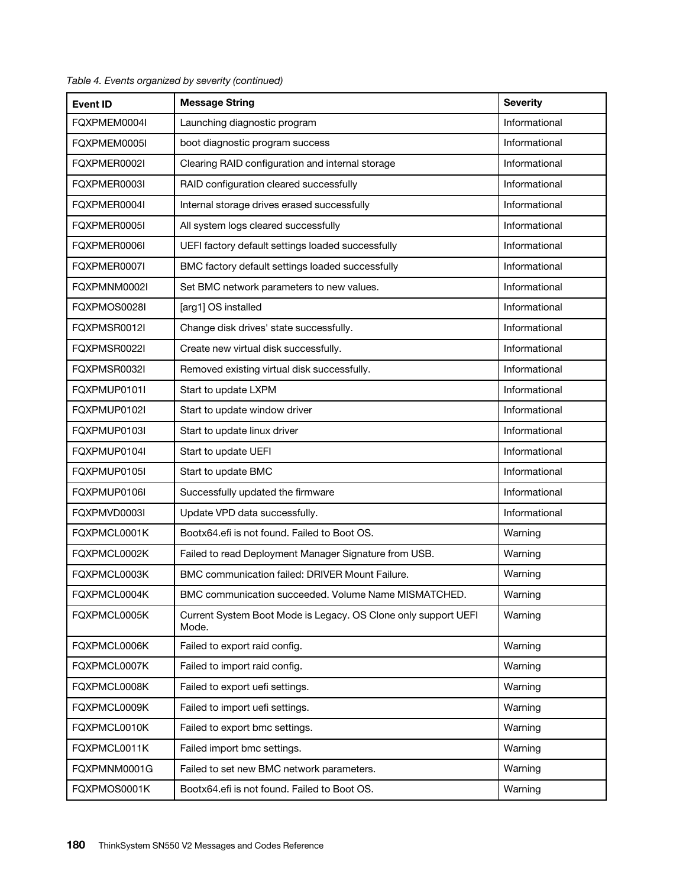*Table 4. Events organized by severity (continued)*

| Event ID | Message String | Severity |
|---|---|---|
| FQXPMEM0004I | Launching diagnostic program | Informational |
| FQXPMEM0005I | boot diagnostic program success | Informational |
| FQXPMER0002I | Clearing RAID configuration and internal storage | Informational |
| FQXPMER0003I | RAID configuration cleared successfully | Informational |
| FQXPMER0004I | Internal storage drives erased successfully | Informational |
| FQXPMER0005I | All system logs cleared successfully | Informational |
| FQXPMER0006I | UEFI factory default settings loaded successfully | Informational |
| FQXPMER0007I | BMC factory default settings loaded successfully | Informational |
| FQXPMNM0002I | Set BMC network parameters to new values. | Informational |
| FQXPMOS0028I | [arg1] OS installed | Informational |
| FQXPMSR0012I | Change disk drives' state successfully. | Informational |
| FQXPMSR0022I | Create new virtual disk successfully. | Informational |
| FQXPMSR0032I | Removed existing virtual disk successfully. | Informational |
| FQXPMUP0101I | Start to update LXPM | Informational |
| FQXPMUP0102I | Start to update window driver | Informational |
| FQXPMUP0103I | Start to update linux driver | Informational |
| FQXPMUP0104I | Start to update UEFI | Informational |
| FQXPMUP0105I | Start to update BMC | Informational |
| FQXPMUP0106I | Successfully updated the firmware | Informational |
| FQXPMVD0003I | Update VPD data successfully. | Informational |
| FQXPMCL0001K | Bootx64.efi is not found. Failed to Boot OS. | Warning |
| FQXPMCL0002K | Failed to read Deployment Manager Signature from USB. | Warning |
| FQXPMCL0003K | BMC communication failed: DRIVER Mount Failure. | Warning |
| FQXPMCL0004K | BMC communication succeeded. Volume Name MISMATCHED. | Warning |
| FQXPMCL0005K | Current System Boot Mode is Legacy. OS Clone only support UEFI Mode. | Warning |
| FQXPMCL0006K | Failed to export raid config. | Warning |
| FQXPMCL0007K | Failed to import raid config. | Warning |
| FQXPMCL0008K | Failed to export uefi settings. | Warning |
| FQXPMCL0009K | Failed to import uefi settings. | Warning |
| FQXPMCL0010K | Failed to export bmc settings. | Warning |
| FQXPMCL0011K | Failed import bmc settings. | Warning |
| FQXPMNM0001G | Failed to set new BMC network parameters. | Warning |
| FQXPMOS0001K | Bootx64.efi is not found. Failed to Boot OS. | Warning |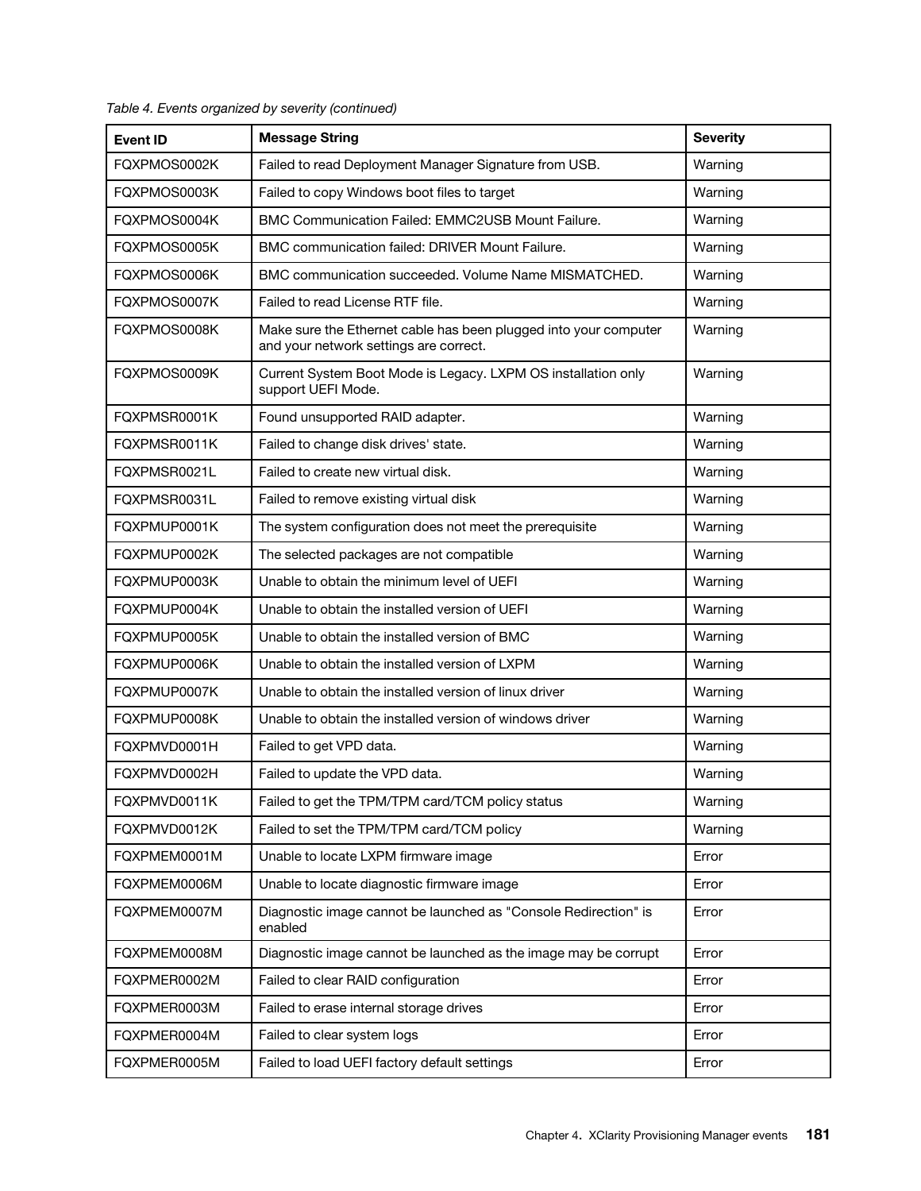*Table 4. Events organized by severity (continued)*

| Event ID | Message String | Severity |
|---|---|---|
| FQXPMOS0002K | Failed to read Deployment Manager Signature from USB. | Warning |
| FQXPMOS0003K | Failed to copy Windows boot files to target | Warning |
| FQXPMOS0004K | BMC Communication Failed: EMMC2USB Mount Failure. | Warning |
| FQXPMOS0005K | BMC communication failed: DRIVER Mount Failure. | Warning |
| FQXPMOS0006K | BMC communication succeeded. Volume Name MISMATCHED. | Warning |
| FQXPMOS0007K | Failed to read License RTF file. | Warning |
| FQXPMOS0008K | Make sure the Ethernet cable has been plugged into your computer and your network settings are correct. | Warning |
| FQXPMOS0009K | Current System Boot Mode is Legacy. LXPM OS installation only support UEFI Mode. | Warning |
| FQXPMSR0001K | Found unsupported RAID adapter. | Warning |
| FQXPMSR0011K | Failed to change disk drives' state. | Warning |
| FQXPMSR0021L | Failed to create new virtual disk. | Warning |
| FQXPMSR0031L | Failed to remove existing virtual disk | Warning |
| FQXPMUP0001K | The system configuration does not meet the prerequisite | Warning |
| FQXPMUP0002K | The selected packages are not compatible | Warning |
| FQXPMUP0003K | Unable to obtain the minimum level of UEFI | Warning |
| FQXPMUP0004K | Unable to obtain the installed version of UEFI | Warning |
| FQXPMUP0005K | Unable to obtain the installed version of BMC | Warning |
| FQXPMUP0006K | Unable to obtain the installed version of LXPM | Warning |
| FQXPMUP0007K | Unable to obtain the installed version of linux driver | Warning |
| FQXPMUP0008K | Unable to obtain the installed version of windows driver | Warning |
| FQXPMVD0001H | Failed to get VPD data. | Warning |
| FQXPMVD0002H | Failed to update the VPD data. | Warning |
| FQXPMVD0011K | Failed to get the TPM/TPM card/TCM policy status | Warning |
| FQXPMVD0012K | Failed to set the TPM/TPM card/TCM policy | Warning |
| FQXPMEM0001M | Unable to locate LXPM firmware image | Error |
| FQXPMEM0006M | Unable to locate diagnostic firmware image | Error |
| FQXPMEM0007M | Diagnostic image cannot be launched as "Console Redirection" is enabled | Error |
| FQXPMEM0008M | Diagnostic image cannot be launched as the image may be corrupt | Error |
| FQXPMER0002M | Failed to clear RAID configuration | Error |
| FQXPMER0003M | Failed to erase internal storage drives | Error |
| FQXPMER0004M | Failed to clear system logs | Error |
| FQXPMER0005M | Failed to load UEFI factory default settings | Error |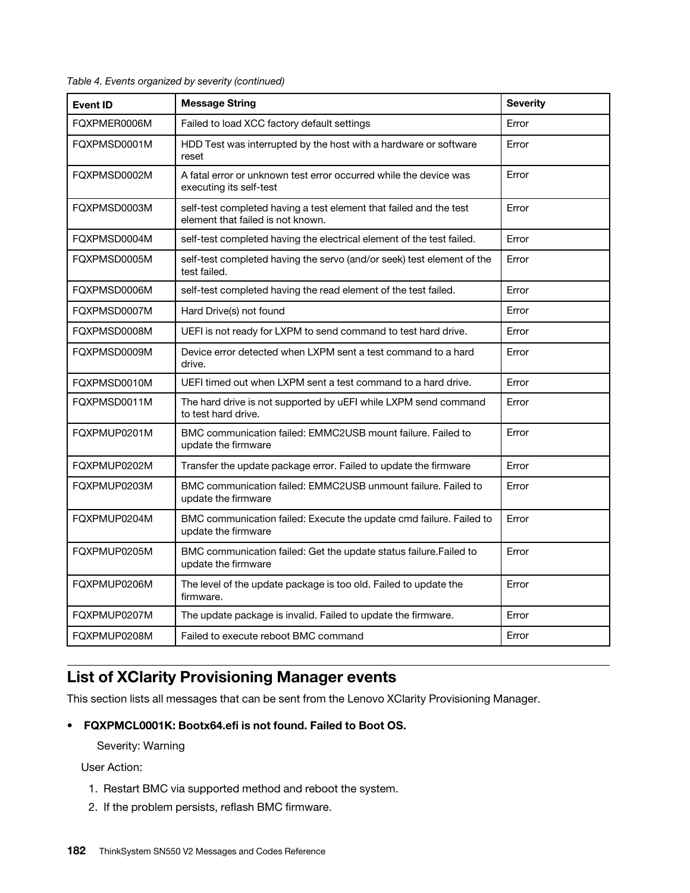Table 4. Events organized by severity (continued)

| Event ID | Message String | Severity |
|---|---|---|
| FQXPMER0006M | Failed to load XCC factory default settings | Error |
| FQXPMSD0001M | HDD Test was interrupted by the host with a hardware or software reset | Error |
| FQXPMSD0002M | A fatal error or unknown test error occurred while the device was executing its self-test | Error |
| FQXPMSD0003M | self-test completed having a test element that failed and the test element that failed is not known. | Error |
| FQXPMSD0004M | self-test completed having the electrical element of the test failed. | Error |
| FQXPMSD0005M | self-test completed having the servo (and/or seek) test element of the test failed. | Error |
| FQXPMSD0006M | self-test completed having the read element of the test failed. | Error |
| FQXPMSD0007M | Hard Drive(s) not found | Error |
| FQXPMSD0008M | UEFI is not ready for LXPM to send command to test hard drive. | Error |
| FQXPMSD0009M | Device error detected when LXPM sent a test command to a hard drive. | Error |
| FQXPMSD0010M | UEFI timed out when LXPM sent a test command to a hard drive. | Error |
| FQXPMSD0011M | The hard drive is not supported by uEFI while LXPM send command to test hard drive. | Error |
| FQXPMUP0201M | BMC communication failed: EMMC2USB mount failure. Failed to update the firmware | Error |
| FQXPMUP0202M | Transfer the update package error. Failed to update the firmware | Error |
| FQXPMUP0203M | BMC communication failed: EMMC2USB unmount failure. Failed to update the firmware | Error |
| FQXPMUP0204M | BMC communication failed: Execute the update cmd failure. Failed to update the firmware | Error |
| FQXPMUP0205M | BMC communication failed: Get the update status failure.Failed to update the firmware | Error |
| FQXPMUP0206M | The level of the update package is too old. Failed to update the firmware. | Error |
| FQXPMUP0207M | The update package is invalid. Failed to update the firmware. | Error |
| FQXPMUP0208M | Failed to execute reboot BMC command | Error |

## List of XClarity Provisioning Manager events

This section lists all messages that can be sent from the Lenovo XClarity Provisioning Manager.

- **FQXPMCL0001K: Bootx64.efi is not found. Failed to Boot OS.**

  Severity: Warning

  User Action:

  1. Restart BMC via supported method and reboot the system.
  2. If the problem persists, reflash BMC firmware.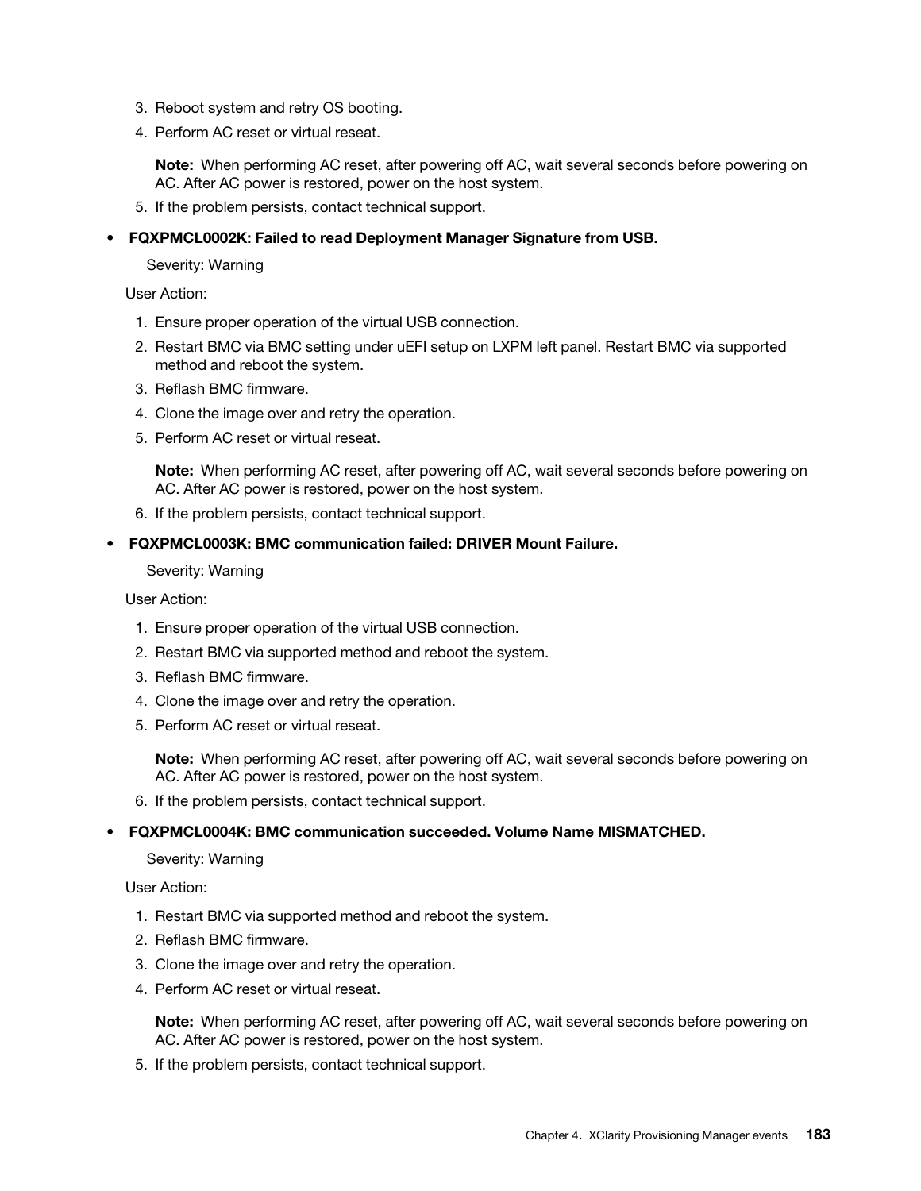3. Reboot system and retry OS booting.
4. Perform AC reset or virtual reseat.

   **Note:** When performing AC reset, after powering off AC, wait several seconds before powering on AC. After AC power is restored, power on the host system.

5. If the problem persists, contact technical support.

- **FQXPMCL0002K: Failed to read Deployment Manager Signature from USB.**

  Severity: Warning

  User Action:

  1. Ensure proper operation of the virtual USB connection.
  2. Restart BMC via BMC setting under uEFI setup on LXPM left panel. Restart BMC via supported method and reboot the system.
  3. Reflash BMC firmware.
  4. Clone the image over and retry the operation.
  5. Perform AC reset or virtual reseat.

     **Note:** When performing AC reset, after powering off AC, wait several seconds before powering on AC. After AC power is restored, power on the host system.

  6. If the problem persists, contact technical support.

- **FQXPMCL0003K: BMC communication failed: DRIVER Mount Failure.**

  Severity: Warning

  User Action:

  1. Ensure proper operation of the virtual USB connection.
  2. Restart BMC via supported method and reboot the system.
  3. Reflash BMC firmware.
  4. Clone the image over and retry the operation.
  5. Perform AC reset or virtual reseat.

     **Note:** When performing AC reset, after powering off AC, wait several seconds before powering on AC. After AC power is restored, power on the host system.

  6. If the problem persists, contact technical support.

- **FQXPMCL0004K: BMC communication succeeded. Volume Name MISMATCHED.**

  Severity: Warning

  User Action:

  1. Restart BMC via supported method and reboot the system.
  2. Reflash BMC firmware.
  3. Clone the image over and retry the operation.
  4. Perform AC reset or virtual reseat.

     **Note:** When performing AC reset, after powering off AC, wait several seconds before powering on AC. After AC power is restored, power on the host system.

  5. If the problem persists, contact technical support.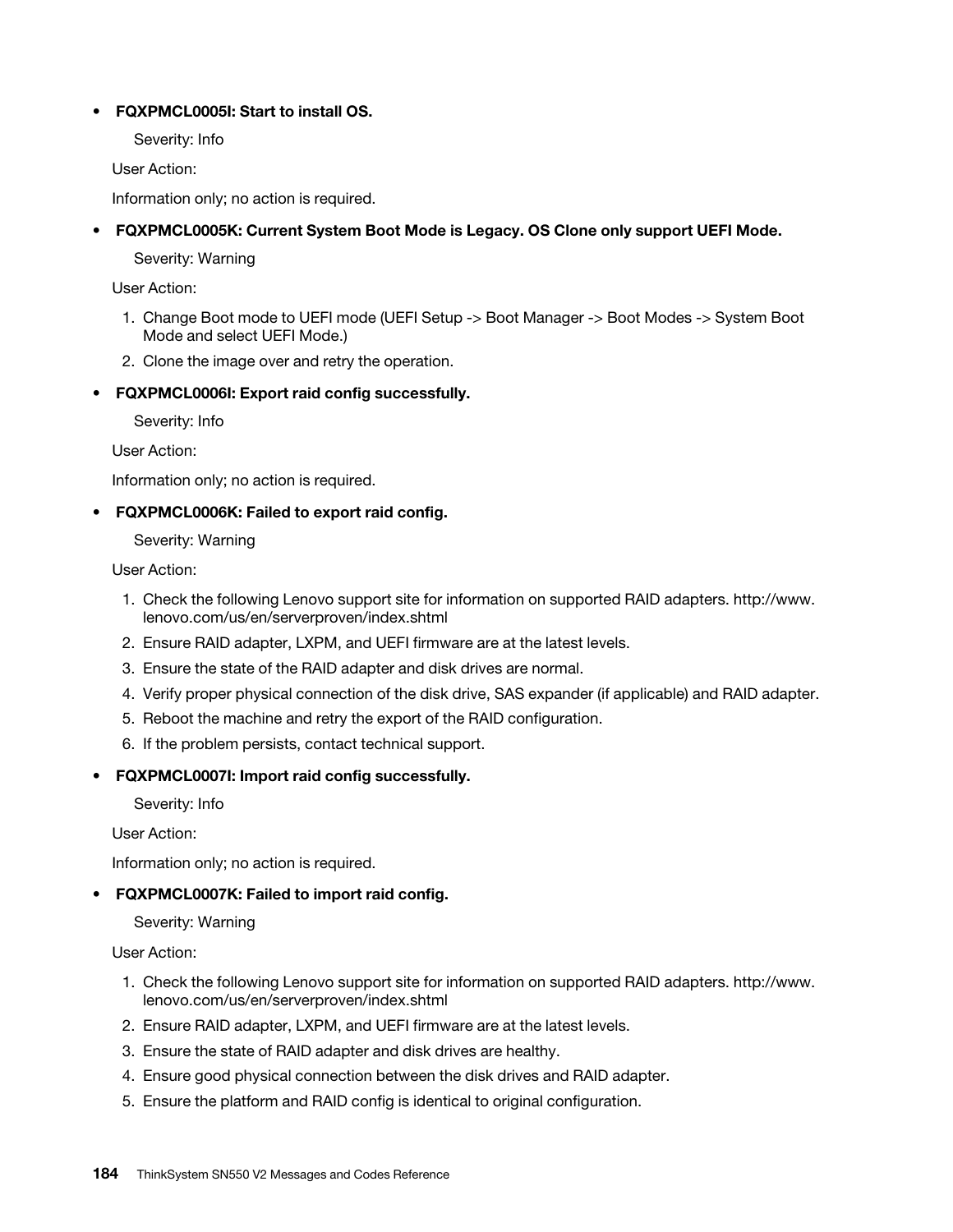- **FQXPMCL0005I: Start to install OS.**

  Severity: Info

  User Action:

  Information only; no action is required.

- **FQXPMCL0005K: Current System Boot Mode is Legacy. OS Clone only support UEFI Mode.**

  Severity: Warning

  User Action:

  1. Change Boot mode to UEFI mode (UEFI Setup -> Boot Manager -> Boot Modes -> System Boot Mode and select UEFI Mode.)
  2. Clone the image over and retry the operation.

- **FQXPMCL0006I: Export raid config successfully.**

  Severity: Info

  User Action:

  Information only; no action is required.

- **FQXPMCL0006K: Failed to export raid config.**

  Severity: Warning

  User Action:

  1. Check the following Lenovo support site for information on supported RAID adapters. http://www.lenovo.com/us/en/serverproven/index.shtml
  2. Ensure RAID adapter, LXPM, and UEFI firmware are at the latest levels.
  3. Ensure the state of the RAID adapter and disk drives are normal.
  4. Verify proper physical connection of the disk drive, SAS expander (if applicable) and RAID adapter.
  5. Reboot the machine and retry the export of the RAID configuration.
  6. If the problem persists, contact technical support.

- **FQXPMCL0007I: Import raid config successfully.**

  Severity: Info

  User Action:

  Information only; no action is required.

- **FQXPMCL0007K: Failed to import raid config.**

  Severity: Warning

  User Action:

  1. Check the following Lenovo support site for information on supported RAID adapters. http://www.lenovo.com/us/en/serverproven/index.shtml
  2. Ensure RAID adapter, LXPM, and UEFI firmware are at the latest levels.
  3. Ensure the state of RAID adapter and disk drives are healthy.
  4. Ensure good physical connection between the disk drives and RAID adapter.
  5. Ensure the platform and RAID config is identical to original configuration.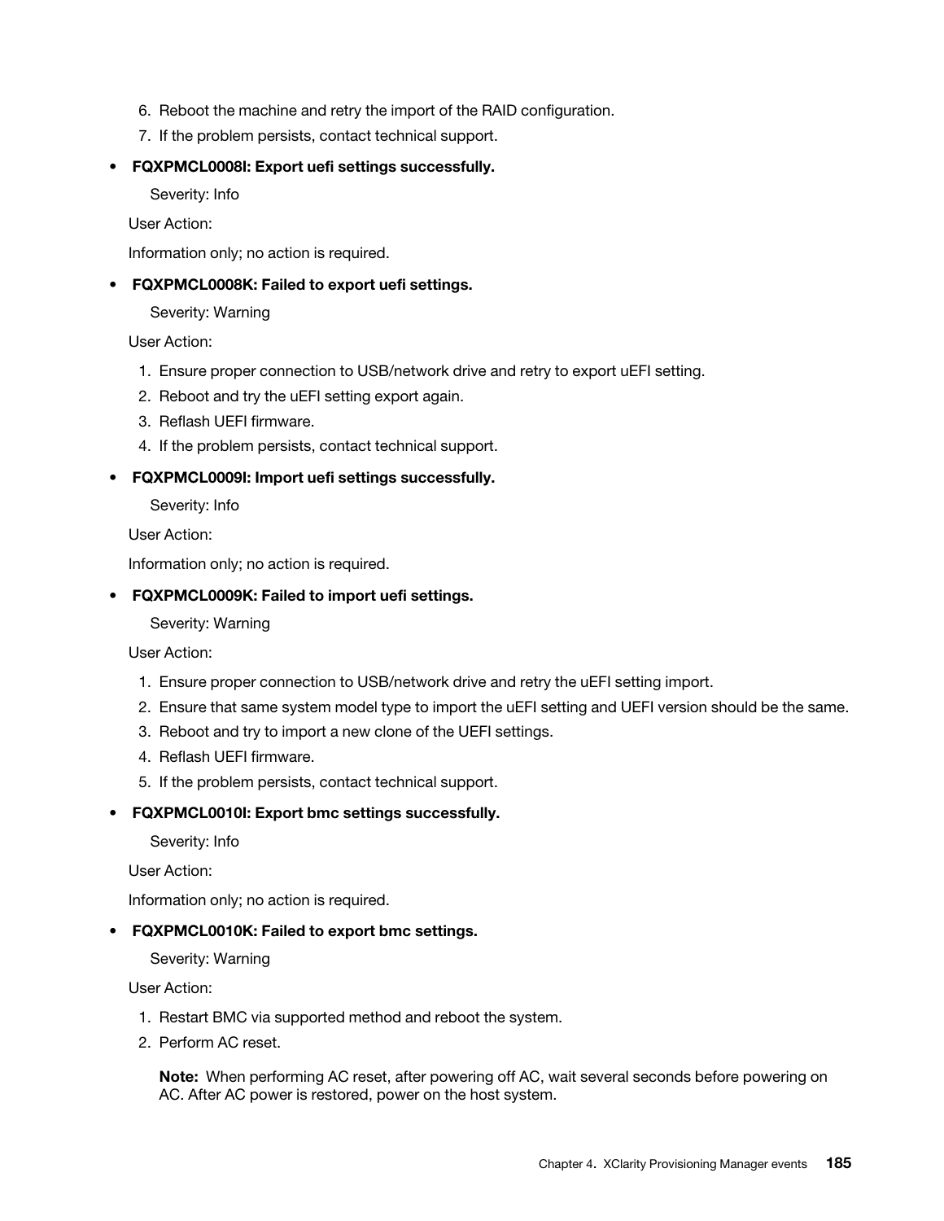6. Reboot the machine and retry the import of the RAID configuration.
7. If the problem persists, contact technical support.

- **FQXPMCL0008I: Export uefi settings successfully.**

  Severity: Info

  User Action:

  Information only; no action is required.

- **FQXPMCL0008K: Failed to export uefi settings.**

  Severity: Warning

  User Action:

  1. Ensure proper connection to USB/network drive and retry to export uEFI setting.
  2. Reboot and try the uEFI setting export again.
  3. Reflash UEFI firmware.
  4. If the problem persists, contact technical support.

- **FQXPMCL0009I: Import uefi settings successfully.**

  Severity: Info

  User Action:

  Information only; no action is required.

- **FQXPMCL0009K: Failed to import uefi settings.**

  Severity: Warning

  User Action:

  1. Ensure proper connection to USB/network drive and retry the uEFI setting import.
  2. Ensure that same system model type to import the uEFI setting and UEFI version should be the same.
  3. Reboot and try to import a new clone of the UEFI settings.
  4. Reflash UEFI firmware.
  5. If the problem persists, contact technical support.

- **FQXPMCL0010I: Export bmc settings successfully.**

  Severity: Info

  User Action:

  Information only; no action is required.

- **FQXPMCL0010K: Failed to export bmc settings.**

  Severity: Warning

  User Action:

  1. Restart BMC via supported method and reboot the system.
  2. Perform AC reset.

     **Note:** When performing AC reset, after powering off AC, wait several seconds before powering on AC. After AC power is restored, power on the host system.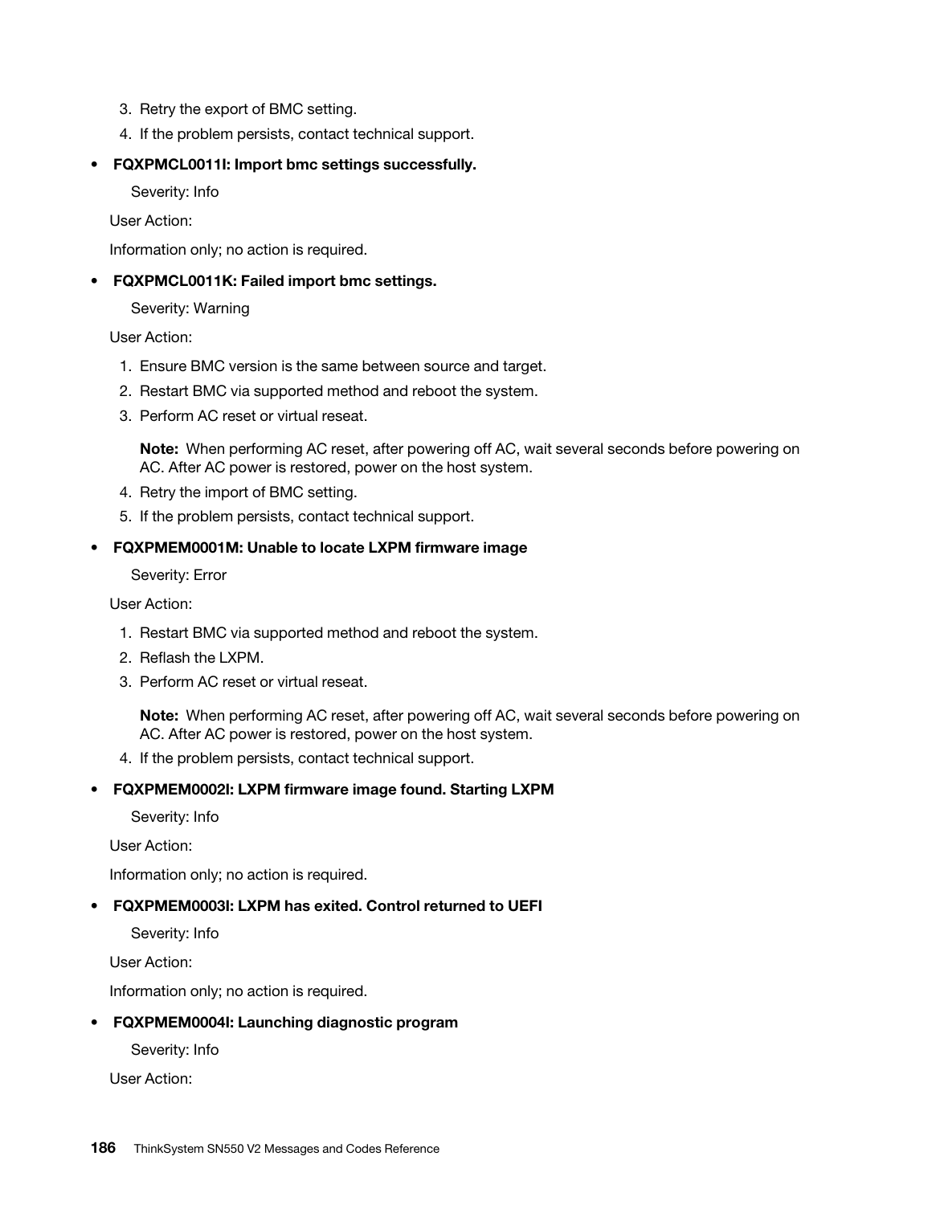3. Retry the export of BMC setting.
4. If the problem persists, contact technical support.

- **FQXPMCL0011I: Import bmc settings successfully.**

  Severity: Info

  User Action:

  Information only; no action is required.

- **FQXPMCL0011K: Failed import bmc settings.**

  Severity: Warning

  User Action:

  1. Ensure BMC version is the same between source and target.
  2. Restart BMC via supported method and reboot the system.
  3. Perform AC reset or virtual reseat.

     **Note:** When performing AC reset, after powering off AC, wait several seconds before powering on AC. After AC power is restored, power on the host system.
  4. Retry the import of BMC setting.
  5. If the problem persists, contact technical support.

- **FQXPMEM0001M: Unable to locate LXPM firmware image**

  Severity: Error

  User Action:

  1. Restart BMC via supported method and reboot the system.
  2. Reflash the LXPM.
  3. Perform AC reset or virtual reseat.

     **Note:** When performing AC reset, after powering off AC, wait several seconds before powering on AC. After AC power is restored, power on the host system.
  4. If the problem persists, contact technical support.

- **FQXPMEM0002I: LXPM firmware image found. Starting LXPM**

  Severity: Info

  User Action:

  Information only; no action is required.

- **FQXPMEM0003I: LXPM has exited. Control returned to UEFI**

  Severity: Info

  User Action:

  Information only; no action is required.

- **FQXPMEM0004I: Launching diagnostic program**

  Severity: Info

  User Action: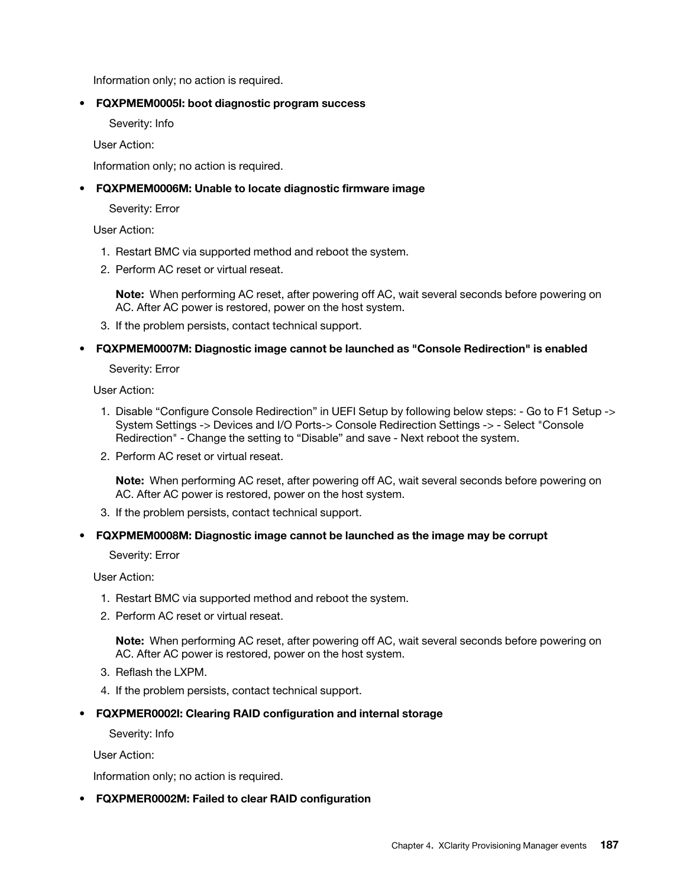Information only; no action is required.

- **FQXPMEM0005I: boot diagnostic program success**

  Severity: Info

  User Action:

  Information only; no action is required.

- **FQXPMEM0006M: Unable to locate diagnostic firmware image**

  Severity: Error

  User Action:

  1. Restart BMC via supported method and reboot the system.
  2. Perform AC reset or virtual reseat.

     **Note:** When performing AC reset, after powering off AC, wait several seconds before powering on AC. After AC power is restored, power on the host system.
  3. If the problem persists, contact technical support.

- **FQXPMEM0007M: Diagnostic image cannot be launched as "Console Redirection" is enabled**

  Severity: Error

  User Action:

  1. Disable “Configure Console Redirection” in UEFI Setup by following below steps: - Go to F1 Setup -> System Settings -> Devices and I/O Ports-> Console Redirection Settings -> - Select "Console Redirection" - Change the setting to “Disable” and save - Next reboot the system.
  2. Perform AC reset or virtual reseat.

     **Note:** When performing AC reset, after powering off AC, wait several seconds before powering on AC. After AC power is restored, power on the host system.
  3. If the problem persists, contact technical support.

- **FQXPMEM0008M: Diagnostic image cannot be launched as the image may be corrupt**

  Severity: Error

  User Action:

  1. Restart BMC via supported method and reboot the system.
  2. Perform AC reset or virtual reseat.

     **Note:** When performing AC reset, after powering off AC, wait several seconds before powering on AC. After AC power is restored, power on the host system.
  3. Reflash the LXPM.
  4. If the problem persists, contact technical support.

- **FQXPMER0002I: Clearing RAID configuration and internal storage**

  Severity: Info

  User Action:

  Information only; no action is required.

- **FQXPMER0002M: Failed to clear RAID configuration**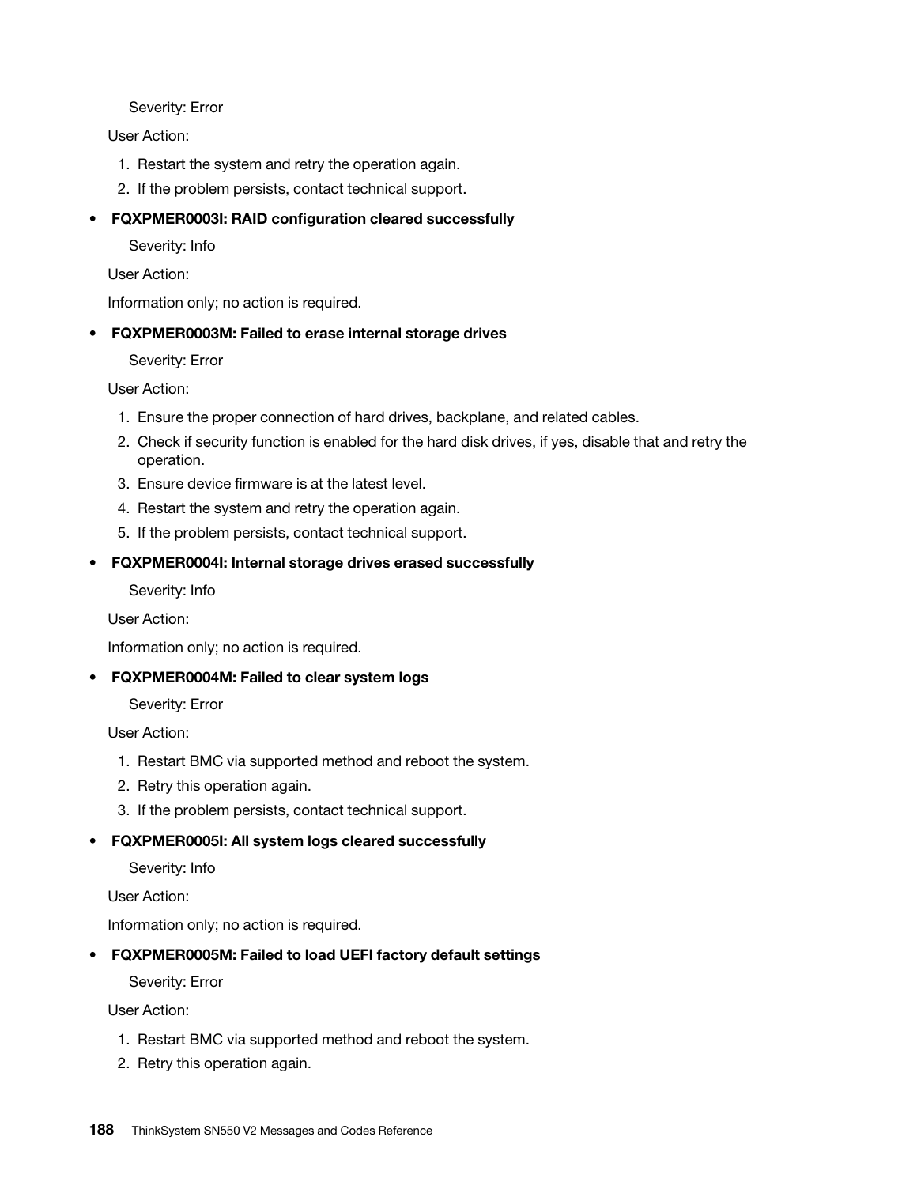Severity: Error

User Action:

1. Restart the system and retry the operation again.
2. If the problem persists, contact technical support.

- **FQXPMER0003I: RAID configuration cleared successfully**

  Severity: Info

  User Action:

  Information only; no action is required.

- **FQXPMER0003M: Failed to erase internal storage drives**

  Severity: Error

  User Action:

  1. Ensure the proper connection of hard drives, backplane, and related cables.
  2. Check if security function is enabled for the hard disk drives, if yes, disable that and retry the operation.
  3. Ensure device firmware is at the latest level.
  4. Restart the system and retry the operation again.
  5. If the problem persists, contact technical support.

- **FQXPMER0004I: Internal storage drives erased successfully**

  Severity: Info

  User Action:

  Information only; no action is required.

- **FQXPMER0004M: Failed to clear system logs**

  Severity: Error

  User Action:

  1. Restart BMC via supported method and reboot the system.
  2. Retry this operation again.
  3. If the problem persists, contact technical support.

- **FQXPMER0005I: All system logs cleared successfully**

  Severity: Info

  User Action:

  Information only; no action is required.

- **FQXPMER0005M: Failed to load UEFI factory default settings**

  Severity: Error

  User Action:

  1. Restart BMC via supported method and reboot the system.
  2. Retry this operation again.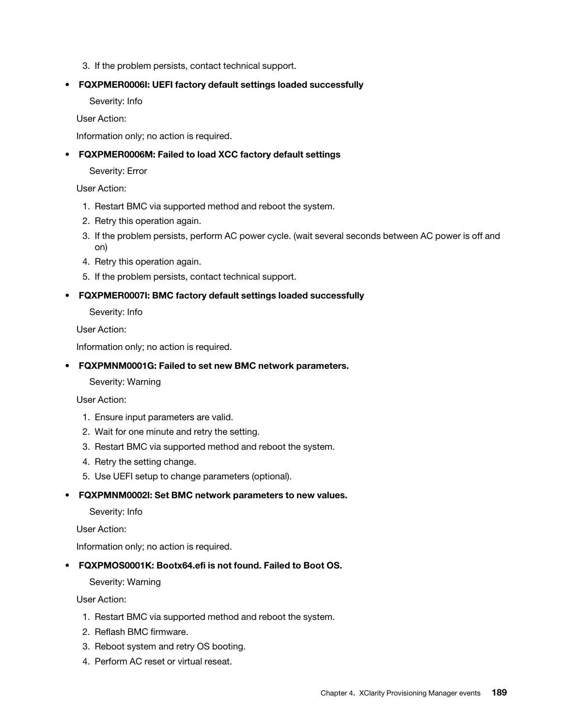3. If the problem persists, contact technical support.

- **FQXPMER0006I: UEFI factory default settings loaded successfully**

  Severity: Info

  User Action:

  Information only; no action is required.

- **FQXPMER0006M: Failed to load XCC factory default settings**

  Severity: Error

  User Action:

  1. Restart BMC via supported method and reboot the system.
  2. Retry this operation again.
  3. If the problem persists, perform AC power cycle. (wait several seconds between AC power is off and on)
  4. Retry this operation again.
  5. If the problem persists, contact technical support.

- **FQXPMER0007I: BMC factory default settings loaded successfully**

  Severity: Info

  User Action:

  Information only; no action is required.

- **FQXPMNM0001G: Failed to set new BMC network parameters.**

  Severity: Warning

  User Action:

  1. Ensure input parameters are valid.
  2. Wait for one minute and retry the setting.
  3. Restart BMC via supported method and reboot the system.
  4. Retry the setting change.
  5. Use UEFI setup to change parameters (optional).

- **FQXPMNM0002I: Set BMC network parameters to new values.**

  Severity: Info

  User Action:

  Information only; no action is required.

- **FQXPMOS0001K: Bootx64.efi is not found. Failed to Boot OS.**

  Severity: Warning

  User Action:

  1. Restart BMC via supported method and reboot the system.
  2. Reflash BMC firmware.
  3. Reboot system and retry OS booting.
  4. Perform AC reset or virtual reseat.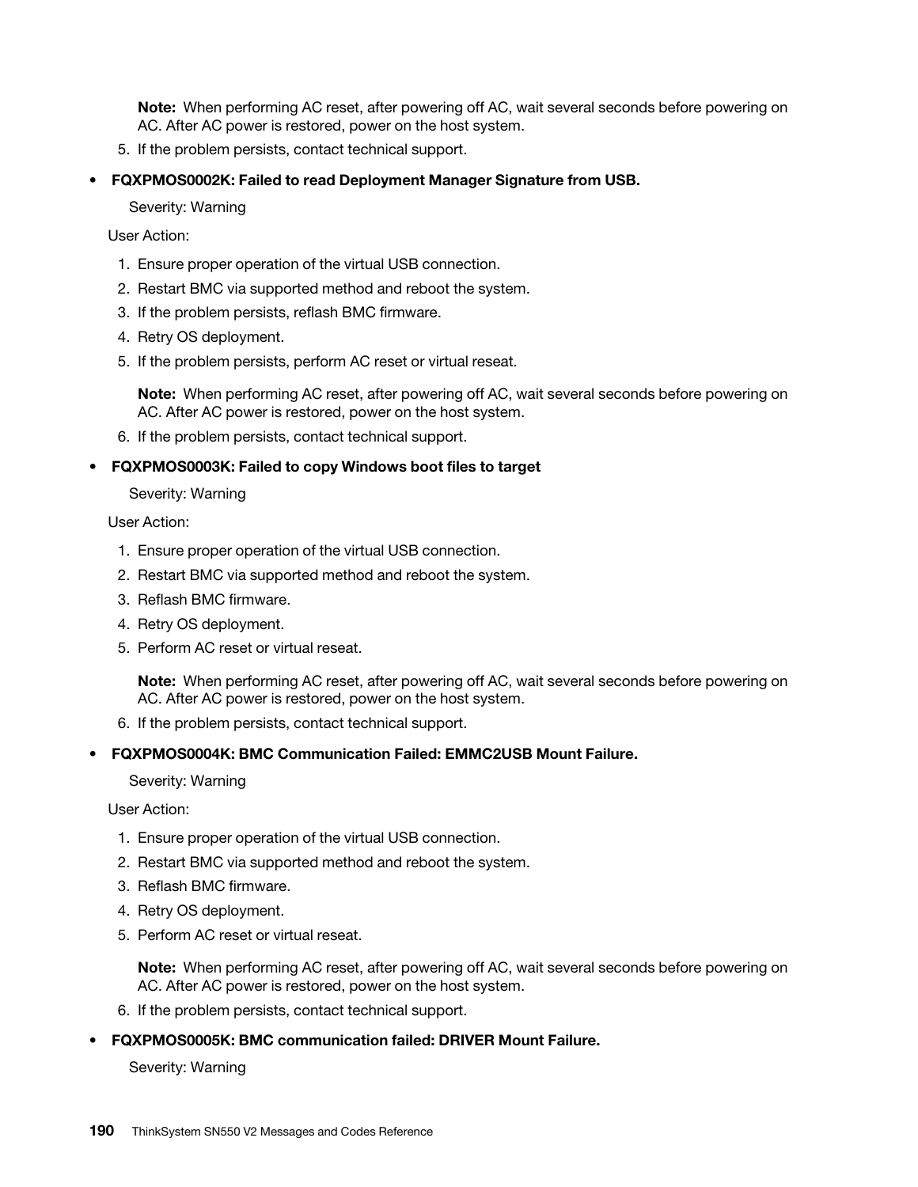**Note:** When performing AC reset, after powering off AC, wait several seconds before powering on AC. After AC power is restored, power on the host system.

5. If the problem persists, contact technical support.

- **FQXPMOS0002K: Failed to read Deployment Manager Signature from USB.**

  Severity: Warning

  User Action:

  1. Ensure proper operation of the virtual USB connection.
  2. Restart BMC via supported method and reboot the system.
  3. If the problem persists, reflash BMC firmware.
  4. Retry OS deployment.
  5. If the problem persists, perform AC reset or virtual reseat.

     **Note:** When performing AC reset, after powering off AC, wait several seconds before powering on AC. After AC power is restored, power on the host system.

  6. If the problem persists, contact technical support.

- **FQXPMOS0003K: Failed to copy Windows boot files to target**

  Severity: Warning

  User Action:

  1. Ensure proper operation of the virtual USB connection.
  2. Restart BMC via supported method and reboot the system.
  3. Reflash BMC firmware.
  4. Retry OS deployment.
  5. Perform AC reset or virtual reseat.

     **Note:** When performing AC reset, after powering off AC, wait several seconds before powering on AC. After AC power is restored, power on the host system.

  6. If the problem persists, contact technical support.

- **FQXPMOS0004K: BMC Communication Failed: EMMC2USB Mount Failure.**

  Severity: Warning

  User Action:

  1. Ensure proper operation of the virtual USB connection.
  2. Restart BMC via supported method and reboot the system.
  3. Reflash BMC firmware.
  4. Retry OS deployment.
  5. Perform AC reset or virtual reseat.

     **Note:** When performing AC reset, after powering off AC, wait several seconds before powering on AC. After AC power is restored, power on the host system.

  6. If the problem persists, contact technical support.

- **FQXPMOS0005K: BMC communication failed: DRIVER Mount Failure.**

  Severity: Warning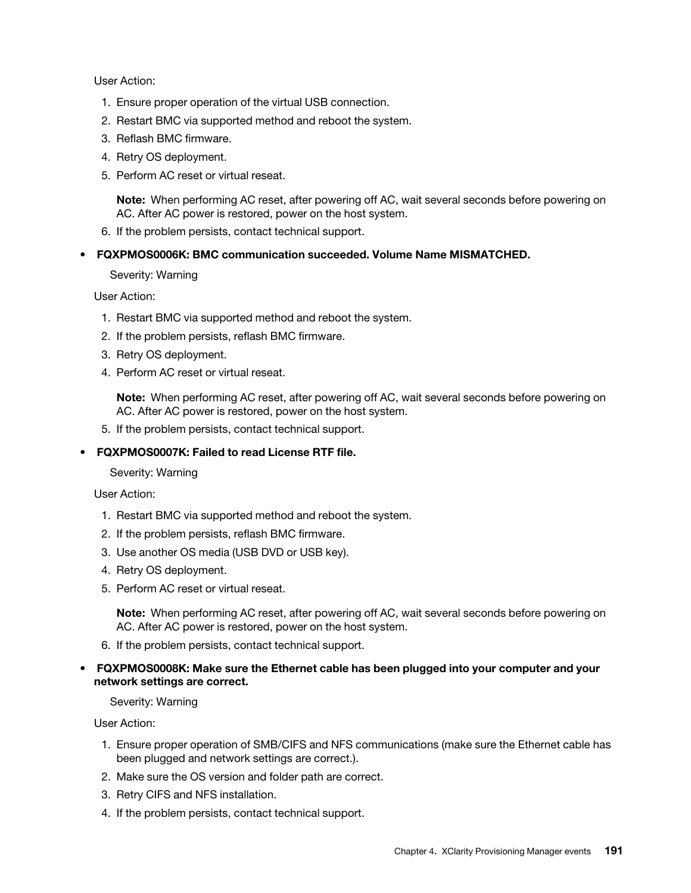User Action:

1. Ensure proper operation of the virtual USB connection.
2. Restart BMC via supported method and reboot the system.
3. Reflash BMC firmware.
4. Retry OS deployment.
5. Perform AC reset or virtual reseat.

   **Note:** When performing AC reset, after powering off AC, wait several seconds before powering on AC. After AC power is restored, power on the host system.

6. If the problem persists, contact technical support.

- **FQXPMOS0006K: BMC communication succeeded. Volume Name MISMATCHED.**

  Severity: Warning

  User Action:

  1. Restart BMC via supported method and reboot the system.
  2. If the problem persists, reflash BMC firmware.
  3. Retry OS deployment.
  4. Perform AC reset or virtual reseat.

     **Note:** When performing AC reset, after powering off AC, wait several seconds before powering on AC. After AC power is restored, power on the host system.

  5. If the problem persists, contact technical support.

- **FQXPMOS0007K: Failed to read License RTF file.**

  Severity: Warning

  User Action:

  1. Restart BMC via supported method and reboot the system.
  2. If the problem persists, reflash BMC firmware.
  3. Use another OS media (USB DVD or USB key).
  4. Retry OS deployment.
  5. Perform AC reset or virtual reseat.

     **Note:** When performing AC reset, after powering off AC, wait several seconds before powering on AC. After AC power is restored, power on the host system.

  6. If the problem persists, contact technical support.

- **FQXPMOS0008K: Make sure the Ethernet cable has been plugged into your computer and your network settings are correct.**

  Severity: Warning

  User Action:

  1. Ensure proper operation of SMB/CIFS and NFS communications (make sure the Ethernet cable has been plugged and network settings are correct.).
  2. Make sure the OS version and folder path are correct.
  3. Retry CIFS and NFS installation.
  4. If the problem persists, contact technical support.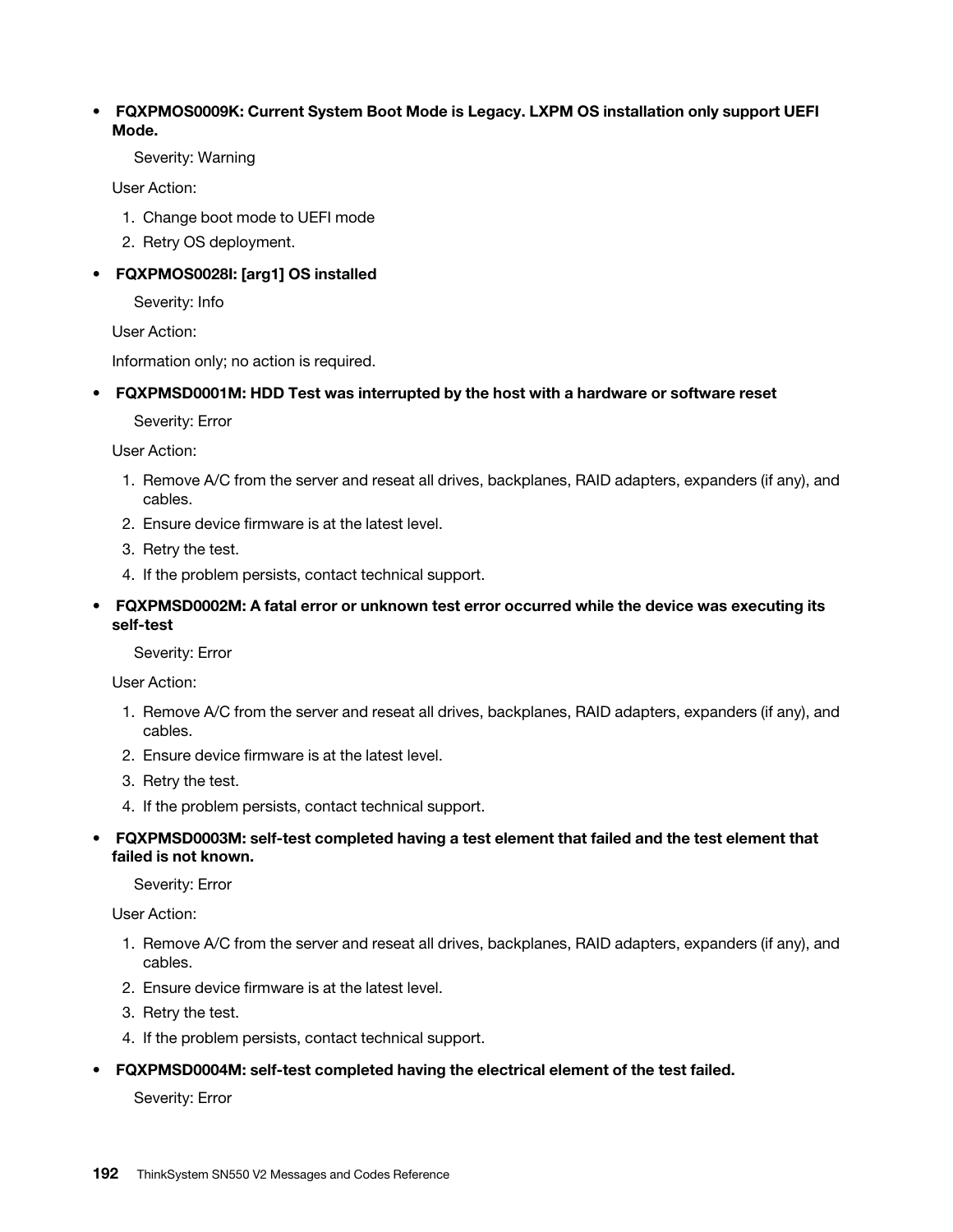- **FQXPMOS0009K: Current System Boot Mode is Legacy. LXPM OS installation only support UEFI Mode.**

  Severity: Warning

  User Action:

  1. Change boot mode to UEFI mode
  2. Retry OS deployment.

- **FQXPMOS0028I: [arg1] OS installed**

  Severity: Info

  User Action:

  Information only; no action is required.

- **FQXPMSD0001M: HDD Test was interrupted by the host with a hardware or software reset**

  Severity: Error

  User Action:

  1. Remove A/C from the server and reseat all drives, backplanes, RAID adapters, expanders (if any), and cables.
  2. Ensure device firmware is at the latest level.
  3. Retry the test.
  4. If the problem persists, contact technical support.

- **FQXPMSD0002M: A fatal error or unknown test error occurred while the device was executing its self-test**

  Severity: Error

  User Action:

  1. Remove A/C from the server and reseat all drives, backplanes, RAID adapters, expanders (if any), and cables.
  2. Ensure device firmware is at the latest level.
  3. Retry the test.
  4. If the problem persists, contact technical support.

- **FQXPMSD0003M: self-test completed having a test element that failed and the test element that failed is not known.**

  Severity: Error

  User Action:

  1. Remove A/C from the server and reseat all drives, backplanes, RAID adapters, expanders (if any), and cables.
  2. Ensure device firmware is at the latest level.
  3. Retry the test.
  4. If the problem persists, contact technical support.

- **FQXPMSD0004M: self-test completed having the electrical element of the test failed.**

  Severity: Error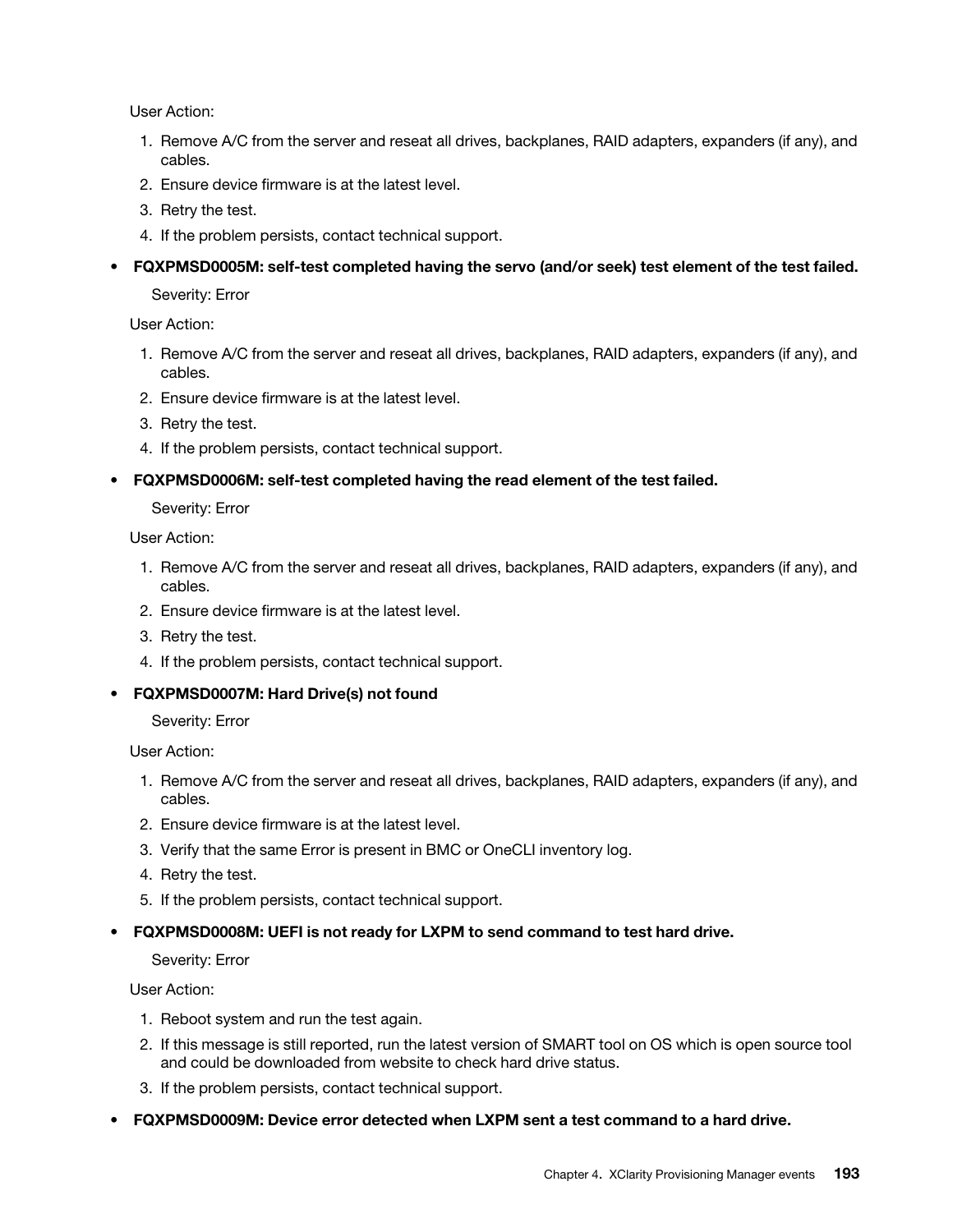User Action:

1. Remove A/C from the server and reseat all drives, backplanes, RAID adapters, expanders (if any), and cables.
2. Ensure device firmware is at the latest level.
3. Retry the test.
4. If the problem persists, contact technical support.

- **FQXPMSD0005M: self-test completed having the servo (and/or seek) test element of the test failed.**

  Severity: Error

  User Action:

  1. Remove A/C from the server and reseat all drives, backplanes, RAID adapters, expanders (if any), and cables.
  2. Ensure device firmware is at the latest level.
  3. Retry the test.
  4. If the problem persists, contact technical support.

- **FQXPMSD0006M: self-test completed having the read element of the test failed.**

  Severity: Error

  User Action:

  1. Remove A/C from the server and reseat all drives, backplanes, RAID adapters, expanders (if any), and cables.
  2. Ensure device firmware is at the latest level.
  3. Retry the test.
  4. If the problem persists, contact technical support.

- **FQXPMSD0007M: Hard Drive(s) not found**

  Severity: Error

  User Action:

  1. Remove A/C from the server and reseat all drives, backplanes, RAID adapters, expanders (if any), and cables.
  2. Ensure device firmware is at the latest level.
  3. Verify that the same Error is present in BMC or OneCLI inventory log.
  4. Retry the test.
  5. If the problem persists, contact technical support.

- **FQXPMSD0008M: UEFI is not ready for LXPM to send command to test hard drive.**

  Severity: Error

  User Action:

  1. Reboot system and run the test again.
  2. If this message is still reported, run the latest version of SMART tool on OS which is open source tool and could be downloaded from website to check hard drive status.
  3. If the problem persists, contact technical support.

- **FQXPMSD0009M: Device error detected when LXPM sent a test command to a hard drive.**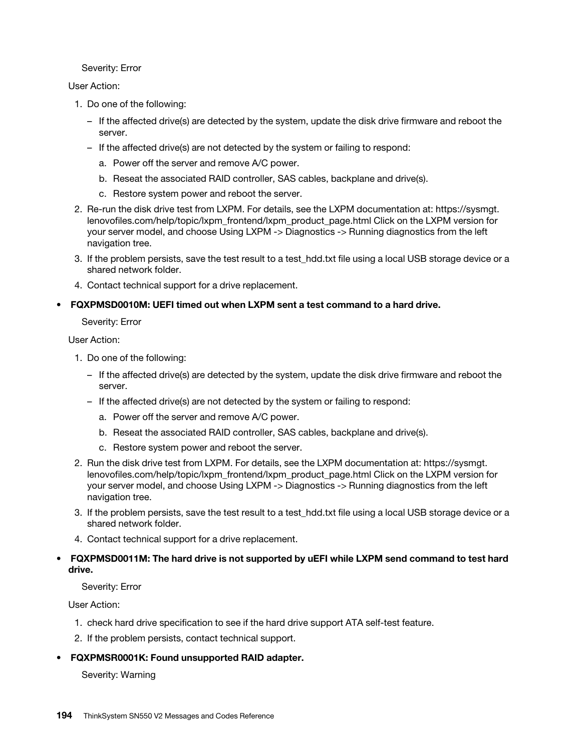Severity: Error

User Action:

1. Do one of the following:
   - If the affected drive(s) are detected by the system, update the disk drive firmware and reboot the server.
   - If the affected drive(s) are not detected by the system or failing to respond:
     a. Power off the server and remove A/C power.
     b. Reseat the associated RAID controller, SAS cables, backplane and drive(s).
     c. Restore system power and reboot the server.
2. Re-run the disk drive test from LXPM. For details, see the LXPM documentation at: https://sysmgt.lenovofiles.com/help/topic/lxpm_frontend/lxpm_product_page.html Click on the LXPM version for your server model, and choose Using LXPM -> Diagnostics -> Running diagnostics from the left navigation tree.
3. If the problem persists, save the test result to a test_hdd.txt file using a local USB storage device or a shared network folder.
4. Contact technical support for a drive replacement.

- **FQXPMSD0010M: UEFI timed out when LXPM sent a test command to a hard drive.**

  Severity: Error

  User Action:

  1. Do one of the following:
     - If the affected drive(s) are detected by the system, update the disk drive firmware and reboot the server.
     - If the affected drive(s) are not detected by the system or failing to respond:
       a. Power off the server and remove A/C power.
       b. Reseat the associated RAID controller, SAS cables, backplane and drive(s).
       c. Restore system power and reboot the server.
  2. Run the disk drive test from LXPM. For details, see the LXPM documentation at: https://sysmgt.lenovofiles.com/help/topic/lxpm_frontend/lxpm_product_page.html Click on the LXPM version for your server model, and choose Using LXPM -> Diagnostics -> Running diagnostics from the left navigation tree.
  3. If the problem persists, save the test result to a test_hdd.txt file using a local USB storage device or a shared network folder.
  4. Contact technical support for a drive replacement.

- **FQXPMSD0011M: The hard drive is not supported by uEFI while LXPM send command to test hard drive.**

  Severity: Error

  User Action:

  1. check hard drive specification to see if the hard drive support ATA self-test feature.
  2. If the problem persists, contact technical support.

- **FQXPMSR0001K: Found unsupported RAID adapter.**

  Severity: Warning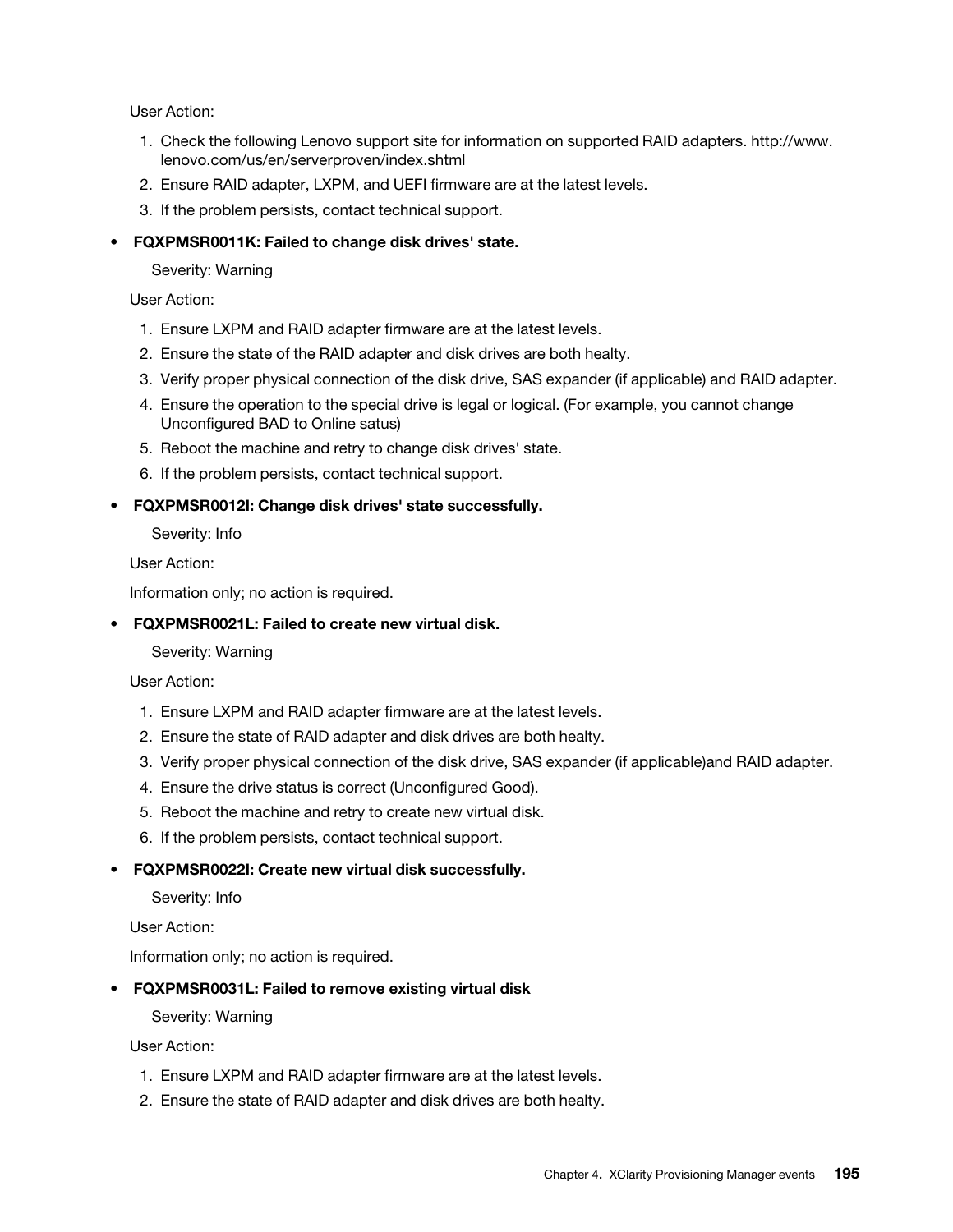User Action:

1. Check the following Lenovo support site for information on supported RAID adapters. http://www.lenovo.com/us/en/serverproven/index.shtml
2. Ensure RAID adapter, LXPM, and UEFI firmware are at the latest levels.
3. If the problem persists, contact technical support.

- **FQXPMSR0011K: Failed to change disk drives' state.**

  Severity: Warning

  User Action:

  1. Ensure LXPM and RAID adapter firmware are at the latest levels.
  2. Ensure the state of the RAID adapter and disk drives are both healty.
  3. Verify proper physical connection of the disk drive, SAS expander (if applicable) and RAID adapter.
  4. Ensure the operation to the special drive is legal or logical. (For example, you cannot change Unconfigured BAD to Online satus)
  5. Reboot the machine and retry to change disk drives' state.
  6. If the problem persists, contact technical support.

- **FQXPMSR0012I: Change disk drives' state successfully.**

  Severity: Info

  User Action:

  Information only; no action is required.

- **FQXPMSR0021L: Failed to create new virtual disk.**

  Severity: Warning

  User Action:

  1. Ensure LXPM and RAID adapter firmware are at the latest levels.
  2. Ensure the state of RAID adapter and disk drives are both healty.
  3. Verify proper physical connection of the disk drive, SAS expander (if applicable)and RAID adapter.
  4. Ensure the drive status is correct (Unconfigured Good).
  5. Reboot the machine and retry to create new virtual disk.
  6. If the problem persists, contact technical support.

- **FQXPMSR0022I: Create new virtual disk successfully.**

  Severity: Info

  User Action:

  Information only; no action is required.

- **FQXPMSR0031L: Failed to remove existing virtual disk**

  Severity: Warning

  User Action:

  1. Ensure LXPM and RAID adapter firmware are at the latest levels.
  2. Ensure the state of RAID adapter and disk drives are both healty.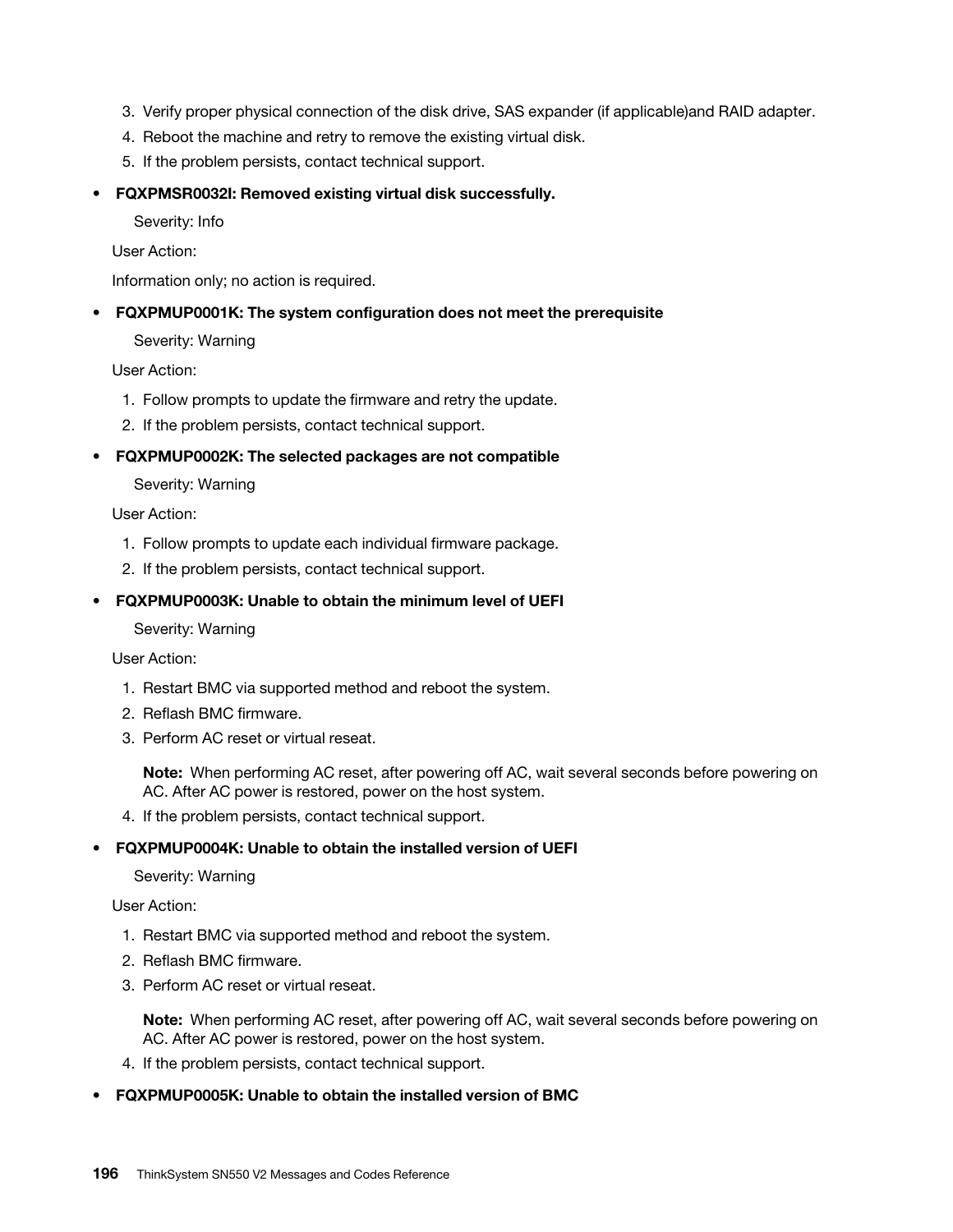3. Verify proper physical connection of the disk drive, SAS expander (if applicable)and RAID adapter.
4. Reboot the machine and retry to remove the existing virtual disk.
5. If the problem persists, contact technical support.

- **FQXPMSR0032I: Removed existing virtual disk successfully.**

  Severity: Info

  User Action:

  Information only; no action is required.

- **FQXPMUP0001K: The system configuration does not meet the prerequisite**

  Severity: Warning

  User Action:

  1. Follow prompts to update the firmware and retry the update.
  2. If the problem persists, contact technical support.

- **FQXPMUP0002K: The selected packages are not compatible**

  Severity: Warning

  User Action:

  1. Follow prompts to update each individual firmware package.
  2. If the problem persists, contact technical support.

- **FQXPMUP0003K: Unable to obtain the minimum level of UEFI**

  Severity: Warning

  User Action:

  1. Restart BMC via supported method and reboot the system.
  2. Reflash BMC firmware.
  3. Perform AC reset or virtual reseat.

     **Note:** When performing AC reset, after powering off AC, wait several seconds before powering on AC. After AC power is restored, power on the host system.
  4. If the problem persists, contact technical support.

- **FQXPMUP0004K: Unable to obtain the installed version of UEFI**

  Severity: Warning

  User Action:

  1. Restart BMC via supported method and reboot the system.
  2. Reflash BMC firmware.
  3. Perform AC reset or virtual reseat.

     **Note:** When performing AC reset, after powering off AC, wait several seconds before powering on AC. After AC power is restored, power on the host system.
  4. If the problem persists, contact technical support.

- **FQXPMUP0005K: Unable to obtain the installed version of BMC**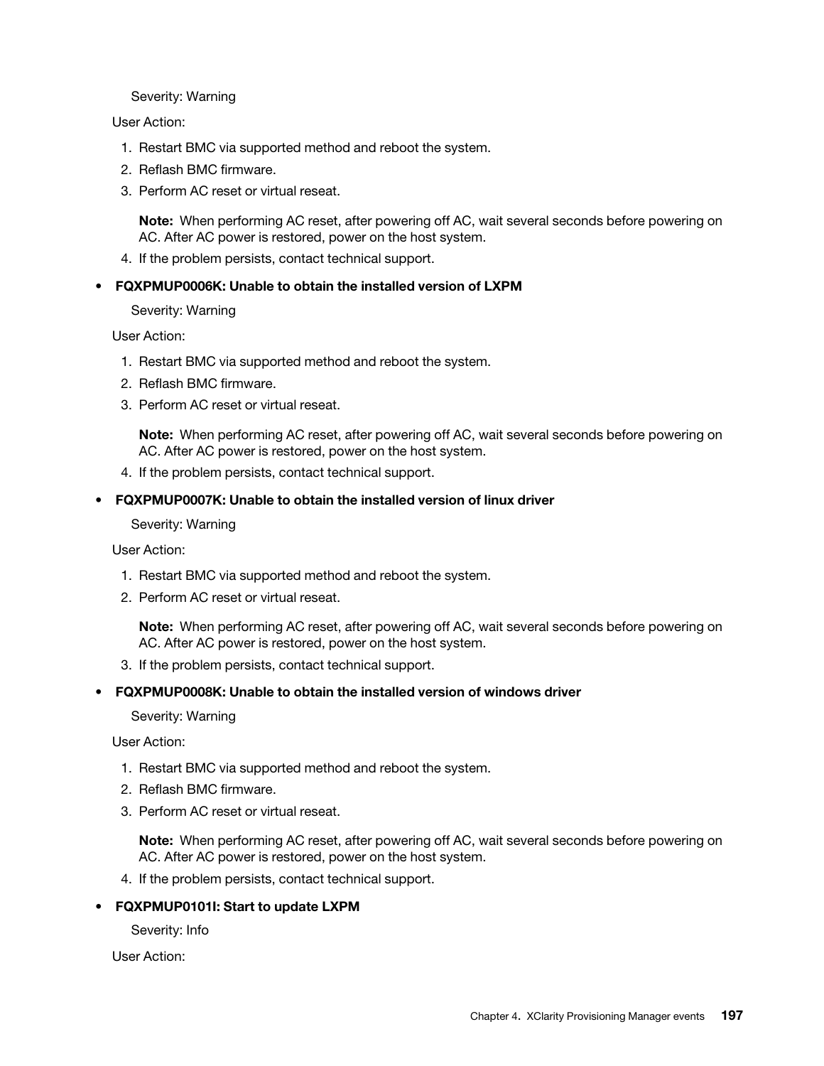Severity: Warning

User Action:

1. Restart BMC via supported method and reboot the system.
2. Reflash BMC firmware.
3. Perform AC reset or virtual reseat.

   **Note:** When performing AC reset, after powering off AC, wait several seconds before powering on AC. After AC power is restored, power on the host system.
4. If the problem persists, contact technical support.

- **FQXPMUP0006K: Unable to obtain the installed version of LXPM**

  Severity: Warning

  User Action:

  1. Restart BMC via supported method and reboot the system.
  2. Reflash BMC firmware.
  3. Perform AC reset or virtual reseat.

     **Note:** When performing AC reset, after powering off AC, wait several seconds before powering on AC. After AC power is restored, power on the host system.
  4. If the problem persists, contact technical support.

- **FQXPMUP0007K: Unable to obtain the installed version of linux driver**

  Severity: Warning

  User Action:

  1. Restart BMC via supported method and reboot the system.
  2. Perform AC reset or virtual reseat.

     **Note:** When performing AC reset, after powering off AC, wait several seconds before powering on AC. After AC power is restored, power on the host system.
  3. If the problem persists, contact technical support.

- **FQXPMUP0008K: Unable to obtain the installed version of windows driver**

  Severity: Warning

  User Action:

  1. Restart BMC via supported method and reboot the system.
  2. Reflash BMC firmware.
  3. Perform AC reset or virtual reseat.

     **Note:** When performing AC reset, after powering off AC, wait several seconds before powering on AC. After AC power is restored, power on the host system.
  4. If the problem persists, contact technical support.

- **FQXPMUP0101I: Start to update LXPM**

  Severity: Info

  User Action: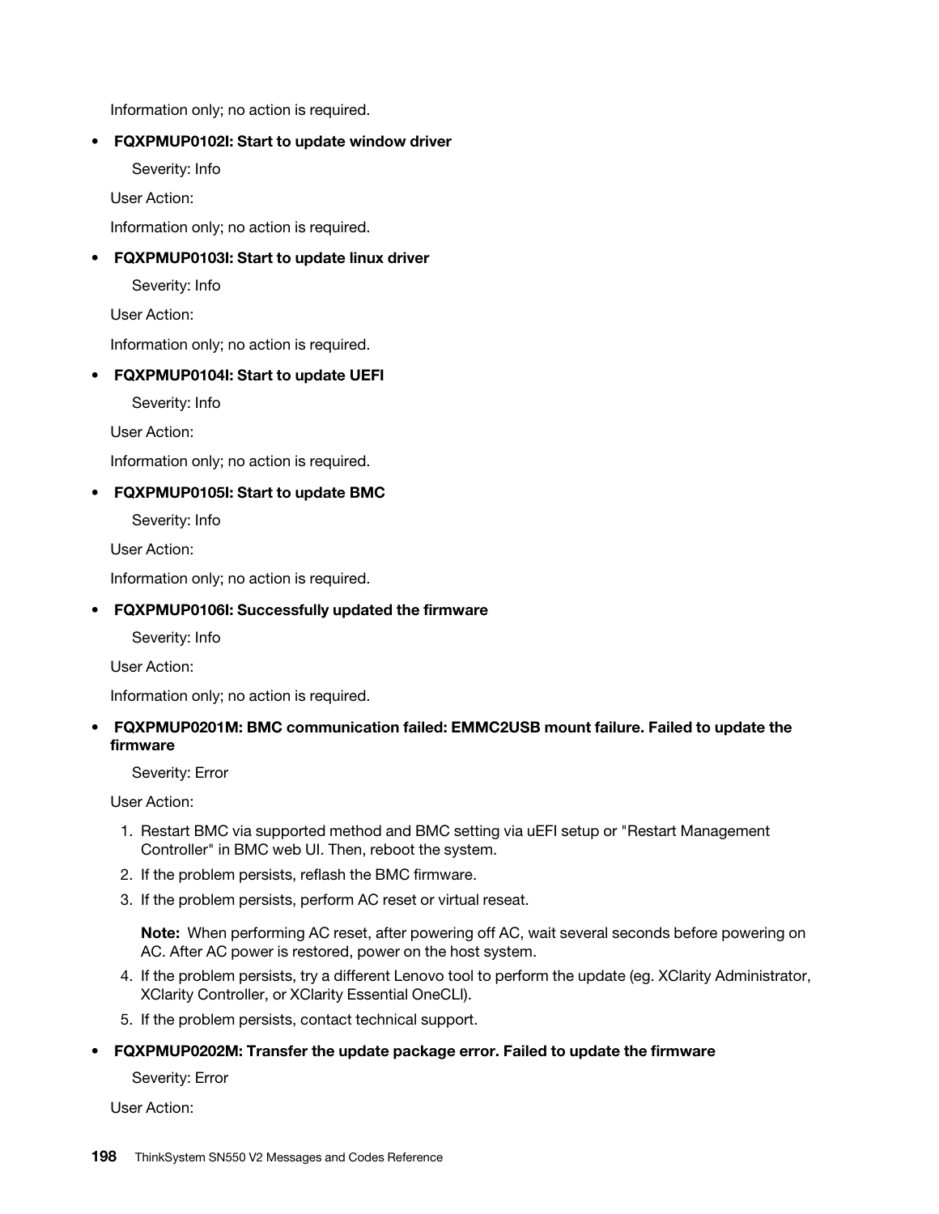Information only; no action is required.

- **FQXPMUP0102I: Start to update window driver**

  Severity: Info

  User Action:

  Information only; no action is required.

- **FQXPMUP0103I: Start to update linux driver**

  Severity: Info

  User Action:

  Information only; no action is required.

- **FQXPMUP0104I: Start to update UEFI**

  Severity: Info

  User Action:

  Information only; no action is required.

- **FQXPMUP0105I: Start to update BMC**

  Severity: Info

  User Action:

  Information only; no action is required.

- **FQXPMUP0106I: Successfully updated the firmware**

  Severity: Info

  User Action:

  Information only; no action is required.

- **FQXPMUP0201M: BMC communication failed: EMMC2USB mount failure. Failed to update the firmware**

  Severity: Error

  User Action:

  1. Restart BMC via supported method and BMC setting via uEFI setup or "Restart Management Controller" in BMC web UI. Then, reboot the system.
  2. If the problem persists, reflash the BMC firmware.
  3. If the problem persists, perform AC reset or virtual reseat.

     **Note:** When performing AC reset, after powering off AC, wait several seconds before powering on AC. After AC power is restored, power on the host system.
  4. If the problem persists, try a different Lenovo tool to perform the update (eg. XClarity Administrator, XClarity Controller, or XClarity Essential OneCLI).
  5. If the problem persists, contact technical support.

- **FQXPMUP0202M: Transfer the update package error. Failed to update the firmware**

  Severity: Error

  User Action: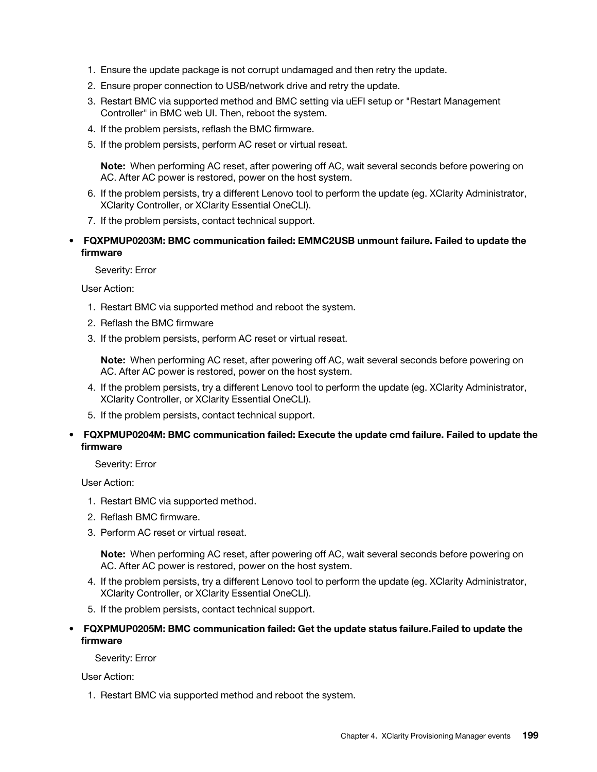1. Ensure the update package is not corrupt undamaged and then retry the update.
2. Ensure proper connection to USB/network drive and retry the update.
3. Restart BMC via supported method and BMC setting via uEFI setup or "Restart Management Controller" in BMC web UI. Then, reboot the system.
4. If the problem persists, reflash the BMC firmware.
5. If the problem persists, perform AC reset or virtual reseat.

   **Note:** When performing AC reset, after powering off AC, wait several seconds before powering on AC. After AC power is restored, power on the host system.
6. If the problem persists, try a different Lenovo tool to perform the update (eg. XClarity Administrator, XClarity Controller, or XClarity Essential OneCLI).
7. If the problem persists, contact technical support.

- **FQXPMUP0203M: BMC communication failed: EMMC2USB unmount failure. Failed to update the firmware**

  Severity: Error

  User Action:

  1. Restart BMC via supported method and reboot the system.
  2. Reflash the BMC firmware
  3. If the problem persists, perform AC reset or virtual reseat.

     **Note:** When performing AC reset, after powering off AC, wait several seconds before powering on AC. After AC power is restored, power on the host system.
  4. If the problem persists, try a different Lenovo tool to perform the update (eg. XClarity Administrator, XClarity Controller, or XClarity Essential OneCLI).
  5. If the problem persists, contact technical support.

- **FQXPMUP0204M: BMC communication failed: Execute the update cmd failure. Failed to update the firmware**

  Severity: Error

  User Action:

  1. Restart BMC via supported method.
  2. Reflash BMC firmware.
  3. Perform AC reset or virtual reseat.

     **Note:** When performing AC reset, after powering off AC, wait several seconds before powering on AC. After AC power is restored, power on the host system.
  4. If the problem persists, try a different Lenovo tool to perform the update (eg. XClarity Administrator, XClarity Controller, or XClarity Essential OneCLI).
  5. If the problem persists, contact technical support.

- **FQXPMUP0205M: BMC communication failed: Get the update status failure.Failed to update the firmware**

  Severity: Error

  User Action:

  1. Restart BMC via supported method and reboot the system.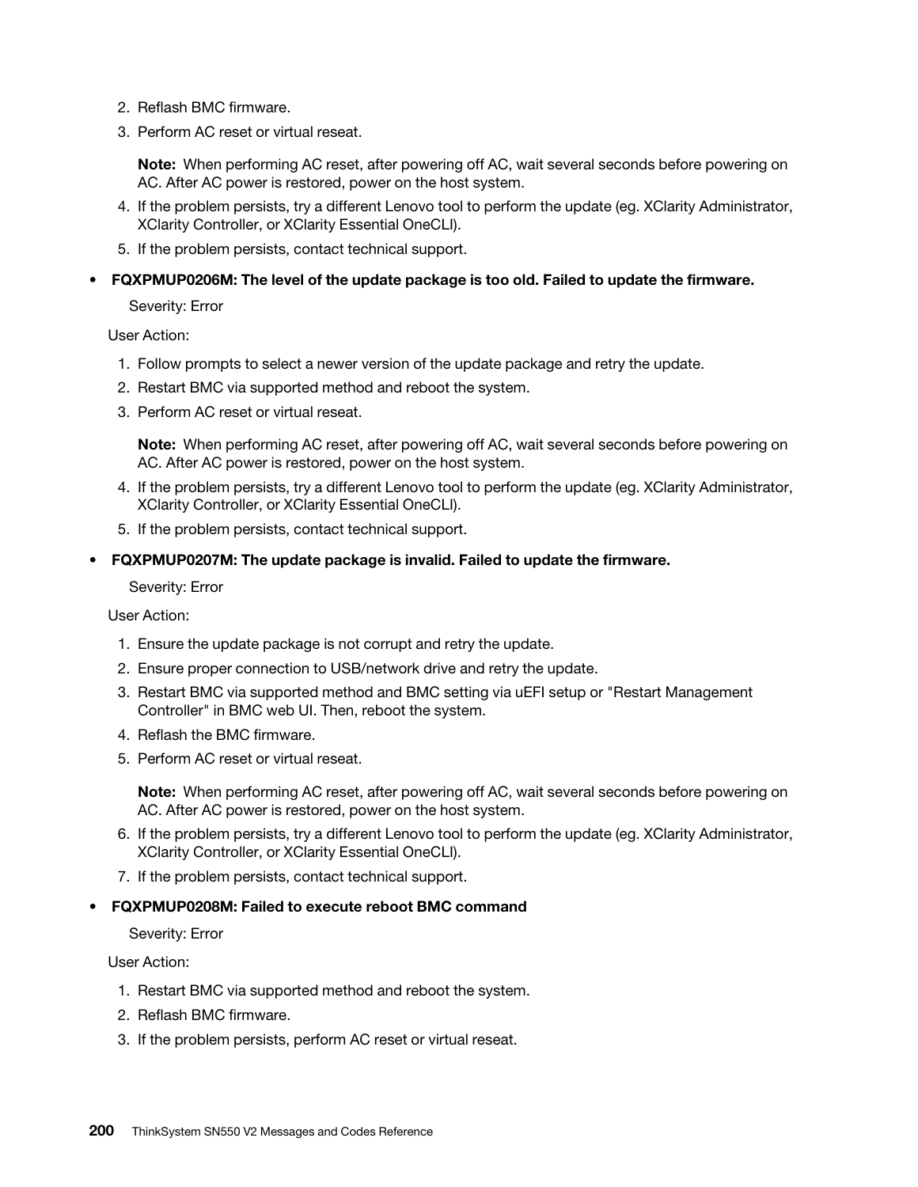2. Reflash BMC firmware.
3. Perform AC reset or virtual reseat.

   **Note:** When performing AC reset, after powering off AC, wait several seconds before powering on AC. After AC power is restored, power on the host system.

4. If the problem persists, try a different Lenovo tool to perform the update (eg. XClarity Administrator, XClarity Controller, or XClarity Essential OneCLI).
5. If the problem persists, contact technical support.

- **FQXPMUP0206M: The level of the update package is too old. Failed to update the firmware.**

  Severity: Error

  User Action:

  1. Follow prompts to select a newer version of the update package and retry the update.
  2. Restart BMC via supported method and reboot the system.
  3. Perform AC reset or virtual reseat.

     **Note:** When performing AC reset, after powering off AC, wait several seconds before powering on AC. After AC power is restored, power on the host system.

  4. If the problem persists, try a different Lenovo tool to perform the update (eg. XClarity Administrator, XClarity Controller, or XClarity Essential OneCLI).
  5. If the problem persists, contact technical support.

- **FQXPMUP0207M: The update package is invalid. Failed to update the firmware.**

  Severity: Error

  User Action:

  1. Ensure the update package is not corrupt and retry the update.
  2. Ensure proper connection to USB/network drive and retry the update.
  3. Restart BMC via supported method and BMC setting via uEFI setup or "Restart Management Controller" in BMC web UI. Then, reboot the system.
  4. Reflash the BMC firmware.
  5. Perform AC reset or virtual reseat.

     **Note:** When performing AC reset, after powering off AC, wait several seconds before powering on AC. After AC power is restored, power on the host system.

  6. If the problem persists, try a different Lenovo tool to perform the update (eg. XClarity Administrator, XClarity Controller, or XClarity Essential OneCLI).
  7. If the problem persists, contact technical support.

- **FQXPMUP0208M: Failed to execute reboot BMC command**

  Severity: Error

  User Action:

  1. Restart BMC via supported method and reboot the system.
  2. Reflash BMC firmware.
  3. If the problem persists, perform AC reset or virtual reseat.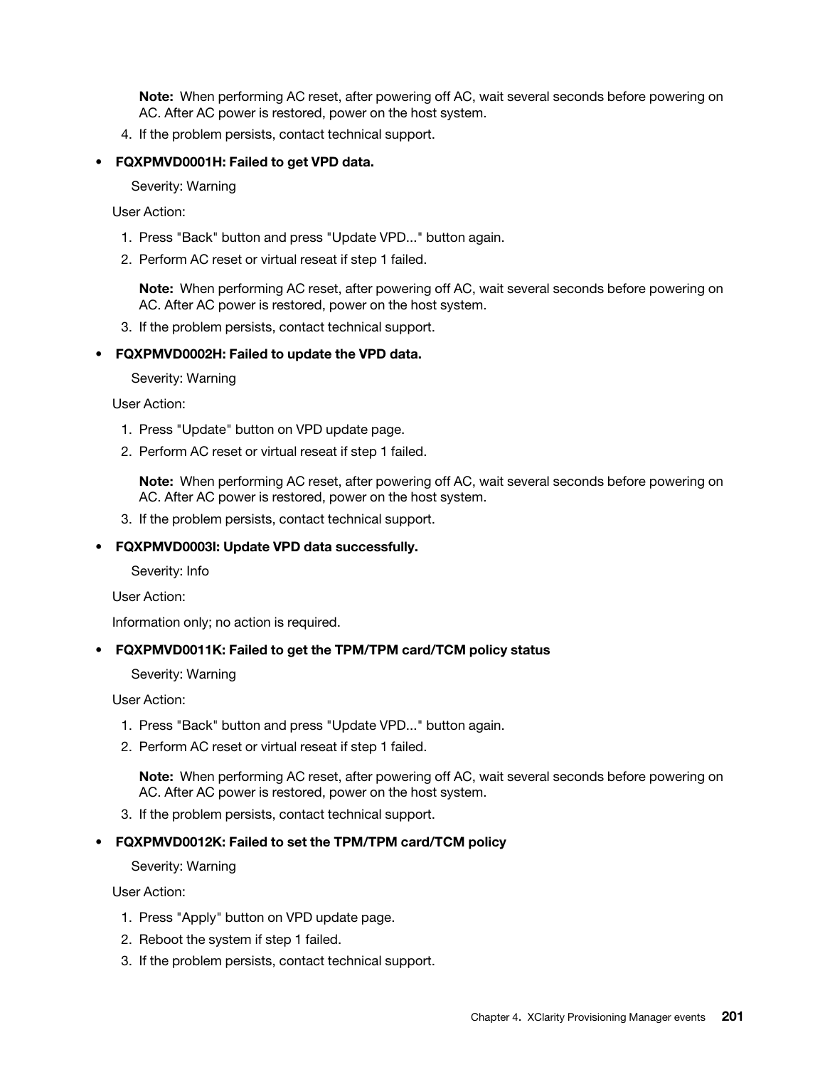**Note:** When performing AC reset, after powering off AC, wait several seconds before powering on AC. After AC power is restored, power on the host system.

4. If the problem persists, contact technical support.

- **FQXPMVD0001H: Failed to get VPD data.**

  Severity: Warning

  User Action:

  1. Press "Back" button and press "Update VPD..." button again.
  2. Perform AC reset or virtual reseat if step 1 failed.

     **Note:** When performing AC reset, after powering off AC, wait several seconds before powering on AC. After AC power is restored, power on the host system.

  3. If the problem persists, contact technical support.

- **FQXPMVD0002H: Failed to update the VPD data.**

  Severity: Warning

  User Action:

  1. Press "Update" button on VPD update page.
  2. Perform AC reset or virtual reseat if step 1 failed.

     **Note:** When performing AC reset, after powering off AC, wait several seconds before powering on AC. After AC power is restored, power on the host system.

  3. If the problem persists, contact technical support.

- **FQXPMVD0003I: Update VPD data successfully.**

  Severity: Info

  User Action:

  Information only; no action is required.

- **FQXPMVD0011K: Failed to get the TPM/TPM card/TCM policy status**

  Severity: Warning

  User Action:

  1. Press "Back" button and press "Update VPD..." button again.
  2. Perform AC reset or virtual reseat if step 1 failed.

     **Note:** When performing AC reset, after powering off AC, wait several seconds before powering on AC. After AC power is restored, power on the host system.

  3. If the problem persists, contact technical support.

- **FQXPMVD0012K: Failed to set the TPM/TPM card/TCM policy**

  Severity: Warning

  User Action:

  1. Press "Apply" button on VPD update page.
  2. Reboot the system if step 1 failed.
  3. If the problem persists, contact technical support.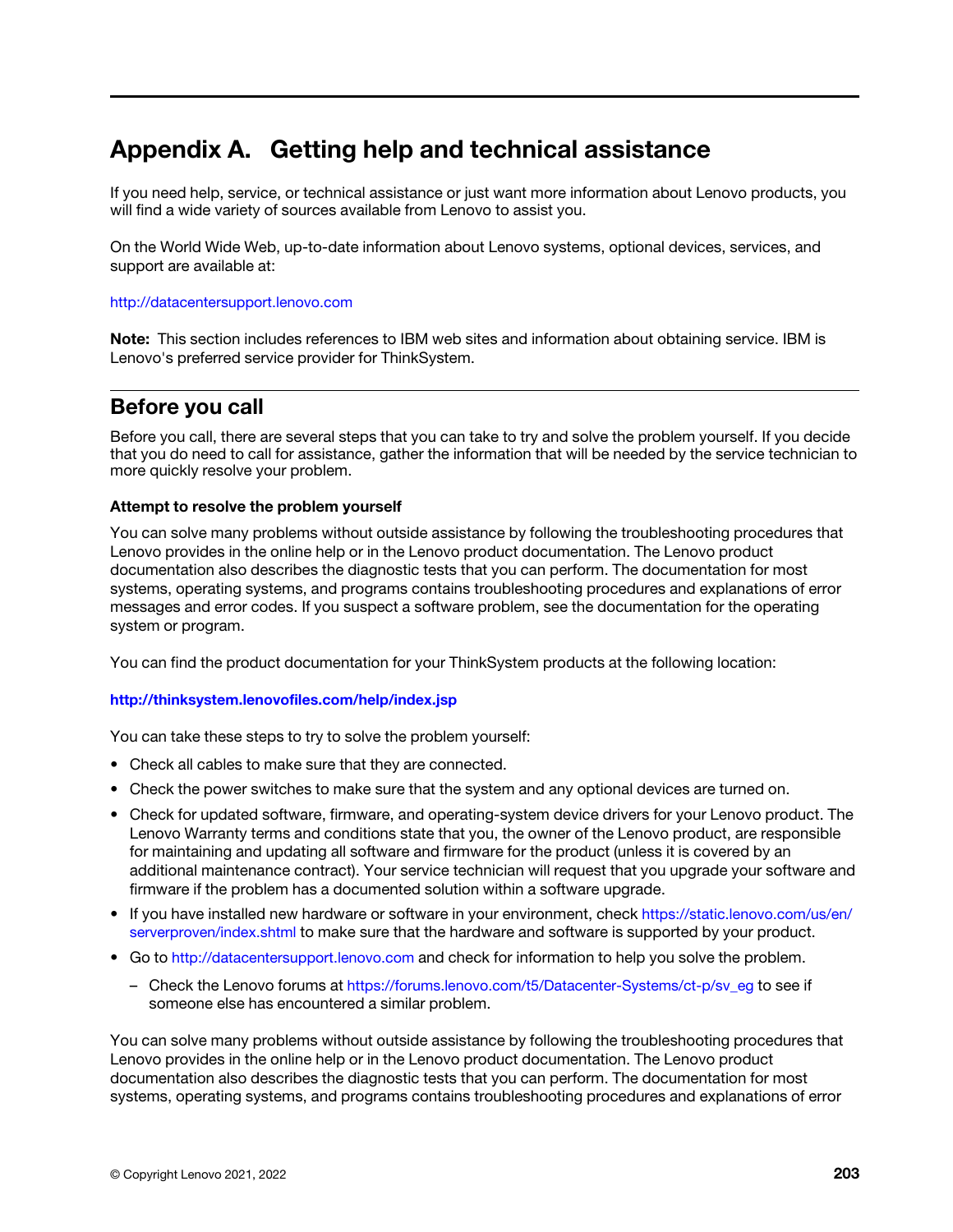# Appendix A. Getting help and technical assistance

If you need help, service, or technical assistance or just want more information about Lenovo products, you will find a wide variety of sources available from Lenovo to assist you.

On the World Wide Web, up-to-date information about Lenovo systems, optional devices, services, and support are available at:

http://datacentersupport.lenovo.com

**Note:** This section includes references to IBM web sites and information about obtaining service. IBM is Lenovo's preferred service provider for ThinkSystem.

## Before you call

Before you call, there are several steps that you can take to try and solve the problem yourself. If you decide that you do need to call for assistance, gather the information that will be needed by the service technician to more quickly resolve your problem.

### Attempt to resolve the problem yourself

You can solve many problems without outside assistance by following the troubleshooting procedures that Lenovo provides in the online help or in the Lenovo product documentation. The Lenovo product documentation also describes the diagnostic tests that you can perform. The documentation for most systems, operating systems, and programs contains troubleshooting procedures and explanations of error messages and error codes. If you suspect a software problem, see the documentation for the operating system or program.

You can find the product documentation for your ThinkSystem products at the following location:

**http://thinksystem.lenovofiles.com/help/index.jsp**

You can take these steps to try to solve the problem yourself:

- Check all cables to make sure that they are connected.
- Check the power switches to make sure that the system and any optional devices are turned on.
- Check for updated software, firmware, and operating-system device drivers for your Lenovo product. The Lenovo Warranty terms and conditions state that you, the owner of the Lenovo product, are responsible for maintaining and updating all software and firmware for the product (unless it is covered by an additional maintenance contract). Your service technician will request that you upgrade your software and firmware if the problem has a documented solution within a software upgrade.
- If you have installed new hardware or software in your environment, check https://static.lenovo.com/us/en/serverproven/index.shtml to make sure that the hardware and software is supported by your product.
- Go to http://datacentersupport.lenovo.com and check for information to help you solve the problem.
  - Check the Lenovo forums at https://forums.lenovo.com/t5/Datacenter-Systems/ct-p/sv_eg to see if someone else has encountered a similar problem.

You can solve many problems without outside assistance by following the troubleshooting procedures that Lenovo provides in the online help or in the Lenovo product documentation. The Lenovo product documentation also describes the diagnostic tests that you can perform. The documentation for most systems, operating systems, and programs contains troubleshooting procedures and explanations of error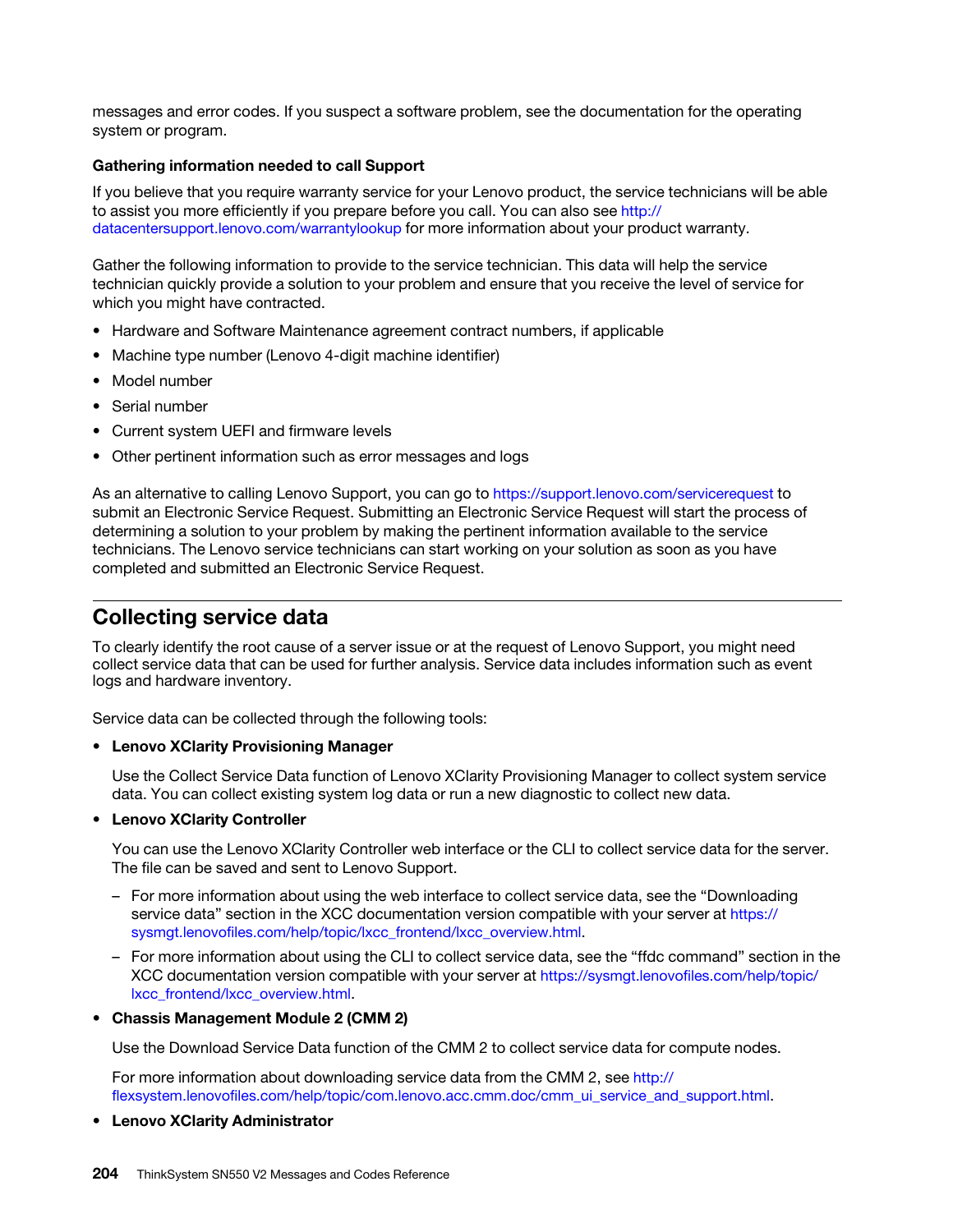messages and error codes. If you suspect a software problem, see the documentation for the operating system or program.

**Gathering information needed to call Support**

If you believe that you require warranty service for your Lenovo product, the service technicians will be able to assist you more efficiently if you prepare before you call. You can also see http://datacentersupport.lenovo.com/warrantylookup for more information about your product warranty.

Gather the following information to provide to the service technician. This data will help the service technician quickly provide a solution to your problem and ensure that you receive the level of service for which you might have contracted.

- Hardware and Software Maintenance agreement contract numbers, if applicable
- Machine type number (Lenovo 4-digit machine identifier)
- Model number
- Serial number
- Current system UEFI and firmware levels
- Other pertinent information such as error messages and logs

As an alternative to calling Lenovo Support, you can go to https://support.lenovo.com/servicerequest to submit an Electronic Service Request. Submitting an Electronic Service Request will start the process of determining a solution to your problem by making the pertinent information available to the service technicians. The Lenovo service technicians can start working on your solution as soon as you have completed and submitted an Electronic Service Request.

## Collecting service data

To clearly identify the root cause of a server issue or at the request of Lenovo Support, you might need collect service data that can be used for further analysis. Service data includes information such as event logs and hardware inventory.

Service data can be collected through the following tools:

- **Lenovo XClarity Provisioning Manager**

  Use the Collect Service Data function of Lenovo XClarity Provisioning Manager to collect system service data. You can collect existing system log data or run a new diagnostic to collect new data.

- **Lenovo XClarity Controller**

  You can use the Lenovo XClarity Controller web interface or the CLI to collect service data for the server. The file can be saved and sent to Lenovo Support.

  - For more information about using the web interface to collect service data, see the "Downloading service data" section in the XCC documentation version compatible with your server at https://sysmgt.lenovofiles.com/help/topic/lxcc_frontend/lxcc_overview.html.
  - For more information about using the CLI to collect service data, see the "ffdc command" section in the XCC documentation version compatible with your server at https://sysmgt.lenovofiles.com/help/topic/lxcc_frontend/lxcc_overview.html.

- **Chassis Management Module 2 (CMM 2)**

  Use the Download Service Data function of the CMM 2 to collect service data for compute nodes.

  For more information about downloading service data from the CMM 2, see http://flexsystem.lenovofiles.com/help/topic/com.lenovo.acc.cmm.doc/cmm_ui_service_and_support.html.

- **Lenovo XClarity Administrator**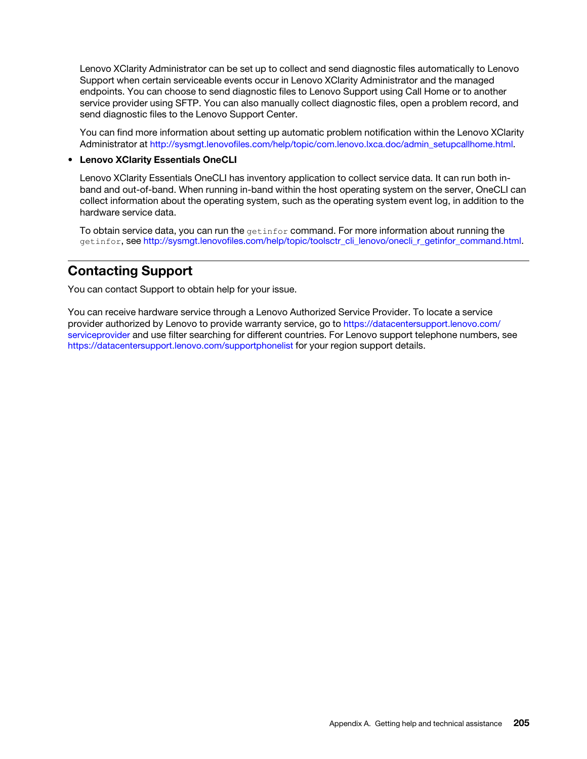Lenovo XClarity Administrator can be set up to collect and send diagnostic files automatically to Lenovo Support when certain serviceable events occur in Lenovo XClarity Administrator and the managed endpoints. You can choose to send diagnostic files to Lenovo Support using Call Home or to another service provider using SFTP. You can also manually collect diagnostic files, open a problem record, and send diagnostic files to the Lenovo Support Center.

You can find more information about setting up automatic problem notification within the Lenovo XClarity Administrator at http://sysmgt.lenovofiles.com/help/topic/com.lenovo.lxca.doc/admin_setupcallhome.html.

- **Lenovo XClarity Essentials OneCLI**

  Lenovo XClarity Essentials OneCLI has inventory application to collect service data. It can run both in-band and out-of-band. When running in-band within the host operating system on the server, OneCLI can collect information about the operating system, such as the operating system event log, in addition to the hardware service data.

  To obtain service data, you can run the `getinfor` command. For more information about running the `getinfor`, see http://sysmgt.lenovofiles.com/help/topic/toolsctr_cli_lenovo/onecli_r_getinfor_command.html.

## Contacting Support

You can contact Support to obtain help for your issue.

You can receive hardware service through a Lenovo Authorized Service Provider. To locate a service provider authorized by Lenovo to provide warranty service, go to https://datacentersupport.lenovo.com/serviceprovider and use filter searching for different countries. For Lenovo support telephone numbers, see https://datacentersupport.lenovo.com/supportphonelist for your region support details.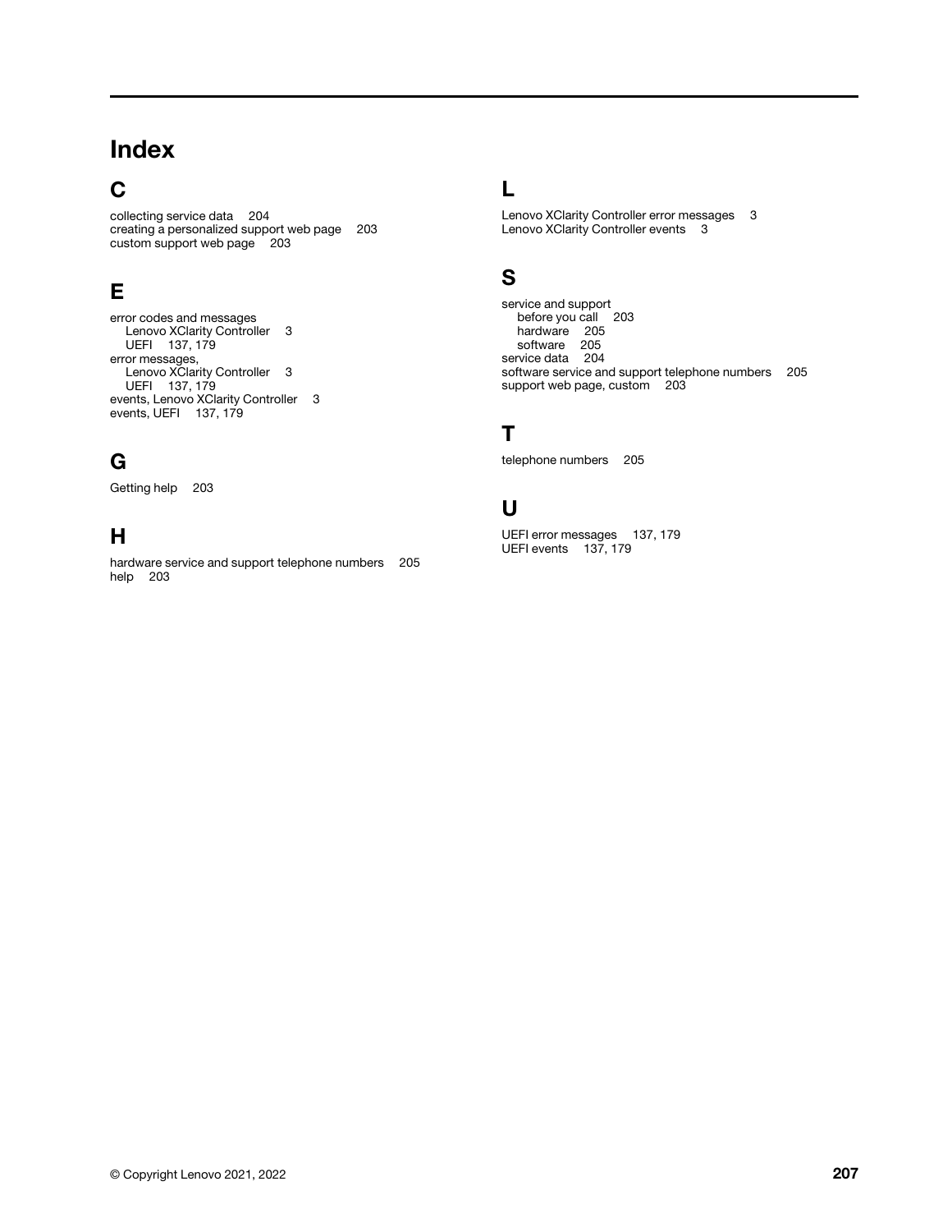# Index

## C

collecting service data 204
creating a personalized support web page 203
custom support web page 203

## E

error codes and messages
- Lenovo XClarity Controller 3
- UEFI 137, 179

error messages,
- Lenovo XClarity Controller 3
- UEFI 137, 179

events, Lenovo XClarity Controller 3
events, UEFI 137, 179

## G

Getting help 203

## H

hardware service and support telephone numbers 205
help 203

## L

Lenovo XClarity Controller error messages 3
Lenovo XClarity Controller events 3

## S

service and support
- before you call 203
- hardware 205
- software 205

service data 204
software service and support telephone numbers 205
support web page, custom 203

## T

telephone numbers 205

## U

UEFI error messages 137, 179
UEFI events 137, 179

© Copyright Lenovo 2021, 2022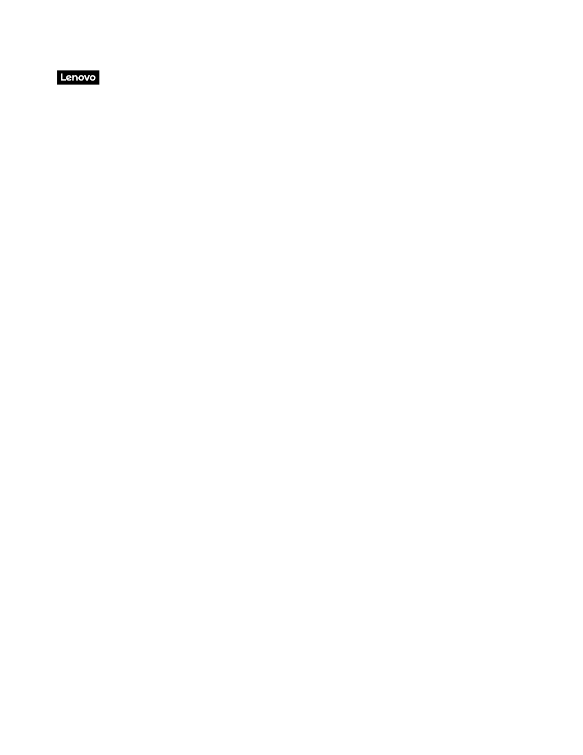Lenovo